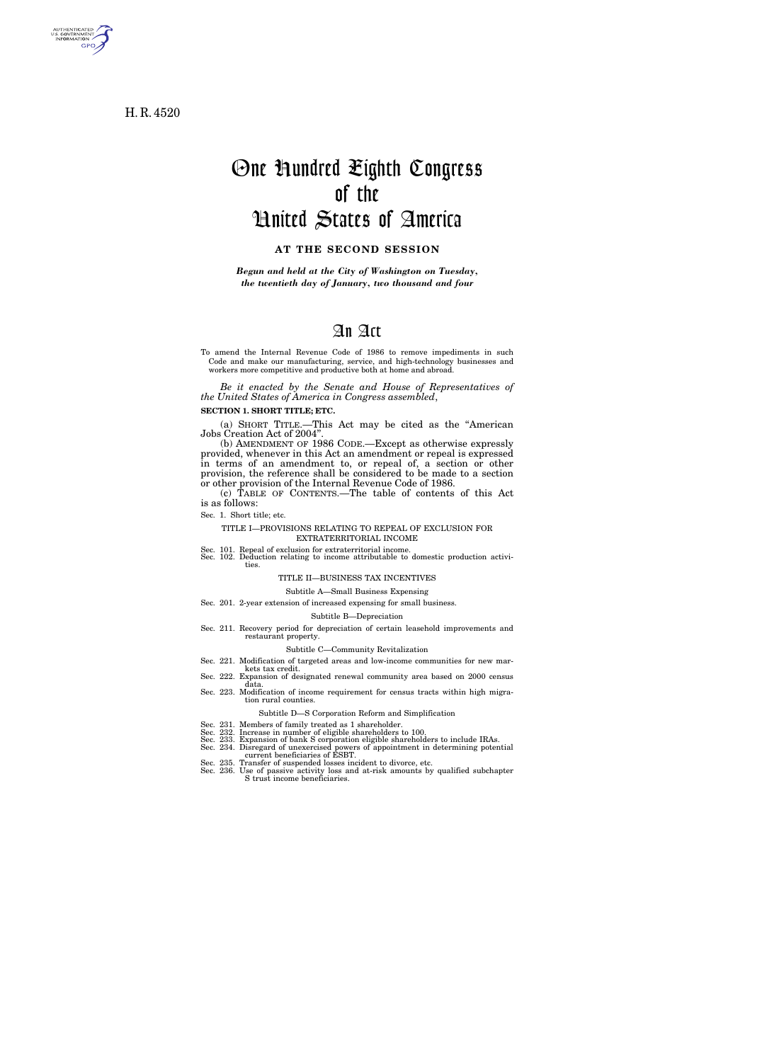H. R. 4520

# One Hundred Eighth Congress of the United States of America

**AT THE SECOND SESSION**

***Begun and held at the City of Washington on Tuesday, the twentieth day of January, two thousand and four***

# An Act

To amend the Internal Revenue Code of 1986 to remove impediments in such Code and make our manufacturing, service, and high-technology businesses and workers more competitive and productive both at home and abroad.

*Be it enacted by the Senate and House of Representatives of the United States of America in Congress assembled,*

**SECTION 1. SHORT TITLE; ETC.**

(a) SHORT TITLE.—This Act may be cited as the "American Jobs Creation Act of 2004".

(b) AMENDMENT OF 1986 CODE.—Except as otherwise expressly provided, whenever in this Act an amendment or repeal is expressed in terms of an amendment to, or repeal of, a section or other provision, the reference shall be considered to be made to a section or other provision of the Internal Revenue Code of 1986.

(c) TABLE OF CONTENTS.—The table of contents of this Act is as follows:

Sec. 1. Short title; etc.

TITLE I—PROVISIONS RELATING TO REPEAL OF EXCLUSION FOR EXTRATERRITORIAL INCOME

Sec. 101. Repeal of exclusion for extraterritorial income.
Sec. 102. Deduction relating to income attributable to domestic production activities.

TITLE II—BUSINESS TAX INCENTIVES

Subtitle A—Small Business Expensing

Sec. 201. 2-year extension of increased expensing for small business.

Subtitle B—Depreciation

Sec. 211. Recovery period for depreciation of certain leasehold improvements and restaurant property.

Subtitle C—Community Revitalization

Sec. 221. Modification of targeted areas and low-income communities for new markets tax credit.
Sec. 222. Expansion of designated renewal community area based on 2000 census data.
Sec. 223. Modification of income requirement for census tracts within high migration rural counties.

Subtitle D—S Corporation Reform and Simplification

Sec. 231. Members of family treated as 1 shareholder.
Sec. 232. Increase in number of eligible shareholders to 100.
Sec. 233. Expansion of bank S corporation eligible shareholders to include IRAs.
Sec. 234. Disregard of unexercised powers of appointment in determining potential current beneficiaries of ESBT.
Sec. 235. Transfer of suspended losses incident to divorce, etc.
Sec. 236. Use of passive activity loss and at-risk amounts by qualified subchapter S trust income beneficiaries.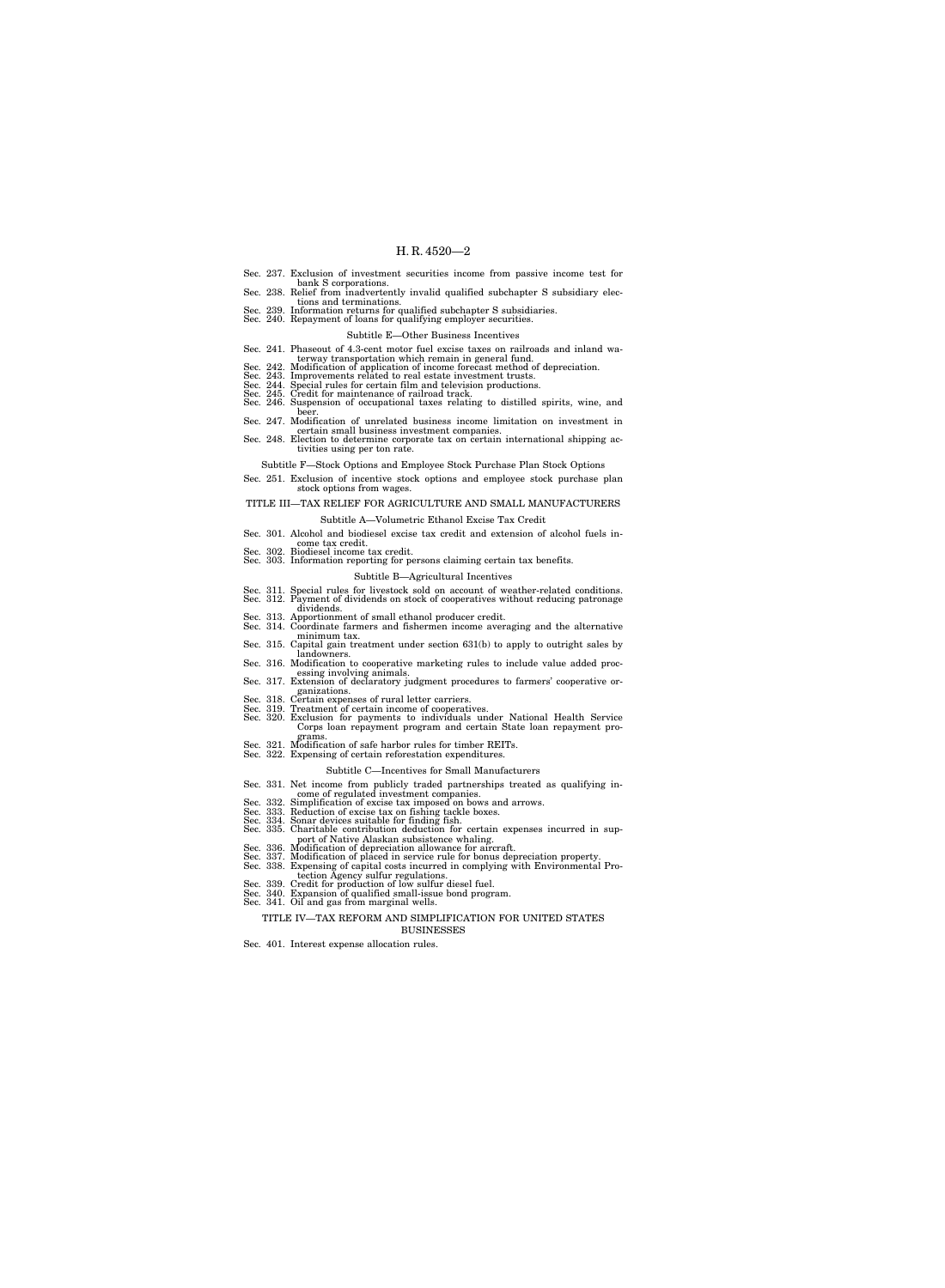Sec. 237. Exclusion of investment securities income from passive income test for bank S corporations.
Sec. 238. Relief from inadvertently invalid qualified subchapter S subsidiary elections and terminations.
Sec. 239. Information returns for qualified subchapter S subsidiaries.
Sec. 240. Repayment of loans for qualifying employer securities.

Subtitle E—Other Business Incentives

Sec. 241. Phaseout of 4.3-cent motor fuel excise taxes on railroads and inland waterway transportation which remain in general fund.
Sec. 242. Modification of application of income forecast method of depreciation.
Sec. 243. Improvements related to real estate investment trusts.
Sec. 244. Special rules for certain film and television productions.
Sec. 245. Credit for maintenance of railroad track.
Sec. 246. Suspension of occupational taxes relating to distilled spirits, wine, and beer.
Sec. 247. Modification of unrelated business income limitation on investment in certain small business investment companies.
Sec. 248. Election to determine corporate tax on certain international shipping activities using per ton rate.

Subtitle F—Stock Options and Employee Stock Purchase Plan Stock Options

Sec. 251. Exclusion of incentive stock options and employee stock purchase plan stock options from wages.

TITLE III—TAX RELIEF FOR AGRICULTURE AND SMALL MANUFACTURERS

Subtitle A—Volumetric Ethanol Excise Tax Credit

Sec. 301. Alcohol and biodiesel excise tax credit and extension of alcohol fuels income tax credit.
Sec. 302. Biodiesel income tax credit.
Sec. 303. Information reporting for persons claiming certain tax benefits.

Subtitle B—Agricultural Incentives

Sec. 311. Special rules for livestock sold on account of weather-related conditions.
Sec. 312. Payment of dividends on stock of cooperatives without reducing patronage dividends.
Sec. 313. Apportionment of small ethanol producer credit.
Sec. 314. Coordinate farmers and fishermen income averaging and the alternative minimum tax.
Sec. 315. Capital gain treatment under section 631(b) to apply to outright sales by landowners.
Sec. 316. Modification to cooperative marketing rules to include value added processing involving animals.
Sec. 317. Extension of declaratory judgment procedures to farmers' cooperative organizations.
Sec. 318. Certain expenses of rural letter carriers.
Sec. 319. Treatment of certain income of cooperatives.
Sec. 320. Exclusion for payments to individuals under National Health Service Corps loan repayment program and certain State loan repayment programs.
Sec. 321. Modification of safe harbor rules for timber REITs.
Sec. 322. Expensing of certain reforestation expenditures.

Subtitle C—Incentives for Small Manufacturers

Sec. 331. Net income from publicly traded partnerships treated as qualifying income of regulated investment companies.
Sec. 332. Simplification of excise tax imposed on bows and arrows.
Sec. 333. Reduction of excise tax on fishing tackle boxes.
Sec. 334. Sonar devices suitable for finding fish.
Sec. 335. Charitable contribution deduction for certain expenses incurred in support of Native Alaskan subsistence whaling.
Sec. 336. Modification of depreciation allowance for aircraft.
Sec. 337. Modification of placed in service rule for bonus depreciation property.
Sec. 338. Expensing of capital costs incurred in complying with Environmental Protection Agency sulfur regulations.
Sec. 339. Credit for production of low sulfur diesel fuel.
Sec. 340. Expansion of qualified small-issue bond program.
Sec. 341. Oil and gas from marginal wells.

TITLE IV—TAX REFORM AND SIMPLIFICATION FOR UNITED STATES BUSINESSES

Sec. 401. Interest expense allocation rules.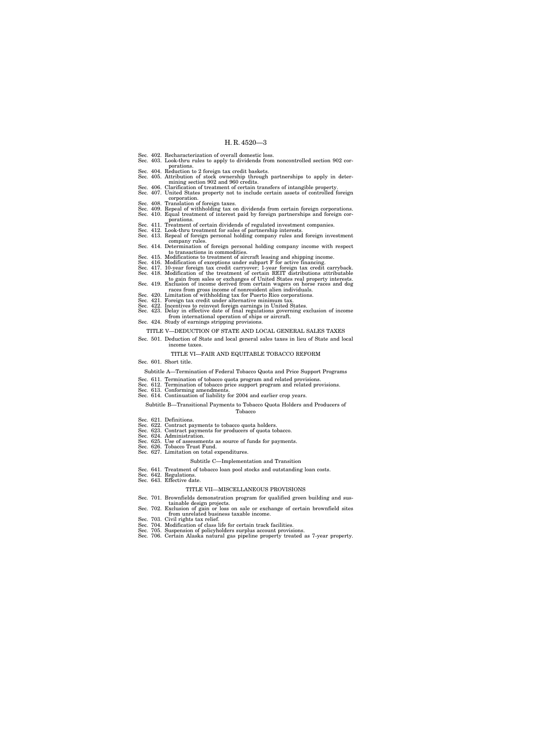Sec. 402. Recharacterization of overall domestic loss.
Sec. 403. Look-thru rules to apply to dividends from noncontrolled section 902 corporations.
Sec. 404. Reduction to 2 foreign tax credit baskets.
Sec. 405. Attribution of stock ownership through partnerships to apply in determining section 902 and 960 credits.
Sec. 406. Clarification of treatment of certain transfers of intangible property.
Sec. 407. United States property not to include certain assets of controlled foreign corporation.
Sec. 408. Translation of foreign taxes.
Sec. 409. Repeal of withholding tax on dividends from certain foreign corporations.
Sec. 410. Equal treatment of interest paid by foreign partnerships and foreign corporations.
Sec. 411. Treatment of certain dividends of regulated investment companies.
Sec. 412. Look-thru treatment for sales of partnership interests.
Sec. 413. Repeal of foreign personal holding company rules and foreign investment company rules.
Sec. 414. Determination of foreign personal holding company income with respect to transactions in commodities.
Sec. 415. Modifications to treatment of aircraft leasing and shipping income.
Sec. 416. Modification of exceptions under subpart F for active financing.
Sec. 417. 10-year foreign tax credit carryover; 1-year foreign tax credit carryback.
Sec. 418. Modification of the treatment of certain REIT distributions attributable to gain from sales or exchanges of United States real property interests.
Sec. 419. Exclusion of income derived from certain wagers on horse races and dog races from gross income of nonresident alien individuals.
Sec. 420. Limitation of withholding tax for Puerto Rico corporations.
Sec. 421. Foreign tax credit under alternative minimum tax.
Sec. 422. Incentives to reinvest foreign earnings in United States.
Sec. 423. Delay in effective date of final regulations governing exclusion of income from international operation of ships or aircraft.
Sec. 424. Study of earnings stripping provisions.

TITLE V—DEDUCTION OF STATE AND LOCAL GENERAL SALES TAXES

Sec. 501. Deduction of State and local general sales taxes in lieu of State and local income taxes.

TITLE VI—FAIR AND EQUITABLE TOBACCO REFORM

Sec. 601. Short title.

Subtitle A—Termination of Federal Tobacco Quota and Price Support Programs

Sec. 611. Termination of tobacco quota program and related provisions.
Sec. 612. Termination of tobacco price support program and related provisions.
Sec. 613. Conforming amendments.
Sec. 614. Continuation of liability for 2004 and earlier crop years.

Subtitle B—Transitional Payments to Tobacco Quota Holders and Producers of Tobacco

Sec. 621. Definitions.
Sec. 622. Contract payments to tobacco quota holders.
Sec. 623. Contract payments for producers of quota tobacco.
Sec. 624. Administration.
Sec. 625. Use of assessments as source of funds for payments.
Sec. 626. Tobacco Trust Fund.
Sec. 627. Limitation on total expenditures.

Subtitle C—Implementation and Transition

Sec. 641. Treatment of tobacco loan pool stocks and outstanding loan costs.
Sec. 642. Regulations.
Sec. 643. Effective date.

TITLE VII—MISCELLANEOUS PROVISIONS

Sec. 701. Brownfields demonstration program for qualified green building and sustainable design projects.
Sec. 702. Exclusion of gain or loss on sale or exchange of certain brownfield sites from unrelated business taxable income.
Sec. 703. Civil rights tax relief.
Sec. 704. Modification of class life for certain track facilities.
Sec. 705. Suspension of policyholders surplus account provisions.
Sec. 706. Certain Alaska natural gas pipeline property treated as 7-year property.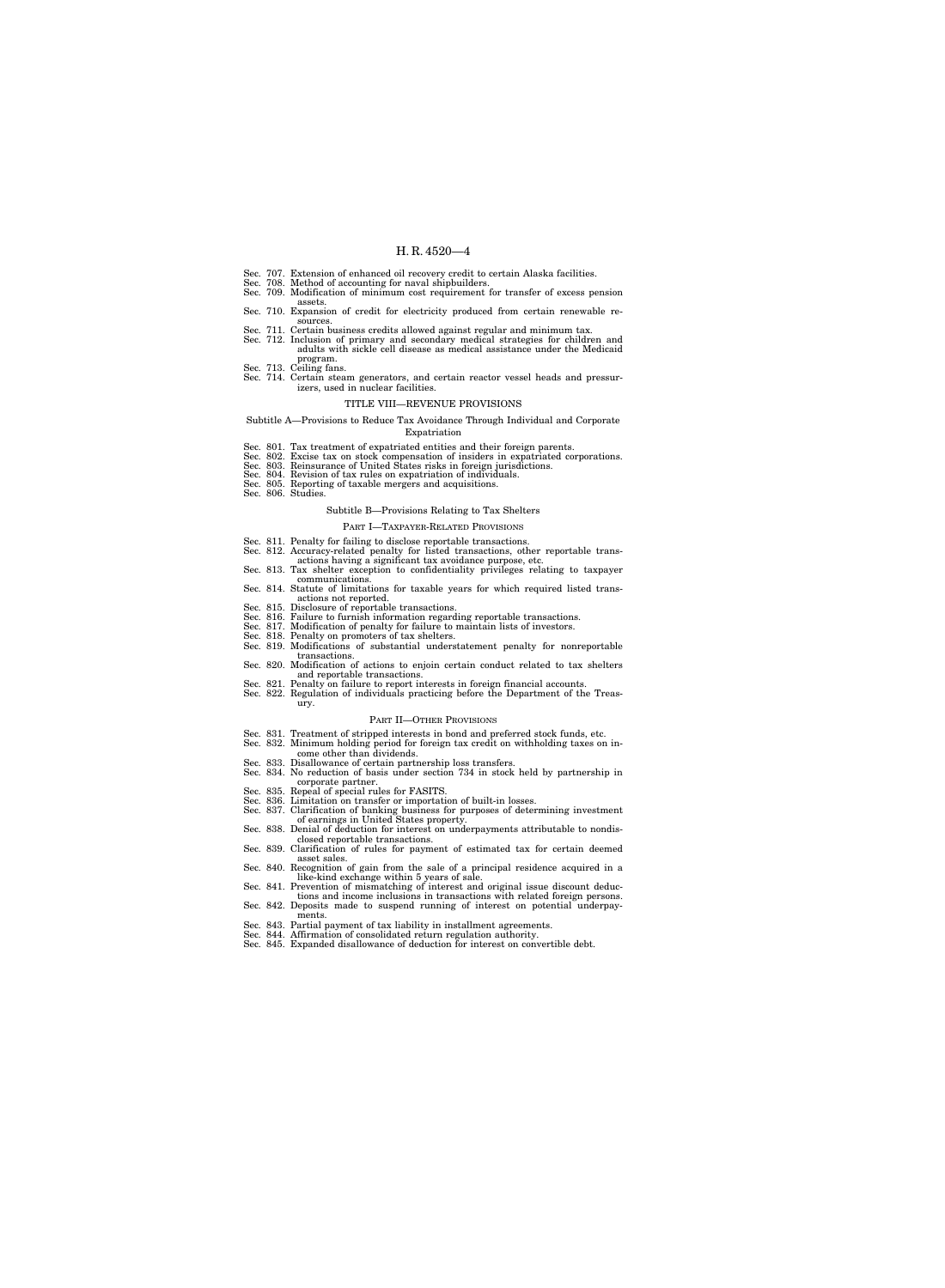Sec. 707. Extension of enhanced oil recovery credit to certain Alaska facilities.
Sec. 708. Method of accounting for naval shipbuilders.
Sec. 709. Modification of minimum cost requirement for transfer of excess pension assets.
Sec. 710. Expansion of credit for electricity produced from certain renewable resources.
Sec. 711. Certain business credits allowed against regular and minimum tax.
Sec. 712. Inclusion of primary and secondary medical strategies for children and adults with sickle cell disease as medical assistance under the Medicaid program.
Sec. 713. Ceiling fans.
Sec. 714. Certain steam generators, and certain reactor vessel heads and pressurizers, used in nuclear facilities.

## TITLE VIII—REVENUE PROVISIONS

### Subtitle A—Provisions to Reduce Tax Avoidance Through Individual and Corporate Expatriation

Sec. 801. Tax treatment of expatriated entities and their foreign parents.
Sec. 802. Excise tax on stock compensation of insiders in expatriated corporations.
Sec. 803. Reinsurance of United States risks in foreign jurisdictions.
Sec. 804. Revision of tax rules on expatriation of individuals.
Sec. 805. Reporting of taxable mergers and acquisitions.
Sec. 806. Studies.

### Subtitle B—Provisions Relating to Tax Shelters

#### PART I—TAXPAYER-RELATED PROVISIONS

Sec. 811. Penalty for failing to disclose reportable transactions.
Sec. 812. Accuracy-related penalty for listed transactions, other reportable transactions having a significant tax avoidance purpose, etc.
Sec. 813. Tax shelter exception to confidentiality privileges relating to taxpayer communications.
Sec. 814. Statute of limitations for taxable years for which required listed transactions not reported.
Sec. 815. Disclosure of reportable transactions.
Sec. 816. Failure to furnish information regarding reportable transactions.
Sec. 817. Modification of penalty for failure to maintain lists of investors.
Sec. 818. Penalty on promoters of tax shelters.
Sec. 819. Modifications of substantial understatement penalty for nonreportable transactions.
Sec. 820. Modification of actions to enjoin certain conduct related to tax shelters and reportable transactions.
Sec. 821. Penalty on failure to report interests in foreign financial accounts.
Sec. 822. Regulation of individuals practicing before the Department of the Treasury.

#### PART II—OTHER PROVISIONS

Sec. 831. Treatment of stripped interests in bond and preferred stock funds, etc.
Sec. 832. Minimum holding period for foreign tax credit on withholding taxes on income other than dividends.
Sec. 833. Disallowance of certain partnership loss transfers.
Sec. 834. No reduction of basis under section 734 in stock held by partnership in corporate partner.
Sec. 835. Repeal of special rules for FASITS.
Sec. 836. Limitation on transfer or importation of built-in losses.
Sec. 837. Clarification of banking business for purposes of determining investment of earnings in United States property.
Sec. 838. Denial of deduction for interest on underpayments attributable to nondisclosed reportable transactions.
Sec. 839. Clarification of rules for payment of estimated tax for certain deemed asset sales.
Sec. 840. Recognition of gain from the sale of a principal residence acquired in a like-kind exchange within 5 years of sale.
Sec. 841. Prevention of mismatching of interest and original issue discount deductions and income inclusions in transactions with related foreign persons.
Sec. 842. Deposits made to suspend running of interest on potential underpayments.
Sec. 843. Partial payment of tax liability in installment agreements.
Sec. 844. Affirmation of consolidated return regulation authority.
Sec. 845. Expanded disallowance of deduction for interest on convertible debt.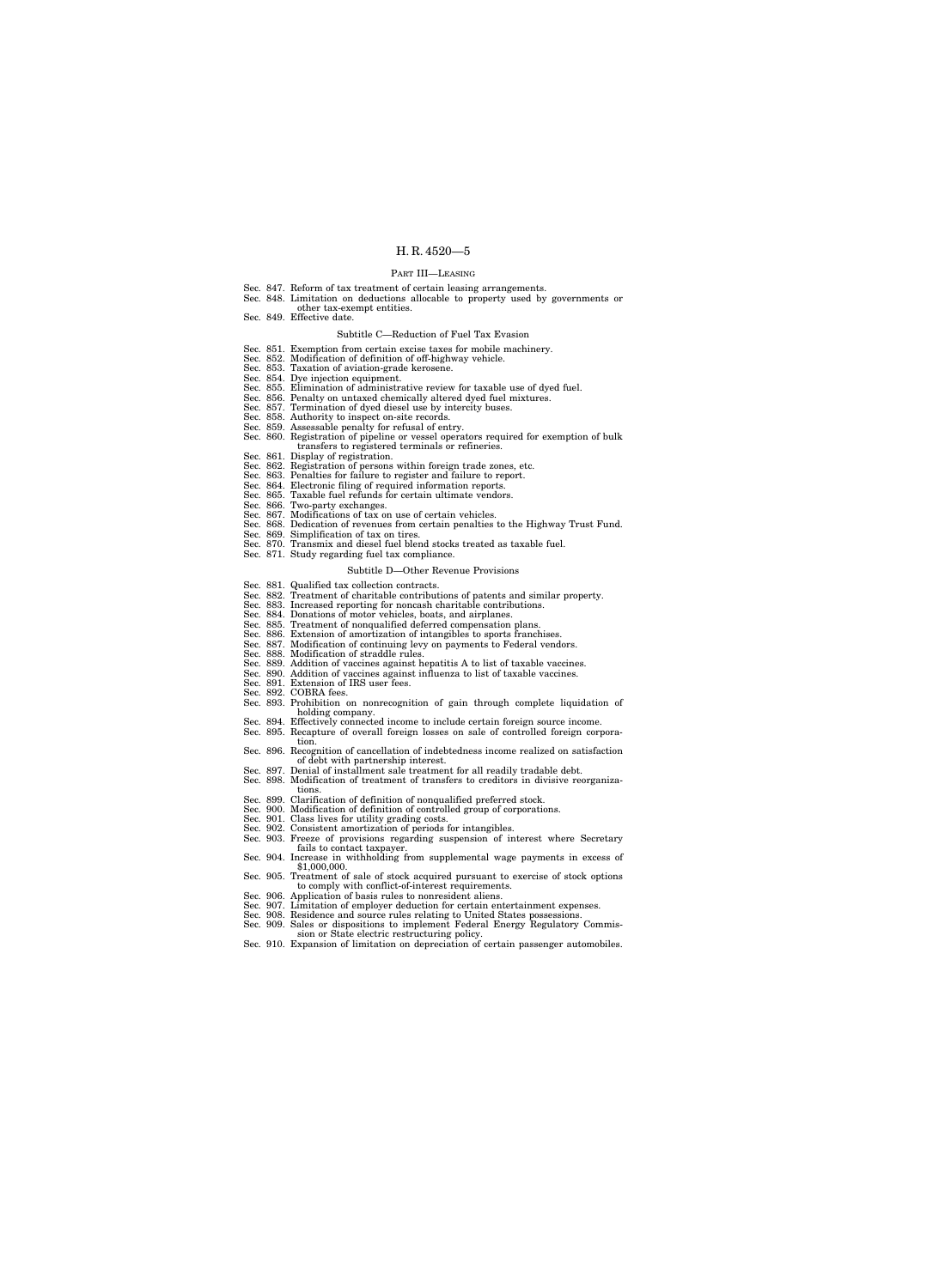PART III—LEASING

Sec. 847. Reform of tax treatment of certain leasing arrangements.
Sec. 848. Limitation on deductions allocable to property used by governments or other tax-exempt entities.
Sec. 849. Effective date.

Subtitle C—Reduction of Fuel Tax Evasion

Sec. 851. Exemption from certain excise taxes for mobile machinery.
Sec. 852. Modification of definition of off-highway vehicle.
Sec. 853. Taxation of aviation-grade kerosene.
Sec. 854. Dye injection equipment.
Sec. 855. Elimination of administrative review for taxable use of dyed fuel.
Sec. 856. Penalty on untaxed chemically altered dyed fuel mixtures.
Sec. 857. Termination of dyed diesel use by intercity buses.
Sec. 858. Authority to inspect on-site records.
Sec. 859. Assessable penalty for refusal of entry.
Sec. 860. Registration of pipeline or vessel operators required for exemption of bulk transfers to registered terminals or refineries.
Sec. 861. Display of registration.
Sec. 862. Registration of persons within foreign trade zones, etc.
Sec. 863. Penalties for failure to register and failure to report.
Sec. 864. Electronic filing of required information reports.
Sec. 865. Taxable fuel refunds for certain ultimate vendors.
Sec. 866. Two-party exchanges.
Sec. 867. Modifications of tax on use of certain vehicles.
Sec. 868. Dedication of revenues from certain penalties to the Highway Trust Fund.
Sec. 869. Simplification of tax on tires.
Sec. 870. Transmix and diesel fuel blend stocks treated as taxable fuel.
Sec. 871. Study regarding fuel tax compliance.

Subtitle D—Other Revenue Provisions

Sec. 881. Qualified tax collection contracts.
Sec. 882. Treatment of charitable contributions of patents and similar property.
Sec. 883. Increased reporting for noncash charitable contributions.
Sec. 884. Donations of motor vehicles, boats, and airplanes.
Sec. 885. Treatment of nonqualified deferred compensation plans.
Sec. 886. Extension of amortization of intangibles to sports franchises.
Sec. 887. Modification of continuing levy on payments to Federal vendors.
Sec. 888. Modification of straddle rules.
Sec. 889. Addition of vaccines against hepatitis A to list of taxable vaccines.
Sec. 890. Addition of vaccines against influenza to list of taxable vaccines.
Sec. 891. Extension of IRS user fees.
Sec. 892. COBRA fees.
Sec. 893. Prohibition on nonrecognition of gain through complete liquidation of holding company.
Sec. 894. Effectively connected income to include certain foreign source income.
Sec. 895. Recapture of overall foreign losses on sale of controlled foreign corporation.
Sec. 896. Recognition of cancellation of indebtedness income realized on satisfaction of debt with partnership interest.
Sec. 897. Denial of installment sale treatment for all readily tradable debt.
Sec. 898. Modification of treatment of transfers to creditors in divisive reorganizations.
Sec. 899. Clarification of definition of nonqualified preferred stock.
Sec. 900. Modification of definition of controlled group of corporations.
Sec. 901. Class lives for utility grading costs.
Sec. 902. Consistent amortization of periods for intangibles.
Sec. 903. Freeze of provisions regarding suspension of interest where Secretary fails to contact taxpayer.
Sec. 904. Increase in withholding from supplemental wage payments in excess of $1,000,000.
Sec. 905. Treatment of sale of stock acquired pursuant to exercise of stock options to comply with conflict-of-interest requirements.
Sec. 906. Application of basis rules to nonresident aliens.
Sec. 907. Limitation of employer deduction for certain entertainment expenses.
Sec. 908. Residence and source rules relating to United States possessions.
Sec. 909. Sales or dispositions to implement Federal Energy Regulatory Commission or State electric restructuring policy.
Sec. 910. Expansion of limitation on depreciation of certain passenger automobiles.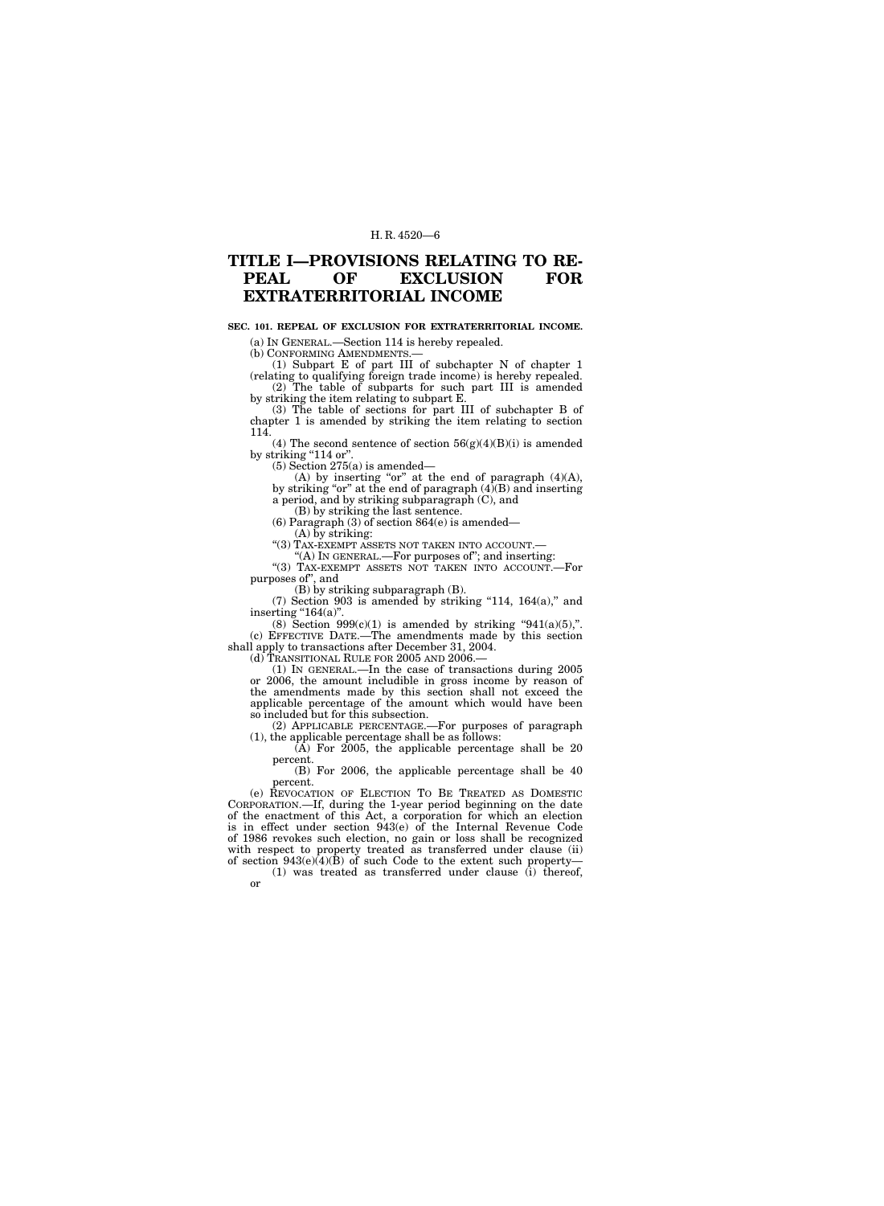# TITLE I—PROVISIONS RELATING TO REPEAL OF EXCLUSION FOR EXTRATERRITORIAL INCOME

**SEC. 101. REPEAL OF EXCLUSION FOR EXTRATERRITORIAL INCOME.**

(a) IN GENERAL.—Section 114 is hereby repealed.

(b) CONFORMING AMENDMENTS.—

(1) Subpart E of part III of subchapter N of chapter 1 (relating to qualifying foreign trade income) is hereby repealed.

(2) The table of subparts for such part III is amended by striking the item relating to subpart E.

(3) The table of sections for part III of subchapter B of chapter 1 is amended by striking the item relating to section 114.

(4) The second sentence of section 56(g)(4)(B)(i) is amended by striking "114 or".

(5) Section 275(a) is amended—

(A) by inserting "or" at the end of paragraph (4)(A), by striking "or" at the end of paragraph (4)(B) and inserting a period, and by striking subparagraph (C), and

(B) by striking the last sentence.

(6) Paragraph (3) of section 864(e) is amended—

(A) by striking:

"(3) TAX-EXEMPT ASSETS NOT TAKEN INTO ACCOUNT.—

"(A) IN GENERAL.—For purposes of"; and inserting:

"(3) TAX-EXEMPT ASSETS NOT TAKEN INTO ACCOUNT.—For purposes of", and

(B) by striking subparagraph (B).

(7) Section 903 is amended by striking "114, 164(a)," and inserting "164(a)".

(8) Section 999(c)(1) is amended by striking "941(a)(5),".

(c) EFFECTIVE DATE.—The amendments made by this section shall apply to transactions after December 31, 2004.

(d) TRANSITIONAL RULE FOR 2005 AND 2006.—

(1) IN GENERAL.—In the case of transactions during 2005 or 2006, the amount includible in gross income by reason of the amendments made by this section shall not exceed the applicable percentage of the amount which would have been so included but for this subsection.

(2) APPLICABLE PERCENTAGE.—For purposes of paragraph (1), the applicable percentage shall be as follows:

(A) For 2005, the applicable percentage shall be 20 percent.

(B) For 2006, the applicable percentage shall be 40 percent.

(e) REVOCATION OF ELECTION TO BE TREATED AS DOMESTIC CORPORATION.—If, during the 1-year period beginning on the date of the enactment of this Act, a corporation for which an election is in effect under section 943(e) of the Internal Revenue Code of 1986 revokes such election, no gain or loss shall be recognized with respect to property treated as transferred under clause (ii) of section 943(e)(4)(B) of such Code to the extent such property—

(1) was treated as transferred under clause (i) thereof, or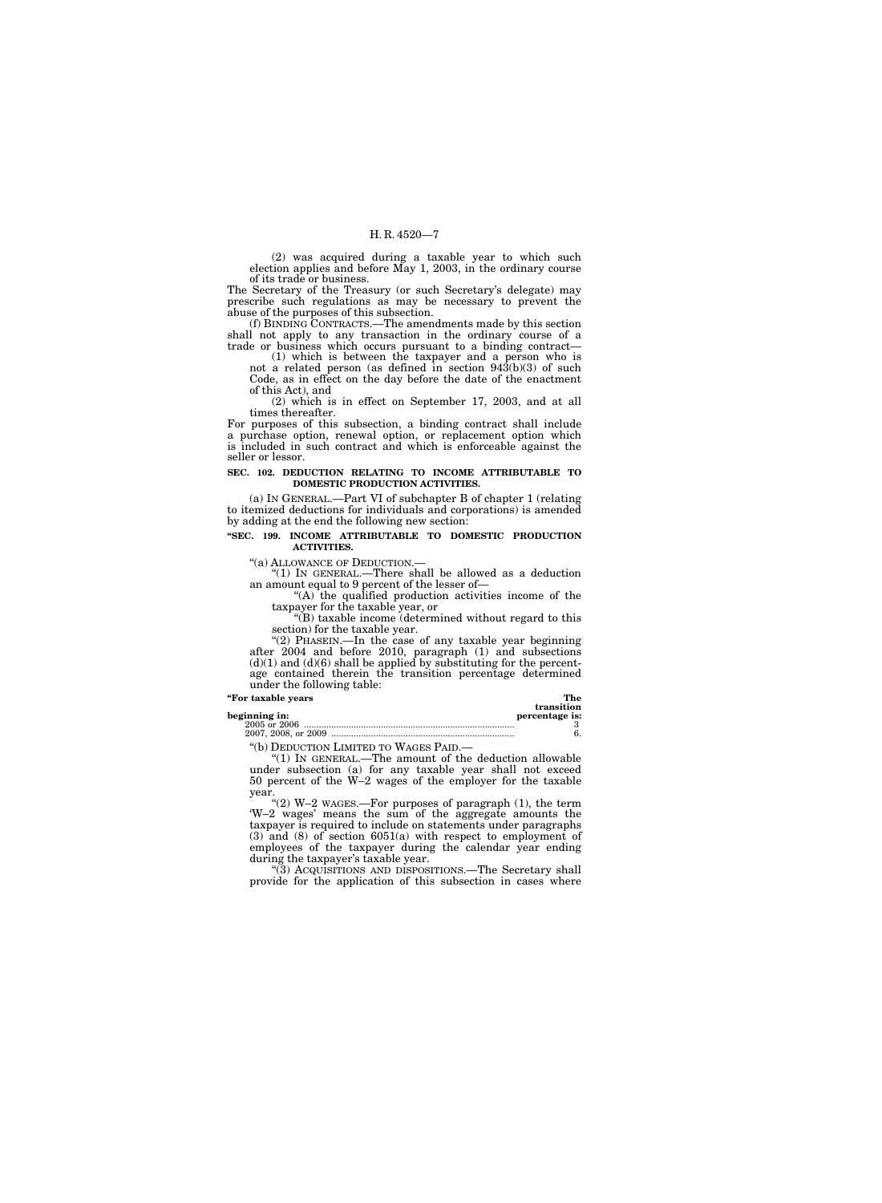(2) was acquired during a taxable year to which such election applies and before May 1, 2003, in the ordinary course of its trade or business.

The Secretary of the Treasury (or such Secretary's delegate) may prescribe such regulations as may be necessary to prevent the abuse of the purposes of this subsection.

(f) BINDING CONTRACTS.—The amendments made by this section shall not apply to any transaction in the ordinary course of a trade or business which occurs pursuant to a binding contract—

(1) which is between the taxpayer and a person who is not a related person (as defined in section 943(b)(3) of such Code, as in effect on the day before the date of the enactment of this Act), and

(2) which is in effect on September 17, 2003, and at all times thereafter.

For purposes of this subsection, a binding contract shall include a purchase option, renewal option, or replacement option which is included in such contract and which is enforceable against the seller or lessor.

**SEC. 102. DEDUCTION RELATING TO INCOME ATTRIBUTABLE TO DOMESTIC PRODUCTION ACTIVITIES.**

(a) IN GENERAL.—Part VI of subchapter B of chapter 1 (relating to itemized deductions for individuals and corporations) is amended by adding at the end the following new section:

**"SEC. 199. INCOME ATTRIBUTABLE TO DOMESTIC PRODUCTION ACTIVITIES.**

"(a) ALLOWANCE OF DEDUCTION.—

"(1) IN GENERAL.—There shall be allowed as a deduction an amount equal to 9 percent of the lesser of—

"(A) the qualified production activities income of the taxpayer for the taxable year, or

"(B) taxable income (determined without regard to this section) for the taxable year.

"(2) PHASEIN.—In the case of any taxable year beginning after 2004 and before 2010, paragraph (1) and subsections (d)(1) and (d)(6) shall be applied by substituting for the percentage contained therein the transition percentage determined under the following table:

| "For taxable years beginning in: | The transition percentage is: |
|---|---|
| 2005 or 2006 | 3 |
| 2007, 2008, or 2009 | 6. |

"(b) DEDUCTION LIMITED TO WAGES PAID.—

"(1) IN GENERAL.—The amount of the deduction allowable under subsection (a) for any taxable year shall not exceed 50 percent of the W–2 wages of the employer for the taxable year.

"(2) W–2 WAGES.—For purposes of paragraph (1), the term 'W–2 wages' means the sum of the aggregate amounts the taxpayer is required to include on statements under paragraphs (3) and (8) of section 6051(a) with respect to employment of employees of the taxpayer during the calendar year ending during the taxpayer's taxable year.

"(3) ACQUISITIONS AND DISPOSITIONS.—The Secretary shall provide for the application of this subsection in cases where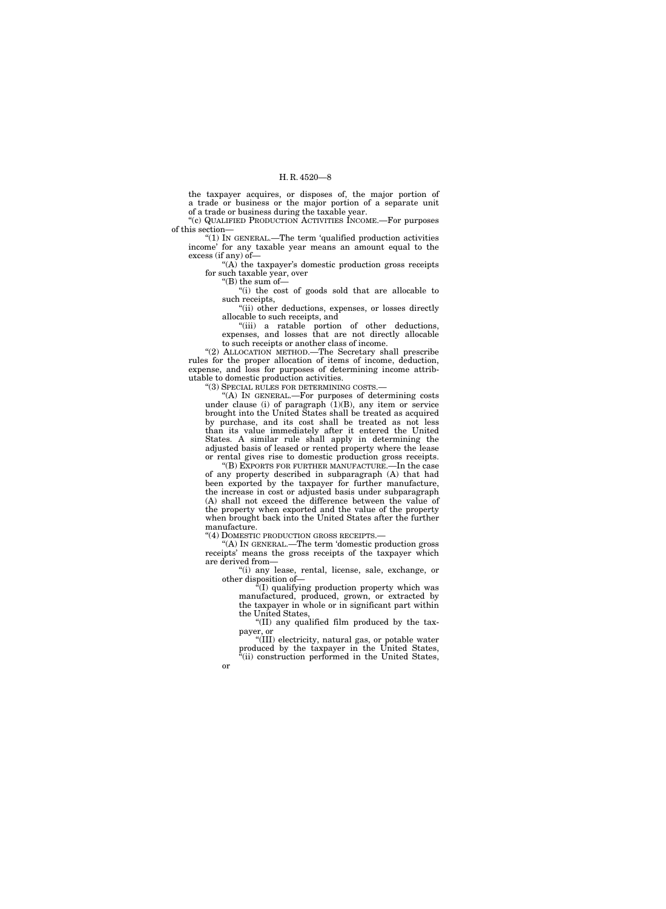the taxpayer acquires, or disposes of, the major portion of a trade or business or the major portion of a separate unit of a trade or business during the taxable year.

"(c) QUALIFIED PRODUCTION ACTIVITIES INCOME.—For purposes of this section—

"(1) IN GENERAL.—The term 'qualified production activities income' for any taxable year means an amount equal to the excess (if any) of—

"(A) the taxpayer's domestic production gross receipts for such taxable year, over

"(B) the sum of—

"(i) the cost of goods sold that are allocable to such receipts,

"(ii) other deductions, expenses, or losses directly allocable to such receipts, and

"(iii) a ratable portion of other deductions, expenses, and losses that are not directly allocable to such receipts or another class of income.

"(2) ALLOCATION METHOD.—The Secretary shall prescribe rules for the proper allocation of items of income, deduction, expense, and loss for purposes of determining income attributable to domestic production activities.

"(3) SPECIAL RULES FOR DETERMINING COSTS.—

"(A) IN GENERAL.—For purposes of determining costs under clause (i) of paragraph (1)(B), any item or service brought into the United States shall be treated as acquired by purchase, and its cost shall be treated as not less than its value immediately after it entered the United States. A similar rule shall apply in determining the adjusted basis of leased or rented property where the lease or rental gives rise to domestic production gross receipts.

"(B) EXPORTS FOR FURTHER MANUFACTURE.—In the case of any property described in subparagraph (A) that had been exported by the taxpayer for further manufacture, the increase in cost or adjusted basis under subparagraph (A) shall not exceed the difference between the value of the property when exported and the value of the property when brought back into the United States after the further manufacture.

"(4) DOMESTIC PRODUCTION GROSS RECEIPTS.—

"(A) IN GENERAL.—The term 'domestic production gross receipts' means the gross receipts of the taxpayer which are derived from—

"(i) any lease, rental, license, sale, exchange, or other disposition of—

"(I) qualifying production property which was manufactured, produced, grown, or extracted by the taxpayer in whole or in significant part within the United States,

"(II) any qualified film produced by the taxpayer, or

"(III) electricity, natural gas, or potable water produced by the taxpayer in the United States,

"(ii) construction performed in the United States, or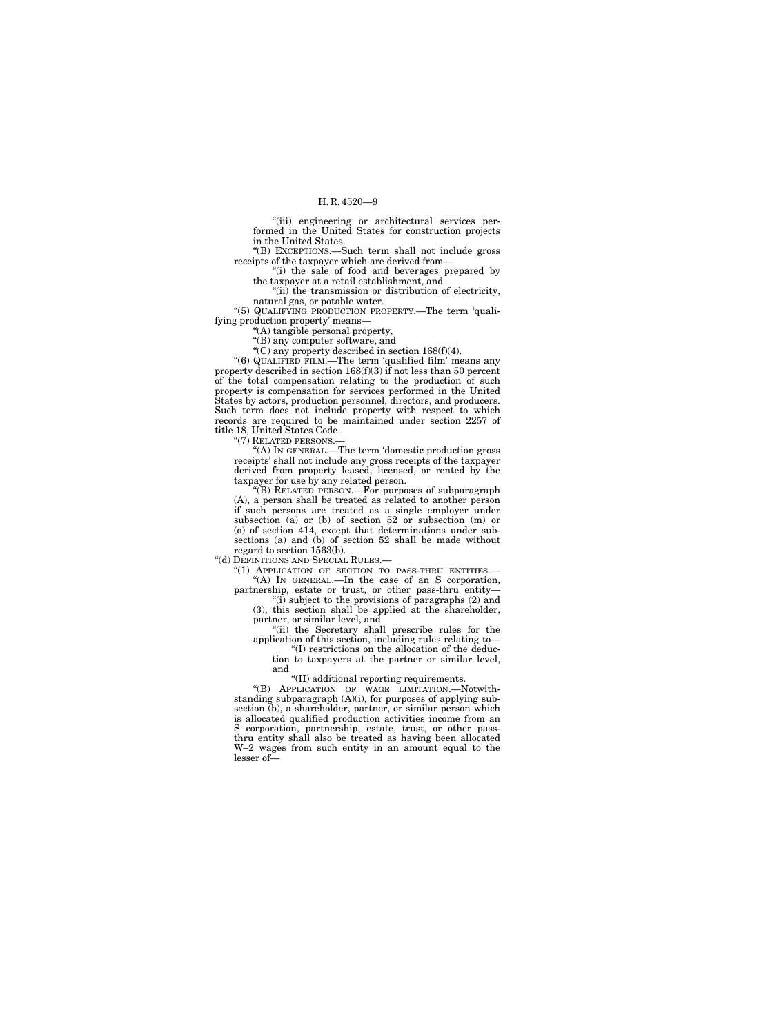"(iii) engineering or architectural services performed in the United States for construction projects in the United States.

"(B) EXCEPTIONS.—Such term shall not include gross receipts of the taxpayer which are derived from—

"(i) the sale of food and beverages prepared by the taxpayer at a retail establishment, and

"(ii) the transmission or distribution of electricity, natural gas, or potable water.

"(5) QUALIFYING PRODUCTION PROPERTY.—The term 'qualifying production property' means—

"(A) tangible personal property,

"(B) any computer software, and

"(C) any property described in section 168(f)(4).

"(6) QUALIFIED FILM.—The term 'qualified film' means any property described in section 168(f)(3) if not less than 50 percent of the total compensation relating to the production of such property is compensation for services performed in the United States by actors, production personnel, directors, and producers. Such term does not include property with respect to which records are required to be maintained under section 2257 of title 18, United States Code.

"(7) RELATED PERSONS.—

"(A) IN GENERAL.—The term 'domestic production gross receipts' shall not include any gross receipts of the taxpayer derived from property leased, licensed, or rented by the taxpayer for use by any related person.

"(B) RELATED PERSON.—For purposes of subparagraph (A), a person shall be treated as related to another person if such persons are treated as a single employer under subsection (a) or (b) of section 52 or subsection (m) or (o) of section 414, except that determinations under subsections (a) and (b) of section 52 shall be made without regard to section 1563(b).

"(d) DEFINITIONS AND SPECIAL RULES.—

"(1) APPLICATION OF SECTION TO PASS-THRU ENTITIES.—

"(A) IN GENERAL.—In the case of an S corporation, partnership, estate or trust, or other pass-thru entity—

"(i) subject to the provisions of paragraphs (2) and (3), this section shall be applied at the shareholder, partner, or similar level, and

"(ii) the Secretary shall prescribe rules for the application of this section, including rules relating to—

"(I) restrictions on the allocation of the deduction to taxpayers at the partner or similar level, and

"(II) additional reporting requirements.

"(B) APPLICATION OF WAGE LIMITATION.—Notwithstanding subparagraph (A)(i), for purposes of applying subsection (b), a shareholder, partner, or similar person which is allocated qualified production activities income from an S corporation, partnership, estate, trust, or other pass-thru entity shall also be treated as having been allocated W–2 wages from such entity in an amount equal to the lesser of—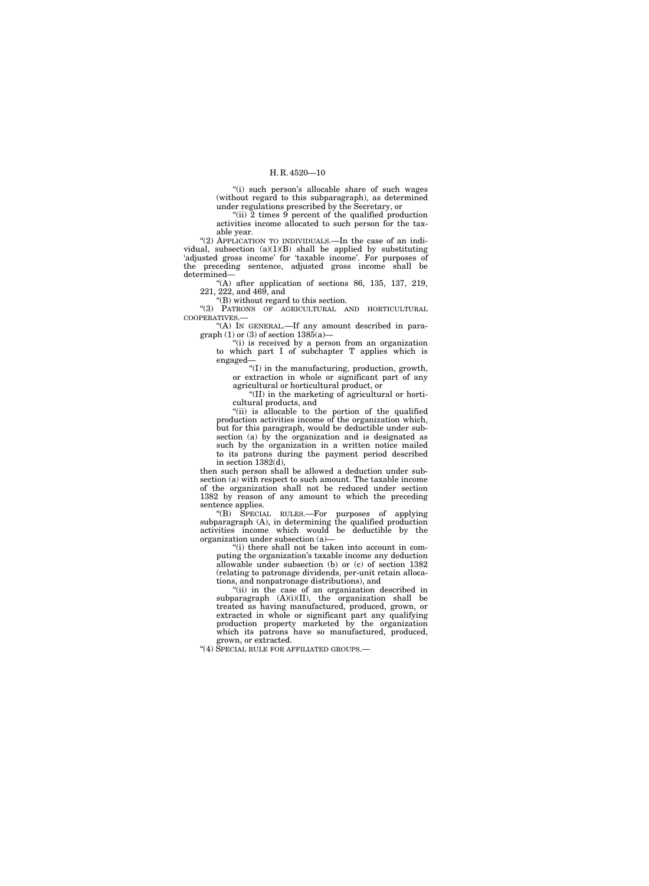"(i) such person's allocable share of such wages (without regard to this subparagraph), as determined under regulations prescribed by the Secretary, or

"(ii) 2 times 9 percent of the qualified production activities income allocated to such person for the taxable year.

"(2) APPLICATION TO INDIVIDUALS.—In the case of an individual, subsection (a)(1)(B) shall be applied by substituting 'adjusted gross income' for 'taxable income'. For purposes of the preceding sentence, adjusted gross income shall be determined—

"(A) after application of sections 86, 135, 137, 219, 221, 222, and 469, and

"(B) without regard to this section.

"(3) PATRONS OF AGRICULTURAL AND HORTICULTURAL COOPERATIVES.—

"(A) IN GENERAL.—If any amount described in paragraph (1) or (3) of section 1385(a)—

"(i) is received by a person from an organization to which part I of subchapter T applies which is engaged—

"(I) in the manufacturing, production, growth, or extraction in whole or significant part of any agricultural or horticultural product, or

"(II) in the marketing of agricultural or horticultural products, and

"(ii) is allocable to the portion of the qualified production activities income of the organization which, but for this paragraph, would be deductible under subsection (a) by the organization and is designated as such by the organization in a written notice mailed to its patrons during the payment period described in section 1382(d),

then such person shall be allowed a deduction under subsection (a) with respect to such amount. The taxable income of the organization shall not be reduced under section 1382 by reason of any amount to which the preceding sentence applies.

"(B) SPECIAL RULES.—For purposes of applying subparagraph (A), in determining the qualified production activities income which would be deductible by the organization under subsection (a)—

"(i) there shall not be taken into account in computing the organization's taxable income any deduction allowable under subsection (b) or (c) of section 1382 (relating to patronage dividends, per-unit retain allocations, and nonpatronage distributions), and

"(ii) in the case of an organization described in subparagraph (A)(i)(II), the organization shall be treated as having manufactured, produced, grown, or extracted in whole or significant part any qualifying production property marketed by the organization which its patrons have so manufactured, produced, grown, or extracted.

"(4) SPECIAL RULE FOR AFFILIATED GROUPS.—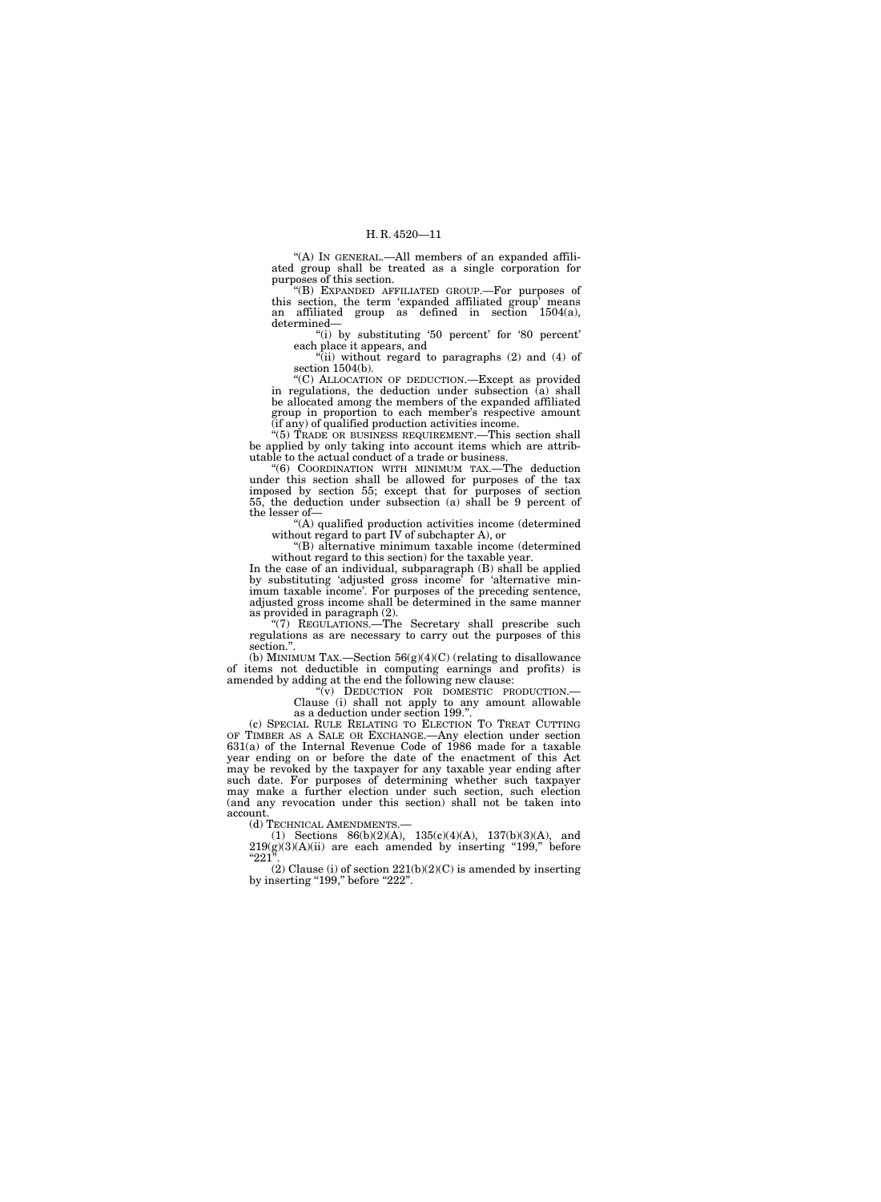"(A) IN GENERAL.—All members of an expanded affiliated group shall be treated as a single corporation for purposes of this section.

"(B) EXPANDED AFFILIATED GROUP.—For purposes of this section, the term 'expanded affiliated group' means an affiliated group as defined in section 1504(a), determined—

"(i) by substituting '50 percent' for '80 percent' each place it appears, and

"(ii) without regard to paragraphs (2) and (4) of section 1504(b).

"(C) ALLOCATION OF DEDUCTION.—Except as provided in regulations, the deduction under subsection (a) shall be allocated among the members of the expanded affiliated group in proportion to each member's respective amount (if any) of qualified production activities income.

"(5) TRADE OR BUSINESS REQUIREMENT.—This section shall be applied by only taking into account items which are attributable to the actual conduct of a trade or business.

"(6) COORDINATION WITH MINIMUM TAX.—The deduction under this section shall be allowed for purposes of the tax imposed by section 55; except that for purposes of section 55, the deduction under subsection (a) shall be 9 percent of the lesser of—

"(A) qualified production activities income (determined without regard to part IV of subchapter A), or

"(B) alternative minimum taxable income (determined without regard to this section) for the taxable year.

In the case of an individual, subparagraph (B) shall be applied by substituting 'adjusted gross income' for 'alternative minimum taxable income'. For purposes of the preceding sentence, adjusted gross income shall be determined in the same manner as provided in paragraph (2).

"(7) REGULATIONS.—The Secretary shall prescribe such regulations as are necessary to carry out the purposes of this section.".

(b) MINIMUM TAX.—Section 56(g)(4)(C) (relating to disallowance of items not deductible in computing earnings and profits) is amended by adding at the end the following new clause:

"(v) DEDUCTION FOR DOMESTIC PRODUCTION.—Clause (i) shall not apply to any amount allowable as a deduction under section 199.".

(c) SPECIAL RULE RELATING TO ELECTION TO TREAT CUTTING OF TIMBER AS A SALE OR EXCHANGE.—Any election under section 631(a) of the Internal Revenue Code of 1986 made for a taxable year ending on or before the date of the enactment of this Act may be revoked by the taxpayer for any taxable year ending after such date. For purposes of determining whether such taxpayer may make a further election under such section, such election (and any revocation under this section) shall not be taken into account.

(d) TECHNICAL AMENDMENTS.—

(1) Sections 86(b)(2)(A), 135(c)(4)(A), 137(b)(3)(A), and 219(g)(3)(A)(ii) are each amended by inserting "199," before "221".

(2) Clause (i) of section 221(b)(2)(C) is amended by inserting by inserting "199," before "222".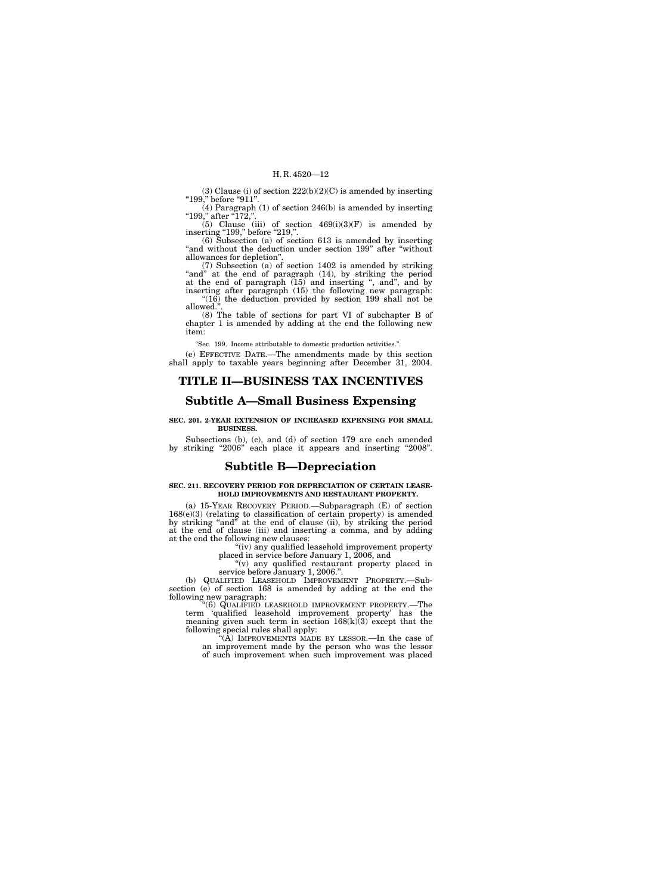(3) Clause (i) of section 222(b)(2)(C) is amended by inserting "199," before "911".

(4) Paragraph (1) of section 246(b) is amended by inserting "199," after "172,".

(5) Clause (iii) of section 469(i)(3)(F) is amended by inserting "199," before "219,".

(6) Subsection (a) of section 613 is amended by inserting "and without the deduction under section 199" after "without allowances for depletion".

(7) Subsection (a) of section 1402 is amended by striking "and" at the end of paragraph (14), by striking the period at the end of paragraph (15) and inserting ", and", and by inserting after paragraph (15) the following new paragraph:

"(16) the deduction provided by section 199 shall not be allowed.".

(8) The table of sections for part VI of subchapter B of chapter 1 is amended by adding at the end the following new item:

"Sec. 199. Income attributable to domestic production activities.".

(e) EFFECTIVE DATE.—The amendments made by this section shall apply to taxable years beginning after December 31, 2004.

# TITLE II—BUSINESS TAX INCENTIVES

## Subtitle A—Small Business Expensing

**SEC. 201. 2-YEAR EXTENSION OF INCREASED EXPENSING FOR SMALL BUSINESS.**

Subsections (b), (c), and (d) of section 179 are each amended by striking "2006" each place it appears and inserting "2008".

## Subtitle B—Depreciation

**SEC. 211. RECOVERY PERIOD FOR DEPRECIATION OF CERTAIN LEASEHOLD IMPROVEMENTS AND RESTAURANT PROPERTY.**

(a) 15-YEAR RECOVERY PERIOD.—Subparagraph (E) of section 168(e)(3) (relating to classification of certain property) is amended by striking "and" at the end of clause (ii), by striking the period at the end of clause (iii) and inserting a comma, and by adding at the end the following new clauses:

"(iv) any qualified leasehold improvement property placed in service before January 1, 2006, and

"(v) any qualified restaurant property placed in service before January 1, 2006.".

(b) QUALIFIED LEASEHOLD IMPROVEMENT PROPERTY.—Subsection (e) of section 168 is amended by adding at the end the following new paragraph:

"(6) QUALIFIED LEASEHOLD IMPROVEMENT PROPERTY.—The term 'qualified leasehold improvement property' has the meaning given such term in section 168(k)(3) except that the following special rules shall apply:

"(A) IMPROVEMENTS MADE BY LESSOR.—In the case of an improvement made by the person who was the lessor of such improvement when such improvement was placed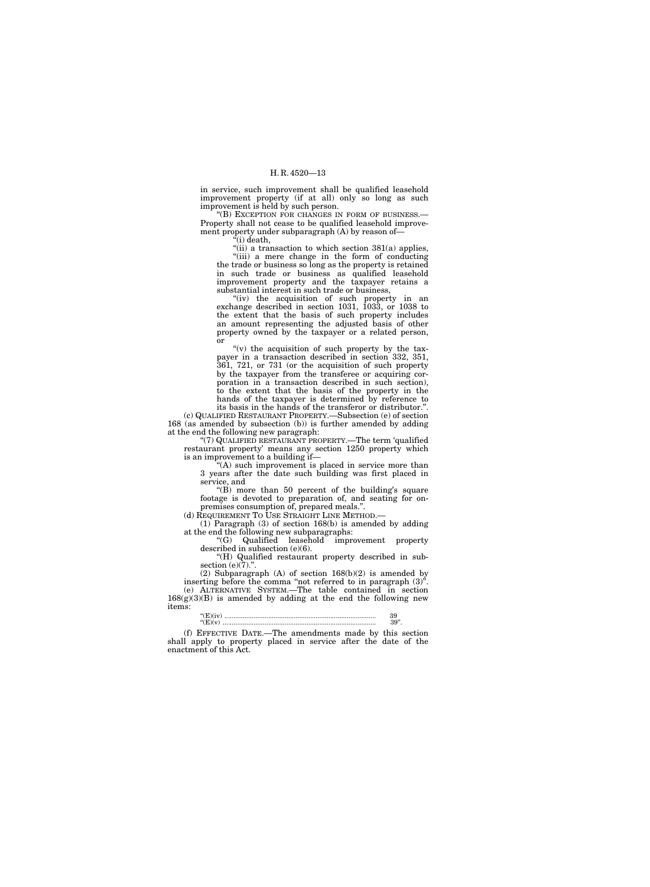in service, such improvement shall be qualified leasehold improvement property (if at all) only so long as such improvement is held by such person.

"(B) EXCEPTION FOR CHANGES IN FORM OF BUSINESS.—Property shall not cease to be qualified leasehold improvement property under subparagraph (A) by reason of—

"(i) death,

"(ii) a transaction to which section 381(a) applies,

"(iii) a mere change in the form of conducting the trade or business so long as the property is retained in such trade or business as qualified leasehold improvement property and the taxpayer retains a substantial interest in such trade or business,

"(iv) the acquisition of such property in an exchange described in section 1031, 1033, or 1038 to the extent that the basis of such property includes an amount representing the adjusted basis of other property owned by the taxpayer or a related person, or

"(v) the acquisition of such property by the taxpayer in a transaction described in section 332, 351, 361, 721, or 731 (or the acquisition of such property by the taxpayer from the transferee or acquiring corporation in a transaction described in such section), to the extent that the basis of the property in the hands of the taxpayer is determined by reference to its basis in the hands of the transferor or distributor.".

(c) QUALIFIED RESTAURANT PROPERTY.—Subsection (e) of section 168 (as amended by subsection (b)) is further amended by adding at the end the following new paragraph:

"(7) QUALIFIED RESTAURANT PROPERTY.—The term 'qualified restaurant property' means any section 1250 property which is an improvement to a building if—

"(A) such improvement is placed in service more than 3 years after the date such building was first placed in service, and

"(B) more than 50 percent of the building's square footage is devoted to preparation of, and seating for on-premises consumption of, prepared meals.".

(d) REQUIREMENT TO USE STRAIGHT LINE METHOD.—

(1) Paragraph (3) of section 168(b) is amended by adding at the end the following new subparagraphs:

"(G) Qualified leasehold improvement property described in subsection (e)(6).

"(H) Qualified restaurant property described in subsection (e)(7).".

(2) Subparagraph (A) of section 168(b)(2) is amended by inserting before the comma "not referred to in paragraph (3)".

(e) ALTERNATIVE SYSTEM.—The table contained in section 168(g)(3)(B) is amended by adding at the end the following new items:

"(E)(iv) .................................................................................... 39
"(E)(v) .................................................................................... 39".

(f) EFFECTIVE DATE.—The amendments made by this section shall apply to property placed in service after the date of the enactment of this Act.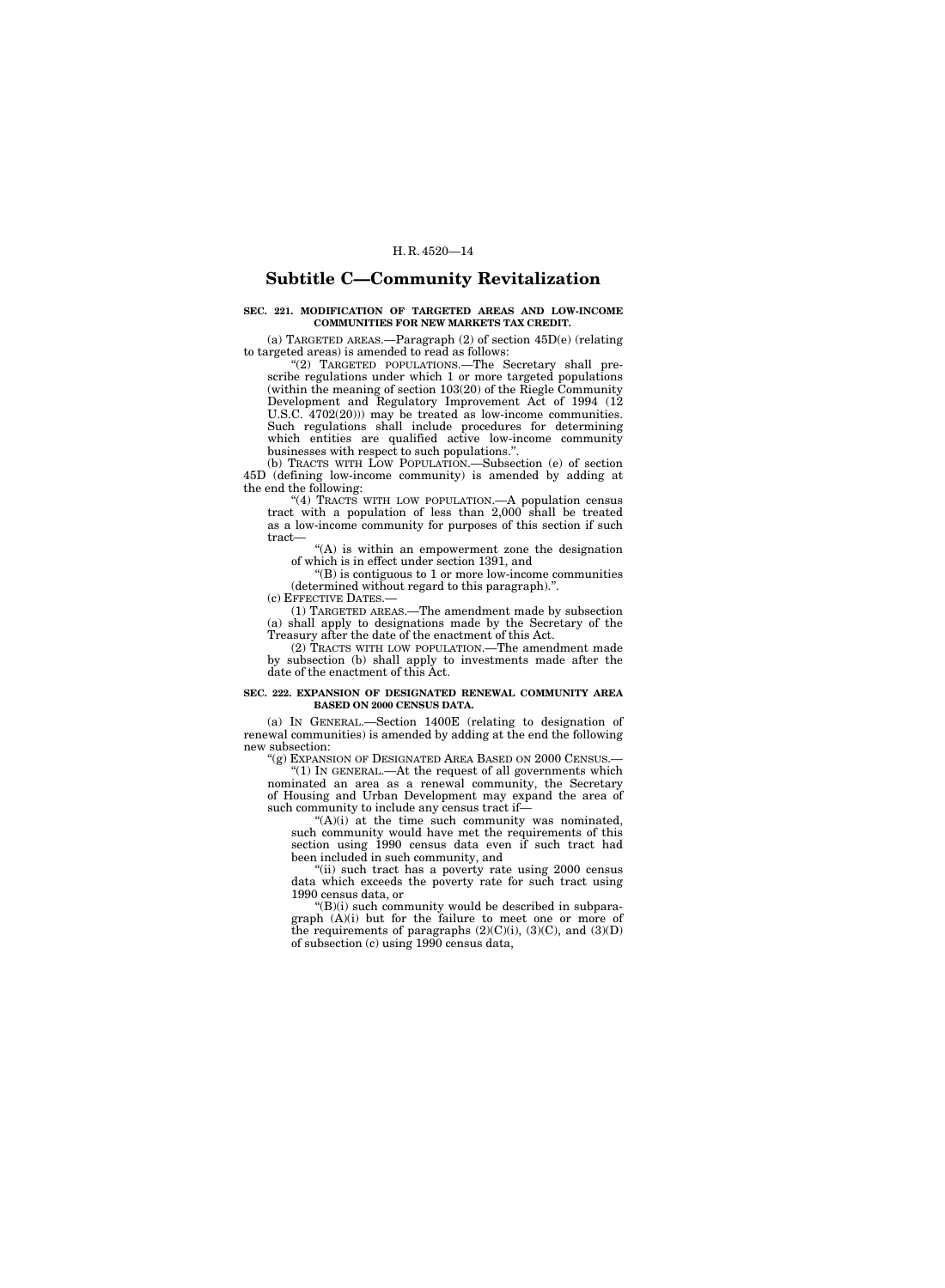## Subtitle C—Community Revitalization

**SEC. 221. MODIFICATION OF TARGETED AREAS AND LOW-INCOME COMMUNITIES FOR NEW MARKETS TAX CREDIT.**

(a) TARGETED AREAS.—Paragraph (2) of section 45D(e) (relating to targeted areas) is amended to read as follows:

"(2) TARGETED POPULATIONS.—The Secretary shall prescribe regulations under which 1 or more targeted populations (within the meaning of section 103(20) of the Riegle Community Development and Regulatory Improvement Act of 1994 (12 U.S.C. 4702(20))) may be treated as low-income communities. Such regulations shall include procedures for determining which entities are qualified active low-income community businesses with respect to such populations.".

(b) TRACTS WITH LOW POPULATION.—Subsection (e) of section 45D (defining low-income community) is amended by adding at the end the following:

"(4) TRACTS WITH LOW POPULATION.—A population census tract with a population of less than 2,000 shall be treated as a low-income community for purposes of this section if such tract—

"(A) is within an empowerment zone the designation of which is in effect under section 1391, and

"(B) is contiguous to 1 or more low-income communities (determined without regard to this paragraph).".

(c) EFFECTIVE DATES.—

(1) TARGETED AREAS.—The amendment made by subsection (a) shall apply to designations made by the Secretary of the Treasury after the date of the enactment of this Act.

(2) TRACTS WITH LOW POPULATION.—The amendment made by subsection (b) shall apply to investments made after the date of the enactment of this Act.

**SEC. 222. EXPANSION OF DESIGNATED RENEWAL COMMUNITY AREA BASED ON 2000 CENSUS DATA.**

(a) IN GENERAL.—Section 1400E (relating to designation of renewal communities) is amended by adding at the end the following new subsection:

"(g) EXPANSION OF DESIGNATED AREA BASED ON 2000 CENSUS.—

"(1) IN GENERAL.—At the request of all governments which nominated an area as a renewal community, the Secretary of Housing and Urban Development may expand the area of such community to include any census tract if—

"(A)(i) at the time such community was nominated, such community would have met the requirements of this section using 1990 census data even if such tract had been included in such community, and

"(ii) such tract has a poverty rate using 2000 census data which exceeds the poverty rate for such tract using 1990 census data, or

"(B)(i) such community would be described in subparagraph (A)(i) but for the failure to meet one or more of the requirements of paragraphs (2)(C)(i), (3)(C), and (3)(D) of subsection (c) using 1990 census data,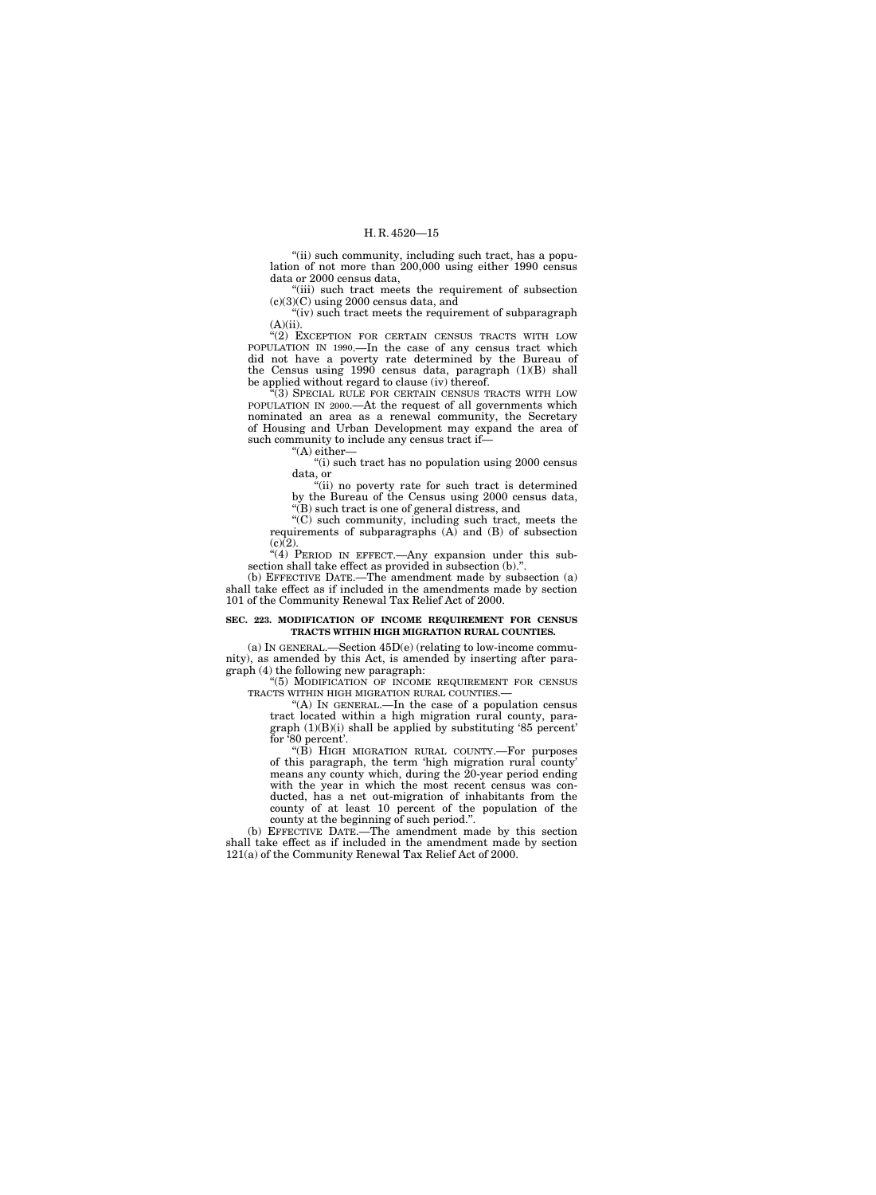"(ii) such community, including such tract, has a population of not more than 200,000 using either 1990 census data or 2000 census data,

"(iii) such tract meets the requirement of subsection (c)(3)(C) using 2000 census data, and

"(iv) such tract meets the requirement of subparagraph (A)(ii).

"(2) EXCEPTION FOR CERTAIN CENSUS TRACTS WITH LOW POPULATION IN 1990.—In the case of any census tract which did not have a poverty rate determined by the Bureau of the Census using 1990 census data, paragraph (1)(B) shall be applied without regard to clause (iv) thereof.

"(3) SPECIAL RULE FOR CERTAIN CENSUS TRACTS WITH LOW POPULATION IN 2000.—At the request of all governments which nominated an area as a renewal community, the Secretary of Housing and Urban Development may expand the area of such community to include any census tract if—

"(A) either—

"(i) such tract has no population using 2000 census data, or

"(ii) no poverty rate for such tract is determined by the Bureau of the Census using 2000 census data,

"(B) such tract is one of general distress, and

"(C) such community, including such tract, meets the requirements of subparagraphs (A) and (B) of subsection (c)(2).

"(4) PERIOD IN EFFECT.—Any expansion under this subsection shall take effect as provided in subsection (b).".

(b) EFFECTIVE DATE.—The amendment made by subsection (a) shall take effect as if included in the amendments made by section 101 of the Community Renewal Tax Relief Act of 2000.

**SEC. 223. MODIFICATION OF INCOME REQUIREMENT FOR CENSUS TRACTS WITHIN HIGH MIGRATION RURAL COUNTIES.**

(a) IN GENERAL.—Section 45D(e) (relating to low-income community), as amended by this Act, is amended by inserting after paragraph (4) the following new paragraph:

"(5) MODIFICATION OF INCOME REQUIREMENT FOR CENSUS TRACTS WITHIN HIGH MIGRATION RURAL COUNTIES.—

"(A) IN GENERAL.—In the case of a population census tract located within a high migration rural county, paragraph (1)(B)(i) shall be applied by substituting '85 percent' for '80 percent'.

"(B) HIGH MIGRATION RURAL COUNTY.—For purposes of this paragraph, the term 'high migration rural county' means any county which, during the 20-year period ending with the year in which the most recent census was conducted, has a net out-migration of inhabitants from the county of at least 10 percent of the population of the county at the beginning of such period.".

(b) EFFECTIVE DATE.—The amendment made by this section shall take effect as if included in the amendment made by section 121(a) of the Community Renewal Tax Relief Act of 2000.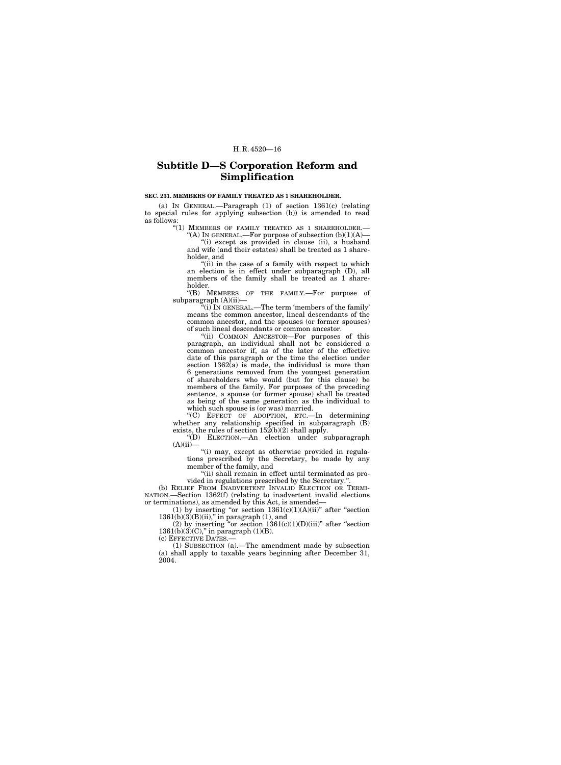## Subtitle D—S Corporation Reform and Simplification

**SEC. 231. MEMBERS OF FAMILY TREATED AS 1 SHAREHOLDER.**

(a) IN GENERAL.—Paragraph (1) of section 1361(c) (relating to special rules for applying subsection (b)) is amended to read as follows:

"(1) MEMBERS OF FAMILY TREATED AS 1 SHAREHOLDER.—

"(A) IN GENERAL.—For purpose of subsection (b)(1)(A)—

"(i) except as provided in clause (ii), a husband and wife (and their estates) shall be treated as 1 shareholder, and

"(ii) in the case of a family with respect to which an election is in effect under subparagraph (D), all members of the family shall be treated as 1 shareholder.

"(B) MEMBERS OF THE FAMILY.—For purpose of subparagraph (A)(ii)—

"(i) IN GENERAL.—The term 'members of the family' means the common ancestor, lineal descendants of the common ancestor, and the spouses (or former spouses) of such lineal descendants or common ancestor.

"(ii) COMMON ANCESTOR—For purposes of this paragraph, an individual shall not be considered a common ancestor if, as of the later of the effective date of this paragraph or the time the election under section 1362(a) is made, the individual is more than 6 generations removed from the youngest generation of shareholders who would (but for this clause) be members of the family. For purposes of the preceding sentence, a spouse (or former spouse) shall be treated as being of the same generation as the individual to which such spouse is (or was) married.

"(C) EFFECT OF ADOPTION, ETC.—In determining whether any relationship specified in subparagraph (B) exists, the rules of section 152(b)(2) shall apply.

"(D) ELECTION.—An election under subparagraph (A)(ii)—

"(i) may, except as otherwise provided in regulations prescribed by the Secretary, be made by any member of the family, and

"(ii) shall remain in effect until terminated as provided in regulations prescribed by the Secretary.".

(b) RELIEF FROM INADVERTENT INVALID ELECTION OR TERMINATION.—Section 1362(f) (relating to inadvertent invalid elections or terminations), as amended by this Act, is amended—

(1) by inserting "or section 1361(c)(1)(A)(ii)" after "section 1361(b)(3)(B)(ii)," in paragraph (1), and

(2) by inserting "or section 1361(c)(1)(D)(iii)" after "section 1361(b)(3)(C)," in paragraph (1)(B).

(c) EFFECTIVE DATES.—

(1) SUBSECTION (a).—The amendment made by subsection (a) shall apply to taxable years beginning after December 31, 2004.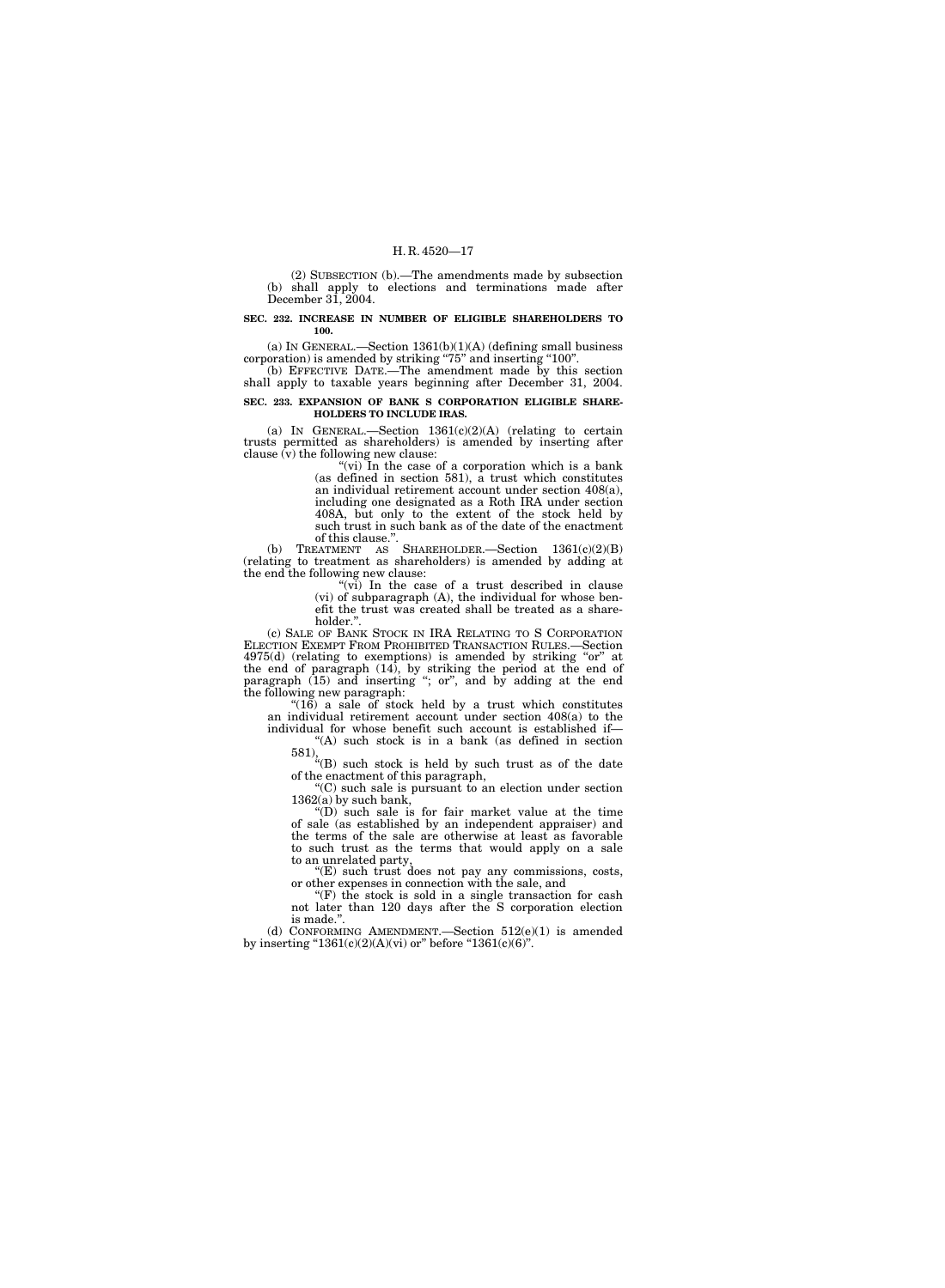(2) SUBSECTION (b).—The amendments made by subsection (b) shall apply to elections and terminations made after December 31, 2004.

**SEC. 232. INCREASE IN NUMBER OF ELIGIBLE SHAREHOLDERS TO 100.**

(a) IN GENERAL.—Section 1361(b)(1)(A) (defining small business corporation) is amended by striking "75" and inserting "100".

(b) EFFECTIVE DATE.—The amendment made by this section shall apply to taxable years beginning after December 31, 2004.

**SEC. 233. EXPANSION OF BANK S CORPORATION ELIGIBLE SHAREHOLDERS TO INCLUDE IRAS.**

(a) IN GENERAL.—Section 1361(c)(2)(A) (relating to certain trusts permitted as shareholders) is amended by inserting after clause (v) the following new clause:

"(vi) In the case of a corporation which is a bank (as defined in section 581), a trust which constitutes an individual retirement account under section 408(a), including one designated as a Roth IRA under section 408A, but only to the extent of the stock held by such trust in such bank as of the date of the enactment of this clause.".

(b) TREATMENT AS SHAREHOLDER.—Section 1361(c)(2)(B) (relating to treatment as shareholders) is amended by adding at the end the following new clause:

"(vi) In the case of a trust described in clause (vi) of subparagraph (A), the individual for whose benefit the trust was created shall be treated as a shareholder.".

(c) SALE OF BANK STOCK IN IRA RELATING TO S CORPORATION ELECTION EXEMPT FROM PROHIBITED TRANSACTION RULES.—Section 4975(d) (relating to exemptions) is amended by striking "or" at the end of paragraph (14), by striking the period at the end of paragraph (15) and inserting "; or", and by adding at the end the following new paragraph:

"(16) a sale of stock held by a trust which constitutes an individual retirement account under section 408(a) to the individual for whose benefit such account is established if—

"(A) such stock is in a bank (as defined in section 581),

"(B) such stock is held by such trust as of the date of the enactment of this paragraph,

"(C) such sale is pursuant to an election under section 1362(a) by such bank,

"(D) such sale is for fair market value at the time of sale (as established by an independent appraiser) and the terms of the sale are otherwise at least as favorable to such trust as the terms that would apply on a sale to an unrelated party,

"(E) such trust does not pay any commissions, costs, or other expenses in connection with the sale, and

"(F) the stock is sold in a single transaction for cash not later than 120 days after the S corporation election is made.".

(d) CONFORMING AMENDMENT.—Section 512(e)(1) is amended by inserting "1361(c)(2)(A)(vi) or" before "1361(c)(6)".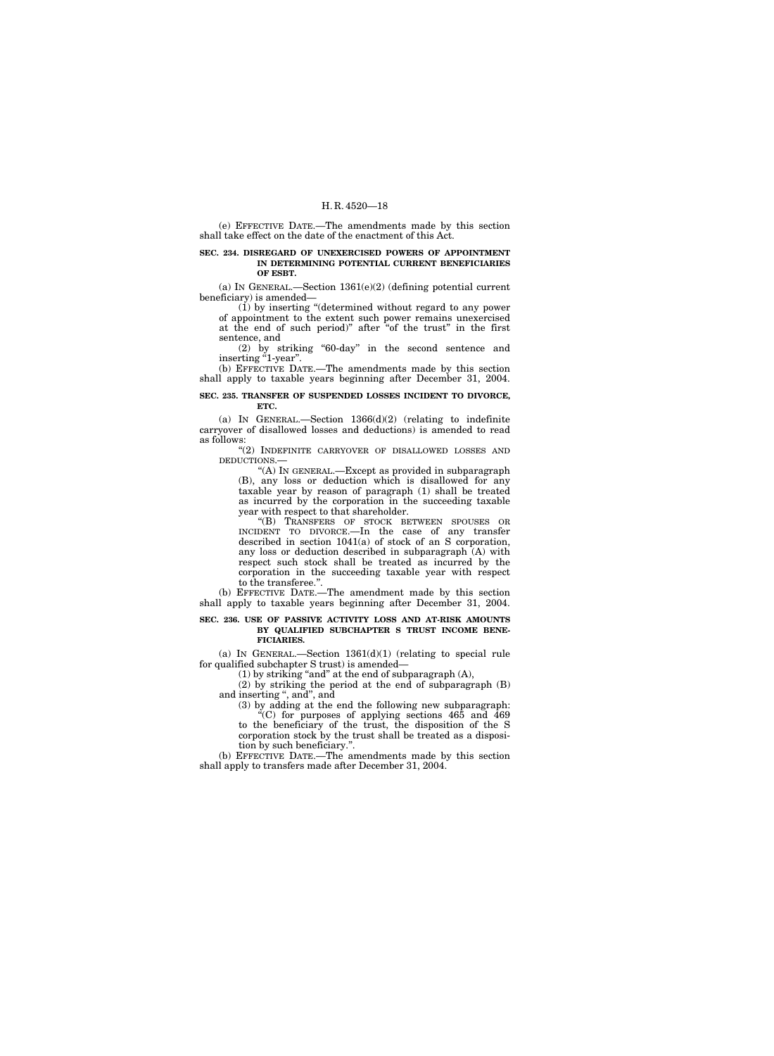(e) EFFECTIVE DATE.—The amendments made by this section shall take effect on the date of the enactment of this Act.

**SEC. 234. DISREGARD OF UNEXERCISED POWERS OF APPOINTMENT IN DETERMINING POTENTIAL CURRENT BENEFICIARIES OF ESBT.**

(a) IN GENERAL.—Section 1361(e)(2) (defining potential current beneficiary) is amended—

(1) by inserting "(determined without regard to any power of appointment to the extent such power remains unexercised at the end of such period)" after "of the trust" in the first sentence, and

(2) by striking "60-day" in the second sentence and inserting "1-year".

(b) EFFECTIVE DATE.—The amendments made by this section shall apply to taxable years beginning after December 31, 2004.

**SEC. 235. TRANSFER OF SUSPENDED LOSSES INCIDENT TO DIVORCE, ETC.**

(a) IN GENERAL.—Section 1366(d)(2) (relating to indefinite carryover of disallowed losses and deductions) is amended to read as follows:

"(2) INDEFINITE CARRYOVER OF DISALLOWED LOSSES AND DEDUCTIONS.—

"(A) IN GENERAL.—Except as provided in subparagraph (B), any loss or deduction which is disallowed for any taxable year by reason of paragraph (1) shall be treated as incurred by the corporation in the succeeding taxable year with respect to that shareholder.

"(B) TRANSFERS OF STOCK BETWEEN SPOUSES OR INCIDENT TO DIVORCE.—In the case of any transfer described in section 1041(a) of stock of an S corporation, any loss or deduction described in subparagraph (A) with respect such stock shall be treated as incurred by the corporation in the succeeding taxable year with respect to the transferee.".

(b) EFFECTIVE DATE.—The amendment made by this section shall apply to taxable years beginning after December 31, 2004.

**SEC. 236. USE OF PASSIVE ACTIVITY LOSS AND AT-RISK AMOUNTS BY QUALIFIED SUBCHAPTER S TRUST INCOME BENEFICIARIES.**

(a) IN GENERAL.—Section 1361(d)(1) (relating to special rule for qualified subchapter S trust) is amended—

(1) by striking "and" at the end of subparagraph (A),

(2) by striking the period at the end of subparagraph (B) and inserting ", and", and

(3) by adding at the end the following new subparagraph:

"(C) for purposes of applying sections 465 and 469 to the beneficiary of the trust, the disposition of the S corporation stock by the trust shall be treated as a disposition by such beneficiary.".

(b) EFFECTIVE DATE.—The amendments made by this section shall apply to transfers made after December 31, 2004.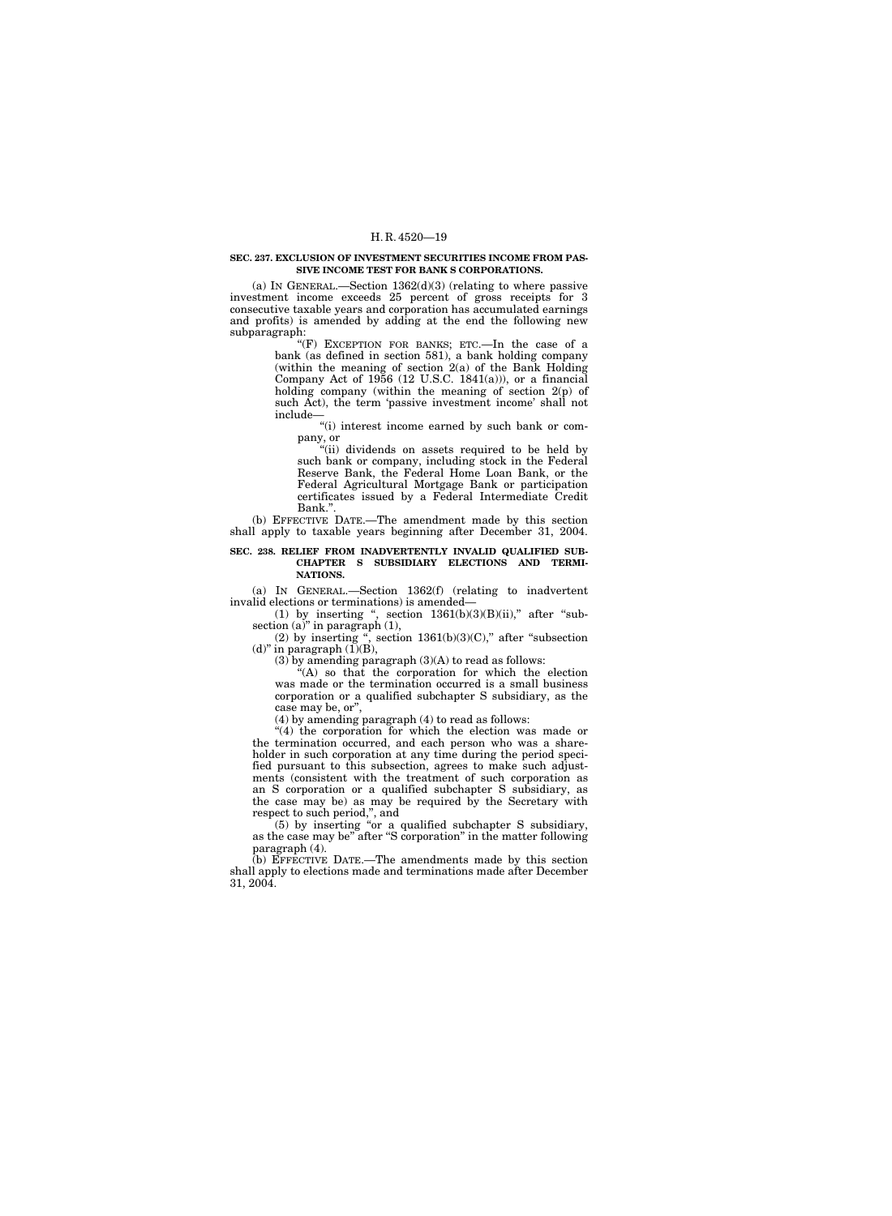**SEC. 237. EXCLUSION OF INVESTMENT SECURITIES INCOME FROM PASSIVE INCOME TEST FOR BANK S CORPORATIONS.**

(a) IN GENERAL.—Section 1362(d)(3) (relating to where passive investment income exceeds 25 percent of gross receipts for 3 consecutive taxable years and corporation has accumulated earnings and profits) is amended by adding at the end the following new subparagraph:

"(F) EXCEPTION FOR BANKS; ETC.—In the case of a bank (as defined in section 581), a bank holding company (within the meaning of section 2(a) of the Bank Holding Company Act of 1956 (12 U.S.C. 1841(a))), or a financial holding company (within the meaning of section 2(p) of such Act), the term 'passive investment income' shall not include—

"(i) interest income earned by such bank or company, or

"(ii) dividends on assets required to be held by such bank or company, including stock in the Federal Reserve Bank, the Federal Home Loan Bank, or the Federal Agricultural Mortgage Bank or participation certificates issued by a Federal Intermediate Credit Bank.".

(b) EFFECTIVE DATE.—The amendment made by this section shall apply to taxable years beginning after December 31, 2004.

**SEC. 238. RELIEF FROM INADVERTENTLY INVALID QUALIFIED SUBCHAPTER S SUBSIDIARY ELECTIONS AND TERMINATIONS.**

(a) IN GENERAL.—Section 1362(f) (relating to inadvertent invalid elections or terminations) is amended—

(1) by inserting ", section 1361(b)(3)(B)(ii)," after "subsection (a)" in paragraph (1),

(2) by inserting ", section 1361(b)(3)(C)," after "subsection (d)" in paragraph (1)(B),

(3) by amending paragraph (3)(A) to read as follows:

"(A) so that the corporation for which the election was made or the termination occurred is a small business corporation or a qualified subchapter S subsidiary, as the case may be, or",

(4) by amending paragraph (4) to read as follows:

"(4) the corporation for which the election was made or the termination occurred, and each person who was a shareholder in such corporation at any time during the period specified pursuant to this subsection, agrees to make such adjustments (consistent with the treatment of such corporation as an S corporation or a qualified subchapter S subsidiary, as the case may be) as may be required by the Secretary with respect to such period,", and

(5) by inserting "or a qualified subchapter S subsidiary, as the case may be" after "S corporation" in the matter following paragraph (4).

(b) EFFECTIVE DATE.—The amendments made by this section shall apply to elections made and terminations made after December 31, 2004.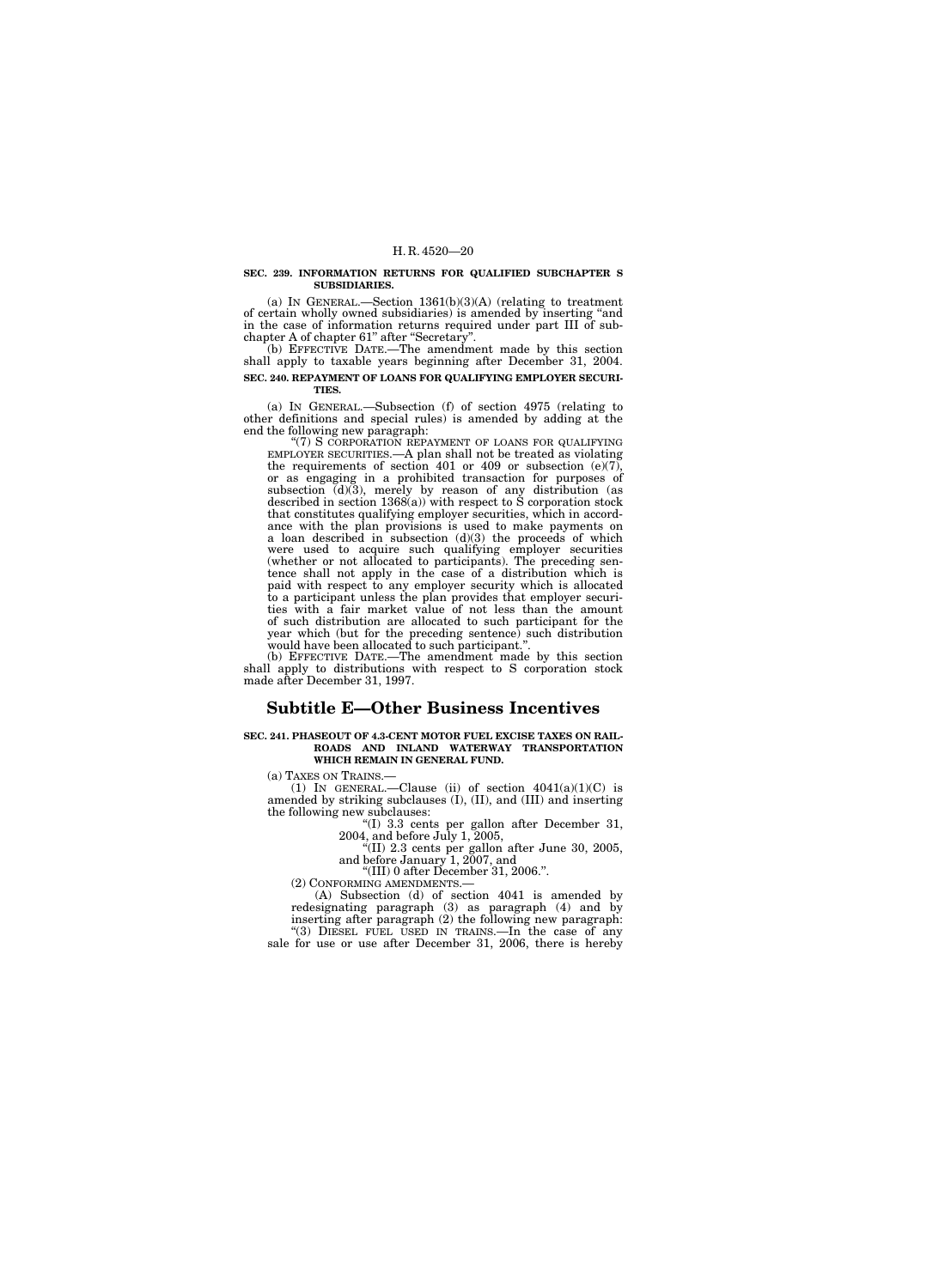**SEC. 239. INFORMATION RETURNS FOR QUALIFIED SUBCHAPTER S SUBSIDIARIES.**

(a) IN GENERAL.—Section 1361(b)(3)(A) (relating to treatment of certain wholly owned subsidiaries) is amended by inserting "and in the case of information returns required under part III of subchapter A of chapter 61" after "Secretary".

(b) EFFECTIVE DATE.—The amendment made by this section shall apply to taxable years beginning after December 31, 2004.

**SEC. 240. REPAYMENT OF LOANS FOR QUALIFYING EMPLOYER SECURITIES.**

(a) IN GENERAL.—Subsection (f) of section 4975 (relating to other definitions and special rules) is amended by adding at the end the following new paragraph:

"(7) S CORPORATION REPAYMENT OF LOANS FOR QUALIFYING EMPLOYER SECURITIES.—A plan shall not be treated as violating the requirements of section 401 or 409 or subsection (e)(7), or as engaging in a prohibited transaction for purposes of subsection (d)(3), merely by reason of any distribution (as described in section 1368(a)) with respect to S corporation stock that constitutes qualifying employer securities, which in accordance with the plan provisions is used to make payments on a loan described in subsection (d)(3) the proceeds of which were used to acquire such qualifying employer securities (whether or not allocated to participants). The preceding sentence shall not apply in the case of a distribution which is paid with respect to any employer security which is allocated to a participant unless the plan provides that employer securities with a fair market value of not less than the amount of such distribution are allocated to such participant for the year which (but for the preceding sentence) such distribution would have been allocated to such participant.".

(b) EFFECTIVE DATE.—The amendment made by this section shall apply to distributions with respect to S corporation stock made after December 31, 1997.

## Subtitle E—Other Business Incentives

**SEC. 241. PHASEOUT OF 4.3-CENT MOTOR FUEL EXCISE TAXES ON RAILROADS AND INLAND WATERWAY TRANSPORTATION WHICH REMAIN IN GENERAL FUND.**

(a) TAXES ON TRAINS.—

(1) IN GENERAL.—Clause (ii) of section 4041(a)(1)(C) is amended by striking subclauses (I), (II), and (III) and inserting the following new subclauses:

"(I) 3.3 cents per gallon after December 31, 2004, and before July 1, 2005,

"(II) 2.3 cents per gallon after June 30, 2005, and before January 1, 2007, and

"(III) 0 after December 31, 2006.".

(2) CONFORMING AMENDMENTS.—

(A) Subsection (d) of section 4041 is amended by redesignating paragraph (3) as paragraph (4) and by inserting after paragraph (2) the following new paragraph:

"(3) DIESEL FUEL USED IN TRAINS.—In the case of any sale for use or use after December 31, 2006, there is hereby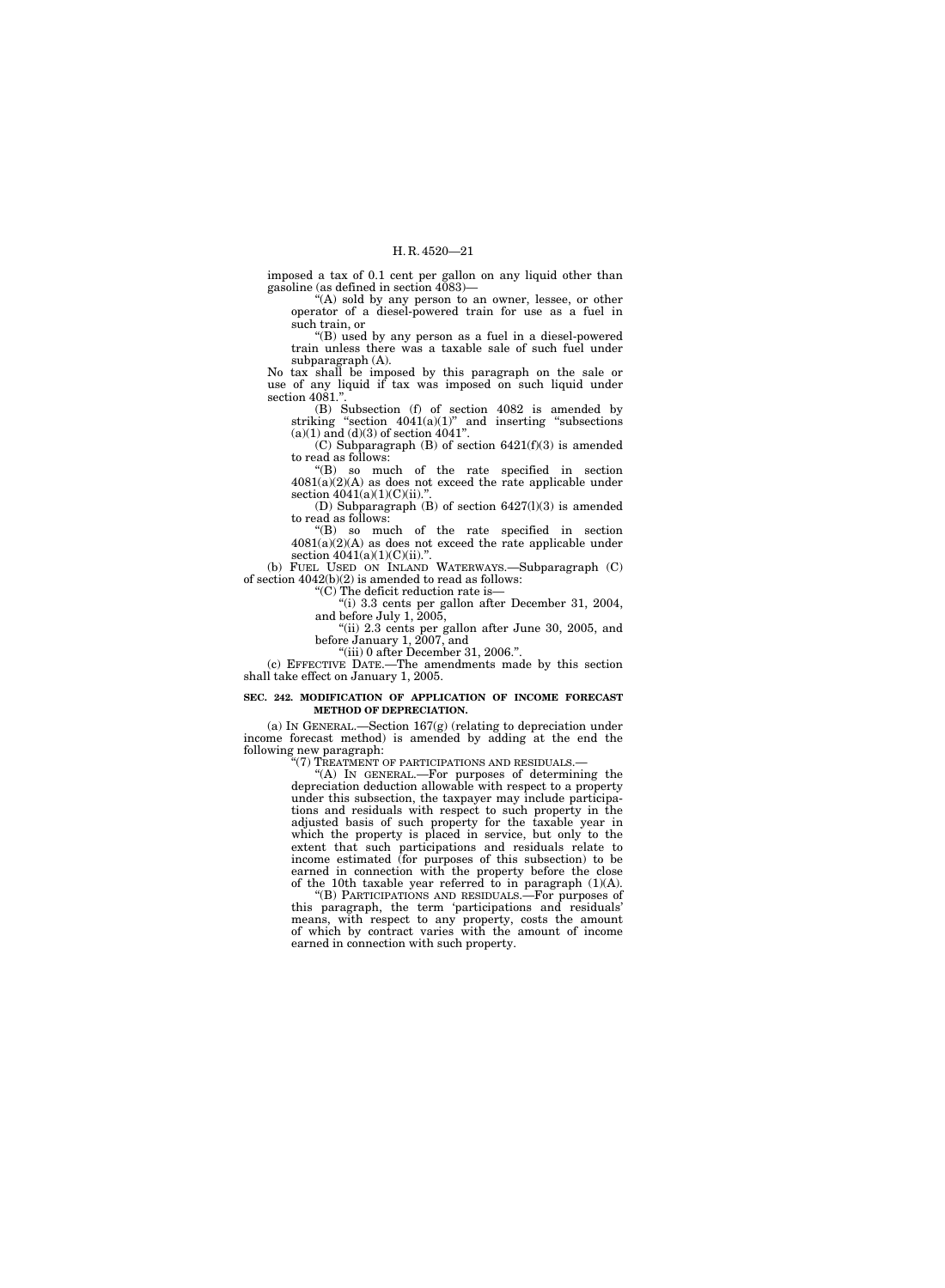imposed a tax of 0.1 cent per gallon on any liquid other than gasoline (as defined in section 4083)—

"(A) sold by any person to an owner, lessee, or other operator of a diesel-powered train for use as a fuel in such train, or

"(B) used by any person as a fuel in a diesel-powered train unless there was a taxable sale of such fuel under subparagraph (A).

No tax shall be imposed by this paragraph on the sale or use of any liquid if tax was imposed on such liquid under section 4081.".

(B) Subsection (f) of section 4082 is amended by striking "section 4041(a)(1)" and inserting "subsections (a)(1) and (d)(3) of section 4041".

(C) Subparagraph (B) of section 6421(f)(3) is amended to read as follows:

"(B) so much of the rate specified in section 4081(a)(2)(A) as does not exceed the rate applicable under section 4041(a)(1)(C)(ii).".

(D) Subparagraph (B) of section 6427(l)(3) is amended to read as follows:

"(B) so much of the rate specified in section 4081(a)(2)(A) as does not exceed the rate applicable under section 4041(a)(1)(C)(ii).".

(b) FUEL USED ON INLAND WATERWAYS.—Subparagraph (C) of section 4042(b)(2) is amended to read as follows:

"(C) The deficit reduction rate is—

"(i) 3.3 cents per gallon after December 31, 2004, and before July 1, 2005,

"(ii) 2.3 cents per gallon after June 30, 2005, and before January 1, 2007, and

"(iii) 0 after December 31, 2006.".

(c) EFFECTIVE DATE.—The amendments made by this section shall take effect on January 1, 2005.

**SEC. 242. MODIFICATION OF APPLICATION OF INCOME FORECAST METHOD OF DEPRECIATION.**

(a) IN GENERAL.—Section 167(g) (relating to depreciation under income forecast method) is amended by adding at the end the following new paragraph:

"(7) TREATMENT OF PARTICIPATIONS AND RESIDUALS.—

"(A) IN GENERAL.—For purposes of determining the depreciation deduction allowable with respect to a property under this subsection, the taxpayer may include participations and residuals with respect to such property in the adjusted basis of such property for the taxable year in which the property is placed in service, but only to the extent that such participations and residuals relate to income estimated (for purposes of this subsection) to be earned in connection with the property before the close of the 10th taxable year referred to in paragraph (1)(A).

"(B) PARTICIPATIONS AND RESIDUALS.—For purposes of this paragraph, the term 'participations and residuals' means, with respect to any property, costs the amount of which by contract varies with the amount of income earned in connection with such property.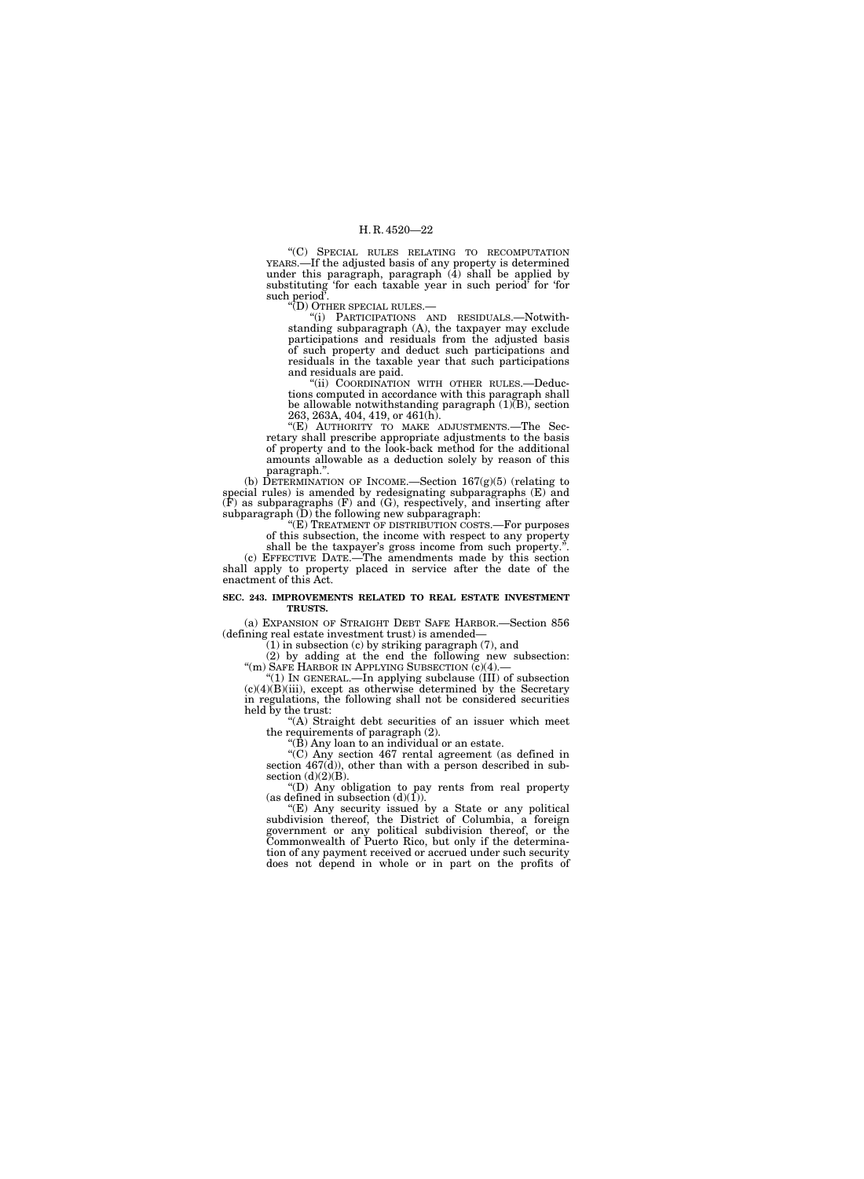"(C) SPECIAL RULES RELATING TO RECOMPUTATION YEARS.—If the adjusted basis of any property is determined under this paragraph, paragraph (4) shall be applied by substituting 'for each taxable year in such period' for 'for such period'.

"(D) OTHER SPECIAL RULES.—

"(i) PARTICIPATIONS AND RESIDUALS.—Notwithstanding subparagraph (A), the taxpayer may exclude participations and residuals from the adjusted basis of such property and deduct such participations and residuals in the taxable year that such participations and residuals are paid.

"(ii) COORDINATION WITH OTHER RULES.—Deductions computed in accordance with this paragraph shall be allowable notwithstanding paragraph (1)(B), section 263, 263A, 404, 419, or 461(h).

"(E) AUTHORITY TO MAKE ADJUSTMENTS.—The Secretary shall prescribe appropriate adjustments to the basis of property and to the look-back method for the additional amounts allowable as a deduction solely by reason of this paragraph.".

(b) DETERMINATION OF INCOME.—Section 167(g)(5) (relating to special rules) is amended by redesignating subparagraphs (E) and (F) as subparagraphs (F) and (G), respectively, and inserting after subparagraph (D) the following new subparagraph:

"(E) TREATMENT OF DISTRIBUTION COSTS.—For purposes of this subsection, the income with respect to any property shall be the taxpayer's gross income from such property.".

(c) EFFECTIVE DATE.—The amendments made by this section shall apply to property placed in service after the date of the enactment of this Act.

**SEC. 243. IMPROVEMENTS RELATED TO REAL ESTATE INVESTMENT TRUSTS.**

(a) EXPANSION OF STRAIGHT DEBT SAFE HARBOR.—Section 856 (defining real estate investment trust) is amended—

(1) in subsection (c) by striking paragraph (7), and

(2) by adding at the end the following new subsection:

"(m) SAFE HARBOR IN APPLYING SUBSECTION (c)(4).—

"(1) IN GENERAL.—In applying subclause (III) of subsection (c)(4)(B)(iii), except as otherwise determined by the Secretary in regulations, the following shall not be considered securities held by the trust:

"(A) Straight debt securities of an issuer which meet the requirements of paragraph (2).

"(B) Any loan to an individual or an estate.

"(C) Any section 467 rental agreement (as defined in section 467(d)), other than with a person described in subsection (d)(2)(B).

"(D) Any obligation to pay rents from real property (as defined in subsection (d)(1)).

"(E) Any security issued by a State or any political subdivision thereof, the District of Columbia, a foreign government or any political subdivision thereof, or the Commonwealth of Puerto Rico, but only if the determination of any payment received or accrued under such security does not depend in whole or in part on the profits of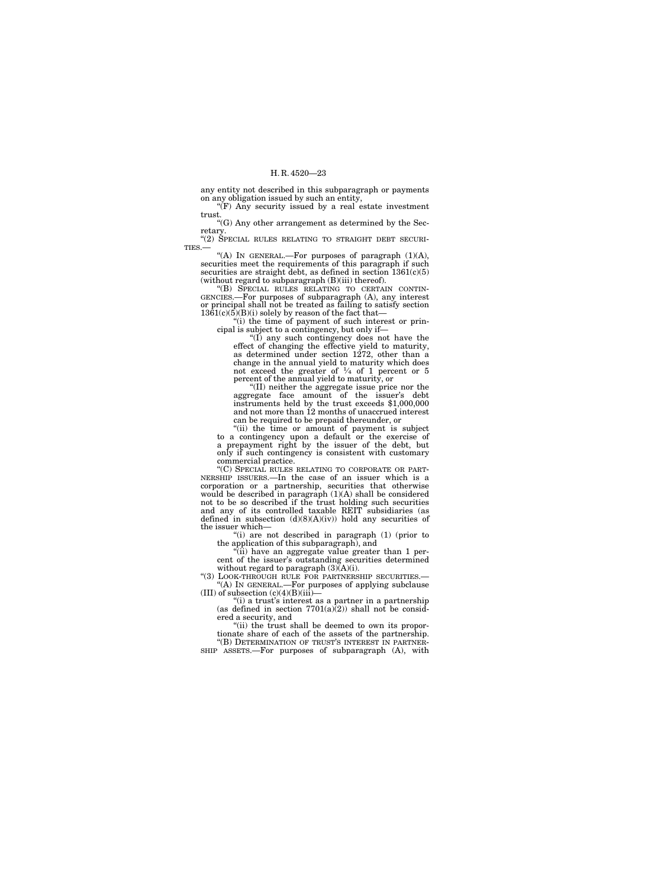any entity not described in this subparagraph or payments on any obligation issued by such an entity,

"(F) Any security issued by a real estate investment trust.

"(G) Any other arrangement as determined by the Secretary.

"(2) SPECIAL RULES RELATING TO STRAIGHT DEBT SECURITIES.—

"(A) IN GENERAL.—For purposes of paragraph (1)(A), securities meet the requirements of this paragraph if such securities are straight debt, as defined in section 1361(c)(5) (without regard to subparagraph (B)(iii) thereof).

"(B) SPECIAL RULES RELATING TO CERTAIN CONTINGENCIES.—For purposes of subparagraph (A), any interest or principal shall not be treated as failing to satisfy section 1361(c)(5)(B)(i) solely by reason of the fact that—

"(i) the time of payment of such interest or principal is subject to a contingency, but only if—

"(I) any such contingency does not have the effect of changing the effective yield to maturity, as determined under section 1272, other than a change in the annual yield to maturity which does not exceed the greater of $\frac{1}{4}$ of 1 percent or 5 percent of the annual yield to maturity, or

"(II) neither the aggregate issue price nor the aggregate face amount of the issuer's debt instruments held by the trust exceeds $1,000,000 and not more than 12 months of unaccrued interest can be required to be prepaid thereunder, or

"(ii) the time or amount of payment is subject to a contingency upon a default or the exercise of a prepayment right by the issuer of the debt, but only if such contingency is consistent with customary commercial practice.

"(C) SPECIAL RULES RELATING TO CORPORATE OR PARTNERSHIP ISSUERS.—In the case of an issuer which is a corporation or a partnership, securities that otherwise would be described in paragraph (1)(A) shall be considered not to be so described if the trust holding such securities and any of its controlled taxable REIT subsidiaries (as defined in subsection (d)(8)(A)(iv)) hold any securities of the issuer which—

"(i) are not described in paragraph (1) (prior to the application of this subparagraph), and

"(ii) have an aggregate value greater than 1 percent of the issuer's outstanding securities determined without regard to paragraph (3)(A)(i).

"(3) LOOK-THROUGH RULE FOR PARTNERSHIP SECURITIES.—

"(A) IN GENERAL.—For purposes of applying subclause (III) of subsection (c)(4)(B)(iii)—

"(i) a trust's interest as a partner in a partnership (as defined in section 7701(a)(2)) shall not be considered a security, and

"(ii) the trust shall be deemed to own its proportionate share of each of the assets of the partnership.

"(B) DETERMINATION OF TRUST'S INTEREST IN PARTNERSHIP ASSETS.—For purposes of subparagraph (A), with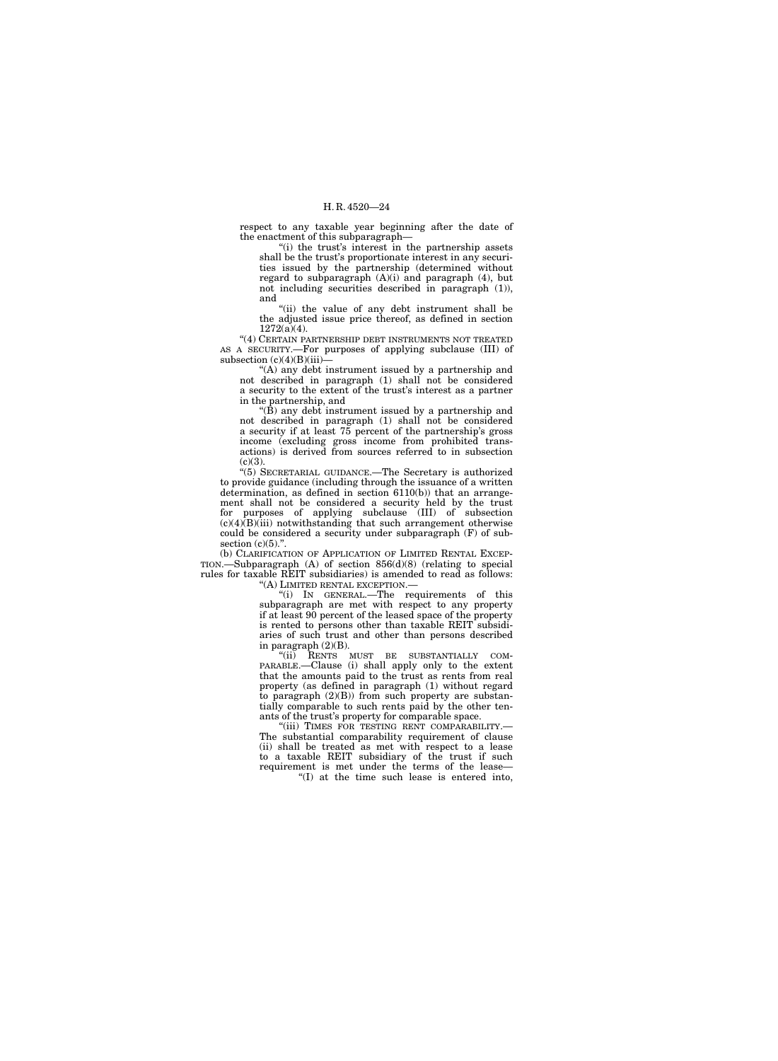respect to any taxable year beginning after the date of the enactment of this subparagraph—

"(i) the trust's interest in the partnership assets shall be the trust's proportionate interest in any securities issued by the partnership (determined without regard to subparagraph (A)(i) and paragraph (4), but not including securities described in paragraph (1)), and

"(ii) the value of any debt instrument shall be the adjusted issue price thereof, as defined in section 1272(a)(4).

"(4) CERTAIN PARTNERSHIP DEBT INSTRUMENTS NOT TREATED AS A SECURITY.—For purposes of applying subclause (III) of subsection (c)(4)(B)(iii)—

"(A) any debt instrument issued by a partnership and not described in paragraph (1) shall not be considered a security to the extent of the trust's interest as a partner in the partnership, and

"(B) any debt instrument issued by a partnership and not described in paragraph (1) shall not be considered a security if at least 75 percent of the partnership's gross income (excluding gross income from prohibited transactions) is derived from sources referred to in subsection (c)(3).

"(5) SECRETARIAL GUIDANCE.—The Secretary is authorized to provide guidance (including through the issuance of a written determination, as defined in section 6110(b)) that an arrangement shall not be considered a security held by the trust for purposes of applying subclause (III) of subsection (c)(4)(B)(iii) notwithstanding that such arrangement otherwise could be considered a security under subparagraph (F) of subsection (c)(5).".

(b) CLARIFICATION OF APPLICATION OF LIMITED RENTAL EXCEPTION.—Subparagraph (A) of section 856(d)(8) (relating to special rules for taxable REIT subsidiaries) is amended to read as follows:

"(A) LIMITED RENTAL EXCEPTION.—

"(i) IN GENERAL.—The requirements of this subparagraph are met with respect to any property if at least 90 percent of the leased space of the property is rented to persons other than taxable REIT subsidiaries of such trust and other than persons described in paragraph (2)(B).

"(ii) RENTS MUST BE SUBSTANTIALLY COMPARABLE.—Clause (i) shall apply only to the extent that the amounts paid to the trust as rents from real property (as defined in paragraph (1) without regard to paragraph (2)(B)) from such property are substantially comparable to such rents paid by the other tenants of the trust's property for comparable space.

"(iii) TIMES FOR TESTING RENT COMPARABILITY.—The substantial comparability requirement of clause (ii) shall be treated as met with respect to a lease to a taxable REIT subsidiary of the trust if such requirement is met under the terms of the lease—

"(I) at the time such lease is entered into,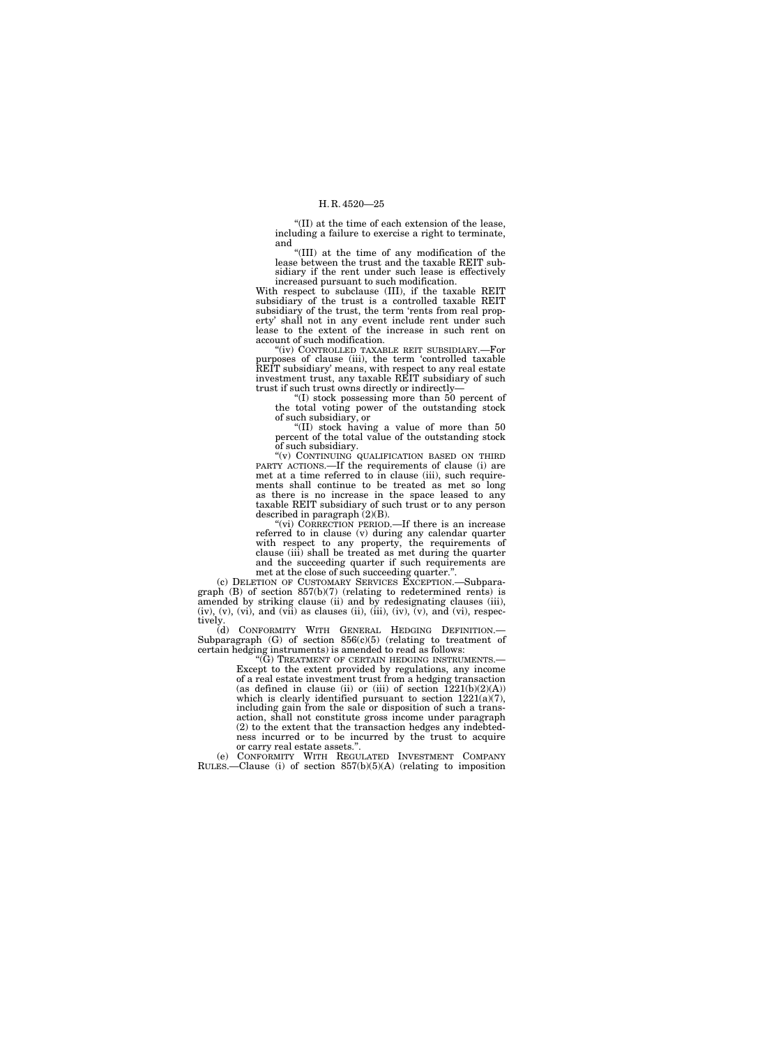"(II) at the time of each extension of the lease, including a failure to exercise a right to terminate, and

"(III) at the time of any modification of the lease between the trust and the taxable REIT subsidiary if the rent under such lease is effectively increased pursuant to such modification.

With respect to subclause (III), if the taxable REIT subsidiary of the trust is a controlled taxable REIT subsidiary of the trust, the term 'rents from real property' shall not in any event include rent under such lease to the extent of the increase in such rent on account of such modification.

"(iv) CONTROLLED TAXABLE REIT SUBSIDIARY.—For purposes of clause (iii), the term 'controlled taxable REIT subsidiary' means, with respect to any real estate investment trust, any taxable REIT subsidiary of such trust if such trust owns directly or indirectly—

"(I) stock possessing more than 50 percent of the total voting power of the outstanding stock of such subsidiary, or

"(II) stock having a value of more than 50 percent of the total value of the outstanding stock of such subsidiary.

"(v) CONTINUING QUALIFICATION BASED ON THIRD PARTY ACTIONS.—If the requirements of clause (i) are met at a time referred to in clause (iii), such requirements shall continue to be treated as met so long as there is no increase in the space leased to any taxable REIT subsidiary of such trust or to any person described in paragraph (2)(B).

"(vi) CORRECTION PERIOD.—If there is an increase referred to in clause (v) during any calendar quarter with respect to any property, the requirements of clause (iii) shall be treated as met during the quarter and the succeeding quarter if such requirements are met at the close of such succeeding quarter.".

(c) DELETION OF CUSTOMARY SERVICES EXCEPTION.—Subparagraph (B) of section 857(b)(7) (relating to redetermined rents) is amended by striking clause (ii) and by redesignating clauses (iii), (iv), (v), (vi), and (vii) as clauses (ii), (iii), (iv), (v), and (vi), respectively.

(d) CONFORMITY WITH GENERAL HEDGING DEFINITION.—Subparagraph (G) of section 856(c)(5) (relating to treatment of certain hedging instruments) is amended to read as follows:

"(G) TREATMENT OF CERTAIN HEDGING INSTRUMENTS.—Except to the extent provided by regulations, any income of a real estate investment trust from a hedging transaction (as defined in clause (ii) or (iii) of section 1221(b)(2)(A)) which is clearly identified pursuant to section 1221(a)(7), including gain from the sale or disposition of such a transaction, shall not constitute gross income under paragraph (2) to the extent that the transaction hedges any indebtedness incurred or to be incurred by the trust to acquire or carry real estate assets.".

(e) CONFORMITY WITH REGULATED INVESTMENT COMPANY RULES.—Clause (i) of section 857(b)(5)(A) (relating to imposition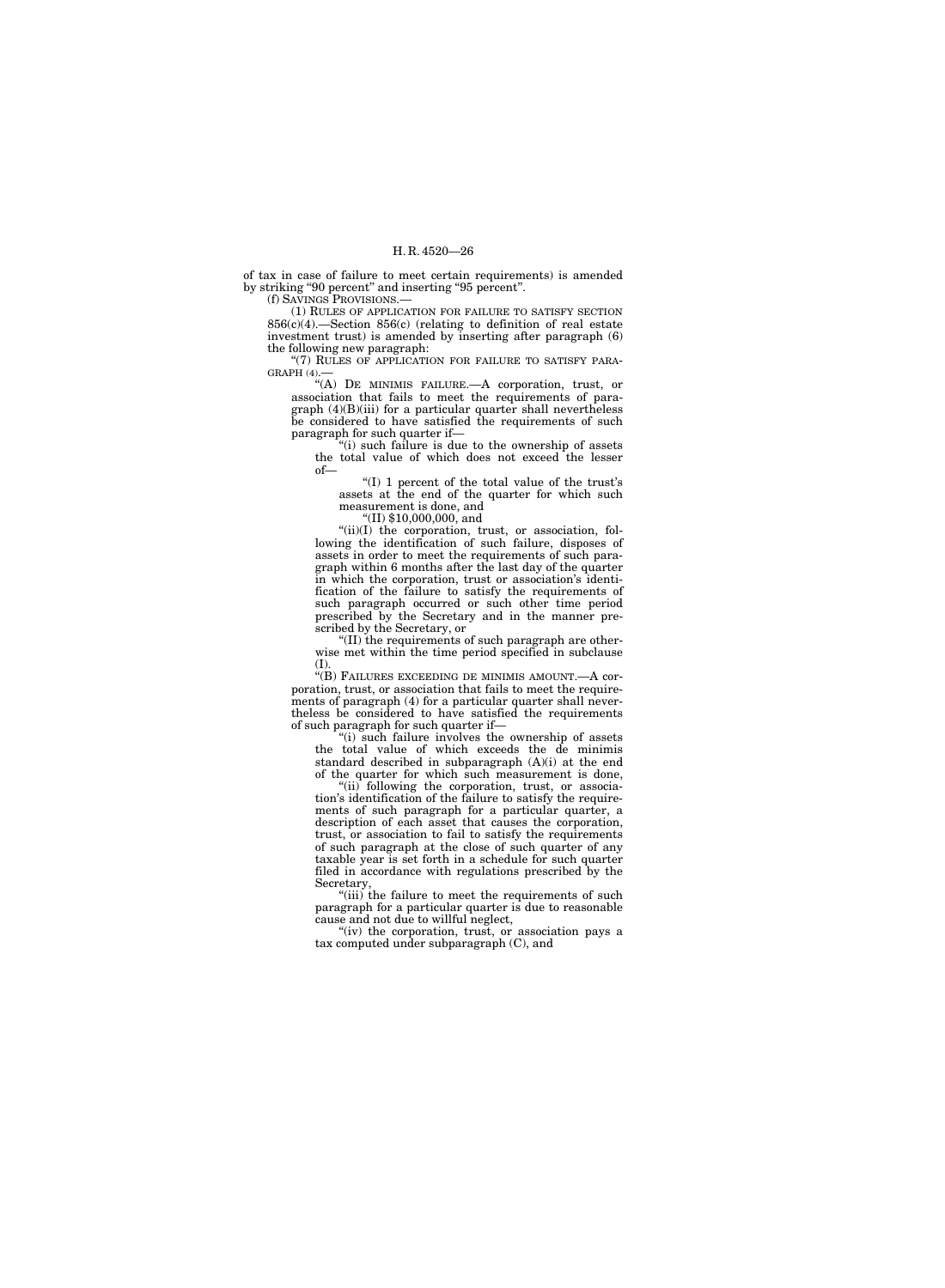of tax in case of failure to meet certain requirements) is amended by striking "90 percent" and inserting "95 percent".

(f) SAVINGS PROVISIONS.—

(1) RULES OF APPLICATION FOR FAILURE TO SATISFY SECTION 856(c)(4).—Section 856(c) (relating to definition of real estate investment trust) is amended by inserting after paragraph (6) the following new paragraph:

"(7) RULES OF APPLICATION FOR FAILURE TO SATISFY PARAGRAPH (4).—

"(A) DE MINIMIS FAILURE.—A corporation, trust, or association that fails to meet the requirements of paragraph (4)(B)(iii) for a particular quarter shall nevertheless be considered to have satisfied the requirements of such paragraph for such quarter if—

"(i) such failure is due to the ownership of assets the total value of which does not exceed the lesser of—

"(I) 1 percent of the total value of the trust's assets at the end of the quarter for which such measurement is done, and

"(II) $10,000,000, and

"(ii)(I) the corporation, trust, or association, following the identification of such failure, disposes of assets in order to meet the requirements of such paragraph within 6 months after the last day of the quarter in which the corporation, trust or association's identification of the failure to satisfy the requirements of such paragraph occurred or such other time period prescribed by the Secretary and in the manner prescribed by the Secretary, or

"(II) the requirements of such paragraph are otherwise met within the time period specified in subclause (I).

"(B) FAILURES EXCEEDING DE MINIMIS AMOUNT.—A corporation, trust, or association that fails to meet the requirements of paragraph (4) for a particular quarter shall nevertheless be considered to have satisfied the requirements of such paragraph for such quarter if—

"(i) such failure involves the ownership of assets the total value of which exceeds the de minimis standard described in subparagraph (A)(i) at the end of the quarter for which such measurement is done,

"(ii) following the corporation, trust, or association's identification of the failure to satisfy the requirements of such paragraph for a particular quarter, a description of each asset that causes the corporation, trust, or association to fail to satisfy the requirements of such paragraph at the close of such quarter of any taxable year is set forth in a schedule for such quarter filed in accordance with regulations prescribed by the Secretary,

"(iii) the failure to meet the requirements of such paragraph for a particular quarter is due to reasonable cause and not due to willful neglect,

"(iv) the corporation, trust, or association pays a tax computed under subparagraph (C), and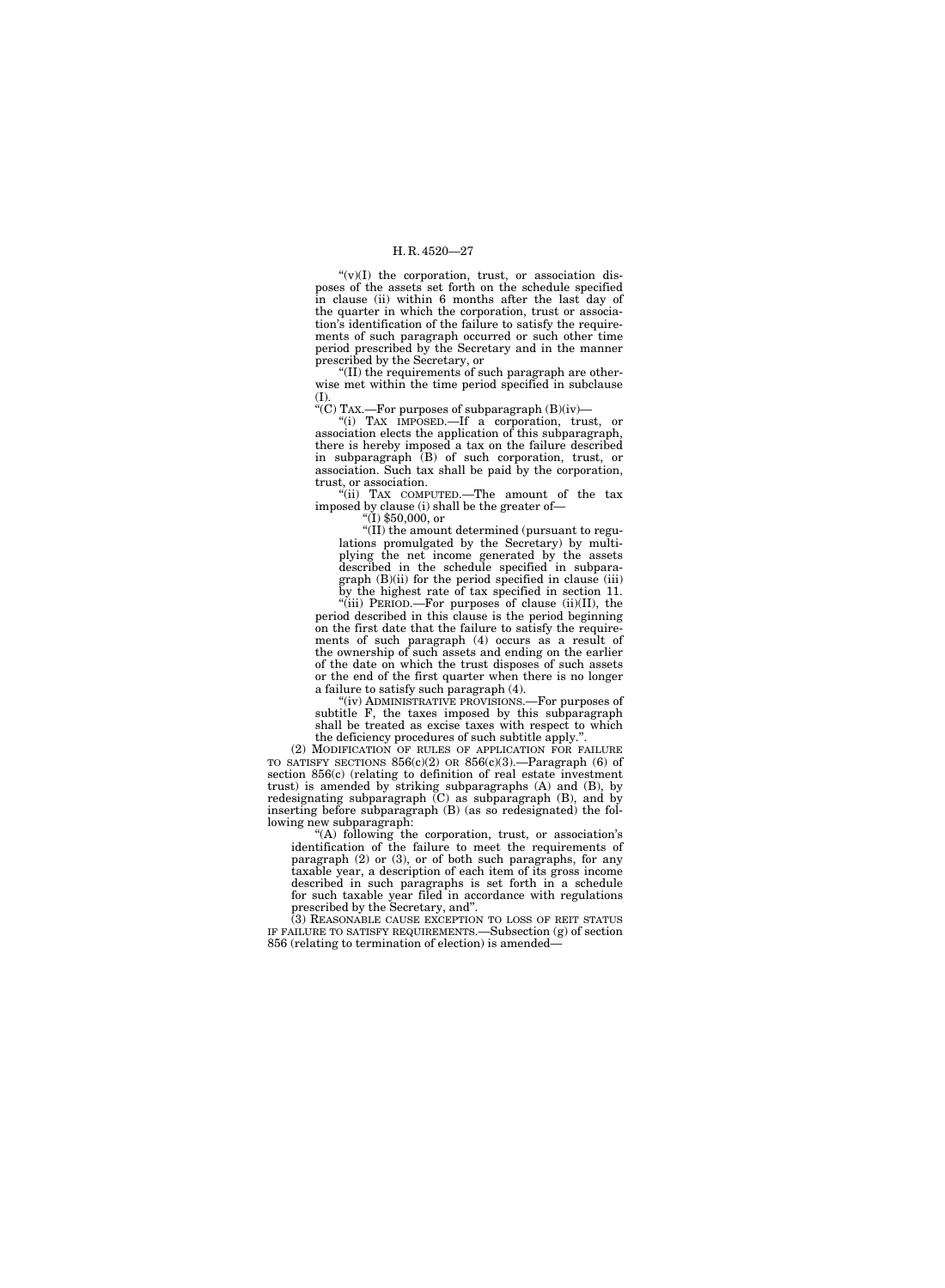"(v)(I) the corporation, trust, or association disposes of the assets set forth on the schedule specified in clause (ii) within 6 months after the last day of the quarter in which the corporation, trust or association's identification of the failure to satisfy the requirements of such paragraph occurred or such other time period prescribed by the Secretary and in the manner prescribed by the Secretary, or

"(II) the requirements of such paragraph are otherwise met within the time period specified in subclause (I).

"(C) TAX.—For purposes of subparagraph (B)(iv)—

"(i) TAX IMPOSED.—If a corporation, trust, or association elects the application of this subparagraph, there is hereby imposed a tax on the failure described in subparagraph (B) of such corporation, trust, or association. Such tax shall be paid by the corporation, trust, or association.

"(ii) TAX COMPUTED.—The amount of the tax imposed by clause (i) shall be the greater of—

"(I) $50,000, or

"(II) the amount determined (pursuant to regulations promulgated by the Secretary) by multiplying the net income generated by the assets described in the schedule specified in subparagraph (B)(ii) for the period specified in clause (iii) by the highest rate of tax specified in section 11.

"(iii) PERIOD.—For purposes of clause (ii)(II), the period described in this clause is the period beginning on the first date that the failure to satisfy the requirements of such paragraph (4) occurs as a result of the ownership of such assets and ending on the earlier of the date on which the trust disposes of such assets or the end of the first quarter when there is no longer a failure to satisfy such paragraph (4).

"(iv) ADMINISTRATIVE PROVISIONS.—For purposes of subtitle F, the taxes imposed by this subparagraph shall be treated as excise taxes with respect to which the deficiency procedures of such subtitle apply.".

(2) MODIFICATION OF RULES OF APPLICATION FOR FAILURE TO SATISFY SECTIONS 856(c)(2) OR 856(c)(3).—Paragraph (6) of section 856(c) (relating to definition of real estate investment trust) is amended by striking subparagraphs (A) and (B), by redesignating subparagraph (C) as subparagraph (B), and by inserting before subparagraph (B) (as so redesignated) the following new subparagraph:

"(A) following the corporation, trust, or association's identification of the failure to meet the requirements of paragraph (2) or (3), or of both such paragraphs, for any taxable year, a description of each item of its gross income described in such paragraphs is set forth in a schedule for such taxable year filed in accordance with regulations prescribed by the Secretary, and".

(3) REASONABLE CAUSE EXCEPTION TO LOSS OF REIT STATUS IF FAILURE TO SATISFY REQUIREMENTS.—Subsection (g) of section 856 (relating to termination of election) is amended—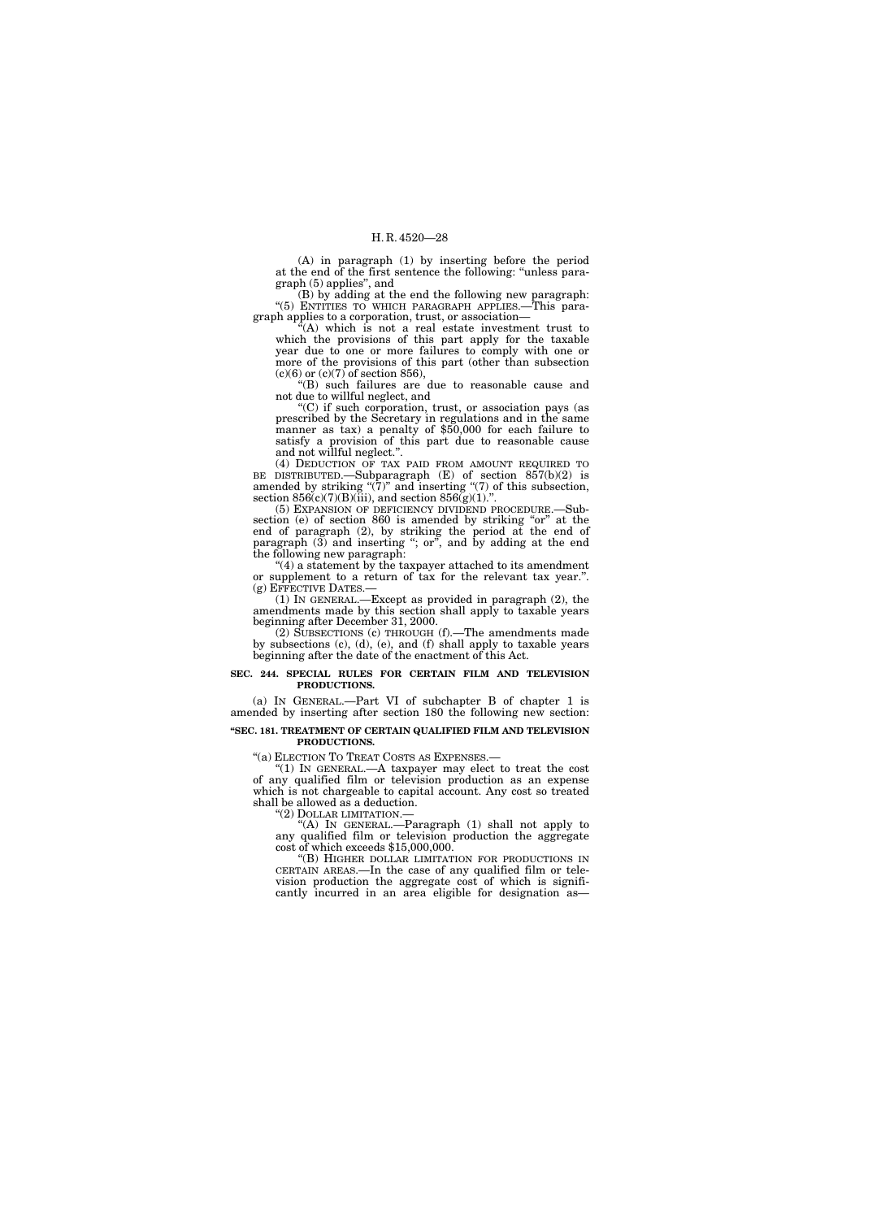(A) in paragraph (1) by inserting before the period at the end of the first sentence the following: "unless paragraph (5) applies", and

(B) by adding at the end the following new paragraph:

"(5) ENTITIES TO WHICH PARAGRAPH APPLIES.—This paragraph applies to a corporation, trust, or association—

"(A) which is not a real estate investment trust to which the provisions of this part apply for the taxable year due to one or more failures to comply with one or more of the provisions of this part (other than subsection (c)(6) or (c)(7) of section 856),

"(B) such failures are due to reasonable cause and not due to willful neglect, and

"(C) if such corporation, trust, or association pays (as prescribed by the Secretary in regulations and in the same manner as tax) a penalty of $50,000 for each failure to satisfy a provision of this part due to reasonable cause and not willful neglect.".

(4) DEDUCTION OF TAX PAID FROM AMOUNT REQUIRED TO BE DISTRIBUTED.—Subparagraph (E) of section 857(b)(2) is amended by striking "(7)" and inserting "(7) of this subsection, section 856(c)(7)(B)(iii), and section 856(g)(1).".

(5) EXPANSION OF DEFICIENCY DIVIDEND PROCEDURE.—Subsection (e) of section 860 is amended by striking "or" at the end of paragraph (2), by striking the period at the end of paragraph (3) and inserting "; or", and by adding at the end the following new paragraph:

"(4) a statement by the taxpayer attached to its amendment or supplement to a return of tax for the relevant tax year.".

(g) EFFECTIVE DATES.—

(1) IN GENERAL.—Except as provided in paragraph (2), the amendments made by this section shall apply to taxable years beginning after December 31, 2000.

(2) SUBSECTIONS (c) THROUGH (f).—The amendments made by subsections (c), (d), (e), and (f) shall apply to taxable years beginning after the date of the enactment of this Act.

**SEC. 244. SPECIAL RULES FOR CERTAIN FILM AND TELEVISION PRODUCTIONS.**

(a) IN GENERAL.—Part VI of subchapter B of chapter 1 is amended by inserting after section 180 the following new section:

**"SEC. 181. TREATMENT OF CERTAIN QUALIFIED FILM AND TELEVISION PRODUCTIONS.**

"(a) ELECTION TO TREAT COSTS AS EXPENSES.—

"(1) IN GENERAL.—A taxpayer may elect to treat the cost of any qualified film or television production as an expense which is not chargeable to capital account. Any cost so treated shall be allowed as a deduction.

"(2) DOLLAR LIMITATION.—

"(A) IN GENERAL.—Paragraph (1) shall not apply to any qualified film or television production the aggregate cost of which exceeds $15,000,000.

"(B) HIGHER DOLLAR LIMITATION FOR PRODUCTIONS IN CERTAIN AREAS.—In the case of any qualified film or television production the aggregate cost of which is significantly incurred in an area eligible for designation as—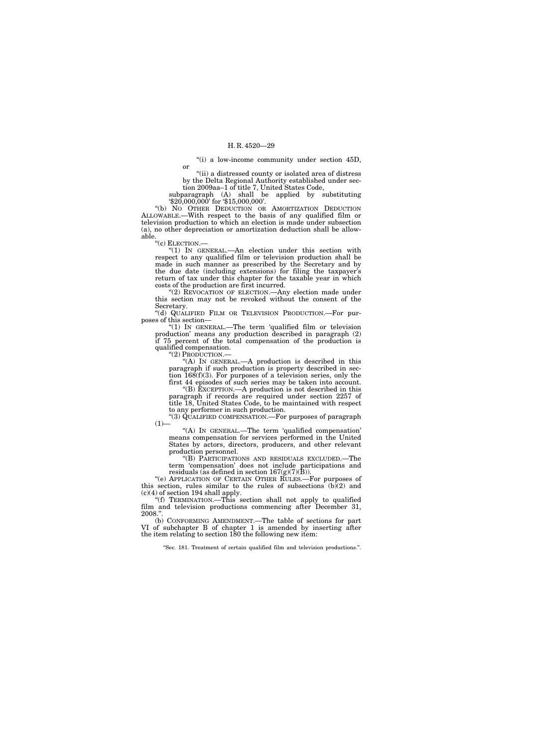"(i) a low-income community under section 45D, or

"(ii) a distressed county or isolated area of distress by the Delta Regional Authority established under section 2009aa–1 of title 7, United States Code,

subparagraph (A) shall be applied by substituting '$20,000,000' for '$15,000,000'.

"(b) NO OTHER DEDUCTION OR AMORTIZATION DEDUCTION ALLOWABLE.—With respect to the basis of any qualified film or television production to which an election is made under subsection (a), no other depreciation or amortization deduction shall be allowable.

"(c) ELECTION.—

"(1) IN GENERAL.—An election under this section with respect to any qualified film or television production shall be made in such manner as prescribed by the Secretary and by the due date (including extensions) for filing the taxpayer's return of tax under this chapter for the taxable year in which costs of the production are first incurred.

"(2) REVOCATION OF ELECTION.—Any election made under this section may not be revoked without the consent of the Secretary.

"(d) QUALIFIED FILM OR TELEVISION PRODUCTION.—For purposes of this section—

"(1) IN GENERAL.—The term 'qualified film or television production' means any production described in paragraph (2) if 75 percent of the total compensation of the production is qualified compensation.

"(2) PRODUCTION.—

"(A) IN GENERAL.—A production is described in this paragraph if such production is property described in section 168(f)(3). For purposes of a television series, only the first 44 episodes of such series may be taken into account.

"(B) EXCEPTION.—A production is not described in this paragraph if records are required under section 2257 of title 18, United States Code, to be maintained with respect to any performer in such production.

"(3) QUALIFIED COMPENSATION.—For purposes of paragraph (1)—

"(A) IN GENERAL.—The term 'qualified compensation' means compensation for services performed in the United States by actors, directors, producers, and other relevant production personnel.

"(B) PARTICIPATIONS AND RESIDUALS EXCLUDED.—The term 'compensation' does not include participations and residuals (as defined in section 167(g)(7)(B)).

"(e) APPLICATION OF CERTAIN OTHER RULES.—For purposes of this section, rules similar to the rules of subsections (b)(2) and (c)(4) of section 194 shall apply.

"(f) TERMINATION.—This section shall not apply to qualified film and television productions commencing after December 31, 2008.".

(b) CONFORMING AMENDMENT.—The table of sections for part VI of subchapter B of chapter 1 is amended by inserting after the item relating to section 180 the following new item:

"Sec. 181. Treatment of certain qualified film and television productions.".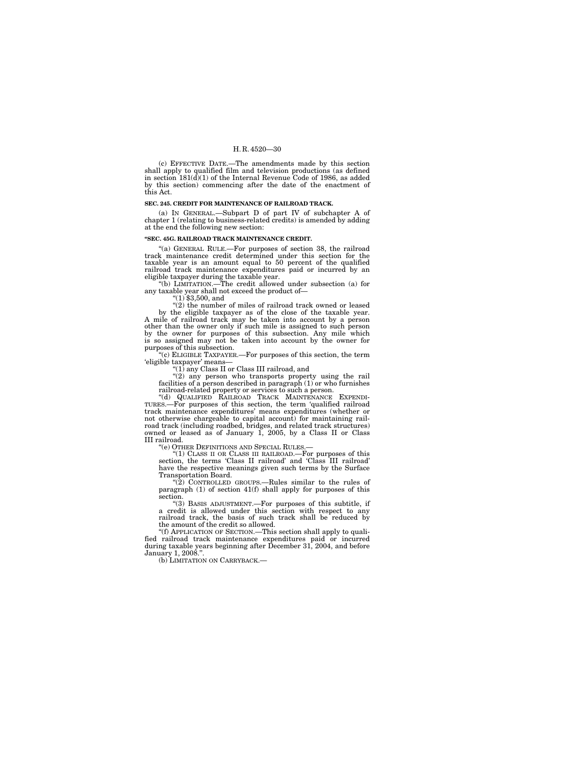(c) EFFECTIVE DATE.—The amendments made by this section shall apply to qualified film and television productions (as defined in section 181(d)(1) of the Internal Revenue Code of 1986, as added by this section) commencing after the date of the enactment of this Act.

**SEC. 245. CREDIT FOR MAINTENANCE OF RAILROAD TRACK.**

(a) IN GENERAL.—Subpart D of part IV of subchapter A of chapter 1 (relating to business-related credits) is amended by adding at the end the following new section:

**"SEC. 45G. RAILROAD TRACK MAINTENANCE CREDIT.**

"(a) GENERAL RULE.—For purposes of section 38, the railroad track maintenance credit determined under this section for the taxable year is an amount equal to 50 percent of the qualified railroad track maintenance expenditures paid or incurred by an eligible taxpayer during the taxable year.

"(b) LIMITATION.—The credit allowed under subsection (a) for any taxable year shall not exceed the product of—

"(1) $3,500, and

"(2) the number of miles of railroad track owned or leased by the eligible taxpayer as of the close of the taxable year.

A mile of railroad track may be taken into account by a person other than the owner only if such mile is assigned to such person by the owner for purposes of this subsection. Any mile which is so assigned may not be taken into account by the owner for purposes of this subsection.

"(c) ELIGIBLE TAXPAYER.—For purposes of this section, the term 'eligible taxpayer' means—

"(1) any Class II or Class III railroad, and

"(2) any person who transports property using the rail facilities of a person described in paragraph (1) or who furnishes railroad-related property or services to such a person.

"(d) QUALIFIED RAILROAD TRACK MAINTENANCE EXPENDITURES.—For purposes of this section, the term 'qualified railroad track maintenance expenditures' means expenditures (whether or not otherwise chargeable to capital account) for maintaining railroad track (including roadbed, bridges, and related track structures) owned or leased as of January 1, 2005, by a Class II or Class III railroad.

"(e) OTHER DEFINITIONS AND SPECIAL RULES.—

"(1) CLASS II OR CLASS III RAILROAD.—For purposes of this section, the terms 'Class II railroad' and 'Class III railroad' have the respective meanings given such terms by the Surface Transportation Board.

"(2) CONTROLLED GROUPS.—Rules similar to the rules of paragraph (1) of section 41(f) shall apply for purposes of this section.

"(3) BASIS ADJUSTMENT.—For purposes of this subtitle, if a credit is allowed under this section with respect to any railroad track, the basis of such track shall be reduced by the amount of the credit so allowed.

"(f) APPLICATION OF SECTION.—This section shall apply to qualified railroad track maintenance expenditures paid or incurred during taxable years beginning after December 31, 2004, and before January 1, 2008.".

(b) LIMITATION ON CARRYBACK.—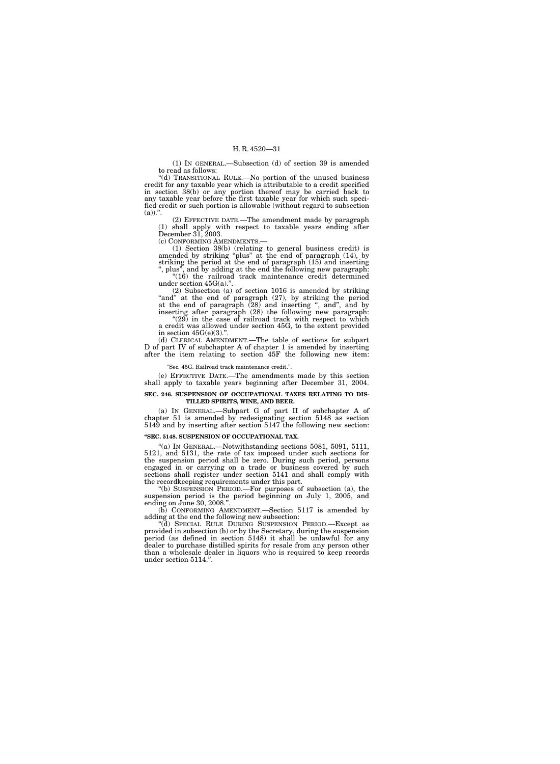(1) IN GENERAL.—Subsection (d) of section 39 is amended to read as follows:

"(d) TRANSITIONAL RULE.—No portion of the unused business credit for any taxable year which is attributable to a credit specified in section 38(b) or any portion thereof may be carried back to any taxable year before the first taxable year for which such specified credit or such portion is allowable (without regard to subsection (a)).".

(2) EFFECTIVE DATE.—The amendment made by paragraph (1) shall apply with respect to taxable years ending after December 31, 2003.

(c) CONFORMING AMENDMENTS.—

(1) Section 38(b) (relating to general business credit) is amended by striking "plus" at the end of paragraph (14), by striking the period at the end of paragraph (15) and inserting ", plus", and by adding at the end the following new paragraph:

"(16) the railroad track maintenance credit determined under section 45G(a).".

(2) Subsection (a) of section 1016 is amended by striking "and" at the end of paragraph (27), by striking the period at the end of paragraph (28) and inserting ", and", and by inserting after paragraph (28) the following new paragraph:

"(29) in the case of railroad track with respect to which a credit was allowed under section 45G, to the extent provided in section 45G(e)(3).".

(d) CLERICAL AMENDMENT.—The table of sections for subpart D of part IV of subchapter A of chapter 1 is amended by inserting after the item relating to section 45F the following new item:

"Sec. 45G. Railroad track maintenance credit.".

(e) EFFECTIVE DATE.—The amendments made by this section shall apply to taxable years beginning after December 31, 2004.

**SEC. 246. SUSPENSION OF OCCUPATIONAL TAXES RELATING TO DISTILLED SPIRITS, WINE, AND BEER.**

(a) IN GENERAL.—Subpart G of part II of subchapter A of chapter 51 is amended by redesignating section 5148 as section 5149 and by inserting after section 5147 the following new section:

**"SEC. 5148. SUSPENSION OF OCCUPATIONAL TAX.**

"(a) IN GENERAL.—Notwithstanding sections 5081, 5091, 5111, 5121, and 5131, the rate of tax imposed under such sections for the suspension period shall be zero. During such period, persons engaged in or carrying on a trade or business covered by such sections shall register under section 5141 and shall comply with the recordkeeping requirements under this part.

"(b) SUSPENSION PERIOD.—For purposes of subsection (a), the suspension period is the period beginning on July 1, 2005, and ending on June 30, 2008.".

(b) CONFORMING AMENDMENT.—Section 5117 is amended by adding at the end the following new subsection:

"(d) SPECIAL RULE DURING SUSPENSION PERIOD.—Except as provided in subsection (b) or by the Secretary, during the suspension period (as defined in section 5148) it shall be unlawful for any dealer to purchase distilled spirits for resale from any person other than a wholesale dealer in liquors who is required to keep records under section 5114.".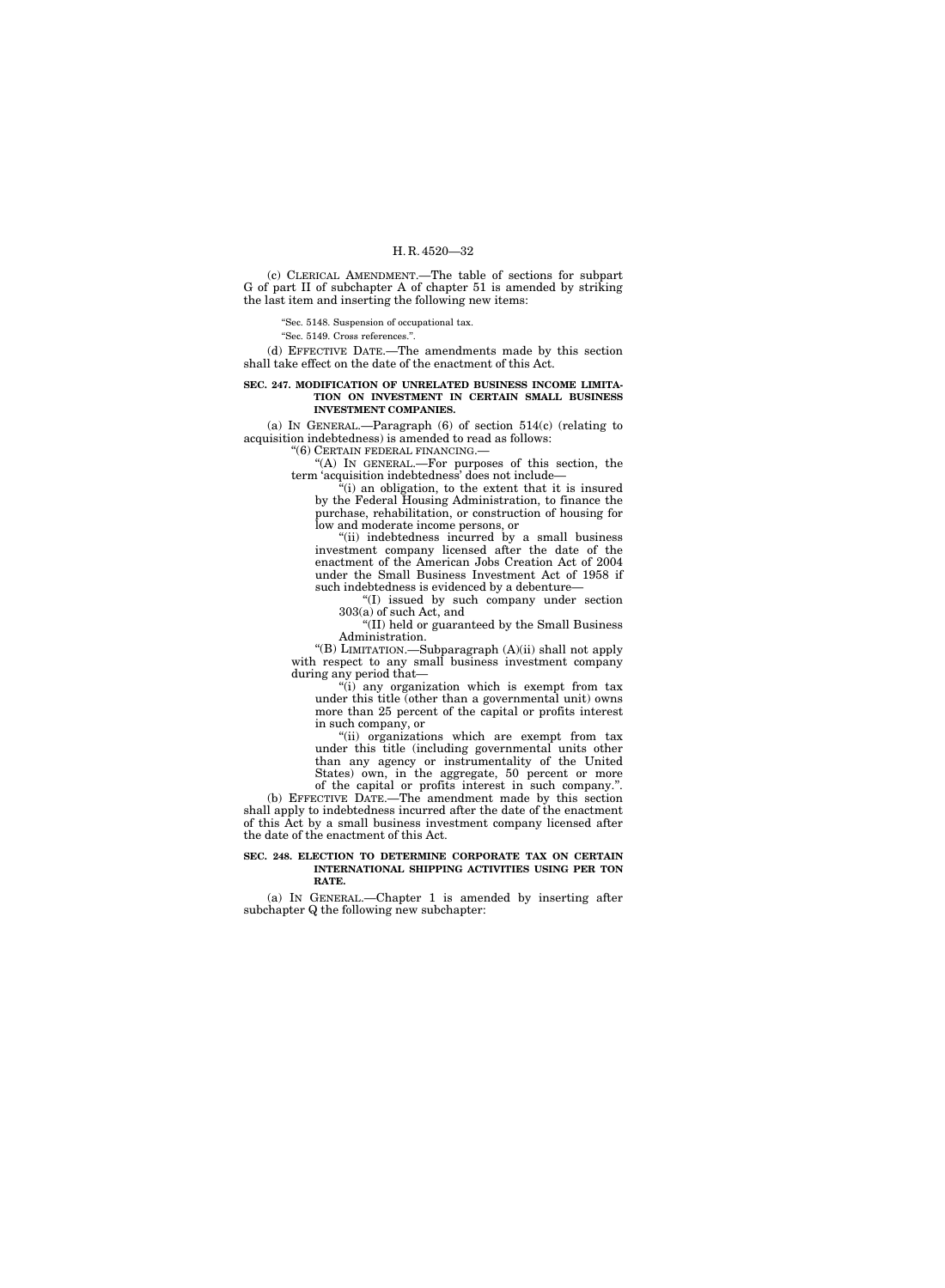(c) CLERICAL AMENDMENT.—The table of sections for subpart G of part II of subchapter A of chapter 51 is amended by striking the last item and inserting the following new items:

"Sec. 5148. Suspension of occupational tax.

"Sec. 5149. Cross references.".

(d) EFFECTIVE DATE.—The amendments made by this section shall take effect on the date of the enactment of this Act.

**SEC. 247. MODIFICATION OF UNRELATED BUSINESS INCOME LIMITATION ON INVESTMENT IN CERTAIN SMALL BUSINESS INVESTMENT COMPANIES.**

(a) IN GENERAL.—Paragraph (6) of section 514(c) (relating to acquisition indebtedness) is amended to read as follows:

"(6) CERTAIN FEDERAL FINANCING.—

"(A) IN GENERAL.—For purposes of this section, the term 'acquisition indebtedness' does not include—

"(i) an obligation, to the extent that it is insured by the Federal Housing Administration, to finance the purchase, rehabilitation, or construction of housing for low and moderate income persons, or

"(ii) indebtedness incurred by a small business investment company licensed after the date of the enactment of the American Jobs Creation Act of 2004 under the Small Business Investment Act of 1958 if such indebtedness is evidenced by a debenture—

"(I) issued by such company under section 303(a) of such Act, and

"(II) held or guaranteed by the Small Business Administration.

"(B) LIMITATION.—Subparagraph (A)(ii) shall not apply with respect to any small business investment company during any period that—

"(i) any organization which is exempt from tax under this title (other than a governmental unit) owns more than 25 percent of the capital or profits interest in such company, or

"(ii) organizations which are exempt from tax under this title (including governmental units other than any agency or instrumentality of the United States) own, in the aggregate, 50 percent or more of the capital or profits interest in such company.".

(b) EFFECTIVE DATE.—The amendment made by this section shall apply to indebtedness incurred after the date of the enactment of this Act by a small business investment company licensed after the date of the enactment of this Act.

**SEC. 248. ELECTION TO DETERMINE CORPORATE TAX ON CERTAIN INTERNATIONAL SHIPPING ACTIVITIES USING PER TON RATE.**

(a) IN GENERAL.—Chapter 1 is amended by inserting after subchapter Q the following new subchapter: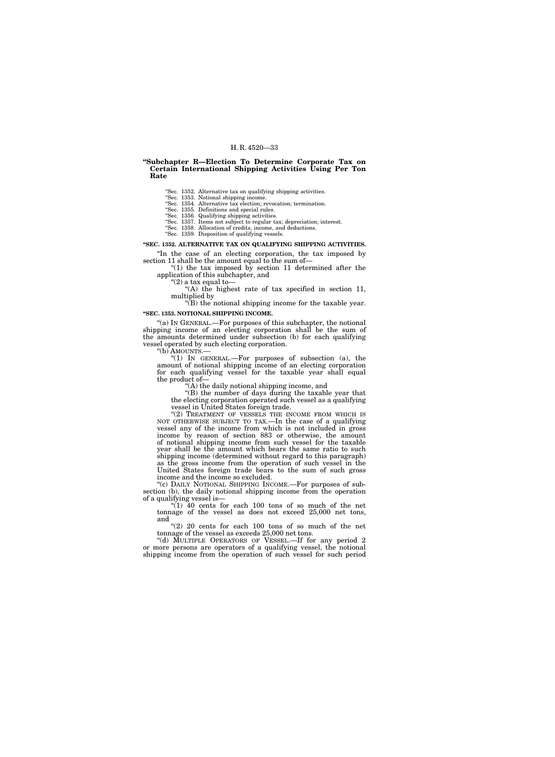## "Subchapter R—Election To Determine Corporate Tax on Certain International Shipping Activities Using Per Ton Rate

"Sec. 1352. Alternative tax on qualifying shipping activities.
"Sec. 1353. Notional shipping income.
"Sec. 1354. Alternative tax election; revocation; termination.
"Sec. 1355. Definitions and special rules.
"Sec. 1356. Qualifying shipping activities.
"Sec. 1357. Items not subject to regular tax; depreciation; interest.
"Sec. 1358. Allocation of credits, income, and deductions.
"Sec. 1359. Disposition of qualifying vessels.

### "SEC. 1352. ALTERNATIVE TAX ON QUALIFYING SHIPPING ACTIVITIES.

"In the case of an electing corporation, the tax imposed by section 11 shall be the amount equal to the sum of—

"(1) the tax imposed by section 11 determined after the application of this subchapter, and

"(2) a tax equal to—

"(A) the highest rate of tax specified in section 11, multiplied by

"(B) the notional shipping income for the taxable year.

### "SEC. 1353. NOTIONAL SHIPPING INCOME.

"(a) IN GENERAL.—For purposes of this subchapter, the notional shipping income of an electing corporation shall be the sum of the amounts determined under subsection (b) for each qualifying vessel operated by such electing corporation.

"(b) AMOUNTS.—

"(1) IN GENERAL.—For purposes of subsection (a), the amount of notional shipping income of an electing corporation for each qualifying vessel for the taxable year shall equal the product of—

"(A) the daily notional shipping income, and

"(B) the number of days during the taxable year that the electing corporation operated such vessel as a qualifying vessel in United States foreign trade.

"(2) TREATMENT OF VESSELS THE INCOME FROM WHICH IS NOT OTHERWISE SUBJECT TO TAX.—In the case of a qualifying vessel any of the income from which is not included in gross income by reason of section 883 or otherwise, the amount of notional shipping income from such vessel for the taxable year shall be the amount which bears the same ratio to such shipping income (determined without regard to this paragraph) as the gross income from the operation of such vessel in the United States foreign trade bears to the sum of such gross income and the income so excluded.

"(c) DAILY NOTIONAL SHIPPING INCOME.—For purposes of subsection (b), the daily notional shipping income from the operation of a qualifying vessel is—

"(1) 40 cents for each 100 tons of so much of the net tonnage of the vessel as does not exceed 25,000 net tons, and

"(2) 20 cents for each 100 tons of so much of the net tonnage of the vessel as exceeds 25,000 net tons.

"(d) MULTIPLE OPERATORS OF VESSEL.—If for any period 2 or more persons are operators of a qualifying vessel, the notional shipping income from the operation of such vessel for such period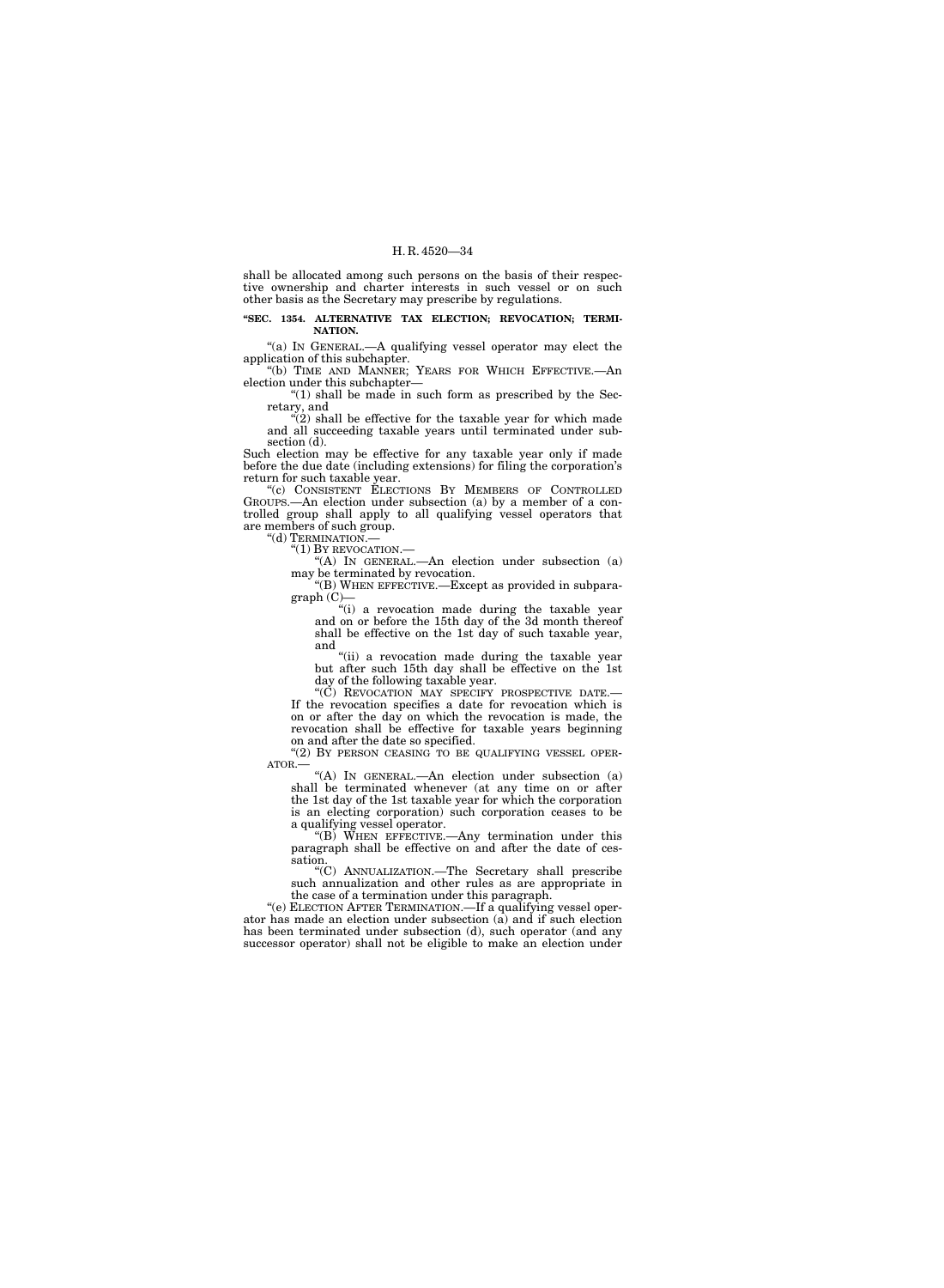shall be allocated among such persons on the basis of their respective ownership and charter interests in such vessel or on such other basis as the Secretary may prescribe by regulations.

**"SEC. 1354. ALTERNATIVE TAX ELECTION; REVOCATION; TERMINATION.**

"(a) IN GENERAL.—A qualifying vessel operator may elect the application of this subchapter.

"(b) TIME AND MANNER; YEARS FOR WHICH EFFECTIVE.—An election under this subchapter—

"(1) shall be made in such form as prescribed by the Secretary, and

"(2) shall be effective for the taxable year for which made and all succeeding taxable years until terminated under subsection (d).

Such election may be effective for any taxable year only if made before the due date (including extensions) for filing the corporation's return for such taxable year.

"(c) CONSISTENT ELECTIONS BY MEMBERS OF CONTROLLED GROUPS.—An election under subsection (a) by a member of a controlled group shall apply to all qualifying vessel operators that are members of such group.

"(d) TERMINATION.—

"(1) BY REVOCATION.—

"(A) IN GENERAL.—An election under subsection (a) may be terminated by revocation.

"(B) WHEN EFFECTIVE.—Except as provided in subparagraph (C)—

"(i) a revocation made during the taxable year and on or before the 15th day of the 3d month thereof shall be effective on the 1st day of such taxable year, and

"(ii) a revocation made during the taxable year but after such 15th day shall be effective on the 1st day of the following taxable year.

"(C) REVOCATION MAY SPECIFY PROSPECTIVE DATE.—If the revocation specifies a date for revocation which is on or after the day on which the revocation is made, the revocation shall be effective for taxable years beginning on and after the date so specified.

"(2) BY PERSON CEASING TO BE QUALIFYING VESSEL OPERATOR.—

"(A) IN GENERAL.—An election under subsection (a) shall be terminated whenever (at any time on or after the 1st day of the 1st taxable year for which the corporation is an electing corporation) such corporation ceases to be a qualifying vessel operator.

"(B) WHEN EFFECTIVE.—Any termination under this paragraph shall be effective on and after the date of cessation.

"(C) ANNUALIZATION.—The Secretary shall prescribe such annualization and other rules as are appropriate in the case of a termination under this paragraph.

"(e) ELECTION AFTER TERMINATION.—If a qualifying vessel operator has made an election under subsection (a) and if such election has been terminated under subsection (d), such operator (and any successor operator) shall not be eligible to make an election under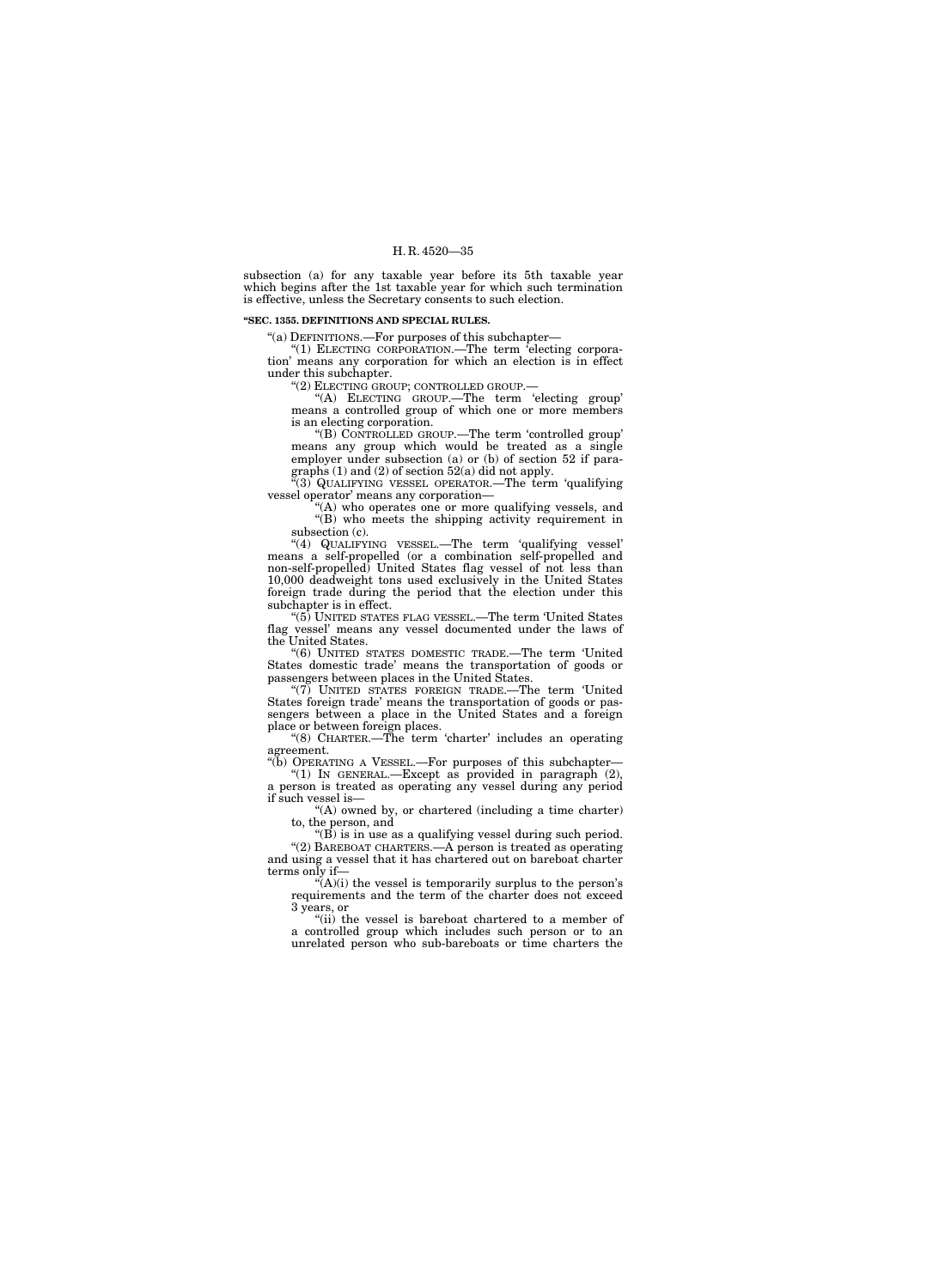subsection (a) for any taxable year before its 5th taxable year which begins after the 1st taxable year for which such termination is effective, unless the Secretary consents to such election.

**"SEC. 1355. DEFINITIONS AND SPECIAL RULES.**

"(a) DEFINITIONS.—For purposes of this subchapter—

"(1) ELECTING CORPORATION.—The term 'electing corporation' means any corporation for which an election is in effect under this subchapter.

"(2) ELECTING GROUP; CONTROLLED GROUP.—

"(A) ELECTING GROUP.—The term 'electing group' means a controlled group of which one or more members is an electing corporation.

"(B) CONTROLLED GROUP.—The term 'controlled group' means any group which would be treated as a single employer under subsection (a) or (b) of section 52 if paragraphs (1) and (2) of section 52(a) did not apply.

"(3) QUALIFYING VESSEL OPERATOR.—The term 'qualifying vessel operator' means any corporation—

"(A) who operates one or more qualifying vessels, and

"(B) who meets the shipping activity requirement in subsection (c).

"(4) QUALIFYING VESSEL.—The term 'qualifying vessel' means a self-propelled (or a combination self-propelled and non-self-propelled) United States flag vessel of not less than 10,000 deadweight tons used exclusively in the United States foreign trade during the period that the election under this subchapter is in effect.

"(5) UNITED STATES FLAG VESSEL.—The term 'United States flag vessel' means any vessel documented under the laws of the United States.

"(6) UNITED STATES DOMESTIC TRADE.—The term 'United States domestic trade' means the transportation of goods or passengers between places in the United States.

"(7) UNITED STATES FOREIGN TRADE.—The term 'United States foreign trade' means the transportation of goods or passengers between a place in the United States and a foreign place or between foreign places.

"(8) CHARTER.—The term 'charter' includes an operating agreement.

"(b) OPERATING A VESSEL.—For purposes of this subchapter—

"(1) IN GENERAL.—Except as provided in paragraph (2), a person is treated as operating any vessel during any period if such vessel is—

"(A) owned by, or chartered (including a time charter) to, the person, and

"(B) is in use as a qualifying vessel during such period.

"(2) BAREBOAT CHARTERS.—A person is treated as operating and using a vessel that it has chartered out on bareboat charter terms only if—

"(A)(i) the vessel is temporarily surplus to the person's requirements and the term of the charter does not exceed 3 years, or

"(ii) the vessel is bareboat chartered to a member of a controlled group which includes such person or to an unrelated person who sub-bareboats or time charters the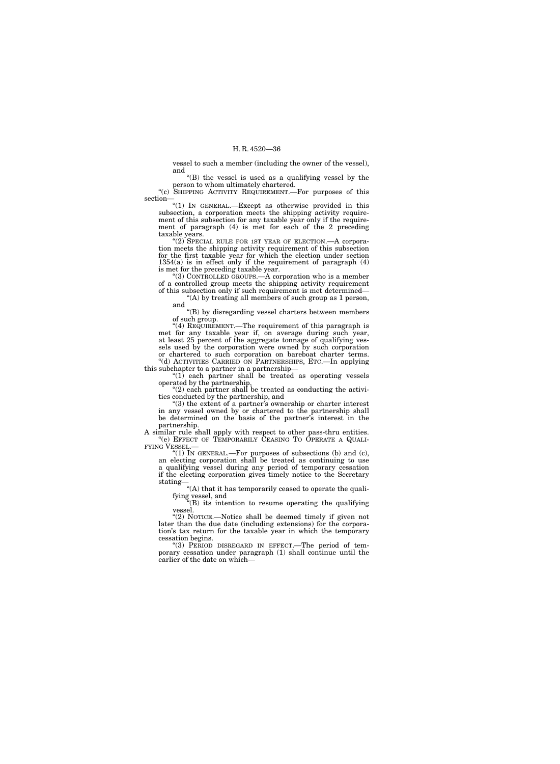vessel to such a member (including the owner of the vessel), and

"(B) the vessel is used as a qualifying vessel by the person to whom ultimately chartered.

"(c) SHIPPING ACTIVITY REQUIREMENT.—For purposes of this section—

"(1) IN GENERAL.—Except as otherwise provided in this subsection, a corporation meets the shipping activity requirement of this subsection for any taxable year only if the requirement of paragraph (4) is met for each of the 2 preceding taxable years.

"(2) SPECIAL RULE FOR 1ST YEAR OF ELECTION.—A corporation meets the shipping activity requirement of this subsection for the first taxable year for which the election under section 1354(a) is in effect only if the requirement of paragraph (4) is met for the preceding taxable year.

"(3) CONTROLLED GROUPS.—A corporation who is a member of a controlled group meets the shipping activity requirement of this subsection only if such requirement is met determined—

"(A) by treating all members of such group as 1 person, and

"(B) by disregarding vessel charters between members of such group.

"(4) REQUIREMENT.—The requirement of this paragraph is met for any taxable year if, on average during such year, at least 25 percent of the aggregate tonnage of qualifying vessels used by the corporation were owned by such corporation or chartered to such corporation on bareboat charter terms.

"(d) ACTIVITIES CARRIED ON PARTNERSHIPS, ETC.—In applying this subchapter to a partner in a partnership—

"(1) each partner shall be treated as operating vessels operated by the partnership,

"(2) each partner shall be treated as conducting the activities conducted by the partnership, and

"(3) the extent of a partner's ownership or charter interest in any vessel owned by or chartered to the partnership shall be determined on the basis of the partner's interest in the partnership.

A similar rule shall apply with respect to other pass-thru entities.

"(e) EFFECT OF TEMPORARILY CEASING TO OPERATE A QUALIFYING VESSEL.—

"(1) IN GENERAL.—For purposes of subsections (b) and (c), an electing corporation shall be treated as continuing to use a qualifying vessel during any period of temporary cessation if the electing corporation gives timely notice to the Secretary stating—

"(A) that it has temporarily ceased to operate the qualifying vessel, and

"(B) its intention to resume operating the qualifying vessel.

"(2) NOTICE.—Notice shall be deemed timely if given not later than the due date (including extensions) for the corporation's tax return for the taxable year in which the temporary cessation begins.

"(3) PERIOD DISREGARD IN EFFECT.—The period of temporary cessation under paragraph (1) shall continue until the earlier of the date on which—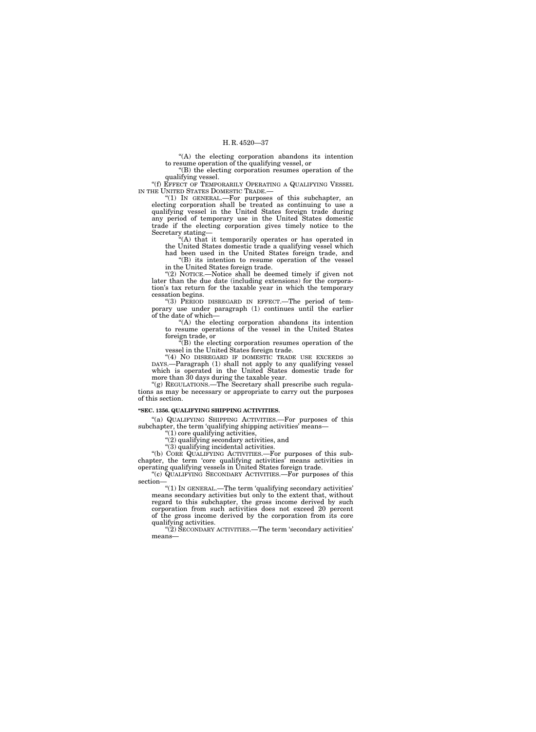"(A) the electing corporation abandons its intention to resume operation of the qualifying vessel, or

"(B) the electing corporation resumes operation of the qualifying vessel.

"(f) EFFECT OF TEMPORARILY OPERATING A QUALIFYING VESSEL IN THE UNITED STATES DOMESTIC TRADE.—

"(1) IN GENERAL.—For purposes of this subchapter, an electing corporation shall be treated as continuing to use a qualifying vessel in the United States foreign trade during any period of temporary use in the United States domestic trade if the electing corporation gives timely notice to the Secretary stating—

"(A) that it temporarily operates or has operated in the United States domestic trade a qualifying vessel which had been used in the United States foreign trade, and

"(B) its intention to resume operation of the vessel in the United States foreign trade.

"(2) NOTICE.—Notice shall be deemed timely if given not later than the due date (including extensions) for the corporation's tax return for the taxable year in which the temporary cessation begins.

"(3) PERIOD DISREGARD IN EFFECT.—The period of temporary use under paragraph (1) continues until the earlier of the date of which—

"(A) the electing corporation abandons its intention to resume operations of the vessel in the United States foreign trade, or

"(B) the electing corporation resumes operation of the vessel in the United States foreign trade.

"(4) NO DISREGARD IF DOMESTIC TRADE USE EXCEEDS 30 DAYS.—Paragraph (1) shall not apply to any qualifying vessel which is operated in the United States domestic trade for more than 30 days during the taxable year.

"(g) REGULATIONS.—The Secretary shall prescribe such regulations as may be necessary or appropriate to carry out the purposes of this section.

**"SEC. 1356. QUALIFYING SHIPPING ACTIVITIES.**

"(a) QUALIFYING SHIPPING ACTIVITIES.—For purposes of this subchapter, the term 'qualifying shipping activities' means—

"(1) core qualifying activities,

"(2) qualifying secondary activities, and

"(3) qualifying incidental activities.

"(b) CORE QUALIFYING ACTIVITIES.—For purposes of this subchapter, the term 'core qualifying activities' means activities in operating qualifying vessels in United States foreign trade.

"(c) QUALIFYING SECONDARY ACTIVITIES.—For purposes of this section—

"(1) IN GENERAL.—The term 'qualifying secondary activities' means secondary activities but only to the extent that, without regard to this subchapter, the gross income derived by such corporation from such activities does not exceed 20 percent of the gross income derived by the corporation from its core qualifying activities.

"(2) SECONDARY ACTIVITIES.—The term 'secondary activities' means—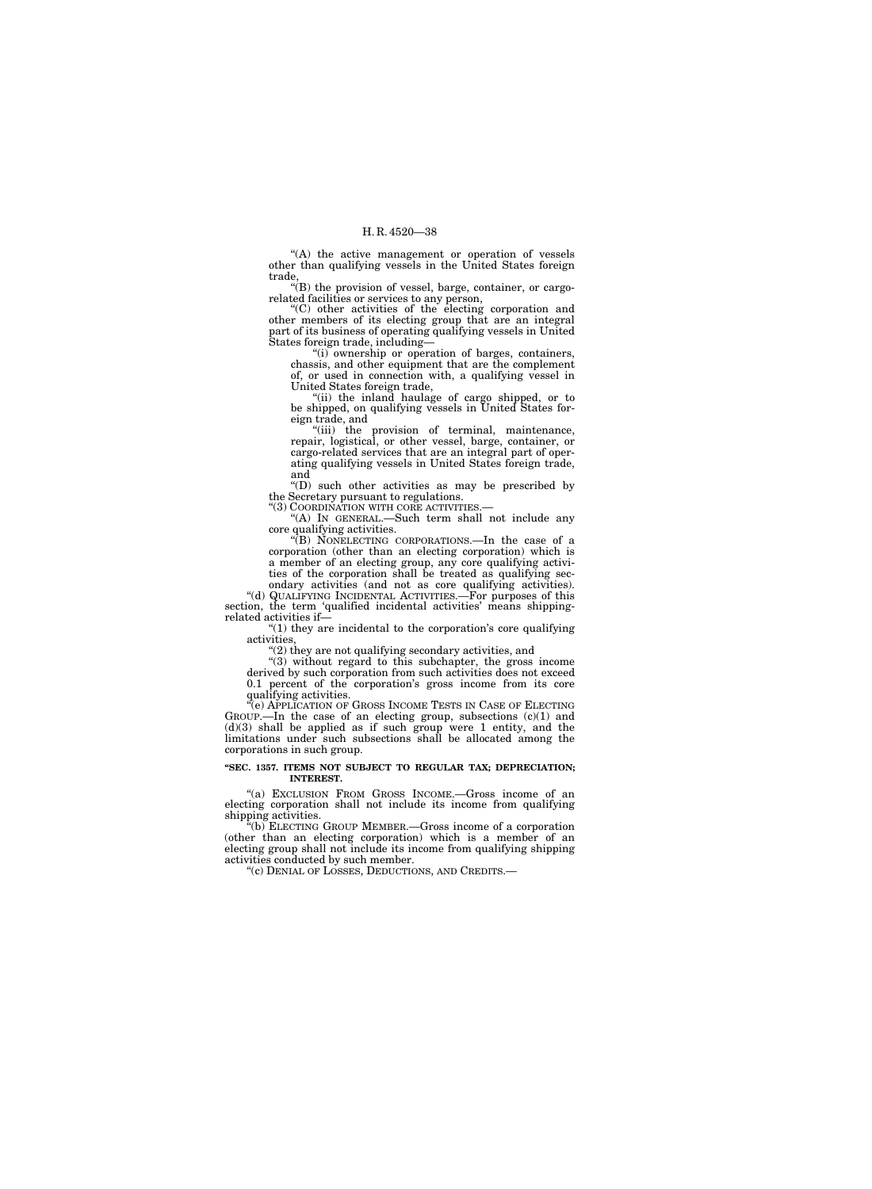"(A) the active management or operation of vessels other than qualifying vessels in the United States foreign trade,

"(B) the provision of vessel, barge, container, or cargo-related facilities or services to any person,

"(C) other activities of the electing corporation and other members of its electing group that are an integral part of its business of operating qualifying vessels in United States foreign trade, including—

"(i) ownership or operation of barges, containers, chassis, and other equipment that are the complement of, or used in connection with, a qualifying vessel in United States foreign trade,

"(ii) the inland haulage of cargo shipped, or to be shipped, on qualifying vessels in United States foreign trade, and

"(iii) the provision of terminal, maintenance, repair, logistical, or other vessel, barge, container, or cargo-related services that are an integral part of operating qualifying vessels in United States foreign trade, and

"(D) such other activities as may be prescribed by the Secretary pursuant to regulations.

"(3) COORDINATION WITH CORE ACTIVITIES.—

"(A) IN GENERAL.—Such term shall not include any core qualifying activities.

"(B) NONELECTING CORPORATIONS.—In the case of a corporation (other than an electing corporation) which is a member of an electing group, any core qualifying activities of the corporation shall be treated as qualifying secondary activities (and not as core qualifying activities).

"(d) QUALIFYING INCIDENTAL ACTIVITIES.—For purposes of this section, the term 'qualified incidental activities' means shipping-related activities if—

"(1) they are incidental to the corporation's core qualifying activities,

"(2) they are not qualifying secondary activities, and

"(3) without regard to this subchapter, the gross income derived by such corporation from such activities does not exceed 0.1 percent of the corporation's gross income from its core qualifying activities.

"(e) APPLICATION OF GROSS INCOME TESTS IN CASE OF ELECTING GROUP.—In the case of an electing group, subsections (c)(1) and (d)(3) shall be applied as if such group were 1 entity, and the limitations under such subsections shall be allocated among the corporations in such group.

**"SEC. 1357. ITEMS NOT SUBJECT TO REGULAR TAX; DEPRECIATION; INTEREST.**

"(a) EXCLUSION FROM GROSS INCOME.—Gross income of an electing corporation shall not include its income from qualifying shipping activities.

"(b) ELECTING GROUP MEMBER.—Gross income of a corporation (other than an electing corporation) which is a member of an electing group shall not include its income from qualifying shipping activities conducted by such member.

"(c) DENIAL OF LOSSES, DEDUCTIONS, AND CREDITS.—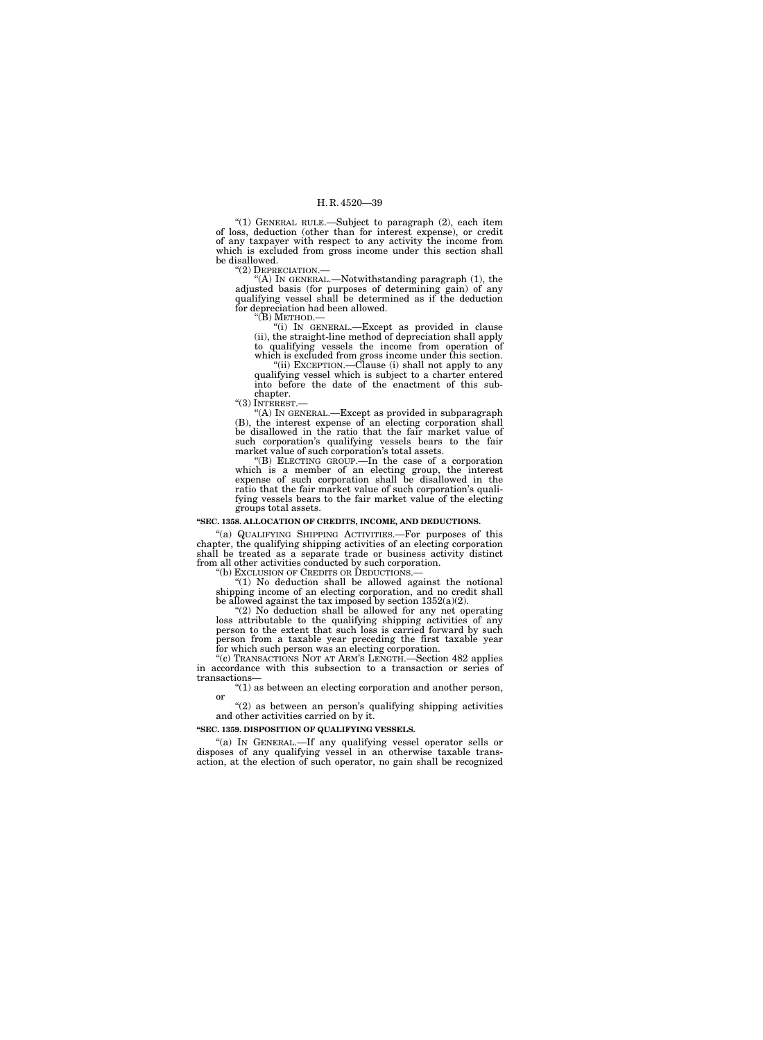"(1) GENERAL RULE.—Subject to paragraph (2), each item of loss, deduction (other than for interest expense), or credit of any taxpayer with respect to any activity the income from which is excluded from gross income under this section shall be disallowed.

"(2) DEPRECIATION.—

"(A) IN GENERAL.—Notwithstanding paragraph (1), the adjusted basis (for purposes of determining gain) of any qualifying vessel shall be determined as if the deduction for depreciation had been allowed.

"(B) METHOD.—

"(i) IN GENERAL.—Except as provided in clause (ii), the straight-line method of depreciation shall apply to qualifying vessels the income from operation of which is excluded from gross income under this section.

"(ii) EXCEPTION.—Clause (i) shall not apply to any qualifying vessel which is subject to a charter entered into before the date of the enactment of this subchapter.

"(3) INTEREST.—

"(A) IN GENERAL.—Except as provided in subparagraph (B), the interest expense of an electing corporation shall be disallowed in the ratio that the fair market value of such corporation's qualifying vessels bears to the fair market value of such corporation's total assets.

"(B) ELECTING GROUP.—In the case of a corporation which is a member of an electing group, the interest expense of such corporation shall be disallowed in the ratio that the fair market value of such corporation's qualifying vessels bears to the fair market value of the electing groups total assets.

**"SEC. 1358. ALLOCATION OF CREDITS, INCOME, AND DEDUCTIONS.**

"(a) QUALIFYING SHIPPING ACTIVITIES.—For purposes of this chapter, the qualifying shipping activities of an electing corporation shall be treated as a separate trade or business activity distinct from all other activities conducted by such corporation.

"(b) EXCLUSION OF CREDITS OR DEDUCTIONS.—

"(1) No deduction shall be allowed against the notional shipping income of an electing corporation, and no credit shall be allowed against the tax imposed by section 1352(a)(2).

"(2) No deduction shall be allowed for any net operating loss attributable to the qualifying shipping activities of any person to the extent that such loss is carried forward by such person from a taxable year preceding the first taxable year for which such person was an electing corporation.

"(c) TRANSACTIONS NOT AT ARM'S LENGTH.—Section 482 applies in accordance with this subsection to a transaction or series of transactions—

"(1) as between an electing corporation and another person, or

"(2) as between an person's qualifying shipping activities and other activities carried on by it.

**"SEC. 1359. DISPOSITION OF QUALIFYING VESSELS.**

"(a) IN GENERAL.—If any qualifying vessel operator sells or disposes of any qualifying vessel in an otherwise taxable transaction, at the election of such operator, no gain shall be recognized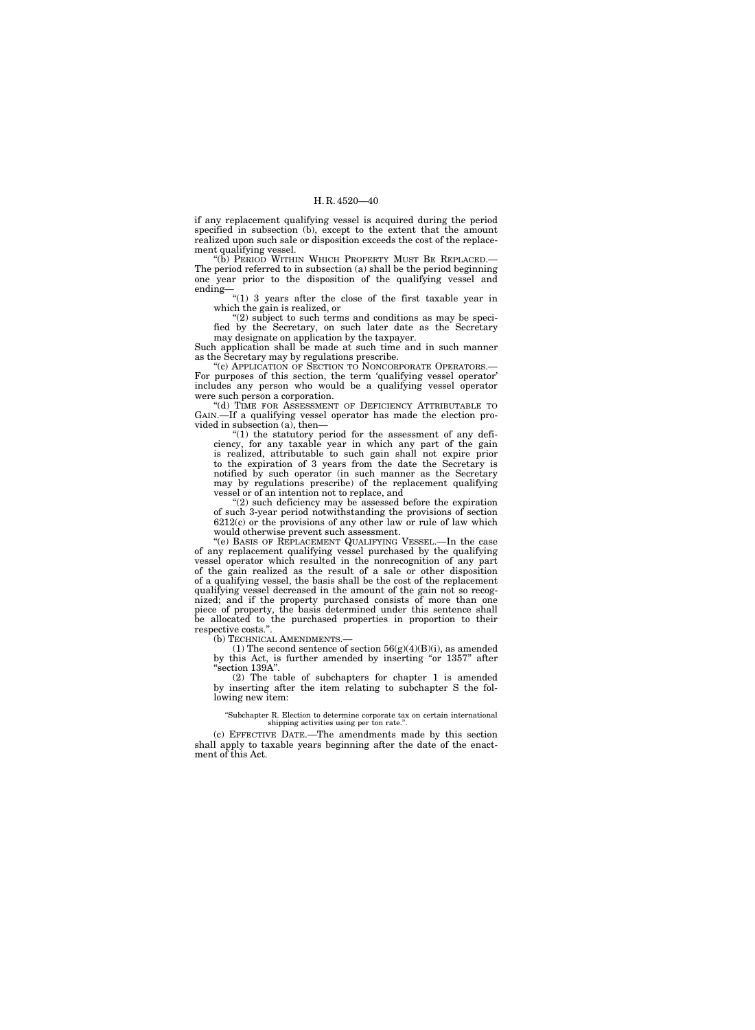if any replacement qualifying vessel is acquired during the period specified in subsection (b), except to the extent that the amount realized upon such sale or disposition exceeds the cost of the replacement qualifying vessel.

"(b) PERIOD WITHIN WHICH PROPERTY MUST BE REPLACED.—The period referred to in subsection (a) shall be the period beginning one year prior to the disposition of the qualifying vessel and ending—

"(1) 3 years after the close of the first taxable year in which the gain is realized, or

"(2) subject to such terms and conditions as may be specified by the Secretary, on such later date as the Secretary may designate on application by the taxpayer.

Such application shall be made at such time and in such manner as the Secretary may by regulations prescribe.

"(c) APPLICATION OF SECTION TO NONCORPORATE OPERATORS.—For purposes of this section, the term 'qualifying vessel operator' includes any person who would be a qualifying vessel operator were such person a corporation.

"(d) TIME FOR ASSESSMENT OF DEFICIENCY ATTRIBUTABLE TO GAIN.—If a qualifying vessel operator has made the election provided in subsection (a), then—

"(1) the statutory period for the assessment of any deficiency, for any taxable year in which any part of the gain is realized, attributable to such gain shall not expire prior to the expiration of 3 years from the date the Secretary is notified by such operator (in such manner as the Secretary may by regulations prescribe) of the replacement qualifying vessel or of an intention not to replace, and

"(2) such deficiency may be assessed before the expiration of such 3-year period notwithstanding the provisions of section 6212(c) or the provisions of any other law or rule of law which would otherwise prevent such assessment.

"(e) BASIS OF REPLACEMENT QUALIFYING VESSEL.—In the case of any replacement qualifying vessel purchased by the qualifying vessel operator which resulted in the nonrecognition of any part of the gain realized as the result of a sale or other disposition of a qualifying vessel, the basis shall be the cost of the replacement qualifying vessel decreased in the amount of the gain not so recognized; and if the property purchased consists of more than one piece of property, the basis determined under this sentence shall be allocated to the purchased properties in proportion to their respective costs.".

(b) TECHNICAL AMENDMENTS.—

(1) The second sentence of section 56(g)(4)(B)(i), as amended by this Act, is further amended by inserting "or 1357" after "section 139A".

(2) The table of subchapters for chapter 1 is amended by inserting after the item relating to subchapter S the following new item:

"Subchapter R. Election to determine corporate tax on certain international shipping activities using per ton rate.".

(c) EFFECTIVE DATE.—The amendments made by this section shall apply to taxable years beginning after the date of the enactment of this Act.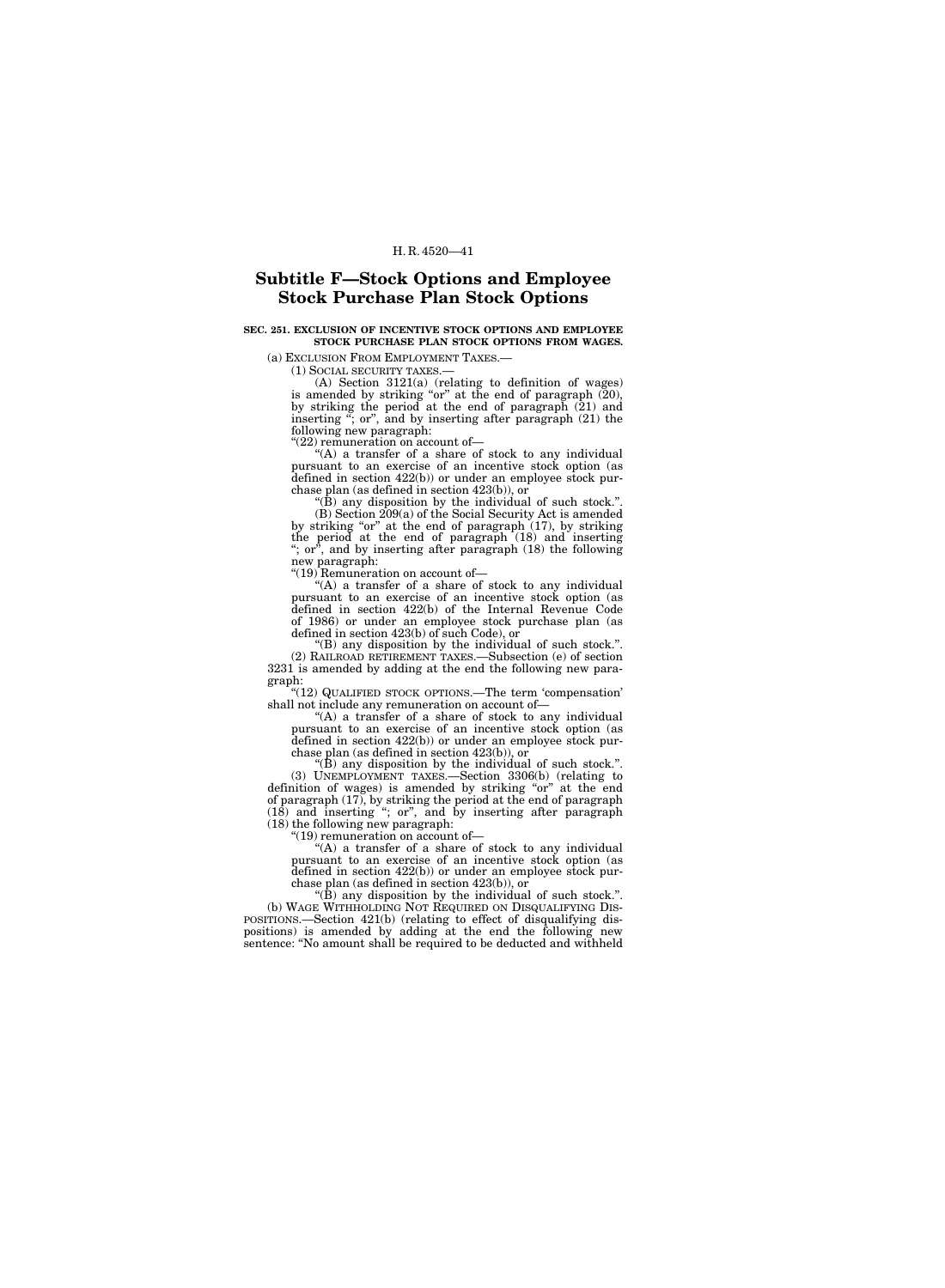# Subtitle F—Stock Options and Employee Stock Purchase Plan Stock Options

**SEC. 251. EXCLUSION OF INCENTIVE STOCK OPTIONS AND EMPLOYEE STOCK PURCHASE PLAN STOCK OPTIONS FROM WAGES.**

(a) EXCLUSION FROM EMPLOYMENT TAXES.—

(1) SOCIAL SECURITY TAXES.—

(A) Section 3121(a) (relating to definition of wages) is amended by striking "or" at the end of paragraph (20), by striking the period at the end of paragraph (21) and inserting "; or", and by inserting after paragraph (21) the following new paragraph:

"(22) remuneration on account of—

"(A) a transfer of a share of stock to any individual pursuant to an exercise of an incentive stock option (as defined in section 422(b)) or under an employee stock purchase plan (as defined in section 423(b)), or

"(B) any disposition by the individual of such stock.".

(B) Section 209(a) of the Social Security Act is amended by striking "or" at the end of paragraph (17), by striking the period at the end of paragraph (18) and inserting "; or", and by inserting after paragraph (18) the following new paragraph:

"(19) Remuneration on account of—

"(A) a transfer of a share of stock to any individual pursuant to an exercise of an incentive stock option (as defined in section 422(b) of the Internal Revenue Code of 1986) or under an employee stock purchase plan (as defined in section 423(b) of such Code), or

"(B) any disposition by the individual of such stock.".

(2) RAILROAD RETIREMENT TAXES.—Subsection (e) of section 3231 is amended by adding at the end the following new paragraph:

"(12) QUALIFIED STOCK OPTIONS.—The term 'compensation' shall not include any remuneration on account of—

"(A) a transfer of a share of stock to any individual pursuant to an exercise of an incentive stock option (as defined in section 422(b)) or under an employee stock purchase plan (as defined in section 423(b)), or

"(B) any disposition by the individual of such stock.".

(3) UNEMPLOYMENT TAXES.—Section 3306(b) (relating to definition of wages) is amended by striking "or" at the end of paragraph (17), by striking the period at the end of paragraph (18) and inserting "; or", and by inserting after paragraph (18) the following new paragraph:

"(19) remuneration on account of—

"(A) a transfer of a share of stock to any individual pursuant to an exercise of an incentive stock option (as defined in section 422(b)) or under an employee stock purchase plan (as defined in section 423(b)), or

"(B) any disposition by the individual of such stock.".

(b) WAGE WITHHOLDING NOT REQUIRED ON DISQUALIFYING DISPOSITIONS.—Section 421(b) (relating to effect of disqualifying dispositions) is amended by adding at the end the following new sentence: "No amount shall be required to be deducted and withheld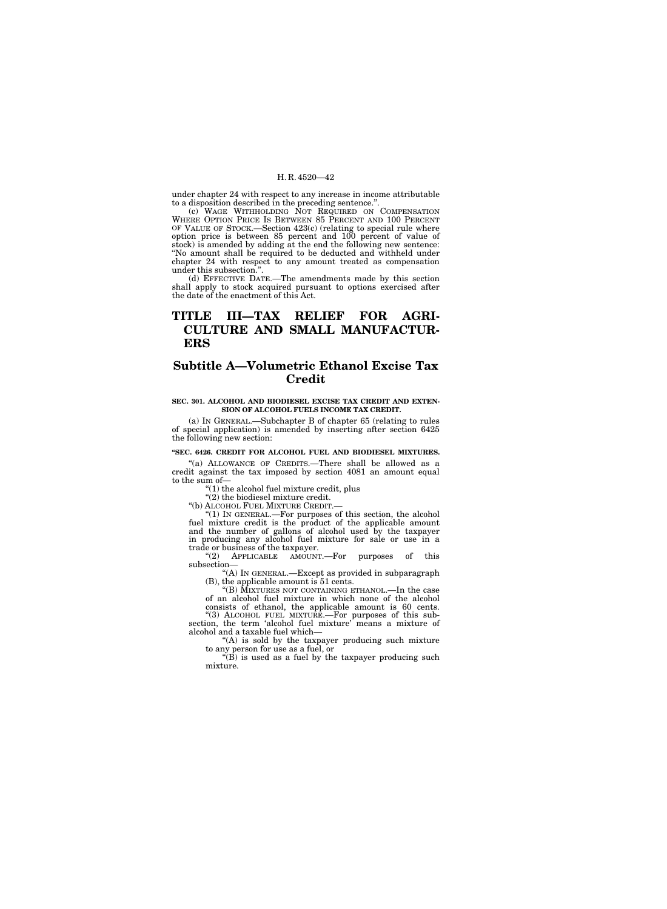under chapter 24 with respect to any increase in income attributable to a disposition described in the preceding sentence.''.

(c) WAGE WITHHOLDING NOT REQUIRED ON COMPENSATION WHERE OPTION PRICE IS BETWEEN 85 PERCENT AND 100 PERCENT OF VALUE OF STOCK.—Section 423(c) (relating to special rule where option price is between 85 percent and 100 percent of value of stock) is amended by adding at the end the following new sentence: ''No amount shall be required to be deducted and withheld under chapter 24 with respect to any amount treated as compensation under this subsection.''.

(d) EFFECTIVE DATE.—The amendments made by this section shall apply to stock acquired pursuant to options exercised after the date of the enactment of this Act.

# TITLE III—TAX RELIEF FOR AGRICULTURE AND SMALL MANUFACTURERS

## Subtitle A—Volumetric Ethanol Excise Tax Credit

**SEC. 301. ALCOHOL AND BIODIESEL EXCISE TAX CREDIT AND EXTENSION OF ALCOHOL FUELS INCOME TAX CREDIT.**

(a) IN GENERAL.—Subchapter B of chapter 65 (relating to rules of special application) is amended by inserting after section 6425 the following new section:

**''SEC. 6426. CREDIT FOR ALCOHOL FUEL AND BIODIESEL MIXTURES.**

''(a) ALLOWANCE OF CREDITS.—There shall be allowed as a credit against the tax imposed by section 4081 an amount equal to the sum of—

''(1) the alcohol fuel mixture credit, plus

''(2) the biodiesel mixture credit.

''(b) ALCOHOL FUEL MIXTURE CREDIT.—

''(1) IN GENERAL.—For purposes of this section, the alcohol fuel mixture credit is the product of the applicable amount and the number of gallons of alcohol used by the taxpayer in producing any alcohol fuel mixture for sale or use in a trade or business of the taxpayer.

''(2) APPLICABLE AMOUNT.—For purposes of this subsection—

''(A) IN GENERAL.—Except as provided in subparagraph (B), the applicable amount is 51 cents.

''(B) MIXTURES NOT CONTAINING ETHANOL.—In the case of an alcohol fuel mixture in which none of the alcohol consists of ethanol, the applicable amount is 60 cents.

''(3) ALCOHOL FUEL MIXTURE.—For purposes of this subsection, the term 'alcohol fuel mixture' means a mixture of alcohol and a taxable fuel which—

''(A) is sold by the taxpayer producing such mixture to any person for use as a fuel, or

''(B) is used as a fuel by the taxpayer producing such mixture.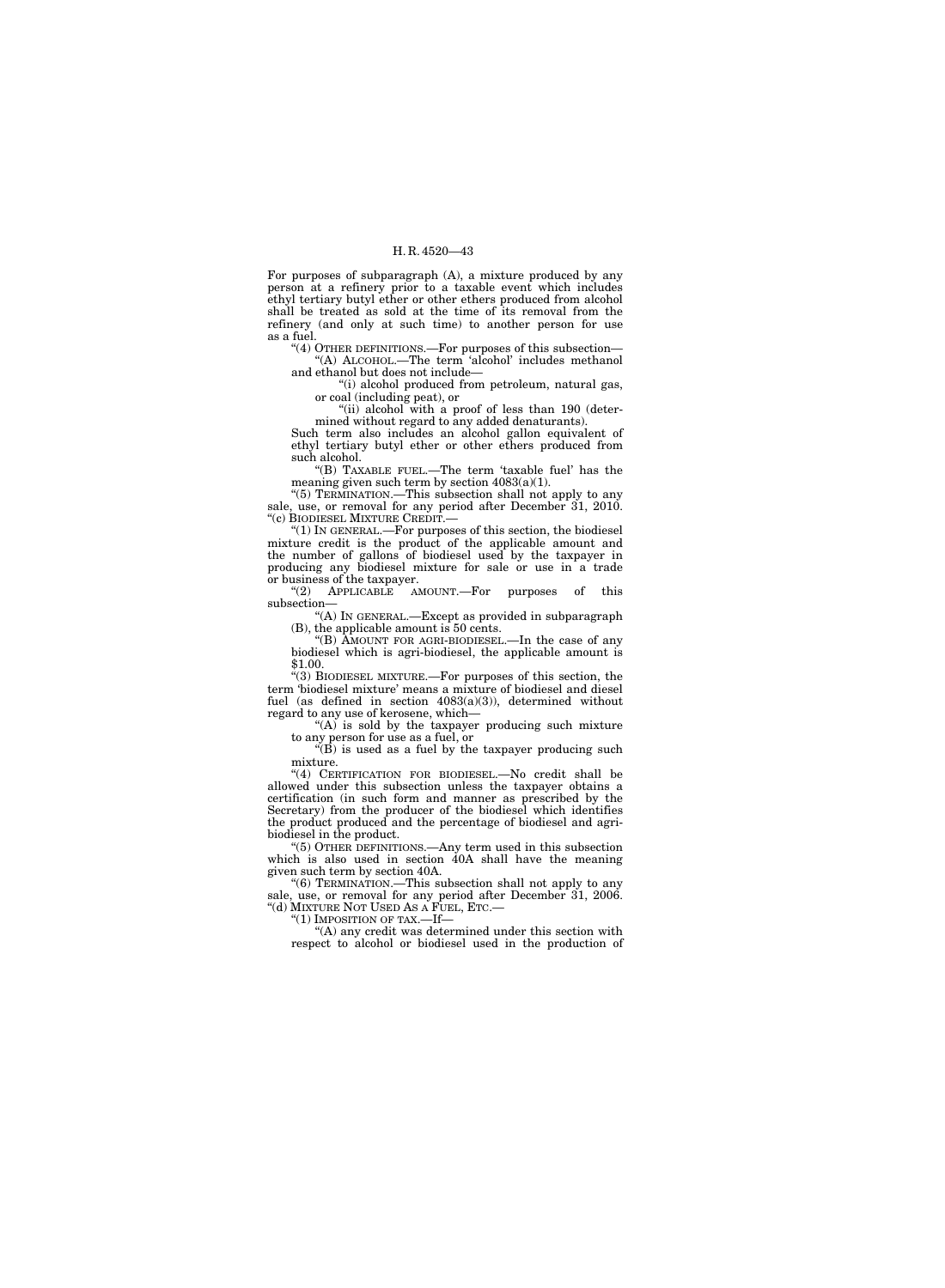For purposes of subparagraph (A), a mixture produced by any person at a refinery prior to a taxable event which includes ethyl tertiary butyl ether or other ethers produced from alcohol shall be treated as sold at the time of its removal from the refinery (and only at such time) to another person for use as a fuel.

"(4) OTHER DEFINITIONS.—For purposes of this subsection—

"(A) ALCOHOL.—The term 'alcohol' includes methanol and ethanol but does not include—

"(i) alcohol produced from petroleum, natural gas, or coal (including peat), or

"(ii) alcohol with a proof of less than 190 (determined without regard to any added denaturants).

Such term also includes an alcohol gallon equivalent of ethyl tertiary butyl ether or other ethers produced from such alcohol.

"(B) TAXABLE FUEL.—The term 'taxable fuel' has the meaning given such term by section 4083(a)(1).

"(5) TERMINATION.—This subsection shall not apply to any sale, use, or removal for any period after December 31, 2010.

"(c) BIODIESEL MIXTURE CREDIT.—

"(1) IN GENERAL.—For purposes of this section, the biodiesel mixture credit is the product of the applicable amount and the number of gallons of biodiesel used by the taxpayer in producing any biodiesel mixture for sale or use in a trade or business of the taxpayer.

"(2) APPLICABLE AMOUNT.—For purposes of this subsection—

"(A) IN GENERAL.—Except as provided in subparagraph (B), the applicable amount is 50 cents.

"(B) AMOUNT FOR AGRI-BIODIESEL.—In the case of any biodiesel which is agri-biodiesel, the applicable amount is $1.00.

"(3) BIODIESEL MIXTURE.—For purposes of this section, the term 'biodiesel mixture' means a mixture of biodiesel and diesel fuel (as defined in section 4083(a)(3)), determined without regard to any use of kerosene, which—

"(A) is sold by the taxpayer producing such mixture to any person for use as a fuel, or

"(B) is used as a fuel by the taxpayer producing such mixture.

"(4) CERTIFICATION FOR BIODIESEL.—No credit shall be allowed under this subsection unless the taxpayer obtains a certification (in such form and manner as prescribed by the Secretary) from the producer of the biodiesel which identifies the product produced and the percentage of biodiesel and agri-biodiesel in the product.

"(5) OTHER DEFINITIONS.—Any term used in this subsection which is also used in section 40A shall have the meaning given such term by section 40A.

"(6) TERMINATION.—This subsection shall not apply to any sale, use, or removal for any period after December 31, 2006.

"(d) MIXTURE NOT USED AS A FUEL, ETC.—

"(1) IMPOSITION OF TAX.—If—

"(A) any credit was determined under this section with respect to alcohol or biodiesel used in the production of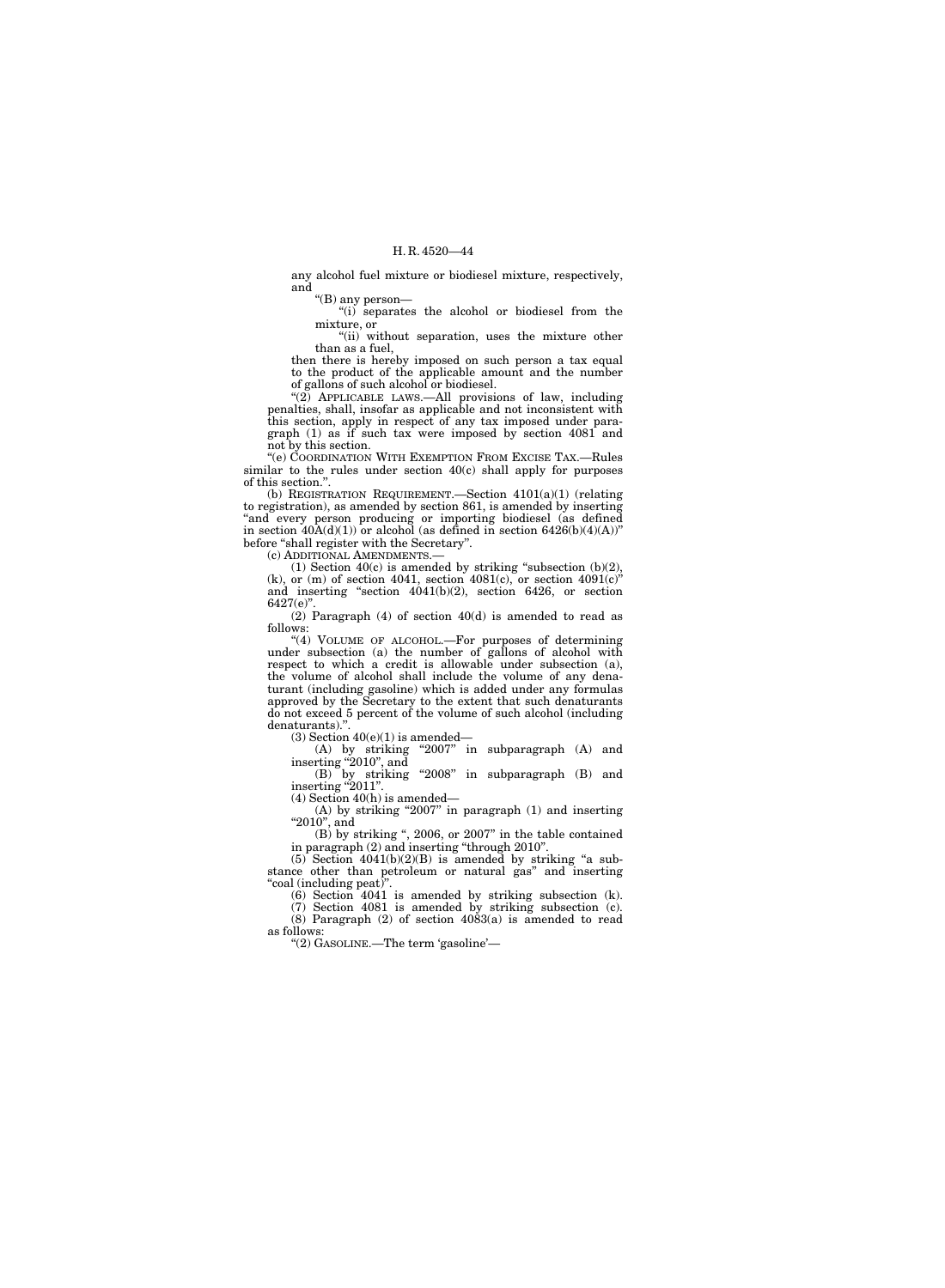any alcohol fuel mixture or biodiesel mixture, respectively, and

"(B) any person—

"(i) separates the alcohol or biodiesel from the mixture, or

"(ii) without separation, uses the mixture other than as a fuel,

then there is hereby imposed on such person a tax equal to the product of the applicable amount and the number of gallons of such alcohol or biodiesel.

"(2) APPLICABLE LAWS.—All provisions of law, including penalties, shall, insofar as applicable and not inconsistent with this section, apply in respect of any tax imposed under paragraph (1) as if such tax were imposed by section 4081 and not by this section.

"(e) COORDINATION WITH EXEMPTION FROM EXCISE TAX.—Rules similar to the rules under section 40(c) shall apply for purposes of this section.".

(b) REGISTRATION REQUIREMENT.—Section 4101(a)(1) (relating to registration), as amended by section 861, is amended by inserting "and every person producing or importing biodiesel (as defined in section 40A(d)(1)) or alcohol (as defined in section 6426(b)(4)(A))" before "shall register with the Secretary".

(c) ADDITIONAL AMENDMENTS.—

(1) Section 40(c) is amended by striking "subsection (b)(2), (k), or (m) of section 4041, section 4081(c), or section 4091(c)" and inserting "section 4041(b)(2), section 6426, or section 6427(e)".

(2) Paragraph (4) of section 40(d) is amended to read as follows:

"(4) VOLUME OF ALCOHOL.—For purposes of determining under subsection (a) the number of gallons of alcohol with respect to which a credit is allowable under subsection (a), the volume of alcohol shall include the volume of any denaturant (including gasoline) which is added under any formulas approved by the Secretary to the extent that such denaturants do not exceed 5 percent of the volume of such alcohol (including denaturants).".

(3) Section 40(e)(1) is amended—

(A) by striking "2007" in subparagraph (A) and inserting "2010", and

(B) by striking "2008" in subparagraph (B) and inserting "2011".

(4) Section 40(h) is amended—

(A) by striking "2007" in paragraph (1) and inserting "2010", and

(B) by striking ", 2006, or 2007" in the table contained in paragraph (2) and inserting "through 2010".

(5) Section 4041(b)(2)(B) is amended by striking "a substance other than petroleum or natural gas" and inserting "coal (including peat)".

(6) Section 4041 is amended by striking subsection (k).

(7) Section 4081 is amended by striking subsection (c).

(8) Paragraph (2) of section 4083(a) is amended to read as follows:

"(2) GASOLINE.—The term 'gasoline'—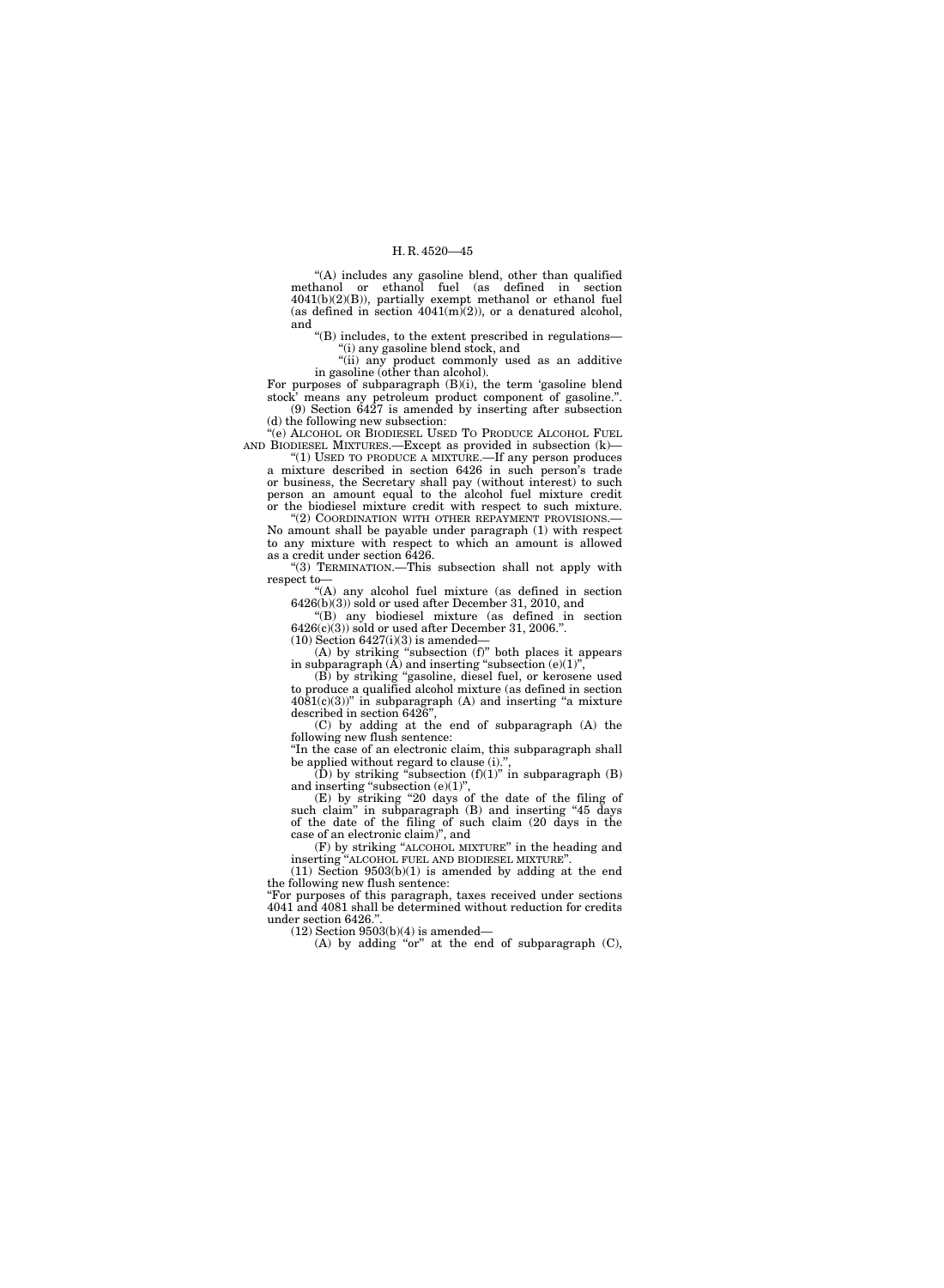"(A) includes any gasoline blend, other than qualified methanol or ethanol fuel (as defined in section 4041(b)(2)(B)), partially exempt methanol or ethanol fuel (as defined in section 4041(m)(2)), or a denatured alcohol, and

"(B) includes, to the extent prescribed in regulations—

"(i) any gasoline blend stock, and

"(ii) any product commonly used as an additive in gasoline (other than alcohol).

For purposes of subparagraph (B)(i), the term 'gasoline blend stock' means any petroleum product component of gasoline.".

(9) Section 6427 is amended by inserting after subsection (d) the following new subsection:

"(e) ALCOHOL OR BIODIESEL USED TO PRODUCE ALCOHOL FUEL AND BIODIESEL MIXTURES.—Except as provided in subsection (k)—

"(1) USED TO PRODUCE A MIXTURE.—If any person produces a mixture described in section 6426 in such person's trade or business, the Secretary shall pay (without interest) to such person an amount equal to the alcohol fuel mixture credit or the biodiesel mixture credit with respect to such mixture.

"(2) COORDINATION WITH OTHER REPAYMENT PROVISIONS.— No amount shall be payable under paragraph (1) with respect to any mixture with respect to which an amount is allowed as a credit under section 6426.

"(3) TERMINATION.—This subsection shall not apply with respect to—

"(A) any alcohol fuel mixture (as defined in section 6426(b)(3)) sold or used after December 31, 2010, and

"(B) any biodiesel mixture (as defined in section 6426(c)(3)) sold or used after December 31, 2006.".

(10) Section 6427(i)(3) is amended—

(A) by striking "subsection (f)" both places it appears in subparagraph (A) and inserting "subsection (e)(1)",

(B) by striking "gasoline, diesel fuel, or kerosene used to produce a qualified alcohol mixture (as defined in section 4081(c)(3))" in subparagraph (A) and inserting "a mixture described in section 6426",

(C) by adding at the end of subparagraph (A) the following new flush sentence:

"In the case of an electronic claim, this subparagraph shall be applied without regard to clause (i).",

(D) by striking "subsection (f)(1)" in subparagraph (B) and inserting "subsection (e)(1)",

(E) by striking "20 days of the date of the filing of such claim" in subparagraph (B) and inserting "45 days of the date of the filing of such claim (20 days in the case of an electronic claim)", and

(F) by striking "ALCOHOL MIXTURE" in the heading and inserting "ALCOHOL FUEL AND BIODIESEL MIXTURE".

(11) Section 9503(b)(1) is amended by adding at the end the following new flush sentence:

"For purposes of this paragraph, taxes received under sections 4041 and 4081 shall be determined without reduction for credits under section 6426.".

(12) Section 9503(b)(4) is amended—

(A) by adding "or" at the end of subparagraph (C),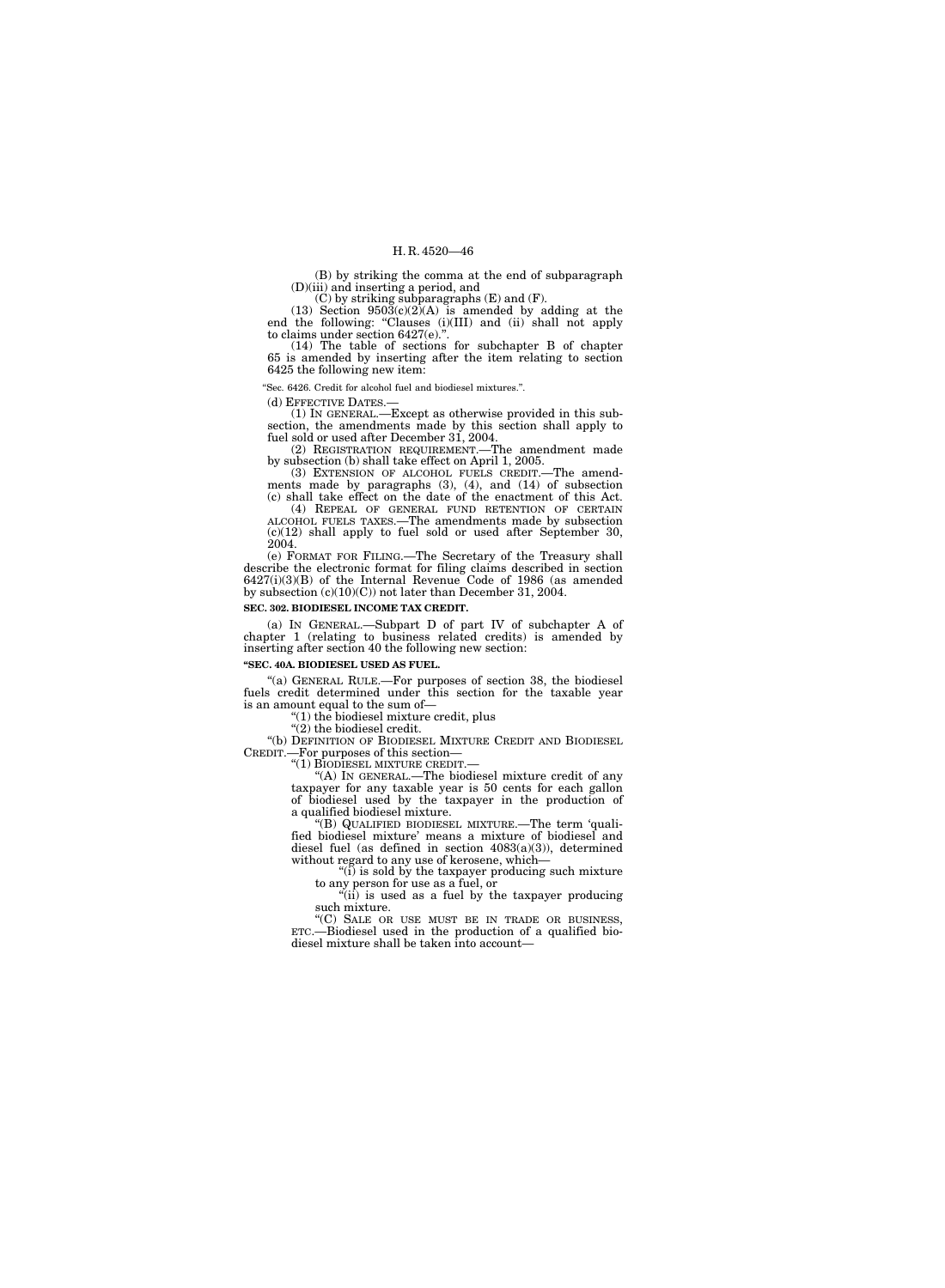(B) by striking the comma at the end of subparagraph (D)(iii) and inserting a period, and

(C) by striking subparagraphs (E) and (F).

(13) Section 9503(c)(2)(A) is amended by adding at the end the following: "Clauses (i)(III) and (ii) shall not apply to claims under section 6427(e).".

(14) The table of sections for subchapter B of chapter 65 is amended by inserting after the item relating to section 6425 the following new item:

"Sec. 6426. Credit for alcohol fuel and biodiesel mixtures.".

(d) EFFECTIVE DATES.—

(1) IN GENERAL.—Except as otherwise provided in this subsection, the amendments made by this section shall apply to fuel sold or used after December 31, 2004.

(2) REGISTRATION REQUIREMENT.—The amendment made by subsection (b) shall take effect on April 1, 2005.

(3) EXTENSION OF ALCOHOL FUELS CREDIT.—The amendments made by paragraphs (3), (4), and (14) of subsection (c) shall take effect on the date of the enactment of this Act.

(4) REPEAL OF GENERAL FUND RETENTION OF CERTAIN ALCOHOL FUELS TAXES.—The amendments made by subsection (c)(12) shall apply to fuel sold or used after September 30, 2004.

(e) FORMAT FOR FILING.—The Secretary of the Treasury shall describe the electronic format for filing claims described in section 6427(i)(3)(B) of the Internal Revenue Code of 1986 (as amended by subsection (c)(10)(C)) not later than December 31, 2004.

**SEC. 302. BIODIESEL INCOME TAX CREDIT.**

(a) IN GENERAL.—Subpart D of part IV of subchapter A of chapter 1 (relating to business related credits) is amended by inserting after section 40 the following new section:

**"SEC. 40A. BIODIESEL USED AS FUEL.**

"(a) GENERAL RULE.—For purposes of section 38, the biodiesel fuels credit determined under this section for the taxable year is an amount equal to the sum of—

"(1) the biodiesel mixture credit, plus

"(2) the biodiesel credit.

"(b) DEFINITION OF BIODIESEL MIXTURE CREDIT AND BIODIESEL CREDIT.—For purposes of this section—

"(1) BIODIESEL MIXTURE CREDIT.—

"(A) IN GENERAL.—The biodiesel mixture credit of any taxpayer for any taxable year is 50 cents for each gallon of biodiesel used by the taxpayer in the production of a qualified biodiesel mixture.

"(B) QUALIFIED BIODIESEL MIXTURE.—The term 'qualified biodiesel mixture' means a mixture of biodiesel and diesel fuel (as defined in section 4083(a)(3)), determined without regard to any use of kerosene, which—

"(i) is sold by the taxpayer producing such mixture to any person for use as a fuel, or

"(ii) is used as a fuel by the taxpayer producing such mixture.

"(C) SALE OR USE MUST BE IN TRADE OR BUSINESS, ETC.—Biodiesel used in the production of a qualified biodiesel mixture shall be taken into account—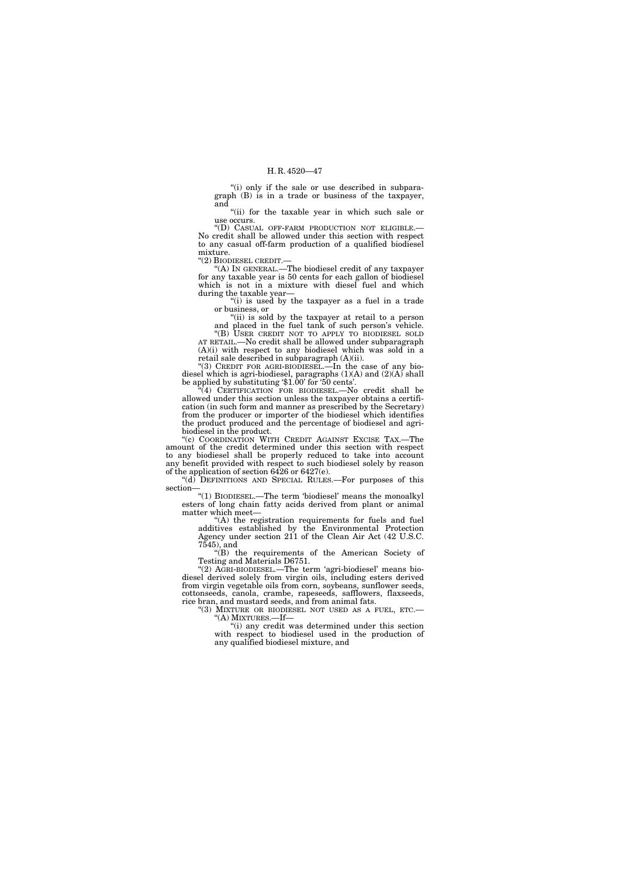"(i) only if the sale or use described in subparagraph (B) is in a trade or business of the taxpayer, and

"(ii) for the taxable year in which such sale or use occurs.

"(D) CASUAL OFF-FARM PRODUCTION NOT ELIGIBLE.—No credit shall be allowed under this section with respect to any casual off-farm production of a qualified biodiesel mixture.

"(2) BIODIESEL CREDIT.—

"(A) IN GENERAL.—The biodiesel credit of any taxpayer for any taxable year is 50 cents for each gallon of biodiesel which is not in a mixture with diesel fuel and which during the taxable year—

"(i) is used by the taxpayer as a fuel in a trade or business, or

"(ii) is sold by the taxpayer at retail to a person and placed in the fuel tank of such person's vehicle.

"(B) USER CREDIT NOT TO APPLY TO BIODIESEL SOLD AT RETAIL.—No credit shall be allowed under subparagraph (A)(i) with respect to any biodiesel which was sold in a retail sale described in subparagraph (A)(ii).

"(3) CREDIT FOR AGRI-BIODIESEL.—In the case of any biodiesel which is agri-biodiesel, paragraphs (1)(A) and (2)(A) shall be applied by substituting '$1.00' for '50 cents'.

"(4) CERTIFICATION FOR BIODIESEL.—No credit shall be allowed under this section unless the taxpayer obtains a certification (in such form and manner as prescribed by the Secretary) from the producer or importer of the biodiesel which identifies the product produced and the percentage of biodiesel and agri-biodiesel in the product.

"(c) COORDINATION WITH CREDIT AGAINST EXCISE TAX.—The amount of the credit determined under this section with respect to any biodiesel shall be properly reduced to take into account any benefit provided with respect to such biodiesel solely by reason of the application of section 6426 or 6427(e).

"(d) DEFINITIONS AND SPECIAL RULES.—For purposes of this section—

"(1) BIODIESEL.—The term 'biodiesel' means the monoalkyl esters of long chain fatty acids derived from plant or animal matter which meet—

"(A) the registration requirements for fuels and fuel additives established by the Environmental Protection Agency under section 211 of the Clean Air Act (42 U.S.C. 7545), and

"(B) the requirements of the American Society of Testing and Materials D6751.

"(2) AGRI-BIODIESEL.—The term 'agri-biodiesel' means biodiesel derived solely from virgin oils, including esters derived from virgin vegetable oils from corn, soybeans, sunflower seeds, cottonseeds, canola, crambe, rapeseeds, safflowers, flaxseeds, rice bran, and mustard seeds, and from animal fats.

"(3) MIXTURE OR BIODIESEL NOT USED AS A FUEL, ETC.—

"(A) MIXTURES.—If—

"(i) any credit was determined under this section with respect to biodiesel used in the production of any qualified biodiesel mixture, and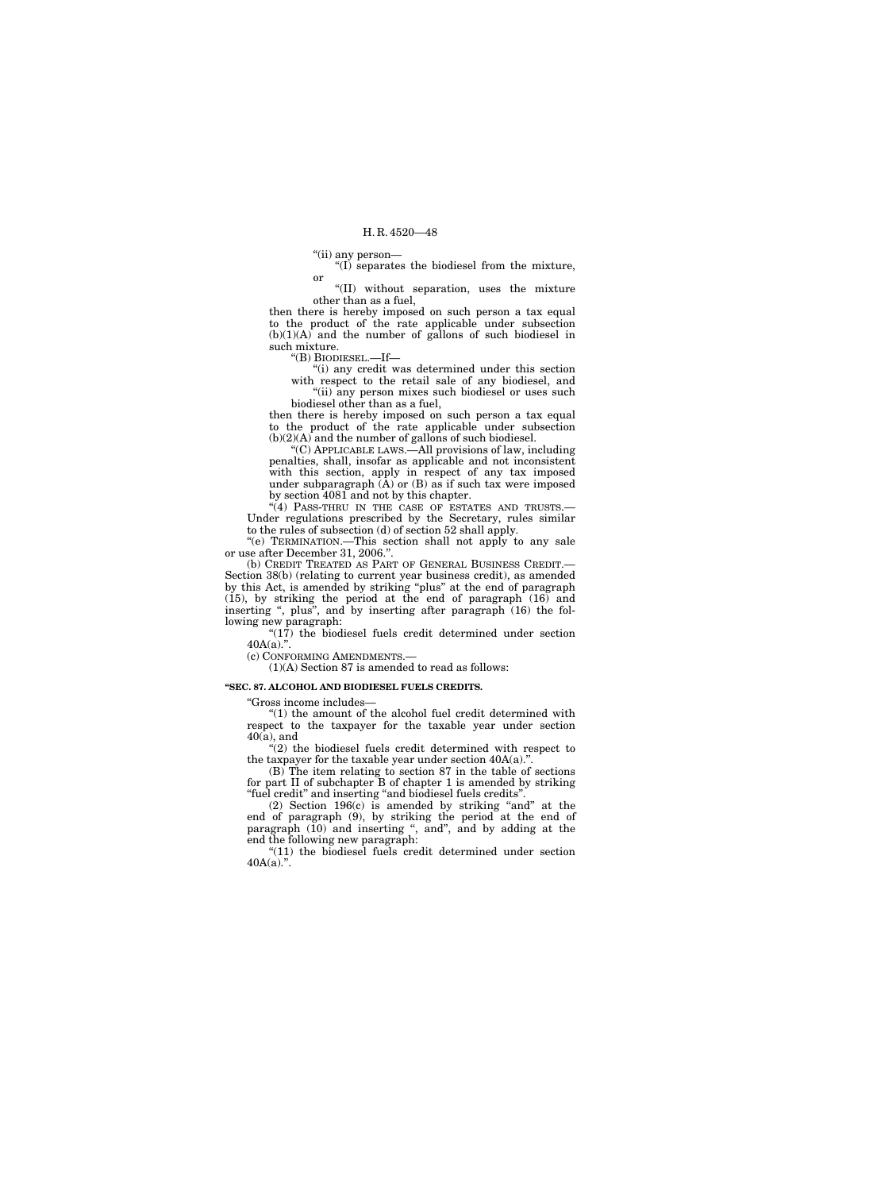"(ii) any person—

"(I) separates the biodiesel from the mixture, or

"(II) without separation, uses the mixture other than as a fuel,

then there is hereby imposed on such person a tax equal to the product of the rate applicable under subsection (b)(1)(A) and the number of gallons of such biodiesel in such mixture.

"(B) BIODIESEL.—If—

"(i) any credit was determined under this section with respect to the retail sale of any biodiesel, and

"(ii) any person mixes such biodiesel or uses such biodiesel other than as a fuel,

then there is hereby imposed on such person a tax equal to the product of the rate applicable under subsection (b)(2)(A) and the number of gallons of such biodiesel.

"(C) APPLICABLE LAWS.—All provisions of law, including penalties, shall, insofar as applicable and not inconsistent with this section, apply in respect of any tax imposed under subparagraph (A) or (B) as if such tax were imposed by section 4081 and not by this chapter.

"(4) PASS-THRU IN THE CASE OF ESTATES AND TRUSTS.— Under regulations prescribed by the Secretary, rules similar to the rules of subsection (d) of section 52 shall apply.

"(e) TERMINATION.—This section shall not apply to any sale or use after December 31, 2006.".

(b) CREDIT TREATED AS PART OF GENERAL BUSINESS CREDIT.— Section 38(b) (relating to current year business credit), as amended by this Act, is amended by striking "plus" at the end of paragraph (15), by striking the period at the end of paragraph (16) and inserting ", plus", and by inserting after paragraph (16) the following new paragraph:

"(17) the biodiesel fuels credit determined under section 40A(a).".

(c) CONFORMING AMENDMENTS.—

(1)(A) Section 87 is amended to read as follows:

**"SEC. 87. ALCOHOL AND BIODIESEL FUELS CREDITS.**

"Gross income includes—

"(1) the amount of the alcohol fuel credit determined with respect to the taxpayer for the taxable year under section 40(a), and

"(2) the biodiesel fuels credit determined with respect to the taxpayer for the taxable year under section 40A(a).".

(B) The item relating to section 87 in the table of sections for part II of subchapter B of chapter 1 is amended by striking "fuel credit" and inserting "and biodiesel fuels credits".

(2) Section 196(c) is amended by striking "and" at the end of paragraph (9), by striking the period at the end of paragraph (10) and inserting ", and", and by adding at the end the following new paragraph:

"(11) the biodiesel fuels credit determined under section 40A(a).".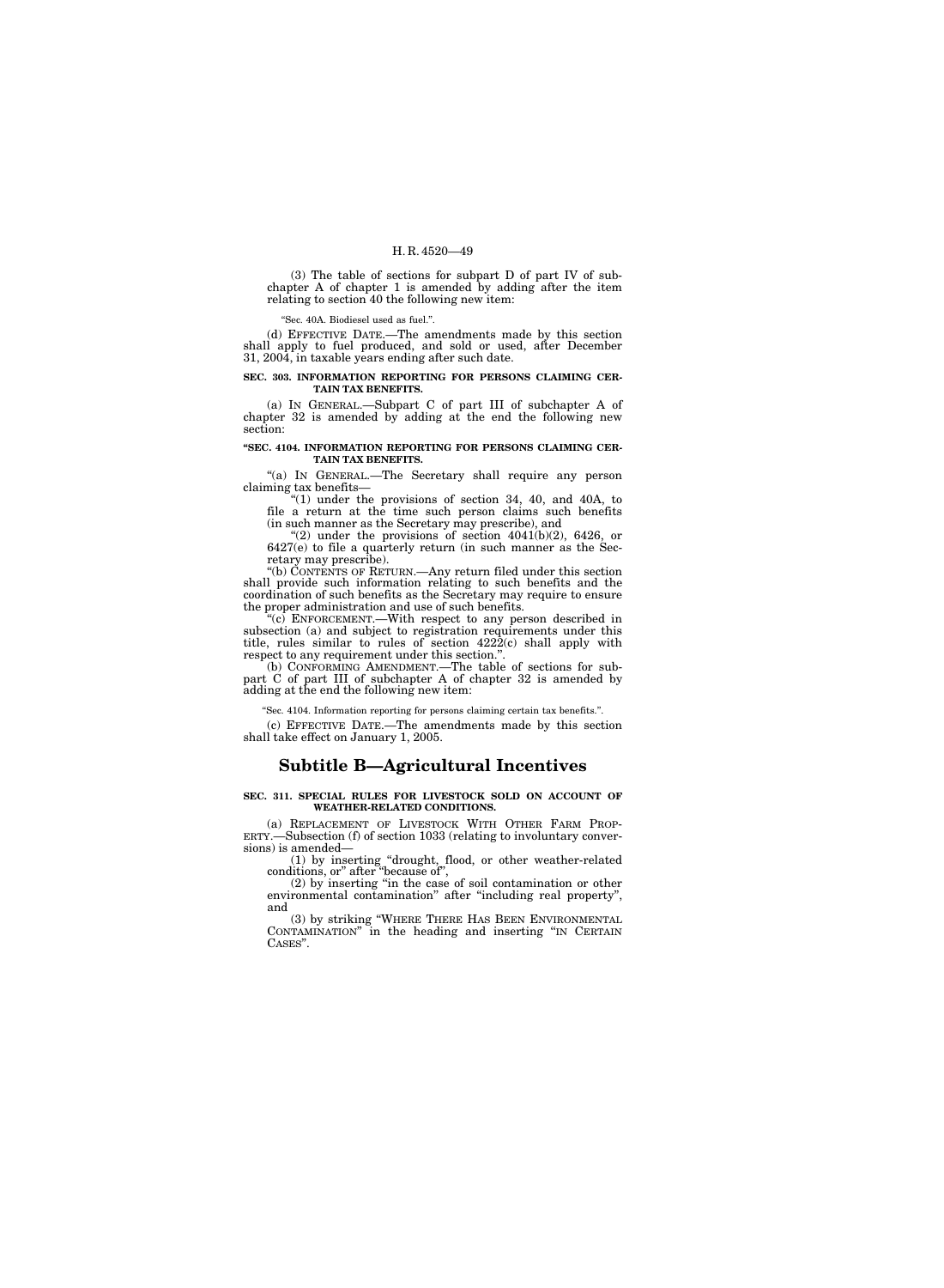(3) The table of sections for subpart D of part IV of subchapter A of chapter 1 is amended by adding after the item relating to section 40 the following new item:

"Sec. 40A. Biodiesel used as fuel.".

(d) EFFECTIVE DATE.—The amendments made by this section shall apply to fuel produced, and sold or used, after December 31, 2004, in taxable years ending after such date.

**SEC. 303. INFORMATION REPORTING FOR PERSONS CLAIMING CERTAIN TAX BENEFITS.**

(a) IN GENERAL.—Subpart C of part III of subchapter A of chapter 32 is amended by adding at the end the following new section:

**"SEC. 4104. INFORMATION REPORTING FOR PERSONS CLAIMING CERTAIN TAX BENEFITS.**

"(a) IN GENERAL.—The Secretary shall require any person claiming tax benefits—

"(1) under the provisions of section 34, 40, and 40A, to file a return at the time such person claims such benefits (in such manner as the Secretary may prescribe), and

"(2) under the provisions of section 4041(b)(2), 6426, or 6427(e) to file a quarterly return (in such manner as the Secretary may prescribe).

"(b) CONTENTS OF RETURN.—Any return filed under this section shall provide such information relating to such benefits and the coordination of such benefits as the Secretary may require to ensure the proper administration and use of such benefits.

"(c) ENFORCEMENT.—With respect to any person described in subsection (a) and subject to registration requirements under this title, rules similar to rules of section 4222(c) shall apply with respect to any requirement under this section.".

(b) CONFORMING AMENDMENT.—The table of sections for subpart C of part III of subchapter A of chapter 32 is amended by adding at the end the following new item:

"Sec. 4104. Information reporting for persons claiming certain tax benefits.".

(c) EFFECTIVE DATE.—The amendments made by this section shall take effect on January 1, 2005.

## Subtitle B—Agricultural Incentives

**SEC. 311. SPECIAL RULES FOR LIVESTOCK SOLD ON ACCOUNT OF WEATHER-RELATED CONDITIONS.**

(a) REPLACEMENT OF LIVESTOCK WITH OTHER FARM PROPERTY.—Subsection (f) of section 1033 (relating to involuntary conversions) is amended—

(1) by inserting "drought, flood, or other weather-related conditions, or" after "because of",

(2) by inserting "in the case of soil contamination or other environmental contamination" after "including real property", and

(3) by striking "WHERE THERE HAS BEEN ENVIRONMENTAL CONTAMINATION" in the heading and inserting "IN CERTAIN CASES".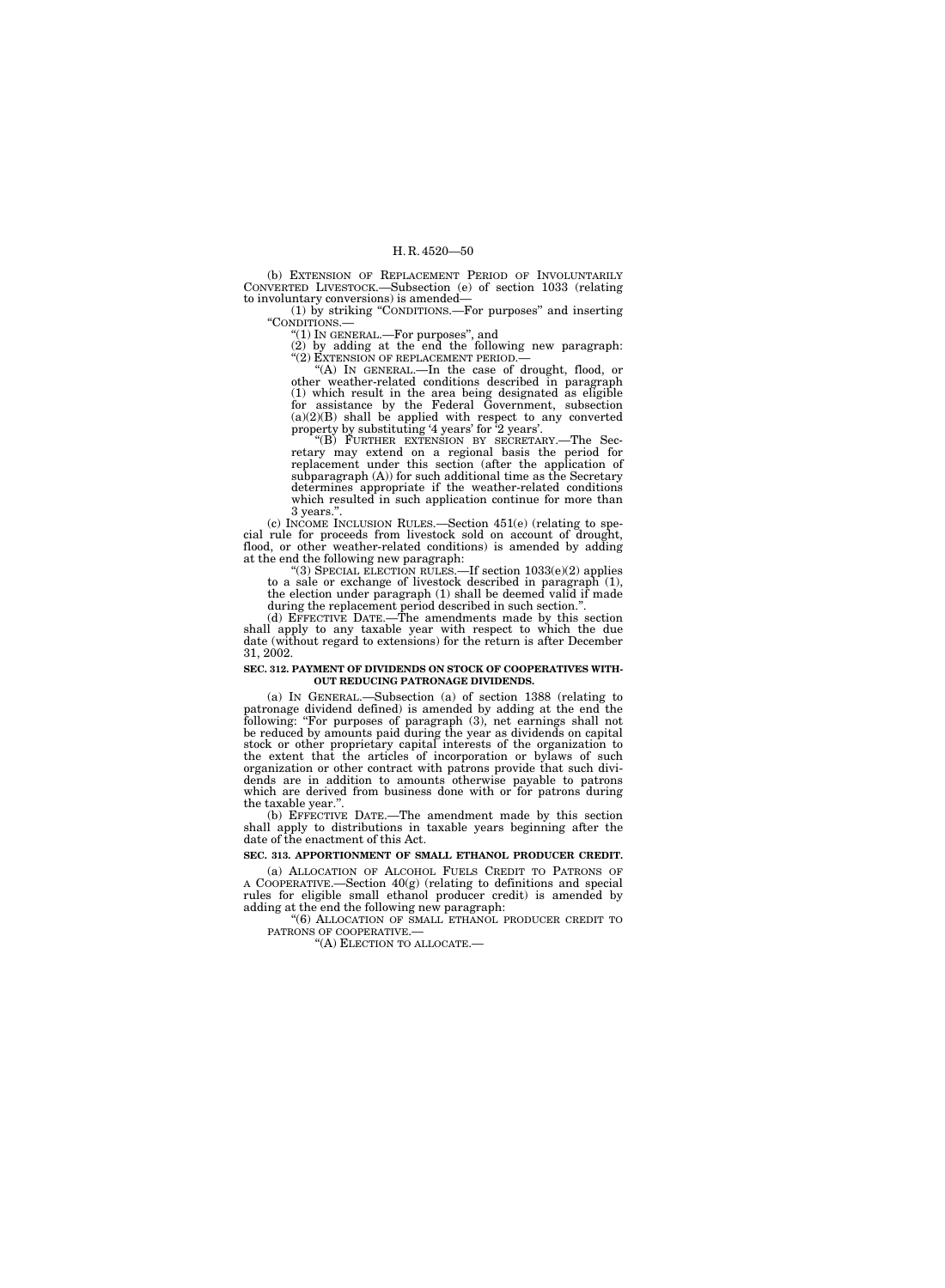(b) EXTENSION OF REPLACEMENT PERIOD OF INVOLUNTARILY CONVERTED LIVESTOCK.—Subsection (e) of section 1033 (relating to involuntary conversions) is amended—

(1) by striking "CONDITIONS.—For purposes" and inserting "CONDITIONS.—

"(1) IN GENERAL.—For purposes", and

(2) by adding at the end the following new paragraph:

"(2) EXTENSION OF REPLACEMENT PERIOD.—

"(A) IN GENERAL.—In the case of drought, flood, or other weather-related conditions described in paragraph (1) which result in the area being designated as eligible for assistance by the Federal Government, subsection (a)(2)(B) shall be applied with respect to any converted property by substituting '4 years' for '2 years'.

"(B) FURTHER EXTENSION BY SECRETARY.—The Secretary may extend on a regional basis the period for replacement under this section (after the application of subparagraph (A)) for such additional time as the Secretary determines appropriate if the weather-related conditions which resulted in such application continue for more than 3 years.".

(c) INCOME INCLUSION RULES.—Section 451(e) (relating to special rule for proceeds from livestock sold on account of drought, flood, or other weather-related conditions) is amended by adding at the end the following new paragraph:

"(3) SPECIAL ELECTION RULES.—If section 1033(e)(2) applies to a sale or exchange of livestock described in paragraph (1), the election under paragraph (1) shall be deemed valid if made during the replacement period described in such section.".

(d) EFFECTIVE DATE.—The amendments made by this section shall apply to any taxable year with respect to which the due date (without regard to extensions) for the return is after December 31, 2002.

**SEC. 312. PAYMENT OF DIVIDENDS ON STOCK OF COOPERATIVES WITHOUT REDUCING PATRONAGE DIVIDENDS.**

(a) IN GENERAL.—Subsection (a) of section 1388 (relating to patronage dividend defined) is amended by adding at the end the following: "For purposes of paragraph (3), net earnings shall not be reduced by amounts paid during the year as dividends on capital stock or other proprietary capital interests of the organization to the extent that the articles of incorporation or bylaws of such organization or other contract with patrons provide that such dividends are in addition to amounts otherwise payable to patrons which are derived from business done with or for patrons during the taxable year.".

(b) EFFECTIVE DATE.—The amendment made by this section shall apply to distributions in taxable years beginning after the date of the enactment of this Act.

**SEC. 313. APPORTIONMENT OF SMALL ETHANOL PRODUCER CREDIT.**

(a) ALLOCATION OF ALCOHOL FUELS CREDIT TO PATRONS OF A COOPERATIVE.—Section 40(g) (relating to definitions and special rules for eligible small ethanol producer credit) is amended by adding at the end the following new paragraph:

"(6) ALLOCATION OF SMALL ETHANOL PRODUCER CREDIT TO PATRONS OF COOPERATIVE.—

"(A) ELECTION TO ALLOCATE.—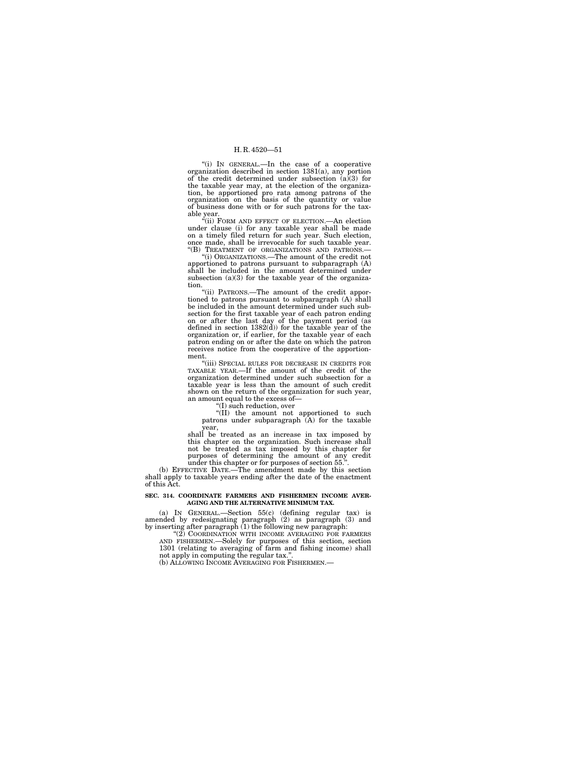"(i) IN GENERAL.—In the case of a cooperative organization described in section 1381(a), any portion of the credit determined under subsection (a)(3) for the taxable year may, at the election of the organization, be apportioned pro rata among patrons of the organization on the basis of the quantity or value of business done with or for such patrons for the taxable year.

"(ii) FORM AND EFFECT OF ELECTION.—An election under clause (i) for any taxable year shall be made on a timely filed return for such year. Such election, once made, shall be irrevocable for such taxable year.

"(B) TREATMENT OF ORGANIZATIONS AND PATRONS.—

"(i) ORGANIZATIONS.—The amount of the credit not apportioned to patrons pursuant to subparagraph (A) shall be included in the amount determined under subsection (a)(3) for the taxable year of the organization.

"(ii) PATRONS.—The amount of the credit apportioned to patrons pursuant to subparagraph (A) shall be included in the amount determined under such subsection for the first taxable year of each patron ending on or after the last day of the payment period (as defined in section 1382(d)) for the taxable year of the organization or, if earlier, for the taxable year of each patron ending on or after the date on which the patron receives notice from the cooperative of the apportionment.

"(iii) SPECIAL RULES FOR DECREASE IN CREDITS FOR TAXABLE YEAR.—If the amount of the credit of the organization determined under such subsection for a taxable year is less than the amount of such credit shown on the return of the organization for such year, an amount equal to the excess of—

"(I) such reduction, over

"(II) the amount not apportioned to such patrons under subparagraph (A) for the taxable year,

shall be treated as an increase in tax imposed by this chapter on the organization. Such increase shall not be treated as tax imposed by this chapter for purposes of determining the amount of any credit under this chapter or for purposes of section 55.".

(b) EFFECTIVE DATE.—The amendment made by this section shall apply to taxable years ending after the date of the enactment of this Act.

**SEC. 314. COORDINATE FARMERS AND FISHERMEN INCOME AVERAGING AND THE ALTERNATIVE MINIMUM TAX.**

(a) IN GENERAL.—Section 55(c) (defining regular tax) is amended by redesignating paragraph (2) as paragraph (3) and by inserting after paragraph (1) the following new paragraph:

"(2) COORDINATION WITH INCOME AVERAGING FOR FARMERS AND FISHERMEN.—Solely for purposes of this section, section 1301 (relating to averaging of farm and fishing income) shall not apply in computing the regular tax.".

(b) ALLOWING INCOME AVERAGING FOR FISHERMEN.—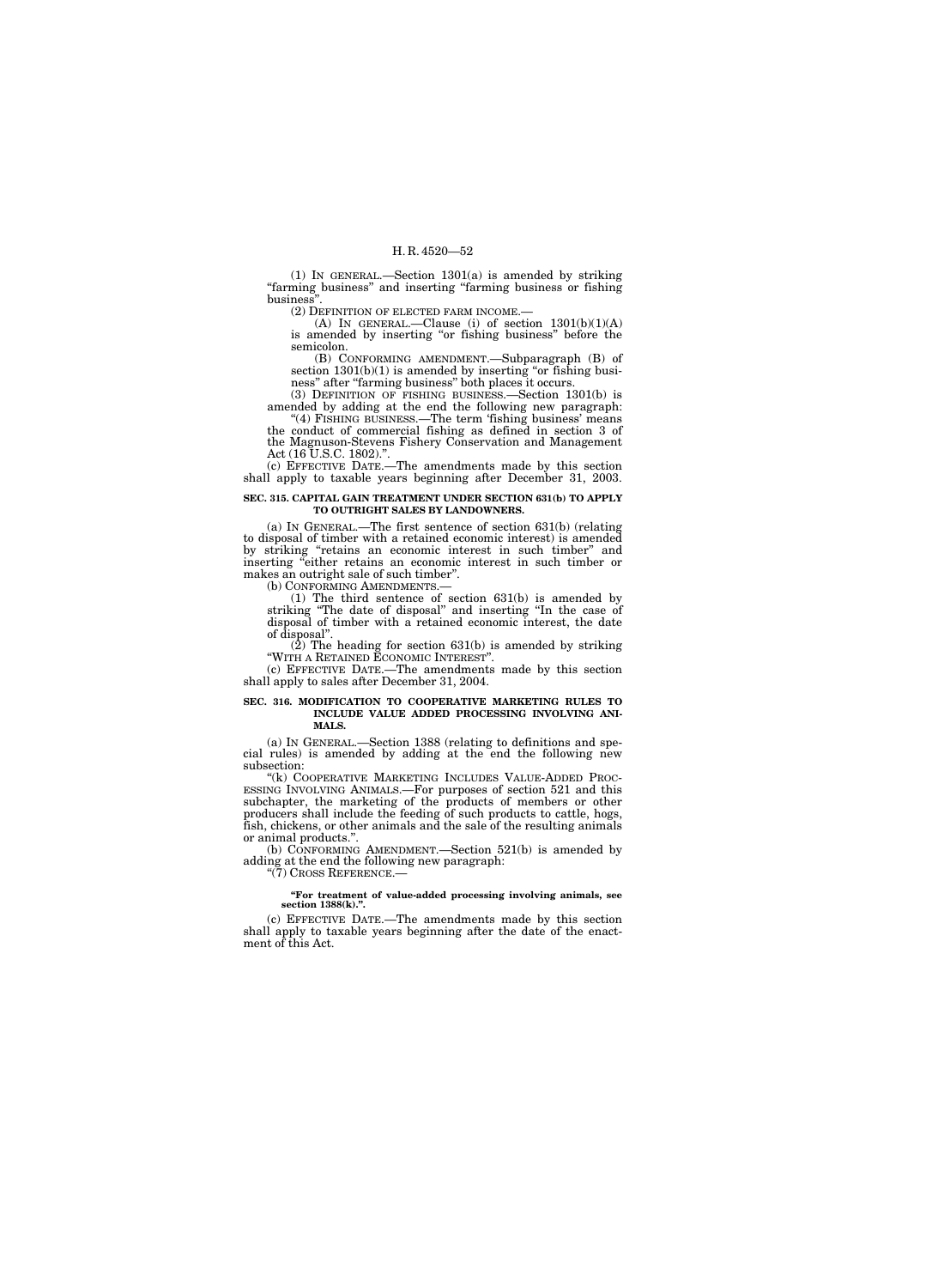(1) IN GENERAL.—Section 1301(a) is amended by striking "farming business" and inserting "farming business or fishing business".

(2) DEFINITION OF ELECTED FARM INCOME.—

(A) IN GENERAL.—Clause (i) of section 1301(b)(1)(A) is amended by inserting "or fishing business" before the semicolon.

(B) CONFORMING AMENDMENT.—Subparagraph (B) of section 1301(b)(1) is amended by inserting "or fishing business" after "farming business" both places it occurs.

(3) DEFINITION OF FISHING BUSINESS.—Section 1301(b) is amended by adding at the end the following new paragraph:

"(4) FISHING BUSINESS.—The term 'fishing business' means the conduct of commercial fishing as defined in section 3 of the Magnuson-Stevens Fishery Conservation and Management Act (16 U.S.C. 1802).".

(c) EFFECTIVE DATE.—The amendments made by this section shall apply to taxable years beginning after December 31, 2003.

**SEC. 315. CAPITAL GAIN TREATMENT UNDER SECTION 631(b) TO APPLY TO OUTRIGHT SALES BY LANDOWNERS.**

(a) IN GENERAL.—The first sentence of section 631(b) (relating to disposal of timber with a retained economic interest) is amended by striking "retains an economic interest in such timber" and inserting "either retains an economic interest in such timber or makes an outright sale of such timber".

(b) CONFORMING AMENDMENTS.—

(1) The third sentence of section 631(b) is amended by striking "The date of disposal" and inserting "In the case of disposal of timber with a retained economic interest, the date of disposal".

(2) The heading for section 631(b) is amended by striking "WITH A RETAINED ECONOMIC INTEREST".

(c) EFFECTIVE DATE.—The amendments made by this section shall apply to sales after December 31, 2004.

**SEC. 316. MODIFICATION TO COOPERATIVE MARKETING RULES TO INCLUDE VALUE ADDED PROCESSING INVOLVING ANIMALS.**

(a) IN GENERAL.—Section 1388 (relating to definitions and special rules) is amended by adding at the end the following new subsection:

"(k) COOPERATIVE MARKETING INCLUDES VALUE-ADDED PROCESSING INVOLVING ANIMALS.—For purposes of section 521 and this subchapter, the marketing of the products of members or other producers shall include the feeding of such products to cattle, hogs, fish, chickens, or other animals and the sale of the resulting animals or animal products.".

(b) CONFORMING AMENDMENT.—Section 521(b) is amended by adding at the end the following new paragraph:

"(7) CROSS REFERENCE.—

**"For treatment of value-added processing involving animals, see section 1388(k).".**

(c) EFFECTIVE DATE.—The amendments made by this section shall apply to taxable years beginning after the date of the enactment of this Act.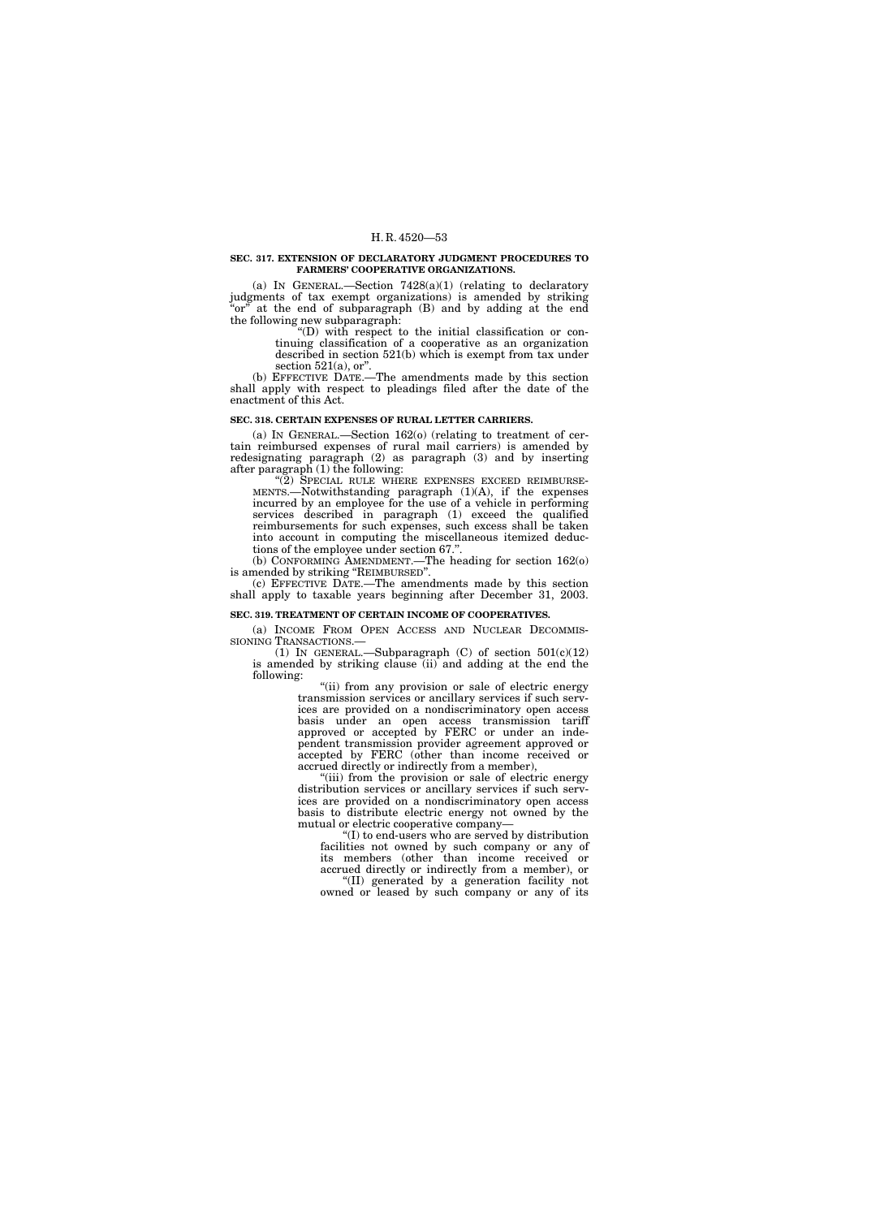**SEC. 317. EXTENSION OF DECLARATORY JUDGMENT PROCEDURES TO FARMERS' COOPERATIVE ORGANIZATIONS.**

(a) IN GENERAL.—Section 7428(a)(1) (relating to declaratory judgments of tax exempt organizations) is amended by striking "or" at the end of subparagraph (B) and by adding at the end the following new subparagraph:

"(D) with respect to the initial classification or continuing classification of a cooperative as an organization described in section 521(b) which is exempt from tax under section 521(a), or".

(b) EFFECTIVE DATE.—The amendments made by this section shall apply with respect to pleadings filed after the date of the enactment of this Act.

**SEC. 318. CERTAIN EXPENSES OF RURAL LETTER CARRIERS.**

(a) IN GENERAL.—Section 162(o) (relating to treatment of certain reimbursed expenses of rural mail carriers) is amended by redesignating paragraph (2) as paragraph (3) and by inserting after paragraph (1) the following:

"(2) SPECIAL RULE WHERE EXPENSES EXCEED REIMBURSEMENTS.—Notwithstanding paragraph (1)(A), if the expenses incurred by an employee for the use of a vehicle in performing services described in paragraph (1) exceed the qualified reimbursements for such expenses, such excess shall be taken into account in computing the miscellaneous itemized deductions of the employee under section 67.".

(b) CONFORMING AMENDMENT.—The heading for section 162(o) is amended by striking "REIMBURSED".

(c) EFFECTIVE DATE.—The amendments made by this section shall apply to taxable years beginning after December 31, 2003.

**SEC. 319. TREATMENT OF CERTAIN INCOME OF COOPERATIVES.**

(a) INCOME FROM OPEN ACCESS AND NUCLEAR DECOMMISSIONING TRANSACTIONS.—

(1) IN GENERAL.—Subparagraph (C) of section 501(c)(12) is amended by striking clause (ii) and adding at the end the following:

"(ii) from any provision or sale of electric energy transmission services or ancillary services if such services are provided on a nondiscriminatory open access basis under an open access transmission tariff approved or accepted by FERC or under an independent transmission provider agreement approved or accepted by FERC (other than income received or accrued directly or indirectly from a member),

"(iii) from the provision or sale of electric energy distribution services or ancillary services if such services are provided on a nondiscriminatory open access basis to distribute electric energy not owned by the mutual or electric cooperative company—

"(I) to end-users who are served by distribution facilities not owned by such company or any of its members (other than income received or accrued directly or indirectly from a member), or

"(II) generated by a generation facility not owned or leased by such company or any of its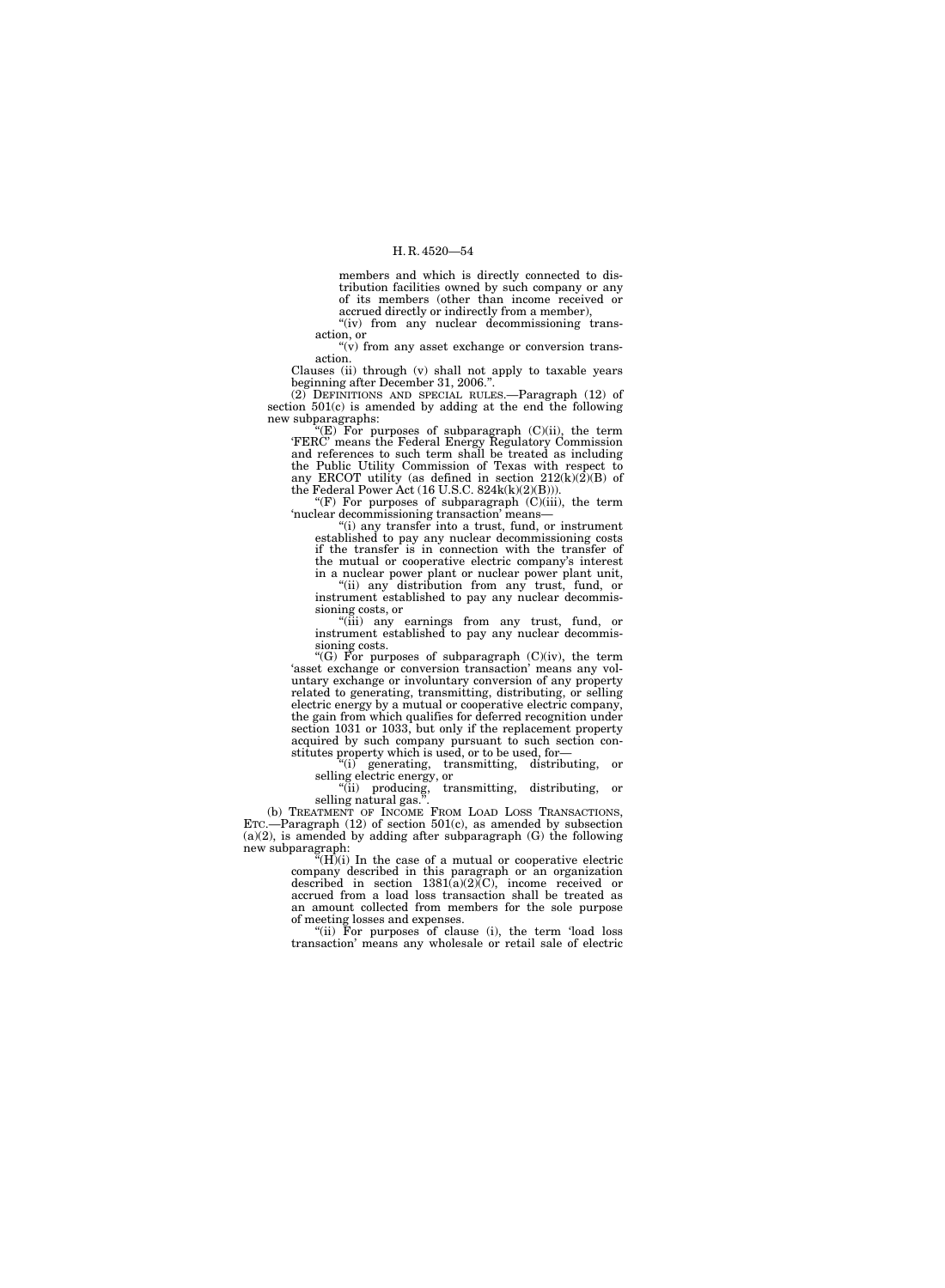members and which is directly connected to distribution facilities owned by such company or any of its members (other than income received or accrued directly or indirectly from a member),

"(iv) from any nuclear decommissioning transaction, or

"(v) from any asset exchange or conversion transaction.

Clauses (ii) through (v) shall not apply to taxable years beginning after December 31, 2006.".

(2) DEFINITIONS AND SPECIAL RULES.—Paragraph (12) of section 501(c) is amended by adding at the end the following new subparagraphs:

"(E) For purposes of subparagraph (C)(ii), the term 'FERC' means the Federal Energy Regulatory Commission and references to such term shall be treated as including the Public Utility Commission of Texas with respect to any ERCOT utility (as defined in section 212(k)(2)(B) of the Federal Power Act (16 U.S.C. 824k(k)(2)(B))).

"(F) For purposes of subparagraph (C)(iii), the term 'nuclear decommissioning transaction' means—

"(i) any transfer into a trust, fund, or instrument established to pay any nuclear decommissioning costs if the transfer is in connection with the transfer of the mutual or cooperative electric company's interest in a nuclear power plant or nuclear power plant unit,

"(ii) any distribution from any trust, fund, or instrument established to pay any nuclear decommissioning costs, or

"(iii) any earnings from any trust, fund, or instrument established to pay any nuclear decommissioning costs.

"(G) For purposes of subparagraph (C)(iv), the term 'asset exchange or conversion transaction' means any voluntary exchange or involuntary conversion of any property related to generating, transmitting, distributing, or selling electric energy by a mutual or cooperative electric company, the gain from which qualifies for deferred recognition under section 1031 or 1033, but only if the replacement property acquired by such company pursuant to such section constitutes property which is used, or to be used, for—

"(i) generating, transmitting, distributing, or selling electric energy, or

"(ii) producing, transmitting, distributing, or selling natural gas.".

(b) TREATMENT OF INCOME FROM LOAD LOSS TRANSACTIONS, ETC.—Paragraph (12) of section 501(c), as amended by subsection (a)(2), is amended by adding after subparagraph (G) the following new subparagraph:

"(H)(i) In the case of a mutual or cooperative electric company described in this paragraph or an organization described in section 1381(a)(2)(C), income received or accrued from a load loss transaction shall be treated as an amount collected from members for the sole purpose of meeting losses and expenses.

"(ii) For purposes of clause (i), the term 'load loss transaction' means any wholesale or retail sale of electric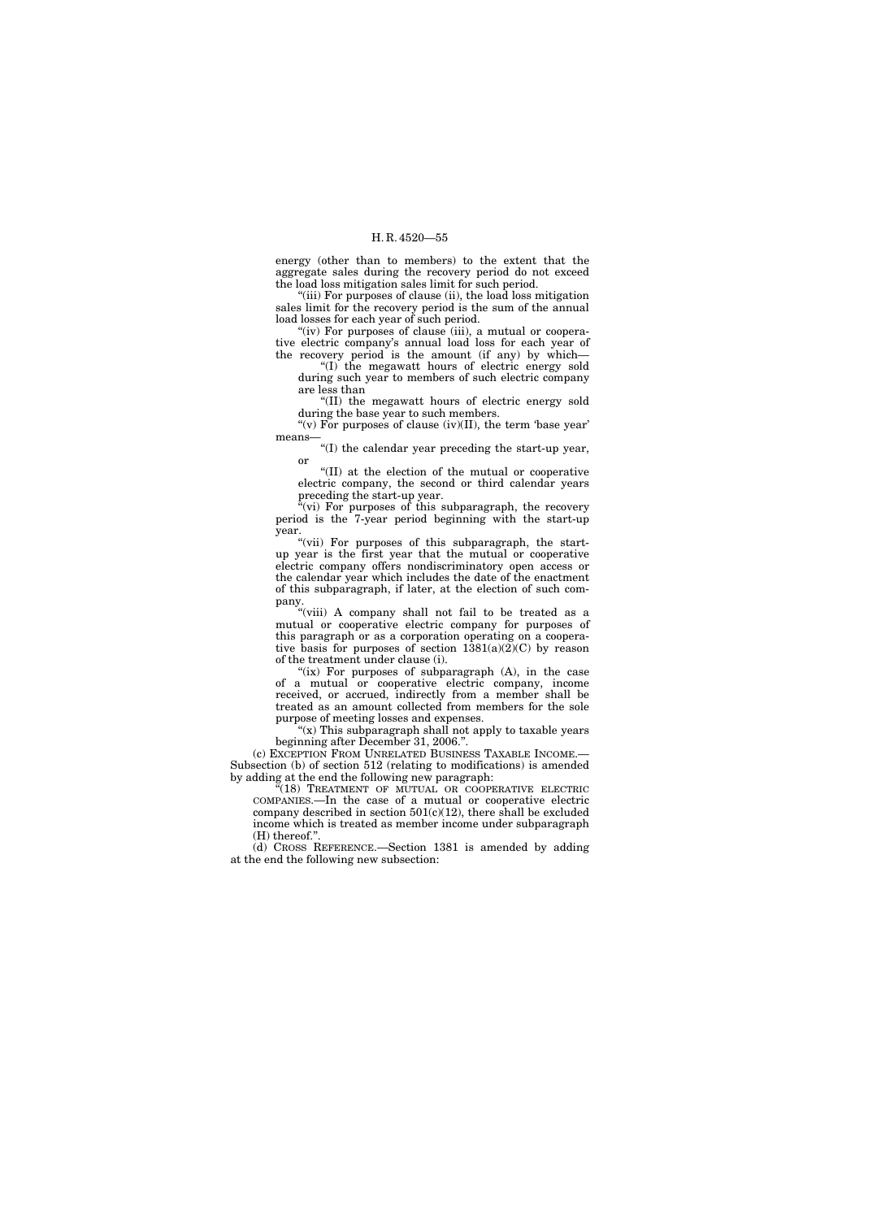energy (other than to members) to the extent that the aggregate sales during the recovery period do not exceed the load loss mitigation sales limit for such period.

"(iii) For purposes of clause (ii), the load loss mitigation sales limit for the recovery period is the sum of the annual load losses for each year of such period.

"(iv) For purposes of clause (iii), a mutual or cooperative electric company's annual load loss for each year of the recovery period is the amount (if any) by which—

"(I) the megawatt hours of electric energy sold during such year to members of such electric company are less than

"(II) the megawatt hours of electric energy sold during the base year to such members.

"(v) For purposes of clause (iv)(II), the term 'base year' means—

"(I) the calendar year preceding the start-up year, or

"(II) at the election of the mutual or cooperative electric company, the second or third calendar years preceding the start-up year.

"(vi) For purposes of this subparagraph, the recovery period is the 7-year period beginning with the start-up year.

"(vii) For purposes of this subparagraph, the start-up year is the first year that the mutual or cooperative electric company offers nondiscriminatory open access or the calendar year which includes the date of the enactment of this subparagraph, if later, at the election of such company.

"(viii) A company shall not fail to be treated as a mutual or cooperative electric company for purposes of this paragraph or as a corporation operating on a cooperative basis for purposes of section 1381(a)(2)(C) by reason of the treatment under clause (i).

"(ix) For purposes of subparagraph (A), in the case of a mutual or cooperative electric company, income received, or accrued, indirectly from a member shall be treated as an amount collected from members for the sole purpose of meeting losses and expenses.

"(x) This subparagraph shall not apply to taxable years beginning after December 31, 2006.".

(c) EXCEPTION FROM UNRELATED BUSINESS TAXABLE INCOME.—Subsection (b) of section 512 (relating to modifications) is amended by adding at the end the following new paragraph:

"(18) TREATMENT OF MUTUAL OR COOPERATIVE ELECTRIC COMPANIES.—In the case of a mutual or cooperative electric company described in section 501(c)(12), there shall be excluded income which is treated as member income under subparagraph (H) thereof.".

(d) CROSS REFERENCE.—Section 1381 is amended by adding at the end the following new subsection: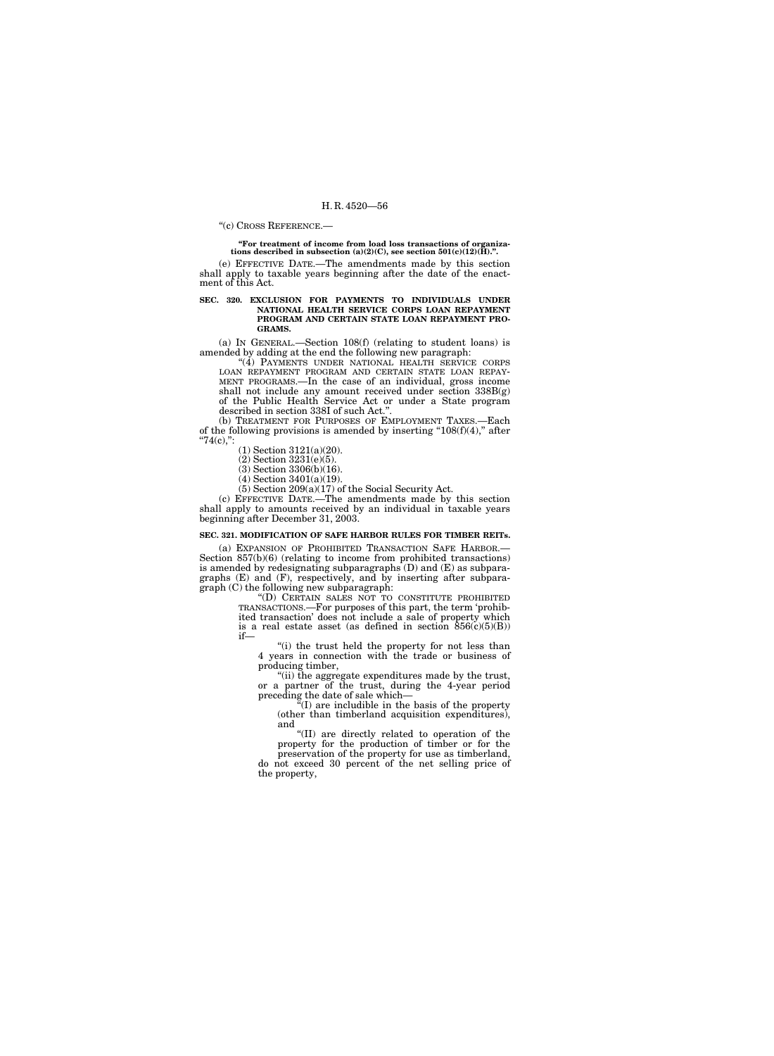"(c) CROSS REFERENCE.—

**"For treatment of income from load loss transactions of organizations described in subsection (a)(2)(C), see section 501(c)(12)(H).".**

(e) EFFECTIVE DATE.—The amendments made by this section shall apply to taxable years beginning after the date of the enactment of this Act.

**SEC. 320. EXCLUSION FOR PAYMENTS TO INDIVIDUALS UNDER NATIONAL HEALTH SERVICE CORPS LOAN REPAYMENT PROGRAM AND CERTAIN STATE LOAN REPAYMENT PROGRAMS.**

(a) IN GENERAL.—Section 108(f) (relating to student loans) is amended by adding at the end the following new paragraph:

"(4) PAYMENTS UNDER NATIONAL HEALTH SERVICE CORPS LOAN REPAYMENT PROGRAM AND CERTAIN STATE LOAN REPAYMENT PROGRAMS.—In the case of an individual, gross income shall not include any amount received under section 338B(g) of the Public Health Service Act or under a State program described in section 338I of such Act.".

(b) TREATMENT FOR PURPOSES OF EMPLOYMENT TAXES.—Each of the following provisions is amended by inserting "108(f)(4)," after "74(c),":

(1) Section 3121(a)(20).

(2) Section 3231(e)(5).

(3) Section 3306(b)(16).

(4) Section 3401(a)(19).

(5) Section 209(a)(17) of the Social Security Act.

(c) EFFECTIVE DATE.—The amendments made by this section shall apply to amounts received by an individual in taxable years beginning after December 31, 2003.

**SEC. 321. MODIFICATION OF SAFE HARBOR RULES FOR TIMBER REITs.**

(a) EXPANSION OF PROHIBITED TRANSACTION SAFE HARBOR.—Section 857(b)(6) (relating to income from prohibited transactions) is amended by redesignating subparagraphs (D) and (E) as subparagraphs (E) and (F), respectively, and by inserting after subparagraph (C) the following new subparagraph:

"(D) CERTAIN SALES NOT TO CONSTITUTE PROHIBITED TRANSACTIONS.—For purposes of this part, the term 'prohibited transaction' does not include a sale of property which is a real estate asset (as defined in section 856(c)(5)(B)) if—

"(i) the trust held the property for not less than 4 years in connection with the trade or business of producing timber,

"(ii) the aggregate expenditures made by the trust, or a partner of the trust, during the 4-year period preceding the date of sale which—

"(I) are includible in the basis of the property (other than timberland acquisition expenditures), and

"(II) are directly related to operation of the property for the production of timber or for the preservation of the property for use as timberland,

do not exceed 30 percent of the net selling price of the property,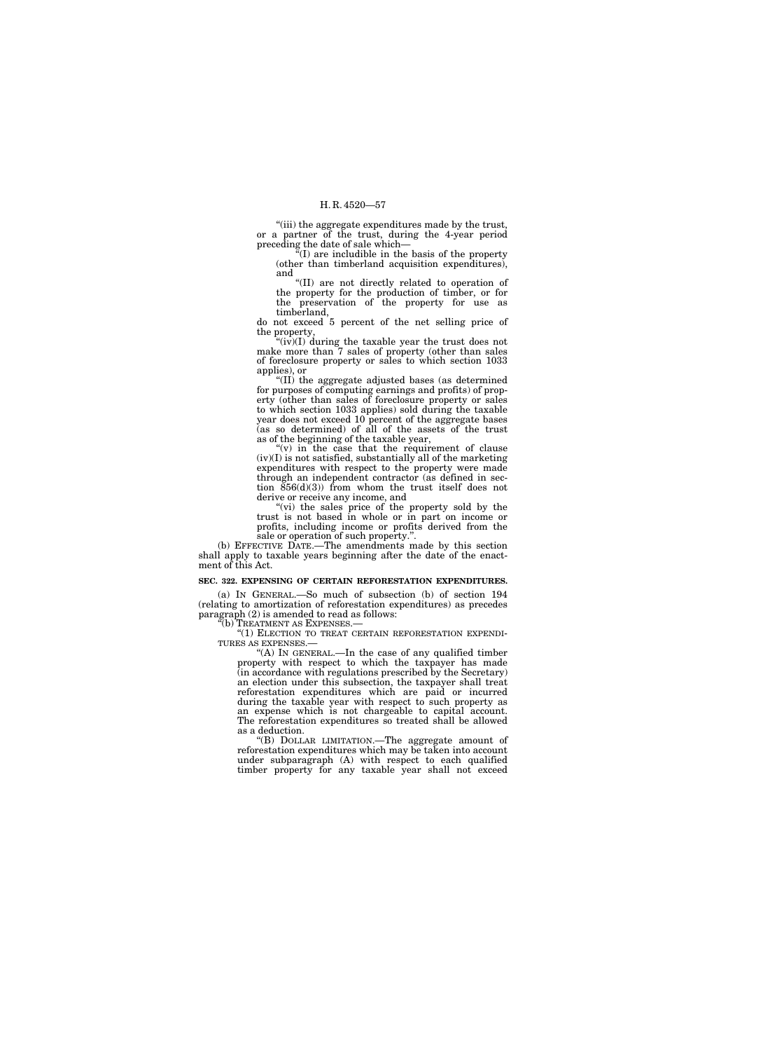"(iii) the aggregate expenditures made by the trust, or a partner of the trust, during the 4-year period preceding the date of sale which—

"(I) are includible in the basis of the property (other than timberland acquisition expenditures), and

"(II) are not directly related to operation of the property for the production of timber, or for the preservation of the property for use as timberland,

do not exceed 5 percent of the net selling price of the property,

"(iv)(I) during the taxable year the trust does not make more than 7 sales of property (other than sales of foreclosure property or sales to which section 1033 applies), or

"(II) the aggregate adjusted bases (as determined for purposes of computing earnings and profits) of property (other than sales of foreclosure property or sales to which section 1033 applies) sold during the taxable year does not exceed 10 percent of the aggregate bases (as so determined) of all of the assets of the trust as of the beginning of the taxable year,

"(v) in the case that the requirement of clause (iv)(I) is not satisfied, substantially all of the marketing expenditures with respect to the property were made through an independent contractor (as defined in section 856(d)(3)) from whom the trust itself does not derive or receive any income, and

"(vi) the sales price of the property sold by the trust is not based in whole or in part on income or profits, including income or profits derived from the sale or operation of such property.".

(b) EFFECTIVE DATE.—The amendments made by this section shall apply to taxable years beginning after the date of the enactment of this Act.

**SEC. 322. EXPENSING OF CERTAIN REFORESTATION EXPENDITURES.**

(a) IN GENERAL.—So much of subsection (b) of section 194 (relating to amortization of reforestation expenditures) as precedes paragraph (2) is amended to read as follows:

"(b) TREATMENT AS EXPENSES.—

"(1) ELECTION TO TREAT CERTAIN REFORESTATION EXPENDITURES AS EXPENSES.—

"(A) IN GENERAL.—In the case of any qualified timber property with respect to which the taxpayer has made (in accordance with regulations prescribed by the Secretary) an election under this subsection, the taxpayer shall treat reforestation expenditures which are paid or incurred during the taxable year with respect to such property as an expense which is not chargeable to capital account. The reforestation expenditures so treated shall be allowed as a deduction.

"(B) DOLLAR LIMITATION.—The aggregate amount of reforestation expenditures which may be taken into account under subparagraph (A) with respect to each qualified timber property for any taxable year shall not exceed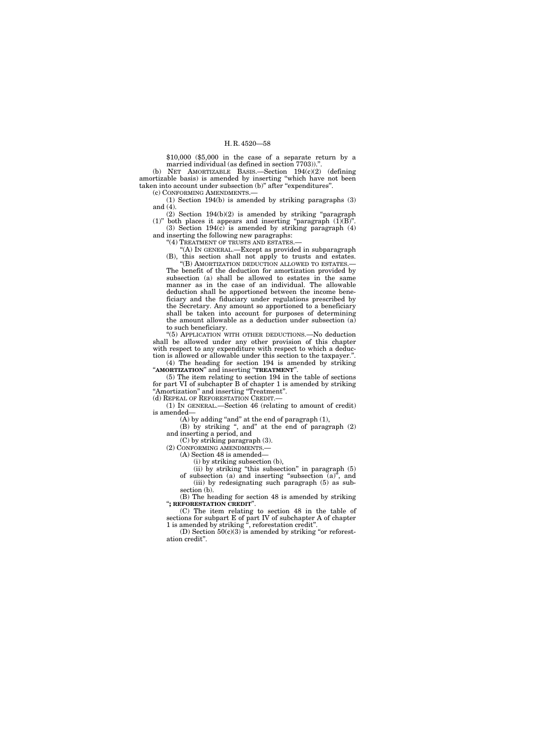$10,000 ($5,000 in the case of a separate return by a married individual (as defined in section 7703)).".

(b) NET AMORTIZABLE BASIS.—Section 194(c)(2) (defining amortizable basis) is amended by inserting "which have not been taken into account under subsection (b)" after "expenditures".

(c) CONFORMING AMENDMENTS.—

(1) Section 194(b) is amended by striking paragraphs (3) and (4).

(2) Section 194(b)(2) is amended by striking "paragraph (1)" both places it appears and inserting "paragraph (1)(B)".

(3) Section 194(c) is amended by striking paragraph (4) and inserting the following new paragraphs:

"(4) TREATMENT OF TRUSTS AND ESTATES.—

"(A) IN GENERAL.—Except as provided in subparagraph (B), this section shall not apply to trusts and estates.

"(B) AMORTIZATION DEDUCTION ALLOWED TO ESTATES.—The benefit of the deduction for amortization provided by subsection (a) shall be allowed to estates in the same manner as in the case of an individual. The allowable deduction shall be apportioned between the income beneficiary and the fiduciary under regulations prescribed by the Secretary. Any amount so apportioned to a beneficiary shall be taken into account for purposes of determining the amount allowable as a deduction under subsection (a) to such beneficiary.

"(5) APPLICATION WITH OTHER DEDUCTIONS.—No deduction shall be allowed under any other provision of this chapter with respect to any expenditure with respect to which a deduction is allowed or allowable under this section to the taxpayer.".

(4) The heading for section 194 is amended by striking "**AMORTIZATION**" and inserting "**TREATMENT**".

(5) The item relating to section 194 in the table of sections for part VI of subchapter B of chapter 1 is amended by striking "Amortization" and inserting "Treatment".

(d) REPEAL OF REFORESTATION CREDIT.—

(1) IN GENERAL.—Section 46 (relating to amount of credit) is amended—

(A) by adding "and" at the end of paragraph (1),

(B) by striking ", and" at the end of paragraph (2) and inserting a period, and

(C) by striking paragraph (3).

(2) CONFORMING AMENDMENTS.—

(A) Section 48 is amended—

(i) by striking subsection (b),

(ii) by striking "this subsection" in paragraph (5) of subsection (a) and inserting "subsection (a)", and

(iii) by redesignating such paragraph (5) as subsection (b).

(B) The heading for section 48 is amended by striking "**; REFORESTATION CREDIT**".

(C) The item relating to section 48 in the table of sections for subpart E of part IV of subchapter A of chapter 1 is amended by striking ", reforestation credit".

(D) Section 50(c)(3) is amended by striking "or reforestation credit".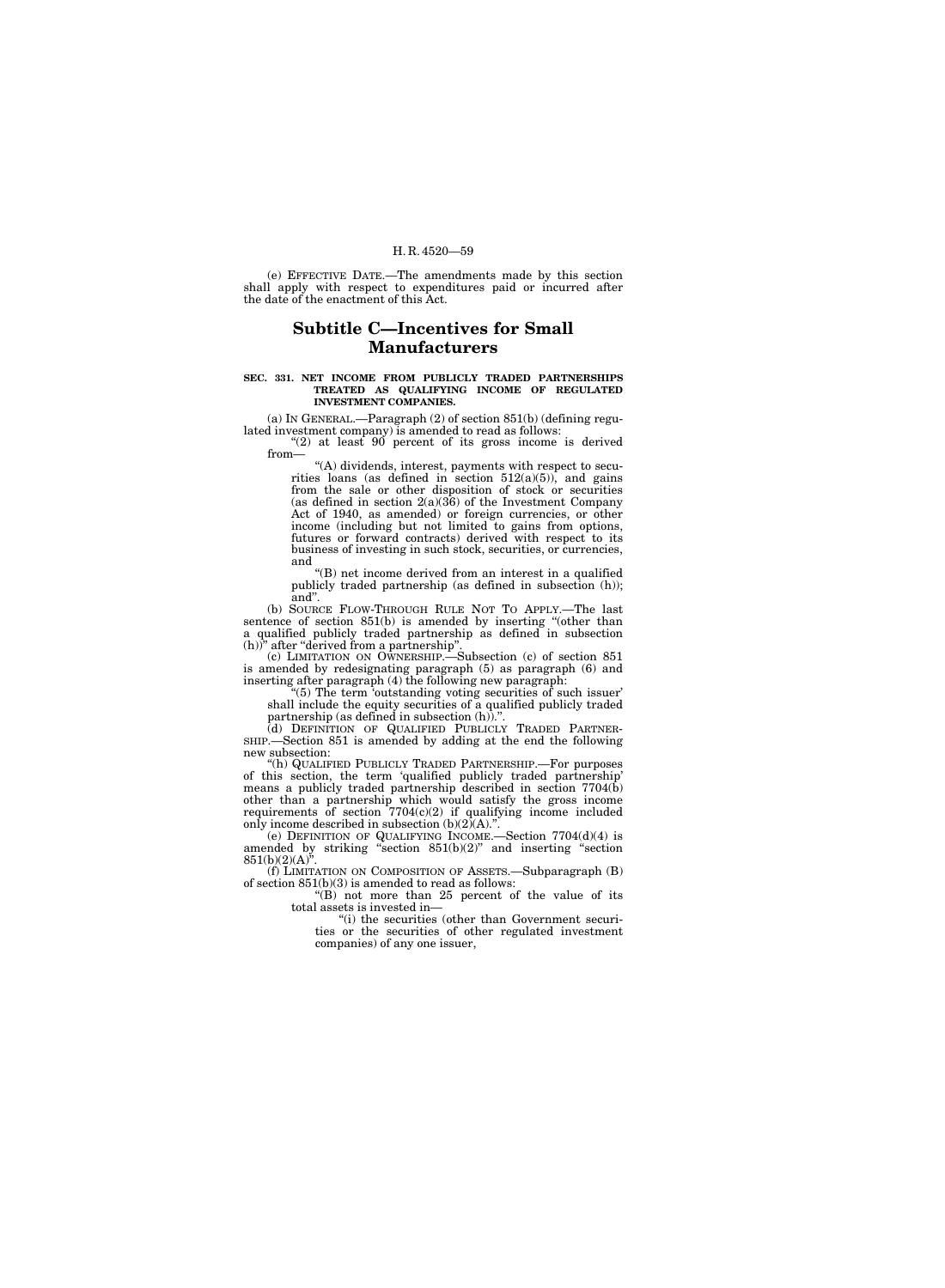(e) EFFECTIVE DATE.—The amendments made by this section shall apply with respect to expenditures paid or incurred after the date of the enactment of this Act.

## Subtitle C—Incentives for Small Manufacturers

### SEC. 331. NET INCOME FROM PUBLICLY TRADED PARTNERSHIPS TREATED AS QUALIFYING INCOME OF REGULATED INVESTMENT COMPANIES.

(a) IN GENERAL.—Paragraph (2) of section 851(b) (defining regulated investment company) is amended to read as follows:

"(2) at least 90 percent of its gross income is derived from—

"(A) dividends, interest, payments with respect to securities loans (as defined in section 512(a)(5)), and gains from the sale or other disposition of stock or securities (as defined in section 2(a)(36) of the Investment Company Act of 1940, as amended) or foreign currencies, or other income (including but not limited to gains from options, futures or forward contracts) derived with respect to its business of investing in such stock, securities, or currencies, and

"(B) net income derived from an interest in a qualified publicly traded partnership (as defined in subsection (h)); and".

(b) SOURCE FLOW-THROUGH RULE NOT TO APPLY.—The last sentence of section 851(b) is amended by inserting "(other than a qualified publicly traded partnership as defined in subsection (h))" after "derived from a partnership".

(c) LIMITATION ON OWNERSHIP.—Subsection (c) of section 851 is amended by redesignating paragraph (5) as paragraph (6) and inserting after paragraph (4) the following new paragraph:

"(5) The term 'outstanding voting securities of such issuer' shall include the equity securities of a qualified publicly traded partnership (as defined in subsection (h)).".

(d) DEFINITION OF QUALIFIED PUBLICLY TRADED PARTNERSHIP.—Section 851 is amended by adding at the end the following new subsection:

"(h) QUALIFIED PUBLICLY TRADED PARTNERSHIP.—For purposes of this section, the term 'qualified publicly traded partnership' means a publicly traded partnership described in section 7704(b) other than a partnership which would satisfy the gross income requirements of section 7704(c)(2) if qualifying income included only income described in subsection (b)(2)(A).".

(e) DEFINITION OF QUALIFYING INCOME.—Section 7704(d)(4) is amended by striking "section 851(b)(2)" and inserting "section 851(b)(2)(A)".

(f) LIMITATION ON COMPOSITION OF ASSETS.—Subparagraph (B) of section 851(b)(3) is amended to read as follows:

"(B) not more than 25 percent of the value of its total assets is invested in—

"(i) the securities (other than Government securities or the securities of other regulated investment companies) of any one issuer,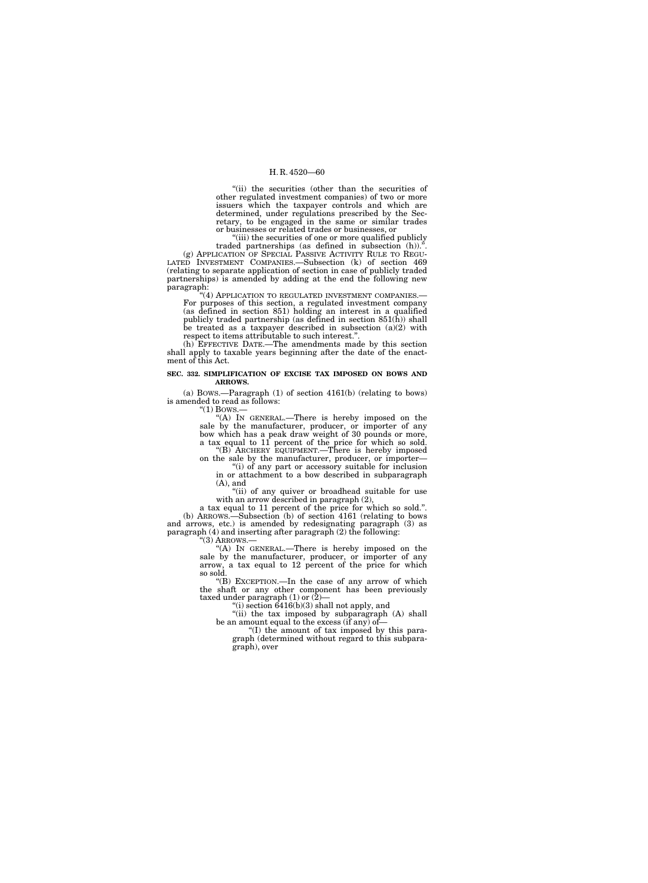"(ii) the securities (other than the securities of other regulated investment companies) of two or more issuers which the taxpayer controls and which are determined, under regulations prescribed by the Secretary, to be engaged in the same or similar trades or businesses or related trades or businesses, or

"(iii) the securities of one or more qualified publicly traded partnerships (as defined in subsection (h)).".

(g) APPLICATION OF SPECIAL PASSIVE ACTIVITY RULE TO REGULATED INVESTMENT COMPANIES.—Subsection (k) of section 469 (relating to separate application of section in case of publicly traded partnerships) is amended by adding at the end the following new paragraph:

"(4) APPLICATION TO REGULATED INVESTMENT COMPANIES.—For purposes of this section, a regulated investment company (as defined in section 851) holding an interest in a qualified publicly traded partnership (as defined in section 851(h)) shall be treated as a taxpayer described in subsection (a)(2) with respect to items attributable to such interest.".

(h) EFFECTIVE DATE.—The amendments made by this section shall apply to taxable years beginning after the date of the enactment of this Act.

**SEC. 332. SIMPLIFICATION OF EXCISE TAX IMPOSED ON BOWS AND ARROWS.**

(a) BOWS.—Paragraph (1) of section 4161(b) (relating to bows) is amended to read as follows:

"(1) BOWS.—

"(A) IN GENERAL.—There is hereby imposed on the sale by the manufacturer, producer, or importer of any bow which has a peak draw weight of 30 pounds or more, a tax equal to 11 percent of the price for which so sold.

"(B) ARCHERY EQUIPMENT.—There is hereby imposed on the sale by the manufacturer, producer, or importer—

"(i) of any part or accessory suitable for inclusion in or attachment to a bow described in subparagraph (A), and

"(ii) of any quiver or broadhead suitable for use with an arrow described in paragraph (2),

a tax equal to 11 percent of the price for which so sold.".

(b) ARROWS.—Subsection (b) of section 4161 (relating to bows and arrows, etc.) is amended by redesignating paragraph (3) as paragraph (4) and inserting after paragraph (2) the following:

"(3) ARROWS.—

"(A) IN GENERAL.—There is hereby imposed on the sale by the manufacturer, producer, or importer of any arrow, a tax equal to 12 percent of the price for which so sold.

"(B) EXCEPTION.—In the case of any arrow of which the shaft or any other component has been previously taxed under paragraph (1) or (2)—

"(i) section 6416(b)(3) shall not apply, and

"(ii) the tax imposed by subparagraph (A) shall be an amount equal to the excess (if any) of—

"(I) the amount of tax imposed by this paragraph (determined without regard to this subparagraph), over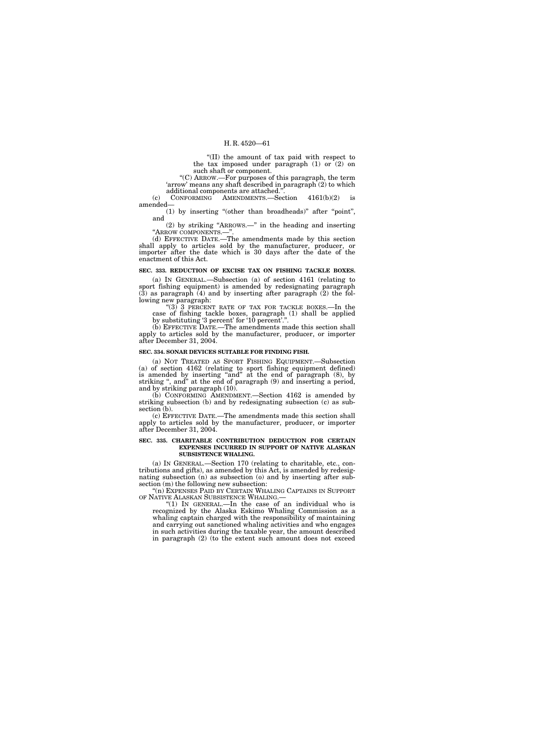"(II) the amount of tax paid with respect to the tax imposed under paragraph (1) or (2) on such shaft or component.

"(C) ARROW.—For purposes of this paragraph, the term 'arrow' means any shaft described in paragraph (2) to which additional components are attached.".

(c) CONFORMING AMENDMENTS.—Section 4161(b)(2) is amended—

(1) by inserting "(other than broadheads)" after "point", and

(2) by striking "ARROWS.—" in the heading and inserting "ARROW COMPONENTS.—".

(d) EFFECTIVE DATE.—The amendments made by this section shall apply to articles sold by the manufacturer, producer, or importer after the date which is 30 days after the date of the enactment of this Act.

**SEC. 333. REDUCTION OF EXCISE TAX ON FISHING TACKLE BOXES.**

(a) IN GENERAL.—Subsection (a) of section 4161 (relating to sport fishing equipment) is amended by redesignating paragraph (3) as paragraph (4) and by inserting after paragraph (2) the following new paragraph:

"(3) 3 PERCENT RATE OF TAX FOR TACKLE BOXES.—In the case of fishing tackle boxes, paragraph (1) shall be applied by substituting '3 percent' for '10 percent'.".

(b) EFFECTIVE DATE.—The amendments made this section shall apply to articles sold by the manufacturer, producer, or importer after December 31, 2004.

**SEC. 334. SONAR DEVICES SUITABLE FOR FINDING FISH.**

(a) NOT TREATED AS SPORT FISHING EQUIPMENT.—Subsection (a) of section 4162 (relating to sport fishing equipment defined) is amended by inserting "and" at the end of paragraph (8), by striking ", and" at the end of paragraph (9) and inserting a period, and by striking paragraph (10).

(b) CONFORMING AMENDMENT.—Section 4162 is amended by striking subsection (b) and by redesignating subsection (c) as subsection (b).

(c) EFFECTIVE DATE.—The amendments made this section shall apply to articles sold by the manufacturer, producer, or importer after December 31, 2004.

**SEC. 335. CHARITABLE CONTRIBUTION DEDUCTION FOR CERTAIN EXPENSES INCURRED IN SUPPORT OF NATIVE ALASKAN SUBSISTENCE WHALING.**

(a) IN GENERAL.—Section 170 (relating to charitable, etc., contributions and gifts), as amended by this Act, is amended by redesignating subsection (n) as subsection (o) and by inserting after subsection (m) the following new subsection:

"(n) EXPENSES PAID BY CERTAIN WHALING CAPTAINS IN SUPPORT OF NATIVE ALASKAN SUBSISTENCE WHALING.—

"(1) IN GENERAL.—In the case of an individual who is recognized by the Alaska Eskimo Whaling Commission as a whaling captain charged with the responsibility of maintaining and carrying out sanctioned whaling activities and who engages in such activities during the taxable year, the amount described in paragraph (2) (to the extent such amount does not exceed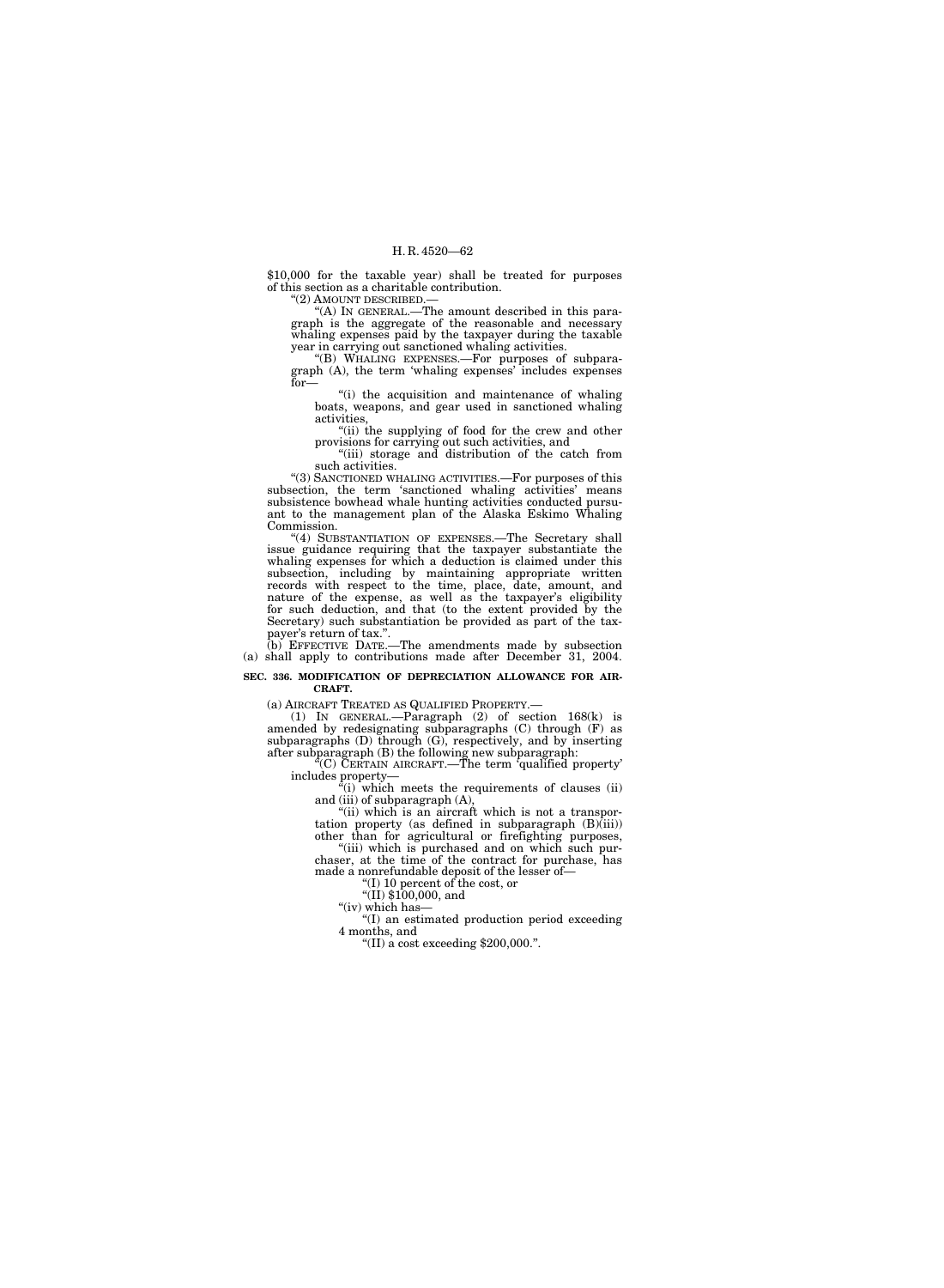$10,000 for the taxable year) shall be treated for purposes of this section as a charitable contribution.

"(2) AMOUNT DESCRIBED.—

"(A) IN GENERAL.—The amount described in this paragraph is the aggregate of the reasonable and necessary whaling expenses paid by the taxpayer during the taxable year in carrying out sanctioned whaling activities.

"(B) WHALING EXPENSES.—For purposes of subparagraph (A), the term 'whaling expenses' includes expenses for—

"(i) the acquisition and maintenance of whaling boats, weapons, and gear used in sanctioned whaling activities,

"(ii) the supplying of food for the crew and other provisions for carrying out such activities, and

"(iii) storage and distribution of the catch from such activities.

"(3) SANCTIONED WHALING ACTIVITIES.—For purposes of this subsection, the term 'sanctioned whaling activities' means subsistence bowhead whale hunting activities conducted pursuant to the management plan of the Alaska Eskimo Whaling Commission.

"(4) SUBSTANTIATION OF EXPENSES.—The Secretary shall issue guidance requiring that the taxpayer substantiate the whaling expenses for which a deduction is claimed under this subsection, including by maintaining appropriate written records with respect to the time, place, date, amount, and nature of the expense, as well as the taxpayer's eligibility for such deduction, and that (to the extent provided by the Secretary) such substantiation be provided as part of the taxpayer's return of tax.".

(b) EFFECTIVE DATE.—The amendments made by subsection (a) shall apply to contributions made after December 31, 2004.

**SEC. 336. MODIFICATION OF DEPRECIATION ALLOWANCE FOR AIRCRAFT.**

(a) AIRCRAFT TREATED AS QUALIFIED PROPERTY.—

(1) IN GENERAL.—Paragraph (2) of section 168(k) is amended by redesignating subparagraphs (C) through (F) as subparagraphs (D) through (G), respectively, and by inserting after subparagraph (B) the following new subparagraph:

"(C) CERTAIN AIRCRAFT.—The term 'qualified property' includes property—

"(i) which meets the requirements of clauses (ii) and (iii) of subparagraph (A),

"(ii) which is an aircraft which is not a transportation property (as defined in subparagraph (B)(iii)) other than for agricultural or firefighting purposes,

"(iii) which is purchased and on which such purchaser, at the time of the contract for purchase, has made a nonrefundable deposit of the lesser of—

"(I) 10 percent of the cost, or

"(II) $100,000, and

"(iv) which has—

"(I) an estimated production period exceeding 4 months, and

"(II) a cost exceeding $200,000.".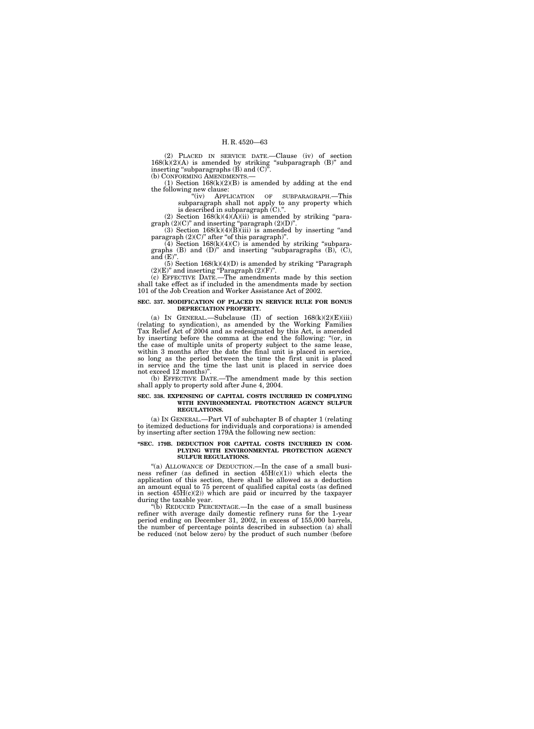(2) PLACED IN SERVICE DATE.—Clause (iv) of section 168(k)(2)(A) is amended by striking "subparagraph (B)" and inserting "subparagraphs (B) and (C)".

(b) CONFORMING AMENDMENTS.—

(1) Section 168(k)(2)(B) is amended by adding at the end the following new clause:

"(iv) APPLICATION OF SUBPARAGRAPH.—This subparagraph shall not apply to any property which is described in subparagraph (C).".

(2) Section 168(k)(4)(A)(ii) is amended by striking "paragraph (2)(C)" and inserting "paragraph (2)(D)".

(3) Section 168(k)(4)(B)(iii) is amended by inserting "and paragraph (2)(C)" after "of this paragraph)".

(4) Section 168(k)(4)(C) is amended by striking "subparagraphs (B) and (D)" and inserting "subparagraphs (B), (C), and (E)".

(5) Section 168(k)(4)(D) is amended by striking "Paragraph (2)(E)" and inserting "Paragraph (2)(F)".

(c) EFFECTIVE DATE.—The amendments made by this section shall take effect as if included in the amendments made by section 101 of the Job Creation and Worker Assistance Act of 2002.

**SEC. 337. MODIFICATION OF PLACED IN SERVICE RULE FOR BONUS DEPRECIATION PROPERTY.**

(a) IN GENERAL.—Subclause (II) of section 168(k)(2)(E)(iii) (relating to syndication), as amended by the Working Families Tax Relief Act of 2004 and as redesignated by this Act, is amended by inserting before the comma at the end the following: "(or, in the case of multiple units of property subject to the same lease, within 3 months after the date the final unit is placed in service, so long as the period between the time the first unit is placed in service and the time the last unit is placed in service does not exceed 12 months)".

(b) EFFECTIVE DATE.—The amendment made by this section shall apply to property sold after June 4, 2004.

**SEC. 338. EXPENSING OF CAPITAL COSTS INCURRED IN COMPLYING WITH ENVIRONMENTAL PROTECTION AGENCY SULFUR REGULATIONS.**

(a) IN GENERAL.—Part VI of subchapter B of chapter 1 (relating to itemized deductions for individuals and corporations) is amended by inserting after section 179A the following new section:

**"SEC. 179B. DEDUCTION FOR CAPITAL COSTS INCURRED IN COMPLYING WITH ENVIRONMENTAL PROTECTION AGENCY SULFUR REGULATIONS.**

"(a) ALLOWANCE OF DEDUCTION.—In the case of a small business refiner (as defined in section 45H(c)(1)) which elects the application of this section, there shall be allowed as a deduction an amount equal to 75 percent of qualified capital costs (as defined in section 45H(c)(2)) which are paid or incurred by the taxpayer during the taxable year.

"(b) REDUCED PERCENTAGE.—In the case of a small business refiner with average daily domestic refinery runs for the 1-year period ending on December 31, 2002, in excess of 155,000 barrels, the number of percentage points described in subsection (a) shall be reduced (not below zero) by the product of such number (before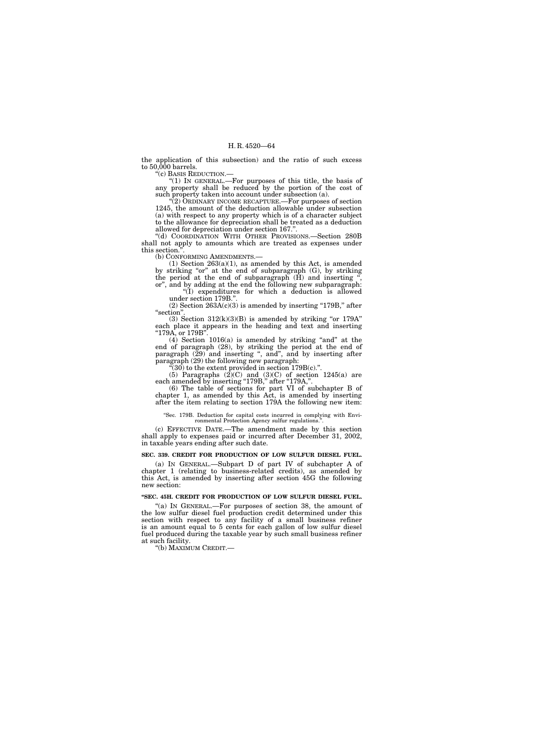the application of this subsection) and the ratio of such excess to 50,000 barrels.

"(c) BASIS REDUCTION.—

"(1) IN GENERAL.—For purposes of this title, the basis of any property shall be reduced by the portion of the cost of such property taken into account under subsection (a).

"(2) ORDINARY INCOME RECAPTURE.—For purposes of section 1245, the amount of the deduction allowable under subsection (a) with respect to any property which is of a character subject to the allowance for depreciation shall be treated as a deduction allowed for depreciation under section 167.".

"(d) COORDINATION WITH OTHER PROVISIONS.—Section 280B shall not apply to amounts which are treated as expenses under this section.".

(b) CONFORMING AMENDMENTS.—

(1) Section 263(a)(1), as amended by this Act, is amended by striking "or" at the end of subparagraph (G), by striking the period at the end of subparagraph (H) and inserting ", or", and by adding at the end the following new subparagraph:

"(I) expenditures for which a deduction is allowed under section 179B.".

(2) Section 263A(c)(3) is amended by inserting "179B," after "section".

(3) Section 312(k)(3)(B) is amended by striking "or 179A" each place it appears in the heading and text and inserting "179A, or 179B".

(4) Section 1016(a) is amended by striking "and" at the end of paragraph (28), by striking the period at the end of paragraph (29) and inserting ", and", and by inserting after paragraph (29) the following new paragraph:

"(30) to the extent provided in section 179B(c).".

(5) Paragraphs (2)(C) and (3)(C) of section 1245(a) are each amended by inserting "179B," after "179A,".

(6) The table of sections for part VI of subchapter B of chapter 1, as amended by this Act, is amended by inserting after the item relating to section 179A the following new item:

"Sec. 179B. Deduction for capital costs incurred in complying with Environmental Protection Agency sulfur regulations.".

(c) EFFECTIVE DATE.—The amendment made by this section shall apply to expenses paid or incurred after December 31, 2002, in taxable years ending after such date.

**SEC. 339. CREDIT FOR PRODUCTION OF LOW SULFUR DIESEL FUEL.**

(a) IN GENERAL.—Subpart D of part IV of subchapter A of chapter 1 (relating to business-related credits), as amended by this Act, is amended by inserting after section 45G the following new section:

**"SEC. 45H. CREDIT FOR PRODUCTION OF LOW SULFUR DIESEL FUEL.**

"(a) IN GENERAL.—For purposes of section 38, the amount of the low sulfur diesel fuel production credit determined under this section with respect to any facility of a small business refiner is an amount equal to 5 cents for each gallon of low sulfur diesel fuel produced during the taxable year by such small business refiner at such facility.

"(b) MAXIMUM CREDIT.—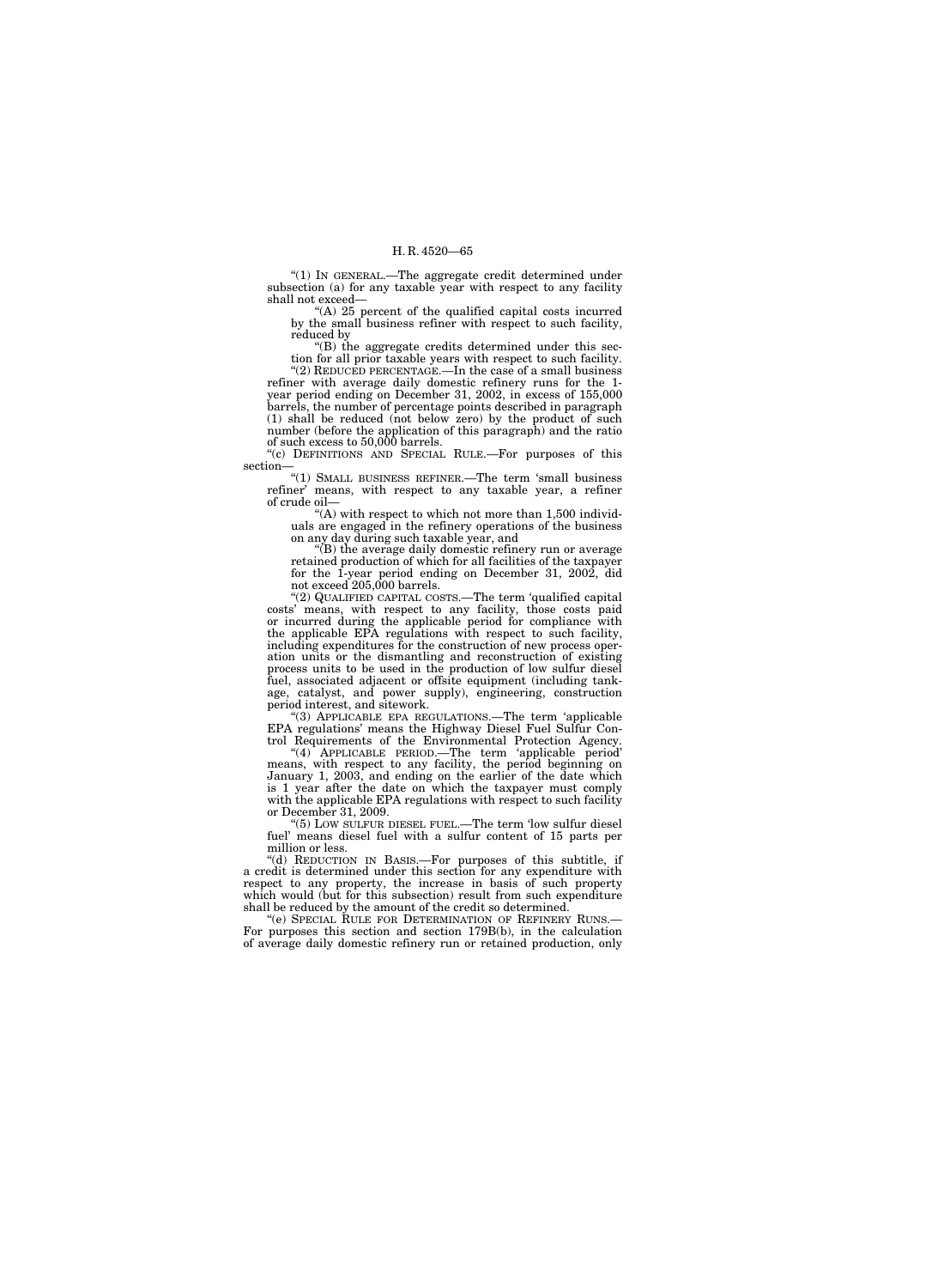"(1) IN GENERAL.—The aggregate credit determined under subsection (a) for any taxable year with respect to any facility shall not exceed—

"(A) 25 percent of the qualified capital costs incurred by the small business refiner with respect to such facility, reduced by

"(B) the aggregate credits determined under this section for all prior taxable years with respect to such facility.

"(2) REDUCED PERCENTAGE.—In the case of a small business refiner with average daily domestic refinery runs for the 1-year period ending on December 31, 2002, in excess of 155,000 barrels, the number of percentage points described in paragraph (1) shall be reduced (not below zero) by the product of such number (before the application of this paragraph) and the ratio of such excess to 50,000 barrels.

"(c) DEFINITIONS AND SPECIAL RULE.—For purposes of this section—

"(1) SMALL BUSINESS REFINER.—The term 'small business refiner' means, with respect to any taxable year, a refiner of crude oil—

"(A) with respect to which not more than 1,500 individuals are engaged in the refinery operations of the business on any day during such taxable year, and

"(B) the average daily domestic refinery run or average retained production of which for all facilities of the taxpayer for the 1-year period ending on December 31, 2002, did not exceed 205,000 barrels.

"(2) QUALIFIED CAPITAL COSTS.—The term 'qualified capital costs' means, with respect to any facility, those costs paid or incurred during the applicable period for compliance with the applicable EPA regulations with respect to such facility, including expenditures for the construction of new process operation units or the dismantling and reconstruction of existing process units to be used in the production of low sulfur diesel fuel, associated adjacent or offsite equipment (including tankage, catalyst, and power supply), engineering, construction period interest, and sitework.

"(3) APPLICABLE EPA REGULATIONS.—The term 'applicable EPA regulations' means the Highway Diesel Fuel Sulfur Control Requirements of the Environmental Protection Agency.

"(4) APPLICABLE PERIOD.—The term 'applicable period' means, with respect to any facility, the period beginning on January 1, 2003, and ending on the earlier of the date which is 1 year after the date on which the taxpayer must comply with the applicable EPA regulations with respect to such facility or December 31, 2009.

"(5) LOW SULFUR DIESEL FUEL.—The term 'low sulfur diesel fuel' means diesel fuel with a sulfur content of 15 parts per million or less.

"(d) REDUCTION IN BASIS.—For purposes of this subtitle, if a credit is determined under this section for any expenditure with respect to any property, the increase in basis of such property which would (but for this subsection) result from such expenditure shall be reduced by the amount of the credit so determined.

"(e) SPECIAL RULE FOR DETERMINATION OF REFINERY RUNS.—For purposes this section and section 179B(b), in the calculation of average daily domestic refinery run or retained production, only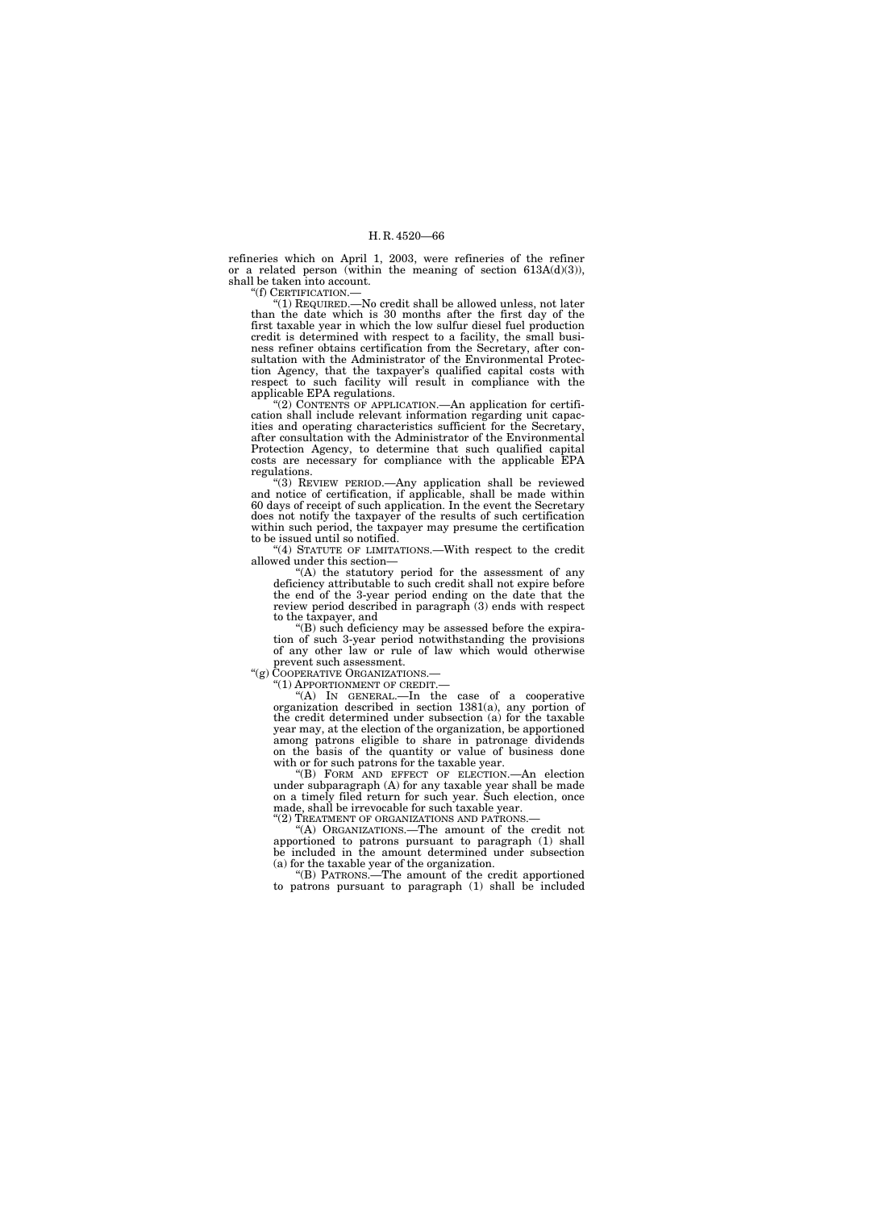refineries which on April 1, 2003, were refineries of the refiner or a related person (within the meaning of section 613A(d)(3)), shall be taken into account.

"(f) CERTIFICATION.—

"(1) REQUIRED.—No credit shall be allowed unless, not later than the date which is 30 months after the first day of the first taxable year in which the low sulfur diesel fuel production credit is determined with respect to a facility, the small business refiner obtains certification from the Secretary, after consultation with the Administrator of the Environmental Protection Agency, that the taxpayer's qualified capital costs with respect to such facility will result in compliance with the applicable EPA regulations.

"(2) CONTENTS OF APPLICATION.—An application for certification shall include relevant information regarding unit capacities and operating characteristics sufficient for the Secretary, after consultation with the Administrator of the Environmental Protection Agency, to determine that such qualified capital costs are necessary for compliance with the applicable EPA regulations.

"(3) REVIEW PERIOD.—Any application shall be reviewed and notice of certification, if applicable, shall be made within 60 days of receipt of such application. In the event the Secretary does not notify the taxpayer of the results of such certification within such period, the taxpayer may presume the certification to be issued until so notified.

"(4) STATUTE OF LIMITATIONS.—With respect to the credit allowed under this section—

"(A) the statutory period for the assessment of any deficiency attributable to such credit shall not expire before the end of the 3-year period ending on the date that the review period described in paragraph (3) ends with respect to the taxpayer, and

"(B) such deficiency may be assessed before the expiration of such 3-year period notwithstanding the provisions of any other law or rule of law which would otherwise prevent such assessment.

"(g) COOPERATIVE ORGANIZATIONS.—

"(1) APPORTIONMENT OF CREDIT.—

"(A) IN GENERAL.—In the case of a cooperative organization described in section 1381(a), any portion of the credit determined under subsection (a) for the taxable year may, at the election of the organization, be apportioned among patrons eligible to share in patronage dividends on the basis of the quantity or value of business done with or for such patrons for the taxable year.

"(B) FORM AND EFFECT OF ELECTION.—An election under subparagraph (A) for any taxable year shall be made on a timely filed return for such year. Such election, once made, shall be irrevocable for such taxable year.

"(2) TREATMENT OF ORGANIZATIONS AND PATRONS.—

"(A) ORGANIZATIONS.—The amount of the credit not apportioned to patrons pursuant to paragraph (1) shall be included in the amount determined under subsection (a) for the taxable year of the organization.

"(B) PATRONS.—The amount of the credit apportioned to patrons pursuant to paragraph (1) shall be included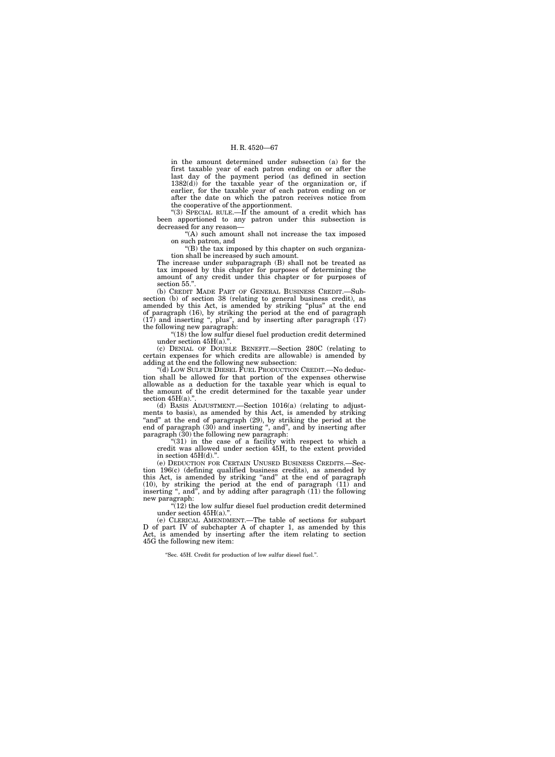in the amount determined under subsection (a) for the first taxable year of each patron ending on or after the last day of the payment period (as defined in section 1382(d)) for the taxable year of the organization or, if earlier, for the taxable year of each patron ending on or after the date on which the patron receives notice from the cooperative of the apportionment.

"(3) SPECIAL RULE.—If the amount of a credit which has been apportioned to any patron under this subsection is decreased for any reason—

"(A) such amount shall not increase the tax imposed on such patron, and

"(B) the tax imposed by this chapter on such organization shall be increased by such amount.

The increase under subparagraph (B) shall not be treated as tax imposed by this chapter for purposes of determining the amount of any credit under this chapter or for purposes of section 55.".

(b) CREDIT MADE PART OF GENERAL BUSINESS CREDIT.—Subsection (b) of section 38 (relating to general business credit), as amended by this Act, is amended by striking "plus" at the end of paragraph (16), by striking the period at the end of paragraph (17) and inserting ", plus", and by inserting after paragraph (17) the following new paragraph:

"(18) the low sulfur diesel fuel production credit determined under section 45H(a).".

(c) DENIAL OF DOUBLE BENEFIT.—Section 280C (relating to certain expenses for which credits are allowable) is amended by adding at the end the following new subsection:

"(d) LOW SULFUR DIESEL FUEL PRODUCTION CREDIT.—No deduction shall be allowed for that portion of the expenses otherwise allowable as a deduction for the taxable year which is equal to the amount of the credit determined for the taxable year under section 45H(a).".

(d) BASIS ADJUSTMENT.—Section 1016(a) (relating to adjustments to basis), as amended by this Act, is amended by striking "and" at the end of paragraph (29), by striking the period at the end of paragraph (30) and inserting ", and", and by inserting after paragraph (30) the following new paragraph:

"(31) in the case of a facility with respect to which a credit was allowed under section 45H, to the extent provided in section 45H(d).".

(e) DEDUCTION FOR CERTAIN UNUSED BUSINESS CREDITS.—Section 196(c) (defining qualified business credits), as amended by this Act, is amended by striking "and" at the end of paragraph (10), by striking the period at the end of paragraph (11) and inserting ", and", and by adding after paragraph (11) the following new paragraph:

"(12) the low sulfur diesel fuel production credit determined under section 45H(a).".

(e) CLERICAL AMENDMENT.—The table of sections for subpart D of part IV of subchapter A of chapter 1, as amended by this Act, is amended by inserting after the item relating to section 45G the following new item:

"Sec. 45H. Credit for production of low sulfur diesel fuel.".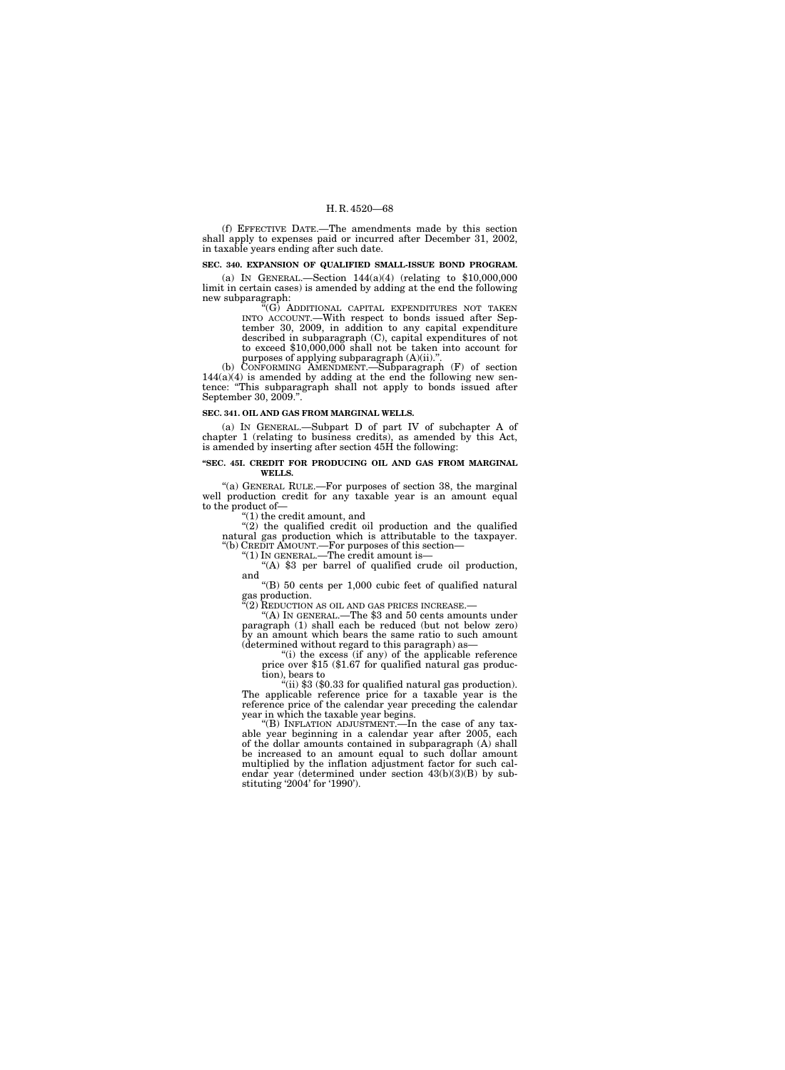(f) EFFECTIVE DATE.—The amendments made by this section shall apply to expenses paid or incurred after December 31, 2002, in taxable years ending after such date.

**SEC. 340. EXPANSION OF QUALIFIED SMALL-ISSUE BOND PROGRAM.**

(a) IN GENERAL.—Section 144(a)(4) (relating to $10,000,000 limit in certain cases) is amended by adding at the end the following new subparagraph:

"(G) ADDITIONAL CAPITAL EXPENDITURES NOT TAKEN INTO ACCOUNT.—With respect to bonds issued after September 30, 2009, in addition to any capital expenditure described in subparagraph (C), capital expenditures of not to exceed $10,000,000 shall not be taken into account for purposes of applying subparagraph (A)(ii).".

(b) CONFORMING AMENDMENT.—Subparagraph (F) of section 144(a)(4) is amended by adding at the end the following new sentence: "This subparagraph shall not apply to bonds issued after September 30, 2009.".

**SEC. 341. OIL AND GAS FROM MARGINAL WELLS.**

(a) IN GENERAL.—Subpart D of part IV of subchapter A of chapter 1 (relating to business credits), as amended by this Act, is amended by inserting after section 45H the following:

**"SEC. 45I. CREDIT FOR PRODUCING OIL AND GAS FROM MARGINAL WELLS.**

"(a) GENERAL RULE.—For purposes of section 38, the marginal well production credit for any taxable year is an amount equal to the product of—

"(1) the credit amount, and

"(2) the qualified credit oil production and the qualified natural gas production which is attributable to the taxpayer.

"(b) CREDIT AMOUNT.—For purposes of this section—

"(1) IN GENERAL.—The credit amount is—

"(A) $3 per barrel of qualified crude oil production, and

"(B) 50 cents per 1,000 cubic feet of qualified natural gas production.

"(2) REDUCTION AS OIL AND GAS PRICES INCREASE.—

"(A) IN GENERAL.—The $3 and 50 cents amounts under paragraph (1) shall each be reduced (but not below zero) by an amount which bears the same ratio to such amount (determined without regard to this paragraph) as—

"(i) the excess (if any) of the applicable reference price over $15 ($1.67 for qualified natural gas production), bears to

"(ii) $3 ($0.33 for qualified natural gas production).

The applicable reference price for a taxable year is the reference price of the calendar year preceding the calendar year in which the taxable year begins.

"(B) INFLATION ADJUSTMENT.—In the case of any taxable year beginning in a calendar year after 2005, each of the dollar amounts contained in subparagraph (A) shall be increased to an amount equal to such dollar amount multiplied by the inflation adjustment factor for such calendar year (determined under section 43(b)(3)(B) by substituting '2004' for '1990').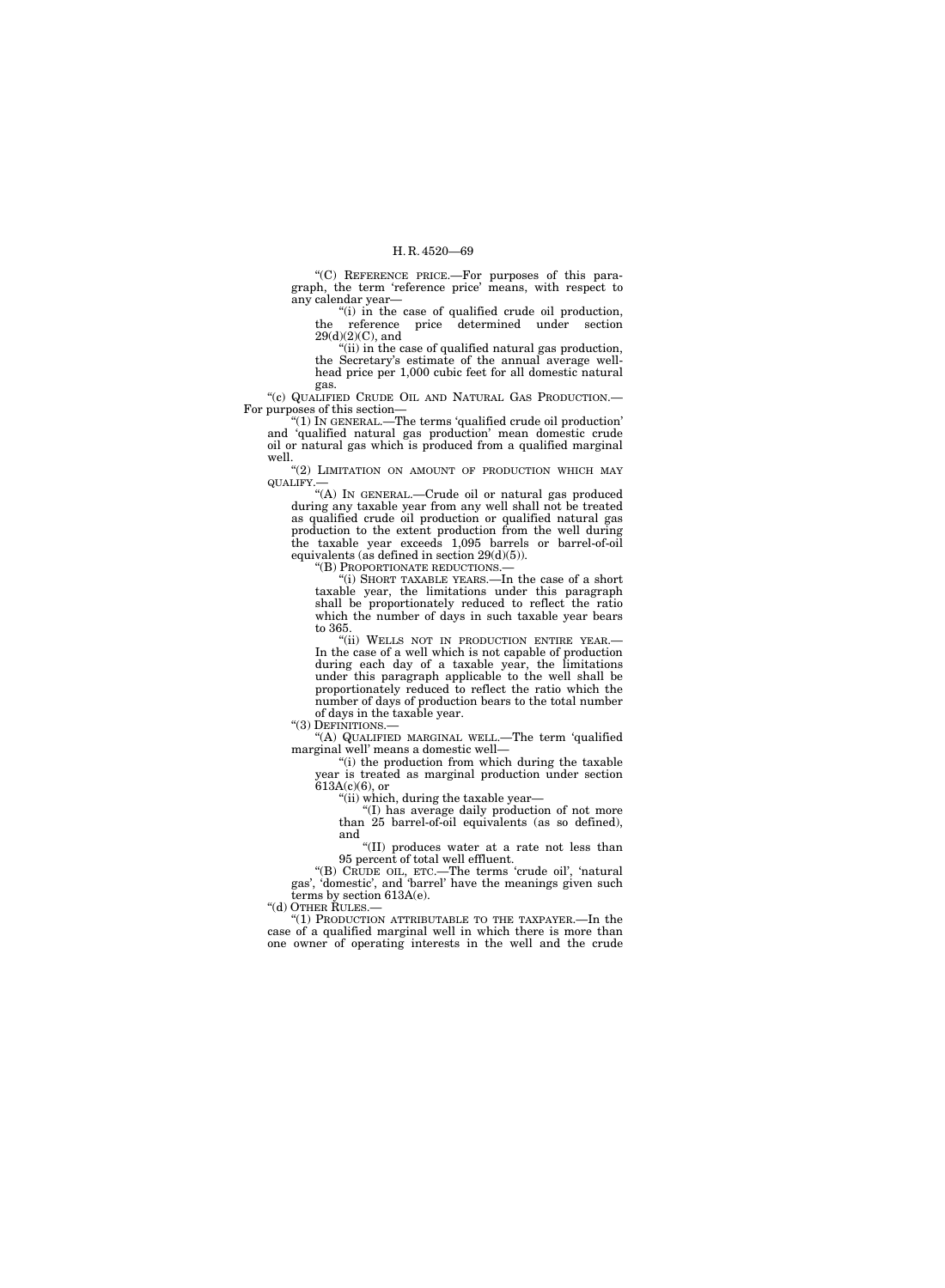"(C) REFERENCE PRICE.—For purposes of this paragraph, the term 'reference price' means, with respect to any calendar year—

"(i) in the case of qualified crude oil production, the reference price determined under section 29(d)(2)(C), and

"(ii) in the case of qualified natural gas production, the Secretary's estimate of the annual average wellhead price per 1,000 cubic feet for all domestic natural gas.

"(c) QUALIFIED CRUDE OIL AND NATURAL GAS PRODUCTION.—For purposes of this section—

"(1) IN GENERAL.—The terms 'qualified crude oil production' and 'qualified natural gas production' mean domestic crude oil or natural gas which is produced from a qualified marginal well.

"(2) LIMITATION ON AMOUNT OF PRODUCTION WHICH MAY QUALIFY.—

"(A) IN GENERAL.—Crude oil or natural gas produced during any taxable year from any well shall not be treated as qualified crude oil production or qualified natural gas production to the extent production from the well during the taxable year exceeds 1,095 barrels or barrel-of-oil equivalents (as defined in section 29(d)(5)).

"(B) PROPORTIONATE REDUCTIONS.—

"(i) SHORT TAXABLE YEARS.—In the case of a short taxable year, the limitations under this paragraph shall be proportionately reduced to reflect the ratio which the number of days in such taxable year bears to 365.

"(ii) WELLS NOT IN PRODUCTION ENTIRE YEAR.—In the case of a well which is not capable of production during each day of a taxable year, the limitations under this paragraph applicable to the well shall be proportionately reduced to reflect the ratio which the number of days of production bears to the total number of days in the taxable year.

"(3) DEFINITIONS.—

"(A) QUALIFIED MARGINAL WELL.—The term 'qualified marginal well' means a domestic well—

"(i) the production from which during the taxable year is treated as marginal production under section 613A(c)(6), or

"(ii) which, during the taxable year—

"(I) has average daily production of not more than 25 barrel-of-oil equivalents (as so defined), and

"(II) produces water at a rate not less than 95 percent of total well effluent.

"(B) CRUDE OIL, ETC.—The terms 'crude oil', 'natural gas', 'domestic', and 'barrel' have the meanings given such terms by section 613A(e).

"(d) OTHER RULES.—

"(1) PRODUCTION ATTRIBUTABLE TO THE TAXPAYER.—In the case of a qualified marginal well in which there is more than one owner of operating interests in the well and the crude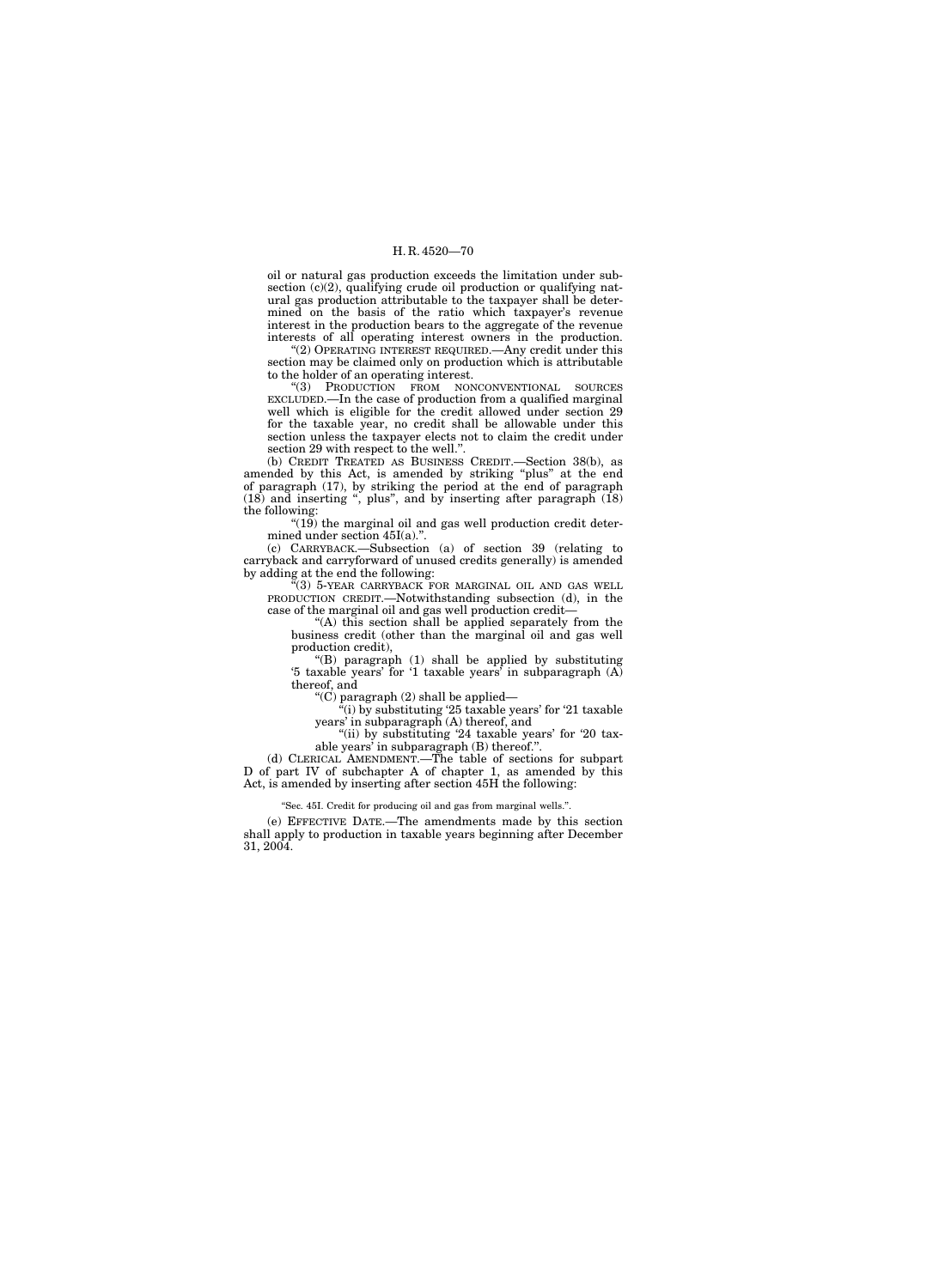oil or natural gas production exceeds the limitation under subsection (c)(2), qualifying crude oil production or qualifying natural gas production attributable to the taxpayer shall be determined on the basis of the ratio which taxpayer's revenue interest in the production bears to the aggregate of the revenue interests of all operating interest owners in the production.

"(2) OPERATING INTEREST REQUIRED.—Any credit under this section may be claimed only on production which is attributable to the holder of an operating interest.

"(3) PRODUCTION FROM NONCONVENTIONAL SOURCES EXCLUDED.—In the case of production from a qualified marginal well which is eligible for the credit allowed under section 29 for the taxable year, no credit shall be allowable under this section unless the taxpayer elects not to claim the credit under section 29 with respect to the well.".

(b) CREDIT TREATED AS BUSINESS CREDIT.—Section 38(b), as amended by this Act, is amended by striking "plus" at the end of paragraph (17), by striking the period at the end of paragraph (18) and inserting ", plus", and by inserting after paragraph (18) the following:

"(19) the marginal oil and gas well production credit determined under section 45I(a).".

(c) CARRYBACK.—Subsection (a) of section 39 (relating to carryback and carryforward of unused credits generally) is amended by adding at the end the following:

"(3) 5-YEAR CARRYBACK FOR MARGINAL OIL AND GAS WELL PRODUCTION CREDIT.—Notwithstanding subsection (d), in the case of the marginal oil and gas well production credit—

"(A) this section shall be applied separately from the business credit (other than the marginal oil and gas well production credit),

"(B) paragraph (1) shall be applied by substituting '5 taxable years' for '1 taxable years' in subparagraph (A) thereof, and

"(C) paragraph (2) shall be applied—

"(i) by substituting '25 taxable years' for '21 taxable years' in subparagraph (A) thereof, and

"(ii) by substituting '24 taxable years' for '20 taxable years' in subparagraph (B) thereof.".

(d) CLERICAL AMENDMENT.—The table of sections for subpart D of part IV of subchapter A of chapter 1, as amended by this Act, is amended by inserting after section 45H the following:

"Sec. 45I. Credit for producing oil and gas from marginal wells.".

(e) EFFECTIVE DATE.—The amendments made by this section shall apply to production in taxable years beginning after December 31, 2004.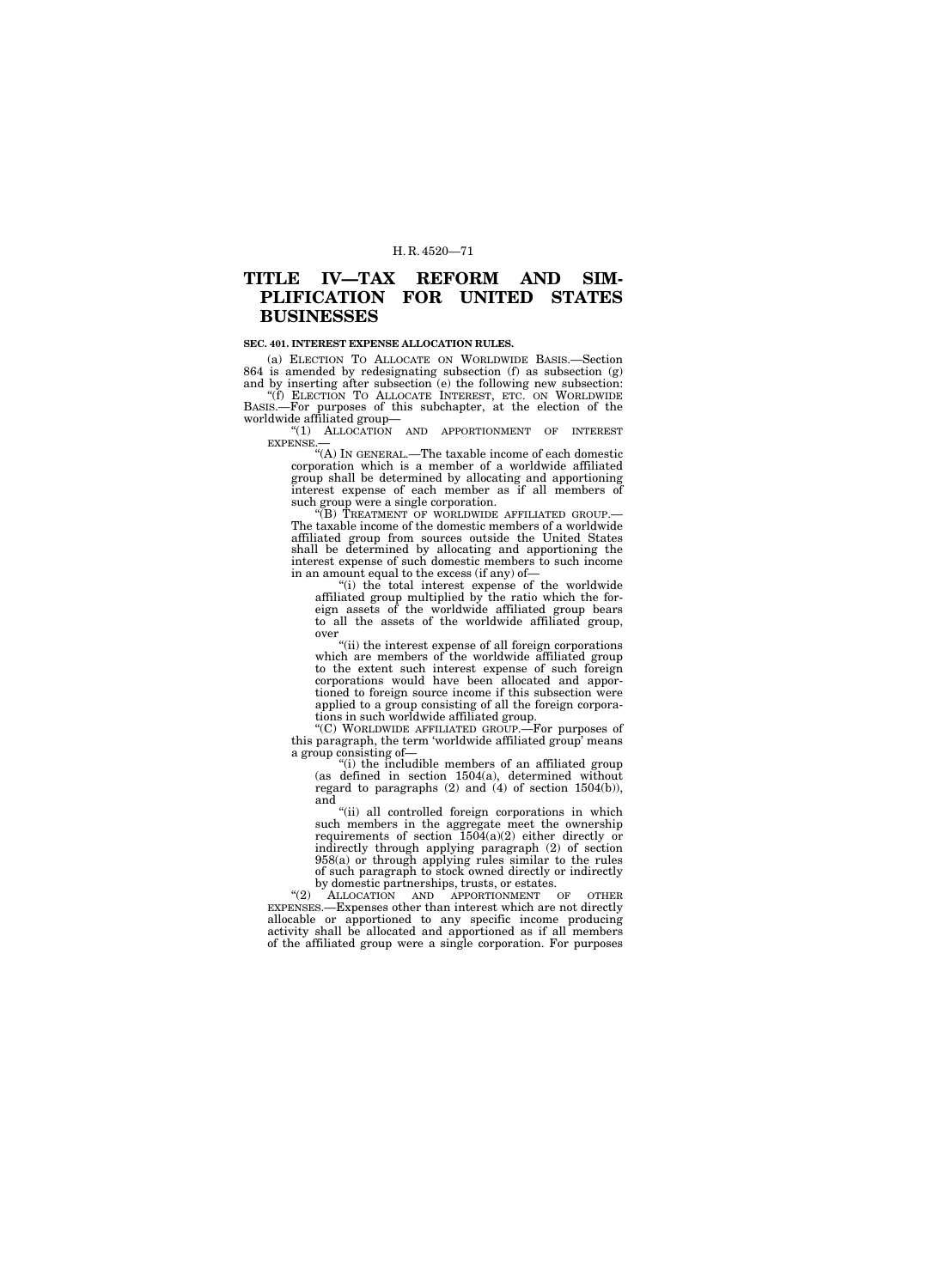# TITLE IV—TAX REFORM AND SIMPLIFICATION FOR UNITED STATES BUSINESSES

**SEC. 401. INTEREST EXPENSE ALLOCATION RULES.**

(a) ELECTION TO ALLOCATE ON WORLDWIDE BASIS.—Section 864 is amended by redesignating subsection (f) as subsection (g) and by inserting after subsection (e) the following new subsection:

"(f) ELECTION TO ALLOCATE INTEREST, ETC. ON WORLDWIDE BASIS.—For purposes of this subchapter, at the election of the worldwide affiliated group—

"(1) ALLOCATION AND APPORTIONMENT OF INTEREST EXPENSE.—

"(A) IN GENERAL.—The taxable income of each domestic corporation which is a member of a worldwide affiliated group shall be determined by allocating and apportioning interest expense of each member as if all members of such group were a single corporation.

"(B) TREATMENT OF WORLDWIDE AFFILIATED GROUP.—The taxable income of the domestic members of a worldwide affiliated group from sources outside the United States shall be determined by allocating and apportioning the interest expense of such domestic members to such income in an amount equal to the excess (if any) of—

"(i) the total interest expense of the worldwide affiliated group multiplied by the ratio which the foreign assets of the worldwide affiliated group bears to all the assets of the worldwide affiliated group, over

"(ii) the interest expense of all foreign corporations which are members of the worldwide affiliated group to the extent such interest expense of such foreign corporations would have been allocated and apportioned to foreign source income if this subsection were applied to a group consisting of all the foreign corporations in such worldwide affiliated group.

"(C) WORLDWIDE AFFILIATED GROUP.—For purposes of this paragraph, the term 'worldwide affiliated group' means a group consisting of—

"(i) the includible members of an affiliated group (as defined in section 1504(a), determined without regard to paragraphs (2) and (4) of section 1504(b)), and

"(ii) all controlled foreign corporations in which such members in the aggregate meet the ownership requirements of section 1504(a)(2) either directly or indirectly through applying paragraph (2) of section 958(a) or through applying rules similar to the rules of such paragraph to stock owned directly or indirectly by domestic partnerships, trusts, or estates.

"(2) ALLOCATION AND APPORTIONMENT OF OTHER EXPENSES.—Expenses other than interest which are not directly allocable or apportioned to any specific income producing activity shall be allocated and apportioned as if all members of the affiliated group were a single corporation. For purposes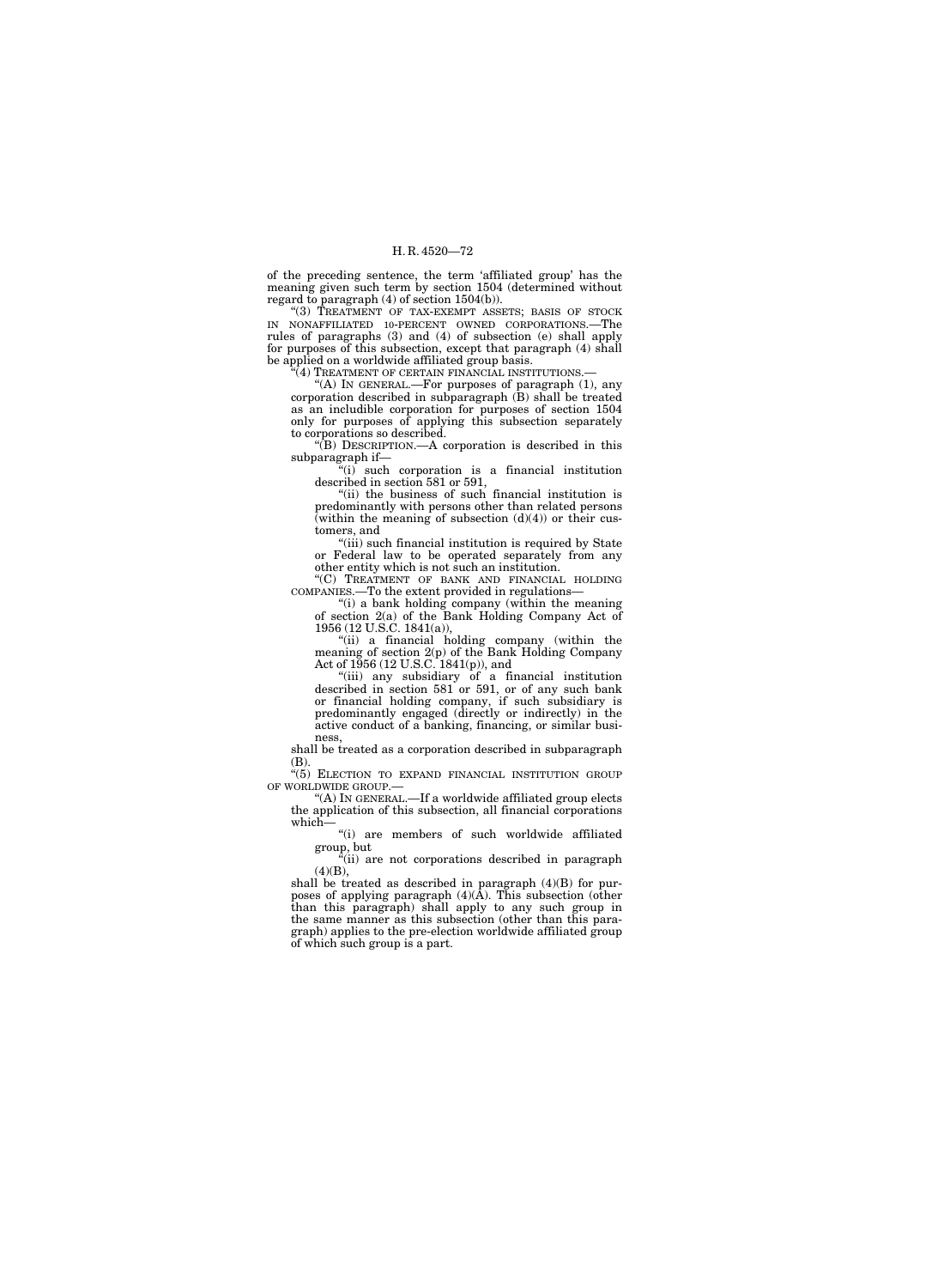of the preceding sentence, the term 'affiliated group' has the meaning given such term by section 1504 (determined without regard to paragraph (4) of section 1504(b)).

"(3) TREATMENT OF TAX-EXEMPT ASSETS; BASIS OF STOCK IN NONAFFILIATED 10-PERCENT OWNED CORPORATIONS.—The rules of paragraphs (3) and (4) of subsection (e) shall apply for purposes of this subsection, except that paragraph (4) shall be applied on a worldwide affiliated group basis.

"(4) TREATMENT OF CERTAIN FINANCIAL INSTITUTIONS.—

"(A) IN GENERAL.—For purposes of paragraph (1), any corporation described in subparagraph (B) shall be treated as an includible corporation for purposes of section 1504 only for purposes of applying this subsection separately to corporations so described.

"(B) DESCRIPTION.—A corporation is described in this subparagraph if—

"(i) such corporation is a financial institution described in section 581 or 591,

"(ii) the business of such financial institution is predominantly with persons other than related persons (within the meaning of subsection (d)(4)) or their customers, and

"(iii) such financial institution is required by State or Federal law to be operated separately from any other entity which is not such an institution.

"(C) TREATMENT OF BANK AND FINANCIAL HOLDING COMPANIES.—To the extent provided in regulations—

"(i) a bank holding company (within the meaning of section 2(a) of the Bank Holding Company Act of 1956 (12 U.S.C. 1841(a)),

"(ii) a financial holding company (within the meaning of section 2(p) of the Bank Holding Company Act of 1956 (12 U.S.C. 1841(p)), and

"(iii) any subsidiary of a financial institution described in section 581 or 591, or of any such bank or financial holding company, if such subsidiary is predominantly engaged (directly or indirectly) in the active conduct of a banking, financing, or similar business,

shall be treated as a corporation described in subparagraph (B).

"(5) ELECTION TO EXPAND FINANCIAL INSTITUTION GROUP OF WORLDWIDE GROUP.—

"(A) IN GENERAL.—If a worldwide affiliated group elects the application of this subsection, all financial corporations which—

"(i) are members of such worldwide affiliated group, but

"(ii) are not corporations described in paragraph (4)(B),

shall be treated as described in paragraph (4)(B) for purposes of applying paragraph (4)(A). This subsection (other than this paragraph) shall apply to any such group in the same manner as this subsection (other than this paragraph) applies to the pre-election worldwide affiliated group of which such group is a part.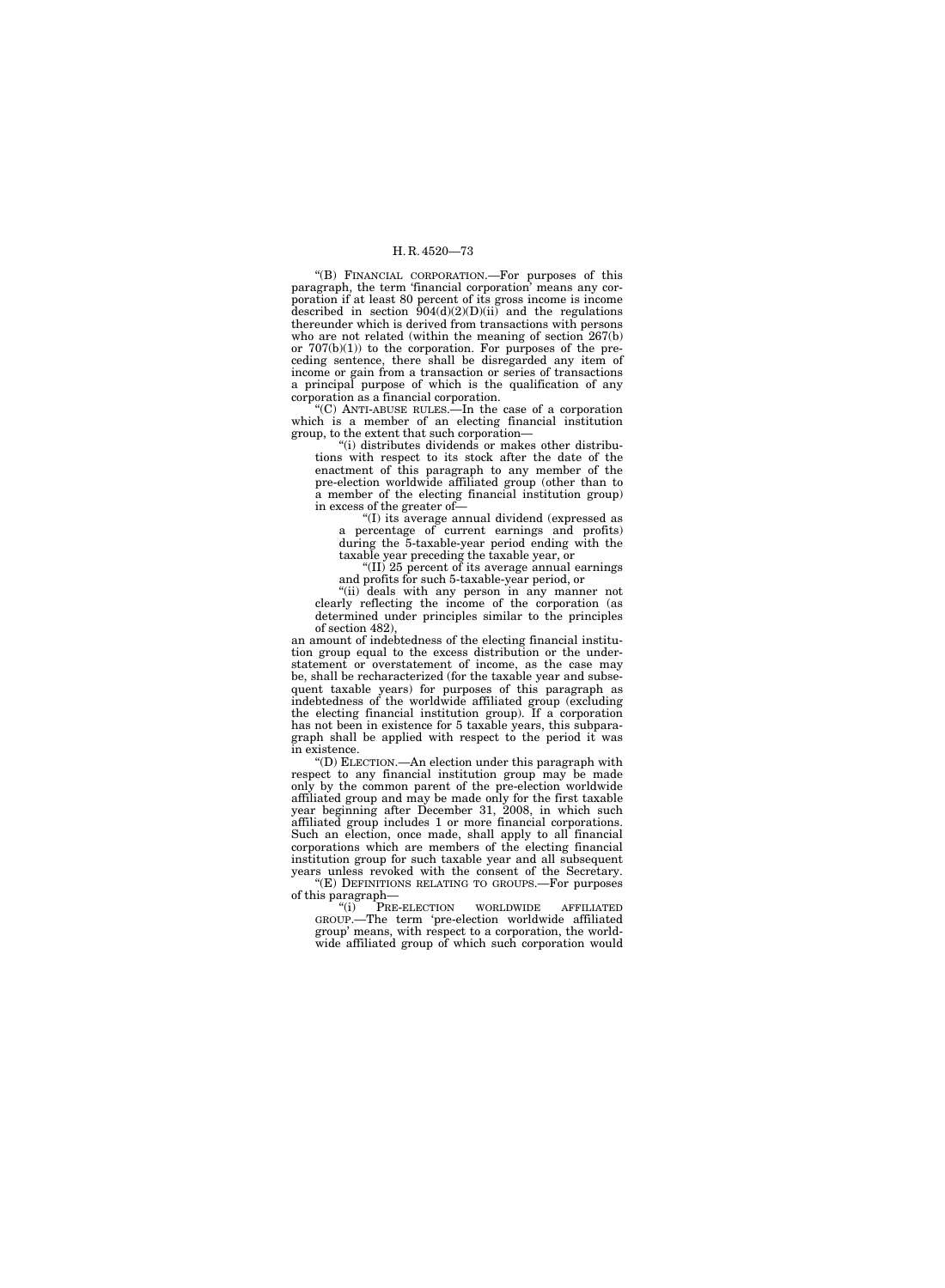"(B) FINANCIAL CORPORATION.—For purposes of this paragraph, the term 'financial corporation' means any corporation if at least 80 percent of its gross income is income described in section 904(d)(2)(D)(ii) and the regulations thereunder which is derived from transactions with persons who are not related (within the meaning of section 267(b) or 707(b)(1)) to the corporation. For purposes of the preceding sentence, there shall be disregarded any item of income or gain from a transaction or series of transactions a principal purpose of which is the qualification of any corporation as a financial corporation.

"(C) ANTI-ABUSE RULES.—In the case of a corporation which is a member of an electing financial institution group, to the extent that such corporation—

"(i) distributes dividends or makes other distributions with respect to its stock after the date of the enactment of this paragraph to any member of the pre-election worldwide affiliated group (other than to a member of the electing financial institution group) in excess of the greater of—

"(I) its average annual dividend (expressed as a percentage of current earnings and profits) during the 5-taxable-year period ending with the taxable year preceding the taxable year, or

"(II) 25 percent of its average annual earnings and profits for such 5-taxable-year period, or

"(ii) deals with any person in any manner not clearly reflecting the income of the corporation (as determined under principles similar to the principles of section 482),

an amount of indebtedness of the electing financial institution group equal to the excess distribution or the understatement or overstatement of income, as the case may be, shall be recharacterized (for the taxable year and subsequent taxable years) for purposes of this paragraph as indebtedness of the worldwide affiliated group (excluding the electing financial institution group). If a corporation has not been in existence for 5 taxable years, this subparagraph shall be applied with respect to the period it was in existence.

"(D) ELECTION.—An election under this paragraph with respect to any financial institution group may be made only by the common parent of the pre-election worldwide affiliated group and may be made only for the first taxable year beginning after December 31, 2008, in which such affiliated group includes 1 or more financial corporations. Such an election, once made, shall apply to all financial corporations which are members of the electing financial institution group for such taxable year and all subsequent years unless revoked with the consent of the Secretary.

"(E) DEFINITIONS RELATING TO GROUPS.—For purposes of this paragraph—

"(i) PRE-ELECTION WORLDWIDE AFFILIATED GROUP.—The term 'pre-election worldwide affiliated group' means, with respect to a corporation, the worldwide affiliated group of which such corporation would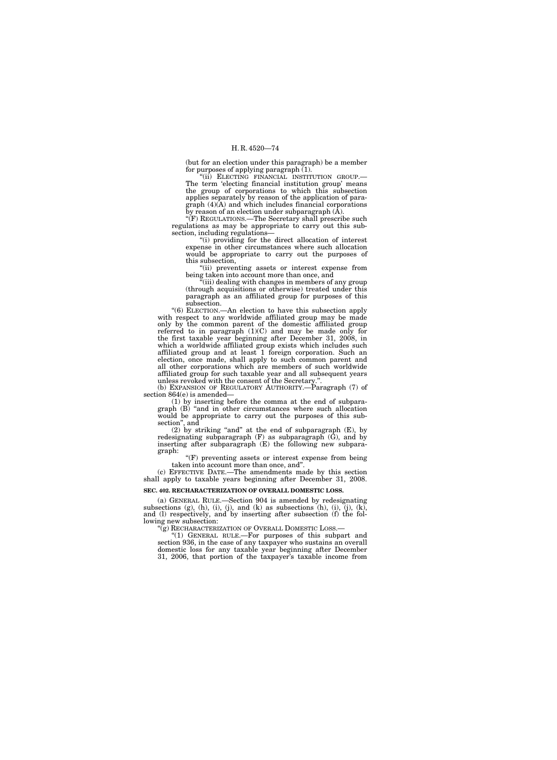(but for an election under this paragraph) be a member for purposes of applying paragraph (1).

"(ii) ELECTING FINANCIAL INSTITUTION GROUP.—The term 'electing financial institution group' means the group of corporations to which this subsection applies separately by reason of the application of paragraph (4)(A) and which includes financial corporations by reason of an election under subparagraph (A).

"(F) REGULATIONS.—The Secretary shall prescribe such regulations as may be appropriate to carry out this subsection, including regulations—

"(i) providing for the direct allocation of interest expense in other circumstances where such allocation would be appropriate to carry out the purposes of this subsection,

"(ii) preventing assets or interest expense from being taken into account more than once, and

"(iii) dealing with changes in members of any group (through acquisitions or otherwise) treated under this paragraph as an affiliated group for purposes of this subsection.

"(6) ELECTION.—An election to have this subsection apply with respect to any worldwide affiliated group may be made only by the common parent of the domestic affiliated group referred to in paragraph (1)(C) and may be made only for the first taxable year beginning after December 31, 2008, in which a worldwide affiliated group exists which includes such affiliated group and at least 1 foreign corporation. Such an election, once made, shall apply to such common parent and all other corporations which are members of such worldwide affiliated group for such taxable year and all subsequent years unless revoked with the consent of the Secretary.".

(b) EXPANSION OF REGULATORY AUTHORITY.—Paragraph (7) of section 864(e) is amended—

(1) by inserting before the comma at the end of subparagraph (B) "and in other circumstances where such allocation would be appropriate to carry out the purposes of this subsection", and

(2) by striking "and" at the end of subparagraph (E), by redesignating subparagraph (F) as subparagraph (G), and by inserting after subparagraph (E) the following new subparagraph:

"(F) preventing assets or interest expense from being taken into account more than once, and".

(c) EFFECTIVE DATE.—The amendments made by this section shall apply to taxable years beginning after December 31, 2008.

**SEC. 402. RECHARACTERIZATION OF OVERALL DOMESTIC LOSS.**

(a) GENERAL RULE.—Section 904 is amended by redesignating subsections (g), (h), (i), (j), and (k) as subsections (h), (i), (j), (k), and (l) respectively, and by inserting after subsection (f) the following new subsection:

"(g) RECHARACTERIZATION OF OVERALL DOMESTIC LOSS.—

"(1) GENERAL RULE.—For purposes of this subpart and section 936, in the case of any taxpayer who sustains an overall domestic loss for any taxable year beginning after December 31, 2006, that portion of the taxpayer's taxable income from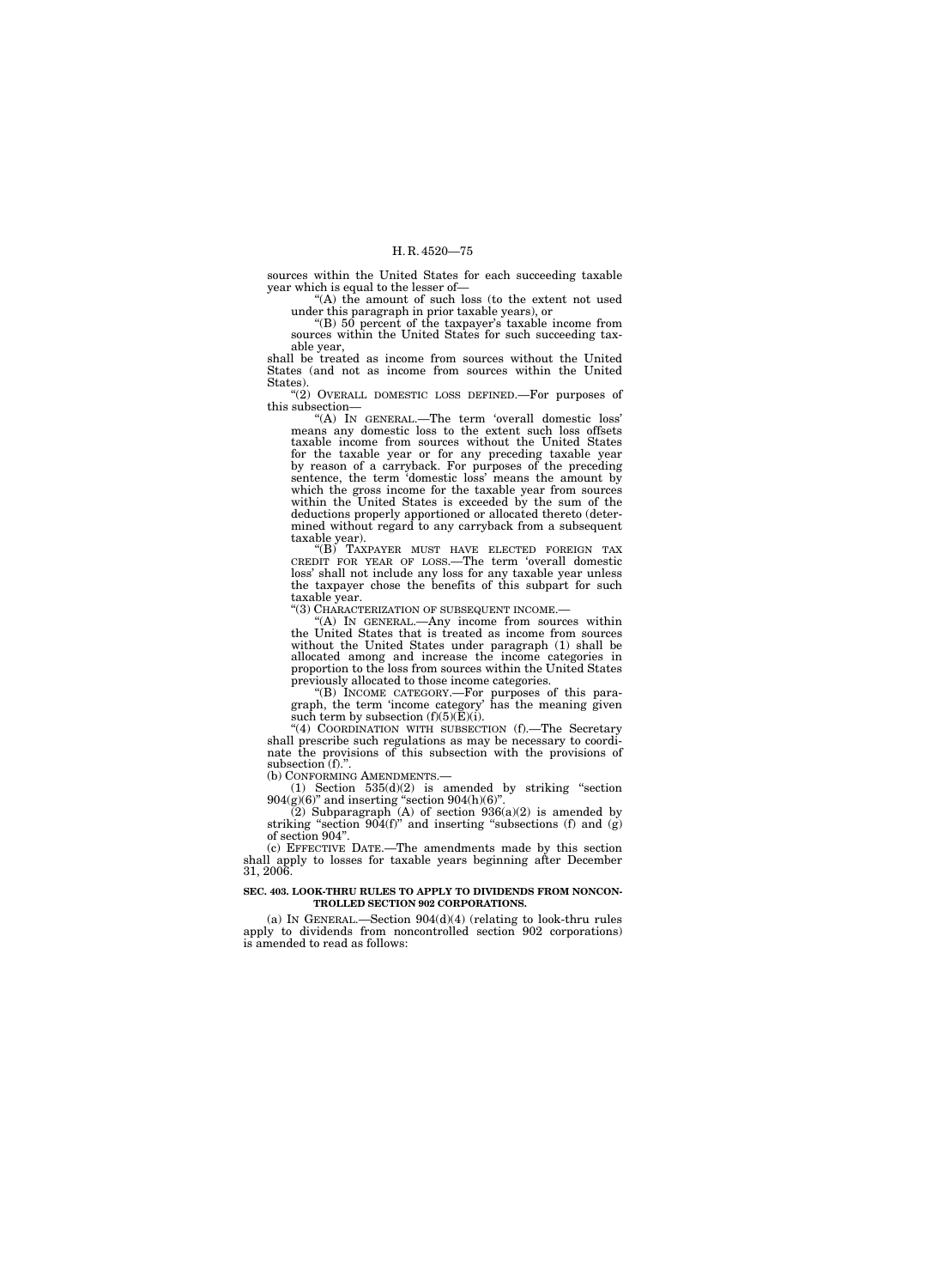sources within the United States for each succeeding taxable year which is equal to the lesser of—

"(A) the amount of such loss (to the extent not used under this paragraph in prior taxable years), or

"(B) 50 percent of the taxpayer's taxable income from sources within the United States for such succeeding taxable year,

shall be treated as income from sources without the United States (and not as income from sources within the United States).

"(2) OVERALL DOMESTIC LOSS DEFINED.—For purposes of this subsection—

"(A) IN GENERAL.—The term 'overall domestic loss' means any domestic loss to the extent such loss offsets taxable income from sources without the United States for the taxable year or for any preceding taxable year by reason of a carryback. For purposes of the preceding sentence, the term 'domestic loss' means the amount by which the gross income for the taxable year from sources within the United States is exceeded by the sum of the deductions properly apportioned or allocated thereto (determined without regard to any carryback from a subsequent taxable year).

"(B) TAXPAYER MUST HAVE ELECTED FOREIGN TAX CREDIT FOR YEAR OF LOSS.—The term 'overall domestic loss' shall not include any loss for any taxable year unless the taxpayer chose the benefits of this subpart for such taxable year.

"(3) CHARACTERIZATION OF SUBSEQUENT INCOME.—

"(A) IN GENERAL.—Any income from sources within the United States that is treated as income from sources without the United States under paragraph (1) shall be allocated among and increase the income categories in proportion to the loss from sources within the United States previously allocated to those income categories.

"(B) INCOME CATEGORY.—For purposes of this paragraph, the term 'income category' has the meaning given such term by subsection (f)(5)(E)(i).

"(4) COORDINATION WITH SUBSECTION (f).—The Secretary shall prescribe such regulations as may be necessary to coordinate the provisions of this subsection with the provisions of subsection (f).".

(b) CONFORMING AMENDMENTS.—

(1) Section 535(d)(2) is amended by striking "section 904(g)(6)" and inserting "section 904(h)(6)".

(2) Subparagraph (A) of section 936(a)(2) is amended by striking "section 904(f)" and inserting "subsections (f) and (g) of section 904".

(c) EFFECTIVE DATE.—The amendments made by this section shall apply to losses for taxable years beginning after December 31, 2006.

**SEC. 403. LOOK-THRU RULES TO APPLY TO DIVIDENDS FROM NONCONTROLLED SECTION 902 CORPORATIONS.**

(a) IN GENERAL.—Section 904(d)(4) (relating to look-thru rules apply to dividends from noncontrolled section 902 corporations) is amended to read as follows: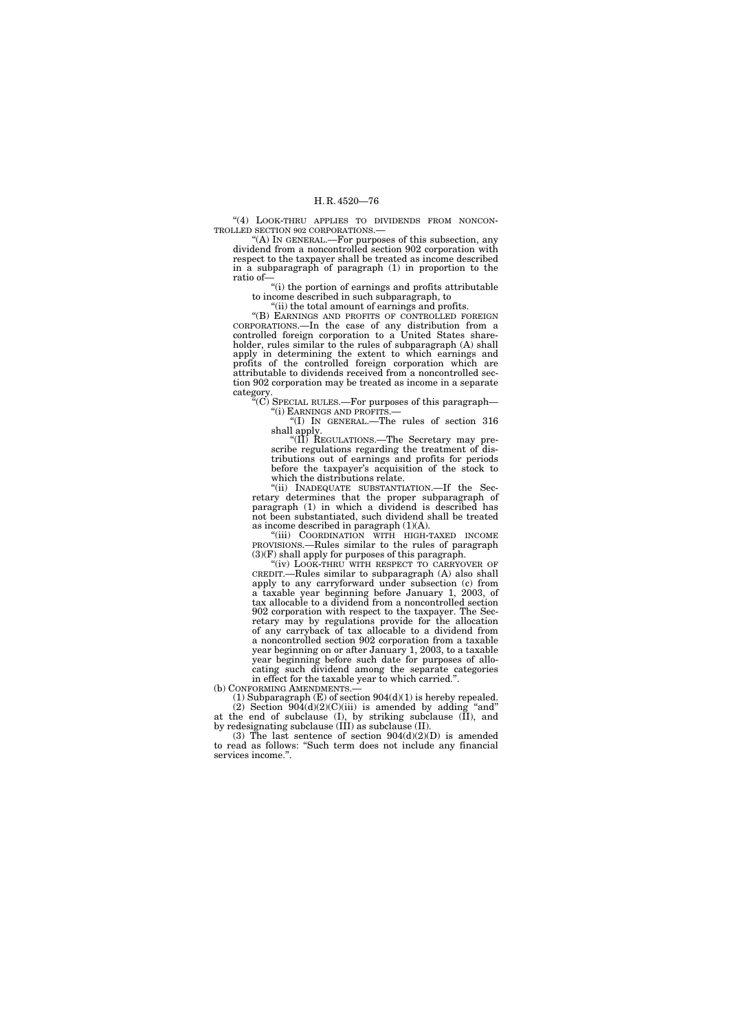"(4) LOOK-THRU APPLIES TO DIVIDENDS FROM NONCONTROLLED SECTION 902 CORPORATIONS.—

"(A) IN GENERAL.—For purposes of this subsection, any dividend from a noncontrolled section 902 corporation with respect to the taxpayer shall be treated as income described in a subparagraph of paragraph (1) in proportion to the ratio of—

"(i) the portion of earnings and profits attributable to income described in such subparagraph, to

"(ii) the total amount of earnings and profits.

"(B) EARNINGS AND PROFITS OF CONTROLLED FOREIGN CORPORATIONS.—In the case of any distribution from a controlled foreign corporation to a United States shareholder, rules similar to the rules of subparagraph (A) shall apply in determining the extent to which earnings and profits of the controlled foreign corporation which are attributable to dividends received from a noncontrolled section 902 corporation may be treated as income in a separate category.

"(C) SPECIAL RULES.—For purposes of this paragraph—

"(i) EARNINGS AND PROFITS.—

"(I) IN GENERAL.—The rules of section 316 shall apply.

"(II) REGULATIONS.—The Secretary may prescribe regulations regarding the treatment of distributions out of earnings and profits for periods before the taxpayer's acquisition of the stock to which the distributions relate.

"(ii) INADEQUATE SUBSTANTIATION.—If the Secretary determines that the proper subparagraph of paragraph (1) in which a dividend is described has not been substantiated, such dividend shall be treated as income described in paragraph (1)(A).

"(iii) COORDINATION WITH HIGH-TAXED INCOME PROVISIONS.—Rules similar to the rules of paragraph (3)(F) shall apply for purposes of this paragraph.

"(iv) LOOK-THRU WITH RESPECT TO CARRYOVER OF CREDIT.—Rules similar to subparagraph (A) also shall apply to any carryforward under subsection (c) from a taxable year beginning before January 1, 2003, of tax allocable to a dividend from a noncontrolled section 902 corporation with respect to the taxpayer. The Secretary may by regulations provide for the allocation of any carryback of tax allocable to a dividend from a noncontrolled section 902 corporation from a taxable year beginning on or after January 1, 2003, to a taxable year beginning before such date for purposes of allocating such dividend among the separate categories in effect for the taxable year to which carried.".

(b) CONFORMING AMENDMENTS.—

(1) Subparagraph (E) of section 904(d)(1) is hereby repealed.

(2) Section 904(d)(2)(C)(iii) is amended by adding "and" at the end of subclause (I), by striking subclause (II), and by redesignating subclause (III) as subclause (II).

(3) The last sentence of section 904(d)(2)(D) is amended to read as follows: "Such term does not include any financial services income.".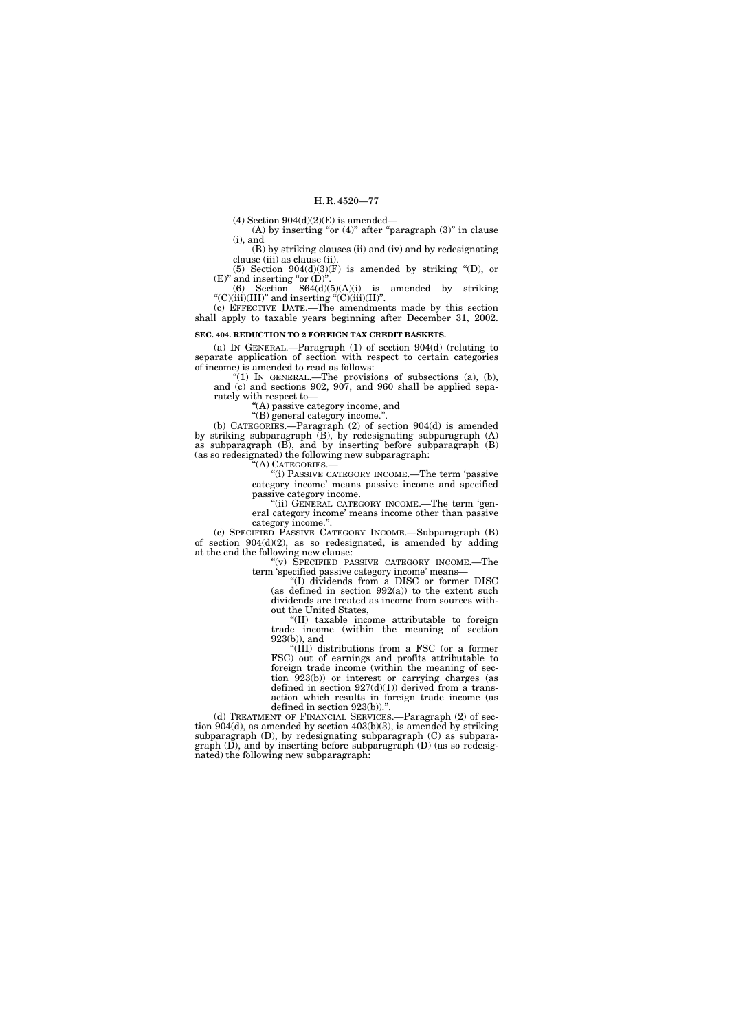(4) Section 904(d)(2)(E) is amended—

(A) by inserting "or (4)" after "paragraph (3)" in clause (i), and

(B) by striking clauses (ii) and (iv) and by redesignating clause (iii) as clause (ii).

(5) Section 904(d)(3)(F) is amended by striking "(D), or (E)" and inserting "or (D)".

(6) Section 864(d)(5)(A)(i) is amended by striking "(C)(iii)(III)" and inserting "(C)(iii)(II)".

(c) EFFECTIVE DATE.—The amendments made by this section shall apply to taxable years beginning after December 31, 2002.

**SEC. 404. REDUCTION TO 2 FOREIGN TAX CREDIT BASKETS.**

(a) IN GENERAL.—Paragraph (1) of section 904(d) (relating to separate application of section with respect to certain categories of income) is amended to read as follows:

"(1) IN GENERAL.—The provisions of subsections (a), (b), and (c) and sections 902, 907, and 960 shall be applied separately with respect to—

"(A) passive category income, and

"(B) general category income.".

(b) CATEGORIES.—Paragraph (2) of section 904(d) is amended by striking subparagraph (B), by redesignating subparagraph (A) as subparagraph (B), and by inserting before subparagraph (B) (as so redesignated) the following new subparagraph:

"(A) CATEGORIES.—

"(i) PASSIVE CATEGORY INCOME.—The term 'passive category income' means passive income and specified passive category income.

"(ii) GENERAL CATEGORY INCOME.—The term 'general category income' means income other than passive category income.".

(c) SPECIFIED PASSIVE CATEGORY INCOME.—Subparagraph (B) of section 904(d)(2), as so redesignated, is amended by adding at the end the following new clause:

"(v) SPECIFIED PASSIVE CATEGORY INCOME.—The term 'specified passive category income' means—

"(I) dividends from a DISC or former DISC (as defined in section 992(a)) to the extent such dividends are treated as income from sources without the United States,

"(II) taxable income attributable to foreign trade income (within the meaning of section 923(b)), and

"(III) distributions from a FSC (or a former FSC) out of earnings and profits attributable to foreign trade income (within the meaning of section 923(b)) or interest or carrying charges (as defined in section 927(d)(1)) derived from a transaction which results in foreign trade income (as defined in section 923(b)).".

(d) TREATMENT OF FINANCIAL SERVICES.—Paragraph (2) of section 904(d), as amended by section 403(b)(3), is amended by striking subparagraph (D), by redesignating subparagraph (C) as subparagraph (D), and by inserting before subparagraph (D) (as so redesignated) the following new subparagraph: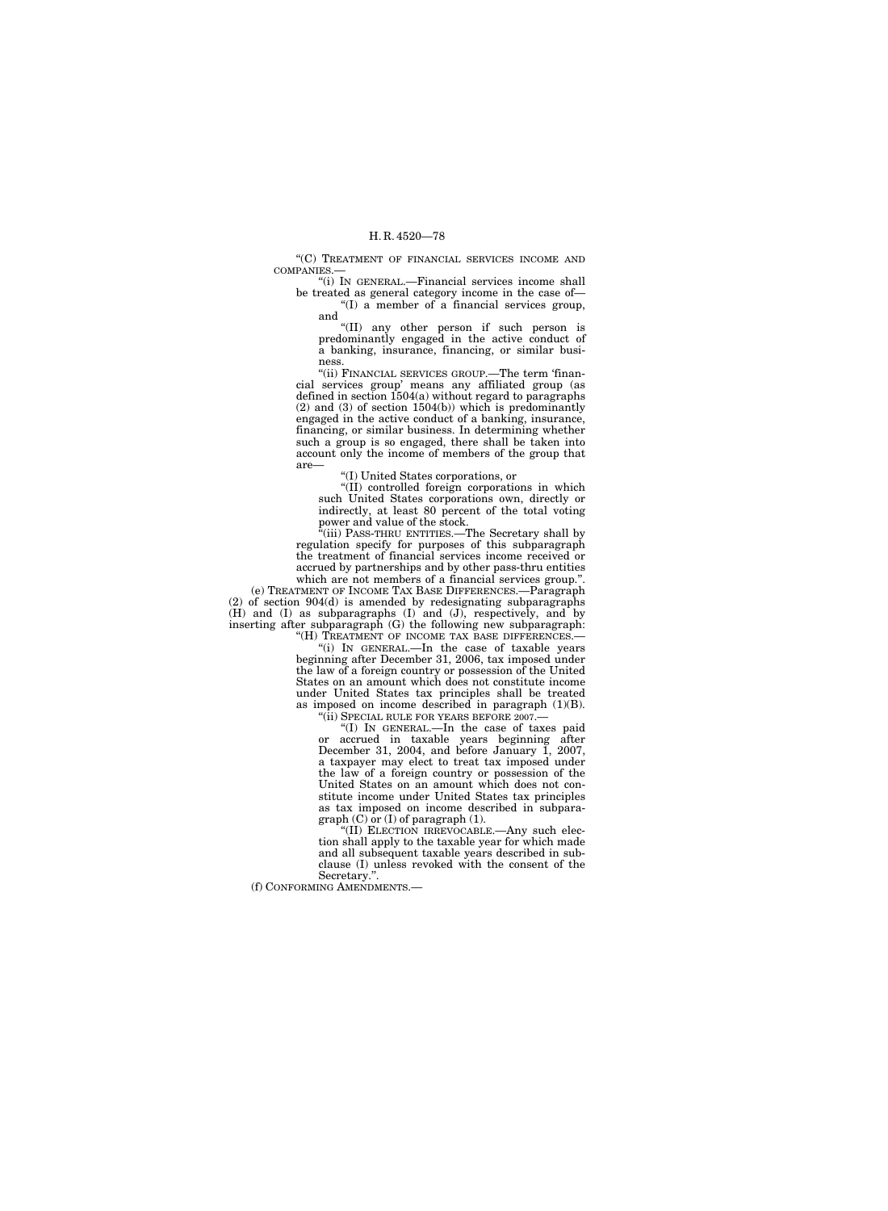"(C) TREATMENT OF FINANCIAL SERVICES INCOME AND COMPANIES.—

"(i) IN GENERAL.—Financial services income shall be treated as general category income in the case of—

"(I) a member of a financial services group, and

"(II) any other person if such person is predominantly engaged in the active conduct of a banking, insurance, financing, or similar business.

"(ii) FINANCIAL SERVICES GROUP.—The term 'financial services group' means any affiliated group (as defined in section 1504(a) without regard to paragraphs (2) and (3) of section 1504(b)) which is predominantly engaged in the active conduct of a banking, insurance, financing, or similar business. In determining whether such a group is so engaged, there shall be taken into account only the income of members of the group that are—

"(I) United States corporations, or

"(II) controlled foreign corporations in which such United States corporations own, directly or indirectly, at least 80 percent of the total voting power and value of the stock.

"(iii) PASS-THRU ENTITIES.—The Secretary shall by regulation specify for purposes of this subparagraph the treatment of financial services income received or accrued by partnerships and by other pass-thru entities which are not members of a financial services group.".

(e) TREATMENT OF INCOME TAX BASE DIFFERENCES.—Paragraph (2) of section 904(d) is amended by redesignating subparagraphs (H) and (I) as subparagraphs (I) and (J), respectively, and by inserting after subparagraph (G) the following new subparagraph:

"(H) TREATMENT OF INCOME TAX BASE DIFFERENCES.—

"(i) IN GENERAL.—In the case of taxable years beginning after December 31, 2006, tax imposed under the law of a foreign country or possession of the United States on an amount which does not constitute income under United States tax principles shall be treated as imposed on income described in paragraph (1)(B).

"(ii) SPECIAL RULE FOR YEARS BEFORE 2007.—

"(I) IN GENERAL.—In the case of taxes paid or accrued in taxable years beginning after December 31, 2004, and before January 1, 2007, a taxpayer may elect to treat tax imposed under the law of a foreign country or possession of the United States on an amount which does not constitute income under United States tax principles as tax imposed on income described in subparagraph (C) or (I) of paragraph (1).

"(II) ELECTION IRREVOCABLE.—Any such election shall apply to the taxable year for which made and all subsequent taxable years described in subclause (I) unless revoked with the consent of the Secretary.".

(f) CONFORMING AMENDMENTS.—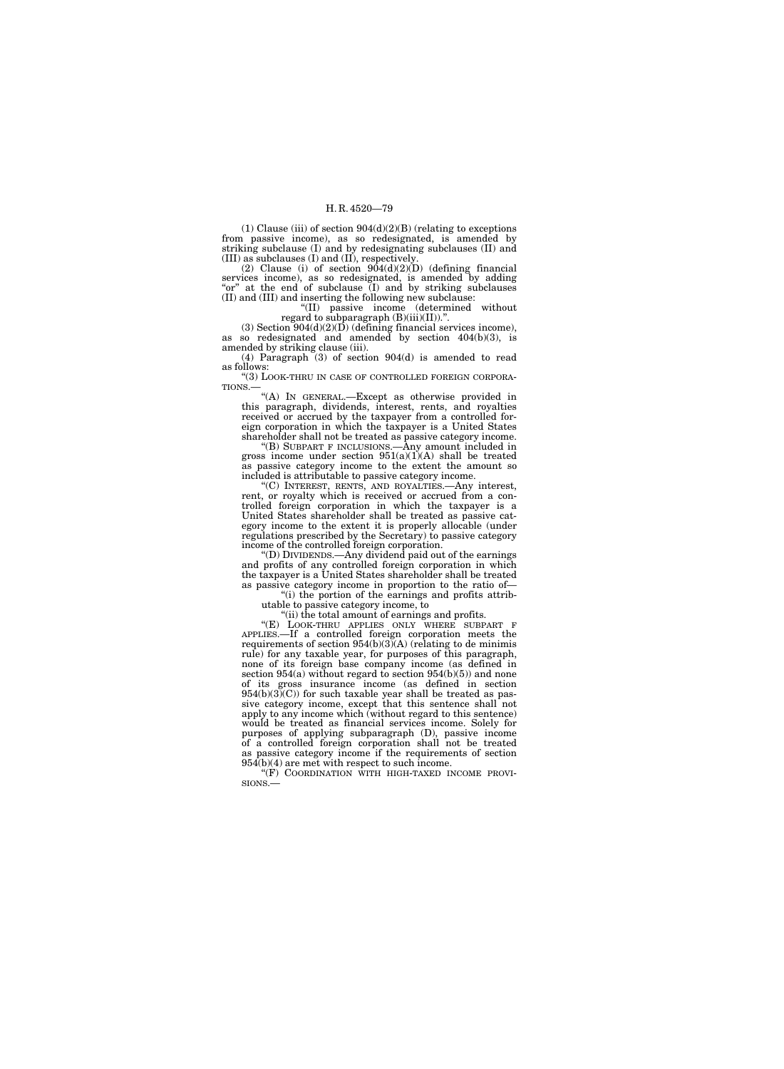(1) Clause (iii) of section 904(d)(2)(B) (relating to exceptions from passive income), as so redesignated, is amended by striking subclause (I) and by redesignating subclauses (II) and (III) as subclauses (I) and (II), respectively.

(2) Clause (i) of section 904(d)(2)(D) (defining financial services income), as so redesignated, is amended by adding "or" at the end of subclause (I) and by striking subclauses (II) and (III) and inserting the following new subclause:

"(II) passive income (determined without regard to subparagraph (B)(iii)(II)).".

(3) Section 904(d)(2)(D) (defining financial services income), as so redesignated and amended by section 404(b)(3), is amended by striking clause (iii).

(4) Paragraph (3) of section 904(d) is amended to read as follows:

"(3) LOOK-THRU IN CASE OF CONTROLLED FOREIGN CORPORATIONS.—

"(A) IN GENERAL.—Except as otherwise provided in this paragraph, dividends, interest, rents, and royalties received or accrued by the taxpayer from a controlled foreign corporation in which the taxpayer is a United States shareholder shall not be treated as passive category income.

"(B) SUBPART F INCLUSIONS.—Any amount included in gross income under section 951(a)(1)(A) shall be treated as passive category income to the extent the amount so included is attributable to passive category income.

"(C) INTEREST, RENTS, AND ROYALTIES.—Any interest, rent, or royalty which is received or accrued from a controlled foreign corporation in which the taxpayer is a United States shareholder shall be treated as passive category income to the extent it is properly allocable (under regulations prescribed by the Secretary) to passive category income of the controlled foreign corporation.

"(D) DIVIDENDS.—Any dividend paid out of the earnings and profits of any controlled foreign corporation in which the taxpayer is a United States shareholder shall be treated as passive category income in proportion to the ratio of—

"(i) the portion of the earnings and profits attributable to passive category income, to

"(ii) the total amount of earnings and profits.

"(E) LOOK-THRU APPLIES ONLY WHERE SUBPART F APPLIES.—If a controlled foreign corporation meets the requirements of section 954(b)(3)(A) (relating to de minimis rule) for any taxable year, for purposes of this paragraph, none of its foreign base company income (as defined in section 954(a) without regard to section 954(b)(5)) and none of its gross insurance income (as defined in section 954(b)(3)(C)) for such taxable year shall be treated as passive category income, except that this sentence shall not apply to any income which (without regard to this sentence) would be treated as financial services income. Solely for purposes of applying subparagraph (D), passive income of a controlled foreign corporation shall not be treated as passive category income if the requirements of section 954(b)(4) are met with respect to such income.

"(F) COORDINATION WITH HIGH-TAXED INCOME PROVISIONS.—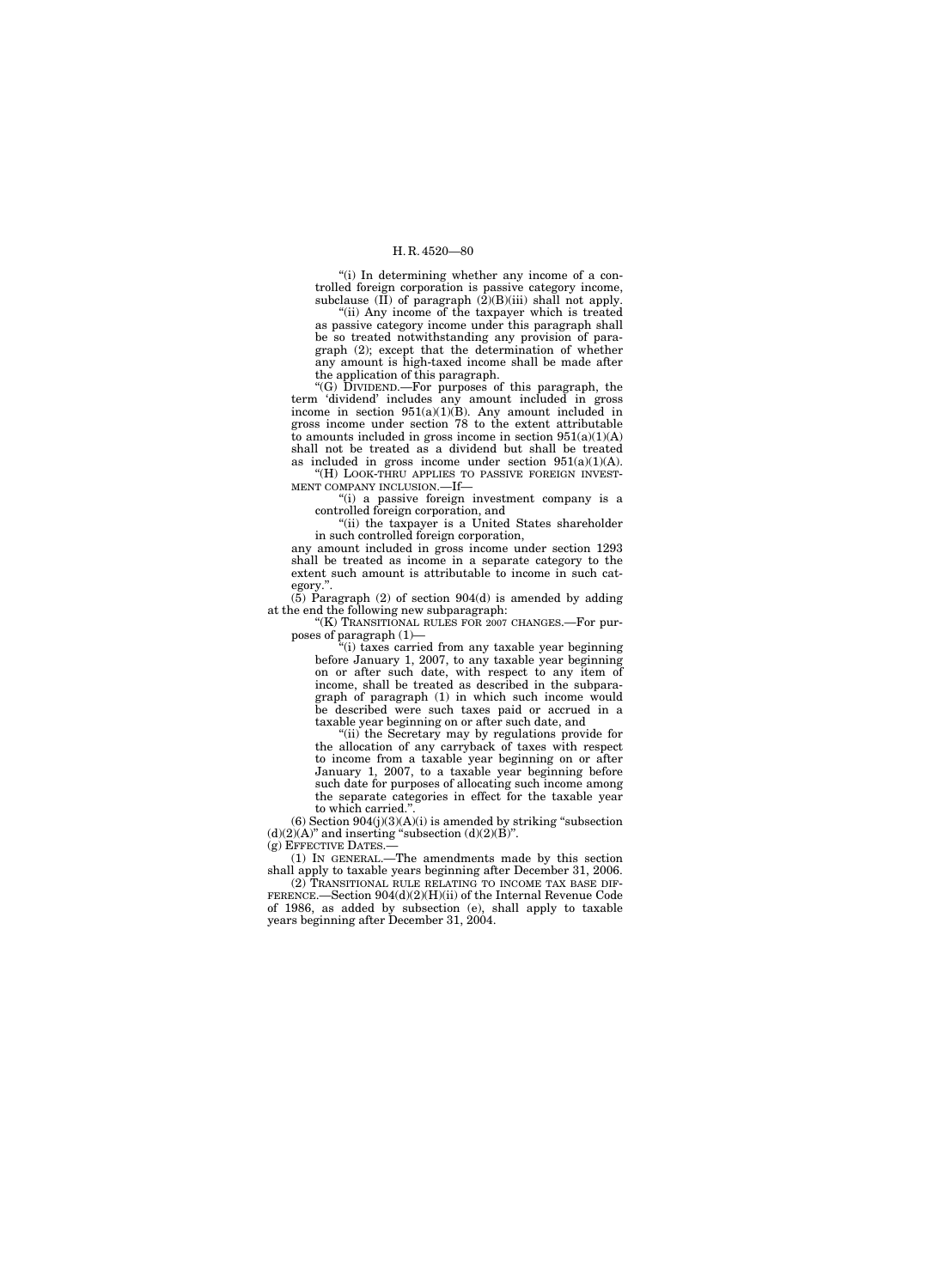"(i) In determining whether any income of a controlled foreign corporation is passive category income, subclause (II) of paragraph (2)(B)(iii) shall not apply.

"(ii) Any income of the taxpayer which is treated as passive category income under this paragraph shall be so treated notwithstanding any provision of paragraph (2); except that the determination of whether any amount is high-taxed income shall be made after the application of this paragraph.

"(G) DIVIDEND.—For purposes of this paragraph, the term 'dividend' includes any amount included in gross income in section 951(a)(1)(B). Any amount included in gross income under section 78 to the extent attributable to amounts included in gross income in section 951(a)(1)(A) shall not be treated as a dividend but shall be treated as included in gross income under section 951(a)(1)(A).

"(H) LOOK-THRU APPLIES TO PASSIVE FOREIGN INVESTMENT COMPANY INCLUSION.—If—

"(i) a passive foreign investment company is a controlled foreign corporation, and

"(ii) the taxpayer is a United States shareholder in such controlled foreign corporation,

any amount included in gross income under section 1293 shall be treated as income in a separate category to the extent such amount is attributable to income in such category.".

(5) Paragraph (2) of section 904(d) is amended by adding at the end the following new subparagraph:

"(K) TRANSITIONAL RULES FOR 2007 CHANGES.—For purposes of paragraph (1)—

"(i) taxes carried from any taxable year beginning before January 1, 2007, to any taxable year beginning on or after such date, with respect to any item of income, shall be treated as described in the subparagraph of paragraph (1) in which such income would be described were such taxes paid or accrued in a taxable year beginning on or after such date, and

"(ii) the Secretary may by regulations provide for the allocation of any carryback of taxes with respect to income from a taxable year beginning on or after January 1, 2007, to a taxable year beginning before such date for purposes of allocating such income among the separate categories in effect for the taxable year to which carried.".

(6) Section 904(j)(3)(A)(i) is amended by striking "subsection (d)(2)(A)" and inserting "subsection (d)(2)(B)".

(g) EFFECTIVE DATES.—

(1) IN GENERAL.—The amendments made by this section shall apply to taxable years beginning after December 31, 2006.

(2) TRANSITIONAL RULE RELATING TO INCOME TAX BASE DIFFERENCE.—Section 904(d)(2)(H)(ii) of the Internal Revenue Code of 1986, as added by subsection (e), shall apply to taxable years beginning after December 31, 2004.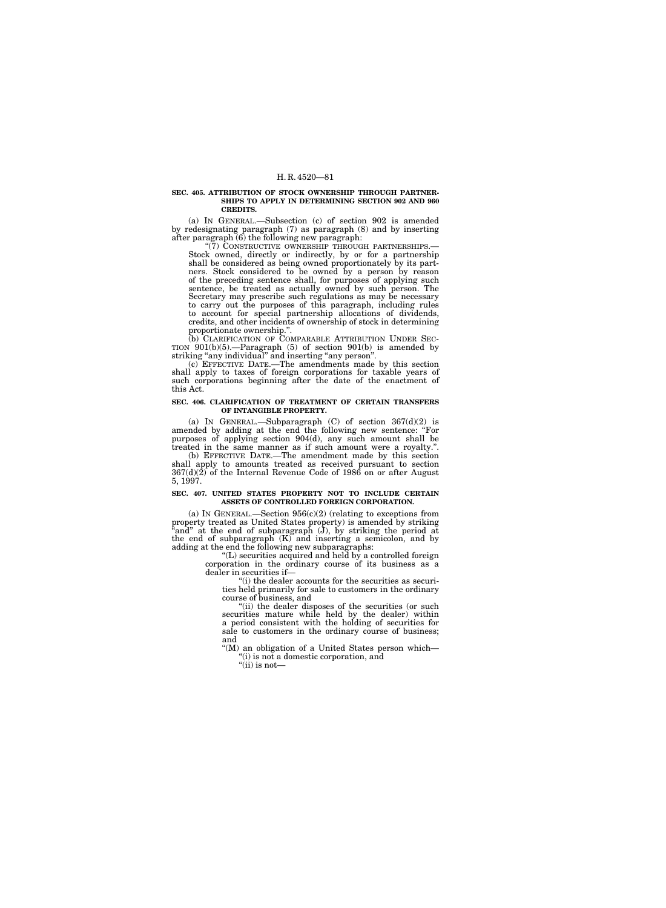**SEC. 405. ATTRIBUTION OF STOCK OWNERSHIP THROUGH PARTNERSHIPS TO APPLY IN DETERMINING SECTION 902 AND 960 CREDITS.**

(a) IN GENERAL.—Subsection (c) of section 902 is amended by redesignating paragraph (7) as paragraph (8) and by inserting after paragraph (6) the following new paragraph:

"(7) CONSTRUCTIVE OWNERSHIP THROUGH PARTNERSHIPS.— Stock owned, directly or indirectly, by or for a partnership shall be considered as being owned proportionately by its partners. Stock considered to be owned by a person by reason of the preceding sentence shall, for purposes of applying such sentence, be treated as actually owned by such person. The Secretary may prescribe such regulations as may be necessary to carry out the purposes of this paragraph, including rules to account for special partnership allocations of dividends, credits, and other incidents of ownership of stock in determining proportionate ownership.".

(b) CLARIFICATION OF COMPARABLE ATTRIBUTION UNDER SECTION 901(b)(5).—Paragraph (5) of section 901(b) is amended by striking "any individual" and inserting "any person".

(c) EFFECTIVE DATE.—The amendments made by this section shall apply to taxes of foreign corporations for taxable years of such corporations beginning after the date of the enactment of this Act.

**SEC. 406. CLARIFICATION OF TREATMENT OF CERTAIN TRANSFERS OF INTANGIBLE PROPERTY.**

(a) IN GENERAL.—Subparagraph (C) of section 367(d)(2) is amended by adding at the end the following new sentence: "For purposes of applying section 904(d), any such amount shall be treated in the same manner as if such amount were a royalty.".

(b) EFFECTIVE DATE.—The amendment made by this section shall apply to amounts treated as received pursuant to section 367(d)(2) of the Internal Revenue Code of 1986 on or after August 5, 1997.

**SEC. 407. UNITED STATES PROPERTY NOT TO INCLUDE CERTAIN ASSETS OF CONTROLLED FOREIGN CORPORATION.**

(a) IN GENERAL.—Section 956(c)(2) (relating to exceptions from property treated as United States property) is amended by striking "and" at the end of subparagraph (J), by striking the period at the end of subparagraph (K) and inserting a semicolon, and by adding at the end the following new subparagraphs:

"(L) securities acquired and held by a controlled foreign corporation in the ordinary course of its business as a dealer in securities if—

"(i) the dealer accounts for the securities as securities held primarily for sale to customers in the ordinary course of business, and

"(ii) the dealer disposes of the securities (or such securities mature while held by the dealer) within a period consistent with the holding of securities for sale to customers in the ordinary course of business; and

"(M) an obligation of a United States person which—

"(i) is not a domestic corporation, and

"(ii) is not—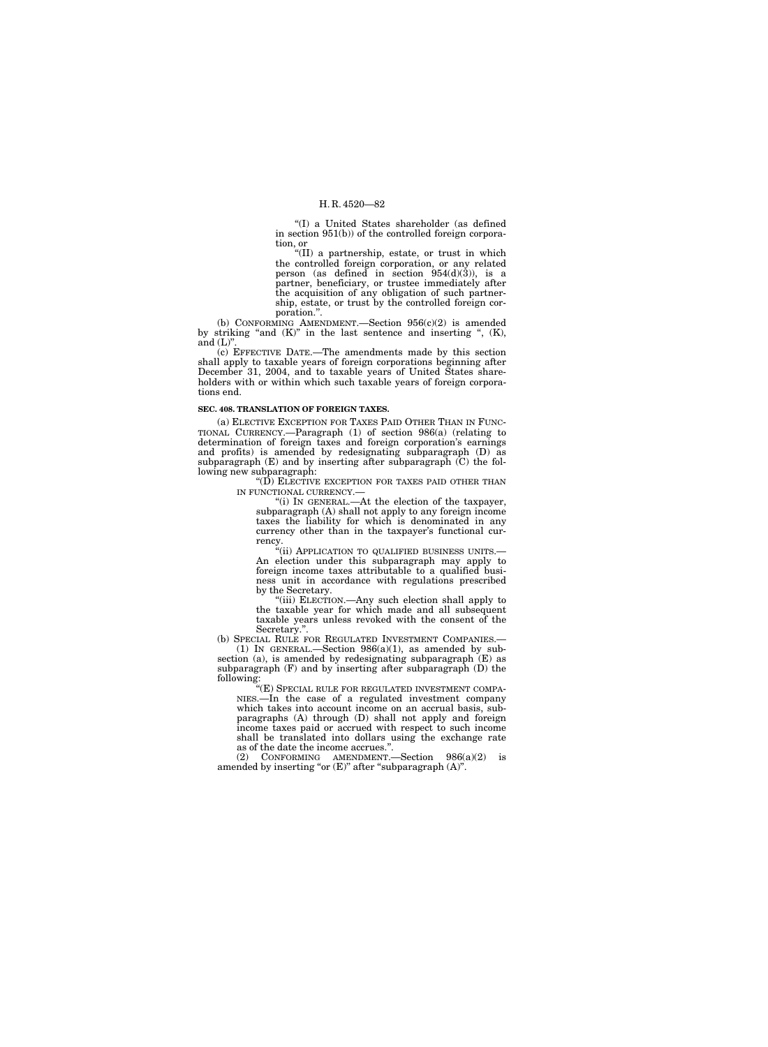"(I) a United States shareholder (as defined in section 951(b)) of the controlled foreign corporation, or

"(II) a partnership, estate, or trust in which the controlled foreign corporation, or any related person (as defined in section 954(d)(3)), is a partner, beneficiary, or trustee immediately after the acquisition of any obligation of such partnership, estate, or trust by the controlled foreign corporation.".

(b) CONFORMING AMENDMENT.—Section 956(c)(2) is amended by striking "and (K)" in the last sentence and inserting ", (K), and (L)".

(c) EFFECTIVE DATE.—The amendments made by this section shall apply to taxable years of foreign corporations beginning after December 31, 2004, and to taxable years of United States shareholders with or within which such taxable years of foreign corporations end.

**SEC. 408. TRANSLATION OF FOREIGN TAXES.**

(a) ELECTIVE EXCEPTION FOR TAXES PAID OTHER THAN IN FUNCTIONAL CURRENCY.—Paragraph (1) of section 986(a) (relating to determination of foreign taxes and foreign corporation's earnings and profits) is amended by redesignating subparagraph (D) as subparagraph (E) and by inserting after subparagraph (C) the following new subparagraph:

"(D) ELECTIVE EXCEPTION FOR TAXES PAID OTHER THAN IN FUNCTIONAL CURRENCY.—

"(i) IN GENERAL.—At the election of the taxpayer, subparagraph (A) shall not apply to any foreign income taxes the liability for which is denominated in any currency other than in the taxpayer's functional currency.

"(ii) APPLICATION TO QUALIFIED BUSINESS UNITS.—An election under this subparagraph may apply to foreign income taxes attributable to a qualified business unit in accordance with regulations prescribed by the Secretary.

"(iii) ELECTION.—Any such election shall apply to the taxable year for which made and all subsequent taxable years unless revoked with the consent of the Secretary.".

(b) SPECIAL RULE FOR REGULATED INVESTMENT COMPANIES.—

(1) IN GENERAL.—Section 986(a)(1), as amended by subsection (a), is amended by redesignating subparagraph (E) as subparagraph (F) and by inserting after subparagraph (D) the following:

"(E) SPECIAL RULE FOR REGULATED INVESTMENT COMPANIES.—In the case of a regulated investment company which takes into account income on an accrual basis, subparagraphs (A) through (D) shall not apply and foreign income taxes paid or accrued with respect to such income shall be translated into dollars using the exchange rate as of the date the income accrues.".

(2) CONFORMING AMENDMENT.—Section 986(a)(2) is amended by inserting "or (E)" after "subparagraph (A)".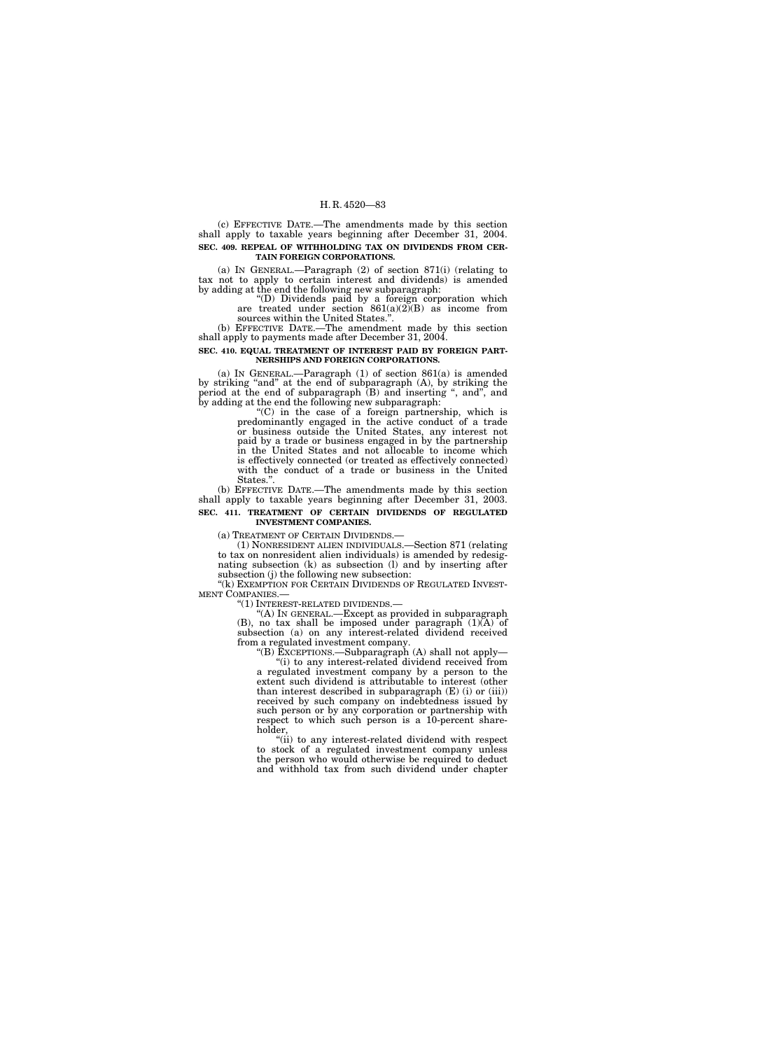(c) EFFECTIVE DATE.—The amendments made by this section shall apply to taxable years beginning after December 31, 2004.

**SEC. 409. REPEAL OF WITHHOLDING TAX ON DIVIDENDS FROM CERTAIN FOREIGN CORPORATIONS.**

(a) IN GENERAL.—Paragraph (2) of section 871(i) (relating to tax not to apply to certain interest and dividends) is amended by adding at the end the following new subparagraph:

"(D) Dividends paid by a foreign corporation which are treated under section 861(a)(2)(B) as income from sources within the United States.".

(b) EFFECTIVE DATE.—The amendment made by this section shall apply to payments made after December 31, 2004.

**SEC. 410. EQUAL TREATMENT OF INTEREST PAID BY FOREIGN PARTNERSHIPS AND FOREIGN CORPORATIONS.**

(a) IN GENERAL.—Paragraph (1) of section 861(a) is amended by striking "and" at the end of subparagraph (A), by striking the period at the end of subparagraph (B) and inserting ", and", and by adding at the end the following new subparagraph:

"(C) in the case of a foreign partnership, which is predominantly engaged in the active conduct of a trade or business outside the United States, any interest not paid by a trade or business engaged in by the partnership in the United States and not allocable to income which is effectively connected (or treated as effectively connected) with the conduct of a trade or business in the United States.".

(b) EFFECTIVE DATE.—The amendments made by this section shall apply to taxable years beginning after December 31, 2003.

**SEC. 411. TREATMENT OF CERTAIN DIVIDENDS OF REGULATED INVESTMENT COMPANIES.**

(a) TREATMENT OF CERTAIN DIVIDENDS.—

(1) NONRESIDENT ALIEN INDIVIDUALS.—Section 871 (relating to tax on nonresident alien individuals) is amended by redesignating subsection (k) as subsection (l) and by inserting after subsection (j) the following new subsection:

"(k) EXEMPTION FOR CERTAIN DIVIDENDS OF REGULATED INVESTMENT COMPANIES.—

"(1) INTEREST-RELATED DIVIDENDS.—

"(A) IN GENERAL.—Except as provided in subparagraph (B), no tax shall be imposed under paragraph (1)(A) of subsection (a) on any interest-related dividend received from a regulated investment company.

"(B) EXCEPTIONS.—Subparagraph (A) shall not apply—

"(i) to any interest-related dividend received from a regulated investment company by a person to the extent such dividend is attributable to interest (other than interest described in subparagraph (E) (i) or (iii)) received by such company on indebtedness issued by such person or by any corporation or partnership with respect to which such person is a 10-percent shareholder,

"(ii) to any interest-related dividend with respect to stock of a regulated investment company unless the person who would otherwise be required to deduct and withhold tax from such dividend under chapter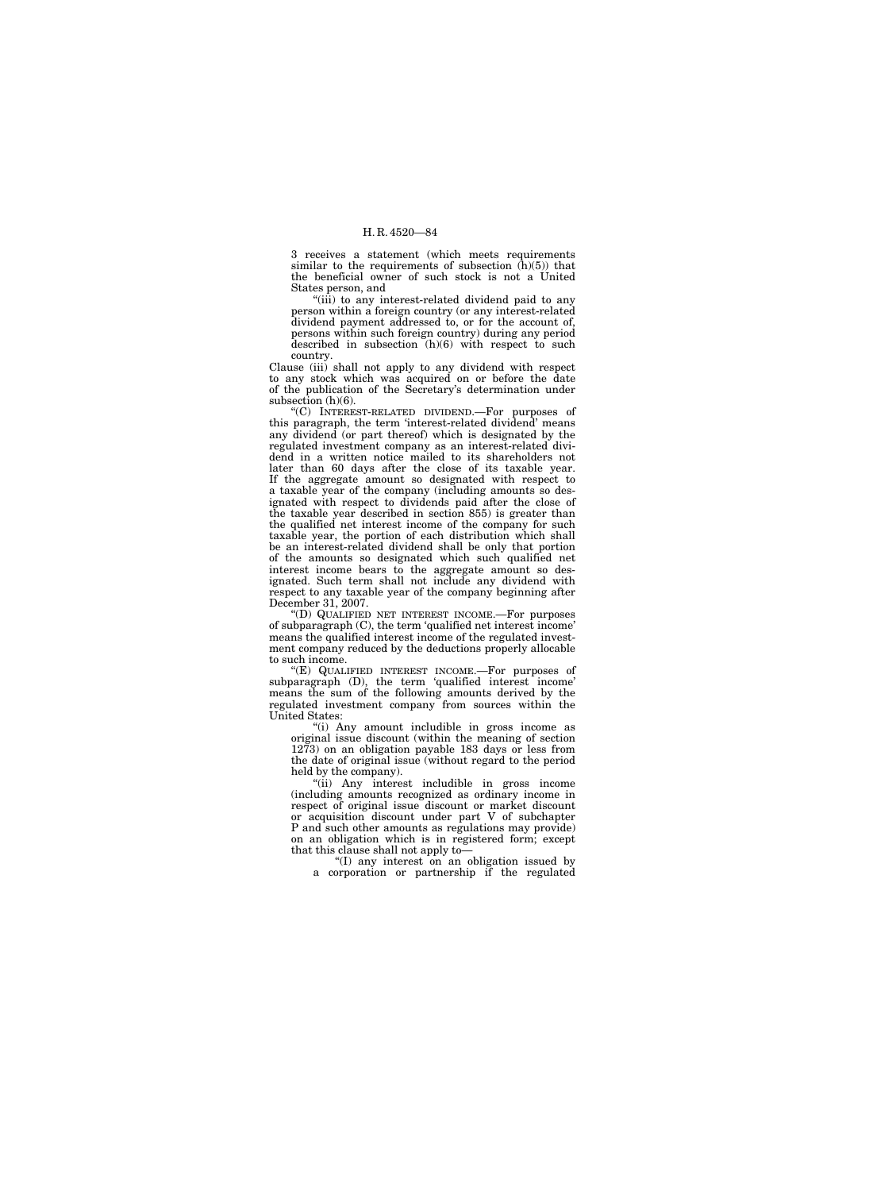3 receives a statement (which meets requirements similar to the requirements of subsection (h)(5)) that the beneficial owner of such stock is not a United States person, and

"(iii) to any interest-related dividend paid to any person within a foreign country (or any interest-related dividend payment addressed to, or for the account of, persons within such foreign country) during any period described in subsection (h)(6) with respect to such country.

Clause (iii) shall not apply to any dividend with respect to any stock which was acquired on or before the date of the publication of the Secretary's determination under subsection (h)(6).

"(C) INTEREST-RELATED DIVIDEND.—For purposes of this paragraph, the term 'interest-related dividend' means any dividend (or part thereof) which is designated by the regulated investment company as an interest-related dividend in a written notice mailed to its shareholders not later than 60 days after the close of its taxable year. If the aggregate amount so designated with respect to a taxable year of the company (including amounts so designated with respect to dividends paid after the close of the taxable year described in section 855) is greater than the qualified net interest income of the company for such taxable year, the portion of each distribution which shall be an interest-related dividend shall be only that portion of the amounts so designated which such qualified net interest income bears to the aggregate amount so designated. Such term shall not include any dividend with respect to any taxable year of the company beginning after December 31, 2007.

"(D) QUALIFIED NET INTEREST INCOME.—For purposes of subparagraph (C), the term 'qualified net interest income' means the qualified interest income of the regulated investment company reduced by the deductions properly allocable to such income.

"(E) QUALIFIED INTEREST INCOME.—For purposes of subparagraph (D), the term 'qualified interest income' means the sum of the following amounts derived by the regulated investment company from sources within the United States:

"(i) Any amount includible in gross income as original issue discount (within the meaning of section 1273) on an obligation payable 183 days or less from the date of original issue (without regard to the period held by the company).

"(ii) Any interest includible in gross income (including amounts recognized as ordinary income in respect of original issue discount or market discount or acquisition discount under part V of subchapter P and such other amounts as regulations may provide) on an obligation which is in registered form; except that this clause shall not apply to—

"(I) any interest on an obligation issued by a corporation or partnership if the regulated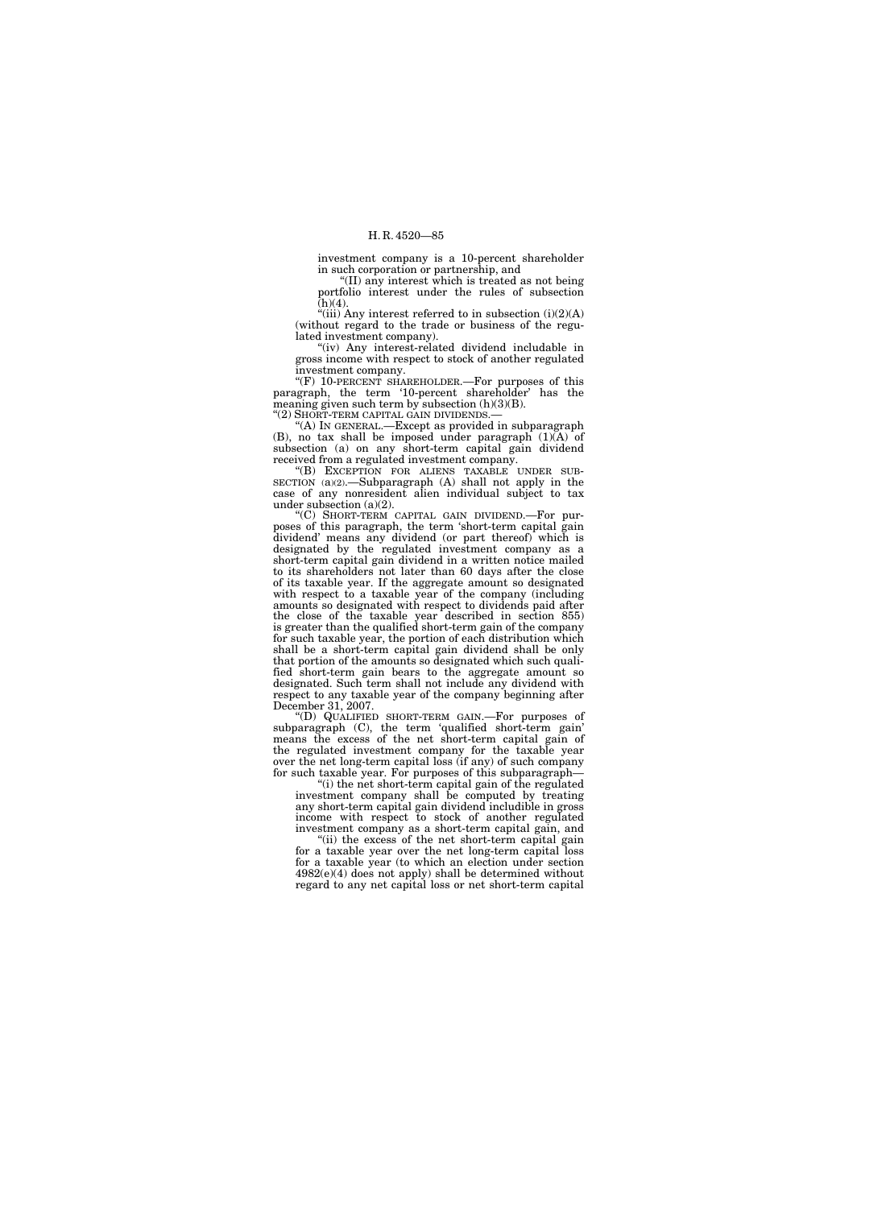investment company is a 10-percent shareholder in such corporation or partnership, and

"(II) any interest which is treated as not being portfolio interest under the rules of subsection (h)(4).

"(iii) Any interest referred to in subsection (i)(2)(A) (without regard to the trade or business of the regulated investment company).

"(iv) Any interest-related dividend includable in gross income with respect to stock of another regulated investment company.

"(F) 10-PERCENT SHAREHOLDER.—For purposes of this paragraph, the term '10-percent shareholder' has the meaning given such term by subsection (h)(3)(B).

"(2) SHORT-TERM CAPITAL GAIN DIVIDENDS.—

"(A) IN GENERAL.—Except as provided in subparagraph (B), no tax shall be imposed under paragraph (1)(A) of subsection (a) on any short-term capital gain dividend received from a regulated investment company.

"(B) EXCEPTION FOR ALIENS TAXABLE UNDER SUBSECTION (a)(2).—Subparagraph (A) shall not apply in the case of any nonresident alien individual subject to tax under subsection (a)(2).

"(C) SHORT-TERM CAPITAL GAIN DIVIDEND.—For purposes of this paragraph, the term 'short-term capital gain dividend' means any dividend (or part thereof) which is designated by the regulated investment company as a short-term capital gain dividend in a written notice mailed to its shareholders not later than 60 days after the close of its taxable year. If the aggregate amount so designated with respect to a taxable year of the company (including amounts so designated with respect to dividends paid after the close of the taxable year described in section 855) is greater than the qualified short-term gain of the company for such taxable year, the portion of each distribution which shall be a short-term capital gain dividend shall be only that portion of the amounts so designated which such qualified short-term gain bears to the aggregate amount so designated. Such term shall not include any dividend with respect to any taxable year of the company beginning after December 31, 2007.

"(D) QUALIFIED SHORT-TERM GAIN.—For purposes of subparagraph (C), the term 'qualified short-term gain' means the excess of the net short-term capital gain of the regulated investment company for the taxable year over the net long-term capital loss (if any) of such company for such taxable year. For purposes of this subparagraph—

"(i) the net short-term capital gain of the regulated investment company shall be computed by treating any short-term capital gain dividend includible in gross income with respect to stock of another regulated investment company as a short-term capital gain, and

"(ii) the excess of the net short-term capital gain for a taxable year over the net long-term capital loss for a taxable year (to which an election under section 4982(e)(4) does not apply) shall be determined without regard to any net capital loss or net short-term capital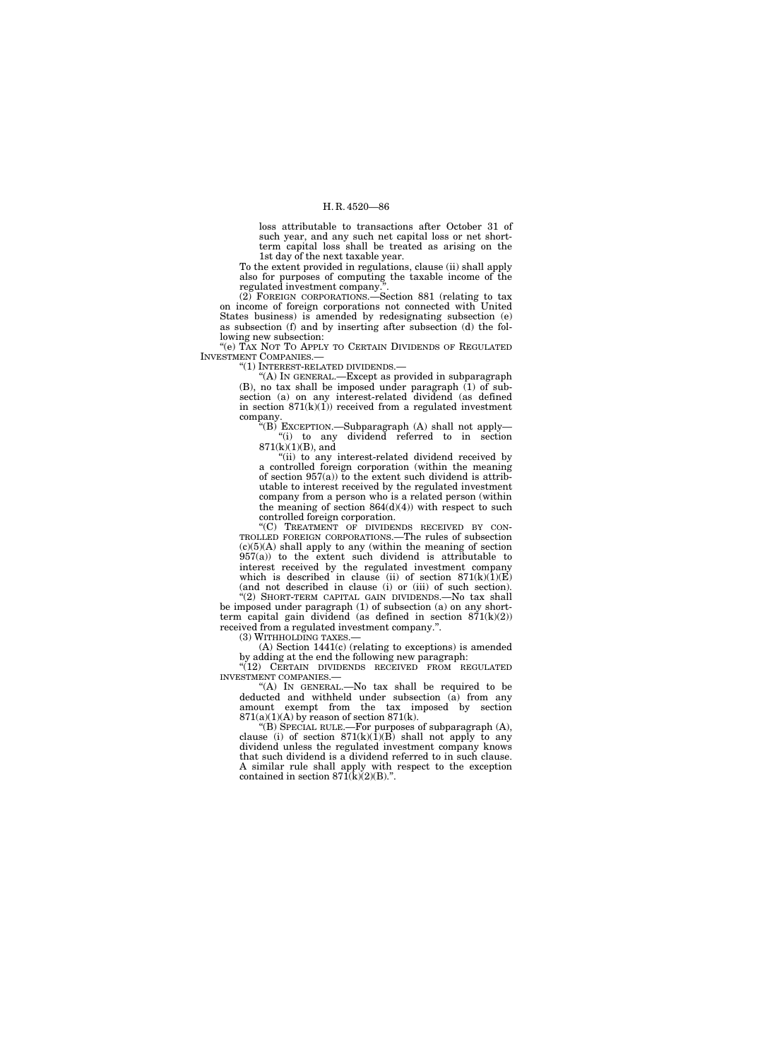loss attributable to transactions after October 31 of such year, and any such net capital loss or net short-term capital loss shall be treated as arising on the 1st day of the next taxable year.

To the extent provided in regulations, clause (ii) shall apply also for purposes of computing the taxable income of the regulated investment company.".

(2) FOREIGN CORPORATIONS.—Section 881 (relating to tax on income of foreign corporations not connected with United States business) is amended by redesignating subsection (e) as subsection (f) and by inserting after subsection (d) the following new subsection:

"(e) TAX NOT TO APPLY TO CERTAIN DIVIDENDS OF REGULATED INVESTMENT COMPANIES.—

"(1) INTEREST-RELATED DIVIDENDS.—

"(A) IN GENERAL.—Except as provided in subparagraph (B), no tax shall be imposed under paragraph (1) of subsection (a) on any interest-related dividend (as defined in section 871(k)(1)) received from a regulated investment company.

"(B) EXCEPTION.—Subparagraph (A) shall not apply—

"(i) to any dividend referred to in section 871(k)(1)(B), and

"(ii) to any interest-related dividend received by a controlled foreign corporation (within the meaning of section 957(a)) to the extent such dividend is attributable to interest received by the regulated investment company from a person who is a related person (within the meaning of section 864(d)(4)) with respect to such controlled foreign corporation.

"(C) TREATMENT OF DIVIDENDS RECEIVED BY CONTROLLED FOREIGN CORPORATIONS.—The rules of subsection (c)(5)(A) shall apply to any (within the meaning of section 957(a)) to the extent such dividend is attributable to interest received by the regulated investment company which is described in clause (ii) of section 871(k)(1)(E) (and not described in clause (i) or (iii) of such section).

"(2) SHORT-TERM CAPITAL GAIN DIVIDENDS.—No tax shall be imposed under paragraph (1) of subsection (a) on any short-term capital gain dividend (as defined in section 871(k)(2)) received from a regulated investment company.".

(3) WITHHOLDING TAXES.—

(A) Section 1441(c) (relating to exceptions) is amended by adding at the end the following new paragraph:

"(12) CERTAIN DIVIDENDS RECEIVED FROM REGULATED INVESTMENT COMPANIES.—

"(A) IN GENERAL.—No tax shall be required to be deducted and withheld under subsection (a) from any amount exempt from the tax imposed by section 871(a)(1)(A) by reason of section 871(k).

"(B) SPECIAL RULE.—For purposes of subparagraph (A), clause (i) of section 871(k)(1)(B) shall not apply to any dividend unless the regulated investment company knows that such dividend is a dividend referred to in such clause. A similar rule shall apply with respect to the exception contained in section 871(k)(2)(B).".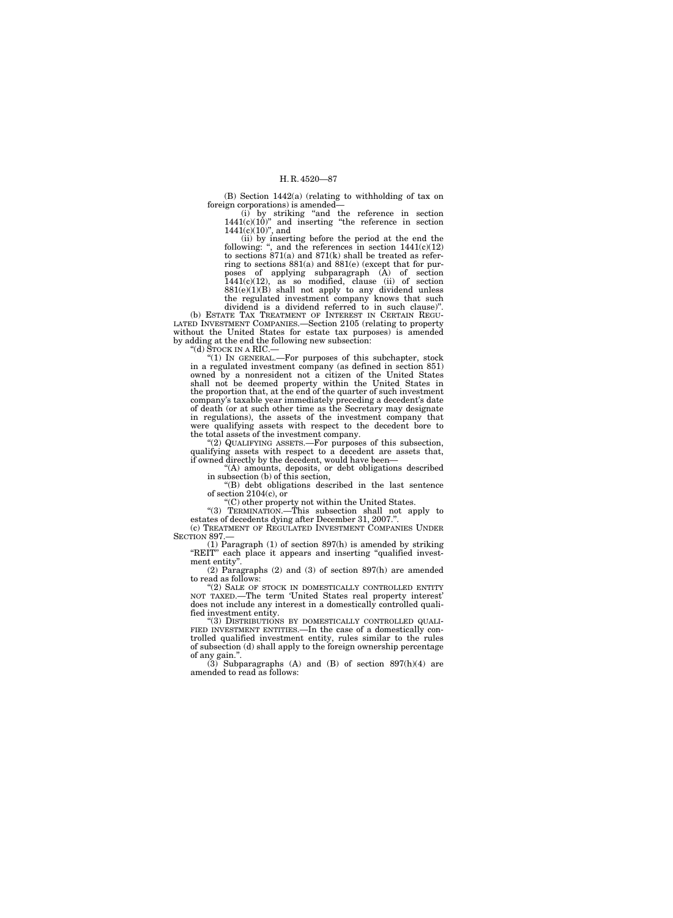(B) Section 1442(a) (relating to withholding of tax on foreign corporations) is amended—

(i) by striking "and the reference in section 1441(c)(10)" and inserting "the reference in section 1441(c)(10)", and

(ii) by inserting before the period at the end the following: ", and the references in section 1441(c)(12) to sections 871(a) and 871(k) shall be treated as referring to sections 881(a) and 881(e) (except that for purposes of applying subparagraph (A) of section 1441(c)(12), as so modified, clause (ii) of section 881(e)(1)(B) shall not apply to any dividend unless the regulated investment company knows that such dividend is a dividend referred to in such clause)".

(b) ESTATE TAX TREATMENT OF INTEREST IN CERTAIN REGULATED INVESTMENT COMPANIES.—Section 2105 (relating to property without the United States for estate tax purposes) is amended by adding at the end the following new subsection:

"(d) STOCK IN A RIC.—

"(1) IN GENERAL.—For purposes of this subchapter, stock in a regulated investment company (as defined in section 851) owned by a nonresident not a citizen of the United States shall not be deemed property within the United States in the proportion that, at the end of the quarter of such investment company's taxable year immediately preceding a decedent's date of death (or at such other time as the Secretary may designate in regulations), the assets of the investment company that were qualifying assets with respect to the decedent bore to the total assets of the investment company.

"(2) QUALIFYING ASSETS.—For purposes of this subsection, qualifying assets with respect to a decedent are assets that, if owned directly by the decedent, would have been—

"(A) amounts, deposits, or debt obligations described in subsection (b) of this section,

"(B) debt obligations described in the last sentence of section 2104(c), or

"(C) other property not within the United States.

"(3) TERMINATION.—This subsection shall not apply to estates of decedents dying after December 31, 2007.".

(c) TREATMENT OF REGULATED INVESTMENT COMPANIES UNDER SECTION 897.—

(1) Paragraph (1) of section 897(h) is amended by striking "REIT" each place it appears and inserting "qualified investment entity".

(2) Paragraphs (2) and (3) of section 897(h) are amended to read as follows:

"(2) SALE OF STOCK IN DOMESTICALLY CONTROLLED ENTITY NOT TAXED.—The term 'United States real property interest' does not include any interest in a domestically controlled qualified investment entity.

"(3) DISTRIBUTIONS BY DOMESTICALLY CONTROLLED QUALIFIED INVESTMENT ENTITIES.—In the case of a domestically controlled qualified investment entity, rules similar to the rules of subsection (d) shall apply to the foreign ownership percentage of any gain.".

(3) Subparagraphs (A) and (B) of section 897(h)(4) are amended to read as follows: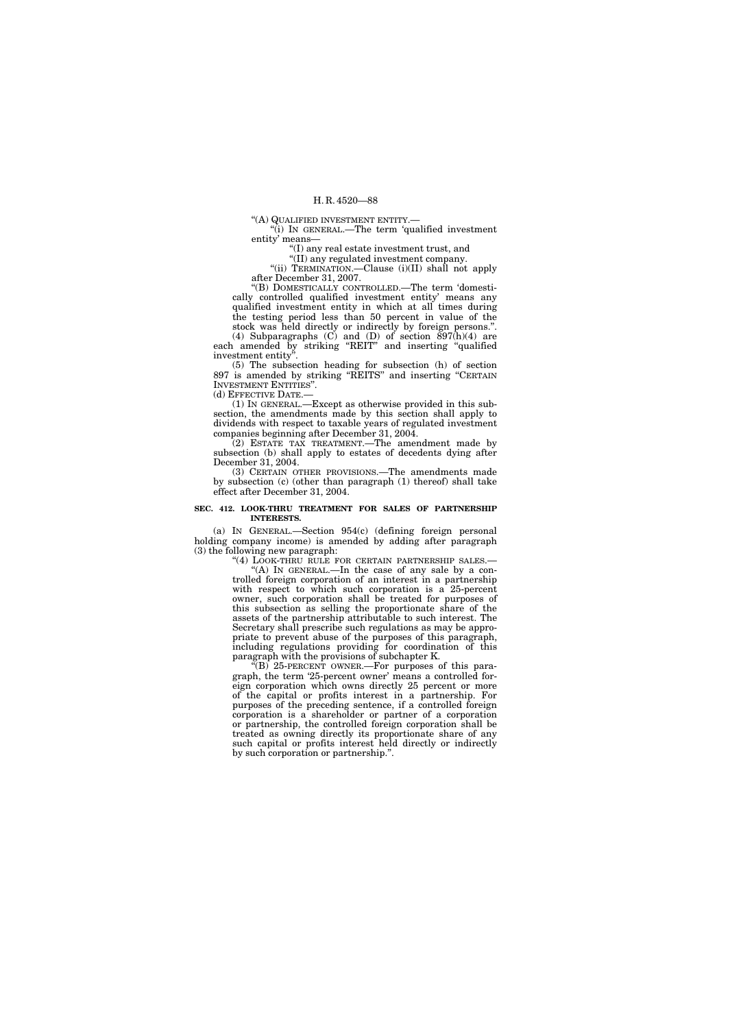"(A) QUALIFIED INVESTMENT ENTITY.—

"(i) IN GENERAL.—The term 'qualified investment entity' means—

"(I) any real estate investment trust, and

"(II) any regulated investment company.

"(ii) TERMINATION.—Clause (i)(II) shall not apply after December 31, 2007.

"(B) DOMESTICALLY CONTROLLED.—The term 'domestically controlled qualified investment entity' means any qualified investment entity in which at all times during the testing period less than 50 percent in value of the stock was held directly or indirectly by foreign persons.".

(4) Subparagraphs (C) and (D) of section 897(h)(4) are each amended by striking "REIT" and inserting "qualified investment entity".

(5) The subsection heading for subsection (h) of section 897 is amended by striking "REITS" and inserting "CERTAIN INVESTMENT ENTITIES".

(d) EFFECTIVE DATE.—

(1) IN GENERAL.—Except as otherwise provided in this subsection, the amendments made by this section shall apply to dividends with respect to taxable years of regulated investment companies beginning after December 31, 2004.

(2) ESTATE TAX TREATMENT.—The amendment made by subsection (b) shall apply to estates of decedents dying after December 31, 2004.

(3) CERTAIN OTHER PROVISIONS.—The amendments made by subsection (c) (other than paragraph (1) thereof) shall take effect after December 31, 2004.

**SEC. 412. LOOK-THRU TREATMENT FOR SALES OF PARTNERSHIP INTERESTS.**

(a) IN GENERAL.—Section 954(c) (defining foreign personal holding company income) is amended by adding after paragraph (3) the following new paragraph:

"(4) LOOK-THRU RULE FOR CERTAIN PARTNERSHIP SALES.—

"(A) IN GENERAL.—In the case of any sale by a controlled foreign corporation of an interest in a partnership with respect to which such corporation is a 25-percent owner, such corporation shall be treated for purposes of this subsection as selling the proportionate share of the assets of the partnership attributable to such interest. The Secretary shall prescribe such regulations as may be appropriate to prevent abuse of the purposes of this paragraph, including regulations providing for coordination of this paragraph with the provisions of subchapter K.

"(B) 25-PERCENT OWNER.—For purposes of this paragraph, the term '25-percent owner' means a controlled foreign corporation which owns directly 25 percent or more of the capital or profits interest in a partnership. For purposes of the preceding sentence, if a controlled foreign corporation is a shareholder or partner of a corporation or partnership, the controlled foreign corporation shall be treated as owning directly its proportionate share of any such capital or profits interest held directly or indirectly by such corporation or partnership.".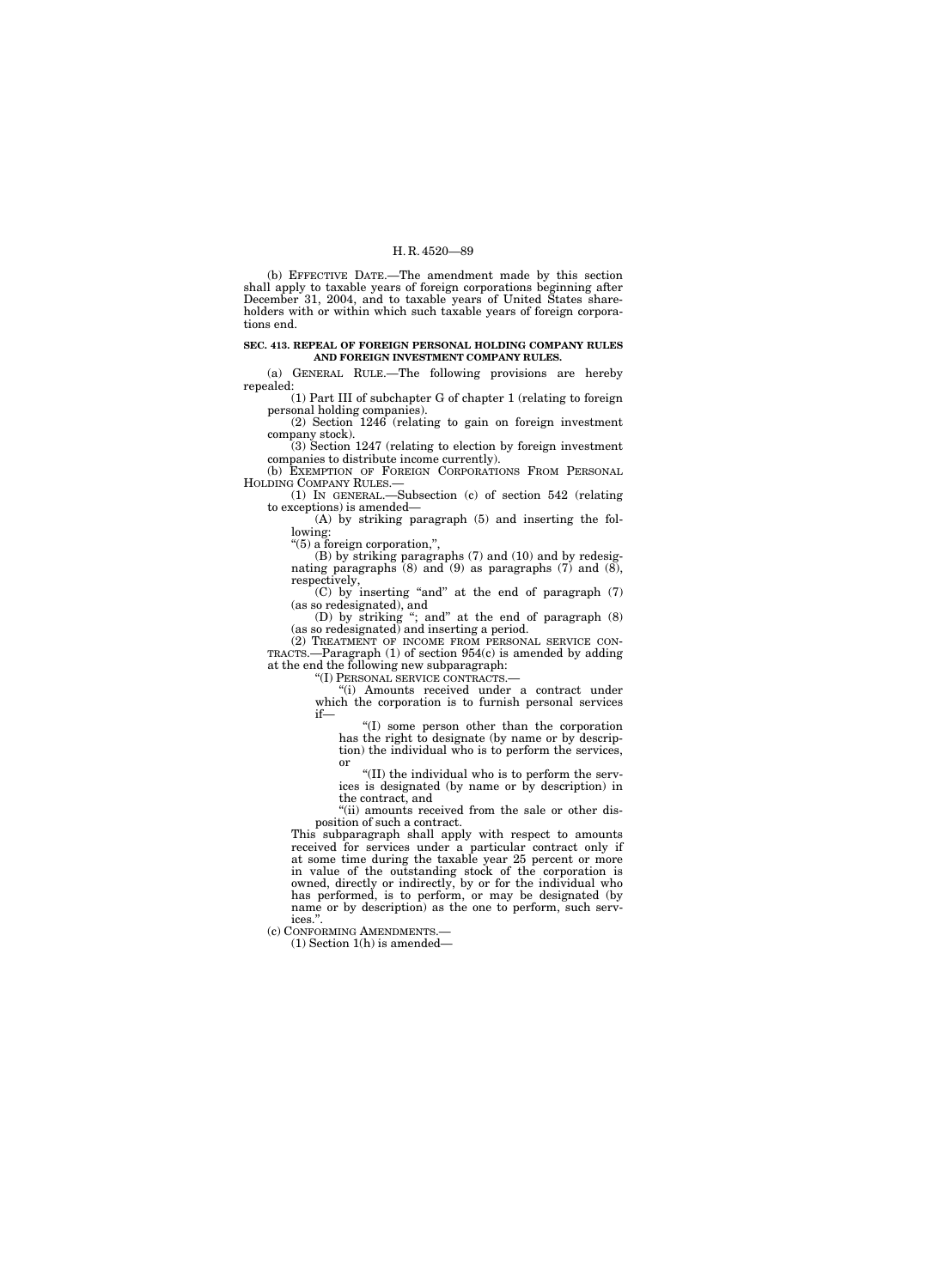(b) EFFECTIVE DATE.—The amendment made by this section shall apply to taxable years of foreign corporations beginning after December 31, 2004, and to taxable years of United States shareholders with or within which such taxable years of foreign corporations end.

**SEC. 413. REPEAL OF FOREIGN PERSONAL HOLDING COMPANY RULES AND FOREIGN INVESTMENT COMPANY RULES.**

(a) GENERAL RULE.—The following provisions are hereby repealed:

(1) Part III of subchapter G of chapter 1 (relating to foreign personal holding companies).

(2) Section 1246 (relating to gain on foreign investment company stock).

(3) Section 1247 (relating to election by foreign investment companies to distribute income currently).

(b) EXEMPTION OF FOREIGN CORPORATIONS FROM PERSONAL HOLDING COMPANY RULES.—

(1) IN GENERAL.—Subsection (c) of section 542 (relating to exceptions) is amended—

(A) by striking paragraph (5) and inserting the following:

"(5) a foreign corporation,",

(B) by striking paragraphs (7) and (10) and by redesignating paragraphs (8) and (9) as paragraphs (7) and (8), respectively,

(C) by inserting "and" at the end of paragraph (7) (as so redesignated), and

(D) by striking "; and" at the end of paragraph (8) (as so redesignated) and inserting a period.

(2) TREATMENT OF INCOME FROM PERSONAL SERVICE CONTRACTS.—Paragraph (1) of section 954(c) is amended by adding at the end the following new subparagraph:

"(I) PERSONAL SERVICE CONTRACTS.—

"(i) Amounts received under a contract under which the corporation is to furnish personal services if—

"(I) some person other than the corporation has the right to designate (by name or by description) the individual who is to perform the services, or

"(II) the individual who is to perform the services is designated (by name or by description) in the contract, and

"(ii) amounts received from the sale or other disposition of such a contract.

This subparagraph shall apply with respect to amounts received for services under a particular contract only if at some time during the taxable year 25 percent or more in value of the outstanding stock of the corporation is owned, directly or indirectly, by or for the individual who has performed, is to perform, or may be designated (by name or by description) as the one to perform, such services.".

(c) CONFORMING AMENDMENTS.—

(1) Section 1(h) is amended—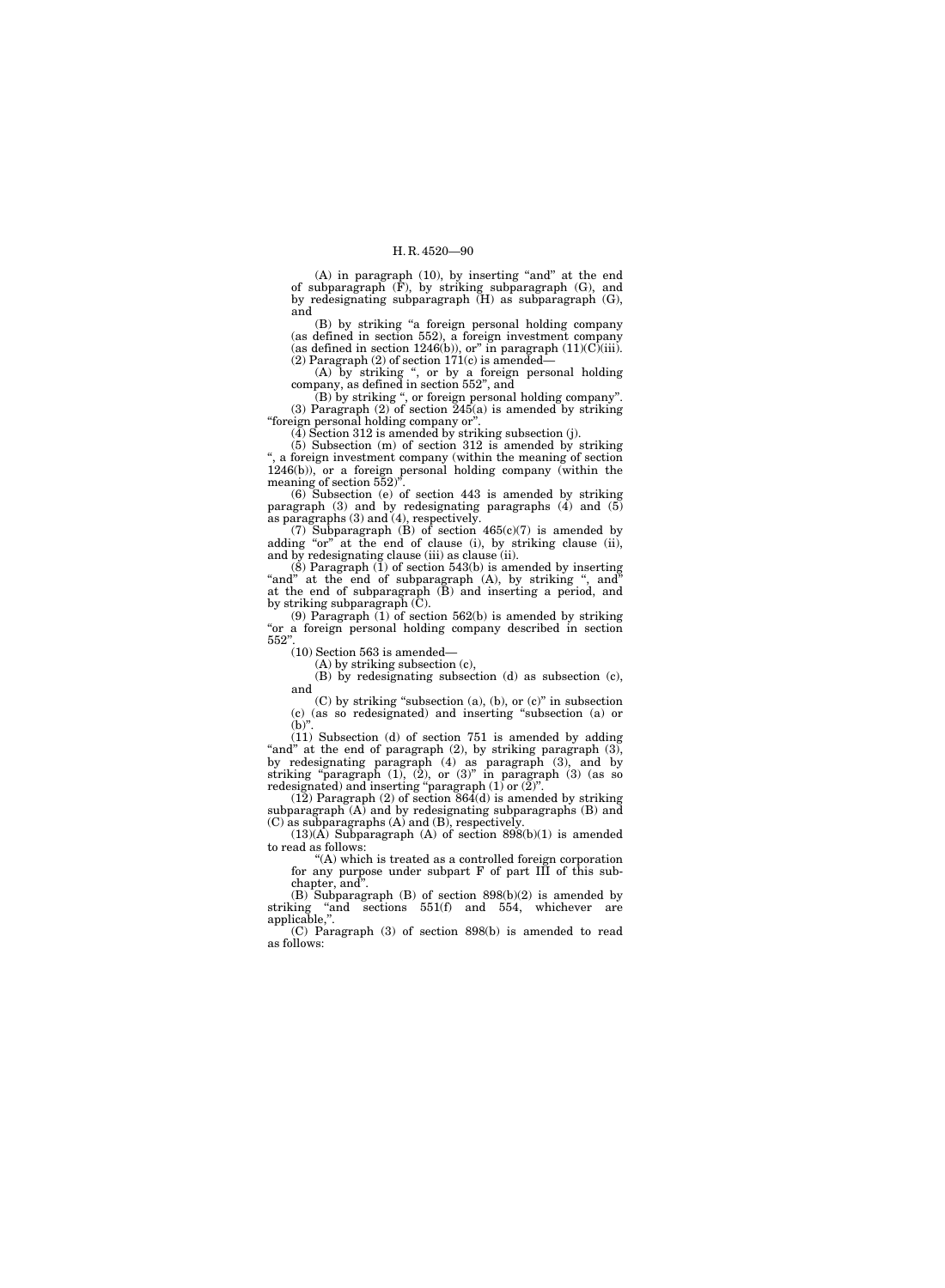(A) in paragraph (10), by inserting "and" at the end of subparagraph (F), by striking subparagraph (G), and by redesignating subparagraph (H) as subparagraph (G), and

(B) by striking "a foreign personal holding company (as defined in section 552), a foreign investment company (as defined in section 1246(b)), or" in paragraph (11)(C)(iii).

(2) Paragraph (2) of section 171(c) is amended—

(A) by striking ", or by a foreign personal holding company, as defined in section 552", and

(B) by striking ", or foreign personal holding company".

(3) Paragraph (2) of section 245(a) is amended by striking "foreign personal holding company or".

(4) Section 312 is amended by striking subsection (j).

(5) Subsection (m) of section 312 is amended by striking ", a foreign investment company (within the meaning of section 1246(b)), or a foreign personal holding company (within the meaning of section 552)".

(6) Subsection (e) of section 443 is amended by striking paragraph (3) and by redesignating paragraphs (4) and (5) as paragraphs (3) and (4), respectively.

(7) Subparagraph (B) of section 465(c)(7) is amended by adding "or" at the end of clause (i), by striking clause (ii), and by redesignating clause (iii) as clause (ii).

(8) Paragraph (1) of section 543(b) is amended by inserting "and" at the end of subparagraph (A), by striking ", and" at the end of subparagraph (B) and inserting a period, and by striking subparagraph (C).

(9) Paragraph (1) of section 562(b) is amended by striking "or a foreign personal holding company described in section 552".

(10) Section 563 is amended—

(A) by striking subsection (c),

(B) by redesignating subsection (d) as subsection (c), and

(C) by striking "subsection (a), (b), or (c)" in subsection (c) (as so redesignated) and inserting "subsection (a) or (b)".

(11) Subsection (d) of section 751 is amended by adding "and" at the end of paragraph (2), by striking paragraph (3), by redesignating paragraph (4) as paragraph (3), and by striking "paragraph (1), (2), or (3)" in paragraph (3) (as so redesignated) and inserting "paragraph (1) or (2)".

(12) Paragraph (2) of section 864(d) is amended by striking subparagraph (A) and by redesignating subparagraphs (B) and (C) as subparagraphs (A) and (B), respectively.

(13)(A) Subparagraph (A) of section 898(b)(1) is amended to read as follows:

"(A) which is treated as a controlled foreign corporation for any purpose under subpart F of part III of this subchapter, and".

(B) Subparagraph (B) of section 898(b)(2) is amended by striking "and sections 551(f) and 554, whichever are applicable,".

(C) Paragraph (3) of section 898(b) is amended to read as follows: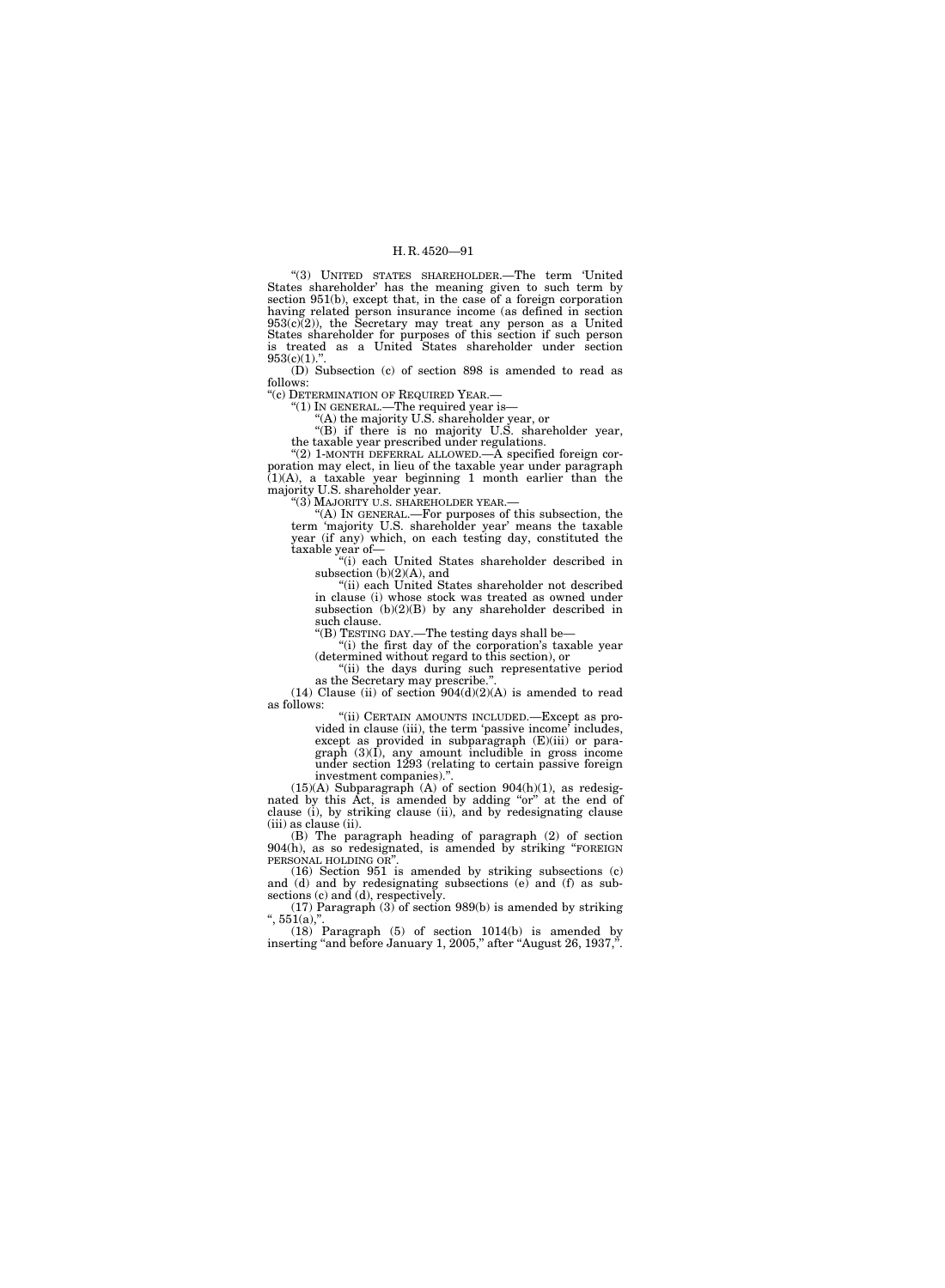"(3) UNITED STATES SHAREHOLDER.—The term 'United States shareholder' has the meaning given to such term by section 951(b), except that, in the case of a foreign corporation having related person insurance income (as defined in section 953(c)(2)), the Secretary may treat any person as a United States shareholder for purposes of this section if such person is treated as a United States shareholder under section 953(c)(1).".

(D) Subsection (c) of section 898 is amended to read as follows:

"(c) DETERMINATION OF REQUIRED YEAR.—

"(1) IN GENERAL.—The required year is—

"(A) the majority U.S. shareholder year, or

"(B) if there is no majority U.S. shareholder year, the taxable year prescribed under regulations.

"(2) 1-MONTH DEFERRAL ALLOWED.—A specified foreign corporation may elect, in lieu of the taxable year under paragraph (1)(A), a taxable year beginning 1 month earlier than the majority U.S. shareholder year.

"(3) MAJORITY U.S. SHAREHOLDER YEAR.—

"(A) IN GENERAL.—For purposes of this subsection, the term 'majority U.S. shareholder year' means the taxable year (if any) which, on each testing day, constituted the taxable year of—

"(i) each United States shareholder described in subsection (b)(2)(A), and

"(ii) each United States shareholder not described in clause (i) whose stock was treated as owned under subsection (b)(2)(B) by any shareholder described in such clause.

"(B) TESTING DAY.—The testing days shall be—

"(i) the first day of the corporation's taxable year (determined without regard to this section), or

"(ii) the days during such representative period as the Secretary may prescribe.".

(14) Clause (ii) of section 904(d)(2)(A) is amended to read as follows:

"(ii) CERTAIN AMOUNTS INCLUDED.—Except as provided in clause (iii), the term 'passive income' includes, except as provided in subparagraph (E)(iii) or paragraph (3)(I), any amount includible in gross income under section 1293 (relating to certain passive foreign investment companies).".

(15)(A) Subparagraph (A) of section 904(h)(1), as redesignated by this Act, is amended by adding "or" at the end of clause (i), by striking clause (ii), and by redesignating clause (iii) as clause (ii).

(B) The paragraph heading of paragraph (2) of section 904(h), as so redesignated, is amended by striking "FOREIGN PERSONAL HOLDING OR".

(16) Section 951 is amended by striking subsections (c) and (d) and by redesignating subsections (e) and (f) as subsections (c) and (d), respectively.

(17) Paragraph (3) of section 989(b) is amended by striking ", 551(a),".

(18) Paragraph (5) of section 1014(b) is amended by inserting "and before January 1, 2005," after "August 26, 1937,".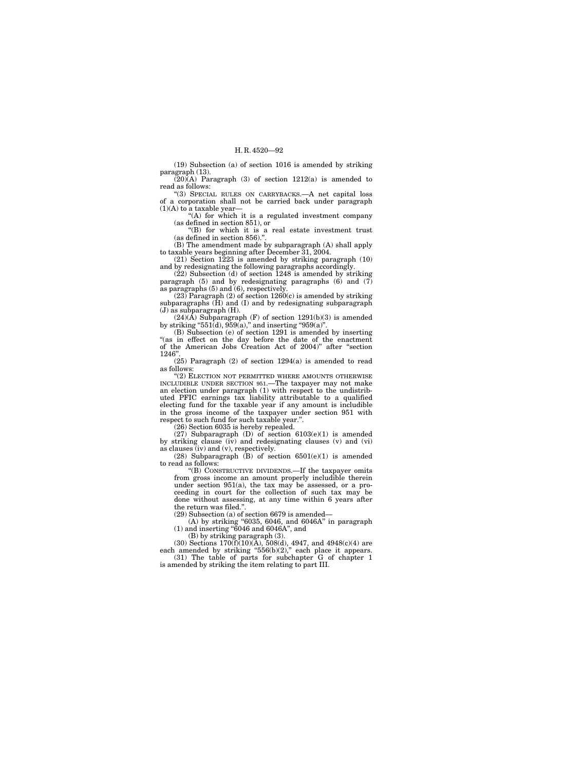(19) Subsection (a) of section 1016 is amended by striking paragraph (13).

(20)(A) Paragraph (3) of section 1212(a) is amended to read as follows:

"(3) SPECIAL RULES ON CARRYBACKS.—A net capital loss of a corporation shall not be carried back under paragraph (1)(A) to a taxable year—

"(A) for which it is a regulated investment company (as defined in section 851), or

"(B) for which it is a real estate investment trust (as defined in section 856).".

(B) The amendment made by subparagraph (A) shall apply to taxable years beginning after December 31, 2004.

(21) Section 1223 is amended by striking paragraph (10) and by redesignating the following paragraphs accordingly.

(22) Subsection (d) of section 1248 is amended by striking paragraph (5) and by redesignating paragraphs (6) and (7) as paragraphs (5) and (6), respectively.

(23) Paragraph (2) of section 1260(c) is amended by striking subparagraphs (H) and (I) and by redesignating subparagraph (J) as subparagraph (H).

(24)(A) Subparagraph (F) of section 1291(b)(3) is amended by striking "551(d), 959(a)," and inserting "959(a)".

(B) Subsection (e) of section 1291 is amended by inserting "(as in effect on the day before the date of the enactment of the American Jobs Creation Act of 2004)" after "section 1246".

(25) Paragraph (2) of section 1294(a) is amended to read as follows:

"(2) ELECTION NOT PERMITTED WHERE AMOUNTS OTHERWISE INCLUDIBLE UNDER SECTION 951.—The taxpayer may not make an election under paragraph (1) with respect to the undistributed PFIC earnings tax liability attributable to a qualified electing fund for the taxable year if any amount is includible in the gross income of the taxpayer under section 951 with respect to such fund for such taxable year.".

(26) Section 6035 is hereby repealed.

(27) Subparagraph (D) of section 6103(e)(1) is amended by striking clause (iv) and redesignating clauses (v) and (vi) as clauses (iv) and (v), respectively.

(28) Subparagraph (B) of section 6501(e)(1) is amended to read as follows:

"(B) CONSTRUCTIVE DIVIDENDS.—If the taxpayer omits from gross income an amount properly includible therein under section 951(a), the tax may be assessed, or a proceeding in court for the collection of such tax may be done without assessing, at any time within 6 years after the return was filed.".

(29) Subsection (a) of section 6679 is amended—

(A) by striking "6035, 6046, and 6046A" in paragraph (1) and inserting "6046 and 6046A", and

(B) by striking paragraph (3).

(30) Sections 170(f)(10)(A), 508(d), 4947, and 4948(c)(4) are each amended by striking "556(b)(2)," each place it appears.

(31) The table of parts for subchapter G of chapter 1 is amended by striking the item relating to part III.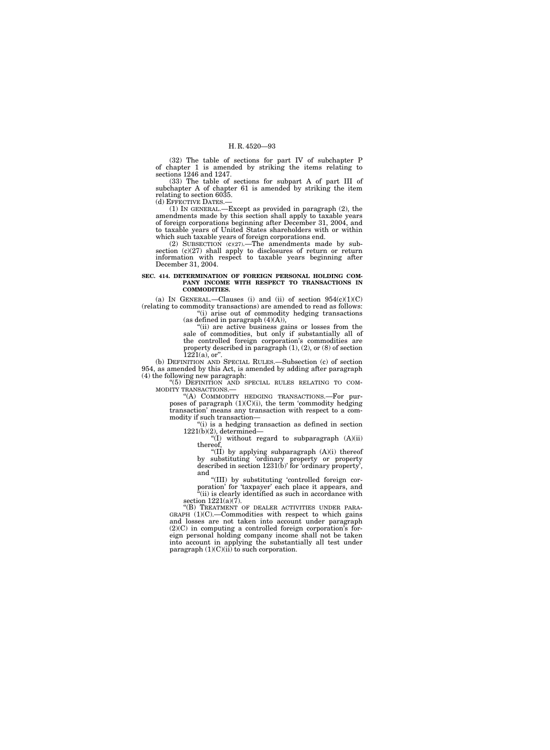(32) The table of sections for part IV of subchapter P of chapter 1 is amended by striking the items relating to sections 1246 and 1247.

(33) The table of sections for subpart A of part III of subchapter A of chapter 61 is amended by striking the item relating to section 6035.

(d) EFFECTIVE DATES.—

(1) IN GENERAL.—Except as provided in paragraph (2), the amendments made by this section shall apply to taxable years of foreign corporations beginning after December 31, 2004, and to taxable years of United States shareholders with or within which such taxable years of foreign corporations end.

(2) SUBSECTION (c)(27).—The amendments made by subsection (c)(27) shall apply to disclosures of return or return information with respect to taxable years beginning after December 31, 2004.

**SEC. 414. DETERMINATION OF FOREIGN PERSONAL HOLDING COMPANY INCOME WITH RESPECT TO TRANSACTIONS IN COMMODITIES.**

(a) IN GENERAL.—Clauses (i) and (ii) of section 954(c)(1)(C) (relating to commodity transactions) are amended to read as follows:

"(i) arise out of commodity hedging transactions (as defined in paragraph (4)(A)),

"(ii) are active business gains or losses from the sale of commodities, but only if substantially all of the controlled foreign corporation's commodities are property described in paragraph (1), (2), or (8) of section 1221(a), or".

(b) DEFINITION AND SPECIAL RULES.—Subsection (c) of section 954, as amended by this Act, is amended by adding after paragraph (4) the following new paragraph:

"(5) DEFINITION AND SPECIAL RULES RELATING TO COMMODITY TRANSACTIONS.—

"(A) COMMODITY HEDGING TRANSACTIONS.—For purposes of paragraph (1)(C)(i), the term 'commodity hedging transaction' means any transaction with respect to a commodity if such transaction—

"(i) is a hedging transaction as defined in section 1221(b)(2), determined—

"(I) without regard to subparagraph (A)(ii) thereof,

"(II) by applying subparagraph (A)(i) thereof by substituting 'ordinary property or property described in section 1231(b)' for 'ordinary property', and

"(III) by substituting 'controlled foreign corporation' for 'taxpayer' each place it appears, and

"(ii) is clearly identified as such in accordance with section 1221(a)(7).

"(B) TREATMENT OF DEALER ACTIVITIES UNDER PARAGRAPH (1)(C).—Commodities with respect to which gains and losses are not taken into account under paragraph (2)(C) in computing a controlled foreign corporation's foreign personal holding company income shall not be taken into account in applying the substantially all test under paragraph (1)(C)(ii) to such corporation.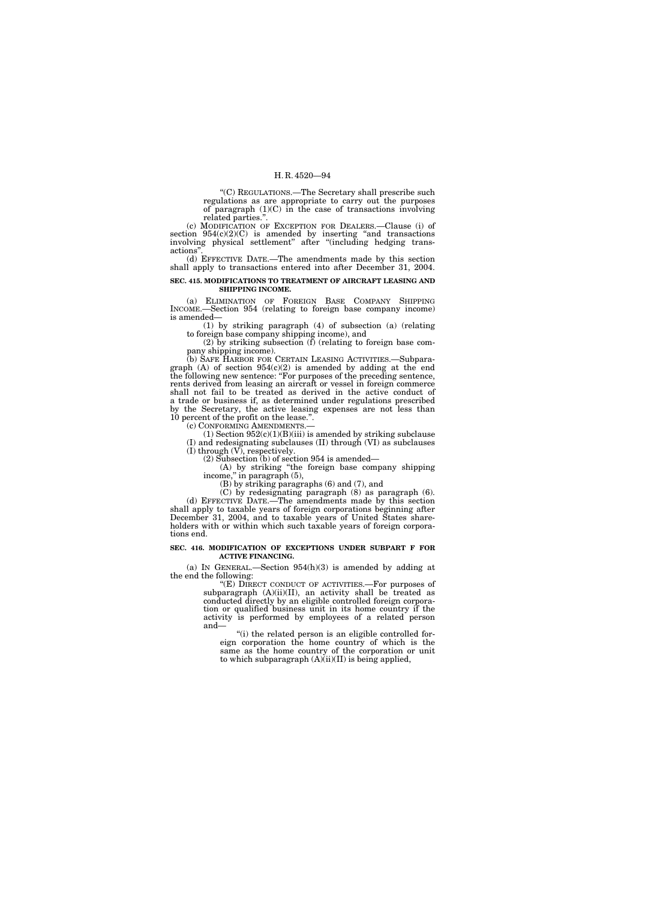"(C) REGULATIONS.—The Secretary shall prescribe such regulations as are appropriate to carry out the purposes of paragraph (1)(C) in the case of transactions involving related parties.".

(c) MODIFICATION OF EXCEPTION FOR DEALERS.—Clause (i) of section 954(c)(2)(C) is amended by inserting "and transactions involving physical settlement" after "(including hedging transactions".

(d) EFFECTIVE DATE.—The amendments made by this section shall apply to transactions entered into after December 31, 2004.

**SEC. 415. MODIFICATIONS TO TREATMENT OF AIRCRAFT LEASING AND SHIPPING INCOME.**

(a) ELIMINATION OF FOREIGN BASE COMPANY SHIPPING INCOME.—Section 954 (relating to foreign base company income) is amended—

(1) by striking paragraph (4) of subsection (a) (relating to foreign base company shipping income), and

(2) by striking subsection (f) (relating to foreign base company shipping income).

(b) SAFE HARBOR FOR CERTAIN LEASING ACTIVITIES.—Subparagraph (A) of section 954(c)(2) is amended by adding at the end the following new sentence: "For purposes of the preceding sentence, rents derived from leasing an aircraft or vessel in foreign commerce shall not fail to be treated as derived in the active conduct of a trade or business if, as determined under regulations prescribed by the Secretary, the active leasing expenses are not less than 10 percent of the profit on the lease.".

(c) CONFORMING AMENDMENTS.—

(1) Section 952(c)(1)(B)(iii) is amended by striking subclause (I) and redesignating subclauses (II) through (VI) as subclauses (I) through (V), respectively.

(2) Subsection (b) of section 954 is amended—

(A) by striking "the foreign base company shipping income," in paragraph (5),

(B) by striking paragraphs (6) and (7), and

(C) by redesignating paragraph (8) as paragraph (6).

(d) EFFECTIVE DATE.—The amendments made by this section shall apply to taxable years of foreign corporations beginning after December 31, 2004, and to taxable years of United States shareholders with or within which such taxable years of foreign corporations end.

**SEC. 416. MODIFICATION OF EXCEPTIONS UNDER SUBPART F FOR ACTIVE FINANCING.**

(a) IN GENERAL.—Section 954(h)(3) is amended by adding at the end the following:

"(E) DIRECT CONDUCT OF ACTIVITIES.—For purposes of subparagraph (A)(ii)(II), an activity shall be treated as conducted directly by an eligible controlled foreign corporation or qualified business unit in its home country if the activity is performed by employees of a related person and—

"(i) the related person is an eligible controlled foreign corporation the home country of which is the same as the home country of the corporation or unit to which subparagraph (A)(ii)(II) is being applied,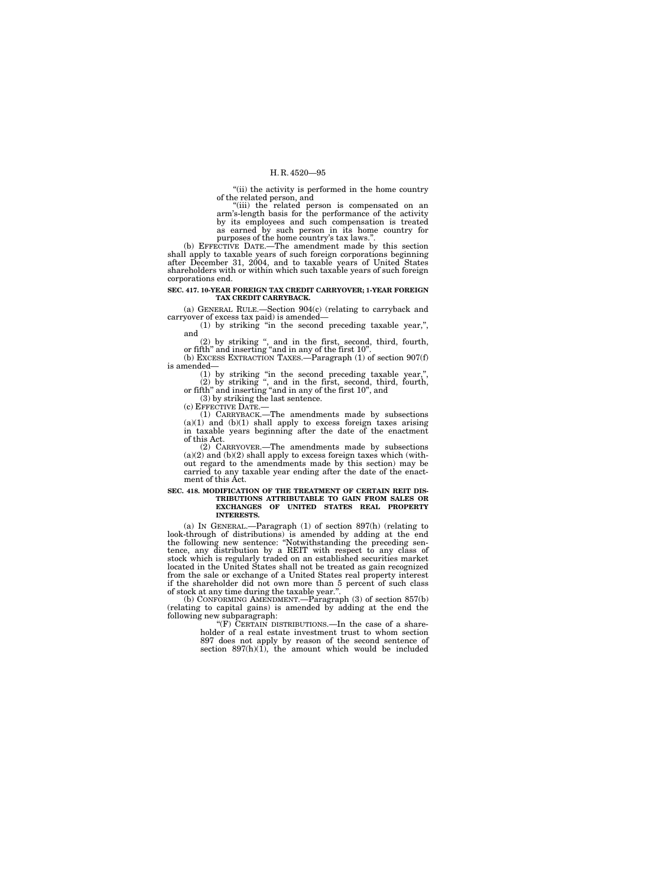"(ii) the activity is performed in the home country of the related person, and

"(iii) the related person is compensated on an arm's-length basis for the performance of the activity by its employees and such compensation is treated as earned by such person in its home country for purposes of the home country's tax laws.".

(b) EFFECTIVE DATE.—The amendment made by this section shall apply to taxable years of such foreign corporations beginning after December 31, 2004, and to taxable years of United States shareholders with or within which such taxable years of such foreign corporations end.

**SEC. 417. 10-YEAR FOREIGN TAX CREDIT CARRYOVER; 1-YEAR FOREIGN TAX CREDIT CARRYBACK.**

(a) GENERAL RULE.—Section 904(c) (relating to carryback and carryover of excess tax paid) is amended—

(1) by striking "in the second preceding taxable year,", and

(2) by striking ", and in the first, second, third, fourth, or fifth" and inserting "and in any of the first 10".

(b) EXCESS EXTRACTION TAXES.—Paragraph (1) of section 907(f) is amended—

(1) by striking "in the second preceding taxable year,",

(2) by striking ", and in the first, second, third, fourth, or fifth" and inserting "and in any of the first 10", and

(3) by striking the last sentence.

(c) EFFECTIVE DATE.—

(1) CARRYBACK.—The amendments made by subsections (a)(1) and (b)(1) shall apply to excess foreign taxes arising in taxable years beginning after the date of the enactment of this Act.

(2) CARRYOVER.—The amendments made by subsections (a)(2) and (b)(2) shall apply to excess foreign taxes which (without regard to the amendments made by this section) may be carried to any taxable year ending after the date of the enactment of this Act.

**SEC. 418. MODIFICATION OF THE TREATMENT OF CERTAIN REIT DISTRIBUTIONS ATTRIBUTABLE TO GAIN FROM SALES OR EXCHANGES OF UNITED STATES REAL PROPERTY INTERESTS.**

(a) IN GENERAL.—Paragraph (1) of section 897(h) (relating to look-through of distributions) is amended by adding at the end the following new sentence: "Notwithstanding the preceding sentence, any distribution by a REIT with respect to any class of stock which is regularly traded on an established securities market located in the United States shall not be treated as gain recognized from the sale or exchange of a United States real property interest if the shareholder did not own more than 5 percent of such class of stock at any time during the taxable year.".

(b) CONFORMING AMENDMENT.—Paragraph (3) of section 857(b) (relating to capital gains) is amended by adding at the end the following new subparagraph:

"(F) CERTAIN DISTRIBUTIONS.—In the case of a shareholder of a real estate investment trust to whom section 897 does not apply by reason of the second sentence of section 897(h)(1), the amount which would be included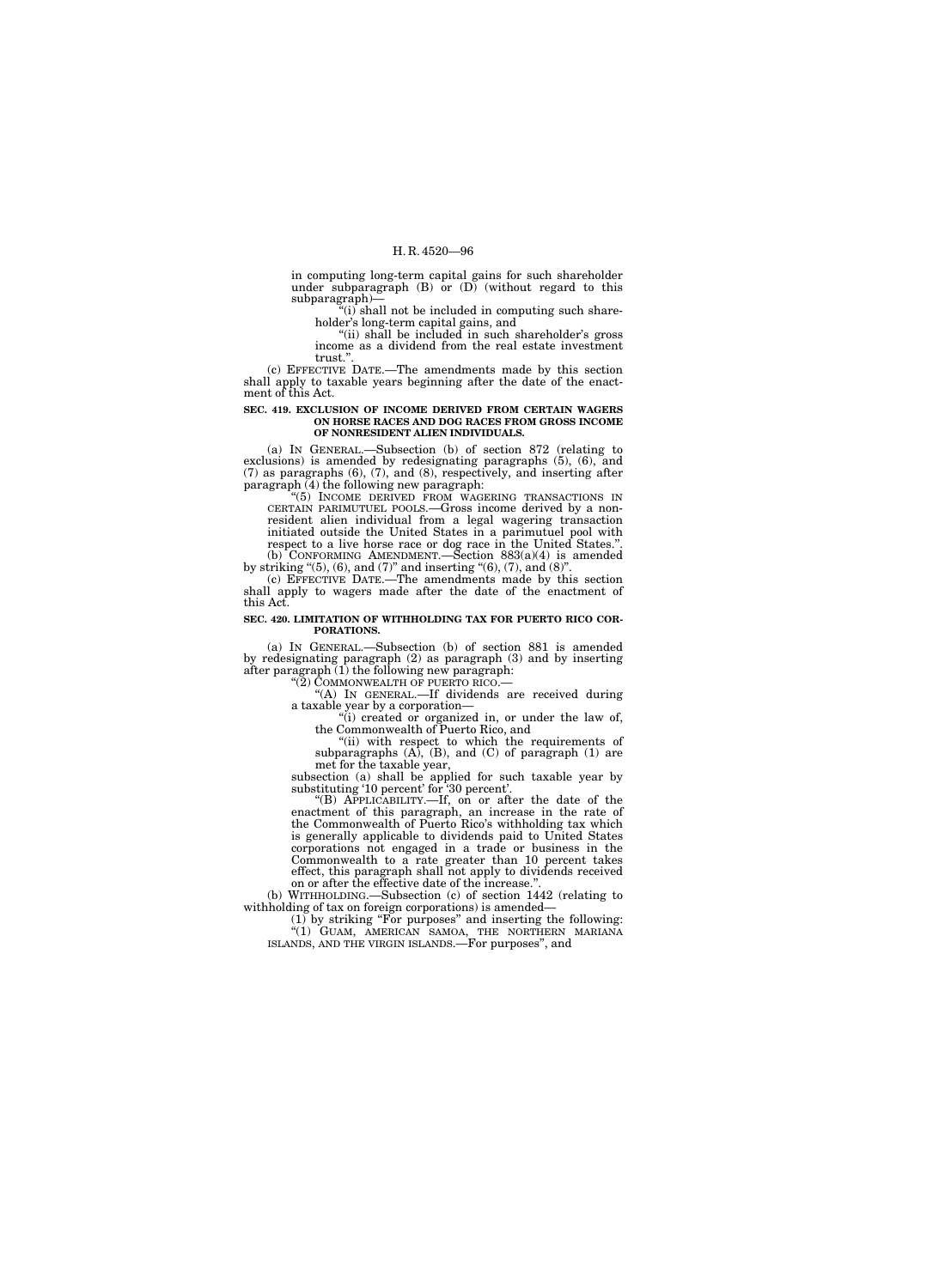in computing long-term capital gains for such shareholder under subparagraph (B) or (D) (without regard to this subparagraph)—

"(i) shall not be included in computing such shareholder's long-term capital gains, and

"(ii) shall be included in such shareholder's gross income as a dividend from the real estate investment trust.".

(c) EFFECTIVE DATE.—The amendments made by this section shall apply to taxable years beginning after the date of the enactment of this Act.

**SEC. 419. EXCLUSION OF INCOME DERIVED FROM CERTAIN WAGERS ON HORSE RACES AND DOG RACES FROM GROSS INCOME OF NONRESIDENT ALIEN INDIVIDUALS.**

(a) IN GENERAL.—Subsection (b) of section 872 (relating to exclusions) is amended by redesignating paragraphs (5), (6), and (7) as paragraphs (6), (7), and (8), respectively, and inserting after paragraph (4) the following new paragraph:

"(5) INCOME DERIVED FROM WAGERING TRANSACTIONS IN CERTAIN PARIMUTUEL POOLS.—Gross income derived by a nonresident alien individual from a legal wagering transaction initiated outside the United States in a parimutuel pool with respect to a live horse race or dog race in the United States.".

(b) CONFORMING AMENDMENT.—Section 883(a)(4) is amended by striking "(5), (6), and (7)" and inserting "(6), (7), and (8)".

(c) EFFECTIVE DATE.—The amendments made by this section shall apply to wagers made after the date of the enactment of this Act.

**SEC. 420. LIMITATION OF WITHHOLDING TAX FOR PUERTO RICO CORPORATIONS.**

(a) IN GENERAL.—Subsection (b) of section 881 is amended by redesignating paragraph (2) as paragraph (3) and by inserting after paragraph (1) the following new paragraph:

"(2) COMMONWEALTH OF PUERTO RICO.—

"(A) IN GENERAL.—If dividends are received during a taxable year by a corporation—

"(i) created or organized in, or under the law of, the Commonwealth of Puerto Rico, and

"(ii) with respect to which the requirements of subparagraphs (A), (B), and (C) of paragraph (1) are met for the taxable year,

subsection (a) shall be applied for such taxable year by substituting '10 percent' for '30 percent'.

"(B) APPLICABILITY.—If, on or after the date of the enactment of this paragraph, an increase in the rate of the Commonwealth of Puerto Rico's withholding tax which is generally applicable to dividends paid to United States corporations not engaged in a trade or business in the Commonwealth to a rate greater than 10 percent takes effect, this paragraph shall not apply to dividends received on or after the effective date of the increase.".

(b) WITHHOLDING.—Subsection (c) of section 1442 (relating to withholding of tax on foreign corporations) is amended—

(1) by striking "For purposes" and inserting the following: "(1) GUAM, AMERICAN SAMOA, THE NORTHERN MARIANA ISLANDS, AND THE VIRGIN ISLANDS.—For purposes", and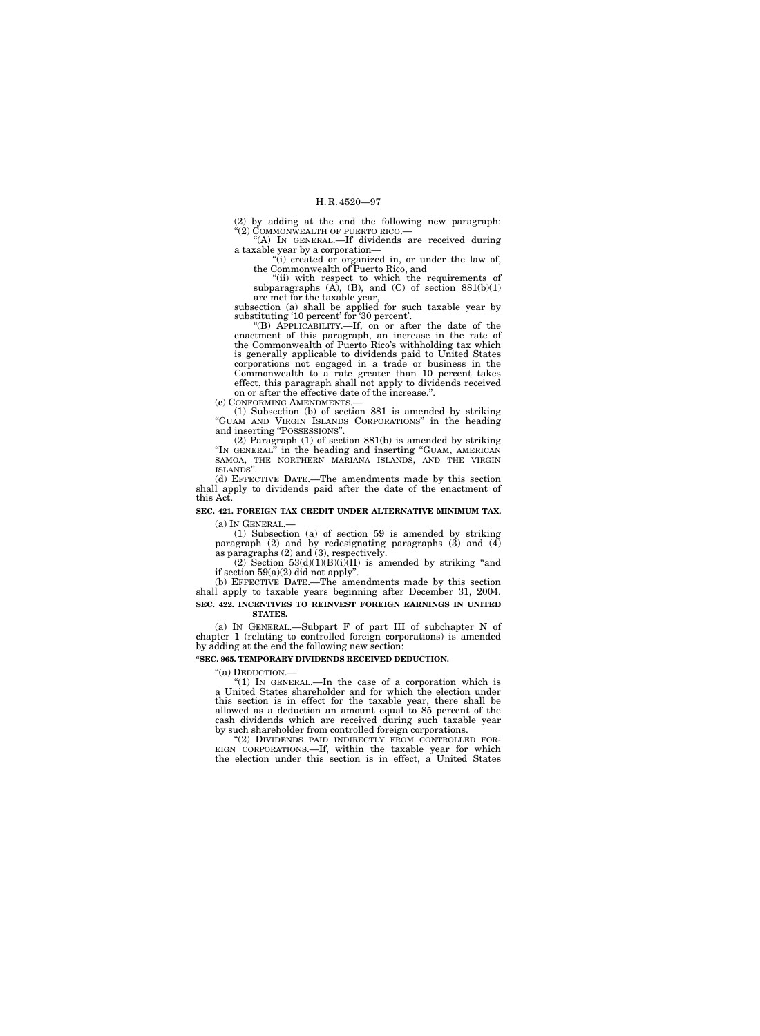(2) by adding at the end the following new paragraph:

"(2) COMMONWEALTH OF PUERTO RICO.—

"(A) IN GENERAL.—If dividends are received during a taxable year by a corporation—

"(i) created or organized in, or under the law of, the Commonwealth of Puerto Rico, and

"(ii) with respect to which the requirements of subparagraphs (A), (B), and (C) of section 881(b)(1) are met for the taxable year,

subsection (a) shall be applied for such taxable year by substituting '10 percent' for '30 percent'.

"(B) APPLICABILITY.—If, on or after the date of the enactment of this paragraph, an increase in the rate of the Commonwealth of Puerto Rico's withholding tax which is generally applicable to dividends paid to United States corporations not engaged in a trade or business in the Commonwealth to a rate greater than 10 percent takes effect, this paragraph shall not apply to dividends received on or after the effective date of the increase.".

(c) CONFORMING AMENDMENTS.—

(1) Subsection (b) of section 881 is amended by striking "GUAM AND VIRGIN ISLANDS CORPORATIONS" in the heading and inserting "POSSESSIONS".

(2) Paragraph (1) of section 881(b) is amended by striking "IN GENERAL" in the heading and inserting "GUAM, AMERICAN SAMOA, THE NORTHERN MARIANA ISLANDS, AND THE VIRGIN ISLANDS".

(d) EFFECTIVE DATE.—The amendments made by this section shall apply to dividends paid after the date of the enactment of this Act.

**SEC. 421. FOREIGN TAX CREDIT UNDER ALTERNATIVE MINIMUM TAX.**

(a) IN GENERAL.—

(1) Subsection (a) of section 59 is amended by striking paragraph (2) and by redesignating paragraphs (3) and (4) as paragraphs (2) and (3), respectively.

(2) Section 53(d)(1)(B)(i)(II) is amended by striking "and if section 59(a)(2) did not apply".

(b) EFFECTIVE DATE.—The amendments made by this section shall apply to taxable years beginning after December 31, 2004.

**SEC. 422. INCENTIVES TO REINVEST FOREIGN EARNINGS IN UNITED STATES.**

(a) IN GENERAL.—Subpart F of part III of subchapter N of chapter 1 (relating to controlled foreign corporations) is amended by adding at the end the following new section:

**"SEC. 965. TEMPORARY DIVIDENDS RECEIVED DEDUCTION.**

"(a) DEDUCTION.—

"(1) IN GENERAL.—In the case of a corporation which is a United States shareholder and for which the election under this section is in effect for the taxable year, there shall be allowed as a deduction an amount equal to 85 percent of the cash dividends which are received during such taxable year by such shareholder from controlled foreign corporations.

"(2) DIVIDENDS PAID INDIRECTLY FROM CONTROLLED FOREIGN CORPORATIONS.—If, within the taxable year for which the election under this section is in effect, a United States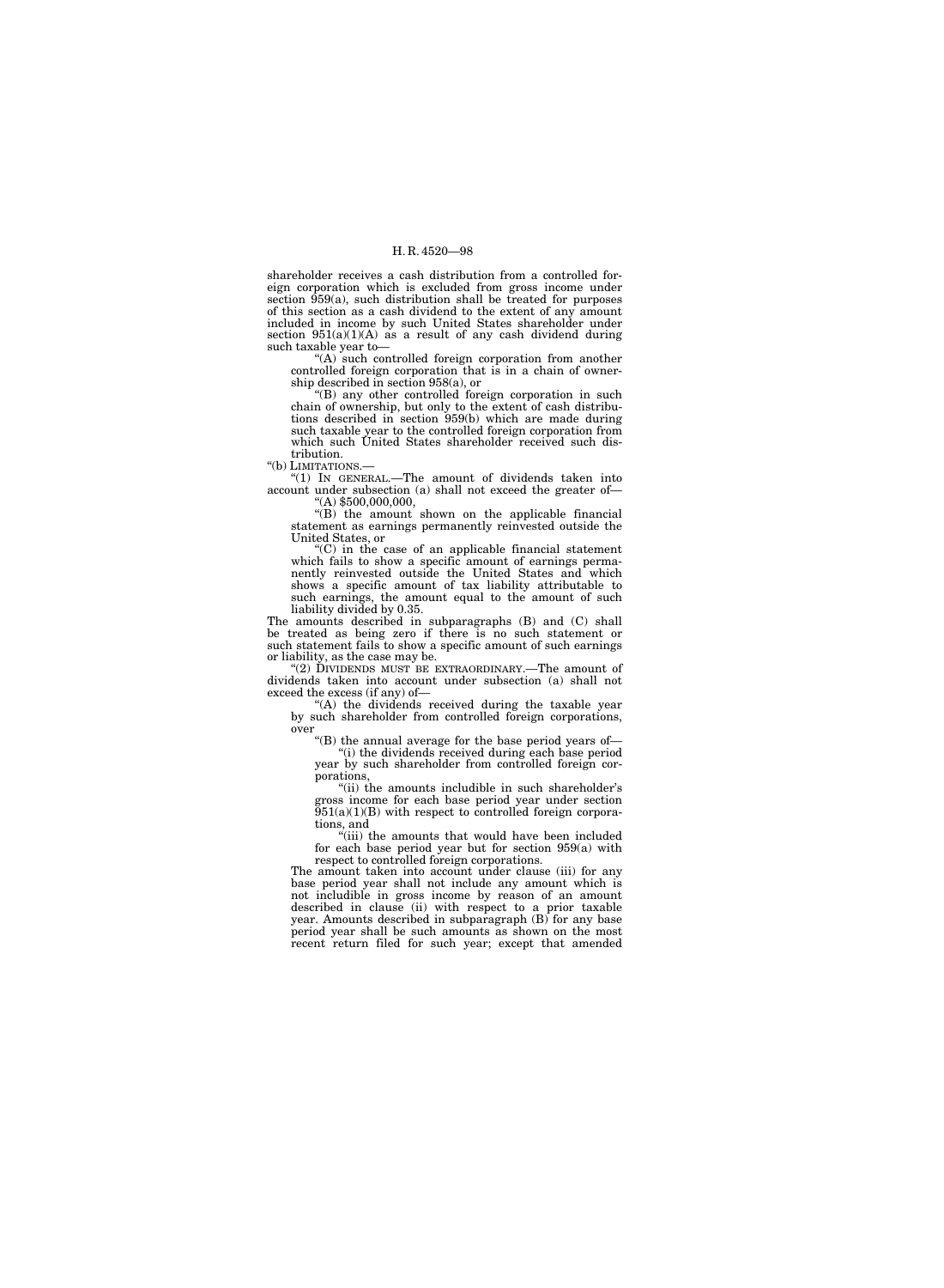shareholder receives a cash distribution from a controlled foreign corporation which is excluded from gross income under section 959(a), such distribution shall be treated for purposes of this section as a cash dividend to the extent of any amount included in income by such United States shareholder under section 951(a)(1)(A) as a result of any cash dividend during such taxable year to—

"(A) such controlled foreign corporation from another controlled foreign corporation that is in a chain of ownership described in section 958(a), or

"(B) any other controlled foreign corporation in such chain of ownership, but only to the extent of cash distributions described in section 959(b) which are made during such taxable year to the controlled foreign corporation from which such United States shareholder received such distribution.

"(b) LIMITATIONS.—

"(1) IN GENERAL.—The amount of dividends taken into account under subsection (a) shall not exceed the greater of—

"(A) $500,000,000,

"(B) the amount shown on the applicable financial statement as earnings permanently reinvested outside the United States, or

"(C) in the case of an applicable financial statement which fails to show a specific amount of earnings permanently reinvested outside the United States and which shows a specific amount of tax liability attributable to such earnings, the amount equal to the amount of such liability divided by 0.35.

The amounts described in subparagraphs (B) and (C) shall be treated as being zero if there is no such statement or such statement fails to show a specific amount of such earnings or liability, as the case may be.

"(2) DIVIDENDS MUST BE EXTRAORDINARY.—The amount of dividends taken into account under subsection (a) shall not exceed the excess (if any) of—

"(A) the dividends received during the taxable year by such shareholder from controlled foreign corporations, over

"(B) the annual average for the base period years of—

"(i) the dividends received during each base period year by such shareholder from controlled foreign corporations,

"(ii) the amounts includible in such shareholder's gross income for each base period year under section 951(a)(1)(B) with respect to controlled foreign corporations, and

"(iii) the amounts that would have been included for each base period year but for section 959(a) with respect to controlled foreign corporations.

The amount taken into account under clause (iii) for any base period year shall not include any amount which is not includible in gross income by reason of an amount described in clause (ii) with respect to a prior taxable year. Amounts described in subparagraph (B) for any base period year shall be such amounts as shown on the most recent return filed for such year; except that amended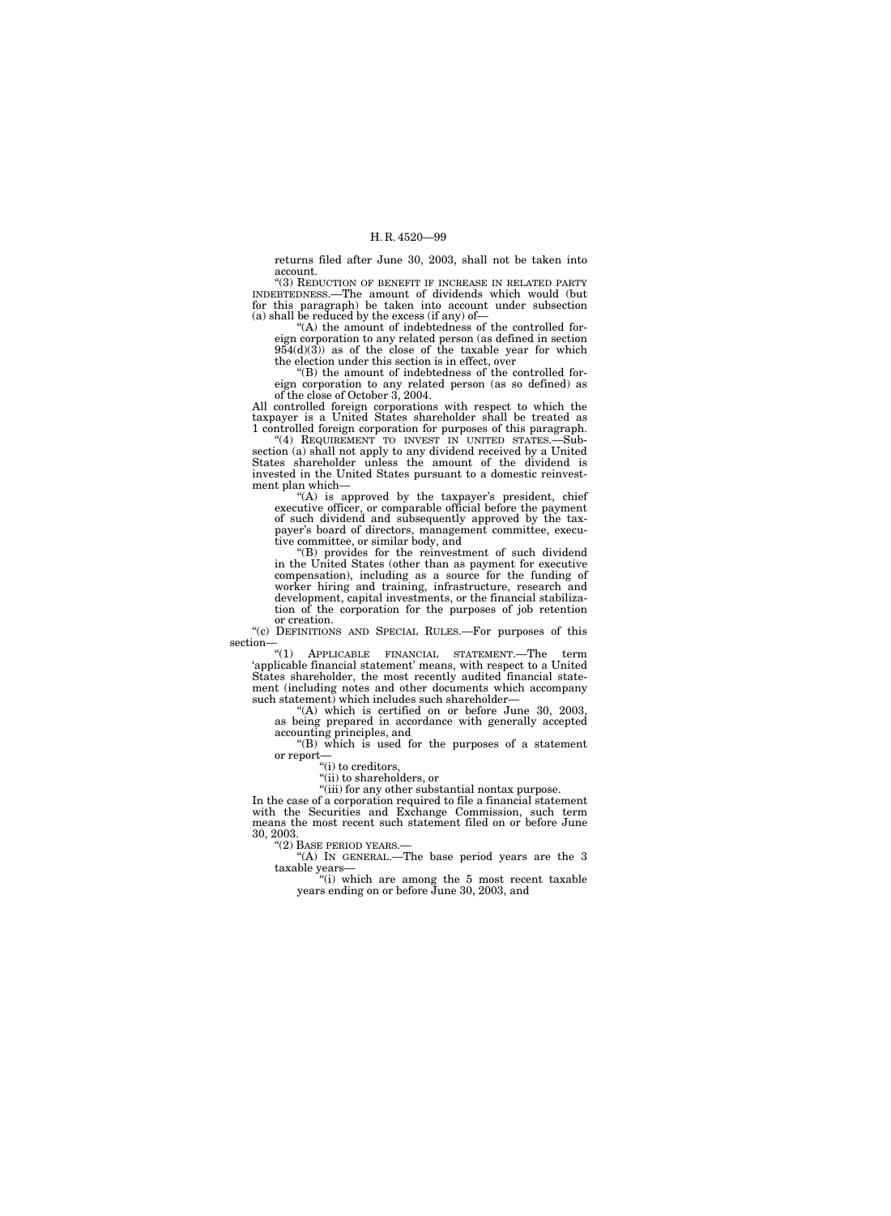returns filed after June 30, 2003, shall not be taken into account.

"(3) REDUCTION OF BENEFIT IF INCREASE IN RELATED PARTY INDEBTEDNESS.—The amount of dividends which would (but for this paragraph) be taken into account under subsection (a) shall be reduced by the excess (if any) of—

"(A) the amount of indebtedness of the controlled foreign corporation to any related person (as defined in section 954(d)(3)) as of the close of the taxable year for which the election under this section is in effect, over

"(B) the amount of indebtedness of the controlled foreign corporation to any related person (as so defined) as of the close of October 3, 2004.

All controlled foreign corporations with respect to which the taxpayer is a United States shareholder shall be treated as 1 controlled foreign corporation for purposes of this paragraph.

"(4) REQUIREMENT TO INVEST IN UNITED STATES.—Subsection (a) shall not apply to any dividend received by a United States shareholder unless the amount of the dividend is invested in the United States pursuant to a domestic reinvestment plan which—

"(A) is approved by the taxpayer's president, chief executive officer, or comparable official before the payment of such dividend and subsequently approved by the taxpayer's board of directors, management committee, executive committee, or similar body, and

"(B) provides for the reinvestment of such dividend in the United States (other than as payment for executive compensation), including as a source for the funding of worker hiring and training, infrastructure, research and development, capital investments, or the financial stabilization of the corporation for the purposes of job retention or creation.

"(c) DEFINITIONS AND SPECIAL RULES.—For purposes of this section—

"(1) APPLICABLE FINANCIAL STATEMENT.—The term 'applicable financial statement' means, with respect to a United States shareholder, the most recently audited financial statement (including notes and other documents which accompany such statement) which includes such shareholder—

"(A) which is certified on or before June 30, 2003, as being prepared in accordance with generally accepted accounting principles, and

"(B) which is used for the purposes of a statement or report—

"(i) to creditors,

"(ii) to shareholders, or

"(iii) for any other substantial nontax purpose.

In the case of a corporation required to file a financial statement with the Securities and Exchange Commission, such term means the most recent such statement filed on or before June 30, 2003.

"(2) BASE PERIOD YEARS.—

"(A) IN GENERAL.—The base period years are the 3 taxable years—

"(i) which are among the 5 most recent taxable years ending on or before June 30, 2003, and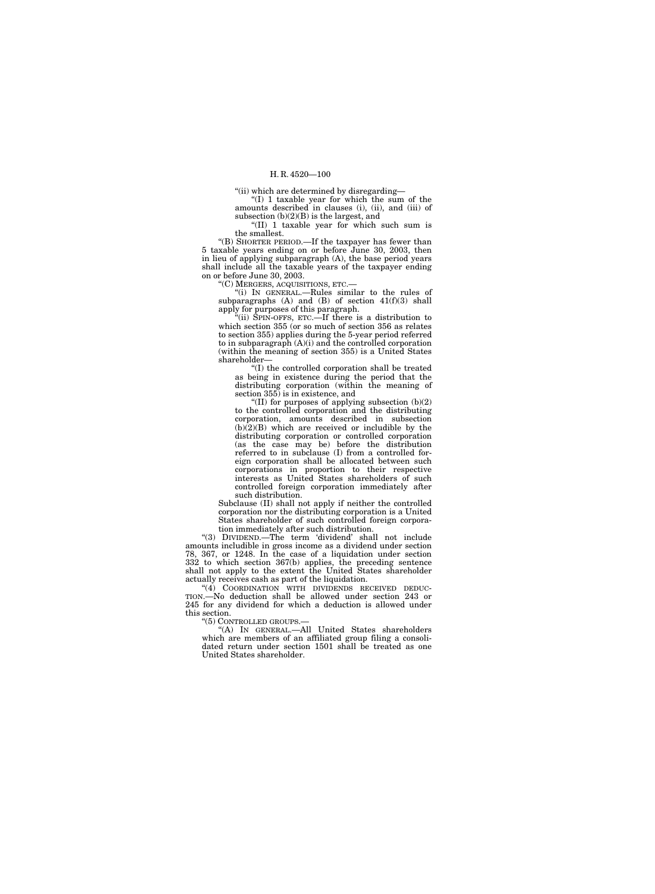"(ii) which are determined by disregarding—

"(I) 1 taxable year for which the sum of the amounts described in clauses (i), (ii), and (iii) of subsection (b)(2)(B) is the largest, and

"(II) 1 taxable year for which such sum is the smallest.

"(B) SHORTER PERIOD.—If the taxpayer has fewer than 5 taxable years ending on or before June 30, 2003, then in lieu of applying subparagraph (A), the base period years shall include all the taxable years of the taxpayer ending on or before June 30, 2003.

"(C) MERGERS, ACQUISITIONS, ETC.—

"(i) IN GENERAL.—Rules similar to the rules of subparagraphs (A) and (B) of section 41(f)(3) shall apply for purposes of this paragraph.

"(ii) SPIN-OFFS, ETC.—If there is a distribution to which section 355 (or so much of section 356 as relates to section 355) applies during the 5-year period referred to in subparagraph (A)(i) and the controlled corporation (within the meaning of section 355) is a United States shareholder—

"(I) the controlled corporation shall be treated as being in existence during the period that the distributing corporation (within the meaning of section 355) is in existence, and

"(II) for purposes of applying subsection (b)(2) to the controlled corporation and the distributing corporation, amounts described in subsection (b)(2)(B) which are received or includible by the distributing corporation or controlled corporation (as the case may be) before the distribution referred to in subclause (I) from a controlled foreign corporation shall be allocated between such corporations in proportion to their respective interests as United States shareholders of such controlled foreign corporation immediately after such distribution.

Subclause (II) shall not apply if neither the controlled corporation nor the distributing corporation is a United States shareholder of such controlled foreign corporation immediately after such distribution.

"(3) DIVIDEND.—The term 'dividend' shall not include amounts includible in gross income as a dividend under section 78, 367, or 1248. In the case of a liquidation under section 332 to which section 367(b) applies, the preceding sentence shall not apply to the extent the United States shareholder actually receives cash as part of the liquidation.

"(4) COORDINATION WITH DIVIDENDS RECEIVED DEDUCTION.—No deduction shall be allowed under section 243 or 245 for any dividend for which a deduction is allowed under this section.

"(5) CONTROLLED GROUPS.—

"(A) IN GENERAL.—All United States shareholders which are members of an affiliated group filing a consolidated return under section 1501 shall be treated as one United States shareholder.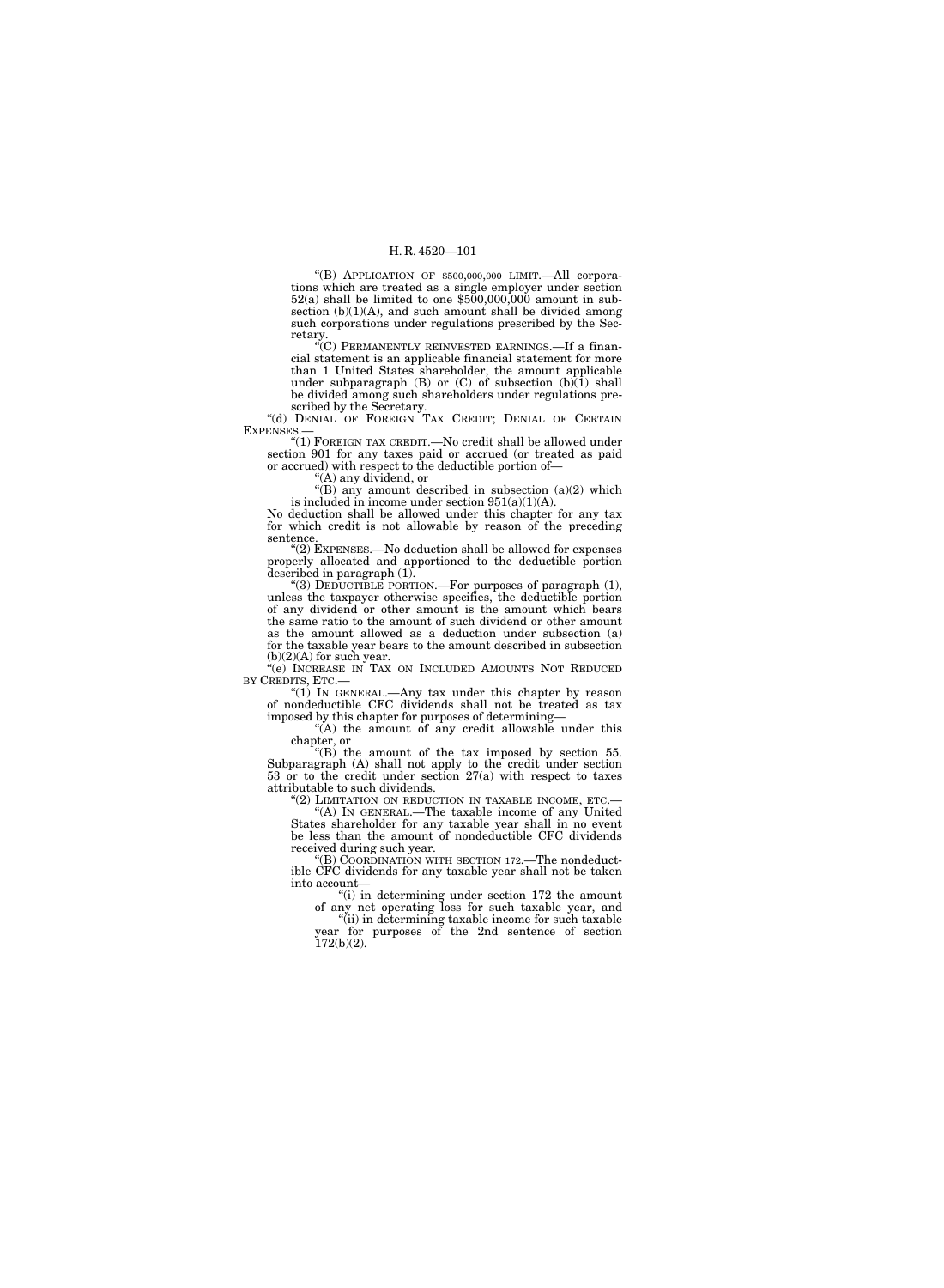"(B) APPLICATION OF $500,000,000 LIMIT.—All corporations which are treated as a single employer under section 52(a) shall be limited to one $500,000,000 amount in subsection (b)(1)(A), and such amount shall be divided among such corporations under regulations prescribed by the Secretary.

"(C) PERMANENTLY REINVESTED EARNINGS.—If a financial statement is an applicable financial statement for more than 1 United States shareholder, the amount applicable under subparagraph (B) or (C) of subsection (b)(1) shall be divided among such shareholders under regulations prescribed by the Secretary.

"(d) DENIAL OF FOREIGN TAX CREDIT; DENIAL OF CERTAIN EXPENSES.—

"(1) FOREIGN TAX CREDIT.—No credit shall be allowed under section 901 for any taxes paid or accrued (or treated as paid or accrued) with respect to the deductible portion of—

"(A) any dividend, or

"(B) any amount described in subsection (a)(2) which is included in income under section 951(a)(1)(A).

No deduction shall be allowed under this chapter for any tax for which credit is not allowable by reason of the preceding sentence.

"(2) EXPENSES.—No deduction shall be allowed for expenses properly allocated and apportioned to the deductible portion described in paragraph (1).

"(3) DEDUCTIBLE PORTION.—For purposes of paragraph (1), unless the taxpayer otherwise specifies, the deductible portion of any dividend or other amount is the amount which bears the same ratio to the amount of such dividend or other amount as the amount allowed as a deduction under subsection (a) for the taxable year bears to the amount described in subsection (b)(2)(A) for such year.

"(e) INCREASE IN TAX ON INCLUDED AMOUNTS NOT REDUCED BY CREDITS, ETC.—

"(1) IN GENERAL.—Any tax under this chapter by reason of nondeductible CFC dividends shall not be treated as tax imposed by this chapter for purposes of determining—

"(A) the amount of any credit allowable under this chapter, or

"(B) the amount of the tax imposed by section 55.

Subparagraph (A) shall not apply to the credit under section 53 or to the credit under section 27(a) with respect to taxes attributable to such dividends.

"(2) LIMITATION ON REDUCTION IN TAXABLE INCOME, ETC.—

"(A) IN GENERAL.—The taxable income of any United States shareholder for any taxable year shall in no event be less than the amount of nondeductible CFC dividends received during such year.

"(B) COORDINATION WITH SECTION 172.—The nondeductible CFC dividends for any taxable year shall not be taken into account—

"(i) in determining under section 172 the amount of any net operating loss for such taxable year, and

"(ii) in determining taxable income for such taxable year for purposes of the 2nd sentence of section 172(b)(2).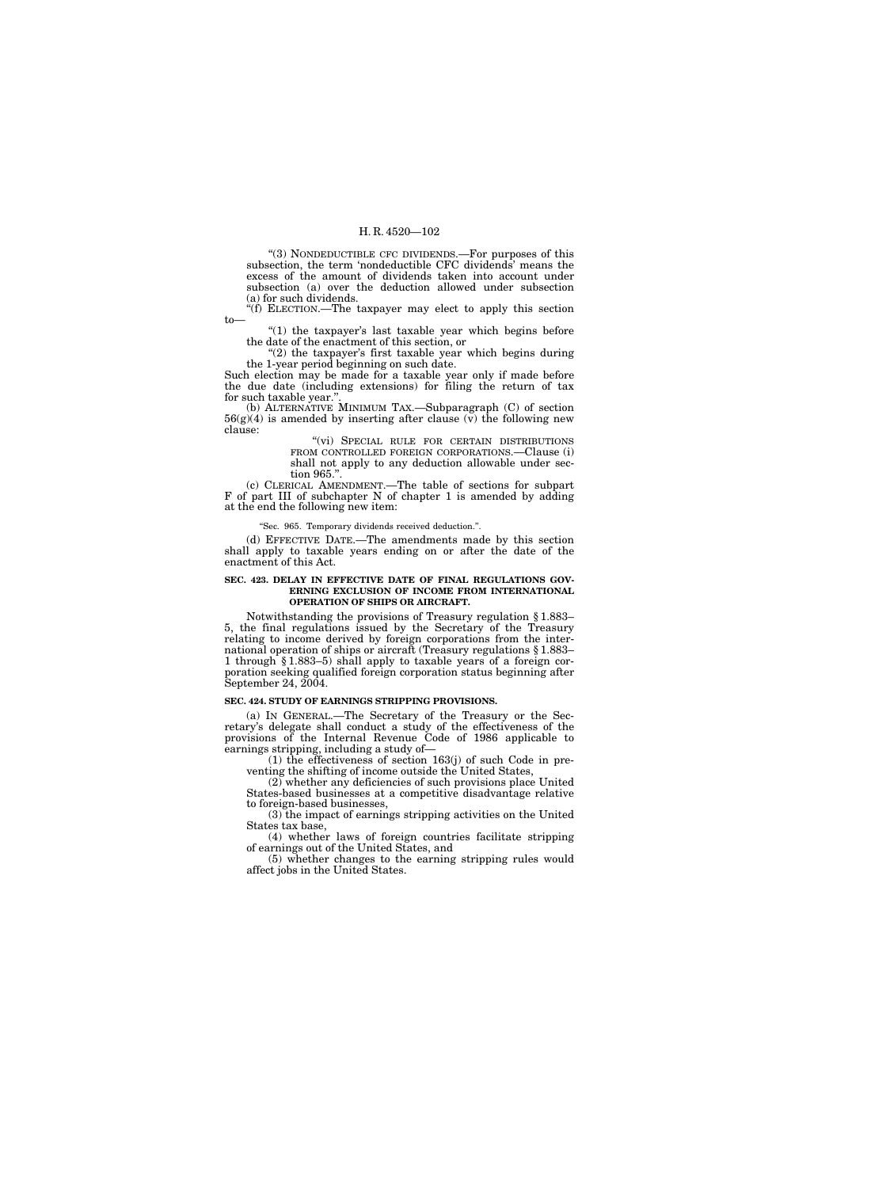"(3) NONDEDUCTIBLE CFC DIVIDENDS.—For purposes of this subsection, the term 'nondeductible CFC dividends' means the excess of the amount of dividends taken into account under subsection (a) over the deduction allowed under subsection (a) for such dividends.

"(f) ELECTION.—The taxpayer may elect to apply this section to—

"(1) the taxpayer's last taxable year which begins before the date of the enactment of this section, or

"(2) the taxpayer's first taxable year which begins during the 1-year period beginning on such date.

Such election may be made for a taxable year only if made before the due date (including extensions) for filing the return of tax for such taxable year.".

(b) ALTERNATIVE MINIMUM TAX.—Subparagraph (C) of section 56(g)(4) is amended by inserting after clause (v) the following new clause:

"(vi) SPECIAL RULE FOR CERTAIN DISTRIBUTIONS FROM CONTROLLED FOREIGN CORPORATIONS.—Clause (i) shall not apply to any deduction allowable under section 965.".

(c) CLERICAL AMENDMENT.—The table of sections for subpart F of part III of subchapter N of chapter 1 is amended by adding at the end the following new item:

"Sec. 965. Temporary dividends received deduction.".

(d) EFFECTIVE DATE.—The amendments made by this section shall apply to taxable years ending on or after the date of the enactment of this Act.

**SEC. 423. DELAY IN EFFECTIVE DATE OF FINAL REGULATIONS GOVERNING EXCLUSION OF INCOME FROM INTERNATIONAL OPERATION OF SHIPS OR AIRCRAFT.**

Notwithstanding the provisions of Treasury regulation § 1.883–5, the final regulations issued by the Secretary of the Treasury relating to income derived by foreign corporations from the international operation of ships or aircraft (Treasury regulations § 1.883–1 through § 1.883–5) shall apply to taxable years of a foreign corporation seeking qualified foreign corporation status beginning after September 24, 2004.

**SEC. 424. STUDY OF EARNINGS STRIPPING PROVISIONS.**

(a) IN GENERAL.—The Secretary of the Treasury or the Secretary's delegate shall conduct a study of the effectiveness of the provisions of the Internal Revenue Code of 1986 applicable to earnings stripping, including a study of—

(1) the effectiveness of section 163(j) of such Code in preventing the shifting of income outside the United States,

(2) whether any deficiencies of such provisions place United States-based businesses at a competitive disadvantage relative to foreign-based businesses,

(3) the impact of earnings stripping activities on the United States tax base,

(4) whether laws of foreign countries facilitate stripping of earnings out of the United States, and

(5) whether changes to the earning stripping rules would affect jobs in the United States.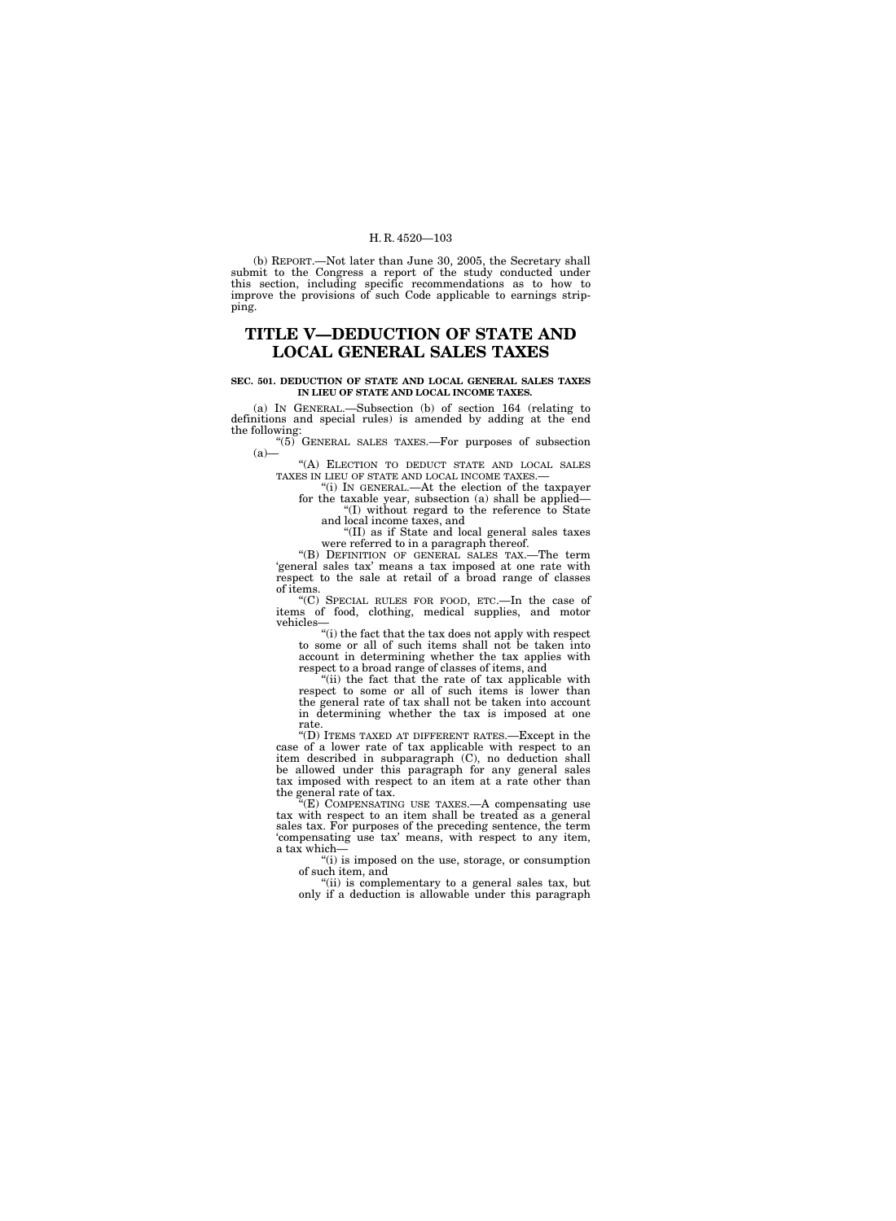(b) REPORT.—Not later than June 30, 2005, the Secretary shall submit to the Congress a report of the study conducted under this section, including specific recommendations as to how to improve the provisions of such Code applicable to earnings stripping.

# TITLE V—DEDUCTION OF STATE AND LOCAL GENERAL SALES TAXES

### SEC. 501. DEDUCTION OF STATE AND LOCAL GENERAL SALES TAXES IN LIEU OF STATE AND LOCAL INCOME TAXES.

(a) IN GENERAL.—Subsection (b) of section 164 (relating to definitions and special rules) is amended by adding at the end the following:

"(5) GENERAL SALES TAXES.—For purposes of subsection (a)—

"(A) ELECTION TO DEDUCT STATE AND LOCAL SALES TAXES IN LIEU OF STATE AND LOCAL INCOME TAXES.—

"(i) IN GENERAL.—At the election of the taxpayer for the taxable year, subsection (a) shall be applied—

"(I) without regard to the reference to State and local income taxes, and

"(II) as if State and local general sales taxes were referred to in a paragraph thereof.

"(B) DEFINITION OF GENERAL SALES TAX.—The term 'general sales tax' means a tax imposed at one rate with respect to the sale at retail of a broad range of classes of items.

"(C) SPECIAL RULES FOR FOOD, ETC.—In the case of items of food, clothing, medical supplies, and motor vehicles—

"(i) the fact that the tax does not apply with respect to some or all of such items shall not be taken into account in determining whether the tax applies with respect to a broad range of classes of items, and

"(ii) the fact that the rate of tax applicable with respect to some or all of such items is lower than the general rate of tax shall not be taken into account in determining whether the tax is imposed at one rate.

"(D) ITEMS TAXED AT DIFFERENT RATES.—Except in the case of a lower rate of tax applicable with respect to an item described in subparagraph (C), no deduction shall be allowed under this paragraph for any general sales tax imposed with respect to an item at a rate other than the general rate of tax.

"(E) COMPENSATING USE TAXES.—A compensating use tax with respect to an item shall be treated as a general sales tax. For purposes of the preceding sentence, the term 'compensating use tax' means, with respect to any item, a tax which—

"(i) is imposed on the use, storage, or consumption of such item, and

"(ii) is complementary to a general sales tax, but only if a deduction is allowable under this paragraph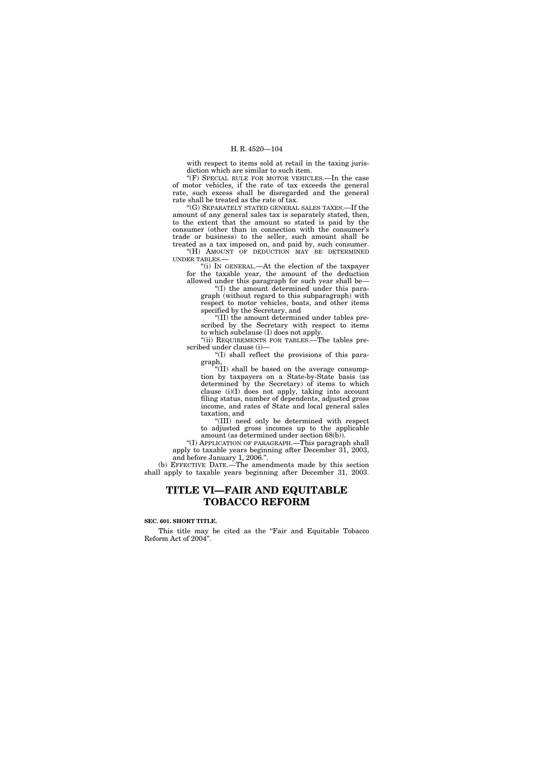with respect to items sold at retail in the taxing jurisdiction which are similar to such item.

"(F) SPECIAL RULE FOR MOTOR VEHICLES.—In the case of motor vehicles, if the rate of tax exceeds the general rate, such excess shall be disregarded and the general rate shall be treated as the rate of tax.

"(G) SEPARATELY STATED GENERAL SALES TAXES.—If the amount of any general sales tax is separately stated, then, to the extent that the amount so stated is paid by the consumer (other than in connection with the consumer's trade or business) to the seller, such amount shall be treated as a tax imposed on, and paid by, such consumer.

"(H) AMOUNT OF DEDUCTION MAY BE DETERMINED UNDER TABLES.—

"(i) IN GENERAL.—At the election of the taxpayer for the taxable year, the amount of the deduction allowed under this paragraph for such year shall be—

"(I) the amount determined under this paragraph (without regard to this subparagraph) with respect to motor vehicles, boats, and other items specified by the Secretary, and

"(II) the amount determined under tables prescribed by the Secretary with respect to items to which subclause (I) does not apply.

"(ii) REQUIREMENTS FOR TABLES.—The tables prescribed under clause (i)—

"(I) shall reflect the provisions of this paragraph,

"(II) shall be based on the average consumption by taxpayers on a State-by-State basis (as determined by the Secretary) of items to which clause (i)(I) does not apply, taking into account filing status, number of dependents, adjusted gross income, and rates of State and local general sales taxation, and

"(III) need only be determined with respect to adjusted gross incomes up to the applicable amount (as determined under section 68(b)).

"(I) APPLICATION OF PARAGRAPH.—This paragraph shall apply to taxable years beginning after December 31, 2003, and before January 1, 2006.".

(b) EFFECTIVE DATE.—The amendments made by this section shall apply to taxable years beginning after December 31, 2003.

# TITLE VI—FAIR AND EQUITABLE TOBACCO REFORM

**SEC. 601. SHORT TITLE.**

This title may be cited as the "Fair and Equitable Tobacco Reform Act of 2004".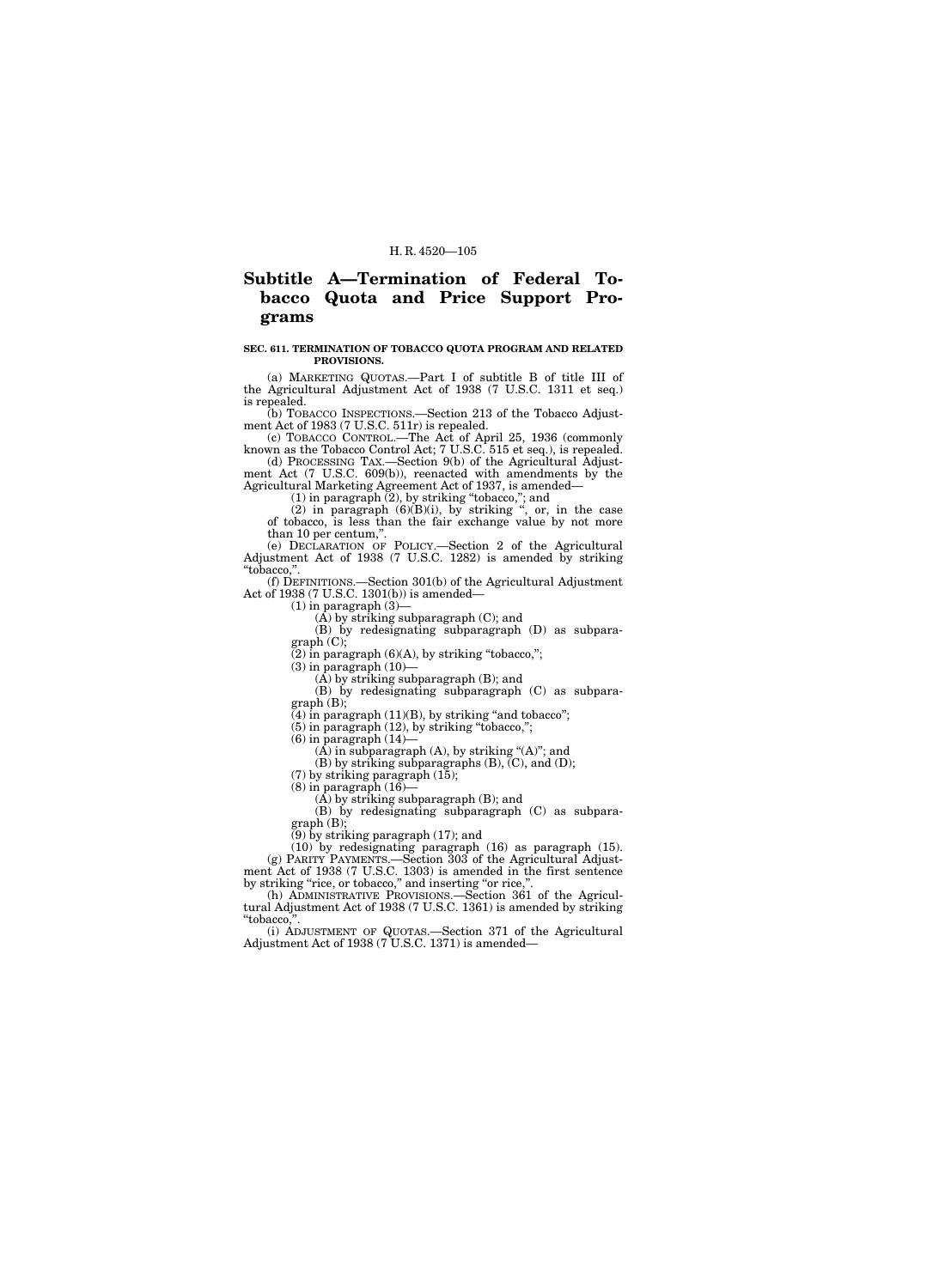# Subtitle A—Termination of Federal Tobacco Quota and Price Support Programs

**SEC. 611. TERMINATION OF TOBACCO QUOTA PROGRAM AND RELATED PROVISIONS.**

(a) MARKETING QUOTAS.—Part I of subtitle B of title III of the Agricultural Adjustment Act of 1938 (7 U.S.C. 1311 et seq.) is repealed.

(b) TOBACCO INSPECTIONS.—Section 213 of the Tobacco Adjustment Act of 1983 (7 U.S.C. 511r) is repealed.

(c) TOBACCO CONTROL.—The Act of April 25, 1936 (commonly known as the Tobacco Control Act; 7 U.S.C. 515 et seq.), is repealed.

(d) PROCESSING TAX.—Section 9(b) of the Agricultural Adjustment Act (7 U.S.C. 609(b)), reenacted with amendments by the Agricultural Marketing Agreement Act of 1937, is amended—

(1) in paragraph (2), by striking "tobacco,"; and

(2) in paragraph (6)(B)(i), by striking ", or, in the case of tobacco, is less than the fair exchange value by not more than 10 per centum,".

(e) DECLARATION OF POLICY.—Section 2 of the Agricultural Adjustment Act of 1938 (7 U.S.C. 1282) is amended by striking "tobacco,".

(f) DEFINITIONS.—Section 301(b) of the Agricultural Adjustment Act of 1938 (7 U.S.C. 1301(b)) is amended—

(1) in paragraph (3)—

(A) by striking subparagraph (C); and

(B) by redesignating subparagraph (D) as subparagraph (C);

(2) in paragraph (6)(A), by striking "tobacco,";

(3) in paragraph (10)—

(A) by striking subparagraph (B); and

(B) by redesignating subparagraph (C) as subparagraph (B);

(4) in paragraph (11)(B), by striking "and tobacco";

(5) in paragraph (12), by striking "tobacco,";

(6) in paragraph (14)—

(A) in subparagraph (A), by striking "(A)"; and

(B) by striking subparagraphs (B), (C), and (D);

(7) by striking paragraph (15);

(8) in paragraph (16)—

(A) by striking subparagraph (B); and

(B) by redesignating subparagraph (C) as subparagraph (B);

(9) by striking paragraph (17); and

(10) by redesignating paragraph (16) as paragraph (15).

(g) PARITY PAYMENTS.—Section 303 of the Agricultural Adjustment Act of 1938 (7 U.S.C. 1303) is amended in the first sentence by striking "rice, or tobacco," and inserting "or rice,".

(h) ADMINISTRATIVE PROVISIONS.—Section 361 of the Agricultural Adjustment Act of 1938 (7 U.S.C. 1361) is amended by striking "tobacco,".

(i) ADJUSTMENT OF QUOTAS.—Section 371 of the Agricultural Adjustment Act of 1938 (7 U.S.C. 1371) is amended—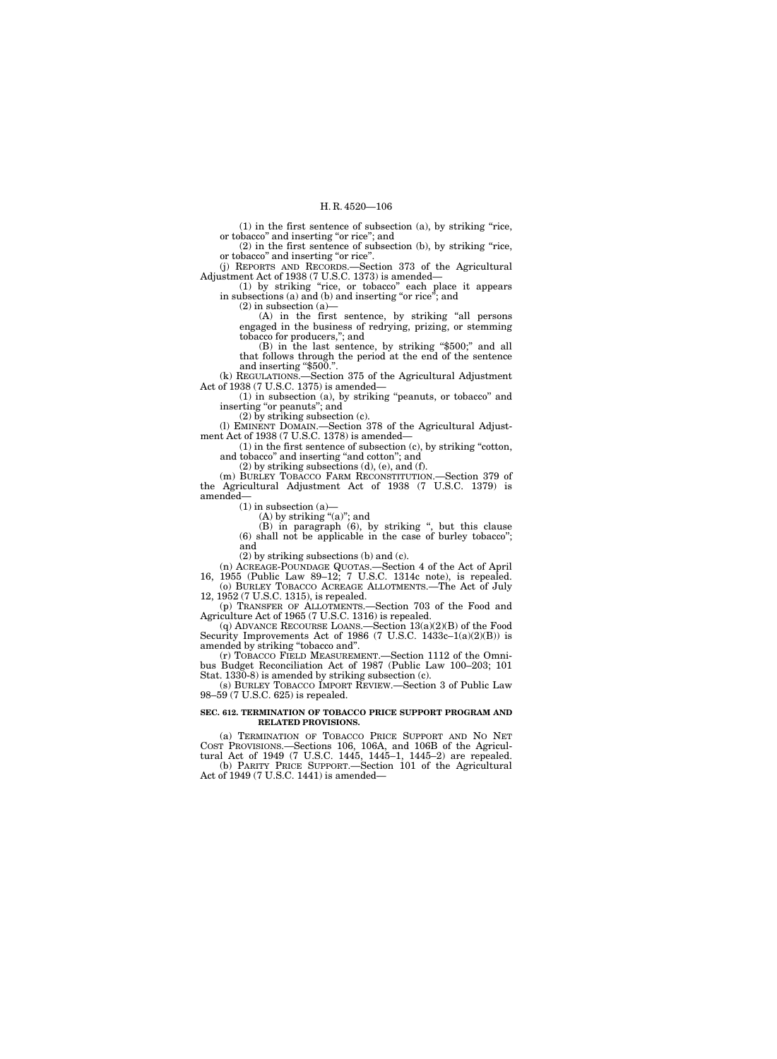(1) in the first sentence of subsection (a), by striking "rice, or tobacco" and inserting "or rice"; and

(2) in the first sentence of subsection (b), by striking "rice, or tobacco" and inserting "or rice".

(j) REPORTS AND RECORDS.—Section 373 of the Agricultural Adjustment Act of 1938 (7 U.S.C. 1373) is amended—

(1) by striking "rice, or tobacco" each place it appears in subsections (a) and (b) and inserting "or rice"; and

(2) in subsection (a)—

(A) in the first sentence, by striking "all persons engaged in the business of redrying, prizing, or stemming tobacco for producers,"; and

(B) in the last sentence, by striking "$500;" and all that follows through the period at the end of the sentence and inserting "$500.".

(k) REGULATIONS.—Section 375 of the Agricultural Adjustment Act of 1938 (7 U.S.C. 1375) is amended—

(1) in subsection (a), by striking "peanuts, or tobacco" and inserting "or peanuts"; and

(2) by striking subsection (c).

(l) EMINENT DOMAIN.—Section 378 of the Agricultural Adjustment Act of 1938 (7 U.S.C. 1378) is amended—

(1) in the first sentence of subsection (c), by striking "cotton, and tobacco" and inserting "and cotton"; and

(2) by striking subsections (d), (e), and (f).

(m) BURLEY TOBACCO FARM RECONSTITUTION.—Section 379 of the Agricultural Adjustment Act of 1938 (7 U.S.C. 1379) is amended—

(1) in subsection (a)—

(A) by striking "(a)"; and

(B) in paragraph (6), by striking ", but this clause (6) shall not be applicable in the case of burley tobacco"; and

(2) by striking subsections (b) and (c).

(n) ACREAGE-POUNDAGE QUOTAS.—Section 4 of the Act of April 16, 1955 (Public Law 89–12; 7 U.S.C. 1314c note), is repealed.

(o) BURLEY TOBACCO ACREAGE ALLOTMENTS.—The Act of July 12, 1952 (7 U.S.C. 1315), is repealed.

(p) TRANSFER OF ALLOTMENTS.—Section 703 of the Food and Agriculture Act of 1965 (7 U.S.C. 1316) is repealed.

(q) ADVANCE RECOURSE LOANS.—Section 13(a)(2)(B) of the Food Security Improvements Act of 1986 (7 U.S.C. 1433c–1(a)(2)(B)) is amended by striking "tobacco and".

(r) TOBACCO FIELD MEASUREMENT.—Section 1112 of the Omnibus Budget Reconciliation Act of 1987 (Public Law 100–203; 101 Stat. 1330-8) is amended by striking subsection (c).

(s) BURLEY TOBACCO IMPORT REVIEW.—Section 3 of Public Law 98–59 (7 U.S.C. 625) is repealed.

**SEC. 612. TERMINATION OF TOBACCO PRICE SUPPORT PROGRAM AND RELATED PROVISIONS.**

(a) TERMINATION OF TOBACCO PRICE SUPPORT AND NO NET COST PROVISIONS.—Sections 106, 106A, and 106B of the Agricultural Act of 1949 (7 U.S.C. 1445, 1445–1, 1445–2) are repealed.

(b) PARITY PRICE SUPPORT.—Section 101 of the Agricultural Act of 1949 (7 U.S.C. 1441) is amended—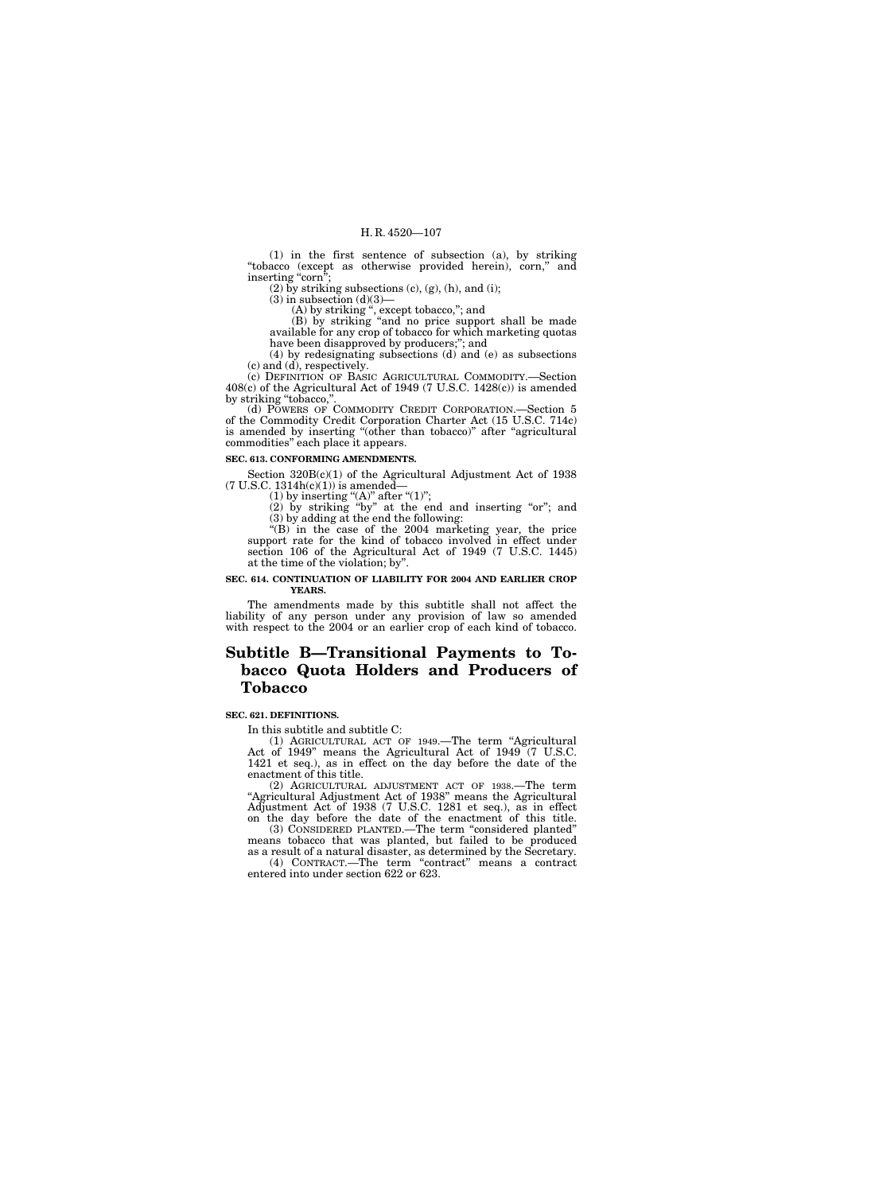(1) in the first sentence of subsection (a), by striking "tobacco (except as otherwise provided herein), corn," and inserting "corn";

(2) by striking subsections (c), (g), (h), and (i);

(3) in subsection (d)(3)—

(A) by striking ", except tobacco,"; and

(B) by striking "and no price support shall be made available for any crop of tobacco for which marketing quotas have been disapproved by producers;"; and

(4) by redesignating subsections (d) and (e) as subsections (c) and (d), respectively.

(c) DEFINITION OF BASIC AGRICULTURAL COMMODITY.—Section 408(c) of the Agricultural Act of 1949 (7 U.S.C. 1428(c)) is amended by striking "tobacco,".

(d) POWERS OF COMMODITY CREDIT CORPORATION.—Section 5 of the Commodity Credit Corporation Charter Act (15 U.S.C. 714c) is amended by inserting "(other than tobacco)" after "agricultural commodities" each place it appears.

**SEC. 613. CONFORMING AMENDMENTS.**

Section 320B(c)(1) of the Agricultural Adjustment Act of 1938 (7 U.S.C. 1314h(c)(1)) is amended—

(1) by inserting "(A)" after "(1)";

(2) by striking "by" at the end and inserting "or"; and

(3) by adding at the end the following:

"(B) in the case of the 2004 marketing year, the price support rate for the kind of tobacco involved in effect under section 106 of the Agricultural Act of 1949 (7 U.S.C. 1445) at the time of the violation; by".

**SEC. 614. CONTINUATION OF LIABILITY FOR 2004 AND EARLIER CROP YEARS.**

The amendments made by this subtitle shall not affect the liability of any person under any provision of law so amended with respect to the 2004 or an earlier crop of each kind of tobacco.

## Subtitle B—Transitional Payments to Tobacco Quota Holders and Producers of Tobacco

**SEC. 621. DEFINITIONS.**

In this subtitle and subtitle C:

(1) AGRICULTURAL ACT OF 1949.—The term "Agricultural Act of 1949" means the Agricultural Act of 1949 (7 U.S.C. 1421 et seq.), as in effect on the day before the date of the enactment of this title.

(2) AGRICULTURAL ADJUSTMENT ACT OF 1938.—The term "Agricultural Adjustment Act of 1938" means the Agricultural Adjustment Act of 1938 (7 U.S.C. 1281 et seq.), as in effect on the day before the date of the enactment of this title.

(3) CONSIDERED PLANTED.—The term "considered planted" means tobacco that was planted, but failed to be produced as a result of a natural disaster, as determined by the Secretary.

(4) CONTRACT.—The term "contract" means a contract entered into under section 622 or 623.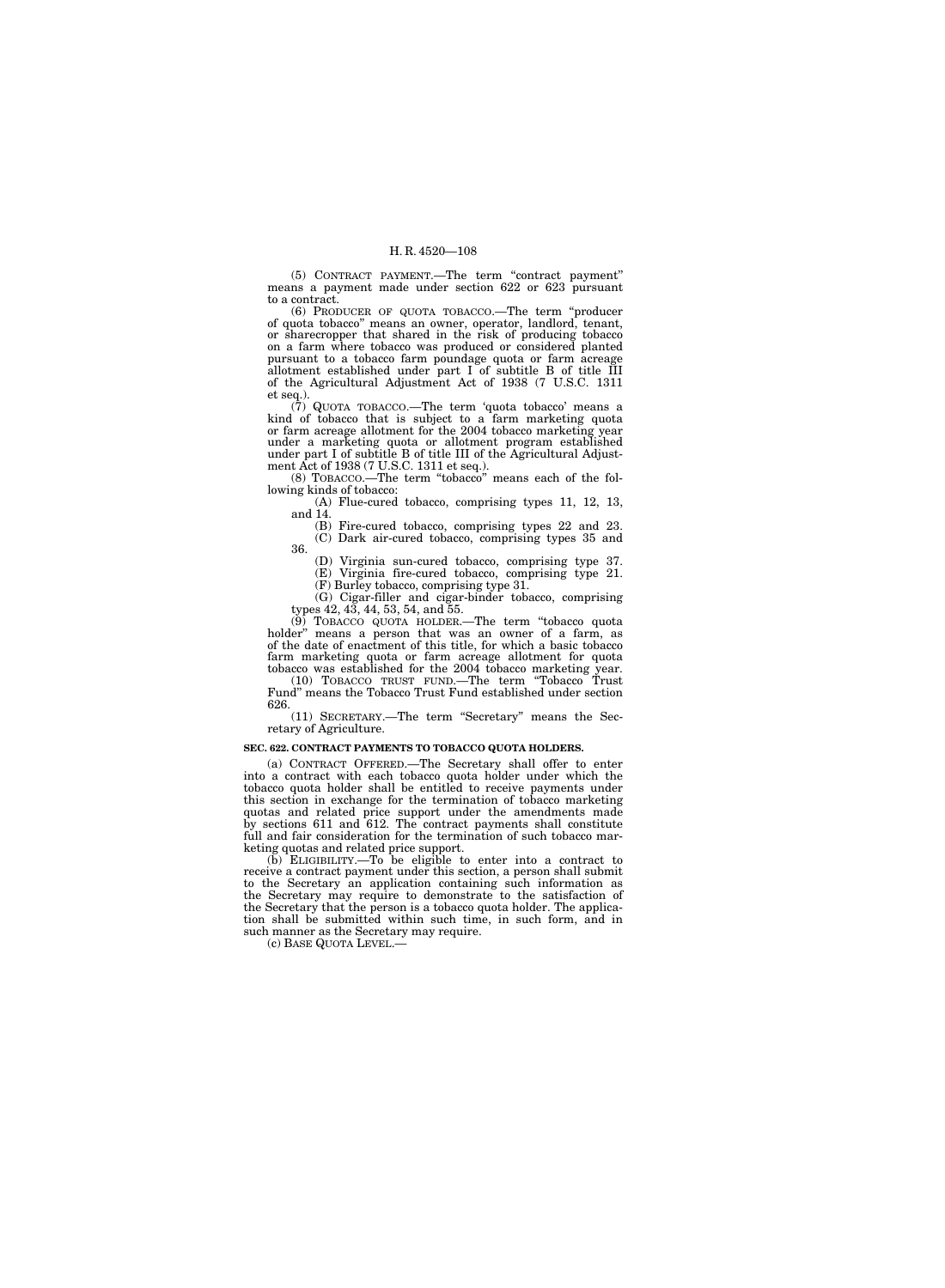(5) CONTRACT PAYMENT.—The term "contract payment" means a payment made under section 622 or 623 pursuant to a contract.

(6) PRODUCER OF QUOTA TOBACCO.—The term "producer of quota tobacco" means an owner, operator, landlord, tenant, or sharecropper that shared in the risk of producing tobacco on a farm where tobacco was produced or considered planted pursuant to a tobacco farm poundage quota or farm acreage allotment established under part I of subtitle B of title III of the Agricultural Adjustment Act of 1938 (7 U.S.C. 1311 et seq.).

(7) QUOTA TOBACCO.—The term 'quota tobacco' means a kind of tobacco that is subject to a farm marketing quota or farm acreage allotment for the 2004 tobacco marketing year under a marketing quota or allotment program established under part I of subtitle B of title III of the Agricultural Adjustment Act of 1938 (7 U.S.C. 1311 et seq.).

(8) TOBACCO.—The term "tobacco" means each of the following kinds of tobacco:

(A) Flue-cured tobacco, comprising types 11, 12, 13, and 14.

(B) Fire-cured tobacco, comprising types 22 and 23.

(C) Dark air-cured tobacco, comprising types 35 and 36.

(D) Virginia sun-cured tobacco, comprising type 37.

(E) Virginia fire-cured tobacco, comprising type 21.

(F) Burley tobacco, comprising type 31.

(G) Cigar-filler and cigar-binder tobacco, comprising types 42, 43, 44, 53, 54, and 55.

(9) TOBACCO QUOTA HOLDER.—The term "tobacco quota holder" means a person that was an owner of a farm, as of the date of enactment of this title, for which a basic tobacco farm marketing quota or farm acreage allotment for quota tobacco was established for the 2004 tobacco marketing year.

(10) TOBACCO TRUST FUND.—The term "Tobacco Trust Fund" means the Tobacco Trust Fund established under section 626.

(11) SECRETARY.—The term "Secretary" means the Secretary of Agriculture.

**SEC. 622. CONTRACT PAYMENTS TO TOBACCO QUOTA HOLDERS.**

(a) CONTRACT OFFERED.—The Secretary shall offer to enter into a contract with each tobacco quota holder under which the tobacco quota holder shall be entitled to receive payments under this section in exchange for the termination of tobacco marketing quotas and related price support under the amendments made by sections 611 and 612. The contract payments shall constitute full and fair consideration for the termination of such tobacco marketing quotas and related price support.

(b) ELIGIBILITY.—To be eligible to enter into a contract to receive a contract payment under this section, a person shall submit to the Secretary an application containing such information as the Secretary may require to demonstrate to the satisfaction of the Secretary that the person is a tobacco quota holder. The application shall be submitted within such time, in such form, and in such manner as the Secretary may require.

(c) BASE QUOTA LEVEL.—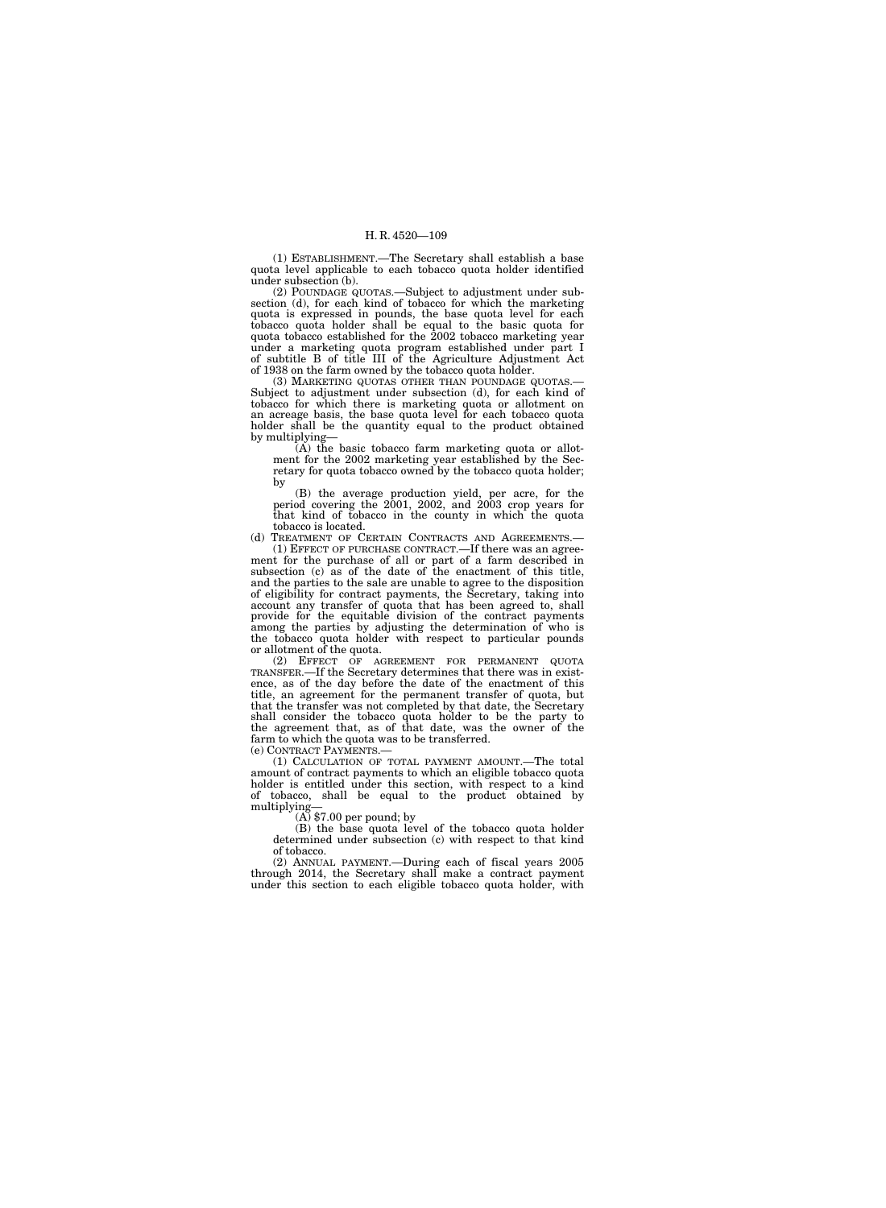(1) ESTABLISHMENT.—The Secretary shall establish a base quota level applicable to each tobacco quota holder identified under subsection (b).

(2) POUNDAGE QUOTAS.—Subject to adjustment under subsection (d), for each kind of tobacco for which the marketing quota is expressed in pounds, the base quota level for each tobacco quota holder shall be equal to the basic quota for quota tobacco established for the 2002 tobacco marketing year under a marketing quota program established under part I of subtitle B of title III of the Agriculture Adjustment Act of 1938 on the farm owned by the tobacco quota holder.

(3) MARKETING QUOTAS OTHER THAN POUNDAGE QUOTAS.—Subject to adjustment under subsection (d), for each kind of tobacco for which there is marketing quota or allotment on an acreage basis, the base quota level for each tobacco quota holder shall be the quantity equal to the product obtained by multiplying—

(A) the basic tobacco farm marketing quota or allotment for the 2002 marketing year established by the Secretary for quota tobacco owned by the tobacco quota holder; by

(B) the average production yield, per acre, for the period covering the 2001, 2002, and 2003 crop years for that kind of tobacco in the county in which the quota tobacco is located.

(d) TREATMENT OF CERTAIN CONTRACTS AND AGREEMENTS.—

(1) EFFECT OF PURCHASE CONTRACT.—If there was an agreement for the purchase of all or part of a farm described in subsection (c) as of the date of the enactment of this title, and the parties to the sale are unable to agree to the disposition of eligibility for contract payments, the Secretary, taking into account any transfer of quota that has been agreed to, shall provide for the equitable division of the contract payments among the parties by adjusting the determination of who is the tobacco quota holder with respect to particular pounds or allotment of the quota.

(2) EFFECT OF AGREEMENT FOR PERMANENT QUOTA TRANSFER.—If the Secretary determines that there was in existence, as of the day before the date of the enactment of this title, an agreement for the permanent transfer of quota, but that the transfer was not completed by that date, the Secretary shall consider the tobacco quota holder to be the party to the agreement that, as of that date, was the owner of the farm to which the quota was to be transferred.

(e) CONTRACT PAYMENTS.—

(1) CALCULATION OF TOTAL PAYMENT AMOUNT.—The total amount of contract payments to which an eligible tobacco quota holder is entitled under this section, with respect to a kind of tobacco, shall be equal to the product obtained by multiplying—

(A) $7.00 per pound; by

(B) the base quota level of the tobacco quota holder determined under subsection (c) with respect to that kind of tobacco.

(2) ANNUAL PAYMENT.—During each of fiscal years 2005 through 2014, the Secretary shall make a contract payment under this section to each eligible tobacco quota holder, with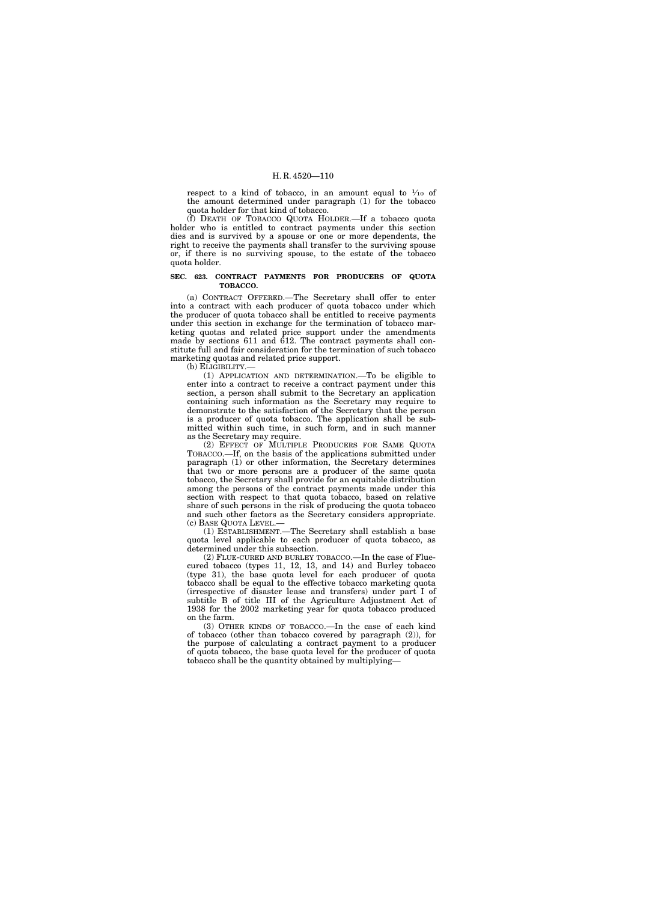respect to a kind of tobacco, in an amount equal to $\frac{1}{10}$ of the amount determined under paragraph (1) for the tobacco quota holder for that kind of tobacco.

(f) DEATH OF TOBACCO QUOTA HOLDER.—If a tobacco quota holder who is entitled to contract payments under this section dies and is survived by a spouse or one or more dependents, the right to receive the payments shall transfer to the surviving spouse or, if there is no surviving spouse, to the estate of the tobacco quota holder.

**SEC. 623. CONTRACT PAYMENTS FOR PRODUCERS OF QUOTA TOBACCO.**

(a) CONTRACT OFFERED.—The Secretary shall offer to enter into a contract with each producer of quota tobacco under which the producer of quota tobacco shall be entitled to receive payments under this section in exchange for the termination of tobacco marketing quotas and related price support under the amendments made by sections 611 and 612. The contract payments shall constitute full and fair consideration for the termination of such tobacco marketing quotas and related price support.

(b) ELIGIBILITY.—

(1) APPLICATION AND DETERMINATION.—To be eligible to enter into a contract to receive a contract payment under this section, a person shall submit to the Secretary an application containing such information as the Secretary may require to demonstrate to the satisfaction of the Secretary that the person is a producer of quota tobacco. The application shall be submitted within such time, in such form, and in such manner as the Secretary may require.

(2) EFFECT OF MULTIPLE PRODUCERS FOR SAME QUOTA TOBACCO.—If, on the basis of the applications submitted under paragraph (1) or other information, the Secretary determines that two or more persons are a producer of the same quota tobacco, the Secretary shall provide for an equitable distribution among the persons of the contract payments made under this section with respect to that quota tobacco, based on relative share of such persons in the risk of producing the quota tobacco and such other factors as the Secretary considers appropriate.

(c) BASE QUOTA LEVEL.—

(1) ESTABLISHMENT.—The Secretary shall establish a base quota level applicable to each producer of quota tobacco, as determined under this subsection.

(2) FLUE-CURED AND BURLEY TOBACCO.—In the case of Flue-cured tobacco (types 11, 12, 13, and 14) and Burley tobacco (type 31), the base quota level for each producer of quota tobacco shall be equal to the effective tobacco marketing quota (irrespective of disaster lease and transfers) under part I of subtitle B of title III of the Agriculture Adjustment Act of 1938 for the 2002 marketing year for quota tobacco produced on the farm.

(3) OTHER KINDS OF TOBACCO.—In the case of each kind of tobacco (other than tobacco covered by paragraph (2)), for the purpose of calculating a contract payment to a producer of quota tobacco, the base quota level for the producer of quota tobacco shall be the quantity obtained by multiplying—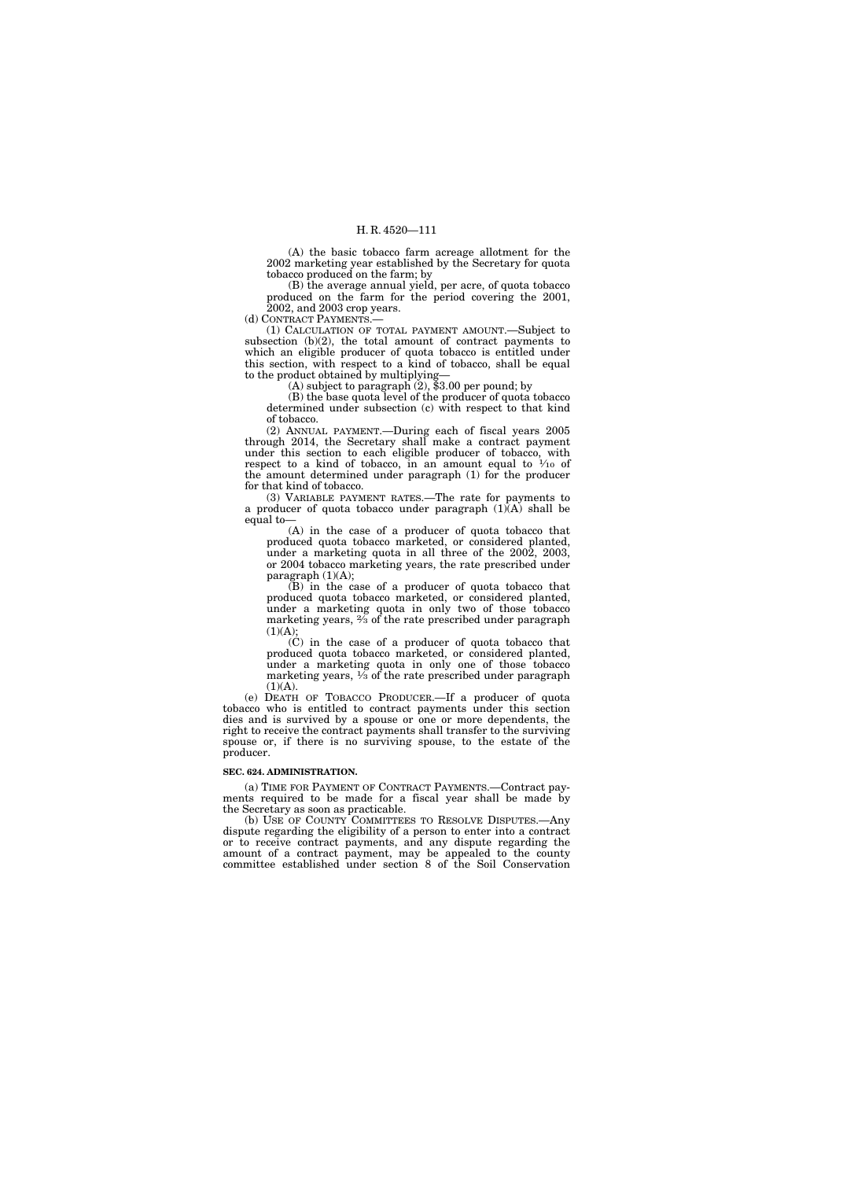(A) the basic tobacco farm acreage allotment for the 2002 marketing year established by the Secretary for quota tobacco produced on the farm; by

(B) the average annual yield, per acre, of quota tobacco produced on the farm for the period covering the 2001, 2002, and 2003 crop years.

(d) CONTRACT PAYMENTS.—

(1) CALCULATION OF TOTAL PAYMENT AMOUNT.—Subject to subsection (b)(2), the total amount of contract payments to which an eligible producer of quota tobacco is entitled under this section, with respect to a kind of tobacco, shall be equal to the product obtained by multiplying—

(A) subject to paragraph (2), $3.00 per pound; by

(B) the base quota level of the producer of quota tobacco determined under subsection (c) with respect to that kind of tobacco.

(2) ANNUAL PAYMENT.—During each of fiscal years 2005 through 2014, the Secretary shall make a contract payment under this section to each eligible producer of tobacco, with respect to a kind of tobacco, in an amount equal to $\frac{1}{10}$ of the amount determined under paragraph (1) for the producer for that kind of tobacco.

(3) VARIABLE PAYMENT RATES.—The rate for payments to a producer of quota tobacco under paragraph (1)(A) shall be equal to—

(A) in the case of a producer of quota tobacco that produced quota tobacco marketed, or considered planted, under a marketing quota in all three of the 2002, 2003, or 2004 tobacco marketing years, the rate prescribed under paragraph (1)(A);

(B) in the case of a producer of quota tobacco that produced quota tobacco marketed, or considered planted, under a marketing quota in only two of those tobacco marketing years, $\frac{2}{3}$ of the rate prescribed under paragraph (1)(A);

(C) in the case of a producer of quota tobacco that produced quota tobacco marketed, or considered planted, under a marketing quota in only one of those tobacco marketing years, $\frac{1}{3}$ of the rate prescribed under paragraph (1)(A).

(e) DEATH OF TOBACCO PRODUCER.—If a producer of quota tobacco who is entitled to contract payments under this section dies and is survived by a spouse or one or more dependents, the right to receive the contract payments shall transfer to the surviving spouse or, if there is no surviving spouse, to the estate of the producer.

**SEC. 624. ADMINISTRATION.**

(a) TIME FOR PAYMENT OF CONTRACT PAYMENTS.—Contract payments required to be made for a fiscal year shall be made by the Secretary as soon as practicable.

(b) USE OF COUNTY COMMITTEES TO RESOLVE DISPUTES.—Any dispute regarding the eligibility of a person to enter into a contract or to receive contract payments, and any dispute regarding the amount of a contract payment, may be appealed to the county committee established under section 8 of the Soil Conservation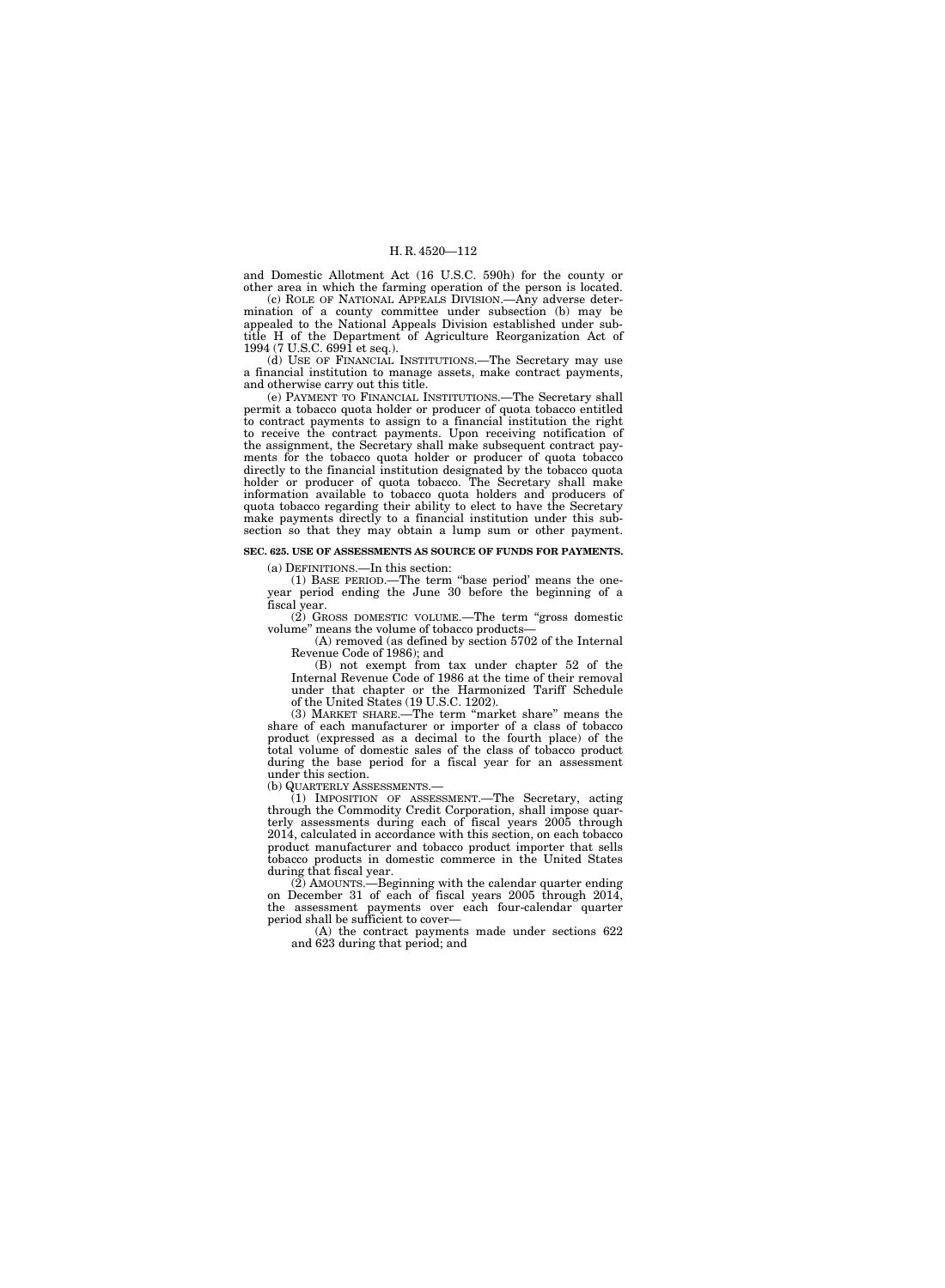and Domestic Allotment Act (16 U.S.C. 590h) for the county or other area in which the farming operation of the person is located.

(c) ROLE OF NATIONAL APPEALS DIVISION.—Any adverse determination of a county committee under subsection (b) may be appealed to the National Appeals Division established under subtitle H of the Department of Agriculture Reorganization Act of 1994 (7 U.S.C. 6991 et seq.).

(d) USE OF FINANCIAL INSTITUTIONS.—The Secretary may use a financial institution to manage assets, make contract payments, and otherwise carry out this title.

(e) PAYMENT TO FINANCIAL INSTITUTIONS.—The Secretary shall permit a tobacco quota holder or producer of quota tobacco entitled to contract payments to assign to a financial institution the right to receive the contract payments. Upon receiving notification of the assignment, the Secretary shall make subsequent contract payments for the tobacco quota holder or producer of quota tobacco directly to the financial institution designated by the tobacco quota holder or producer of quota tobacco. The Secretary shall make information available to tobacco quota holders and producers of quota tobacco regarding their ability to elect to have the Secretary make payments directly to a financial institution under this subsection so that they may obtain a lump sum or other payment.

**SEC. 625. USE OF ASSESSMENTS AS SOURCE OF FUNDS FOR PAYMENTS.**

(a) DEFINITIONS.—In this section:

(1) BASE PERIOD.—The term "base period' means the one-year period ending the June 30 before the beginning of a fiscal year.

(2) GROSS DOMESTIC VOLUME.—The term "gross domestic volume" means the volume of tobacco products—

(A) removed (as defined by section 5702 of the Internal Revenue Code of 1986); and

(B) not exempt from tax under chapter 52 of the Internal Revenue Code of 1986 at the time of their removal under that chapter or the Harmonized Tariff Schedule of the United States (19 U.S.C. 1202).

(3) MARKET SHARE.—The term "market share" means the share of each manufacturer or importer of a class of tobacco product (expressed as a decimal to the fourth place) of the total volume of domestic sales of the class of tobacco product during the base period for a fiscal year for an assessment under this section.

(b) QUARTERLY ASSESSMENTS.—

(1) IMPOSITION OF ASSESSMENT.—The Secretary, acting through the Commodity Credit Corporation, shall impose quarterly assessments during each of fiscal years 2005 through 2014, calculated in accordance with this section, on each tobacco product manufacturer and tobacco product importer that sells tobacco products in domestic commerce in the United States during that fiscal year.

(2) AMOUNTS.—Beginning with the calendar quarter ending on December 31 of each of fiscal years 2005 through 2014, the assessment payments over each four-calendar quarter period shall be sufficient to cover—

(A) the contract payments made under sections 622 and 623 during that period; and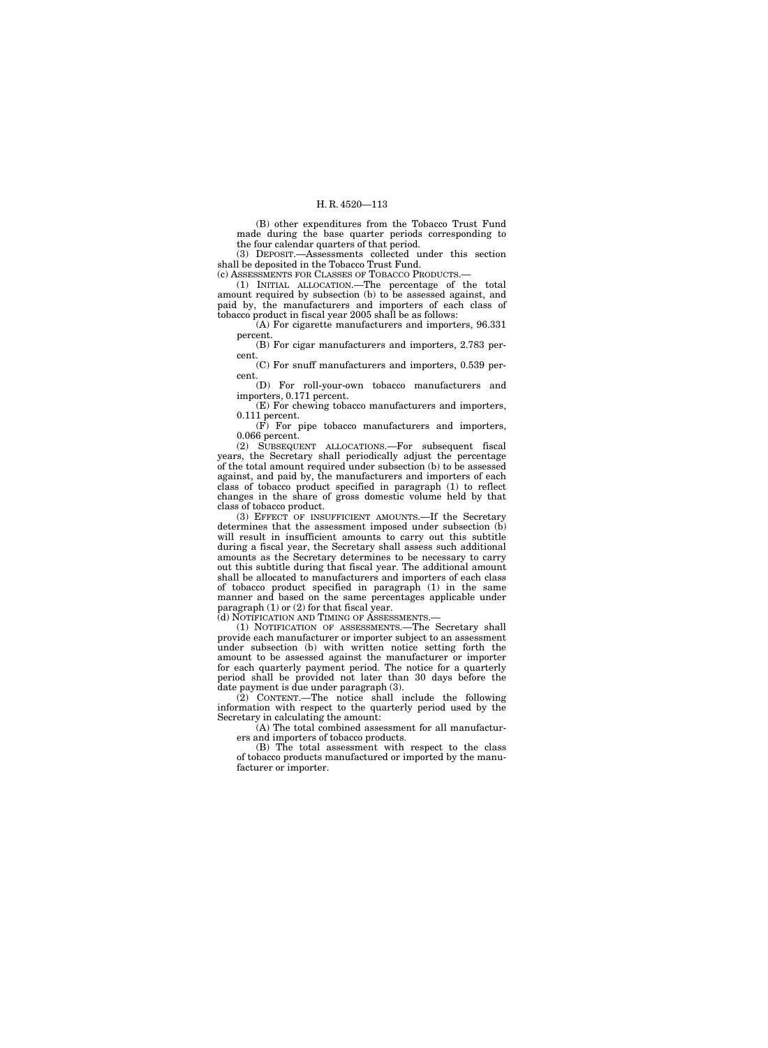(B) other expenditures from the Tobacco Trust Fund made during the base quarter periods corresponding to the four calendar quarters of that period.

(3) DEPOSIT.—Assessments collected under this section shall be deposited in the Tobacco Trust Fund.

(c) ASSESSMENTS FOR CLASSES OF TOBACCO PRODUCTS.—

(1) INITIAL ALLOCATION.—The percentage of the total amount required by subsection (b) to be assessed against, and paid by, the manufacturers and importers of each class of tobacco product in fiscal year 2005 shall be as follows:

(A) For cigarette manufacturers and importers, 96.331 percent.

(B) For cigar manufacturers and importers, 2.783 percent.

(C) For snuff manufacturers and importers, 0.539 percent.

(D) For roll-your-own tobacco manufacturers and importers, 0.171 percent.

(E) For chewing tobacco manufacturers and importers, 0.111 percent.

(F) For pipe tobacco manufacturers and importers, 0.066 percent.

(2) SUBSEQUENT ALLOCATIONS.—For subsequent fiscal years, the Secretary shall periodically adjust the percentage of the total amount required under subsection (b) to be assessed against, and paid by, the manufacturers and importers of each class of tobacco product specified in paragraph (1) to reflect changes in the share of gross domestic volume held by that class of tobacco product.

(3) EFFECT OF INSUFFICIENT AMOUNTS.—If the Secretary determines that the assessment imposed under subsection (b) will result in insufficient amounts to carry out this subtitle during a fiscal year, the Secretary shall assess such additional amounts as the Secretary determines to be necessary to carry out this subtitle during that fiscal year. The additional amount shall be allocated to manufacturers and importers of each class of tobacco product specified in paragraph (1) in the same manner and based on the same percentages applicable under paragraph (1) or (2) for that fiscal year.

(d) NOTIFICATION AND TIMING OF ASSESSMENTS.—

(1) NOTIFICATION OF ASSESSMENTS.—The Secretary shall provide each manufacturer or importer subject to an assessment under subsection (b) with written notice setting forth the amount to be assessed against the manufacturer or importer for each quarterly payment period. The notice for a quarterly period shall be provided not later than 30 days before the date payment is due under paragraph (3).

(2) CONTENT.—The notice shall include the following information with respect to the quarterly period used by the Secretary in calculating the amount:

(A) The total combined assessment for all manufacturers and importers of tobacco products.

(B) The total assessment with respect to the class of tobacco products manufactured or imported by the manufacturer or importer.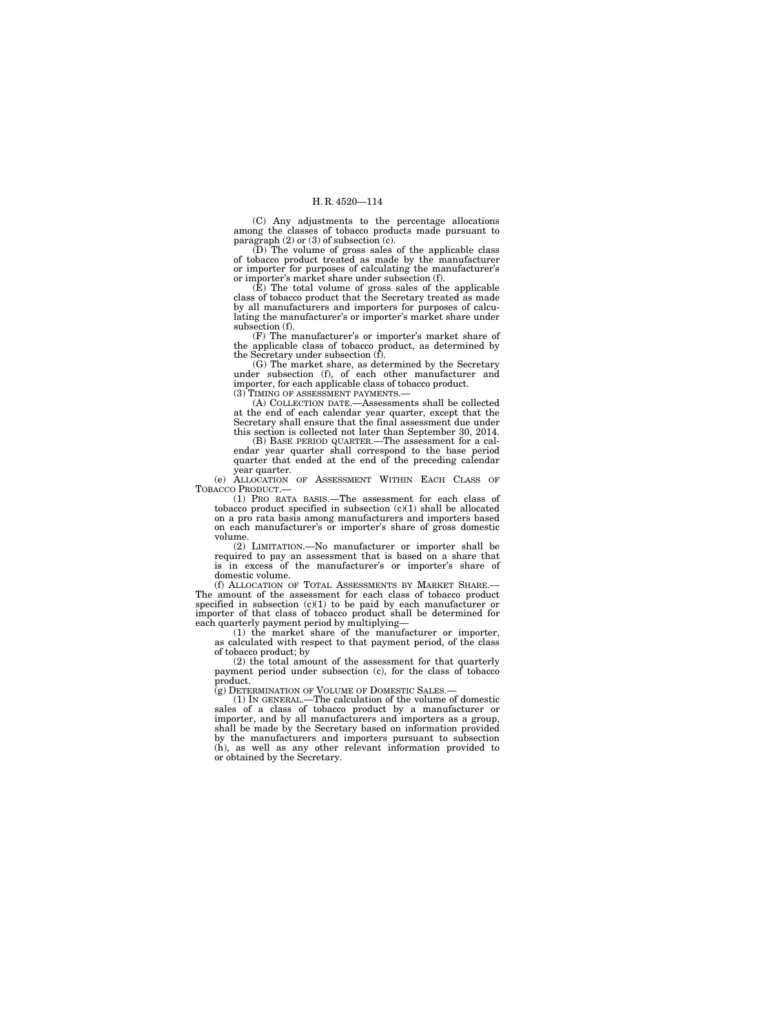(C) Any adjustments to the percentage allocations among the classes of tobacco products made pursuant to paragraph (2) or (3) of subsection (c).

(D) The volume of gross sales of the applicable class of tobacco product treated as made by the manufacturer or importer for purposes of calculating the manufacturer's or importer's market share under subsection (f).

(E) The total volume of gross sales of the applicable class of tobacco product that the Secretary treated as made by all manufacturers and importers for purposes of calculating the manufacturer's or importer's market share under subsection (f).

(F) The manufacturer's or importer's market share of the applicable class of tobacco product, as determined by the Secretary under subsection (f).

(G) The market share, as determined by the Secretary under subsection (f), of each other manufacturer and importer, for each applicable class of tobacco product.

(3) TIMING OF ASSESSMENT PAYMENTS.—

(A) COLLECTION DATE.—Assessments shall be collected at the end of each calendar year quarter, except that the Secretary shall ensure that the final assessment due under this section is collected not later than September 30, 2014.

(B) BASE PERIOD QUARTER.—The assessment for a calendar year quarter shall correspond to the base period quarter that ended at the end of the preceding calendar year quarter.

(e) ALLOCATION OF ASSESSMENT WITHIN EACH CLASS OF TOBACCO PRODUCT.—

(1) PRO RATA BASIS.—The assessment for each class of tobacco product specified in subsection (c)(1) shall be allocated on a pro rata basis among manufacturers and importers based on each manufacturer's or importer's share of gross domestic volume.

(2) LIMITATION.—No manufacturer or importer shall be required to pay an assessment that is based on a share that is in excess of the manufacturer's or importer's share of domestic volume.

(f) ALLOCATION OF TOTAL ASSESSMENTS BY MARKET SHARE.—The amount of the assessment for each class of tobacco product specified in subsection (c)(1) to be paid by each manufacturer or importer of that class of tobacco product shall be determined for each quarterly payment period by multiplying—

(1) the market share of the manufacturer or importer, as calculated with respect to that payment period, of the class of tobacco product; by

(2) the total amount of the assessment for that quarterly payment period under subsection (c), for the class of tobacco product.

(g) DETERMINATION OF VOLUME OF DOMESTIC SALES.—

(1) IN GENERAL.—The calculation of the volume of domestic sales of a class of tobacco product by a manufacturer or importer, and by all manufacturers and importers as a group, shall be made by the Secretary based on information provided by the manufacturers and importers pursuant to subsection (h), as well as any other relevant information provided to or obtained by the Secretary.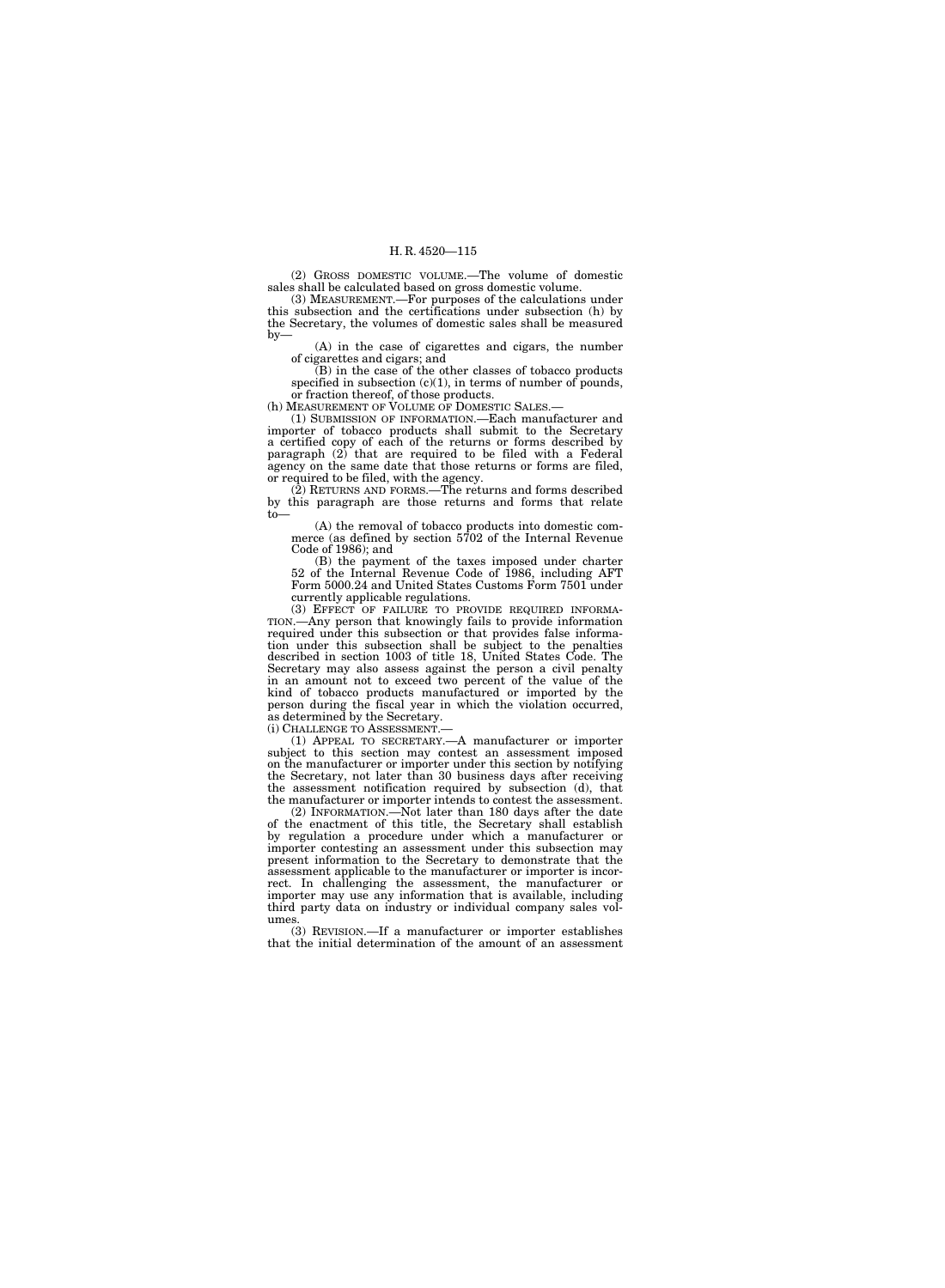(2) GROSS DOMESTIC VOLUME.—The volume of domestic sales shall be calculated based on gross domestic volume.

(3) MEASUREMENT.—For purposes of the calculations under this subsection and the certifications under subsection (h) by the Secretary, the volumes of domestic sales shall be measured by—

(A) in the case of cigarettes and cigars, the number of cigarettes and cigars; and

(B) in the case of the other classes of tobacco products specified in subsection (c)(1), in terms of number of pounds, or fraction thereof, of those products.

(h) MEASUREMENT OF VOLUME OF DOMESTIC SALES.—

(1) SUBMISSION OF INFORMATION.—Each manufacturer and importer of tobacco products shall submit to the Secretary a certified copy of each of the returns or forms described by paragraph (2) that are required to be filed with a Federal agency on the same date that those returns or forms are filed, or required to be filed, with the agency.

(2) RETURNS AND FORMS.—The returns and forms described by this paragraph are those returns and forms that relate to—

(A) the removal of tobacco products into domestic commerce (as defined by section 5702 of the Internal Revenue Code of 1986); and

(B) the payment of the taxes imposed under charter 52 of the Internal Revenue Code of 1986, including AFT Form 5000.24 and United States Customs Form 7501 under currently applicable regulations.

(3) EFFECT OF FAILURE TO PROVIDE REQUIRED INFORMATION.—Any person that knowingly fails to provide information required under this subsection or that provides false information under this subsection shall be subject to the penalties described in section 1003 of title 18, United States Code. The Secretary may also assess against the person a civil penalty in an amount not to exceed two percent of the value of the kind of tobacco products manufactured or imported by the person during the fiscal year in which the violation occurred, as determined by the Secretary.

(i) CHALLENGE TO ASSESSMENT.—

(1) APPEAL TO SECRETARY.—A manufacturer or importer subject to this section may contest an assessment imposed on the manufacturer or importer under this section by notifying the Secretary, not later than 30 business days after receiving the assessment notification required by subsection (d), that the manufacturer or importer intends to contest the assessment.

(2) INFORMATION.—Not later than 180 days after the date of the enactment of this title, the Secretary shall establish by regulation a procedure under which a manufacturer or importer contesting an assessment under this subsection may present information to the Secretary to demonstrate that the assessment applicable to the manufacturer or importer is incorrect. In challenging the assessment, the manufacturer or importer may use any information that is available, including third party data on industry or individual company sales volumes.

(3) REVISION.—If a manufacturer or importer establishes that the initial determination of the amount of an assessment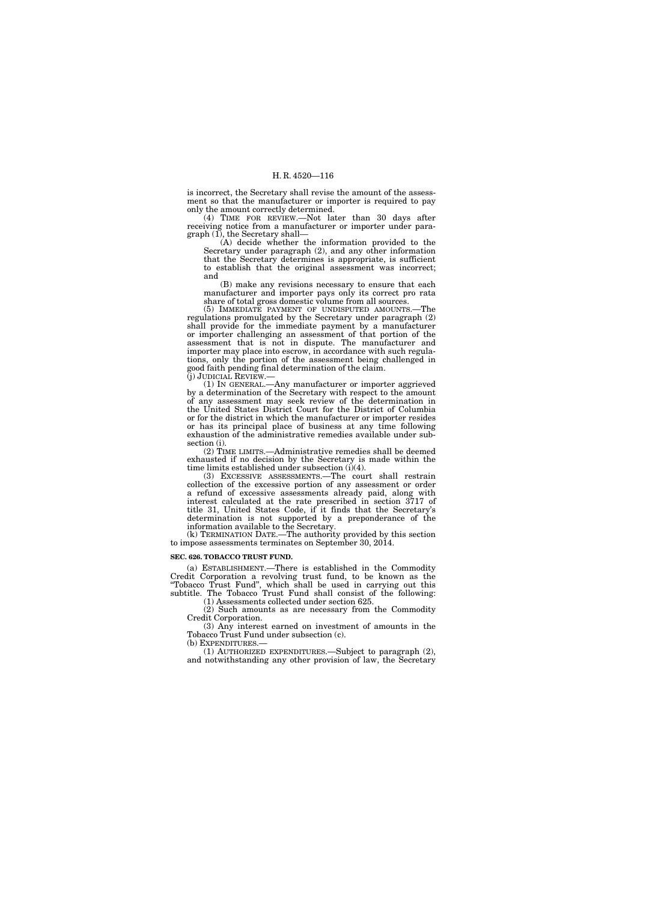is incorrect, the Secretary shall revise the amount of the assessment so that the manufacturer or importer is required to pay only the amount correctly determined.

(4) TIME FOR REVIEW.—Not later than 30 days after receiving notice from a manufacturer or importer under paragraph (1), the Secretary shall—

(A) decide whether the information provided to the Secretary under paragraph (2), and any other information that the Secretary determines is appropriate, is sufficient to establish that the original assessment was incorrect; and

(B) make any revisions necessary to ensure that each manufacturer and importer pays only its correct pro rata share of total gross domestic volume from all sources.

(5) IMMEDIATE PAYMENT OF UNDISPUTED AMOUNTS.—The regulations promulgated by the Secretary under paragraph (2) shall provide for the immediate payment by a manufacturer or importer challenging an assessment of that portion of the assessment that is not in dispute. The manufacturer and importer may place into escrow, in accordance with such regulations, only the portion of the assessment being challenged in good faith pending final determination of the claim.

(j) JUDICIAL REVIEW.—

(1) IN GENERAL.—Any manufacturer or importer aggrieved by a determination of the Secretary with respect to the amount of any assessment may seek review of the determination in the United States District Court for the District of Columbia or for the district in which the manufacturer or importer resides or has its principal place of business at any time following exhaustion of the administrative remedies available under subsection (i).

(2) TIME LIMITS.—Administrative remedies shall be deemed exhausted if no decision by the Secretary is made within the time limits established under subsection (i)(4).

(3) EXCESSIVE ASSESSMENTS.—The court shall restrain collection of the excessive portion of any assessment or order a refund of excessive assessments already paid, along with interest calculated at the rate prescribed in section 3717 of title 31, United States Code, if it finds that the Secretary's determination is not supported by a preponderance of the information available to the Secretary.

(k) TERMINATION DATE.—The authority provided by this section to impose assessments terminates on September 30, 2014.

**SEC. 626. TOBACCO TRUST FUND.**

(a) ESTABLISHMENT.—There is established in the Commodity Credit Corporation a revolving trust fund, to be known as the "Tobacco Trust Fund", which shall be used in carrying out this subtitle. The Tobacco Trust Fund shall consist of the following:

(1) Assessments collected under section 625.

(2) Such amounts as are necessary from the Commodity Credit Corporation.

(3) Any interest earned on investment of amounts in the Tobacco Trust Fund under subsection (c).

(b) EXPENDITURES.—

(1) AUTHORIZED EXPENDITURES.—Subject to paragraph (2), and notwithstanding any other provision of law, the Secretary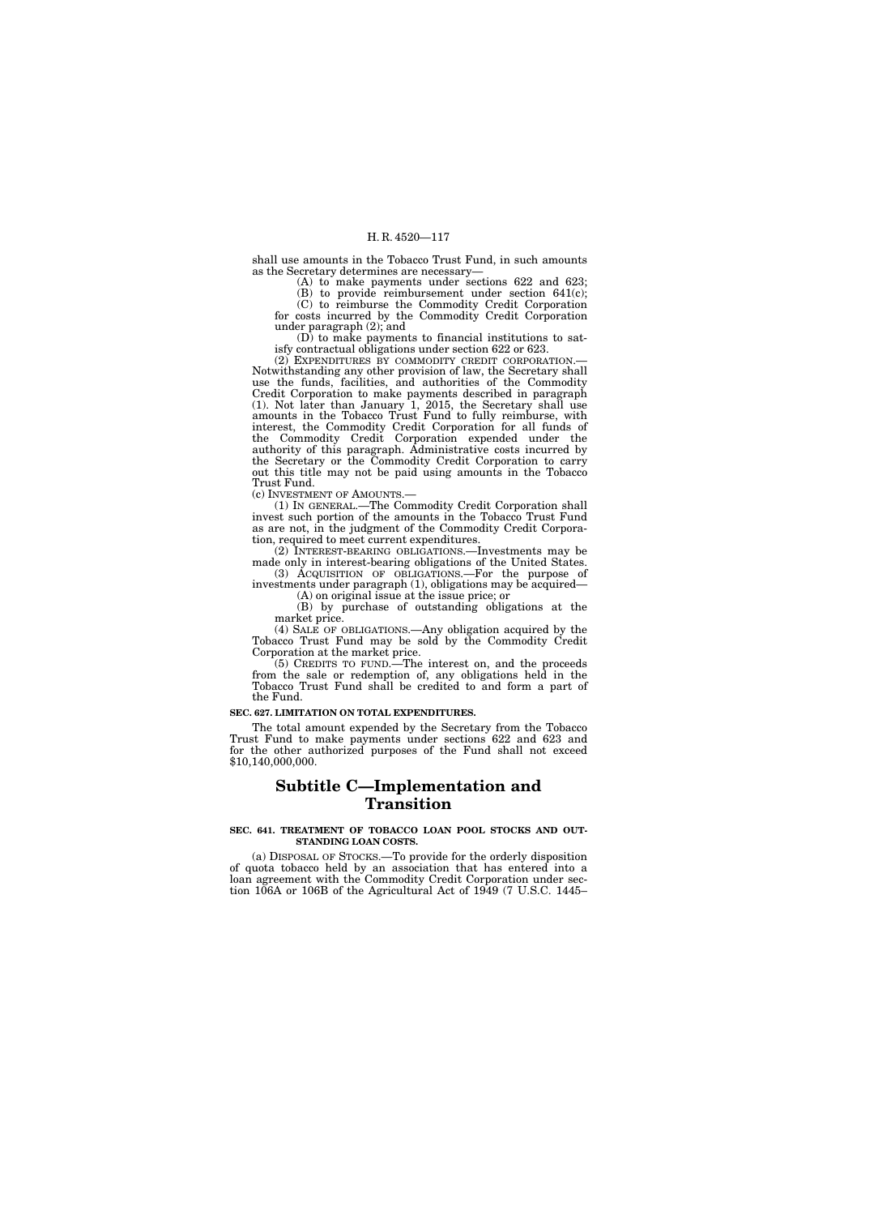shall use amounts in the Tobacco Trust Fund, in such amounts as the Secretary determines are necessary—

(A) to make payments under sections 622 and 623;

(B) to provide reimbursement under section 641(c);

(C) to reimburse the Commodity Credit Corporation for costs incurred by the Commodity Credit Corporation under paragraph (2); and

(D) to make payments to financial institutions to satisfy contractual obligations under section 622 or 623.

(2) EXPENDITURES BY COMMODITY CREDIT CORPORATION.—Notwithstanding any other provision of law, the Secretary shall use the funds, facilities, and authorities of the Commodity Credit Corporation to make payments described in paragraph (1). Not later than January 1, 2015, the Secretary shall use amounts in the Tobacco Trust Fund to fully reimburse, with interest, the Commodity Credit Corporation for all funds of the Commodity Credit Corporation expended under the authority of this paragraph. Administrative costs incurred by the Secretary or the Commodity Credit Corporation to carry out this title may not be paid using amounts in the Tobacco Trust Fund.

(c) INVESTMENT OF AMOUNTS.—

(1) IN GENERAL.—The Commodity Credit Corporation shall invest such portion of the amounts in the Tobacco Trust Fund as are not, in the judgment of the Commodity Credit Corporation, required to meet current expenditures.

(2) INTEREST-BEARING OBLIGATIONS.—Investments may be made only in interest-bearing obligations of the United States.

(3) ACQUISITION OF OBLIGATIONS.—For the purpose of investments under paragraph (1), obligations may be acquired—

(A) on original issue at the issue price; or

(B) by purchase of outstanding obligations at the market price.

(4) SALE OF OBLIGATIONS.—Any obligation acquired by the Tobacco Trust Fund may be sold by the Commodity Credit Corporation at the market price.

(5) CREDITS TO FUND.—The interest on, and the proceeds from the sale or redemption of, any obligations held in the Tobacco Trust Fund shall be credited to and form a part of the Fund.

**SEC. 627. LIMITATION ON TOTAL EXPENDITURES.**

The total amount expended by the Secretary from the Tobacco Trust Fund to make payments under sections 622 and 623 and for the other authorized purposes of the Fund shall not exceed $10,140,000,000.

## Subtitle C—Implementation and Transition

**SEC. 641. TREATMENT OF TOBACCO LOAN POOL STOCKS AND OUTSTANDING LOAN COSTS.**

(a) DISPOSAL OF STOCKS.—To provide for the orderly disposition of quota tobacco held by an association that has entered into a loan agreement with the Commodity Credit Corporation under section 106A or 106B of the Agricultural Act of 1949 (7 U.S.C. 1445–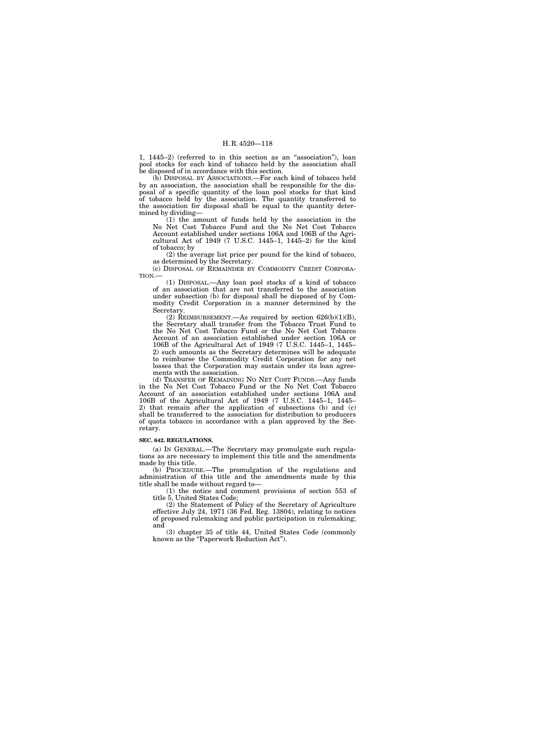1, 1445–2) (referred to in this section as an "association"), loan pool stocks for each kind of tobacco held by the association shall be disposed of in accordance with this section.

(b) DISPOSAL BY ASSOCIATIONS.—For each kind of tobacco held by an association, the association shall be responsible for the disposal of a specific quantity of the loan pool stocks for that kind of tobacco held by the association. The quantity transferred to the association for disposal shall be equal to the quantity determined by dividing—

(1) the amount of funds held by the association in the No Net Cost Tobacco Fund and the No Net Cost Tobacco Account established under sections 106A and 106B of the Agricultural Act of 1949 (7 U.S.C. 1445–1, 1445–2) for the kind of tobacco; by

(2) the average list price per pound for the kind of tobacco, as determined by the Secretary.

(c) DISPOSAL OF REMAINDER BY COMMODITY CREDIT CORPORATION.—

(1) DISPOSAL.—Any loan pool stocks of a kind of tobacco of an association that are not transferred to the association under subsection (b) for disposal shall be disposed of by Commodity Credit Corporation in a manner determined by the Secretary.

(2) REIMBURSEMENT.—As required by section 626(b)(1)(B), the Secretary shall transfer from the Tobacco Trust Fund to the No Net Cost Tobacco Fund or the No Net Cost Tobacco Account of an association established under section 106A or 106B of the Agricultural Act of 1949 (7 U.S.C. 1445–1, 1445–2) such amounts as the Secretary determines will be adequate to reimburse the Commodity Credit Corporation for any net losses that the Corporation may sustain under its loan agreements with the association.

(d) TRANSFER OF REMAINING NO NET COST FUNDS.—Any funds in the No Net Cost Tobacco Fund or the No Net Cost Tobacco Account of an association established under sections 106A and 106B of the Agricultural Act of 1949 (7 U.S.C. 1445–1, 1445–2) that remain after the application of subsections (b) and (c) shall be transferred to the association for distribution to producers of quota tobacco in accordance with a plan approved by the Secretary.

**SEC. 642. REGULATIONS.**

(a) IN GENERAL.—The Secretary may promulgate such regulations as are necessary to implement this title and the amendments made by this title.

(b) PROCEDURE.—The promulgation of the regulations and administration of this title and the amendments made by this title shall be made without regard to—

(1) the notice and comment provisions of section 553 of title 5, United States Code;

(2) the Statement of Policy of the Secretary of Agriculture effective July 24, 1971 (36 Fed. Reg. 13804), relating to notices of proposed rulemaking and public participation in rulemaking; and

(3) chapter 35 of title 44, United States Code (commonly known as the "Paperwork Reduction Act").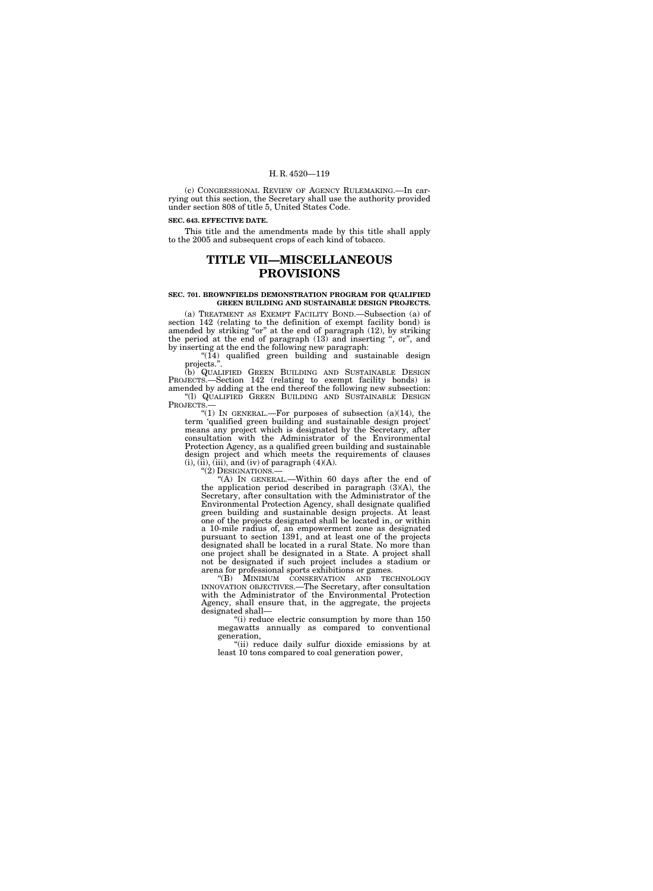(c) CONGRESSIONAL REVIEW OF AGENCY RULEMAKING.—In carrying out this section, the Secretary shall use the authority provided under section 808 of title 5, United States Code.

**SEC. 643. EFFECTIVE DATE.**

This title and the amendments made by this title shall apply to the 2005 and subsequent crops of each kind of tobacco.

# TITLE VII—MISCELLANEOUS PROVISIONS

**SEC. 701. BROWNFIELDS DEMONSTRATION PROGRAM FOR QUALIFIED GREEN BUILDING AND SUSTAINABLE DESIGN PROJECTS.**

(a) TREATMENT AS EXEMPT FACILITY BOND.—Subsection (a) of section 142 (relating to the definition of exempt facility bond) is amended by striking "or" at the end of paragraph (12), by striking the period at the end of paragraph (13) and inserting ", or", and by inserting at the end the following new paragraph:

"(14) qualified green building and sustainable design projects.".

(b) QUALIFIED GREEN BUILDING AND SUSTAINABLE DESIGN PROJECTS.—Section 142 (relating to exempt facility bonds) is amended by adding at the end thereof the following new subsection:

"(l) QUALIFIED GREEN BUILDING AND SUSTAINABLE DESIGN PROJECTS.—

"(1) IN GENERAL.—For purposes of subsection (a)(14), the term 'qualified green building and sustainable design project' means any project which is designated by the Secretary, after consultation with the Administrator of the Environmental Protection Agency, as a qualified green building and sustainable design project and which meets the requirements of clauses (i), (ii), (iii), and (iv) of paragraph (4)(A).

"(2) DESIGNATIONS.—

"(A) IN GENERAL.—Within 60 days after the end of the application period described in paragraph (3)(A), the Secretary, after consultation with the Administrator of the Environmental Protection Agency, shall designate qualified green building and sustainable design projects. At least one of the projects designated shall be located in, or within a 10-mile radius of, an empowerment zone as designated pursuant to section 1391, and at least one of the projects designated shall be located in a rural State. No more than one project shall be designated in a State. A project shall not be designated if such project includes a stadium or arena for professional sports exhibitions or games.

"(B) MINIMUM CONSERVATION AND TECHNOLOGY INNOVATION OBJECTIVES.—The Secretary, after consultation with the Administrator of the Environmental Protection Agency, shall ensure that, in the aggregate, the projects designated shall—

"(i) reduce electric consumption by more than 150 megawatts annually as compared to conventional generation,

"(ii) reduce daily sulfur dioxide emissions by at least 10 tons compared to coal generation power,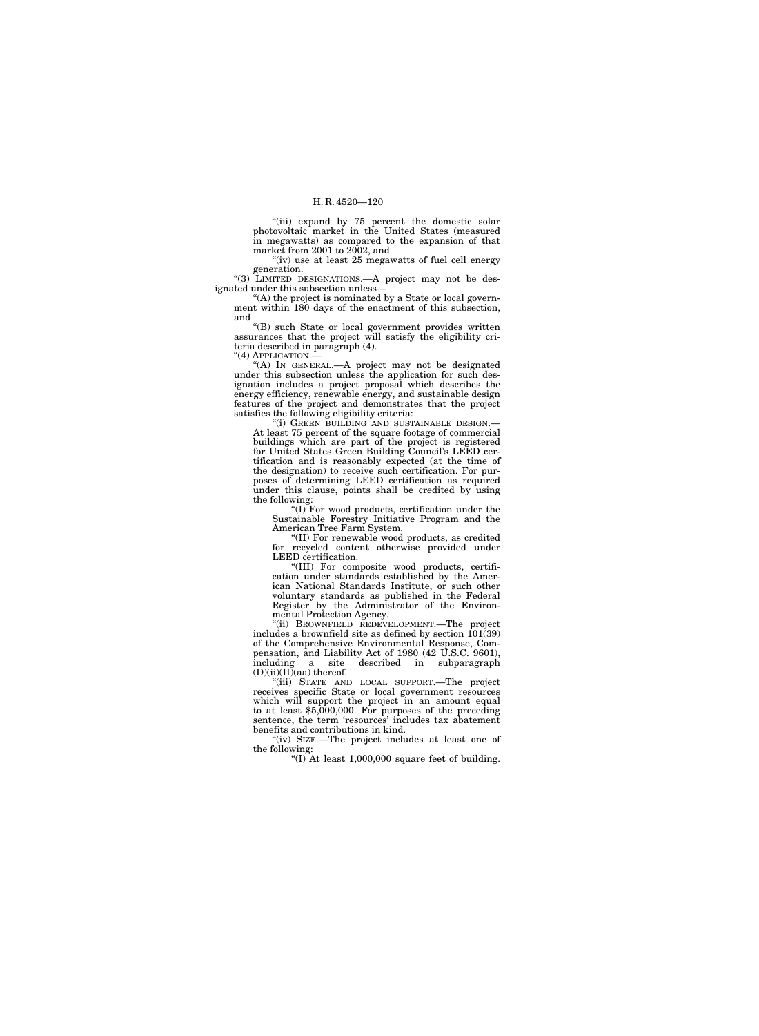"(iii) expand by 75 percent the domestic solar photovoltaic market in the United States (measured in megawatts) as compared to the expansion of that market from 2001 to 2002, and

"(iv) use at least 25 megawatts of fuel cell energy generation.

"(3) LIMITED DESIGNATIONS.—A project may not be designated under this subsection unless—

"(A) the project is nominated by a State or local government within 180 days of the enactment of this subsection, and

"(B) such State or local government provides written assurances that the project will satisfy the eligibility criteria described in paragraph (4).

"(4) APPLICATION.—

"(A) IN GENERAL.—A project may not be designated under this subsection unless the application for such designation includes a project proposal which describes the energy efficiency, renewable energy, and sustainable design features of the project and demonstrates that the project satisfies the following eligibility criteria:

"(i) GREEN BUILDING AND SUSTAINABLE DESIGN.—At least 75 percent of the square footage of commercial buildings which are part of the project is registered for United States Green Building Council's LEED certification and is reasonably expected (at the time of the designation) to receive such certification. For purposes of determining LEED certification as required under this clause, points shall be credited by using the following:

"(I) For wood products, certification under the Sustainable Forestry Initiative Program and the American Tree Farm System.

"(II) For renewable wood products, as credited for recycled content otherwise provided under LEED certification.

"(III) For composite wood products, certification under standards established by the American National Standards Institute, or such other voluntary standards as published in the Federal Register by the Administrator of the Environmental Protection Agency.

"(ii) BROWNFIELD REDEVELOPMENT.—The project includes a brownfield site as defined by section 101(39) of the Comprehensive Environmental Response, Compensation, and Liability Act of 1980 (42 U.S.C. 9601), including a site described in subparagraph (D)(ii)(II)(aa) thereof.

"(iii) STATE AND LOCAL SUPPORT.—The project receives specific State or local government resources which will support the project in an amount equal to at least $5,000,000. For purposes of the preceding sentence, the term 'resources' includes tax abatement benefits and contributions in kind.

"(iv) SIZE.—The project includes at least one of the following:

"(I) At least 1,000,000 square feet of building.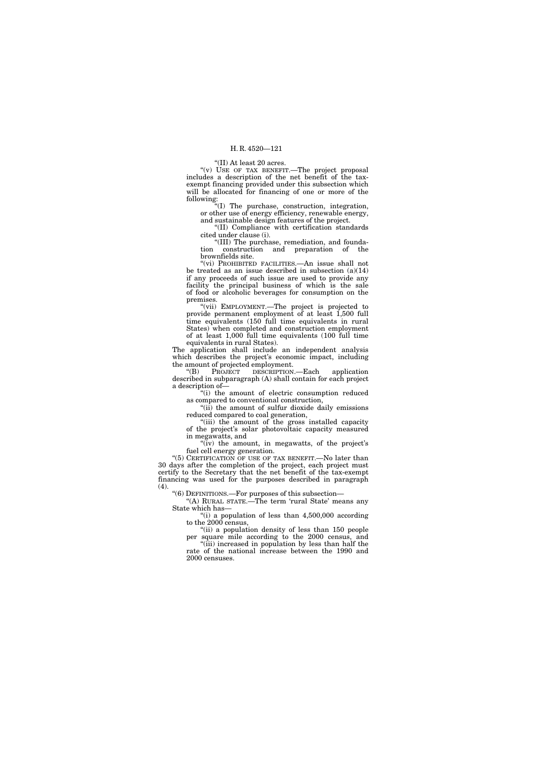"(II) At least 20 acres.

"(v) USE OF TAX BENEFIT.—The project proposal includes a description of the net benefit of the tax-exempt financing provided under this subsection which will be allocated for financing of one or more of the following:

"(I) The purchase, construction, integration, or other use of energy efficiency, renewable energy, and sustainable design features of the project.

"(II) Compliance with certification standards cited under clause (i).

"(III) The purchase, remediation, and foundation construction and preparation of the brownfields site.

"(vi) PROHIBITED FACILITIES.—An issue shall not be treated as an issue described in subsection (a)(14) if any proceeds of such issue are used to provide any facility the principal business of which is the sale of food or alcoholic beverages for consumption on the premises.

"(vii) EMPLOYMENT.—The project is projected to provide permanent employment of at least 1,500 full time equivalents (150 full time equivalents in rural States) when completed and construction employment of at least 1,000 full time equivalents (100 full time equivalents in rural States).

The application shall include an independent analysis which describes the project's economic impact, including the amount of projected employment.

"(B) PROJECT DESCRIPTION.—Each application described in subparagraph (A) shall contain for each project a description of—

"(i) the amount of electric consumption reduced as compared to conventional construction,

"(ii) the amount of sulfur dioxide daily emissions reduced compared to coal generation,

"(iii) the amount of the gross installed capacity of the project's solar photovoltaic capacity measured in megawatts, and

"(iv) the amount, in megawatts, of the project's fuel cell energy generation.

"(5) CERTIFICATION OF USE OF TAX BENEFIT.—No later than 30 days after the completion of the project, each project must certify to the Secretary that the net benefit of the tax-exempt financing was used for the purposes described in paragraph (4).

"(6) DEFINITIONS.—For purposes of this subsection—

"(A) RURAL STATE.—The term 'rural State' means any State which has—

"(i) a population of less than 4,500,000 according to the 2000 census,

"(ii) a population density of less than 150 people per square mile according to the 2000 census, and

"(iii) increased in population by less than half the rate of the national increase between the 1990 and 2000 censuses.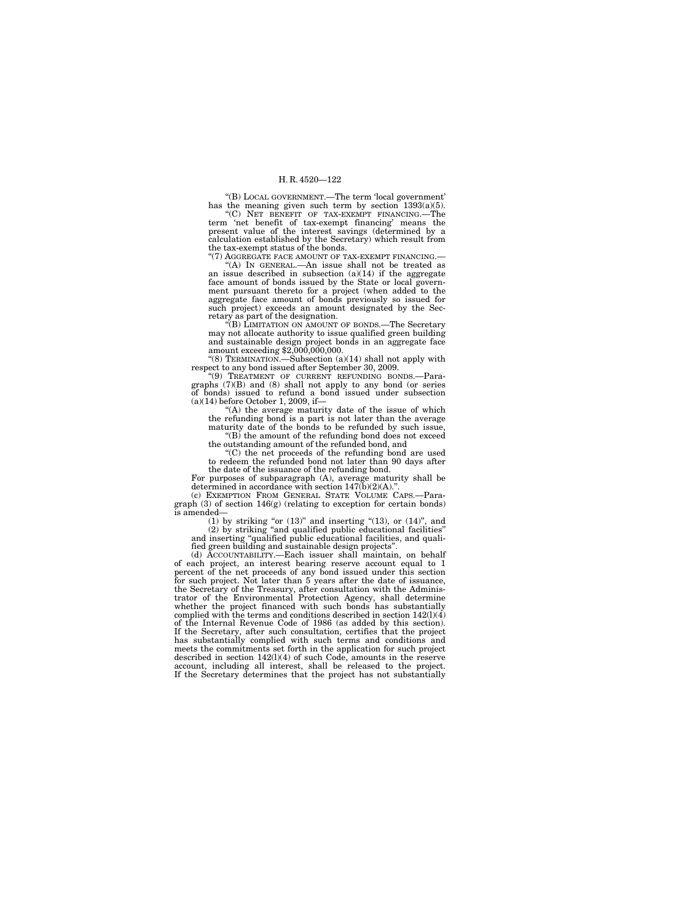"(B) LOCAL GOVERNMENT.—The term 'local government' has the meaning given such term by section 1393(a)(5).

"(C) NET BENEFIT OF TAX-EXEMPT FINANCING.—The term 'net benefit of tax-exempt financing' means the present value of the interest savings (determined by a calculation established by the Secretary) which result from the tax-exempt status of the bonds.

"(7) AGGREGATE FACE AMOUNT OF TAX-EXEMPT FINANCING.—

"(A) IN GENERAL.—An issue shall not be treated as an issue described in subsection (a)(14) if the aggregate face amount of bonds issued by the State or local government pursuant thereto for a project (when added to the aggregate face amount of bonds previously so issued for such project) exceeds an amount designated by the Secretary as part of the designation.

"(B) LIMITATION ON AMOUNT OF BONDS.—The Secretary may not allocate authority to issue qualified green building and sustainable design project bonds in an aggregate face amount exceeding $2,000,000,000.

"(8) TERMINATION.—Subsection (a)(14) shall not apply with respect to any bond issued after September 30, 2009.

"(9) TREATMENT OF CURRENT REFUNDING BONDS.—Paragraphs (7)(B) and (8) shall not apply to any bond (or series of bonds) issued to refund a bond issued under subsection (a)(14) before October 1, 2009, if—

"(A) the average maturity date of the issue of which the refunding bond is a part is not later than the average maturity date of the bonds to be refunded by such issue,

"(B) the amount of the refunding bond does not exceed the outstanding amount of the refunded bond, and

"(C) the net proceeds of the refunding bond are used to redeem the refunded bond not later than 90 days after the date of the issuance of the refunding bond.

For purposes of subparagraph (A), average maturity shall be determined in accordance with section 147(b)(2)(A).".

(c) EXEMPTION FROM GENERAL STATE VOLUME CAPS.—Paragraph (3) of section 146(g) (relating to exception for certain bonds) is amended—

(1) by striking "or (13)" and inserting "(13), or (14)", and

(2) by striking "and qualified public educational facilities" and inserting "qualified public educational facilities, and qualified green building and sustainable design projects".

(d) ACCOUNTABILITY.—Each issuer shall maintain, on behalf of each project, an interest bearing reserve account equal to 1 percent of the net proceeds of any bond issued under this section for such project. Not later than 5 years after the date of issuance, the Secretary of the Treasury, after consultation with the Administrator of the Environmental Protection Agency, shall determine whether the project financed with such bonds has substantially complied with the terms and conditions described in section 142(l)(4) of the Internal Revenue Code of 1986 (as added by this section). If the Secretary, after such consultation, certifies that the project has substantially complied with such terms and conditions and meets the commitments set forth in the application for such project described in section 142(l)(4) of such Code, amounts in the reserve account, including all interest, shall be released to the project. If the Secretary determines that the project has not substantially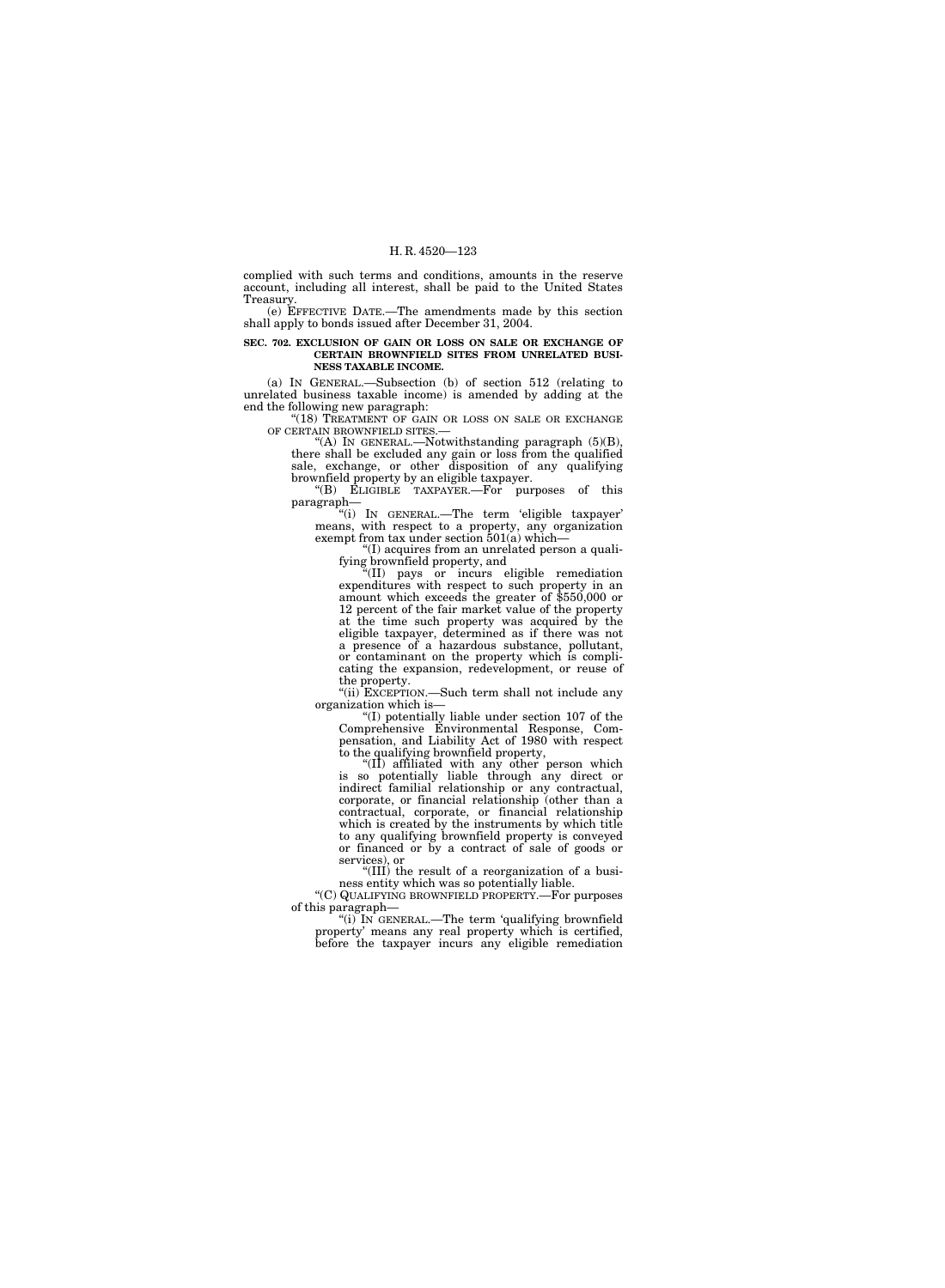complied with such terms and conditions, amounts in the reserve account, including all interest, shall be paid to the United States Treasury.

(e) EFFECTIVE DATE.—The amendments made by this section shall apply to bonds issued after December 31, 2004.

**SEC. 702. EXCLUSION OF GAIN OR LOSS ON SALE OR EXCHANGE OF CERTAIN BROWNFIELD SITES FROM UNRELATED BUSINESS TAXABLE INCOME.**

(a) IN GENERAL.—Subsection (b) of section 512 (relating to unrelated business taxable income) is amended by adding at the end the following new paragraph:

"(18) TREATMENT OF GAIN OR LOSS ON SALE OR EXCHANGE OF CERTAIN BROWNFIELD SITES.—

"(A) IN GENERAL.—Notwithstanding paragraph (5)(B), there shall be excluded any gain or loss from the qualified sale, exchange, or other disposition of any qualifying brownfield property by an eligible taxpayer.

"(B) ELIGIBLE TAXPAYER.—For purposes of this paragraph—

"(i) IN GENERAL.—The term 'eligible taxpayer' means, with respect to a property, any organization exempt from tax under section 501(a) which—

"(I) acquires from an unrelated person a qualifying brownfield property, and

"(II) pays or incurs eligible remediation expenditures with respect to such property in an amount which exceeds the greater of $550,000 or 12 percent of the fair market value of the property at the time such property was acquired by the eligible taxpayer, determined as if there was not a presence of a hazardous substance, pollutant, or contaminant on the property which is complicating the expansion, redevelopment, or reuse of the property.

"(ii) EXCEPTION.—Such term shall not include any organization which is—

"(I) potentially liable under section 107 of the Comprehensive Environmental Response, Compensation, and Liability Act of 1980 with respect to the qualifying brownfield property,

"(II) affiliated with any other person which is so potentially liable through any direct or indirect familial relationship or any contractual, corporate, or financial relationship (other than a contractual, corporate, or financial relationship which is created by the instruments by which title to any qualifying brownfield property is conveyed or financed or by a contract of sale of goods or services), or

"(III) the result of a reorganization of a business entity which was so potentially liable.

"(C) QUALIFYING BROWNFIELD PROPERTY.—For purposes of this paragraph—

"(i) IN GENERAL.—The term 'qualifying brownfield property' means any real property which is certified, before the taxpayer incurs any eligible remediation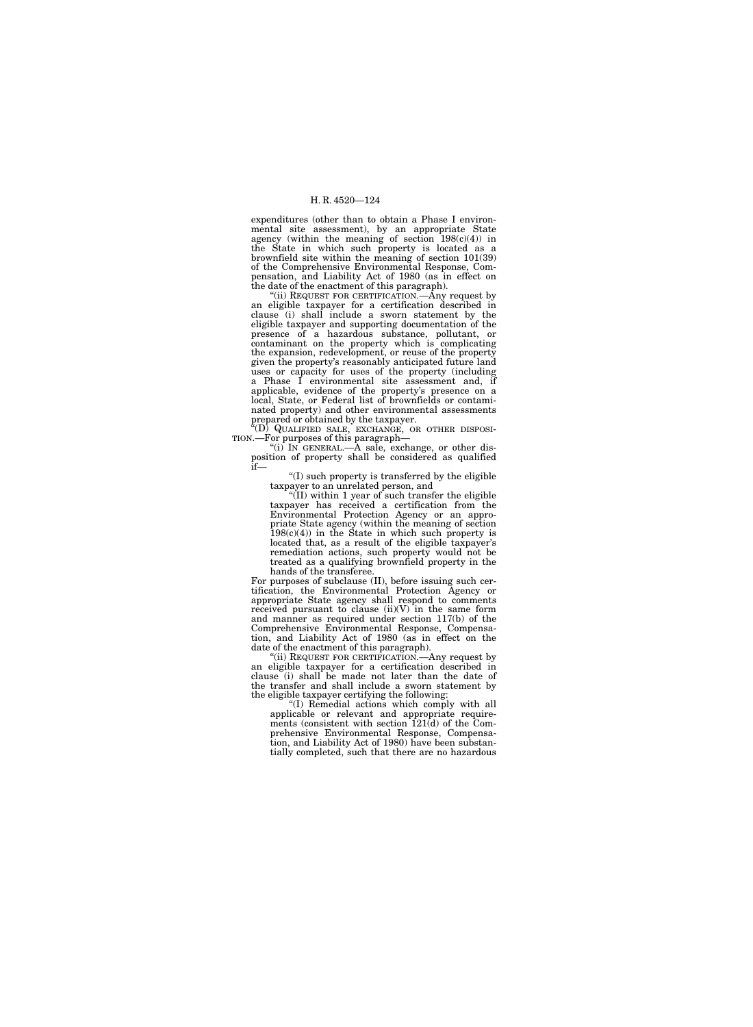expenditures (other than to obtain a Phase I environmental site assessment), by an appropriate State agency (within the meaning of section 198(c)(4)) in the State in which such property is located as a brownfield site within the meaning of section 101(39) of the Comprehensive Environmental Response, Compensation, and Liability Act of 1980 (as in effect on the date of the enactment of this paragraph).

"(ii) REQUEST FOR CERTIFICATION.—Any request by an eligible taxpayer for a certification described in clause (i) shall include a sworn statement by the eligible taxpayer and supporting documentation of the presence of a hazardous substance, pollutant, or contaminant on the property which is complicating the expansion, redevelopment, or reuse of the property given the property's reasonably anticipated future land uses or capacity for uses of the property (including a Phase I environmental site assessment and, if applicable, evidence of the property's presence on a local, State, or Federal list of brownfields or contaminated property) and other environmental assessments prepared or obtained by the taxpayer.

"(D) QUALIFIED SALE, EXCHANGE, OR OTHER DISPOSITION.—For purposes of this paragraph—

"(i) IN GENERAL.—A sale, exchange, or other disposition of property shall be considered as qualified if—

"(I) such property is transferred by the eligible taxpayer to an unrelated person, and

"(II) within 1 year of such transfer the eligible taxpayer has received a certification from the Environmental Protection Agency or an appropriate State agency (within the meaning of section 198(c)(4)) in the State in which such property is located that, as a result of the eligible taxpayer's remediation actions, such property would not be treated as a qualifying brownfield property in the hands of the transferee.

For purposes of subclause (II), before issuing such certification, the Environmental Protection Agency or appropriate State agency shall respond to comments received pursuant to clause (ii)(V) in the same form and manner as required under section 117(b) of the Comprehensive Environmental Response, Compensation, and Liability Act of 1980 (as in effect on the date of the enactment of this paragraph).

"(ii) REQUEST FOR CERTIFICATION.—Any request by an eligible taxpayer for a certification described in clause (i) shall be made not later than the date of the transfer and shall include a sworn statement by the eligible taxpayer certifying the following:

"(I) Remedial actions which comply with all applicable or relevant and appropriate requirements (consistent with section 121(d) of the Comprehensive Environmental Response, Compensation, and Liability Act of 1980) have been substantially completed, such that there are no hazardous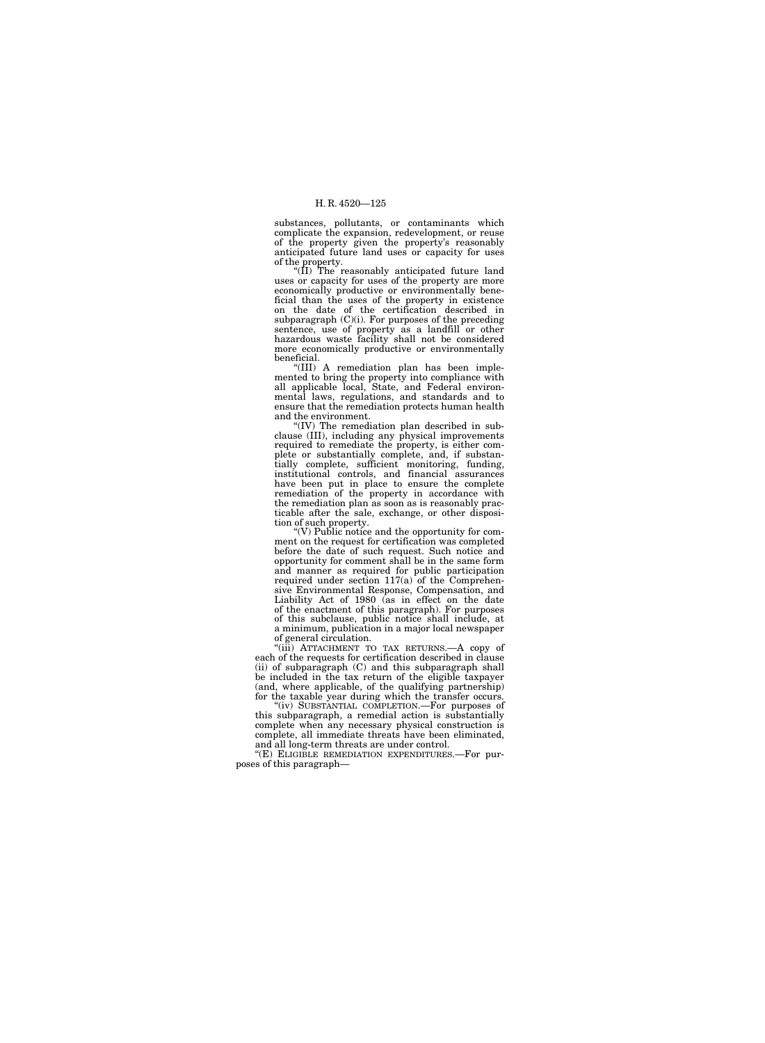substances, pollutants, or contaminants which complicate the expansion, redevelopment, or reuse of the property given the property's reasonably anticipated future land uses or capacity for uses of the property.

"(II) The reasonably anticipated future land uses or capacity for uses of the property are more economically productive or environmentally beneficial than the uses of the property in existence on the date of the certification described in subparagraph (C)(i). For purposes of the preceding sentence, use of property as a landfill or other hazardous waste facility shall not be considered more economically productive or environmentally beneficial.

"(III) A remediation plan has been implemented to bring the property into compliance with all applicable local, State, and Federal environmental laws, regulations, and standards and to ensure that the remediation protects human health and the environment.

"(IV) The remediation plan described in subclause (III), including any physical improvements required to remediate the property, is either complete or substantially complete, and, if substantially complete, sufficient monitoring, funding, institutional controls, and financial assurances have been put in place to ensure the complete remediation of the property in accordance with the remediation plan as soon as is reasonably practicable after the sale, exchange, or other disposition of such property.

"(V) Public notice and the opportunity for comment on the request for certification was completed before the date of such request. Such notice and opportunity for comment shall be in the same form and manner as required for public participation required under section 117(a) of the Comprehensive Environmental Response, Compensation, and Liability Act of 1980 (as in effect on the date of the enactment of this paragraph). For purposes of this subclause, public notice shall include, at a minimum, publication in a major local newspaper of general circulation.

"(iii) ATTACHMENT TO TAX RETURNS.—A copy of each of the requests for certification described in clause (ii) of subparagraph (C) and this subparagraph shall be included in the tax return of the eligible taxpayer (and, where applicable, of the qualifying partnership) for the taxable year during which the transfer occurs.

"(iv) SUBSTANTIAL COMPLETION.—For purposes of this subparagraph, a remedial action is substantially complete when any necessary physical construction is complete, all immediate threats have been eliminated, and all long-term threats are under control.

"(E) ELIGIBLE REMEDIATION EXPENDITURES.—For purposes of this paragraph—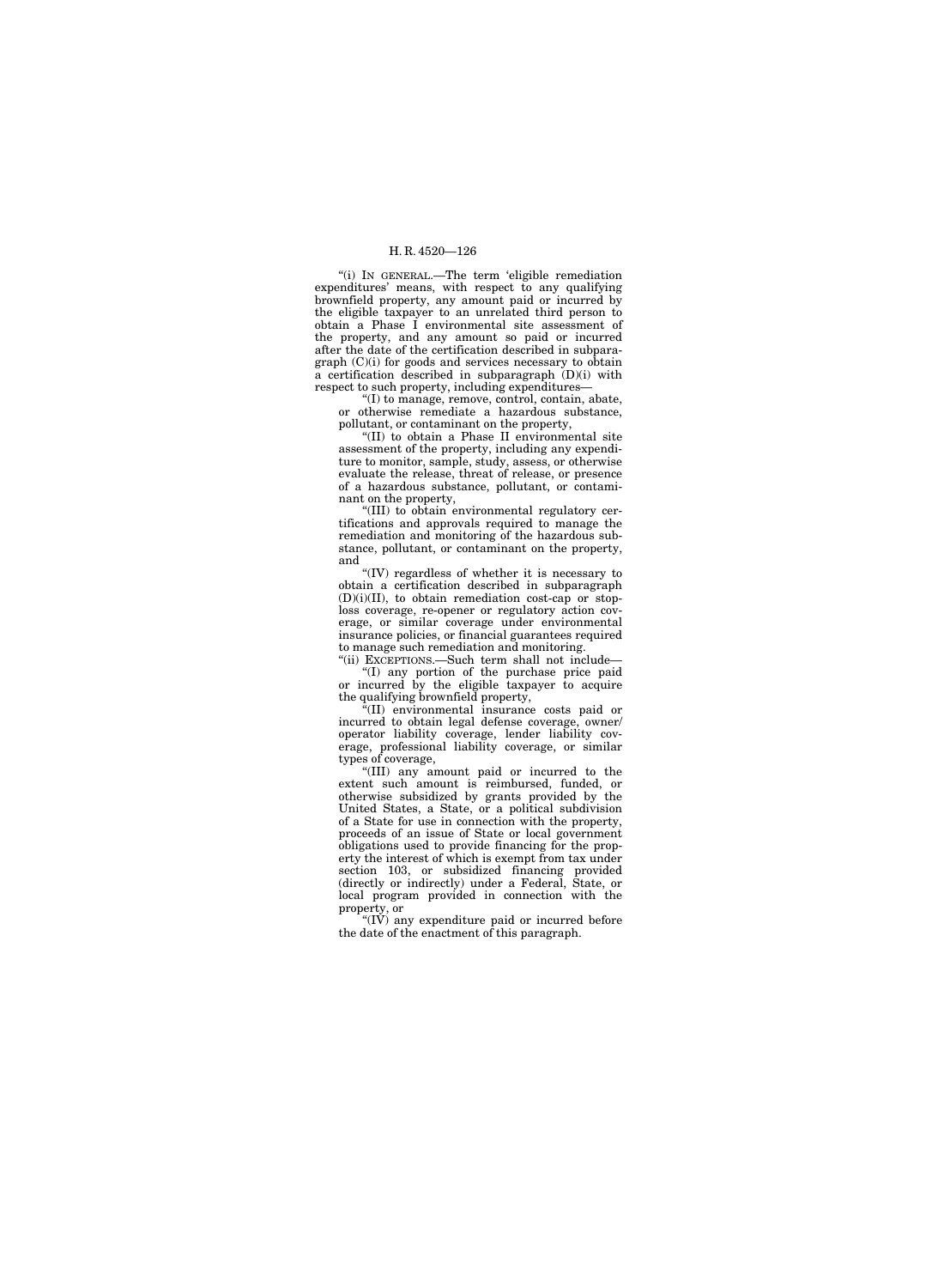"(i) IN GENERAL.—The term 'eligible remediation expenditures' means, with respect to any qualifying brownfield property, any amount paid or incurred by the eligible taxpayer to an unrelated third person to obtain a Phase I environmental site assessment of the property, and any amount so paid or incurred after the date of the certification described in subparagraph (C)(i) for goods and services necessary to obtain a certification described in subparagraph (D)(i) with respect to such property, including expenditures—

"(I) to manage, remove, control, contain, abate, or otherwise remediate a hazardous substance, pollutant, or contaminant on the property,

"(II) to obtain a Phase II environmental site assessment of the property, including any expenditure to monitor, sample, study, assess, or otherwise evaluate the release, threat of release, or presence of a hazardous substance, pollutant, or contaminant on the property,

"(III) to obtain environmental regulatory certifications and approvals required to manage the remediation and monitoring of the hazardous substance, pollutant, or contaminant on the property, and

"(IV) regardless of whether it is necessary to obtain a certification described in subparagraph (D)(i)(II), to obtain remediation cost-cap or stop-loss coverage, re-opener or regulatory action coverage, or similar coverage under environmental insurance policies, or financial guarantees required to manage such remediation and monitoring.

"(ii) EXCEPTIONS.—Such term shall not include—

"(I) any portion of the purchase price paid or incurred by the eligible taxpayer to acquire the qualifying brownfield property,

"(II) environmental insurance costs paid or incurred to obtain legal defense coverage, owner/operator liability coverage, lender liability coverage, professional liability coverage, or similar types of coverage,

"(III) any amount paid or incurred to the extent such amount is reimbursed, funded, or otherwise subsidized by grants provided by the United States, a State, or a political subdivision of a State for use in connection with the property, proceeds of an issue of State or local government obligations used to provide financing for the property the interest of which is exempt from tax under section 103, or subsidized financing provided (directly or indirectly) under a Federal, State, or local program provided in connection with the property, or

"(IV) any expenditure paid or incurred before the date of the enactment of this paragraph.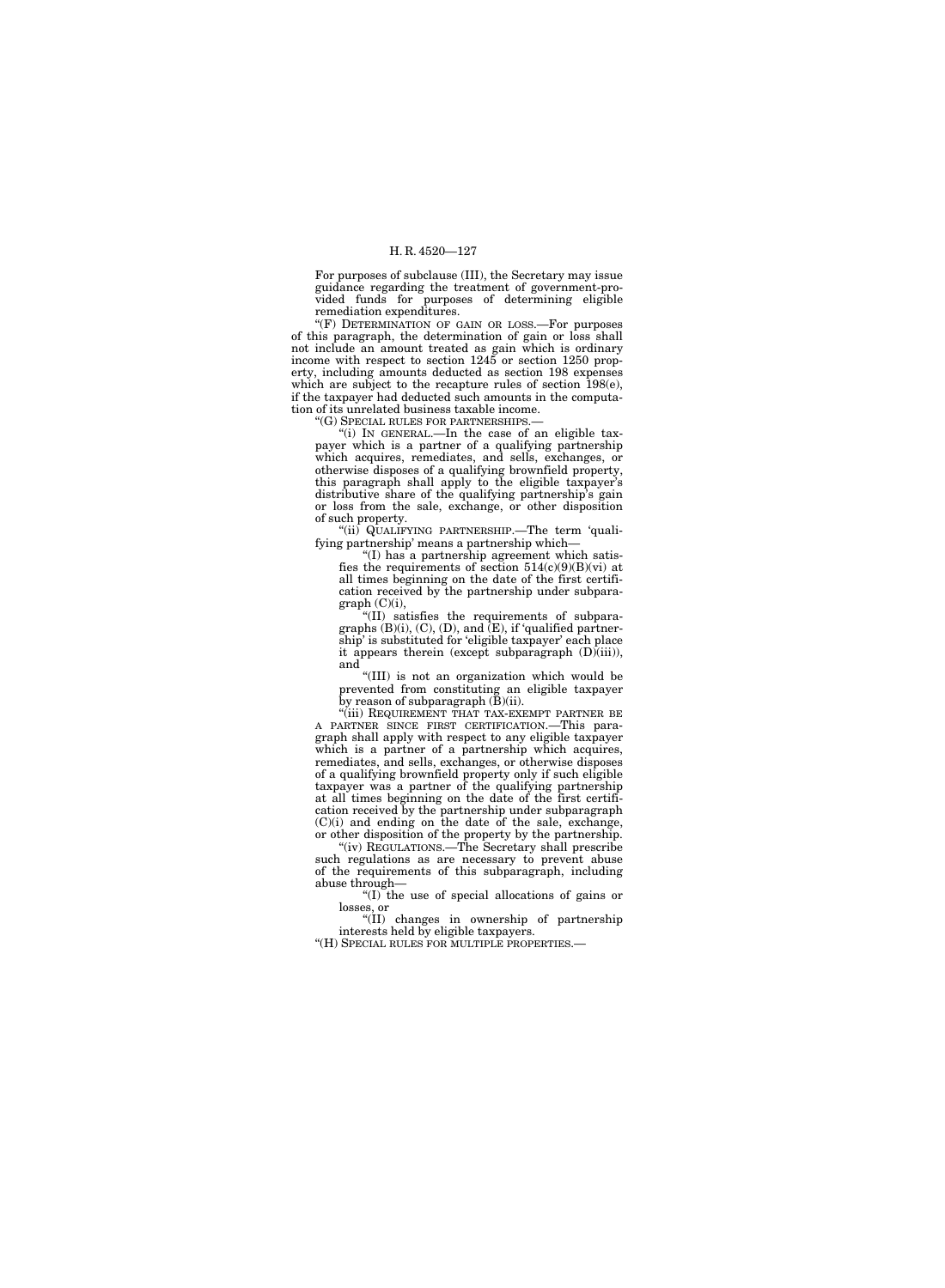For purposes of subclause (III), the Secretary may issue guidance regarding the treatment of government-provided funds for purposes of determining eligible remediation expenditures.

"(F) DETERMINATION OF GAIN OR LOSS.—For purposes of this paragraph, the determination of gain or loss shall not include an amount treated as gain which is ordinary income with respect to section 1245 or section 1250 property, including amounts deducted as section 198 expenses which are subject to the recapture rules of section 198(e), if the taxpayer had deducted such amounts in the computation of its unrelated business taxable income.

"(G) SPECIAL RULES FOR PARTNERSHIPS.—

"(i) IN GENERAL.—In the case of an eligible taxpayer which is a partner of a qualifying partnership which acquires, remediates, and sells, exchanges, or otherwise disposes of a qualifying brownfield property, this paragraph shall apply to the eligible taxpayer's distributive share of the qualifying partnership's gain or loss from the sale, exchange, or other disposition of such property.

"(ii) QUALIFYING PARTNERSHIP.—The term 'qualifying partnership' means a partnership which—

"(I) has a partnership agreement which satisfies the requirements of section 514(c)(9)(B)(vi) at all times beginning on the date of the first certification received by the partnership under subparagraph (C)(i),

"(II) satisfies the requirements of subparagraphs (B)(i), (C), (D), and (E), if 'qualified partnership' is substituted for 'eligible taxpayer' each place it appears therein (except subparagraph (D)(iii)), and

"(III) is not an organization which would be prevented from constituting an eligible taxpayer by reason of subparagraph (B)(ii).

"(iii) REQUIREMENT THAT TAX-EXEMPT PARTNER BE A PARTNER SINCE FIRST CERTIFICATION.—This paragraph shall apply with respect to any eligible taxpayer which is a partner of a partnership which acquires, remediates, and sells, exchanges, or otherwise disposes of a qualifying brownfield property only if such eligible taxpayer was a partner of the qualifying partnership at all times beginning on the date of the first certification received by the partnership under subparagraph (C)(i) and ending on the date of the sale, exchange, or other disposition of the property by the partnership.

"(iv) REGULATIONS.—The Secretary shall prescribe such regulations as are necessary to prevent abuse of the requirements of this subparagraph, including abuse through—

"(I) the use of special allocations of gains or losses, or

"(II) changes in ownership of partnership interests held by eligible taxpayers.

"(H) SPECIAL RULES FOR MULTIPLE PROPERTIES.—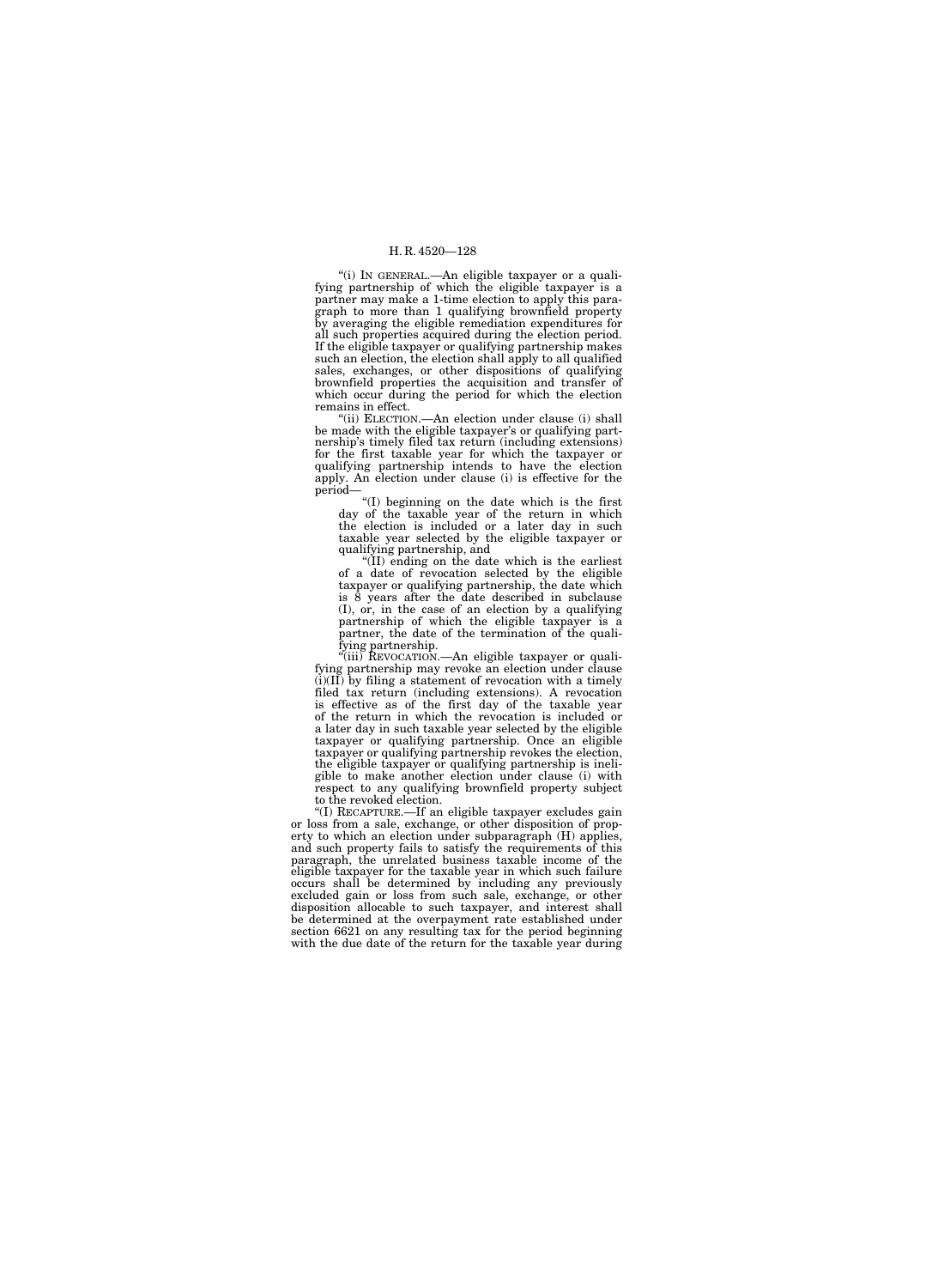"(i) IN GENERAL.—An eligible taxpayer or a qualifying partnership of which the eligible taxpayer is a partner may make a 1-time election to apply this paragraph to more than 1 qualifying brownfield property by averaging the eligible remediation expenditures for all such properties acquired during the election period. If the eligible taxpayer or qualifying partnership makes such an election, the election shall apply to all qualified sales, exchanges, or other dispositions of qualifying brownfield properties the acquisition and transfer of which occur during the period for which the election remains in effect.

"(ii) ELECTION.—An election under clause (i) shall be made with the eligible taxpayer's or qualifying partnership's timely filed tax return (including extensions) for the first taxable year for which the taxpayer or qualifying partnership intends to have the election apply. An election under clause (i) is effective for the period—

"(I) beginning on the date which is the first day of the taxable year of the return in which the election is included or a later day in such taxable year selected by the eligible taxpayer or qualifying partnership, and

"(II) ending on the date which is the earliest of a date of revocation selected by the eligible taxpayer or qualifying partnership, the date which is 8 years after the date described in subclause (I), or, in the case of an election by a qualifying partnership of which the eligible taxpayer is a partner, the date of the termination of the qualifying partnership.

"(iii) REVOCATION.—An eligible taxpayer or qualifying partnership may revoke an election under clause (i)(II) by filing a statement of revocation with a timely filed tax return (including extensions). A revocation is effective as of the first day of the taxable year of the return in which the revocation is included or a later day in such taxable year selected by the eligible taxpayer or qualifying partnership. Once an eligible taxpayer or qualifying partnership revokes the election, the eligible taxpayer or qualifying partnership is ineligible to make another election under clause (i) with respect to any qualifying brownfield property subject to the revoked election.

"(I) RECAPTURE.—If an eligible taxpayer excludes gain or loss from a sale, exchange, or other disposition of property to which an election under subparagraph (H) applies, and such property fails to satisfy the requirements of this paragraph, the unrelated business taxable income of the eligible taxpayer for the taxable year in which such failure occurs shall be determined by including any previously excluded gain or loss from such sale, exchange, or other disposition allocable to such taxpayer, and interest shall be determined at the overpayment rate established under section 6621 on any resulting tax for the period beginning with the due date of the return for the taxable year during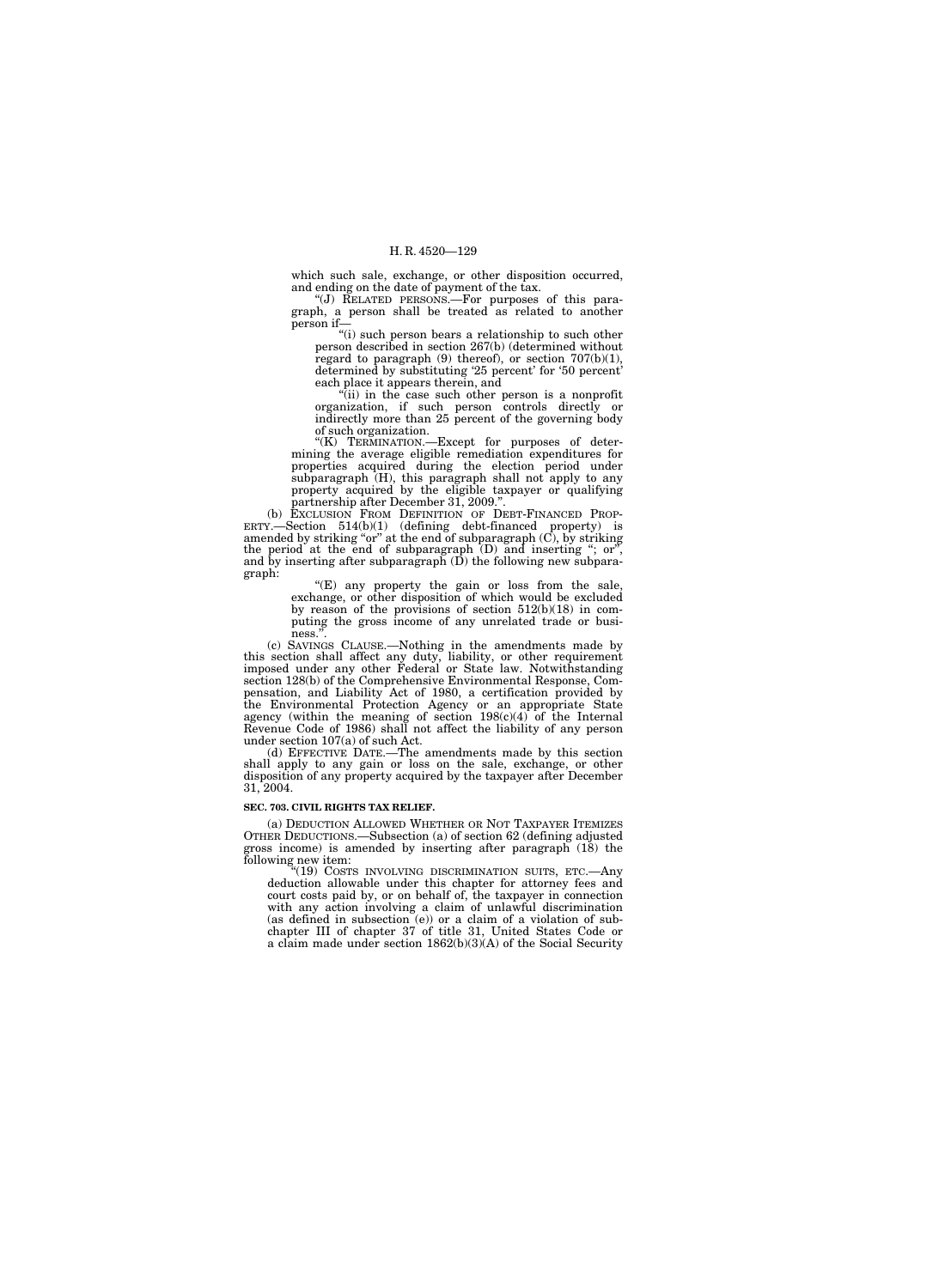which such sale, exchange, or other disposition occurred, and ending on the date of payment of the tax.

"(J) RELATED PERSONS.—For purposes of this paragraph, a person shall be treated as related to another person if—

"(i) such person bears a relationship to such other person described in section 267(b) (determined without regard to paragraph (9) thereof), or section 707(b)(1), determined by substituting '25 percent' for '50 percent' each place it appears therein, and

"(ii) in the case such other person is a nonprofit organization, if such person controls directly or indirectly more than 25 percent of the governing body of such organization.

"(K) TERMINATION.—Except for purposes of determining the average eligible remediation expenditures for properties acquired during the election period under subparagraph (H), this paragraph shall not apply to any property acquired by the eligible taxpayer or qualifying partnership after December 31, 2009.".

(b) EXCLUSION FROM DEFINITION OF DEBT-FINANCED PROPERTY.—Section 514(b)(1) (defining debt-financed property) is amended by striking "or" at the end of subparagraph (C), by striking the period at the end of subparagraph (D) and inserting "; or", and by inserting after subparagraph (D) the following new subparagraph:

"(E) any property the gain or loss from the sale, exchange, or other disposition of which would be excluded by reason of the provisions of section 512(b)(18) in computing the gross income of any unrelated trade or business.".

(c) SAVINGS CLAUSE.—Nothing in the amendments made by this section shall affect any duty, liability, or other requirement imposed under any other Federal or State law. Notwithstanding section 128(b) of the Comprehensive Environmental Response, Compensation, and Liability Act of 1980, a certification provided by the Environmental Protection Agency or an appropriate State agency (within the meaning of section 198(c)(4) of the Internal Revenue Code of 1986) shall not affect the liability of any person under section 107(a) of such Act.

(d) EFFECTIVE DATE.—The amendments made by this section shall apply to any gain or loss on the sale, exchange, or other disposition of any property acquired by the taxpayer after December 31, 2004.

**SEC. 703. CIVIL RIGHTS TAX RELIEF.**

(a) DEDUCTION ALLOWED WHETHER OR NOT TAXPAYER ITEMIZES OTHER DEDUCTIONS.—Subsection (a) of section 62 (defining adjusted gross income) is amended by inserting after paragraph (18) the following new item:

"(19) COSTS INVOLVING DISCRIMINATION SUITS, ETC.—Any deduction allowable under this chapter for attorney fees and court costs paid by, or on behalf of, the taxpayer in connection with any action involving a claim of unlawful discrimination (as defined in subsection (e)) or a claim of a violation of subchapter III of chapter 37 of title 31, United States Code or a claim made under section 1862(b)(3)(A) of the Social Security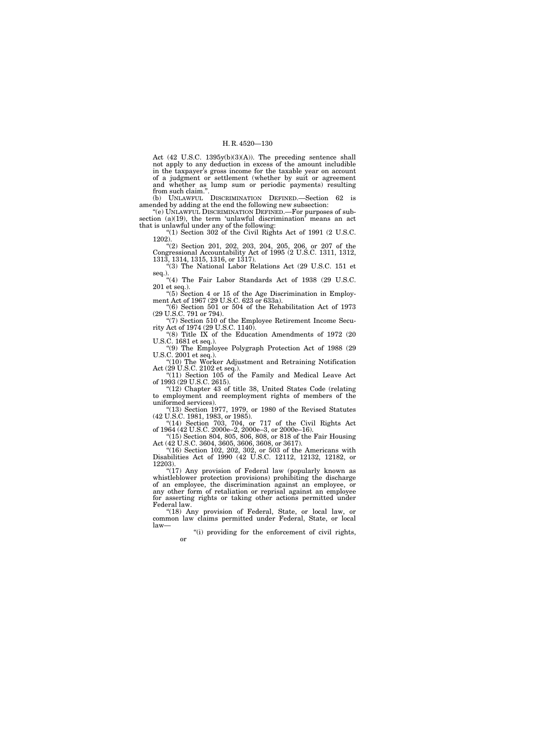Act (42 U.S.C. 1395y(b)(3)(A)). The preceding sentence shall not apply to any deduction in excess of the amount includible in the taxpayer's gross income for the taxable year on account of a judgment or settlement (whether by suit or agreement and whether as lump sum or periodic payments) resulting from such claim.".

(b) UNLAWFUL DISCRIMINATION DEFINED.—Section 62 is amended by adding at the end the following new subsection:

"(e) UNLAWFUL DISCRIMINATION DEFINED.—For purposes of subsection (a)(19), the term 'unlawful discrimination' means an act that is unlawful under any of the following:

"(1) Section 302 of the Civil Rights Act of 1991 (2 U.S.C. 1202).

"(2) Section 201, 202, 203, 204, 205, 206, or 207 of the Congressional Accountability Act of 1995 (2 U.S.C. 1311, 1312, 1313, 1314, 1315, 1316, or 1317).

"(3) The National Labor Relations Act (29 U.S.C. 151 et seq.).

"(4) The Fair Labor Standards Act of 1938 (29 U.S.C. 201 et seq.).

"(5) Section 4 or 15 of the Age Discrimination in Employment Act of 1967 (29 U.S.C. 623 or 633a).

"(6) Section 501 or 504 of the Rehabilitation Act of 1973 (29 U.S.C. 791 or 794).

"(7) Section 510 of the Employee Retirement Income Security Act of 1974 (29 U.S.C. 1140).

"(8) Title IX of the Education Amendments of 1972 (20 U.S.C. 1681 et seq.).

"(9) The Employee Polygraph Protection Act of 1988 (29 U.S.C. 2001 et seq.).

"(10) The Worker Adjustment and Retraining Notification Act (29 U.S.C. 2102 et seq.).

"(11) Section 105 of the Family and Medical Leave Act of 1993 (29 U.S.C. 2615).

"(12) Chapter 43 of title 38, United States Code (relating to employment and reemployment rights of members of the uniformed services).

"(13) Section 1977, 1979, or 1980 of the Revised Statutes (42 U.S.C. 1981, 1983, or 1985).

"(14) Section 703, 704, or 717 of the Civil Rights Act of 1964 (42 U.S.C. 2000e–2, 2000e–3, or 2000e–16).

"(15) Section 804, 805, 806, 808, or 818 of the Fair Housing Act (42 U.S.C. 3604, 3605, 3606, 3608, or 3617).

"(16) Section 102, 202, 302, or 503 of the Americans with Disabilities Act of 1990 (42 U.S.C. 12112, 12132, 12182, or 12203).

"(17) Any provision of Federal law (popularly known as whistleblower protection provisions) prohibiting the discharge of an employee, the discrimination against an employee, or any other form of retaliation or reprisal against an employee for asserting rights or taking other actions permitted under Federal law.

"(18) Any provision of Federal, State, or local law, or common law claims permitted under Federal, State, or local law—

"(i) providing for the enforcement of civil rights, or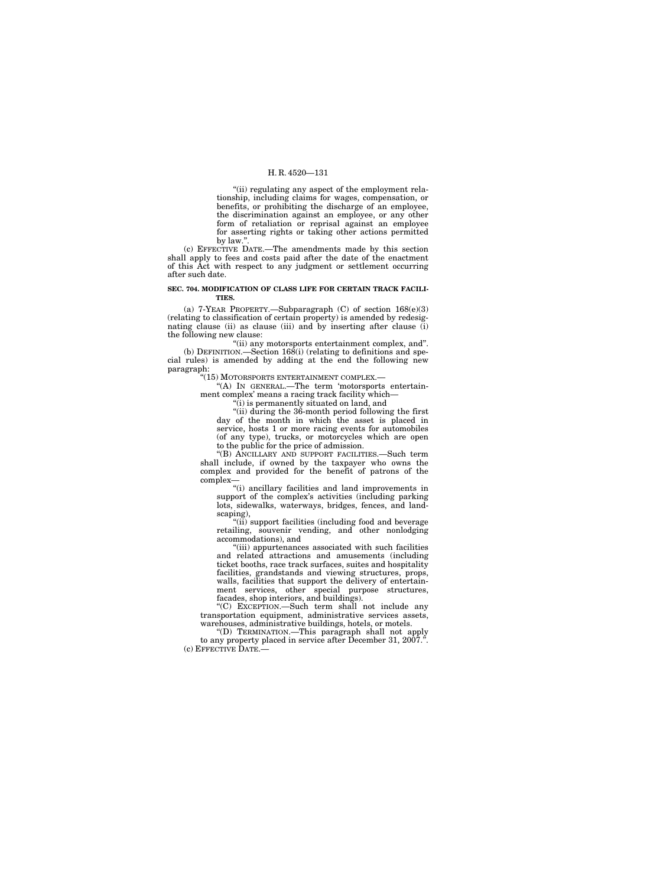"(ii) regulating any aspect of the employment relationship, including claims for wages, compensation, or benefits, or prohibiting the discharge of an employee, the discrimination against an employee, or any other form of retaliation or reprisal against an employee for asserting rights or taking other actions permitted by law.".

(c) EFFECTIVE DATE.—The amendments made by this section shall apply to fees and costs paid after the date of the enactment of this Act with respect to any judgment or settlement occurring after such date.

**SEC. 704. MODIFICATION OF CLASS LIFE FOR CERTAIN TRACK FACILITIES.**

(a) 7-YEAR PROPERTY.—Subparagraph (C) of section 168(e)(3) (relating to classification of certain property) is amended by redesignating clause (ii) as clause (iii) and by inserting after clause (i) the following new clause:

"(ii) any motorsports entertainment complex, and".

(b) DEFINITION.—Section 168(i) (relating to definitions and special rules) is amended by adding at the end the following new paragraph:

"(15) MOTORSPORTS ENTERTAINMENT COMPLEX.—

"(A) IN GENERAL.—The term 'motorsports entertainment complex' means a racing track facility which—

"(i) is permanently situated on land, and

"(ii) during the 36-month period following the first day of the month in which the asset is placed in service, hosts 1 or more racing events for automobiles (of any type), trucks, or motorcycles which are open to the public for the price of admission.

"(B) ANCILLARY AND SUPPORT FACILITIES.—Such term shall include, if owned by the taxpayer who owns the complex and provided for the benefit of patrons of the complex—

"(i) ancillary facilities and land improvements in support of the complex's activities (including parking lots, sidewalks, waterways, bridges, fences, and landscaping),

"(ii) support facilities (including food and beverage retailing, souvenir vending, and other nonlodging accommodations), and

"(iii) appurtenances associated with such facilities and related attractions and amusements (including ticket booths, race track surfaces, suites and hospitality facilities, grandstands and viewing structures, props, walls, facilities that support the delivery of entertainment services, other special purpose structures, facades, shop interiors, and buildings).

"(C) EXCEPTION.—Such term shall not include any transportation equipment, administrative services assets, warehouses, administrative buildings, hotels, or motels.

"(D) TERMINATION.—This paragraph shall not apply to any property placed in service after December 31, 2007.".

(c) EFFECTIVE DATE.—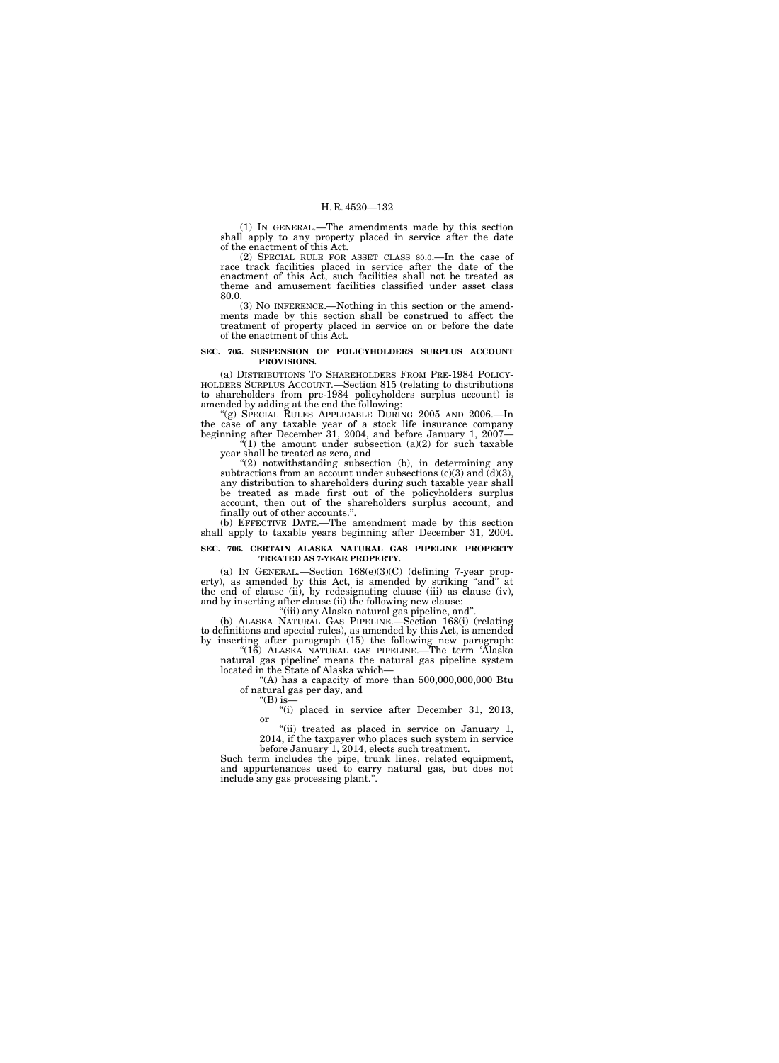(1) IN GENERAL.—The amendments made by this section shall apply to any property placed in service after the date of the enactment of this Act.

(2) SPECIAL RULE FOR ASSET CLASS 80.0.—In the case of race track facilities placed in service after the date of the enactment of this Act, such facilities shall not be treated as theme and amusement facilities classified under asset class 80.0.

(3) NO INFERENCE.—Nothing in this section or the amendments made by this section shall be construed to affect the treatment of property placed in service on or before the date of the enactment of this Act.

**SEC. 705. SUSPENSION OF POLICYHOLDERS SURPLUS ACCOUNT PROVISIONS.**

(a) DISTRIBUTIONS TO SHAREHOLDERS FROM PRE-1984 POLICYHOLDERS SURPLUS ACCOUNT.—Section 815 (relating to distributions to shareholders from pre-1984 policyholders surplus account) is amended by adding at the end the following:

"(g) SPECIAL RULES APPLICABLE DURING 2005 AND 2006.—In the case of any taxable year of a stock life insurance company beginning after December 31, 2004, and before January 1, 2007—

"(1) the amount under subsection (a)(2) for such taxable year shall be treated as zero, and

"(2) notwithstanding subsection (b), in determining any subtractions from an account under subsections (c)(3) and (d)(3), any distribution to shareholders during such taxable year shall be treated as made first out of the policyholders surplus account, then out of the shareholders surplus account, and finally out of other accounts.".

(b) EFFECTIVE DATE.—The amendment made by this section shall apply to taxable years beginning after December 31, 2004.

**SEC. 706. CERTAIN ALASKA NATURAL GAS PIPELINE PROPERTY TREATED AS 7-YEAR PROPERTY.**

(a) IN GENERAL.—Section 168(e)(3)(C) (defining 7-year property), as amended by this Act, is amended by striking "and" at the end of clause (ii), by redesignating clause (iii) as clause (iv), and by inserting after clause (ii) the following new clause:

"(iii) any Alaska natural gas pipeline, and".

(b) ALASKA NATURAL GAS PIPELINE.—Section 168(i) (relating to definitions and special rules), as amended by this Act, is amended by inserting after paragraph (15) the following new paragraph:

"(16) ALASKA NATURAL GAS PIPELINE.—The term 'Alaska natural gas pipeline' means the natural gas pipeline system located in the State of Alaska which—

"(A) has a capacity of more than 500,000,000,000 Btu of natural gas per day, and

"(B) is—

"(i) placed in service after December 31, 2013, or

"(ii) treated as placed in service on January 1, 2014, if the taxpayer who places such system in service before January 1, 2014, elects such treatment.

Such term includes the pipe, trunk lines, related equipment, and appurtenances used to carry natural gas, but does not include any gas processing plant.".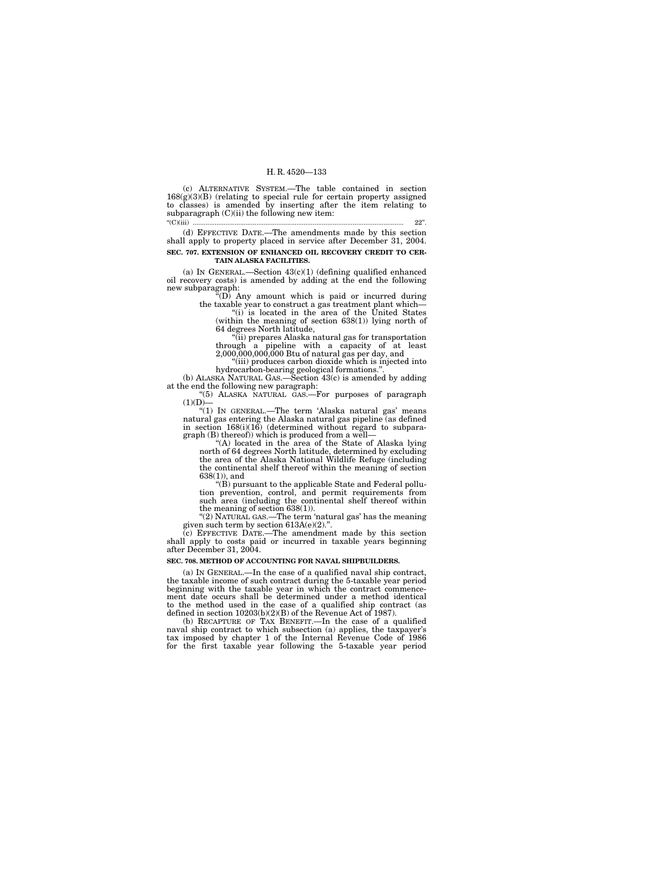(c) ALTERNATIVE SYSTEM.—The table contained in section 168(g)(3)(B) (relating to special rule for certain property assigned to classes) is amended by inserting after the item relating to subparagraph (C)(ii) the following new item:

"(C)(iii) ........................................................................................................ 22".

(d) EFFECTIVE DATE.—The amendments made by this section shall apply to property placed in service after December 31, 2004.

**SEC. 707. EXTENSION OF ENHANCED OIL RECOVERY CREDIT TO CERTAIN ALASKA FACILITIES.**

(a) IN GENERAL.—Section 43(c)(1) (defining qualified enhanced oil recovery costs) is amended by adding at the end the following new subparagraph:

"(D) Any amount which is paid or incurred during the taxable year to construct a gas treatment plant which—

"(i) is located in the area of the United States (within the meaning of section 638(1)) lying north of 64 degrees North latitude,

"(ii) prepares Alaska natural gas for transportation through a pipeline with a capacity of at least 2,000,000,000,000 Btu of natural gas per day, and

"(iii) produces carbon dioxide which is injected into hydrocarbon-bearing geological formations.".

(b) ALASKA NATURAL GAS.—Section 43(c) is amended by adding at the end the following new paragraph:

"(5) ALASKA NATURAL GAS.—For purposes of paragraph (1)(D)—

"(1) IN GENERAL.—The term 'Alaska natural gas' means natural gas entering the Alaska natural gas pipeline (as defined in section 168(i)(16) (determined without regard to subparagraph (B) thereof)) which is produced from a well—

"(A) located in the area of the State of Alaska lying north of 64 degrees North latitude, determined by excluding the area of the Alaska National Wildlife Refuge (including the continental shelf thereof within the meaning of section 638(1)), and

"(B) pursuant to the applicable State and Federal pollution prevention, control, and permit requirements from such area (including the continental shelf thereof within the meaning of section 638(1)).

"(2) NATURAL GAS.—The term 'natural gas' has the meaning given such term by section 613A(e)(2).".

(c) EFFECTIVE DATE.—The amendment made by this section shall apply to costs paid or incurred in taxable years beginning after December 31, 2004.

**SEC. 708. METHOD OF ACCOUNTING FOR NAVAL SHIPBUILDERS.**

(a) IN GENERAL.—In the case of a qualified naval ship contract, the taxable income of such contract during the 5-taxable year period beginning with the taxable year in which the contract commencement date occurs shall be determined under a method identical to the method used in the case of a qualified ship contract (as defined in section 10203(b)(2)(B) of the Revenue Act of 1987).

(b) RECAPTURE OF TAX BENEFIT.—In the case of a qualified naval ship contract to which subsection (a) applies, the taxpayer's tax imposed by chapter 1 of the Internal Revenue Code of 1986 for the first taxable year following the 5-taxable year period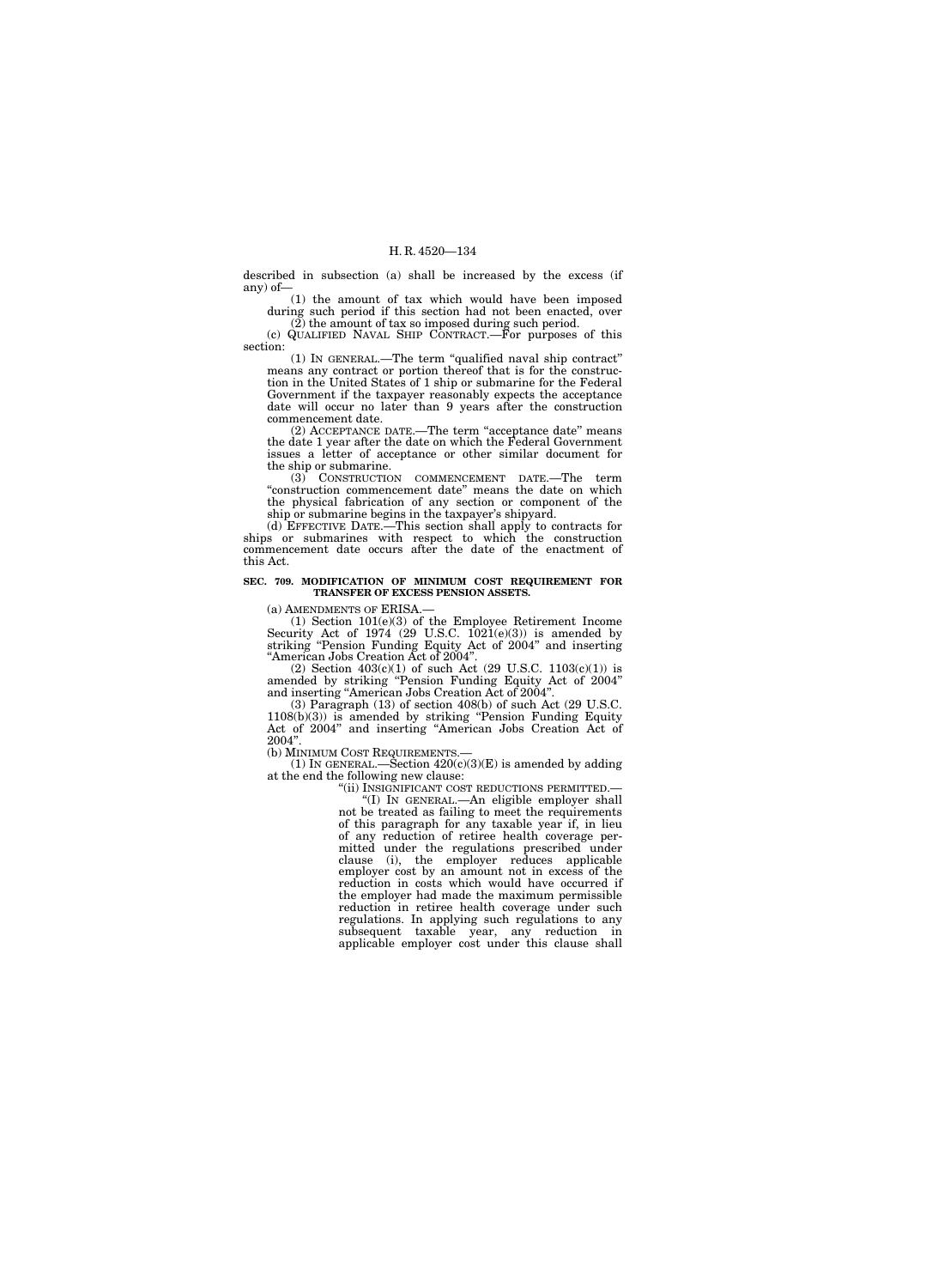described in subsection (a) shall be increased by the excess (if any) of—

(1) the amount of tax which would have been imposed during such period if this section had not been enacted, over

(2) the amount of tax so imposed during such period.

(c) QUALIFIED NAVAL SHIP CONTRACT.—For purposes of this section:

(1) IN GENERAL.—The term "qualified naval ship contract" means any contract or portion thereof that is for the construction in the United States of 1 ship or submarine for the Federal Government if the taxpayer reasonably expects the acceptance date will occur no later than 9 years after the construction commencement date.

(2) ACCEPTANCE DATE.—The term "acceptance date" means the date 1 year after the date on which the Federal Government issues a letter of acceptance or other similar document for the ship or submarine.

(3) CONSTRUCTION COMMENCEMENT DATE.—The term "construction commencement date" means the date on which the physical fabrication of any section or component of the ship or submarine begins in the taxpayer's shipyard.

(d) EFFECTIVE DATE.—This section shall apply to contracts for ships or submarines with respect to which the construction commencement date occurs after the date of the enactment of this Act.

**SEC. 709. MODIFICATION OF MINIMUM COST REQUIREMENT FOR TRANSFER OF EXCESS PENSION ASSETS.**

(a) AMENDMENTS OF ERISA.—

(1) Section 101(e)(3) of the Employee Retirement Income Security Act of 1974 (29 U.S.C. 1021(e)(3)) is amended by striking "Pension Funding Equity Act of 2004" and inserting "American Jobs Creation Act of 2004".

(2) Section 403(c)(1) of such Act (29 U.S.C. 1103(c)(1)) is amended by striking "Pension Funding Equity Act of 2004" and inserting "American Jobs Creation Act of 2004".

(3) Paragraph (13) of section 408(b) of such Act (29 U.S.C. 1108(b)(3)) is amended by striking "Pension Funding Equity Act of 2004" and inserting "American Jobs Creation Act of 2004".

(b) MINIMUM COST REQUIREMENTS.—

(1) IN GENERAL.—Section 420(c)(3)(E) is amended by adding at the end the following new clause:

"(ii) INSIGNIFICANT COST REDUCTIONS PERMITTED.—

"(I) IN GENERAL.—An eligible employer shall not be treated as failing to meet the requirements of this paragraph for any taxable year if, in lieu of any reduction of retiree health coverage permitted under the regulations prescribed under clause (i), the employer reduces applicable employer cost by an amount not in excess of the reduction in costs which would have occurred if the employer had made the maximum permissible reduction in retiree health coverage under such regulations. In applying such regulations to any subsequent taxable year, any reduction in applicable employer cost under this clause shall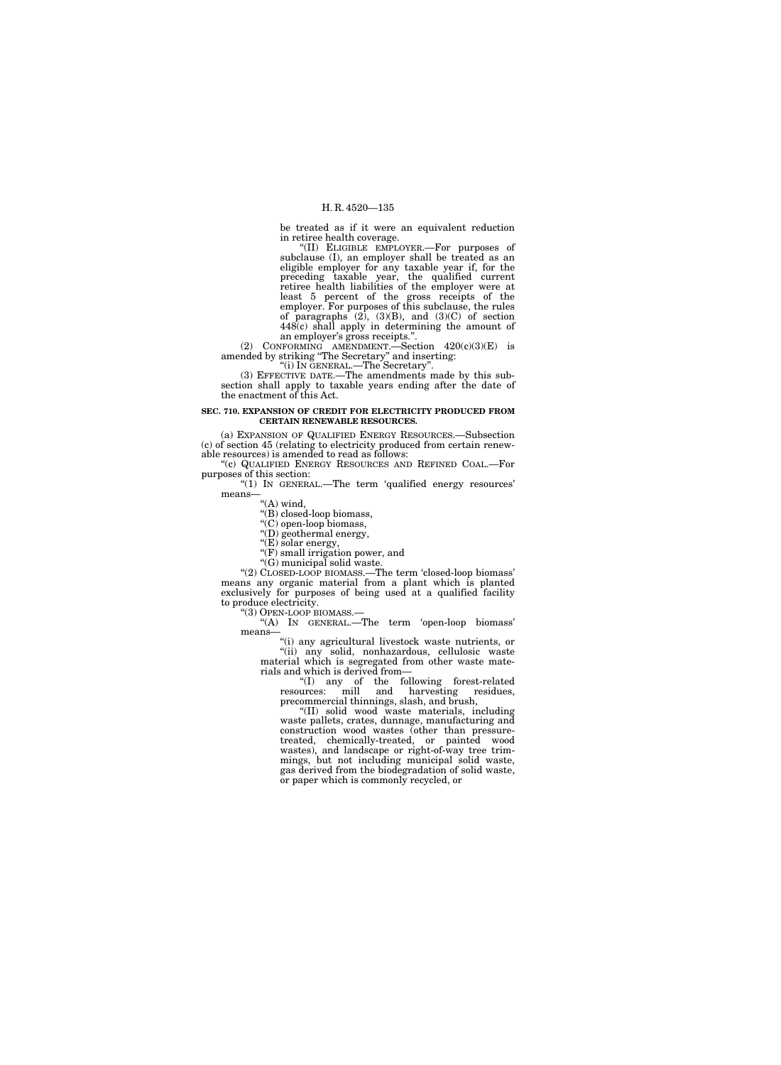be treated as if it were an equivalent reduction in retiree health coverage.

"(II) ELIGIBLE EMPLOYER.—For purposes of subclause (I), an employer shall be treated as an eligible employer for any taxable year if, for the preceding taxable year, the qualified current retiree health liabilities of the employer were at least 5 percent of the gross receipts of the employer. For purposes of this subclause, the rules of paragraphs (2), (3)(B), and (3)(C) of section 448(c) shall apply in determining the amount of an employer's gross receipts.".

(2) CONFORMING AMENDMENT.—Section 420(c)(3)(E) is amended by striking "The Secretary" and inserting:

"(i) IN GENERAL.—The Secretary".

(3) EFFECTIVE DATE.—The amendments made by this subsection shall apply to taxable years ending after the date of the enactment of this Act.

**SEC. 710. EXPANSION OF CREDIT FOR ELECTRICITY PRODUCED FROM CERTAIN RENEWABLE RESOURCES.**

(a) EXPANSION OF QUALIFIED ENERGY RESOURCES.—Subsection (c) of section 45 (relating to electricity produced from certain renewable resources) is amended to read as follows:

"(c) QUALIFIED ENERGY RESOURCES AND REFINED COAL.—For purposes of this section:

"(1) IN GENERAL.—The term 'qualified energy resources' means—

"(A) wind,

"(B) closed-loop biomass,

"(C) open-loop biomass,

"(D) geothermal energy,

"(E) solar energy,

"(F) small irrigation power, and

"(G) municipal solid waste.

"(2) CLOSED-LOOP BIOMASS.—The term 'closed-loop biomass' means any organic material from a plant which is planted exclusively for purposes of being used at a qualified facility to produce electricity.

"(3) OPEN-LOOP BIOMASS.—

"(A) IN GENERAL.—The term 'open-loop biomass' means—

"(i) any agricultural livestock waste nutrients, or

"(ii) any solid, nonhazardous, cellulosic waste material which is segregated from other waste materials and which is derived from—

"(I) any of the following forest-related resources: mill and harvesting residues, precommercial thinnings, slash, and brush,

"(II) solid wood waste materials, including waste pallets, crates, dunnage, manufacturing and construction wood wastes (other than pressure-treated, chemically-treated, or painted wood wastes), and landscape or right-of-way tree trimmings, but not including municipal solid waste, gas derived from the biodegradation of solid waste, or paper which is commonly recycled, or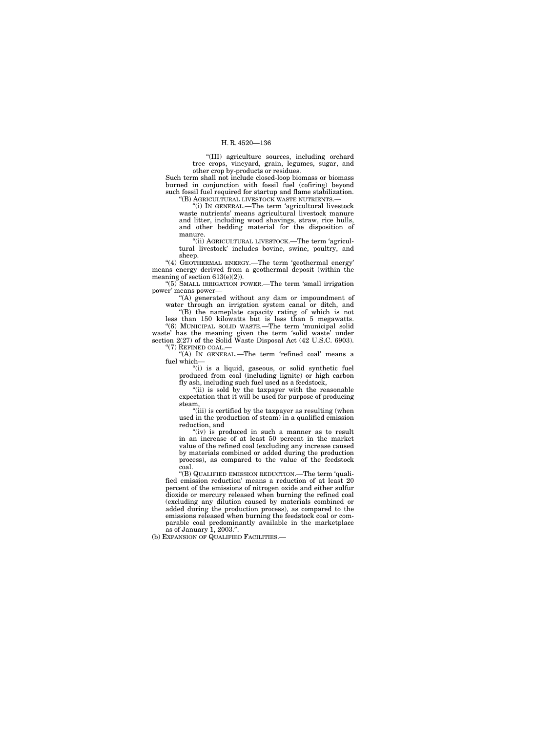"(III) agriculture sources, including orchard tree crops, vineyard, grain, legumes, sugar, and other crop by-products or residues.

Such term shall not include closed-loop biomass or biomass burned in conjunction with fossil fuel (cofiring) beyond such fossil fuel required for startup and flame stabilization.

"(B) AGRICULTURAL LIVESTOCK WASTE NUTRIENTS.—

"(i) IN GENERAL.—The term 'agricultural livestock waste nutrients' means agricultural livestock manure and litter, including wood shavings, straw, rice hulls, and other bedding material for the disposition of manure.

"(ii) AGRICULTURAL LIVESTOCK.—The term 'agricultural livestock' includes bovine, swine, poultry, and sheep.

"(4) GEOTHERMAL ENERGY.—The term 'geothermal energy' means energy derived from a geothermal deposit (within the meaning of section 613(e)(2)).

"(5) SMALL IRRIGATION POWER.—The term 'small irrigation power' means power—

"(A) generated without any dam or impoundment of water through an irrigation system canal or ditch, and

"(B) the nameplate capacity rating of which is not less than 150 kilowatts but is less than 5 megawatts.

"(6) MUNICIPAL SOLID WASTE.—The term 'municipal solid waste' has the meaning given the term 'solid waste' under section 2(27) of the Solid Waste Disposal Act (42 U.S.C. 6903).

"(7) REFINED COAL.—

"(A) IN GENERAL.—The term 'refined coal' means a fuel which—

"(i) is a liquid, gaseous, or solid synthetic fuel produced from coal (including lignite) or high carbon fly ash, including such fuel used as a feedstock,

"(ii) is sold by the taxpayer with the reasonable expectation that it will be used for purpose of producing steam,

"(iii) is certified by the taxpayer as resulting (when used in the production of steam) in a qualified emission reduction, and

"(iv) is produced in such a manner as to result in an increase of at least 50 percent in the market value of the refined coal (excluding any increase caused by materials combined or added during the production process), as compared to the value of the feedstock coal.

"(B) QUALIFIED EMISSION REDUCTION.—The term 'qualified emission reduction' means a reduction of at least 20 percent of the emissions of nitrogen oxide and either sulfur dioxide or mercury released when burning the refined coal (excluding any dilution caused by materials combined or added during the production process), as compared to the emissions released when burning the feedstock coal or comparable coal predominantly available in the marketplace as of January 1, 2003.".

(b) EXPANSION OF QUALIFIED FACILITIES.—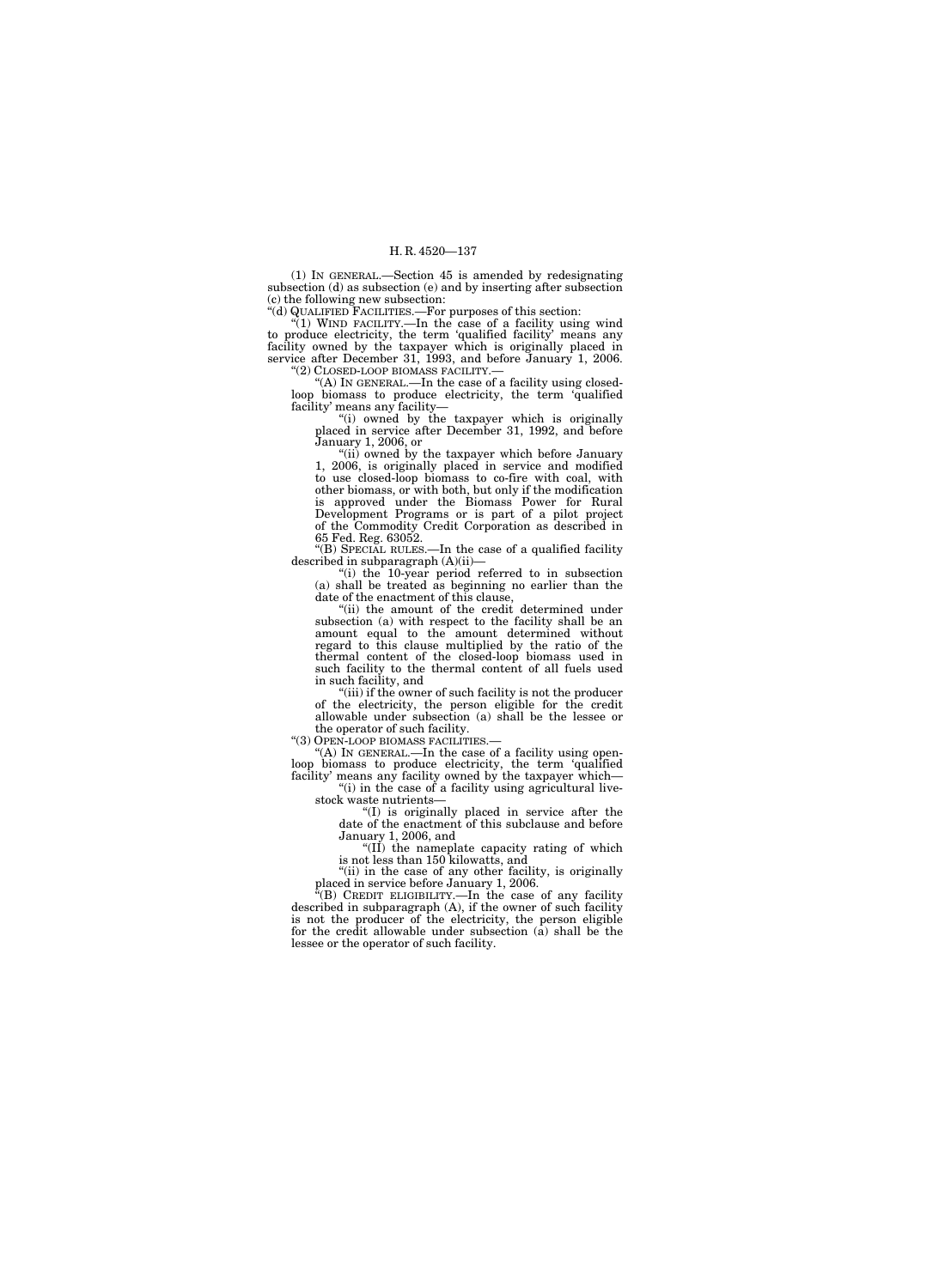(1) IN GENERAL.—Section 45 is amended by redesignating subsection (d) as subsection (e) and by inserting after subsection (c) the following new subsection:

"(d) QUALIFIED FACILITIES.—For purposes of this section:

"(1) WIND FACILITY.—In the case of a facility using wind to produce electricity, the term 'qualified facility' means any facility owned by the taxpayer which is originally placed in service after December 31, 1993, and before January 1, 2006.

"(2) CLOSED-LOOP BIOMASS FACILITY.—

"(A) IN GENERAL.—In the case of a facility using closed-loop biomass to produce electricity, the term 'qualified facility' means any facility—

"(i) owned by the taxpayer which is originally placed in service after December 31, 1992, and before January 1, 2006, or

"(ii) owned by the taxpayer which before January 1, 2006, is originally placed in service and modified to use closed-loop biomass to co-fire with coal, with other biomass, or with both, but only if the modification is approved under the Biomass Power for Rural Development Programs or is part of a pilot project of the Commodity Credit Corporation as described in 65 Fed. Reg. 63052.

"(B) SPECIAL RULES.—In the case of a qualified facility described in subparagraph (A)(ii)—

"(i) the 10-year period referred to in subsection (a) shall be treated as beginning no earlier than the date of the enactment of this clause,

"(ii) the amount of the credit determined under subsection (a) with respect to the facility shall be an amount equal to the amount determined without regard to this clause multiplied by the ratio of the thermal content of the closed-loop biomass used in such facility to the thermal content of all fuels used in such facility, and

"(iii) if the owner of such facility is not the producer of the electricity, the person eligible for the credit allowable under subsection (a) shall be the lessee or the operator of such facility.

"(3) OPEN-LOOP BIOMASS FACILITIES.—

"(A) IN GENERAL.—In the case of a facility using open-loop biomass to produce electricity, the term 'qualified facility' means any facility owned by the taxpayer which—

"(i) in the case of a facility using agricultural livestock waste nutrients—

"(I) is originally placed in service after the date of the enactment of this subclause and before January 1, 2006, and

"(II) the nameplate capacity rating of which is not less than 150 kilowatts, and

"(ii) in the case of any other facility, is originally placed in service before January 1, 2006.

"(B) CREDIT ELIGIBILITY.—In the case of any facility described in subparagraph (A), if the owner of such facility is not the producer of the electricity, the person eligible for the credit allowable under subsection (a) shall be the lessee or the operator of such facility.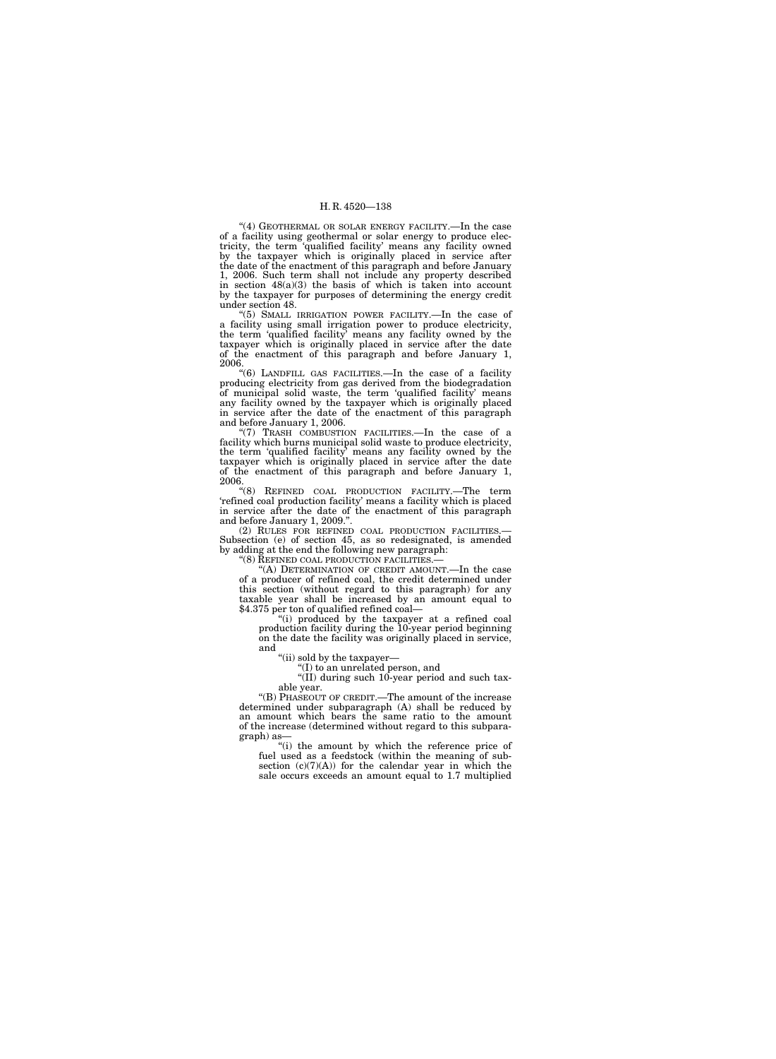"(4) GEOTHERMAL OR SOLAR ENERGY FACILITY.—In the case of a facility using geothermal or solar energy to produce electricity, the term 'qualified facility' means any facility owned by the taxpayer which is originally placed in service after the date of the enactment of this paragraph and before January 1, 2006. Such term shall not include any property described in section 48(a)(3) the basis of which is taken into account by the taxpayer for purposes of determining the energy credit under section 48.

"(5) SMALL IRRIGATION POWER FACILITY.—In the case of a facility using small irrigation power to produce electricity, the term 'qualified facility' means any facility owned by the taxpayer which is originally placed in service after the date of the enactment of this paragraph and before January 1, 2006.

"(6) LANDFILL GAS FACILITIES.—In the case of a facility producing electricity from gas derived from the biodegradation of municipal solid waste, the term 'qualified facility' means any facility owned by the taxpayer which is originally placed in service after the date of the enactment of this paragraph and before January 1, 2006.

"(7) TRASH COMBUSTION FACILITIES.—In the case of a facility which burns municipal solid waste to produce electricity, the term 'qualified facility' means any facility owned by the taxpayer which is originally placed in service after the date of the enactment of this paragraph and before January 1, 2006.

"(8) REFINED COAL PRODUCTION FACILITY.—The term 'refined coal production facility' means a facility which is placed in service after the date of the enactment of this paragraph and before January 1, 2009.".

(2) RULES FOR REFINED COAL PRODUCTION FACILITIES.—Subsection (e) of section 45, as so redesignated, is amended by adding at the end the following new paragraph:

"(8) REFINED COAL PRODUCTION FACILITIES.—

"(A) DETERMINATION OF CREDIT AMOUNT.—In the case of a producer of refined coal, the credit determined under this section (without regard to this paragraph) for any taxable year shall be increased by an amount equal to $4.375 per ton of qualified refined coal—

"(i) produced by the taxpayer at a refined coal production facility during the 10-year period beginning on the date the facility was originally placed in service, and

"(ii) sold by the taxpayer—

"(I) to an unrelated person, and

"(II) during such 10-year period and such taxable year.

"(B) PHASEOUT OF CREDIT.—The amount of the increase determined under subparagraph (A) shall be reduced by an amount which bears the same ratio to the amount of the increase (determined without regard to this subparagraph) as—

"(i) the amount by which the reference price of fuel used as a feedstock (within the meaning of subsection (c)(7)(A)) for the calendar year in which the sale occurs exceeds an amount equal to 1.7 multiplied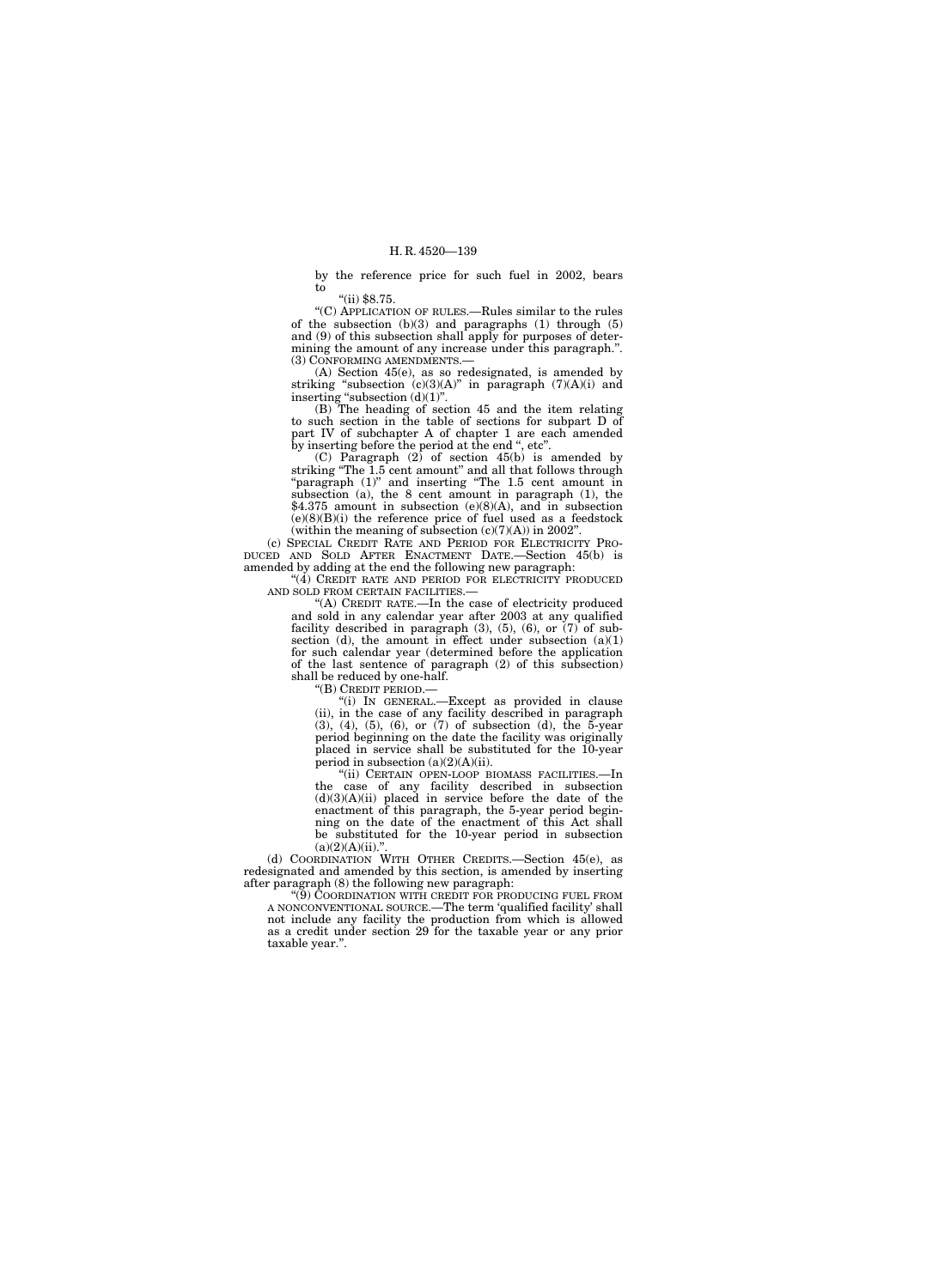by the reference price for such fuel in 2002, bears to

"(ii) $8.75.

"(C) APPLICATION OF RULES.—Rules similar to the rules of the subsection (b)(3) and paragraphs (1) through (5) and (9) of this subsection shall apply for purposes of determining the amount of any increase under this paragraph.".

(3) CONFORMING AMENDMENTS.—

(A) Section 45(e), as so redesignated, is amended by striking "subsection (c)(3)(A)" in paragraph (7)(A)(i) and inserting "subsection (d)(1)".

(B) The heading of section 45 and the item relating to such section in the table of sections for subpart D of part IV of subchapter A of chapter 1 are each amended by inserting before the period at the end ", etc".

(C) Paragraph (2) of section 45(b) is amended by striking "The 1.5 cent amount" and all that follows through "paragraph (1)" and inserting "The 1.5 cent amount in subsection (a), the 8 cent amount in paragraph (1), the $4.375 amount in subsection (e)(8)(A), and in subsection (e)(8)(B)(i) the reference price of fuel used as a feedstock (within the meaning of subsection (c)(7)(A)) in 2002".

(c) SPECIAL CREDIT RATE AND PERIOD FOR ELECTRICITY PRODUCED AND SOLD AFTER ENACTMENT DATE.—Section 45(b) is amended by adding at the end the following new paragraph:

"(4) CREDIT RATE AND PERIOD FOR ELECTRICITY PRODUCED AND SOLD FROM CERTAIN FACILITIES.—

"(A) CREDIT RATE.—In the case of electricity produced and sold in any calendar year after 2003 at any qualified facility described in paragraph (3), (5), (6), or (7) of subsection (d), the amount in effect under subsection (a)(1) for such calendar year (determined before the application of the last sentence of paragraph (2) of this subsection) shall be reduced by one-half.

"(B) CREDIT PERIOD.—

"(i) IN GENERAL.—Except as provided in clause (ii), in the case of any facility described in paragraph (3), (4), (5), (6), or (7) of subsection (d), the 5-year period beginning on the date the facility was originally placed in service shall be substituted for the 10-year period in subsection (a)(2)(A)(ii).

"(ii) CERTAIN OPEN-LOOP BIOMASS FACILITIES.—In the case of any facility described in subsection (d)(3)(A)(ii) placed in service before the date of the enactment of this paragraph, the 5-year period beginning on the date of the enactment of this Act shall be substituted for the 10-year period in subsection (a)(2)(A)(ii).".

(d) COORDINATION WITH OTHER CREDITS.—Section 45(e), as redesignated and amended by this section, is amended by inserting after paragraph (8) the following new paragraph:

"(9) COORDINATION WITH CREDIT FOR PRODUCING FUEL FROM A NONCONVENTIONAL SOURCE.—The term 'qualified facility' shall not include any facility the production from which is allowed as a credit under section 29 for the taxable year or any prior taxable year.".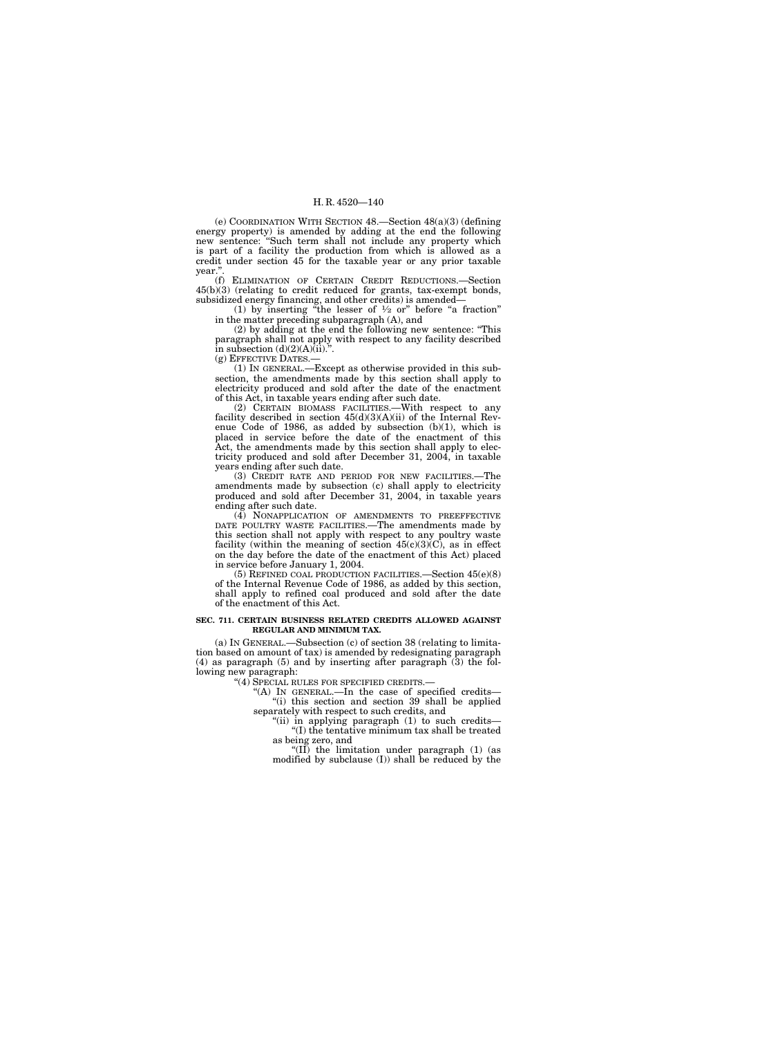(e) COORDINATION WITH SECTION 48.—Section 48(a)(3) (defining energy property) is amended by adding at the end the following new sentence: "Such term shall not include any property which is part of a facility the production from which is allowed as a credit under section 45 for the taxable year or any prior taxable year.".

(f) ELIMINATION OF CERTAIN CREDIT REDUCTIONS.—Section 45(b)(3) (relating to credit reduced for grants, tax-exempt bonds, subsidized energy financing, and other credits) is amended—

(1) by inserting "the lesser of ½ or" before "a fraction" in the matter preceding subparagraph (A), and

(2) by adding at the end the following new sentence: "This paragraph shall not apply with respect to any facility described in subsection (d)(2)(A)(ii).".

(g) EFFECTIVE DATES.—

(1) IN GENERAL.—Except as otherwise provided in this subsection, the amendments made by this section shall apply to electricity produced and sold after the date of the enactment of this Act, in taxable years ending after such date.

(2) CERTAIN BIOMASS FACILITIES.—With respect to any facility described in section 45(d)(3)(A)(ii) of the Internal Revenue Code of 1986, as added by subsection (b)(1), which is placed in service before the date of the enactment of this Act, the amendments made by this section shall apply to electricity produced and sold after December 31, 2004, in taxable years ending after such date.

(3) CREDIT RATE AND PERIOD FOR NEW FACILITIES.—The amendments made by subsection (c) shall apply to electricity produced and sold after December 31, 2004, in taxable years ending after such date.

(4) NONAPPLICATION OF AMENDMENTS TO PREEFFECTIVE DATE POULTRY WASTE FACILITIES.—The amendments made by this section shall not apply with respect to any poultry waste facility (within the meaning of section 45(c)(3)(C), as in effect on the day before the date of the enactment of this Act) placed in service before January 1, 2004.

(5) REFINED COAL PRODUCTION FACILITIES.—Section 45(e)(8) of the Internal Revenue Code of 1986, as added by this section, shall apply to refined coal produced and sold after the date of the enactment of this Act.

**SEC. 711. CERTAIN BUSINESS RELATED CREDITS ALLOWED AGAINST REGULAR AND MINIMUM TAX.**

(a) IN GENERAL.—Subsection (c) of section 38 (relating to limitation based on amount of tax) is amended by redesignating paragraph (4) as paragraph (5) and by inserting after paragraph (3) the following new paragraph:

"(4) SPECIAL RULES FOR SPECIFIED CREDITS.—

"(A) IN GENERAL.—In the case of specified credits—

"(i) this section and section 39 shall be applied separately with respect to such credits, and

"(ii) in applying paragraph (1) to such credits—

"(I) the tentative minimum tax shall be treated as being zero, and

"(II) the limitation under paragraph (1) (as modified by subclause (I)) shall be reduced by the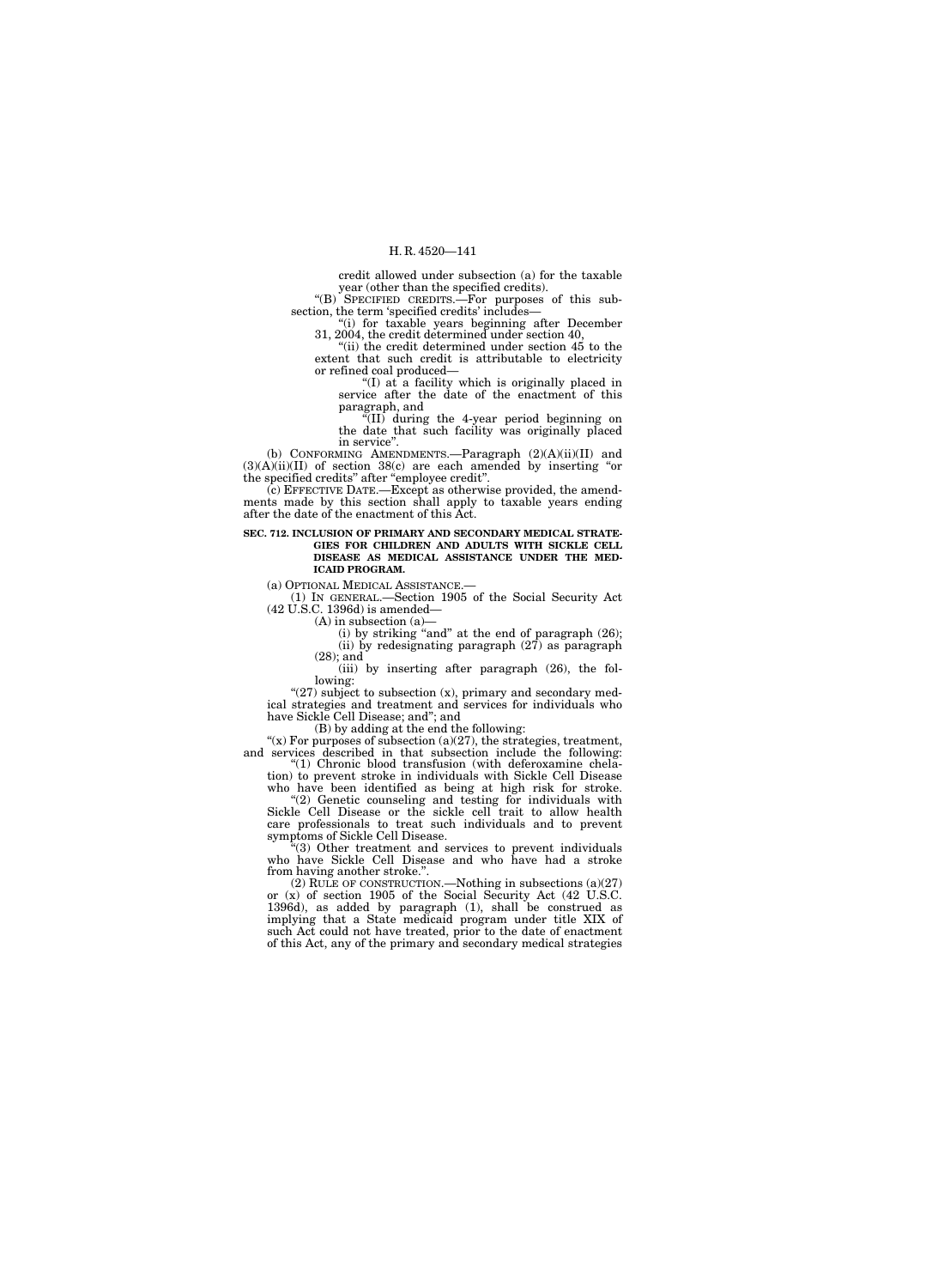credit allowed under subsection (a) for the taxable year (other than the specified credits).

"(B) SPECIFIED CREDITS.—For purposes of this subsection, the term 'specified credits' includes—

"(i) for taxable years beginning after December 31, 2004, the credit determined under section 40,

"(ii) the credit determined under section 45 to the extent that such credit is attributable to electricity or refined coal produced—

"(I) at a facility which is originally placed in service after the date of the enactment of this paragraph, and

"(II) during the 4-year period beginning on the date that such facility was originally placed in service".

(b) CONFORMING AMENDMENTS.—Paragraph (2)(A)(ii)(II) and (3)(A)(ii)(II) of section 38(c) are each amended by inserting "or the specified credits" after "employee credit".

(c) EFFECTIVE DATE.—Except as otherwise provided, the amendments made by this section shall apply to taxable years ending after the date of the enactment of this Act.

**SEC. 712. INCLUSION OF PRIMARY AND SECONDARY MEDICAL STRATEGIES FOR CHILDREN AND ADULTS WITH SICKLE CELL DISEASE AS MEDICAL ASSISTANCE UNDER THE MEDICAID PROGRAM.**

(a) OPTIONAL MEDICAL ASSISTANCE.—

(1) IN GENERAL.—Section 1905 of the Social Security Act (42 U.S.C. 1396d) is amended—

(A) in subsection (a)—

(i) by striking "and" at the end of paragraph (26);

(ii) by redesignating paragraph (27) as paragraph (28); and

(iii) by inserting after paragraph (26), the following:

"(27) subject to subsection (x), primary and secondary medical strategies and treatment and services for individuals who have Sickle Cell Disease; and"; and

(B) by adding at the end the following:

"(x) For purposes of subsection (a)(27), the strategies, treatment, and services described in that subsection include the following:

"(1) Chronic blood transfusion (with deferoxamine chelation) to prevent stroke in individuals with Sickle Cell Disease who have been identified as being at high risk for stroke.

"(2) Genetic counseling and testing for individuals with Sickle Cell Disease or the sickle cell trait to allow health care professionals to treat such individuals and to prevent symptoms of Sickle Cell Disease.

"(3) Other treatment and services to prevent individuals who have Sickle Cell Disease and who have had a stroke from having another stroke.".

(2) RULE OF CONSTRUCTION.—Nothing in subsections (a)(27) or (x) of section 1905 of the Social Security Act (42 U.S.C. 1396d), as added by paragraph (1), shall be construed as implying that a State medicaid program under title XIX of such Act could not have treated, prior to the date of enactment of this Act, any of the primary and secondary medical strategies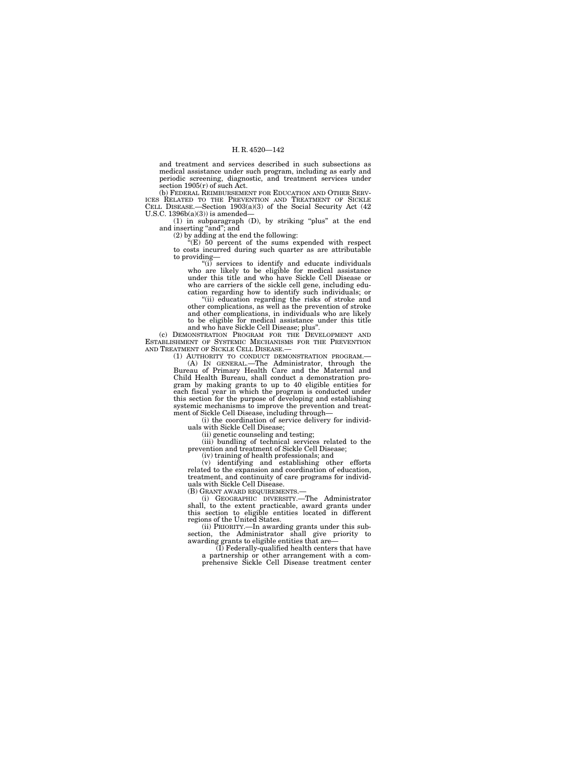and treatment and services described in such subsections as medical assistance under such program, including as early and periodic screening, diagnostic, and treatment services under section 1905(r) of such Act.

(b) FEDERAL REIMBURSEMENT FOR EDUCATION AND OTHER SERVICES RELATED TO THE PREVENTION AND TREATMENT OF SICKLE CELL DISEASE.—Section 1903(a)(3) of the Social Security Act (42 U.S.C. 1396b(a)(3)) is amended—

(1) in subparagraph (D), by striking "plus" at the end and inserting "and"; and

(2) by adding at the end the following:

"(E) 50 percent of the sums expended with respect to costs incurred during such quarter as are attributable to providing—

"(i) services to identify and educate individuals who are likely to be eligible for medical assistance under this title and who have Sickle Cell Disease or who are carriers of the sickle cell gene, including education regarding how to identify such individuals; or

"(ii) education regarding the risks of stroke and other complications, as well as the prevention of stroke and other complications, in individuals who are likely to be eligible for medical assistance under this title and who have Sickle Cell Disease; plus".

(c) DEMONSTRATION PROGRAM FOR THE DEVELOPMENT AND ESTABLISHMENT OF SYSTEMIC MECHANISMS FOR THE PREVENTION AND TREATMENT OF SICKLE CELL DISEASE.—

(1) AUTHORITY TO CONDUCT DEMONSTRATION PROGRAM.—

(A) IN GENERAL.—The Administrator, through the Bureau of Primary Health Care and the Maternal and Child Health Bureau, shall conduct a demonstration program by making grants to up to 40 eligible entities for each fiscal year in which the program is conducted under this section for the purpose of developing and establishing systemic mechanisms to improve the prevention and treatment of Sickle Cell Disease, including through—

(i) the coordination of service delivery for individuals with Sickle Cell Disease;

(ii) genetic counseling and testing;

(iii) bundling of technical services related to the prevention and treatment of Sickle Cell Disease;

(iv) training of health professionals; and

(v) identifying and establishing other efforts related to the expansion and coordination of education, treatment, and continuity of care programs for individuals with Sickle Cell Disease.

(B) GRANT AWARD REQUIREMENTS.—

(i) GEOGRAPHIC DIVERSITY.—The Administrator shall, to the extent practicable, award grants under this section to eligible entities located in different regions of the United States.

(ii) PRIORITY.—In awarding grants under this subsection, the Administrator shall give priority to awarding grants to eligible entities that are—

(I) Federally-qualified health centers that have a partnership or other arrangement with a comprehensive Sickle Cell Disease treatment center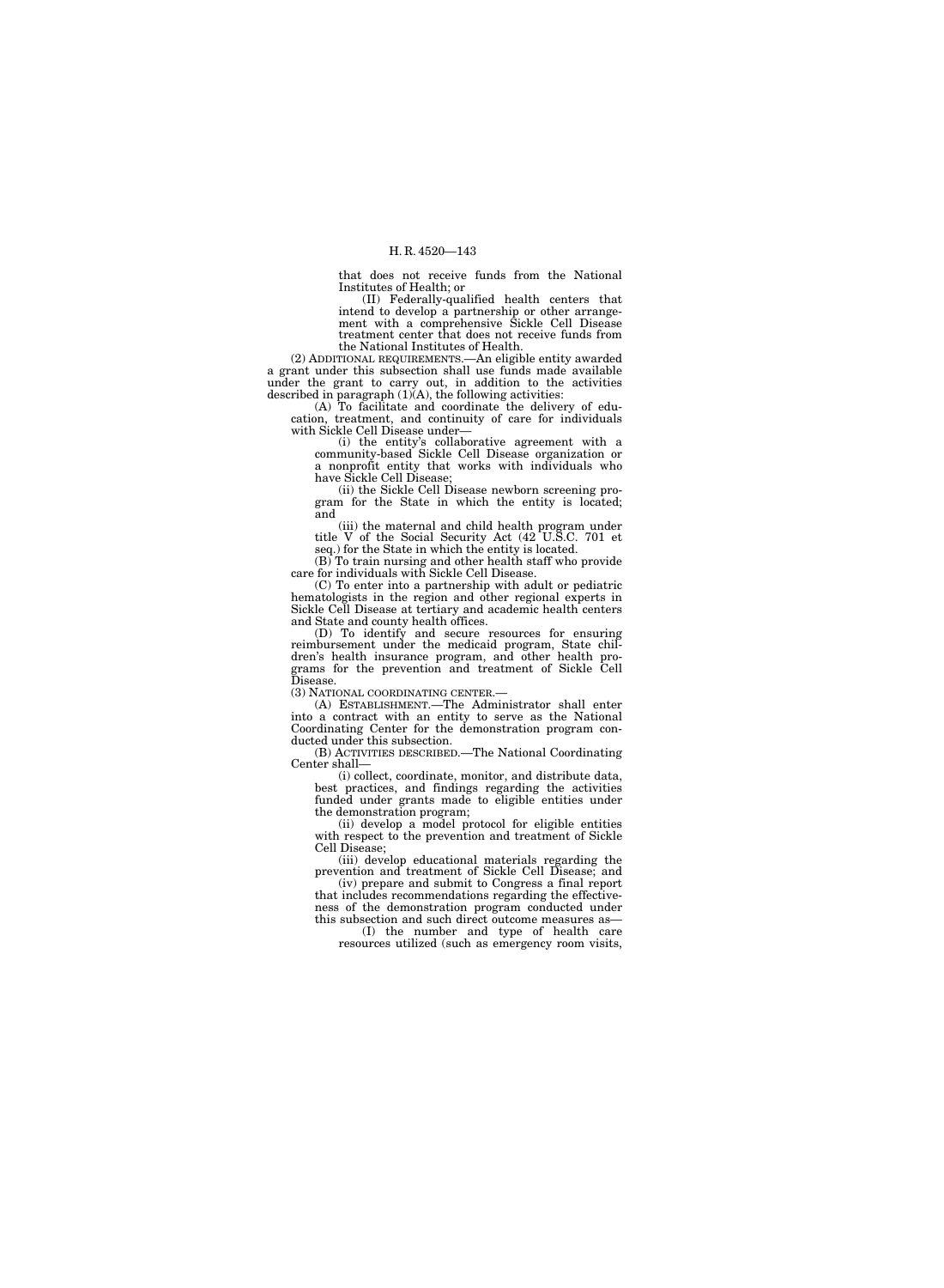that does not receive funds from the National Institutes of Health; or

(II) Federally-qualified health centers that intend to develop a partnership or other arrangement with a comprehensive Sickle Cell Disease treatment center that does not receive funds from the National Institutes of Health.

(2) ADDITIONAL REQUIREMENTS.—An eligible entity awarded a grant under this subsection shall use funds made available under the grant to carry out, in addition to the activities described in paragraph (1)(A), the following activities:

(A) To facilitate and coordinate the delivery of education, treatment, and continuity of care for individuals with Sickle Cell Disease under—

(i) the entity's collaborative agreement with a community-based Sickle Cell Disease organization or a nonprofit entity that works with individuals who have Sickle Cell Disease;

(ii) the Sickle Cell Disease newborn screening program for the State in which the entity is located; and

(iii) the maternal and child health program under title V of the Social Security Act (42 U.S.C. 701 et seq.) for the State in which the entity is located.

(B) To train nursing and other health staff who provide care for individuals with Sickle Cell Disease.

(C) To enter into a partnership with adult or pediatric hematologists in the region and other regional experts in Sickle Cell Disease at tertiary and academic health centers and State and county health offices.

(D) To identify and secure resources for ensuring reimbursement under the medicaid program, State children's health insurance program, and other health programs for the prevention and treatment of Sickle Cell Disease.

(3) NATIONAL COORDINATING CENTER.—

(A) ESTABLISHMENT.—The Administrator shall enter into a contract with an entity to serve as the National Coordinating Center for the demonstration program conducted under this subsection.

(B) ACTIVITIES DESCRIBED.—The National Coordinating Center shall—

(i) collect, coordinate, monitor, and distribute data, best practices, and findings regarding the activities funded under grants made to eligible entities under the demonstration program;

(ii) develop a model protocol for eligible entities with respect to the prevention and treatment of Sickle Cell Disease;

(iii) develop educational materials regarding the prevention and treatment of Sickle Cell Disease; and

(iv) prepare and submit to Congress a final report that includes recommendations regarding the effectiveness of the demonstration program conducted under this subsection and such direct outcome measures as—

(I) the number and type of health care resources utilized (such as emergency room visits,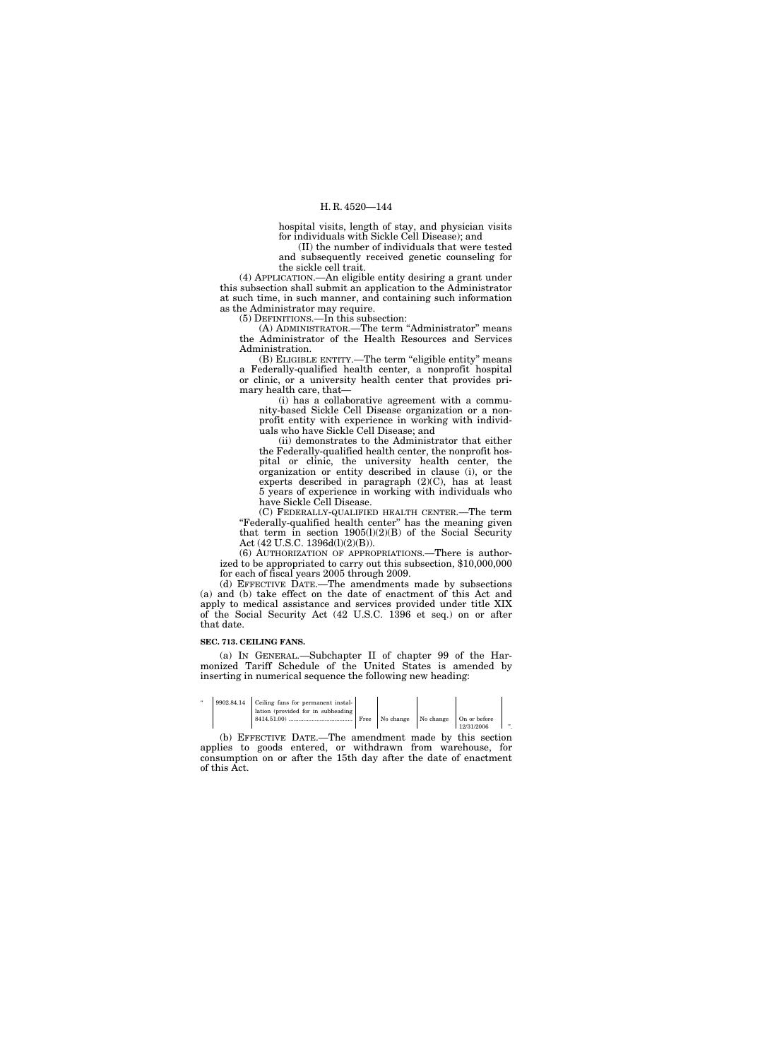hospital visits, length of stay, and physician visits for individuals with Sickle Cell Disease); and

(II) the number of individuals that were tested and subsequently received genetic counseling for the sickle cell trait.

(4) APPLICATION.—An eligible entity desiring a grant under this subsection shall submit an application to the Administrator at such time, in such manner, and containing such information as the Administrator may require.

(5) DEFINITIONS.—In this subsection:

(A) ADMINISTRATOR.—The term "Administrator" means the Administrator of the Health Resources and Services Administration.

(B) ELIGIBLE ENTITY.—The term "eligible entity" means a Federally-qualified health center, a nonprofit hospital or clinic, or a university health center that provides primary health care, that—

(i) has a collaborative agreement with a community-based Sickle Cell Disease organization or a nonprofit entity with experience in working with individuals who have Sickle Cell Disease; and

(ii) demonstrates to the Administrator that either the Federally-qualified health center, the nonprofit hospital or clinic, the university health center, the organization or entity described in clause (i), or the experts described in paragraph (2)(C), has at least 5 years of experience in working with individuals who have Sickle Cell Disease.

(C) FEDERALLY-QUALIFIED HEALTH CENTER.—The term "Federally-qualified health center" has the meaning given that term in section 1905(l)(2)(B) of the Social Security Act (42 U.S.C. 1396d(l)(2)(B)).

(6) AUTHORIZATION OF APPROPRIATIONS.—There is authorized to be appropriated to carry out this subsection, $10,000,000 for each of fiscal years 2005 through 2009.

(d) EFFECTIVE DATE.—The amendments made by subsections (a) and (b) take effect on the date of enactment of this Act and apply to medical assistance and services provided under title XIX of the Social Security Act (42 U.S.C. 1396 et seq.) on or after that date.

**SEC. 713. CEILING FANS.**

(a) IN GENERAL.—Subchapter II of chapter 99 of the Harmonized Tariff Schedule of the United States is amended by inserting in numerical sequence the following new heading:

| " | 9902.84.14 | Ceiling fans for permanent installation (provided for in subheading 8414.51.00) | Free | No change | No change | On or before 12/31/2006 | ". |
|---|---|---|---|---|---|---|---|

(b) EFFECTIVE DATE.—The amendment made by this section applies to goods entered, or withdrawn from warehouse, for consumption on or after the 15th day after the date of enactment of this Act.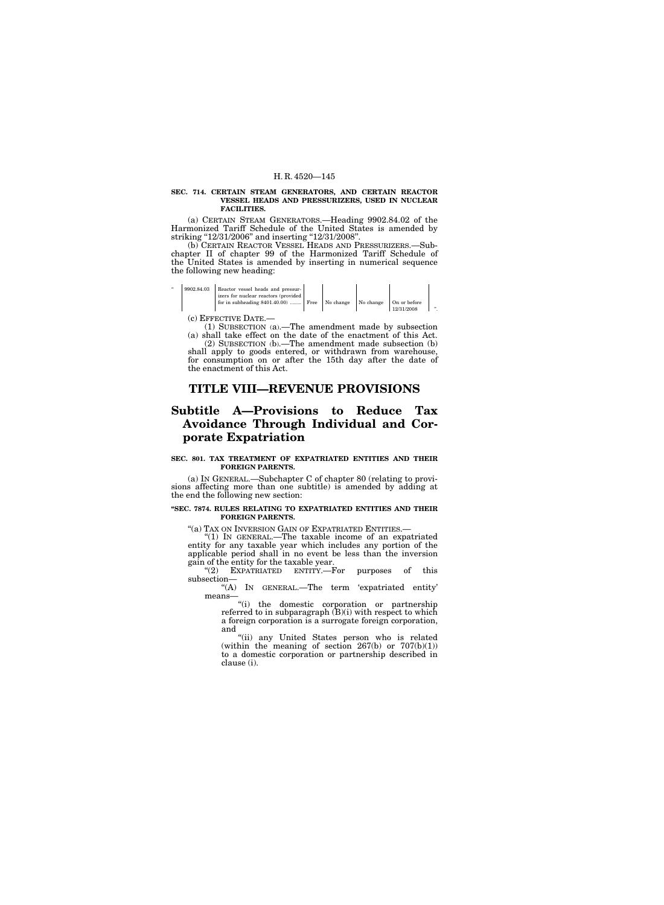**SEC. 714. CERTAIN STEAM GENERATORS, AND CERTAIN REACTOR VESSEL HEADS AND PRESSURIZERS, USED IN NUCLEAR FACILITIES.**

(a) CERTAIN STEAM GENERATORS.—Heading 9902.84.02 of the Harmonized Tariff Schedule of the United States is amended by striking "12/31/2006" and inserting "12/31/2008".

(b) CERTAIN REACTOR VESSEL HEADS AND PRESSURIZERS.—Subchapter II of chapter 99 of the Harmonized Tariff Schedule of the United States is amended by inserting in numerical sequence the following new heading:

| " | | | | | | |
|---|---|---|---|---|---|---|
| 9902.84.03 | Reactor vessel heads and pressurizers for nuclear reactors (provided for in subheading 8401.40.00) ........ | Free | No change | No change | On or before 12/31/2008 | ". |

(c) EFFECTIVE DATE.—

(1) SUBSECTION (a).—The amendment made by subsection (a) shall take effect on the date of the enactment of this Act.

(2) SUBSECTION (b).—The amendment made subsection (b) shall apply to goods entered, or withdrawn from warehouse, for consumption on or after the 15th day after the date of the enactment of this Act.

# TITLE VIII—REVENUE PROVISIONS

## Subtitle A—Provisions to Reduce Tax Avoidance Through Individual and Corporate Expatriation

**SEC. 801. TAX TREATMENT OF EXPATRIATED ENTITIES AND THEIR FOREIGN PARENTS.**

(a) IN GENERAL.—Subchapter C of chapter 80 (relating to provisions affecting more than one subtitle) is amended by adding at the end the following new section:

**"SEC. 7874. RULES RELATING TO EXPATRIATED ENTITIES AND THEIR FOREIGN PARENTS.**

"(a) TAX ON INVERSION GAIN OF EXPATRIATED ENTITIES.—

"(1) IN GENERAL.—The taxable income of an expatriated entity for any taxable year which includes any portion of the applicable period shall in no event be less than the inversion gain of the entity for the taxable year.

"(2) EXPATRIATED ENTITY.—For purposes of this subsection—

"(A) IN GENERAL.—The term 'expatriated entity' means—

"(i) the domestic corporation or partnership referred to in subparagraph (B)(i) with respect to which a foreign corporation is a surrogate foreign corporation, and

"(ii) any United States person who is related (within the meaning of section 267(b) or 707(b)(1)) to a domestic corporation or partnership described in clause (i).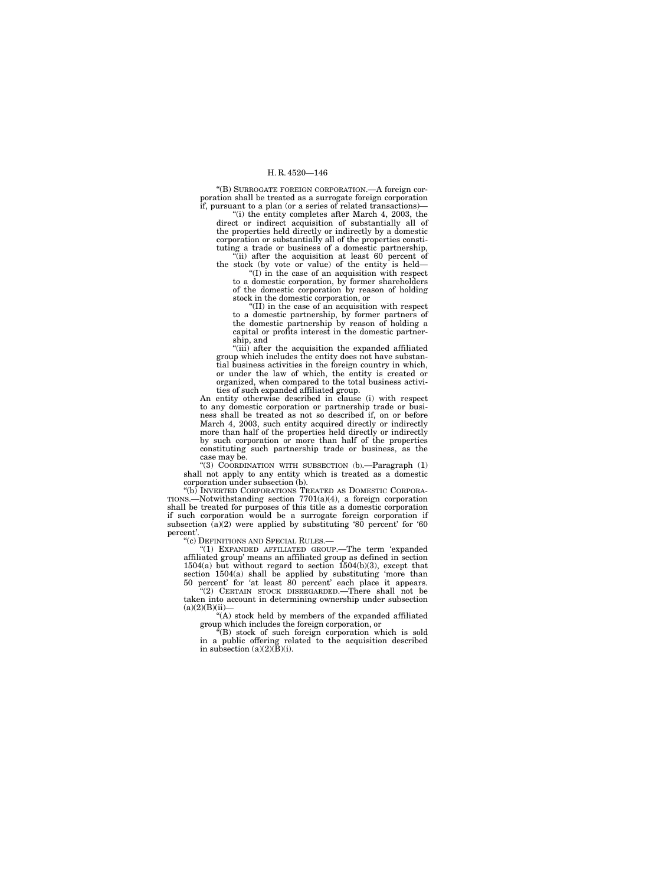"(B) SURROGATE FOREIGN CORPORATION.—A foreign corporation shall be treated as a surrogate foreign corporation if, pursuant to a plan (or a series of related transactions)—

"(i) the entity completes after March 4, 2003, the direct or indirect acquisition of substantially all of the properties held directly or indirectly by a domestic corporation or substantially all of the properties constituting a trade or business of a domestic partnership,

"(ii) after the acquisition at least 60 percent of the stock (by vote or value) of the entity is held—

"(I) in the case of an acquisition with respect to a domestic corporation, by former shareholders of the domestic corporation by reason of holding stock in the domestic corporation, or

"(II) in the case of an acquisition with respect to a domestic partnership, by former partners of the domestic partnership by reason of holding a capital or profits interest in the domestic partnership, and

"(iii) after the acquisition the expanded affiliated group which includes the entity does not have substantial business activities in the foreign country in which, or under the law of which, the entity is created or organized, when compared to the total business activities of such expanded affiliated group.

An entity otherwise described in clause (i) with respect to any domestic corporation or partnership trade or business shall be treated as not so described if, on or before March 4, 2003, such entity acquired directly or indirectly more than half of the properties held directly or indirectly by such corporation or more than half of the properties constituting such partnership trade or business, as the case may be.

"(3) COORDINATION WITH SUBSECTION (b).—Paragraph (1) shall not apply to any entity which is treated as a domestic corporation under subsection (b).

"(b) INVERTED CORPORATIONS TREATED AS DOMESTIC CORPORATIONS.—Notwithstanding section 7701(a)(4), a foreign corporation shall be treated for purposes of this title as a domestic corporation if such corporation would be a surrogate foreign corporation if subsection (a)(2) were applied by substituting '80 percent' for '60 percent'.

"(c) DEFINITIONS AND SPECIAL RULES.—

"(1) EXPANDED AFFILIATED GROUP.—The term 'expanded affiliated group' means an affiliated group as defined in section 1504(a) but without regard to section 1504(b)(3), except that section 1504(a) shall be applied by substituting 'more than 50 percent' for 'at least 80 percent' each place it appears.

"(2) CERTAIN STOCK DISREGARDED.—There shall not be taken into account in determining ownership under subsection (a)(2)(B)(ii)—

"(A) stock held by members of the expanded affiliated group which includes the foreign corporation, or

"(B) stock of such foreign corporation which is sold in a public offering related to the acquisition described in subsection (a)(2)(B)(i).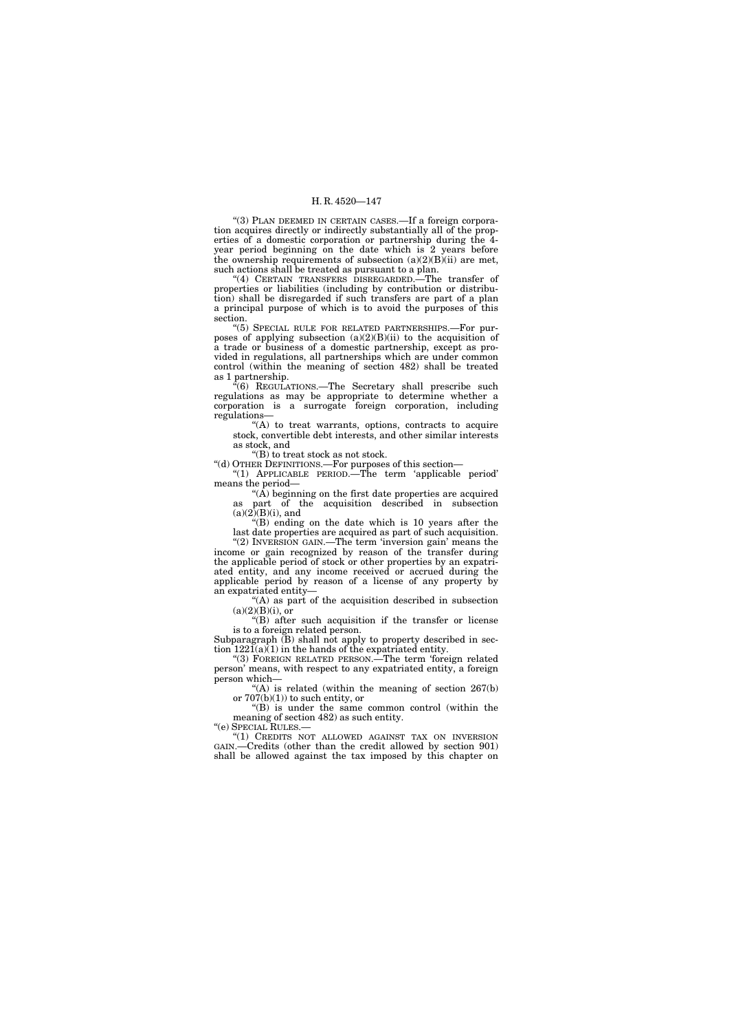"(3) PLAN DEEMED IN CERTAIN CASES.—If a foreign corporation acquires directly or indirectly substantially all of the properties of a domestic corporation or partnership during the 4-year period beginning on the date which is 2 years before the ownership requirements of subsection (a)(2)(B)(ii) are met, such actions shall be treated as pursuant to a plan.

"(4) CERTAIN TRANSFERS DISREGARDED.—The transfer of properties or liabilities (including by contribution or distribution) shall be disregarded if such transfers are part of a plan a principal purpose of which is to avoid the purposes of this section.

"(5) SPECIAL RULE FOR RELATED PARTNERSHIPS.—For purposes of applying subsection (a)(2)(B)(ii) to the acquisition of a trade or business of a domestic partnership, except as provided in regulations, all partnerships which are under common control (within the meaning of section 482) shall be treated as 1 partnership.

"(6) REGULATIONS.—The Secretary shall prescribe such regulations as may be appropriate to determine whether a corporation is a surrogate foreign corporation, including regulations—

"(A) to treat warrants, options, contracts to acquire stock, convertible debt interests, and other similar interests as stock, and

"(B) to treat stock as not stock.

"(d) OTHER DEFINITIONS.—For purposes of this section—

"(1) APPLICABLE PERIOD.—The term 'applicable period' means the period—

"(A) beginning on the first date properties are acquired as part of the acquisition described in subsection (a)(2)(B)(i), and

"(B) ending on the date which is 10 years after the last date properties are acquired as part of such acquisition.

"(2) INVERSION GAIN.—The term 'inversion gain' means the income or gain recognized by reason of the transfer during the applicable period of stock or other properties by an expatriated entity, and any income received or accrued during the applicable period by reason of a license of any property by an expatriated entity—

"(A) as part of the acquisition described in subsection (a)(2)(B)(i), or

"(B) after such acquisition if the transfer or license is to a foreign related person.

Subparagraph (B) shall not apply to property described in section 1221(a)(1) in the hands of the expatriated entity.

"(3) FOREIGN RELATED PERSON.—The term 'foreign related person' means, with respect to any expatriated entity, a foreign person which—

"(A) is related (within the meaning of section 267(b) or 707(b)(1)) to such entity, or

"(B) is under the same common control (within the meaning of section 482) as such entity.

"(e) SPECIAL RULES.—

"(1) CREDITS NOT ALLOWED AGAINST TAX ON INVERSION GAIN.—Credits (other than the credit allowed by section 901) shall be allowed against the tax imposed by this chapter on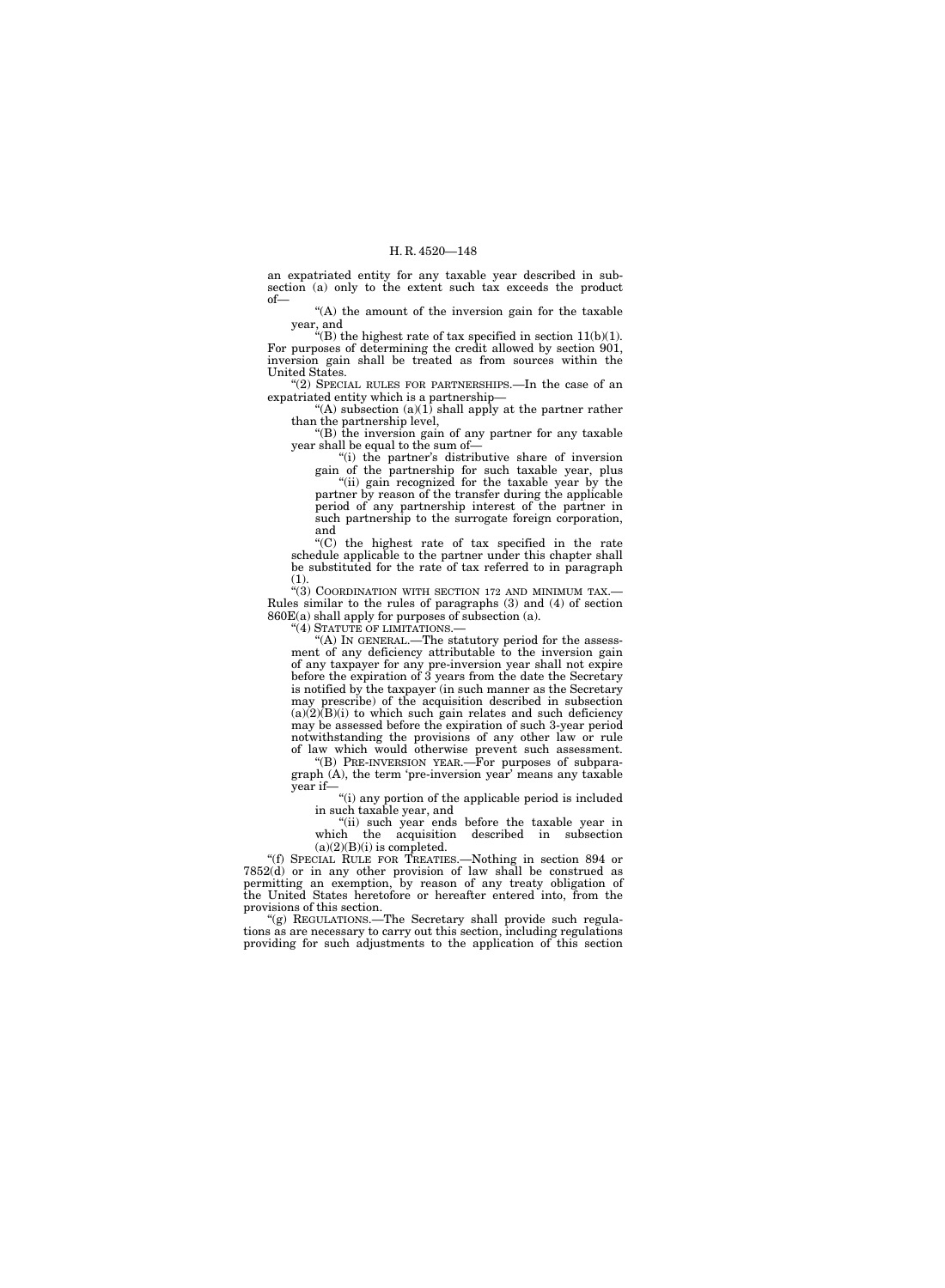an expatriated entity for any taxable year described in subsection (a) only to the extent such tax exceeds the product of—

"(A) the amount of the inversion gain for the taxable year, and

"(B) the highest rate of tax specified in section 11(b)(1).

For purposes of determining the credit allowed by section 901, inversion gain shall be treated as from sources within the United States.

"(2) SPECIAL RULES FOR PARTNERSHIPS.—In the case of an expatriated entity which is a partnership—

"(A) subsection (a)(1) shall apply at the partner rather than the partnership level,

"(B) the inversion gain of any partner for any taxable year shall be equal to the sum of—

"(i) the partner's distributive share of inversion gain of the partnership for such taxable year, plus

"(ii) gain recognized for the taxable year by the partner by reason of the transfer during the applicable period of any partnership interest of the partner in such partnership to the surrogate foreign corporation, and

"(C) the highest rate of tax specified in the rate schedule applicable to the partner under this chapter shall be substituted for the rate of tax referred to in paragraph (1).

"(3) COORDINATION WITH SECTION 172 AND MINIMUM TAX.—Rules similar to the rules of paragraphs (3) and (4) of section 860E(a) shall apply for purposes of subsection (a).

"(4) STATUTE OF LIMITATIONS.—

"(A) IN GENERAL.—The statutory period for the assessment of any deficiency attributable to the inversion gain of any taxpayer for any pre-inversion year shall not expire before the expiration of 3 years from the date the Secretary is notified by the taxpayer (in such manner as the Secretary may prescribe) of the acquisition described in subsection (a)(2)(B)(i) to which such gain relates and such deficiency may be assessed before the expiration of such 3-year period notwithstanding the provisions of any other law or rule of law which would otherwise prevent such assessment.

"(B) PRE-INVERSION YEAR.—For purposes of subparagraph (A), the term 'pre-inversion year' means any taxable year if—

"(i) any portion of the applicable period is included in such taxable year, and

"(ii) such year ends before the taxable year in which the acquisition described in subsection (a)(2)(B)(i) is completed.

"(f) SPECIAL RULE FOR TREATIES.—Nothing in section 894 or 7852(d) or in any other provision of law shall be construed as permitting an exemption, by reason of any treaty obligation of the United States heretofore or hereafter entered into, from the provisions of this section.

"(g) REGULATIONS.—The Secretary shall provide such regulations as are necessary to carry out this section, including regulations providing for such adjustments to the application of this section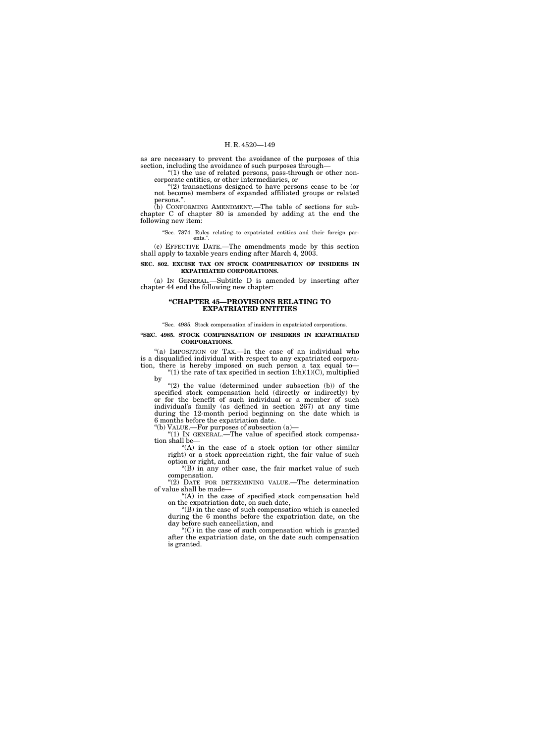as are necessary to prevent the avoidance of the purposes of this section, including the avoidance of such purposes through—

"(1) the use of related persons, pass-through or other noncorporate entities, or other intermediaries, or

"(2) transactions designed to have persons cease to be (or not become) members of expanded affiliated groups or related persons.".

(b) CONFORMING AMENDMENT.—The table of sections for subchapter C of chapter 80 is amended by adding at the end the following new item:

"Sec. 7874. Rules relating to expatriated entities and their foreign parents.".

(c) EFFECTIVE DATE.—The amendments made by this section shall apply to taxable years ending after March 4, 2003.

**SEC. 802. EXCISE TAX ON STOCK COMPENSATION OF INSIDERS IN EXPATRIATED CORPORATIONS.**

(a) IN GENERAL.—Subtitle D is amended by inserting after chapter 44 end the following new chapter:

## "CHAPTER 45—PROVISIONS RELATING TO EXPATRIATED ENTITIES

"Sec. 4985. Stock compensation of insiders in expatriated corporations.

**"SEC. 4985. STOCK COMPENSATION OF INSIDERS IN EXPATRIATED CORPORATIONS.**

"(a) IMPOSITION OF TAX.—In the case of an individual who is a disqualified individual with respect to any expatriated corporation, there is hereby imposed on such person a tax equal to—

"(1) the rate of tax specified in section 1(h)(1)(C), multiplied by

"(2) the value (determined under subsection (b)) of the specified stock compensation held (directly or indirectly) by or for the benefit of such individual or a member of such individual's family (as defined in section 267) at any time during the 12-month period beginning on the date which is 6 months before the expatriation date.

"(b) VALUE.—For purposes of subsection (a)—

"(1) IN GENERAL.—The value of specified stock compensation shall be—

"(A) in the case of a stock option (or other similar right) or a stock appreciation right, the fair value of such option or right, and

"(B) in any other case, the fair market value of such compensation.

"(2) DATE FOR DETERMINING VALUE.—The determination of value shall be made—

"(A) in the case of specified stock compensation held on the expatriation date, on such date,

"(B) in the case of such compensation which is canceled during the 6 months before the expatriation date, on the day before such cancellation, and

"(C) in the case of such compensation which is granted after the expatriation date, on the date such compensation is granted.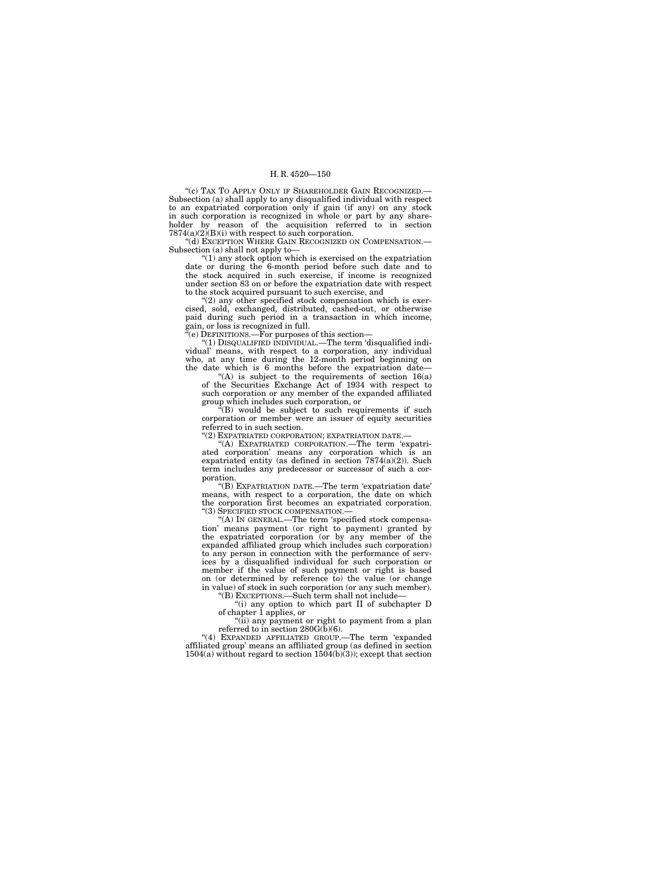"(c) TAX TO APPLY ONLY IF SHAREHOLDER GAIN RECOGNIZED.—Subsection (a) shall apply to any disqualified individual with respect to an expatriated corporation only if gain (if any) on any stock in such corporation is recognized in whole or part by any shareholder by reason of the acquisition referred to in section 7874(a)(2)(B)(i) with respect to such corporation.

"(d) EXCEPTION WHERE GAIN RECOGNIZED ON COMPENSATION.—Subsection (a) shall not apply to—

"(1) any stock option which is exercised on the expatriation date or during the 6-month period before such date and to the stock acquired in such exercise, if income is recognized under section 83 on or before the expatriation date with respect to the stock acquired pursuant to such exercise, and

"(2) any other specified stock compensation which is exercised, sold, exchanged, distributed, cashed-out, or otherwise paid during such period in a transaction in which income, gain, or loss is recognized in full.

"(e) DEFINITIONS.—For purposes of this section—

"(1) DISQUALIFIED INDIVIDUAL.—The term 'disqualified individual' means, with respect to a corporation, any individual who, at any time during the 12-month period beginning on the date which is 6 months before the expatriation date—

"(A) is subject to the requirements of section 16(a) of the Securities Exchange Act of 1934 with respect to such corporation or any member of the expanded affiliated group which includes such corporation, or

"(B) would be subject to such requirements if such corporation or member were an issuer of equity securities referred to in such section.

"(2) EXPATRIATED CORPORATION; EXPATRIATION DATE.—

"(A) EXPATRIATED CORPORATION.—The term 'expatriated corporation' means any corporation which is an expatriated entity (as defined in section 7874(a)(2)). Such term includes any predecessor or successor of such a corporation.

"(B) EXPATRIATION DATE.—The term 'expatriation date' means, with respect to a corporation, the date on which the corporation first becomes an expatriated corporation.

"(3) SPECIFIED STOCK COMPENSATION.—

"(A) IN GENERAL.—The term 'specified stock compensation' means payment (or right to payment) granted by the expatriated corporation (or by any member of the expanded affiliated group which includes such corporation) to any person in connection with the performance of services by a disqualified individual for such corporation or member if the value of such payment or right is based on (or determined by reference to) the value (or change in value) of stock in such corporation (or any such member).

"(B) EXCEPTIONS.—Such term shall not include—

"(i) any option to which part II of subchapter D of chapter 1 applies, or

"(ii) any payment or right to payment from a plan referred to in section 280G(b)(6).

"(4) EXPANDED AFFILIATED GROUP.—The term 'expanded affiliated group' means an affiliated group (as defined in section 1504(a) without regard to section 1504(b)(3)); except that section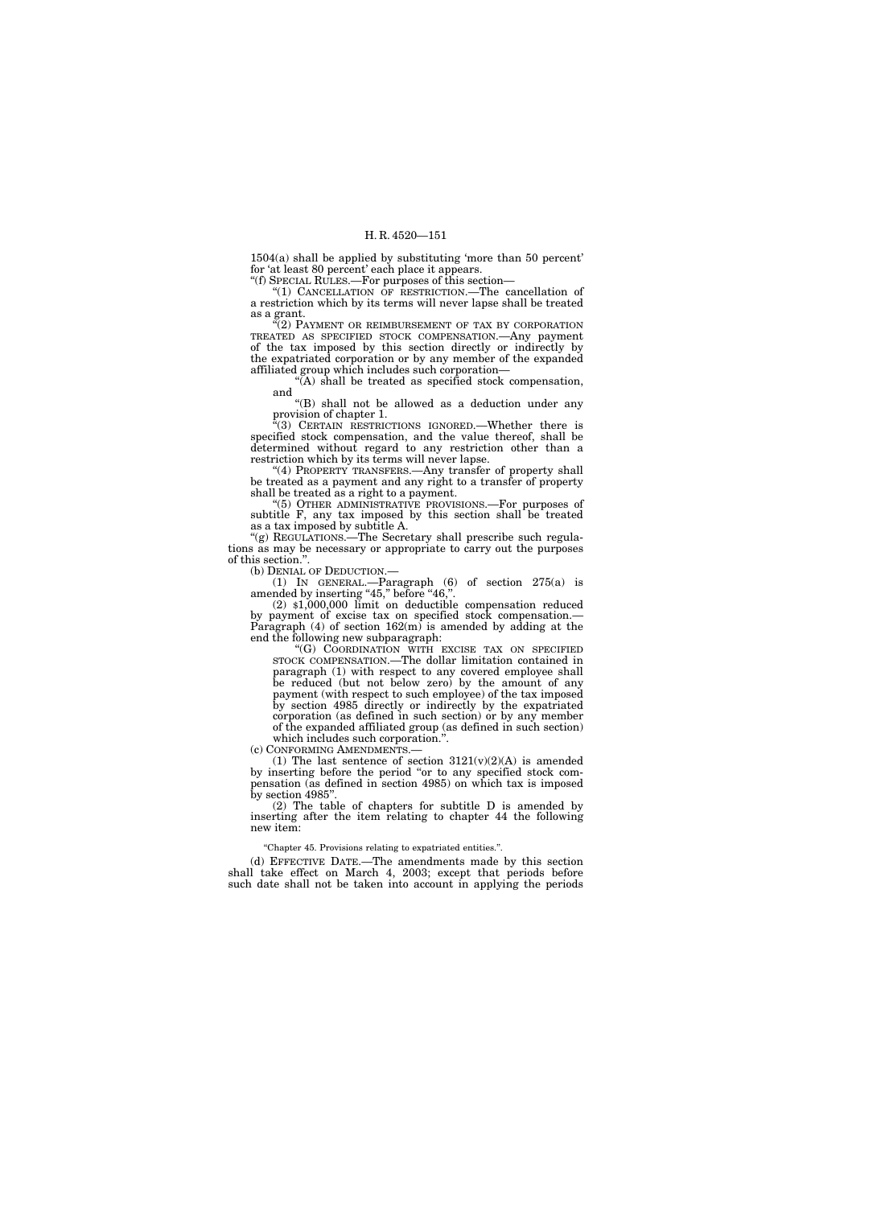1504(a) shall be applied by substituting 'more than 50 percent' for 'at least 80 percent' each place it appears.

"(f) SPECIAL RULES.—For purposes of this section—

"(1) CANCELLATION OF RESTRICTION.—The cancellation of a restriction which by its terms will never lapse shall be treated as a grant.

"(2) PAYMENT OR REIMBURSEMENT OF TAX BY CORPORATION TREATED AS SPECIFIED STOCK COMPENSATION.—Any payment of the tax imposed by this section directly or indirectly by the expatriated corporation or by any member of the expanded affiliated group which includes such corporation—

"(A) shall be treated as specified stock compensation, and

"(B) shall not be allowed as a deduction under any provision of chapter 1.

"(3) CERTAIN RESTRICTIONS IGNORED.—Whether there is specified stock compensation, and the value thereof, shall be determined without regard to any restriction other than a restriction which by its terms will never lapse.

"(4) PROPERTY TRANSFERS.—Any transfer of property shall be treated as a payment and any right to a transfer of property shall be treated as a right to a payment.

"(5) OTHER ADMINISTRATIVE PROVISIONS.—For purposes of subtitle F, any tax imposed by this section shall be treated as a tax imposed by subtitle A.

"(g) REGULATIONS.—The Secretary shall prescribe such regulations as may be necessary or appropriate to carry out the purposes of this section.".

(b) DENIAL OF DEDUCTION.—

(1) IN GENERAL.—Paragraph (6) of section 275(a) is amended by inserting "45," before "46,".

(2) $1,000,000 limit on deductible compensation reduced by payment of excise tax on specified stock compensation.—Paragraph (4) of section 162(m) is amended by adding at the end the following new subparagraph:

"(G) COORDINATION WITH EXCISE TAX ON SPECIFIED STOCK COMPENSATION.—The dollar limitation contained in paragraph (1) with respect to any covered employee shall be reduced (but not below zero) by the amount of any payment (with respect to such employee) of the tax imposed by section 4985 directly or indirectly by the expatriated corporation (as defined in such section) or by any member of the expanded affiliated group (as defined in such section) which includes such corporation.".

(c) CONFORMING AMENDMENTS.—

(1) The last sentence of section 3121(v)(2)(A) is amended by inserting before the period "or to any specified stock compensation (as defined in section 4985) on which tax is imposed by section 4985".

(2) The table of chapters for subtitle D is amended by inserting after the item relating to chapter 44 the following new item:

"Chapter 45. Provisions relating to expatriated entities.".

(d) EFFECTIVE DATE.—The amendments made by this section shall take effect on March 4, 2003; except that periods before such date shall not be taken into account in applying the periods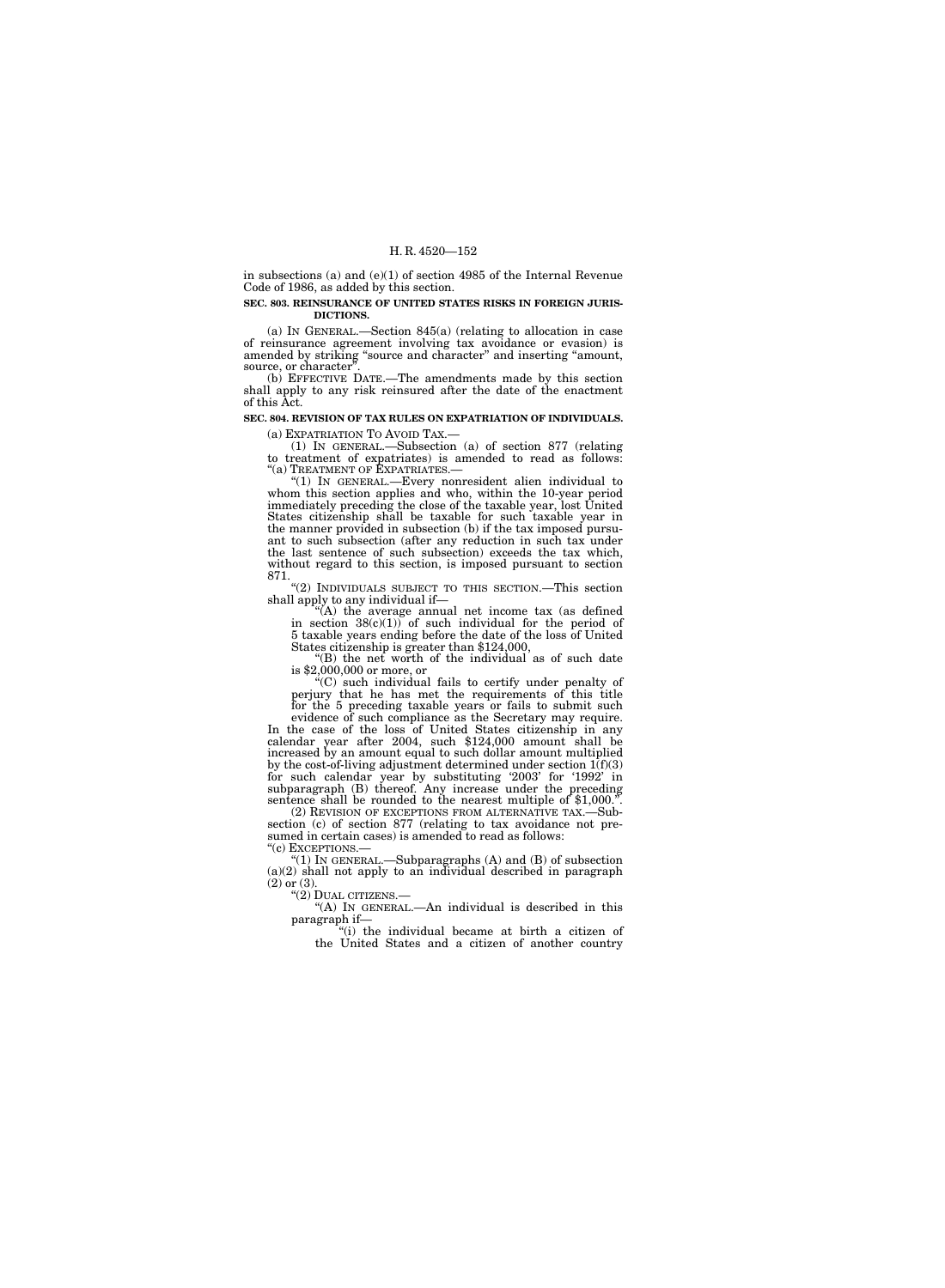in subsections (a) and (e)(1) of section 4985 of the Internal Revenue Code of 1986, as added by this section.

**SEC. 803. REINSURANCE OF UNITED STATES RISKS IN FOREIGN JURISDICTIONS.**

(a) IN GENERAL.—Section 845(a) (relating to allocation in case of reinsurance agreement involving tax avoidance or evasion) is amended by striking "source and character" and inserting "amount, source, or character".

(b) EFFECTIVE DATE.—The amendments made by this section shall apply to any risk reinsured after the date of the enactment of this Act.

**SEC. 804. REVISION OF TAX RULES ON EXPATRIATION OF INDIVIDUALS.**

(a) EXPATRIATION TO AVOID TAX.—

(1) IN GENERAL.—Subsection (a) of section 877 (relating to treatment of expatriates) is amended to read as follows:

"(a) TREATMENT OF EXPATRIATES.—

"(1) IN GENERAL.—Every nonresident alien individual to whom this section applies and who, within the 10-year period immediately preceding the close of the taxable year, lost United States citizenship shall be taxable for such taxable year in the manner provided in subsection (b) if the tax imposed pursuant to such subsection (after any reduction in such tax under the last sentence of such subsection) exceeds the tax which, without regard to this section, is imposed pursuant to section 871.

"(2) INDIVIDUALS SUBJECT TO THIS SECTION.—This section shall apply to any individual if—

"(A) the average annual net income tax (as defined in section 38(c)(1)) of such individual for the period of 5 taxable years ending before the date of the loss of United States citizenship is greater than $124,000,

"(B) the net worth of the individual as of such date is $2,000,000 or more, or

"(C) such individual fails to certify under penalty of perjury that he has met the requirements of this title for the 5 preceding taxable years or fails to submit such evidence of such compliance as the Secretary may require.

In the case of the loss of United States citizenship in any calendar year after 2004, such $124,000 amount shall be increased by an amount equal to such dollar amount multiplied by the cost-of-living adjustment determined under section 1(f)(3) for such calendar year by substituting '2003' for '1992' in subparagraph (B) thereof. Any increase under the preceding sentence shall be rounded to the nearest multiple of $1,000.".

(2) REVISION OF EXCEPTIONS FROM ALTERNATIVE TAX.—Subsection (c) of section 877 (relating to tax avoidance not presumed in certain cases) is amended to read as follows:

"(c) EXCEPTIONS.—

"(1) IN GENERAL.—Subparagraphs (A) and (B) of subsection (a)(2) shall not apply to an individual described in paragraph (2) or (3).

"(2) DUAL CITIZENS.—

"(A) IN GENERAL.—An individual is described in this paragraph if—

"(i) the individual became at birth a citizen of the United States and a citizen of another country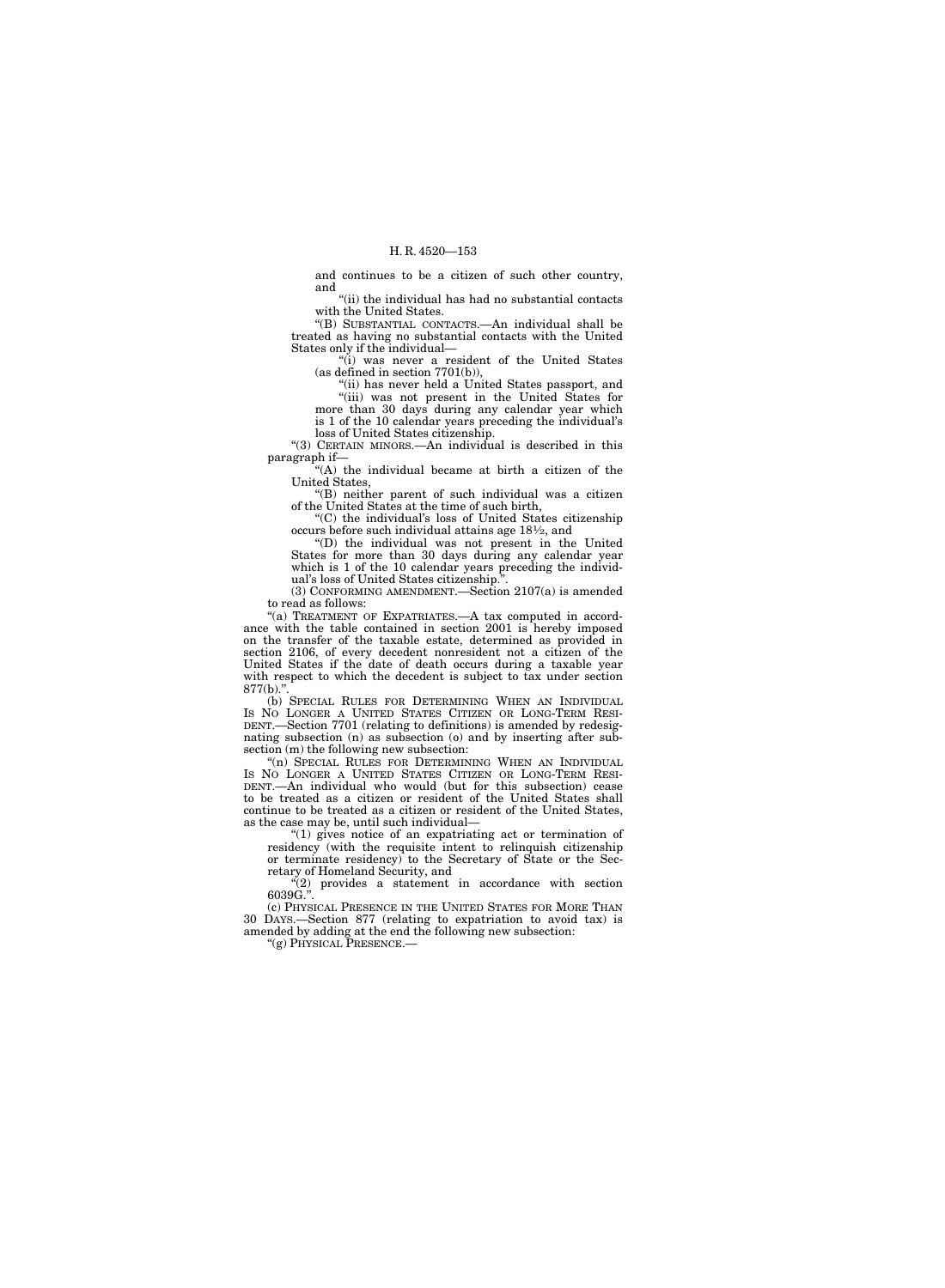and continues to be a citizen of such other country, and

"(ii) the individual has had no substantial contacts with the United States.

"(B) SUBSTANTIAL CONTACTS.—An individual shall be treated as having no substantial contacts with the United States only if the individual—

"(i) was never a resident of the United States (as defined in section 7701(b)),

"(ii) has never held a United States passport, and

"(iii) was not present in the United States for more than 30 days during any calendar year which is 1 of the 10 calendar years preceding the individual's loss of United States citizenship.

"(3) CERTAIN MINORS.—An individual is described in this paragraph if—

"(A) the individual became at birth a citizen of the United States,

"(B) neither parent of such individual was a citizen of the United States at the time of such birth,

"(C) the individual's loss of United States citizenship occurs before such individual attains age 18½, and

"(D) the individual was not present in the United States for more than 30 days during any calendar year which is 1 of the 10 calendar years preceding the individual's loss of United States citizenship.".

(3) CONFORMING AMENDMENT.—Section 2107(a) is amended to read as follows:

"(a) TREATMENT OF EXPATRIATES.—A tax computed in accordance with the table contained in section 2001 is hereby imposed on the transfer of the taxable estate, determined as provided in section 2106, of every decedent nonresident not a citizen of the United States if the date of death occurs during a taxable year with respect to which the decedent is subject to tax under section 877(b).".

(b) SPECIAL RULES FOR DETERMINING WHEN AN INDIVIDUAL IS NO LONGER A UNITED STATES CITIZEN OR LONG-TERM RESIDENT.—Section 7701 (relating to definitions) is amended by redesignating subsection (n) as subsection (o) and by inserting after subsection (m) the following new subsection:

"(n) SPECIAL RULES FOR DETERMINING WHEN AN INDIVIDUAL IS NO LONGER A UNITED STATES CITIZEN OR LONG-TERM RESIDENT.—An individual who would (but for this subsection) cease to be treated as a citizen or resident of the United States shall continue to be treated as a citizen or resident of the United States, as the case may be, until such individual—

"(1) gives notice of an expatriating act or termination of residency (with the requisite intent to relinquish citizenship or terminate residency) to the Secretary of State or the Secretary of Homeland Security, and

"(2) provides a statement in accordance with section 6039G.".

(c) PHYSICAL PRESENCE IN THE UNITED STATES FOR MORE THAN 30 DAYS.—Section 877 (relating to expatriation to avoid tax) is amended by adding at the end the following new subsection:

"(g) PHYSICAL PRESENCE.—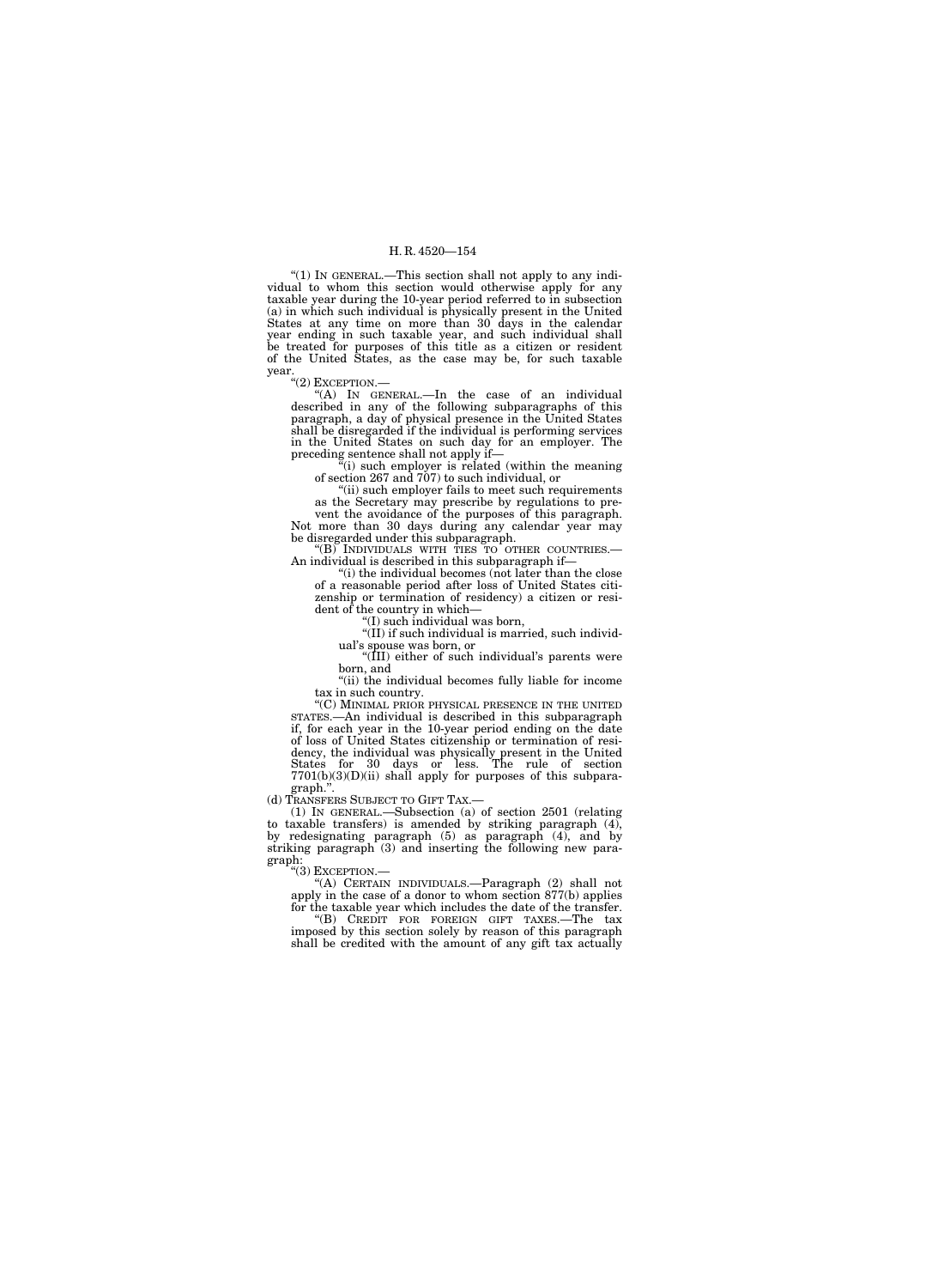"(1) IN GENERAL.—This section shall not apply to any individual to whom this section would otherwise apply for any taxable year during the 10-year period referred to in subsection (a) in which such individual is physically present in the United States at any time on more than 30 days in the calendar year ending in such taxable year, and such individual shall be treated for purposes of this title as a citizen or resident of the United States, as the case may be, for such taxable year.

"(2) EXCEPTION.—

"(A) IN GENERAL.—In the case of an individual described in any of the following subparagraphs of this paragraph, a day of physical presence in the United States shall be disregarded if the individual is performing services in the United States on such day for an employer. The preceding sentence shall not apply if—

"(i) such employer is related (within the meaning of section 267 and 707) to such individual, or

"(ii) such employer fails to meet such requirements as the Secretary may prescribe by regulations to prevent the avoidance of the purposes of this paragraph.

Not more than 30 days during any calendar year may be disregarded under this subparagraph.

"(B) INDIVIDUALS WITH TIES TO OTHER COUNTRIES.—An individual is described in this subparagraph if—

"(i) the individual becomes (not later than the close of a reasonable period after loss of United States citizenship or termination of residency) a citizen or resident of the country in which—

"(I) such individual was born,

"(II) if such individual is married, such individual's spouse was born, or

"(III) either of such individual's parents were born, and

"(ii) the individual becomes fully liable for income tax in such country.

"(C) MINIMAL PRIOR PHYSICAL PRESENCE IN THE UNITED STATES.—An individual is described in this subparagraph if, for each year in the 10-year period ending on the date of loss of United States citizenship or termination of residency, the individual was physically present in the United States for 30 days or less. The rule of section 7701(b)(3)(D)(ii) shall apply for purposes of this subparagraph.".

(d) TRANSFERS SUBJECT TO GIFT TAX.—

(1) IN GENERAL.—Subsection (a) of section 2501 (relating to taxable transfers) is amended by striking paragraph (4), by redesignating paragraph (5) as paragraph (4), and by striking paragraph (3) and inserting the following new paragraph:

"(3) EXCEPTION.—

"(A) CERTAIN INDIVIDUALS.—Paragraph (2) shall not apply in the case of a donor to whom section 877(b) applies for the taxable year which includes the date of the transfer.

"(B) CREDIT FOR FOREIGN GIFT TAXES.—The tax imposed by this section solely by reason of this paragraph shall be credited with the amount of any gift tax actually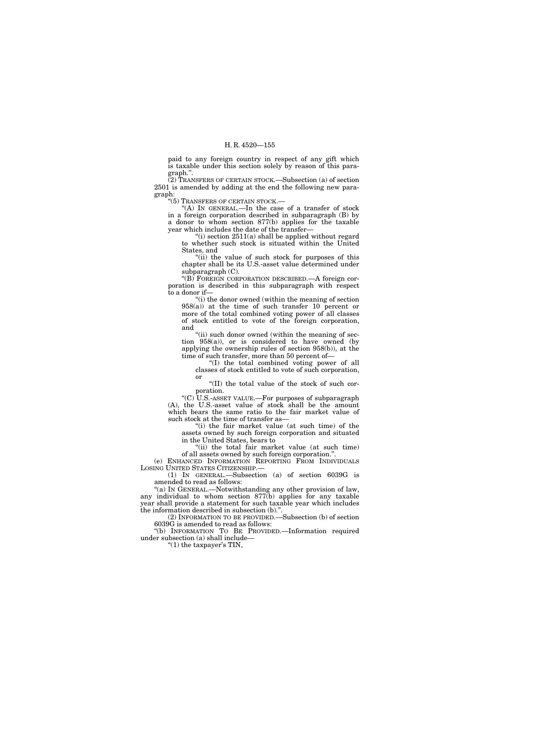paid to any foreign country in respect of any gift which is taxable under this section solely by reason of this paragraph.''.

(2) TRANSFERS OF CERTAIN STOCK.—Subsection (a) of section 2501 is amended by adding at the end the following new paragraph:

''(5) TRANSFERS OF CERTAIN STOCK.—

''(A) IN GENERAL.—In the case of a transfer of stock in a foreign corporation described in subparagraph (B) by a donor to whom section 877(b) applies for the taxable year which includes the date of the transfer—

''(i) section 2511(a) shall be applied without regard to whether such stock is situated within the United States, and

''(ii) the value of such stock for purposes of this chapter shall be its U.S.-asset value determined under subparagraph (C).

''(B) FOREIGN CORPORATION DESCRIBED.—A foreign corporation is described in this subparagraph with respect to a donor if—

''(i) the donor owned (within the meaning of section 958(a)) at the time of such transfer 10 percent or more of the total combined voting power of all classes of stock entitled to vote of the foreign corporation, and

''(ii) such donor owned (within the meaning of section 958(a)), or is considered to have owned (by applying the ownership rules of section 958(b)), at the time of such transfer, more than 50 percent of—

''(I) the total combined voting power of all classes of stock entitled to vote of such corporation, or

''(II) the total value of the stock of such corporation.

''(C) U.S.-ASSET VALUE.—For purposes of subparagraph (A), the U.S.-asset value of stock shall be the amount which bears the same ratio to the fair market value of such stock at the time of transfer as—

''(i) the fair market value (at such time) of the assets owned by such foreign corporation and situated in the United States, bears to

''(ii) the total fair market value (at such time) of all assets owned by such foreign corporation.''.

(e) ENHANCED INFORMATION REPORTING FROM INDIVIDUALS LOSING UNITED STATES CITIZENSHIP.—

(1) IN GENERAL.—Subsection (a) of section 6039G is amended to read as follows:

''(a) IN GENERAL.—Notwithstanding any other provision of law, any individual to whom section 877(b) applies for any taxable year shall provide a statement for such taxable year which includes the information described in subsection (b).''.

(2) INFORMATION TO BE PROVIDED.—Subsection (b) of section 6039G is amended to read as follows:

''(b) INFORMATION TO BE PROVIDED.—Information required under subsection (a) shall include—

''(1) the taxpayer's TIN,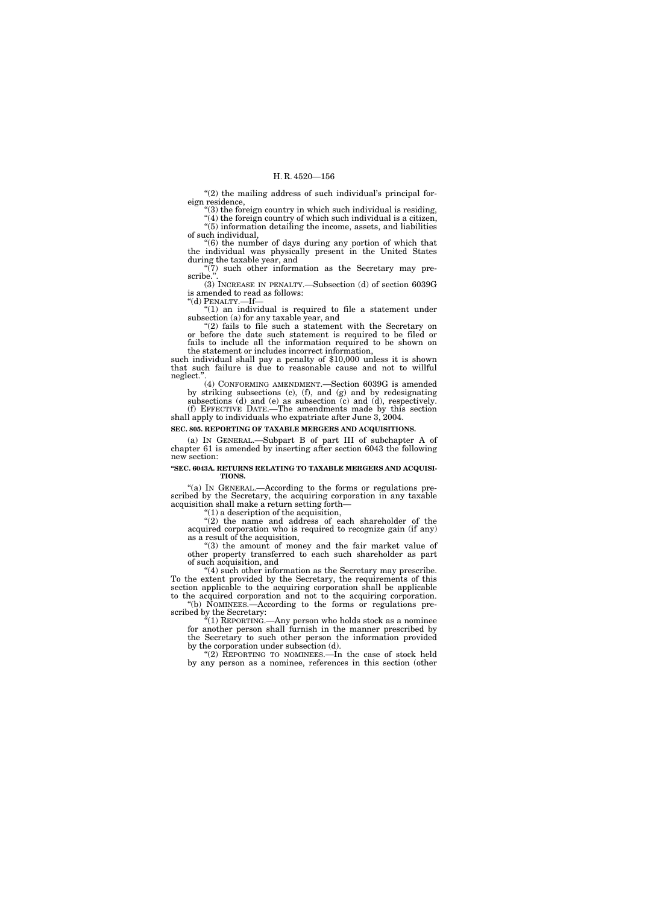"(2) the mailing address of such individual's principal foreign residence,

"(3) the foreign country in which such individual is residing,

"(4) the foreign country of which such individual is a citizen,

"(5) information detailing the income, assets, and liabilities of such individual,

"(6) the number of days during any portion of which that the individual was physically present in the United States during the taxable year, and

"(7) such other information as the Secretary may prescribe.".

(3) INCREASE IN PENALTY.—Subsection (d) of section 6039G is amended to read as follows:

"(d) PENALTY.—If—

"(1) an individual is required to file a statement under subsection (a) for any taxable year, and

"(2) fails to file such a statement with the Secretary on or before the date such statement is required to be filed or fails to include all the information required to be shown on the statement or includes incorrect information,

such individual shall pay a penalty of $10,000 unless it is shown that such failure is due to reasonable cause and not to willful neglect.".

(4) CONFORMING AMENDMENT.—Section 6039G is amended by striking subsections (c), (f), and (g) and by redesignating subsections (d) and (e) as subsection (c) and (d), respectively.

(f) EFFECTIVE DATE.—The amendments made by this section shall apply to individuals who expatriate after June 3, 2004.

**SEC. 805. REPORTING OF TAXABLE MERGERS AND ACQUISITIONS.**

(a) IN GENERAL.—Subpart B of part III of subchapter A of chapter 61 is amended by inserting after section 6043 the following new section:

**"SEC. 6043A. RETURNS RELATING TO TAXABLE MERGERS AND ACQUISITIONS.**

"(a) IN GENERAL.—According to the forms or regulations prescribed by the Secretary, the acquiring corporation in any taxable acquisition shall make a return setting forth—

"(1) a description of the acquisition,

"(2) the name and address of each shareholder of the acquired corporation who is required to recognize gain (if any) as a result of the acquisition,

"(3) the amount of money and the fair market value of other property transferred to each such shareholder as part of such acquisition, and

"(4) such other information as the Secretary may prescribe.

To the extent provided by the Secretary, the requirements of this section applicable to the acquiring corporation shall be applicable to the acquired corporation and not to the acquiring corporation.

"(b) NOMINEES.—According to the forms or regulations prescribed by the Secretary:

"(1) REPORTING.—Any person who holds stock as a nominee for another person shall furnish in the manner prescribed by the Secretary to such other person the information provided by the corporation under subsection (d).

"(2) REPORTING TO NOMINEES.—In the case of stock held by any person as a nominee, references in this section (other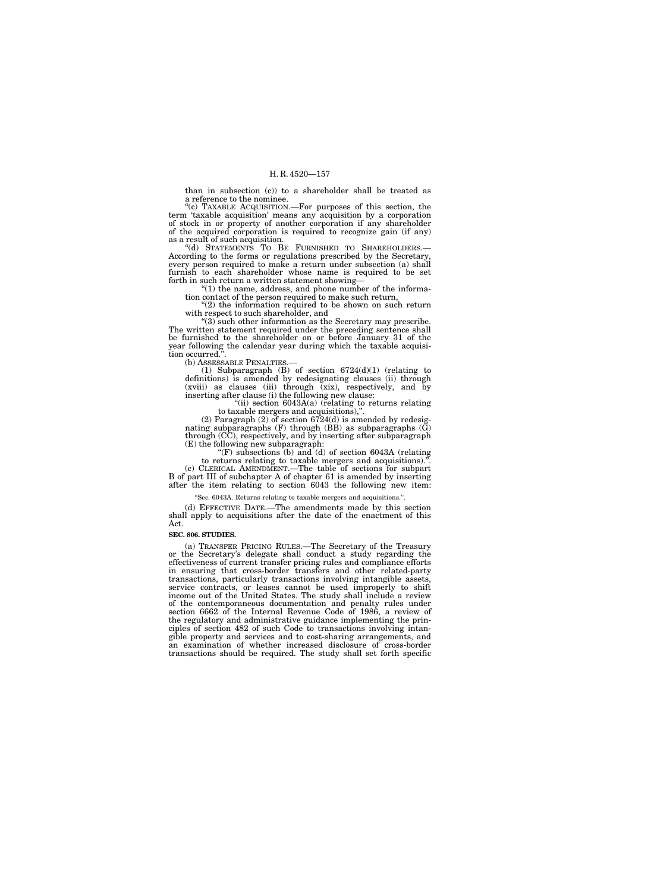than in subsection (c)) to a shareholder shall be treated as a reference to the nominee.

"(c) TAXABLE ACQUISITION.—For purposes of this section, the term 'taxable acquisition' means any acquisition by a corporation of stock in or property of another corporation if any shareholder of the acquired corporation is required to recognize gain (if any) as a result of such acquisition.

"(d) STATEMENTS TO BE FURNISHED TO SHAREHOLDERS.—According to the forms or regulations prescribed by the Secretary, every person required to make a return under subsection (a) shall furnish to each shareholder whose name is required to be set forth in such return a written statement showing—

"(1) the name, address, and phone number of the information contact of the person required to make such return,

"(2) the information required to be shown on such return with respect to such shareholder, and

"(3) such other information as the Secretary may prescribe.

The written statement required under the preceding sentence shall be furnished to the shareholder on or before January 31 of the year following the calendar year during which the taxable acquisition occurred.".

(b) ASSESSABLE PENALTIES.—

(1) Subparagraph (B) of section 6724(d)(1) (relating to definitions) is amended by redesignating clauses (ii) through (xviii) as clauses (iii) through (xix), respectively, and by inserting after clause (i) the following new clause:

"(ii) section 6043A(a) (relating to returns relating to taxable mergers and acquisitions),".

(2) Paragraph (2) of section 6724(d) is amended by redesignating subparagraphs (F) through (BB) as subparagraphs (G) through (CC), respectively, and by inserting after subparagraph (E) the following new subparagraph:

"(F) subsections (b) and (d) of section 6043A (relating to returns relating to taxable mergers and acquisitions).".

(c) CLERICAL AMENDMENT.—The table of sections for subpart B of part III of subchapter A of chapter 61 is amended by inserting after the item relating to section 6043 the following new item:

"Sec. 6043A. Returns relating to taxable mergers and acquisitions.".

(d) EFFECTIVE DATE.—The amendments made by this section shall apply to acquisitions after the date of the enactment of this Act.

**SEC. 806. STUDIES.**

(a) TRANSFER PRICING RULES.—The Secretary of the Treasury or the Secretary's delegate shall conduct a study regarding the effectiveness of current transfer pricing rules and compliance efforts in ensuring that cross-border transfers and other related-party transactions, particularly transactions involving intangible assets, service contracts, or leases cannot be used improperly to shift income out of the United States. The study shall include a review of the contemporaneous documentation and penalty rules under section 6662 of the Internal Revenue Code of 1986, a review of the regulatory and administrative guidance implementing the principles of section 482 of such Code to transactions involving intangible property and services and to cost-sharing arrangements, and an examination of whether increased disclosure of cross-border transactions should be required. The study shall set forth specific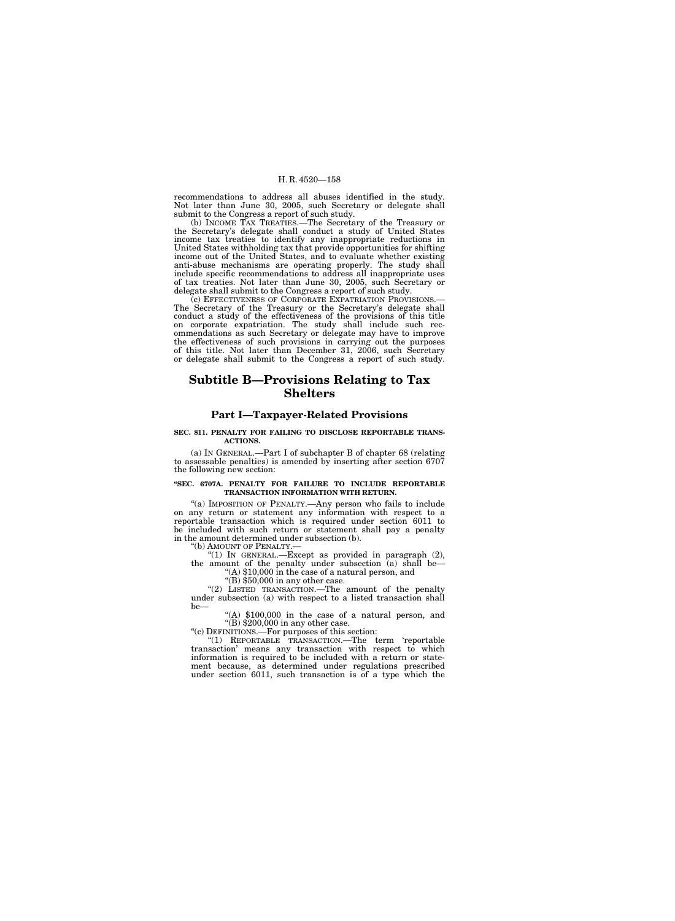recommendations to address all abuses identified in the study. Not later than June 30, 2005, such Secretary or delegate shall submit to the Congress a report of such study.

(b) INCOME TAX TREATIES.—The Secretary of the Treasury or the Secretary's delegate shall conduct a study of United States income tax treaties to identify any inappropriate reductions in United States withholding tax that provide opportunities for shifting income out of the United States, and to evaluate whether existing anti-abuse mechanisms are operating properly. The study shall include specific recommendations to address all inappropriate uses of tax treaties. Not later than June 30, 2005, such Secretary or delegate shall submit to the Congress a report of such study.

(c) EFFECTIVENESS OF CORPORATE EXPATRIATION PROVISIONS.—The Secretary of the Treasury or the Secretary's delegate shall conduct a study of the effectiveness of the provisions of this title on corporate expatriation. The study shall include such recommendations as such Secretary or delegate may have to improve the effectiveness of such provisions in carrying out the purposes of this title. Not later than December 31, 2006, such Secretary or delegate shall submit to the Congress a report of such study.

## Subtitle B—Provisions Relating to Tax Shelters

### Part I—Taxpayer-Related Provisions

#### SEC. 811. PENALTY FOR FAILING TO DISCLOSE REPORTABLE TRANSACTIONS.

(a) IN GENERAL.—Part I of subchapter B of chapter 68 (relating to assessable penalties) is amended by inserting after section 6707 the following new section:

**"SEC. 6707A. PENALTY FOR FAILURE TO INCLUDE REPORTABLE TRANSACTION INFORMATION WITH RETURN.**

"(a) IMPOSITION OF PENALTY.—Any person who fails to include on any return or statement any information with respect to a reportable transaction which is required under section 6011 to be included with such return or statement shall pay a penalty in the amount determined under subsection (b).

"(b) AMOUNT OF PENALTY.—

"(1) IN GENERAL.—Except as provided in paragraph (2), the amount of the penalty under subsection (a) shall be—

"(A) $10,000 in the case of a natural person, and

"(B) $50,000 in any other case.

"(2) LISTED TRANSACTION.—The amount of the penalty under subsection (a) with respect to a listed transaction shall be—

"(A) $100,000 in the case of a natural person, and

"(B) $200,000 in any other case.

"(c) DEFINITIONS.—For purposes of this section:

"(1) REPORTABLE TRANSACTION.—The term 'reportable transaction' means any transaction with respect to which information is required to be included with a return or statement because, as determined under regulations prescribed under section 6011, such transaction is of a type which the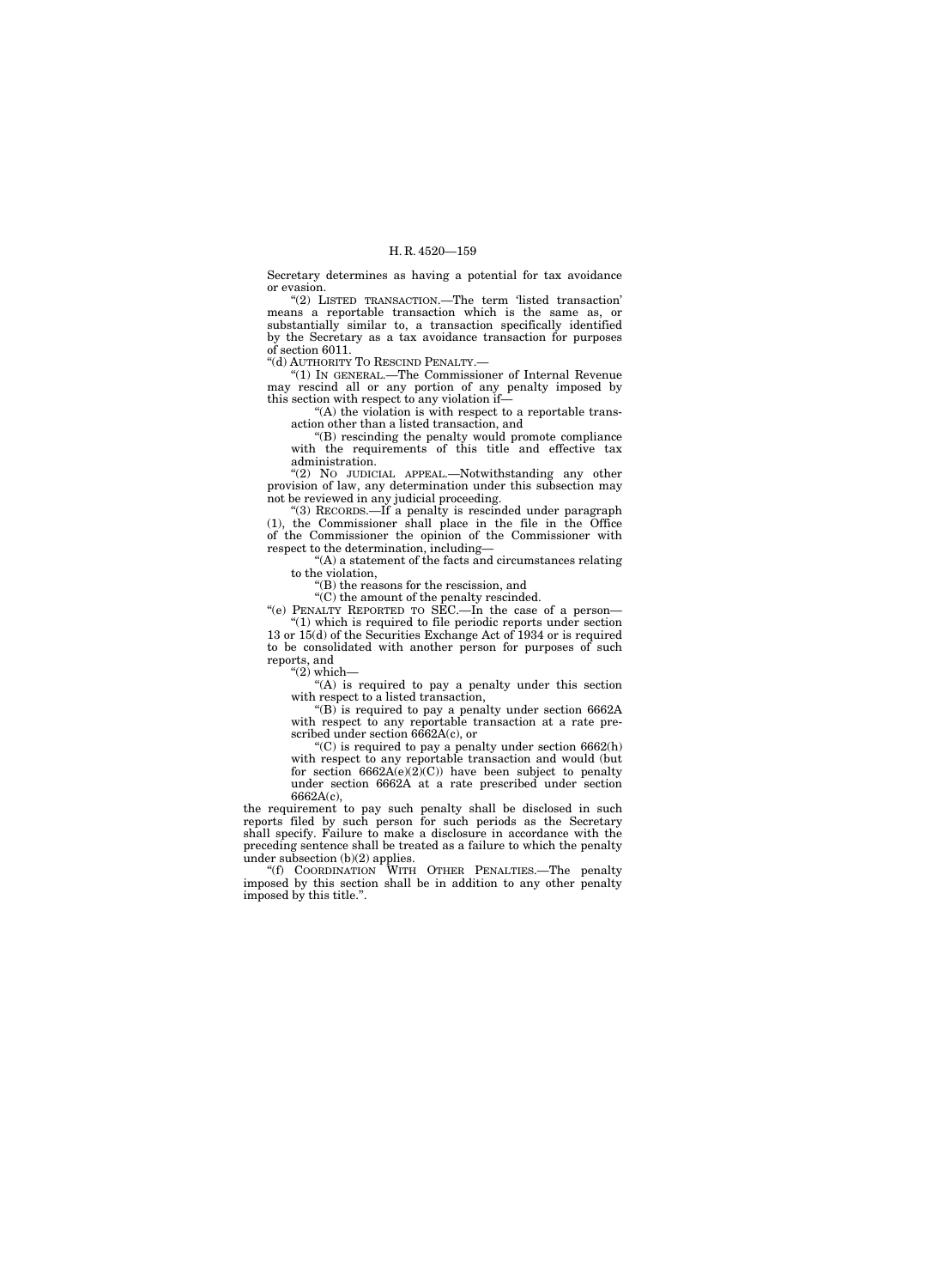Secretary determines as having a potential for tax avoidance or evasion.

"(2) LISTED TRANSACTION.—The term 'listed transaction' means a reportable transaction which is the same as, or substantially similar to, a transaction specifically identified by the Secretary as a tax avoidance transaction for purposes of section 6011.

"(d) AUTHORITY TO RESCIND PENALTY.—

"(1) IN GENERAL.—The Commissioner of Internal Revenue may rescind all or any portion of any penalty imposed by this section with respect to any violation if—

"(A) the violation is with respect to a reportable transaction other than a listed transaction, and

"(B) rescinding the penalty would promote compliance with the requirements of this title and effective tax administration.

"(2) NO JUDICIAL APPEAL.—Notwithstanding any other provision of law, any determination under this subsection may not be reviewed in any judicial proceeding.

"(3) RECORDS.—If a penalty is rescinded under paragraph (1), the Commissioner shall place in the file in the Office of the Commissioner the opinion of the Commissioner with respect to the determination, including—

"(A) a statement of the facts and circumstances relating to the violation,

"(B) the reasons for the rescission, and

"(C) the amount of the penalty rescinded.

"(e) PENALTY REPORTED TO SEC.—In the case of a person—

"(1) which is required to file periodic reports under section 13 or 15(d) of the Securities Exchange Act of 1934 or is required to be consolidated with another person for purposes of such reports, and

"(2) which—

"(A) is required to pay a penalty under this section with respect to a listed transaction,

"(B) is required to pay a penalty under section 6662A with respect to any reportable transaction at a rate prescribed under section 6662A(c), or

"(C) is required to pay a penalty under section 6662(h) with respect to any reportable transaction and would (but for section 6662A(e)(2)(C)) have been subject to penalty under section 6662A at a rate prescribed under section 6662A(c),

the requirement to pay such penalty shall be disclosed in such reports filed by such person for such periods as the Secretary shall specify. Failure to make a disclosure in accordance with the preceding sentence shall be treated as a failure to which the penalty under subsection (b)(2) applies.

"(f) COORDINATION WITH OTHER PENALTIES.—The penalty imposed by this section shall be in addition to any other penalty imposed by this title.".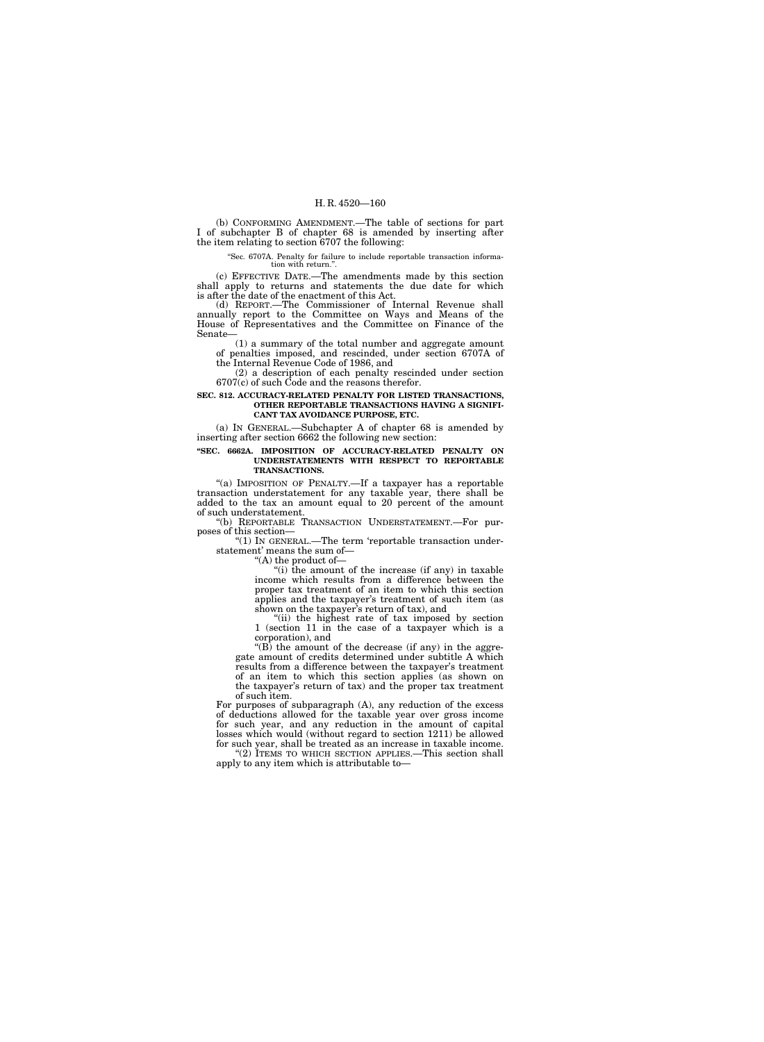(b) CONFORMING AMENDMENT.—The table of sections for part I of subchapter B of chapter 68 is amended by inserting after the item relating to section 6707 the following:

> "Sec. 6707A. Penalty for failure to include reportable transaction information with return.".

(c) EFFECTIVE DATE.—The amendments made by this section shall apply to returns and statements the due date for which is after the date of the enactment of this Act.

(d) REPORT.—The Commissioner of Internal Revenue shall annually report to the Committee on Ways and Means of the House of Representatives and the Committee on Finance of the Senate—

(1) a summary of the total number and aggregate amount of penalties imposed, and rescinded, under section 6707A of the Internal Revenue Code of 1986, and

(2) a description of each penalty rescinded under section 6707(c) of such Code and the reasons therefor.

**SEC. 812. ACCURACY-RELATED PENALTY FOR LISTED TRANSACTIONS, OTHER REPORTABLE TRANSACTIONS HAVING A SIGNIFICANT TAX AVOIDANCE PURPOSE, ETC.**

(a) IN GENERAL.—Subchapter A of chapter 68 is amended by inserting after section 6662 the following new section:

**"SEC. 6662A. IMPOSITION OF ACCURACY-RELATED PENALTY ON UNDERSTATEMENTS WITH RESPECT TO REPORTABLE TRANSACTIONS.**

"(a) IMPOSITION OF PENALTY.—If a taxpayer has a reportable transaction understatement for any taxable year, there shall be added to the tax an amount equal to 20 percent of the amount of such understatement.

"(b) REPORTABLE TRANSACTION UNDERSTATEMENT.—For purposes of this section—

"(1) IN GENERAL.—The term 'reportable transaction understatement' means the sum of—

"(A) the product of—

"(i) the amount of the increase (if any) in taxable income which results from a difference between the proper tax treatment of an item to which this section applies and the taxpayer's treatment of such item (as shown on the taxpayer's return of tax), and

"(ii) the highest rate of tax imposed by section 1 (section 11 in the case of a taxpayer which is a corporation), and

"(B) the amount of the decrease (if any) in the aggregate amount of credits determined under subtitle A which results from a difference between the taxpayer's treatment of an item to which this section applies (as shown on the taxpayer's return of tax) and the proper tax treatment of such item.

For purposes of subparagraph (A), any reduction of the excess of deductions allowed for the taxable year over gross income for such year, and any reduction in the amount of capital losses which would (without regard to section 1211) be allowed for such year, shall be treated as an increase in taxable income.

"(2) ITEMS TO WHICH SECTION APPLIES.—This section shall apply to any item which is attributable to—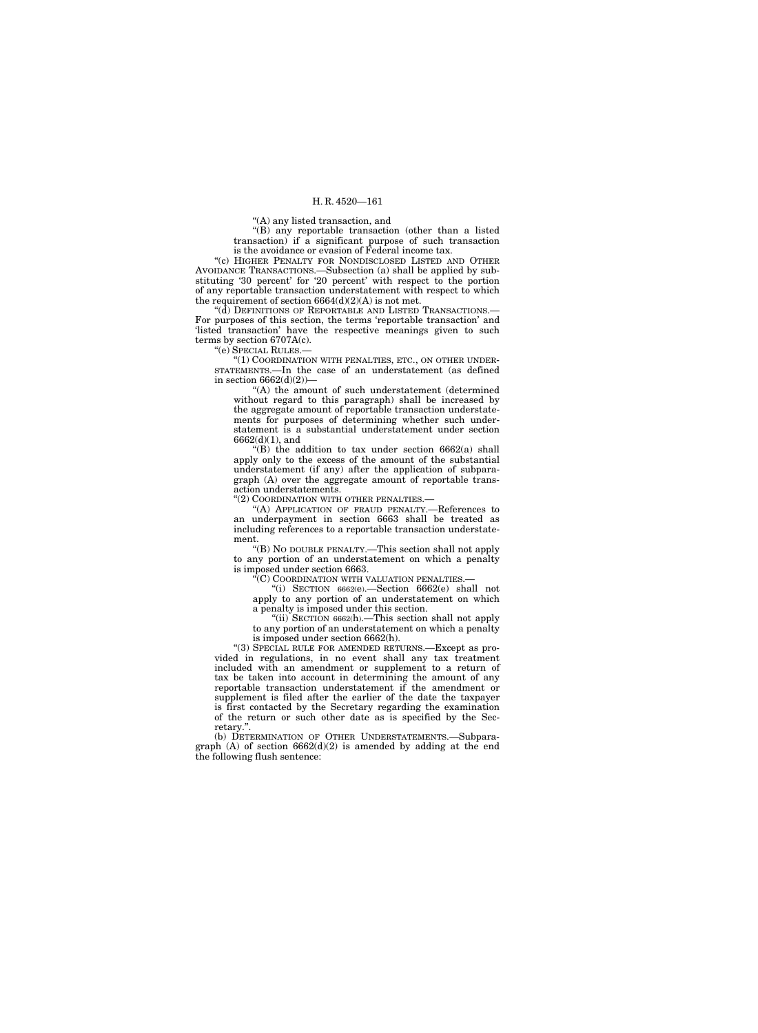"(A) any listed transaction, and

"(B) any reportable transaction (other than a listed transaction) if a significant purpose of such transaction is the avoidance or evasion of Federal income tax.

"(c) HIGHER PENALTY FOR NONDISCLOSED LISTED AND OTHER AVOIDANCE TRANSACTIONS.—Subsection (a) shall be applied by substituting '30 percent' for '20 percent' with respect to the portion of any reportable transaction understatement with respect to which the requirement of section 6664(d)(2)(A) is not met.

"(d) DEFINITIONS OF REPORTABLE AND LISTED TRANSACTIONS.—For purposes of this section, the terms 'reportable transaction' and 'listed transaction' have the respective meanings given to such terms by section 6707A(c).

"(e) SPECIAL RULES.—

"(1) COORDINATION WITH PENALTIES, ETC., ON OTHER UNDERSTATEMENTS.—In the case of an understatement (as defined in section 6662(d)(2))—

"(A) the amount of such understatement (determined without regard to this paragraph) shall be increased by the aggregate amount of reportable transaction understatements for purposes of determining whether such understatement is a substantial understatement under section 6662(d)(1), and

"(B) the addition to tax under section 6662(a) shall apply only to the excess of the amount of the substantial understatement (if any) after the application of subparagraph (A) over the aggregate amount of reportable transaction understatements.

"(2) COORDINATION WITH OTHER PENALTIES.—

"(A) APPLICATION OF FRAUD PENALTY.—References to an underpayment in section 6663 shall be treated as including references to a reportable transaction understatement.

"(B) NO DOUBLE PENALTY.—This section shall not apply to any portion of an understatement on which a penalty is imposed under section 6663.

"(C) COORDINATION WITH VALUATION PENALTIES.—

"(i) SECTION 6662(e).—Section 6662(e) shall not apply to any portion of an understatement on which a penalty is imposed under this section.

"(ii) SECTION 6662(h).—This section shall not apply to any portion of an understatement on which a penalty is imposed under section 6662(h).

"(3) SPECIAL RULE FOR AMENDED RETURNS.—Except as provided in regulations, in no event shall any tax treatment included with an amendment or supplement to a return of tax be taken into account in determining the amount of any reportable transaction understatement if the amendment or supplement is filed after the earlier of the date the taxpayer is first contacted by the Secretary regarding the examination of the return or such other date as is specified by the Secretary.".

(b) DETERMINATION OF OTHER UNDERSTATEMENTS.—Subparagraph (A) of section 6662(d)(2) is amended by adding at the end the following flush sentence: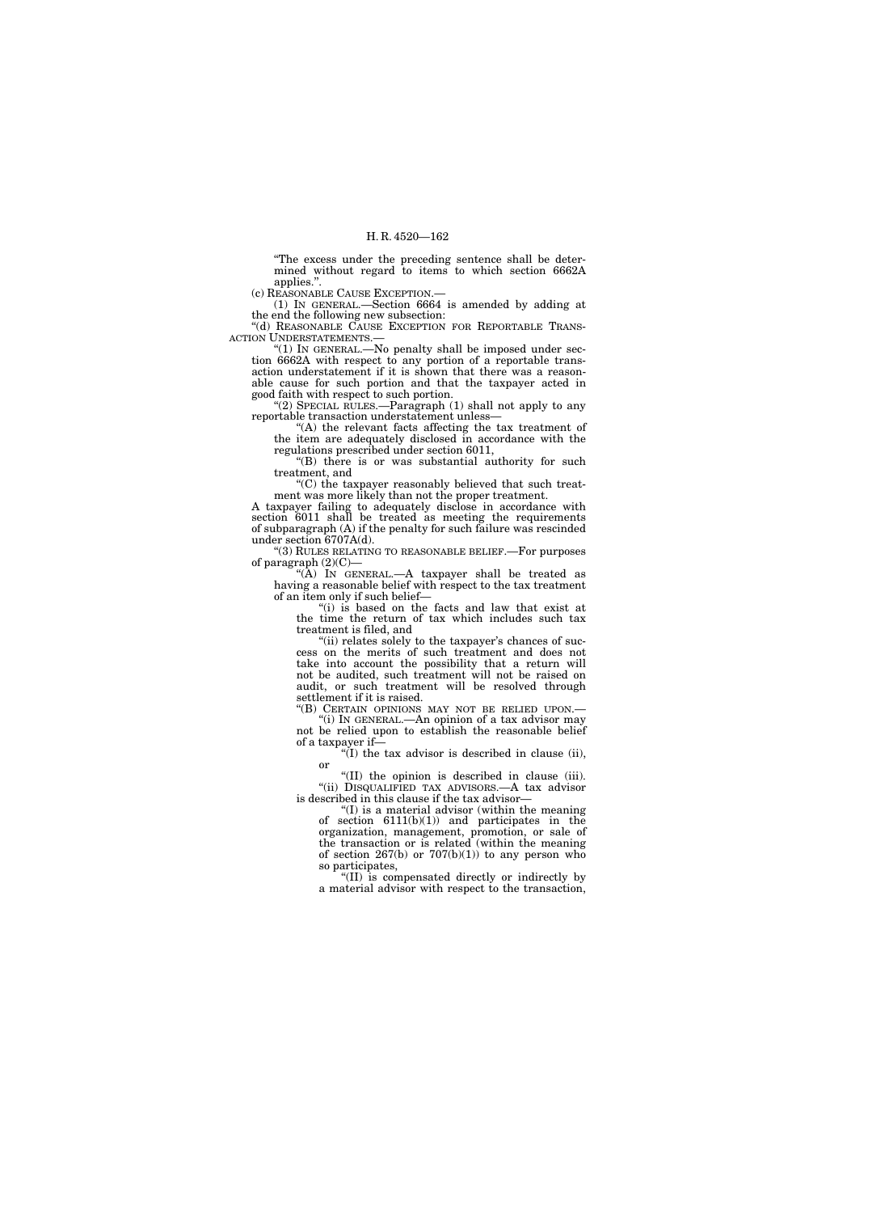"The excess under the preceding sentence shall be determined without regard to items to which section 6662A applies.".

(c) REASONABLE CAUSE EXCEPTION.—

(1) IN GENERAL.—Section 6664 is amended by adding at the end the following new subsection:

"(d) REASONABLE CAUSE EXCEPTION FOR REPORTABLE TRANSACTION UNDERSTATEMENTS.—

"(1) IN GENERAL.—No penalty shall be imposed under section 6662A with respect to any portion of a reportable transaction understatement if it is shown that there was a reasonable cause for such portion and that the taxpayer acted in good faith with respect to such portion.

"(2) SPECIAL RULES.—Paragraph (1) shall not apply to any reportable transaction understatement unless—

"(A) the relevant facts affecting the tax treatment of the item are adequately disclosed in accordance with the regulations prescribed under section 6011,

"(B) there is or was substantial authority for such treatment, and

"(C) the taxpayer reasonably believed that such treatment was more likely than not the proper treatment.

A taxpayer failing to adequately disclose in accordance with section 6011 shall be treated as meeting the requirements of subparagraph (A) if the penalty for such failure was rescinded under section 6707A(d).

"(3) RULES RELATING TO REASONABLE BELIEF.—For purposes of paragraph (2)(C)—

"(A) IN GENERAL.—A taxpayer shall be treated as having a reasonable belief with respect to the tax treatment of an item only if such belief—

"(i) is based on the facts and law that exist at the time the return of tax which includes such tax treatment is filed, and

"(ii) relates solely to the taxpayer's chances of success on the merits of such treatment and does not take into account the possibility that a return will not be audited, such treatment will not be raised on audit, or such treatment will be resolved through settlement if it is raised.

"(B) CERTAIN OPINIONS MAY NOT BE RELIED UPON.—

"(i) IN GENERAL.—An opinion of a tax advisor may not be relied upon to establish the reasonable belief of a taxpayer if—

"(I) the tax advisor is described in clause (ii), or

"(II) the opinion is described in clause (iii).

"(ii) DISQUALIFIED TAX ADVISORS.—A tax advisor is described in this clause if the tax advisor—

"(I) is a material advisor (within the meaning of section 6111(b)(1)) and participates in the organization, management, promotion, or sale of the transaction or is related (within the meaning of section 267(b) or 707(b)(1)) to any person who so participates,

"(II) is compensated directly or indirectly by a material advisor with respect to the transaction,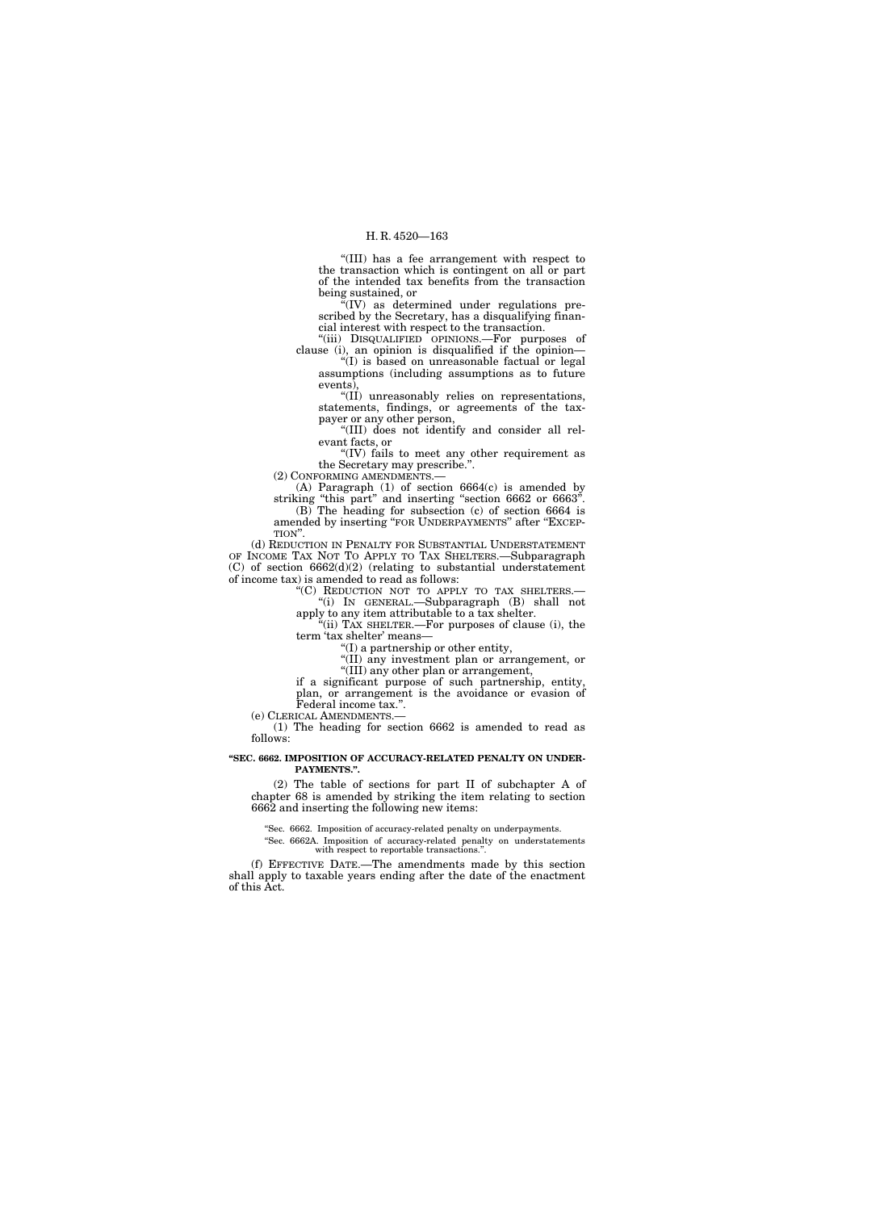"(III) has a fee arrangement with respect to the transaction which is contingent on all or part of the intended tax benefits from the transaction being sustained, or

"(IV) as determined under regulations prescribed by the Secretary, has a disqualifying financial interest with respect to the transaction.

"(iii) DISQUALIFIED OPINIONS.—For purposes of clause (i), an opinion is disqualified if the opinion—

"(I) is based on unreasonable factual or legal assumptions (including assumptions as to future events),

"(II) unreasonably relies on representations, statements, findings, or agreements of the taxpayer or any other person,

"(III) does not identify and consider all relevant facts, or

"(IV) fails to meet any other requirement as the Secretary may prescribe.".

(2) CONFORMING AMENDMENTS.—

(A) Paragraph (1) of section 6664(c) is amended by striking "this part" and inserting "section 6662 or 6663".

(B) The heading for subsection (c) of section 6664 is amended by inserting "FOR UNDERPAYMENTS" after "EXCEPTION".

(d) REDUCTION IN PENALTY FOR SUBSTANTIAL UNDERSTATEMENT OF INCOME TAX NOT TO APPLY TO TAX SHELTERS.—Subparagraph (C) of section 6662(d)(2) (relating to substantial understatement of income tax) is amended to read as follows:

"(C) REDUCTION NOT TO APPLY TO TAX SHELTERS.—

"(i) IN GENERAL.—Subparagraph (B) shall not apply to any item attributable to a tax shelter.

"(ii) TAX SHELTER.—For purposes of clause (i), the term 'tax shelter' means—

"(I) a partnership or other entity,

"(II) any investment plan or arrangement, or

"(III) any other plan or arrangement,

if a significant purpose of such partnership, entity, plan, or arrangement is the avoidance or evasion of Federal income tax.".

(e) CLERICAL AMENDMENTS.—

(1) The heading for section 6662 is amended to read as follows:

**"SEC. 6662. IMPOSITION OF ACCURACY-RELATED PENALTY ON UNDERPAYMENTS.".**

(2) The table of sections for part II of subchapter A of chapter 68 is amended by striking the item relating to section 6662 and inserting the following new items:

"Sec. 6662. Imposition of accuracy-related penalty on underpayments.

"Sec. 6662A. Imposition of accuracy-related penalty on understatements with respect to reportable transactions.".

(f) EFFECTIVE DATE.—The amendments made by this section shall apply to taxable years ending after the date of the enactment of this Act.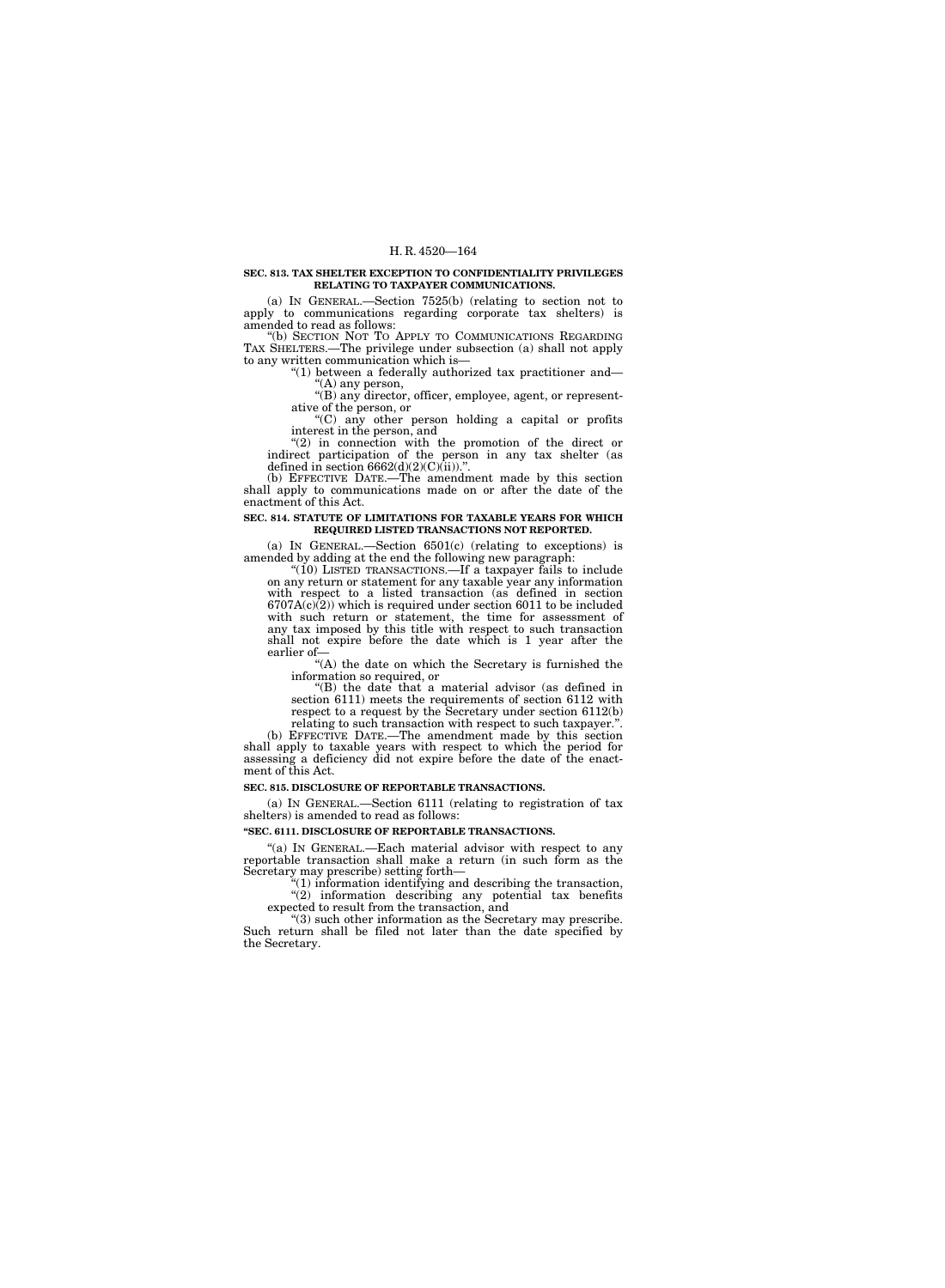**SEC. 813. TAX SHELTER EXCEPTION TO CONFIDENTIALITY PRIVILEGES RELATING TO TAXPAYER COMMUNICATIONS.**

(a) IN GENERAL.—Section 7525(b) (relating to section not to apply to communications regarding corporate tax shelters) is amended to read as follows:

"(b) SECTION NOT TO APPLY TO COMMUNICATIONS REGARDING TAX SHELTERS.—The privilege under subsection (a) shall not apply to any written communication which is—

"(1) between a federally authorized tax practitioner and—

"(A) any person,

"(B) any director, officer, employee, agent, or representative of the person, or

"(C) any other person holding a capital or profits interest in the person, and

"(2) in connection with the promotion of the direct or indirect participation of the person in any tax shelter (as defined in section 6662(d)(2)(C)(ii)).".

(b) EFFECTIVE DATE.—The amendment made by this section shall apply to communications made on or after the date of the enactment of this Act.

**SEC. 814. STATUTE OF LIMITATIONS FOR TAXABLE YEARS FOR WHICH REQUIRED LISTED TRANSACTIONS NOT REPORTED.**

(a) IN GENERAL.—Section 6501(c) (relating to exceptions) is amended by adding at the end the following new paragraph:

"(10) LISTED TRANSACTIONS.—If a taxpayer fails to include on any return or statement for any taxable year any information with respect to a listed transaction (as defined in section 6707A(c)(2)) which is required under section 6011 to be included with such return or statement, the time for assessment of any tax imposed by this title with respect to such transaction shall not expire before the date which is 1 year after the earlier of—

"(A) the date on which the Secretary is furnished the information so required, or

"(B) the date that a material advisor (as defined in section 6111) meets the requirements of section 6112 with respect to a request by the Secretary under section 6112(b) relating to such transaction with respect to such taxpayer.".

(b) EFFECTIVE DATE.—The amendment made by this section shall apply to taxable years with respect to which the period for assessing a deficiency did not expire before the date of the enactment of this Act.

**SEC. 815. DISCLOSURE OF REPORTABLE TRANSACTIONS.**

(a) IN GENERAL.—Section 6111 (relating to registration of tax shelters) is amended to read as follows:

**"SEC. 6111. DISCLOSURE OF REPORTABLE TRANSACTIONS.**

"(a) IN GENERAL.—Each material advisor with respect to any reportable transaction shall make a return (in such form as the Secretary may prescribe) setting forth—

"(1) information identifying and describing the transaction,

"(2) information describing any potential tax benefits expected to result from the transaction, and

"(3) such other information as the Secretary may prescribe.

Such return shall be filed not later than the date specified by the Secretary.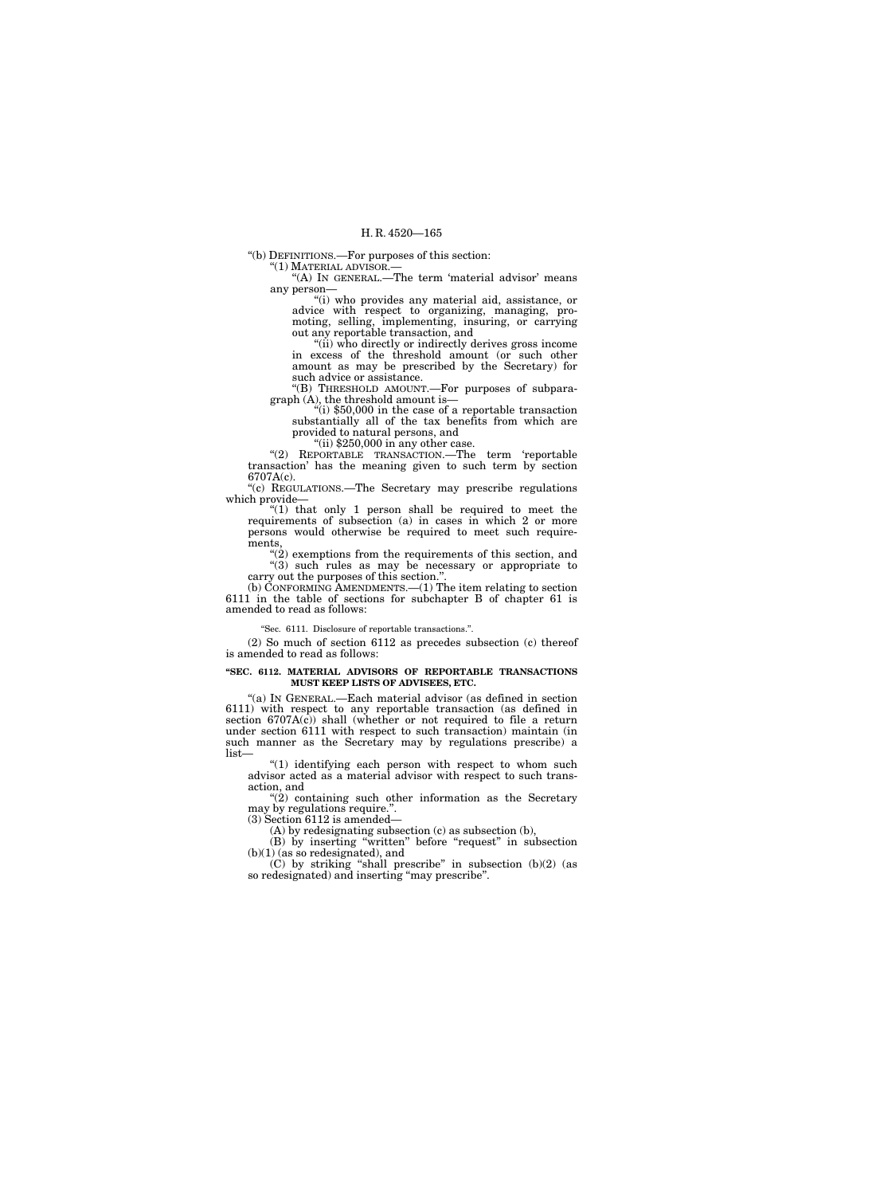"(b) DEFINITIONS.—For purposes of this section:

"(1) MATERIAL ADVISOR.—

"(A) IN GENERAL.—The term 'material advisor' means any person—

"(i) who provides any material aid, assistance, or advice with respect to organizing, managing, promoting, selling, implementing, insuring, or carrying out any reportable transaction, and

"(ii) who directly or indirectly derives gross income in excess of the threshold amount (or such other amount as may be prescribed by the Secretary) for such advice or assistance.

"(B) THRESHOLD AMOUNT.—For purposes of subparagraph (A), the threshold amount is—

"(i) $50,000 in the case of a reportable transaction substantially all of the tax benefits from which are provided to natural persons, and

"(ii) $250,000 in any other case.

"(2) REPORTABLE TRANSACTION.—The term 'reportable transaction' has the meaning given to such term by section 6707A(c).

"(c) REGULATIONS.—The Secretary may prescribe regulations which provide—

"(1) that only 1 person shall be required to meet the requirements of subsection (a) in cases in which 2 or more persons would otherwise be required to meet such requirements,

"(2) exemptions from the requirements of this section, and

"(3) such rules as may be necessary or appropriate to carry out the purposes of this section.".

(b) CONFORMING AMENDMENTS.—(1) The item relating to section 6111 in the table of sections for subchapter B of chapter 61 is amended to read as follows:

"Sec. 6111. Disclosure of reportable transactions.".

(2) So much of section 6112 as precedes subsection (c) thereof is amended to read as follows:

**"SEC. 6112. MATERIAL ADVISORS OF REPORTABLE TRANSACTIONS MUST KEEP LISTS OF ADVISEES, ETC.**

"(a) IN GENERAL.—Each material advisor (as defined in section 6111) with respect to any reportable transaction (as defined in section 6707A(c)) shall (whether or not required to file a return under section 6111 with respect to such transaction) maintain (in such manner as the Secretary may by regulations prescribe) a list—

"(1) identifying each person with respect to whom such advisor acted as a material advisor with respect to such transaction, and

"(2) containing such other information as the Secretary may by regulations require.".

(3) Section 6112 is amended—

(A) by redesignating subsection (c) as subsection (b),

(B) by inserting "written" before "request" in subsection (b)(1) (as so redesignated), and

(C) by striking "shall prescribe" in subsection (b)(2) (as so redesignated) and inserting "may prescribe".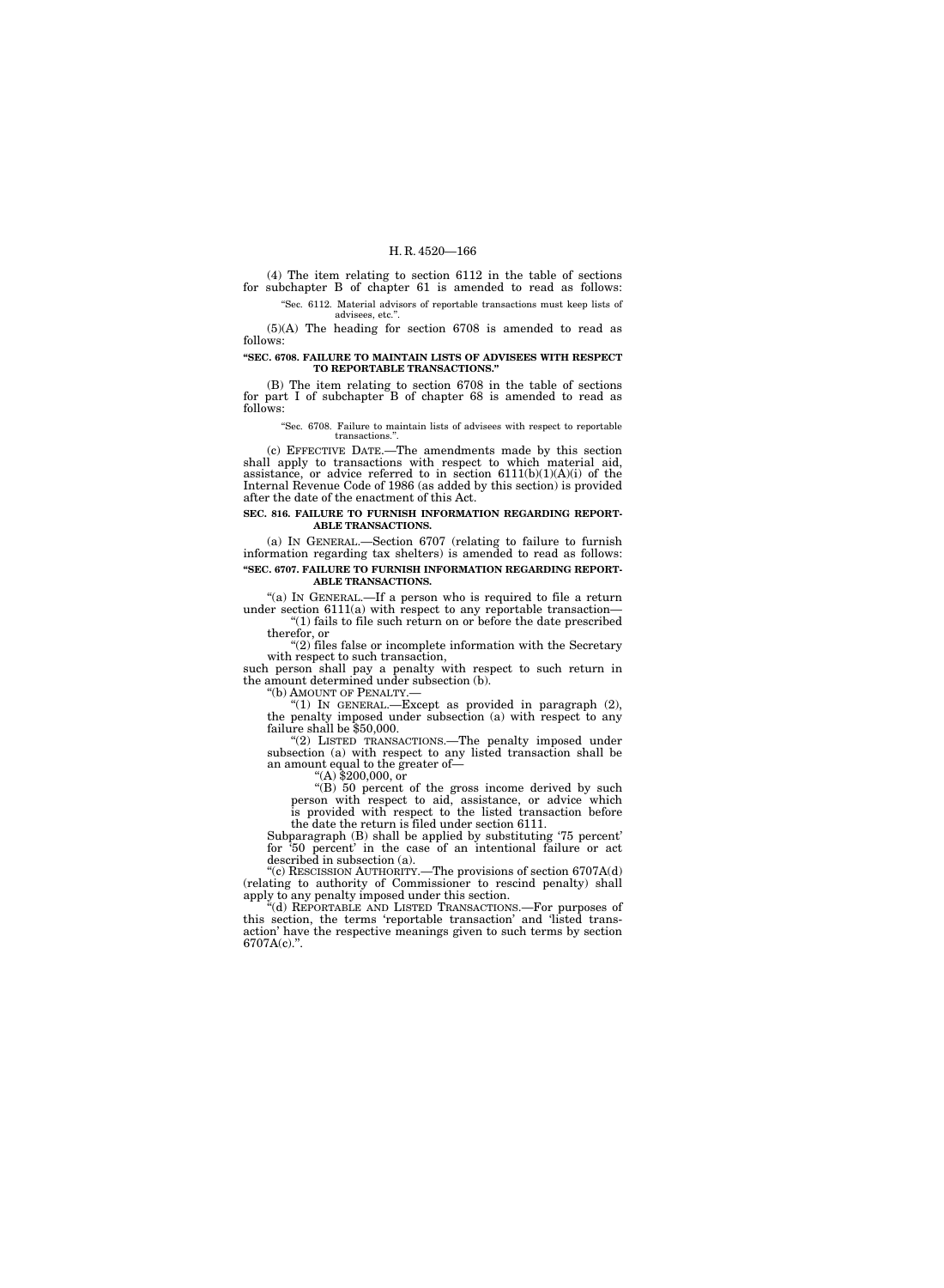(4) The item relating to section 6112 in the table of sections for subchapter B of chapter 61 is amended to read as follows:

"Sec. 6112. Material advisors of reportable transactions must keep lists of advisees, etc.".

(5)(A) The heading for section 6708 is amended to read as follows:

**"SEC. 6708. FAILURE TO MAINTAIN LISTS OF ADVISEES WITH RESPECT TO REPORTABLE TRANSACTIONS."**

(B) The item relating to section 6708 in the table of sections for part I of subchapter B of chapter 68 is amended to read as follows:

"Sec. 6708. Failure to maintain lists of advisees with respect to reportable transactions.".

(c) EFFECTIVE DATE.—The amendments made by this section shall apply to transactions with respect to which material aid, assistance, or advice referred to in section 6111(b)(1)(A)(i) of the Internal Revenue Code of 1986 (as added by this section) is provided after the date of the enactment of this Act.

**SEC. 816. FAILURE TO FURNISH INFORMATION REGARDING REPORTABLE TRANSACTIONS.**

(a) IN GENERAL.—Section 6707 (relating to failure to furnish information regarding tax shelters) is amended to read as follows:

**"SEC. 6707. FAILURE TO FURNISH INFORMATION REGARDING REPORTABLE TRANSACTIONS.**

"(a) IN GENERAL.—If a person who is required to file a return under section 6111(a) with respect to any reportable transaction—

"(1) fails to file such return on or before the date prescribed therefor, or

"(2) files false or incomplete information with the Secretary with respect to such transaction,

such person shall pay a penalty with respect to such return in the amount determined under subsection (b).

"(b) AMOUNT OF PENALTY.—

"(1) IN GENERAL.—Except as provided in paragraph (2), the penalty imposed under subsection (a) with respect to any failure shall be $50,000.

"(2) LISTED TRANSACTIONS.—The penalty imposed under subsection (a) with respect to any listed transaction shall be an amount equal to the greater of—

"(A) $200,000, or

"(B) 50 percent of the gross income derived by such person with respect to aid, assistance, or advice which is provided with respect to the listed transaction before the date the return is filed under section 6111.

Subparagraph (B) shall be applied by substituting '75 percent' for '50 percent' in the case of an intentional failure or act described in subsection (a).

"(c) RESCISSION AUTHORITY.—The provisions of section 6707A(d) (relating to authority of Commissioner to rescind penalty) shall apply to any penalty imposed under this section.

"(d) REPORTABLE AND LISTED TRANSACTIONS.—For purposes of this section, the terms 'reportable transaction' and 'listed transaction' have the respective meanings given to such terms by section 6707A(c).".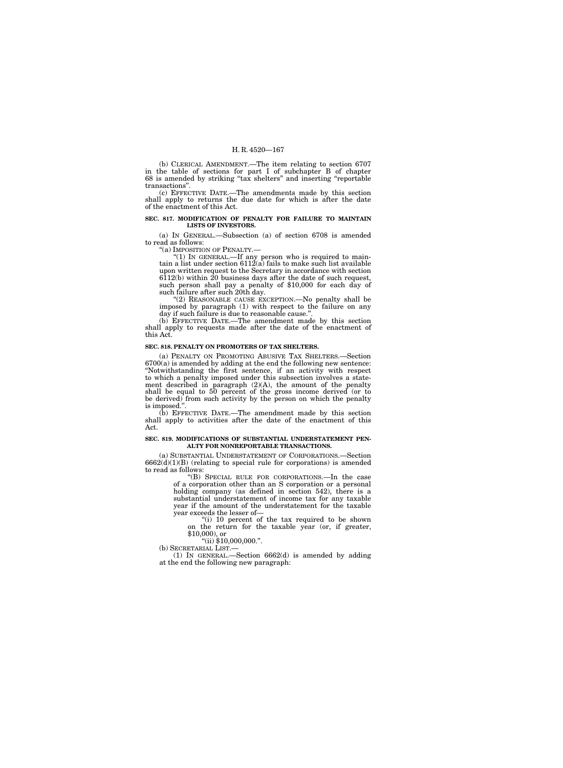(b) CLERICAL AMENDMENT.—The item relating to section 6707 in the table of sections for part I of subchapter B of chapter 68 is amended by striking "tax shelters" and inserting "reportable transactions".

(c) EFFECTIVE DATE.—The amendments made by this section shall apply to returns the due date for which is after the date of the enactment of this Act.

**SEC. 817. MODIFICATION OF PENALTY FOR FAILURE TO MAINTAIN LISTS OF INVESTORS.**

(a) IN GENERAL.—Subsection (a) of section 6708 is amended to read as follows:

"(a) IMPOSITION OF PENALTY.—

"(1) IN GENERAL.—If any person who is required to maintain a list under section 6112(a) fails to make such list available upon written request to the Secretary in accordance with section 6112(b) within 20 business days after the date of such request, such person shall pay a penalty of $10,000 for each day of such failure after such 20th day.

"(2) REASONABLE CAUSE EXCEPTION.—No penalty shall be imposed by paragraph (1) with respect to the failure on any day if such failure is due to reasonable cause.".

(b) EFFECTIVE DATE.—The amendment made by this section shall apply to requests made after the date of the enactment of this Act.

**SEC. 818. PENALTY ON PROMOTERS OF TAX SHELTERS.**

(a) PENALTY ON PROMOTING ABUSIVE TAX SHELTERS.—Section 6700(a) is amended by adding at the end the following new sentence: "Notwithstanding the first sentence, if an activity with respect to which a penalty imposed under this subsection involves a statement described in paragraph (2)(A), the amount of the penalty shall be equal to 50 percent of the gross income derived (or to be derived) from such activity by the person on which the penalty is imposed.".

(b) EFFECTIVE DATE.—The amendment made by this section shall apply to activities after the date of the enactment of this Act.

**SEC. 819. MODIFICATIONS OF SUBSTANTIAL UNDERSTATEMENT PENALTY FOR NONREPORTABLE TRANSACTIONS.**

(a) SUBSTANTIAL UNDERSTATEMENT OF CORPORATIONS.—Section 6662(d)(1)(B) (relating to special rule for corporations) is amended to read as follows:

"(B) SPECIAL RULE FOR CORPORATIONS.—In the case of a corporation other than an S corporation or a personal holding company (as defined in section 542), there is a substantial understatement of income tax for any taxable year if the amount of the understatement for the taxable year exceeds the lesser of—

"(i) 10 percent of the tax required to be shown on the return for the taxable year (or, if greater, $10,000), or

"(ii) $10,000,000.".

(b) SECRETARIAL LIST.—

(1) IN GENERAL.—Section 6662(d) is amended by adding at the end the following new paragraph: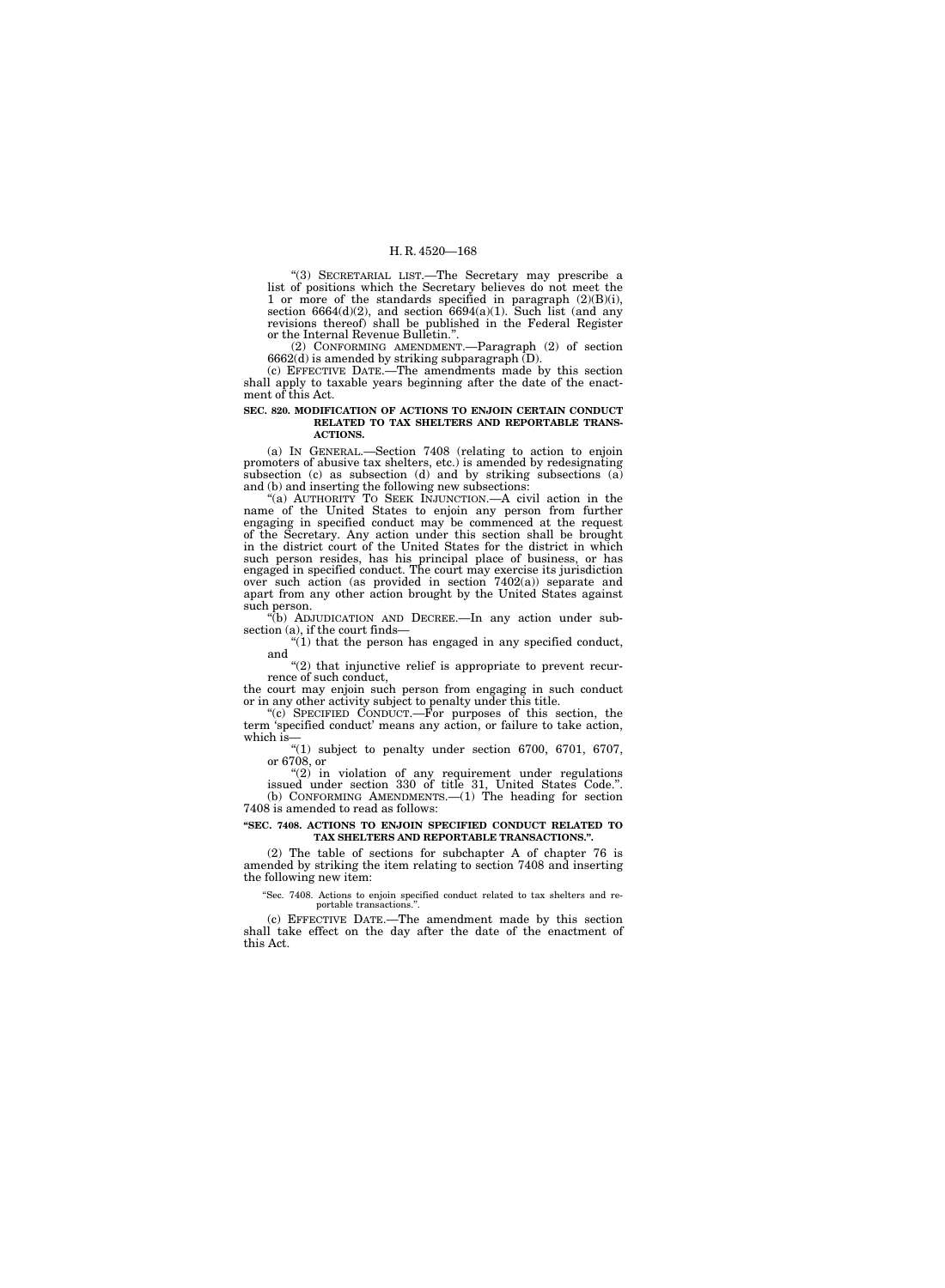"(3) SECRETARIAL LIST.—The Secretary may prescribe a list of positions which the Secretary believes do not meet the 1 or more of the standards specified in paragraph (2)(B)(i), section 6664(d)(2), and section 6694(a)(1). Such list (and any revisions thereof) shall be published in the Federal Register or the Internal Revenue Bulletin.".

(2) CONFORMING AMENDMENT.—Paragraph (2) of section 6662(d) is amended by striking subparagraph (D).

(c) EFFECTIVE DATE.—The amendments made by this section shall apply to taxable years beginning after the date of the enactment of this Act.

**SEC. 820. MODIFICATION OF ACTIONS TO ENJOIN CERTAIN CONDUCT RELATED TO TAX SHELTERS AND REPORTABLE TRANSACTIONS.**

(a) IN GENERAL.—Section 7408 (relating to action to enjoin promoters of abusive tax shelters, etc.) is amended by redesignating subsection (c) as subsection (d) and by striking subsections (a) and (b) and inserting the following new subsections:

"(a) AUTHORITY TO SEEK INJUNCTION.—A civil action in the name of the United States to enjoin any person from further engaging in specified conduct may be commenced at the request of the Secretary. Any action under this section shall be brought in the district court of the United States for the district in which such person resides, has his principal place of business, or has engaged in specified conduct. The court may exercise its jurisdiction over such action (as provided in section 7402(a)) separate and apart from any other action brought by the United States against such person.

"(b) ADJUDICATION AND DECREE.—In any action under subsection (a), if the court finds—

"(1) that the person has engaged in any specified conduct, and

"(2) that injunctive relief is appropriate to prevent recurrence of such conduct,

the court may enjoin such person from engaging in such conduct or in any other activity subject to penalty under this title.

"(c) SPECIFIED CONDUCT.—For purposes of this section, the term 'specified conduct' means any action, or failure to take action, which is—

"(1) subject to penalty under section 6700, 6701, 6707, or 6708, or

"(2) in violation of any requirement under regulations issued under section 330 of title 31, United States Code.".

(b) CONFORMING AMENDMENTS.—(1) The heading for section 7408 is amended to read as follows:

**"SEC. 7408. ACTIONS TO ENJOIN SPECIFIED CONDUCT RELATED TO TAX SHELTERS AND REPORTABLE TRANSACTIONS.".**

(2) The table of sections for subchapter A of chapter 76 is amended by striking the item relating to section 7408 and inserting the following new item:

"Sec. 7408. Actions to enjoin specified conduct related to tax shelters and reportable transactions.".

(c) EFFECTIVE DATE.—The amendment made by this section shall take effect on the day after the date of the enactment of this Act.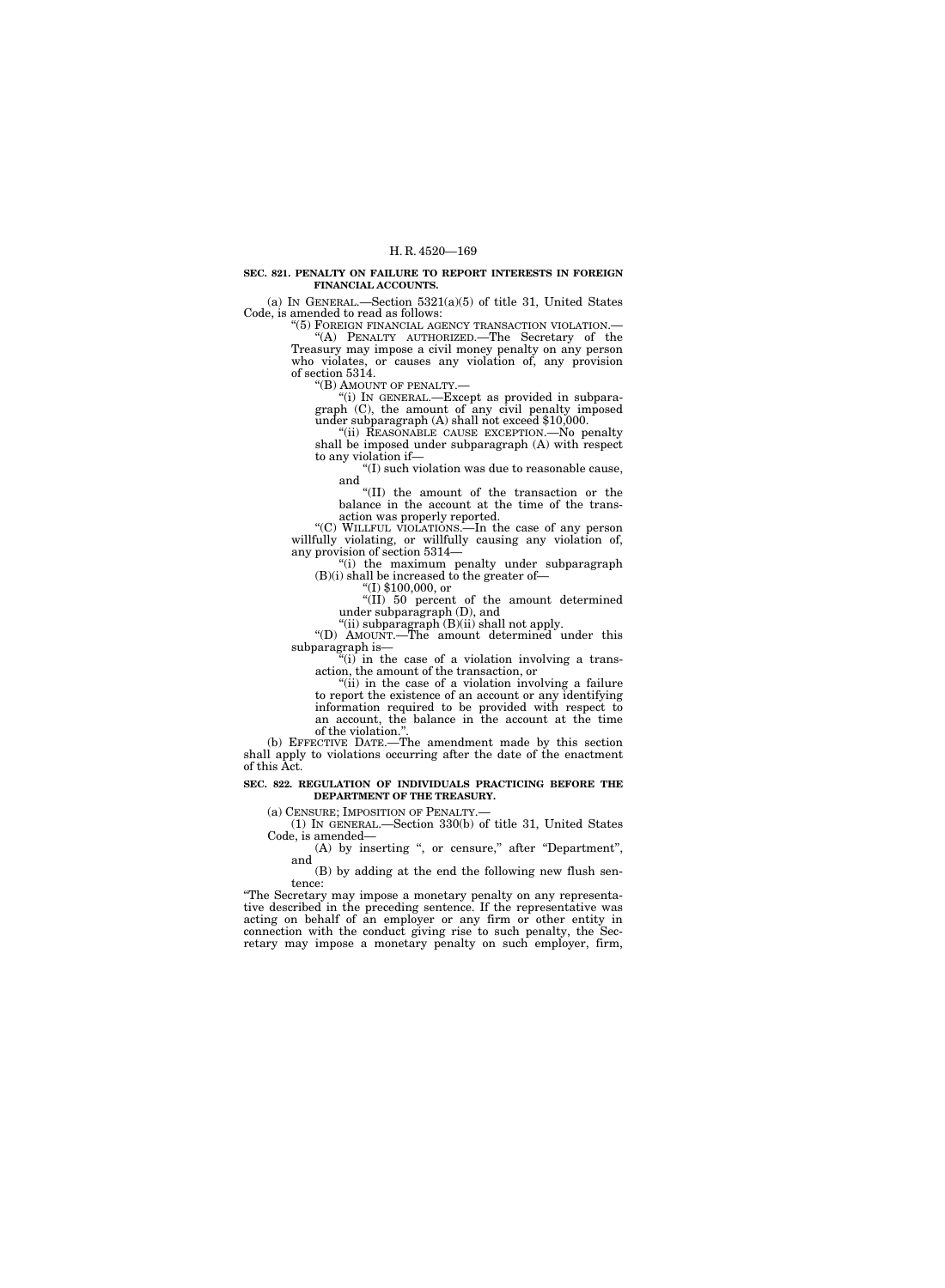**SEC. 821. PENALTY ON FAILURE TO REPORT INTERESTS IN FOREIGN FINANCIAL ACCOUNTS.**

(a) IN GENERAL.—Section 5321(a)(5) of title 31, United States Code, is amended to read as follows:

"(5) FOREIGN FINANCIAL AGENCY TRANSACTION VIOLATION.—

"(A) PENALTY AUTHORIZED.—The Secretary of the Treasury may impose a civil money penalty on any person who violates, or causes any violation of, any provision of section 5314.

"(B) AMOUNT OF PENALTY.—

"(i) IN GENERAL.—Except as provided in subparagraph (C), the amount of any civil penalty imposed under subparagraph (A) shall not exceed $10,000.

"(ii) REASONABLE CAUSE EXCEPTION.—No penalty shall be imposed under subparagraph (A) with respect to any violation if—

"(I) such violation was due to reasonable cause, and

"(II) the amount of the transaction or the balance in the account at the time of the transaction was properly reported.

"(C) WILLFUL VIOLATIONS.—In the case of any person willfully violating, or willfully causing any violation of, any provision of section 5314—

"(i) the maximum penalty under subparagraph (B)(i) shall be increased to the greater of—

"(I) $100,000, or

"(II) 50 percent of the amount determined under subparagraph (D), and

"(ii) subparagraph (B)(ii) shall not apply.

"(D) AMOUNT.—The amount determined under this subparagraph is—

"(i) in the case of a violation involving a transaction, the amount of the transaction, or

"(ii) in the case of a violation involving a failure to report the existence of an account or any identifying information required to be provided with respect to an account, the balance in the account at the time of the violation.".

(b) EFFECTIVE DATE.—The amendment made by this section shall apply to violations occurring after the date of the enactment of this Act.

**SEC. 822. REGULATION OF INDIVIDUALS PRACTICING BEFORE THE DEPARTMENT OF THE TREASURY.**

(a) CENSURE; IMPOSITION OF PENALTY.—

(1) IN GENERAL.—Section 330(b) of title 31, United States Code, is amended—

(A) by inserting ", or censure," after "Department", and

(B) by adding at the end the following new flush sentence:

"The Secretary may impose a monetary penalty on any representative described in the preceding sentence. If the representative was acting on behalf of an employer or any firm or other entity in connection with the conduct giving rise to such penalty, the Secretary may impose a monetary penalty on such employer, firm,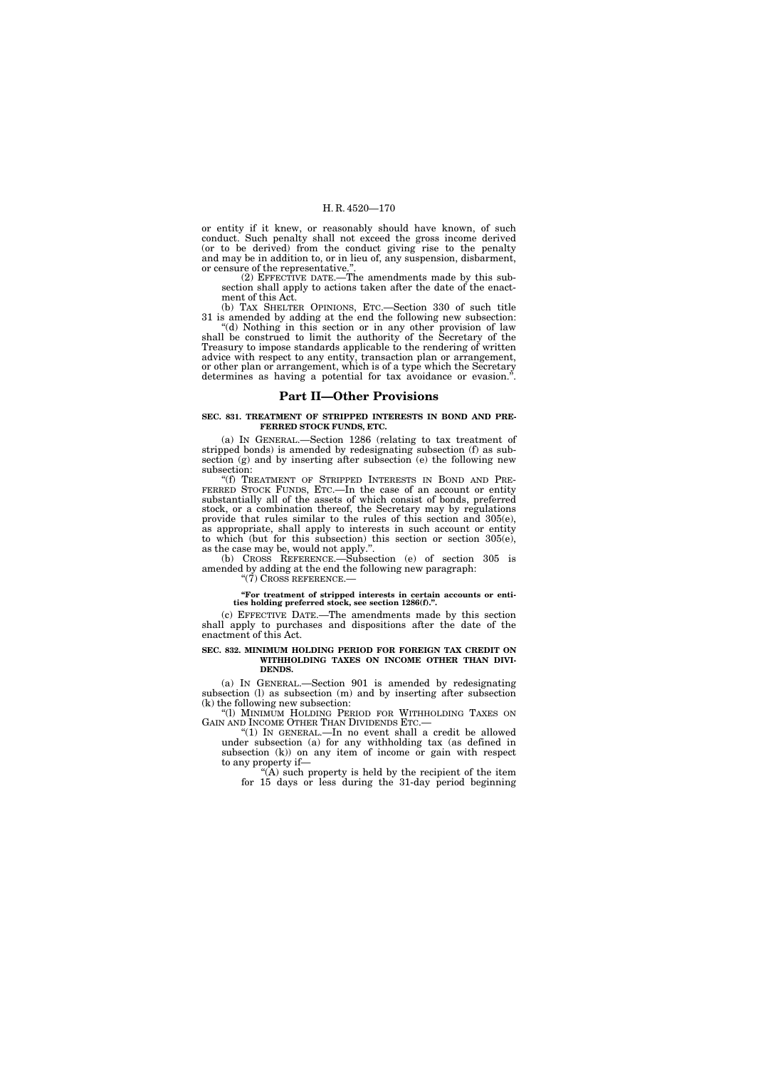or entity if it knew, or reasonably should have known, of such conduct. Such penalty shall not exceed the gross income derived (or to be derived) from the conduct giving rise to the penalty and may be in addition to, or in lieu of, any suspension, disbarment, or censure of the representative.".

(2) EFFECTIVE DATE.—The amendments made by this subsection shall apply to actions taken after the date of the enactment of this Act.

(b) TAX SHELTER OPINIONS, ETC.—Section 330 of such title 31 is amended by adding at the end the following new subsection:

"(d) Nothing in this section or in any other provision of law shall be construed to limit the authority of the Secretary of the Treasury to impose standards applicable to the rendering of written advice with respect to any entity, transaction plan or arrangement, or other plan or arrangement, which is of a type which the Secretary determines as having a potential for tax avoidance or evasion.".

## Part II—Other Provisions

**SEC. 831. TREATMENT OF STRIPPED INTERESTS IN BOND AND PREFERRED STOCK FUNDS, ETC.**

(a) IN GENERAL.—Section 1286 (relating to tax treatment of stripped bonds) is amended by redesignating subsection (f) as subsection (g) and by inserting after subsection (e) the following new subsection:

"(f) TREATMENT OF STRIPPED INTERESTS IN BOND AND PREFERRED STOCK FUNDS, ETC.—In the case of an account or entity substantially all of the assets of which consist of bonds, preferred stock, or a combination thereof, the Secretary may by regulations provide that rules similar to the rules of this section and 305(e), as appropriate, shall apply to interests in such account or entity to which (but for this subsection) this section or section 305(e), as the case may be, would not apply.".

(b) CROSS REFERENCE.—Subsection (e) of section 305 is amended by adding at the end the following new paragraph:

"(7) CROSS REFERENCE.—

**"For treatment of stripped interests in certain accounts or entities holding preferred stock, see section 1286(f).".**

(c) EFFECTIVE DATE.—The amendments made by this section shall apply to purchases and dispositions after the date of the enactment of this Act.

**SEC. 832. MINIMUM HOLDING PERIOD FOR FOREIGN TAX CREDIT ON WITHHOLDING TAXES ON INCOME OTHER THAN DIVIDENDS.**

(a) IN GENERAL.—Section 901 is amended by redesignating subsection (l) as subsection (m) and by inserting after subsection (k) the following new subsection:

"(l) MINIMUM HOLDING PERIOD FOR WITHHOLDING TAXES ON GAIN AND INCOME OTHER THAN DIVIDENDS ETC.—

"(1) IN GENERAL.—In no event shall a credit be allowed under subsection (a) for any withholding tax (as defined in subsection (k)) on any item of income or gain with respect to any property if—

"(A) such property is held by the recipient of the item for 15 days or less during the 31-day period beginning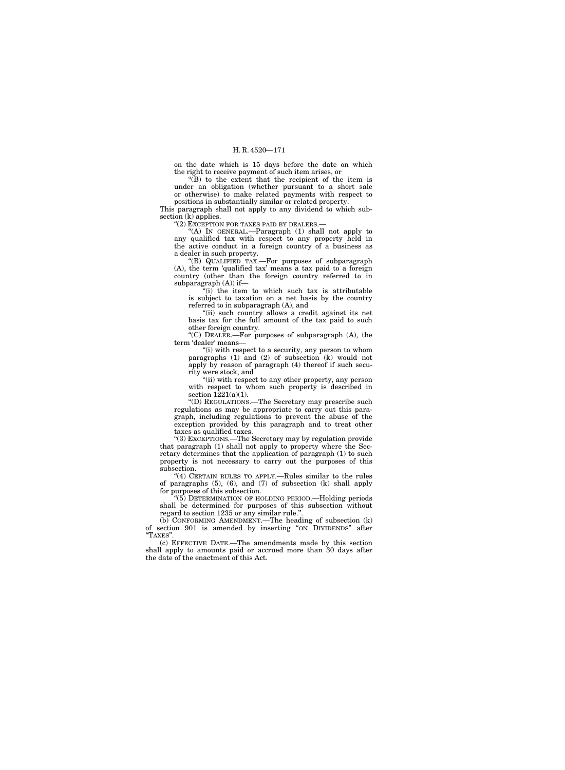on the date which is 15 days before the date on which the right to receive payment of such item arises, or

"(B) to the extent that the recipient of the item is under an obligation (whether pursuant to a short sale or otherwise) to make related payments with respect to positions in substantially similar or related property.

This paragraph shall not apply to any dividend to which subsection (k) applies.

"(2) EXCEPTION FOR TAXES PAID BY DEALERS.—

"(A) IN GENERAL.—Paragraph (1) shall not apply to any qualified tax with respect to any property held in the active conduct in a foreign country of a business as a dealer in such property.

"(B) QUALIFIED TAX.—For purposes of subparagraph (A), the term 'qualified tax' means a tax paid to a foreign country (other than the foreign country referred to in subparagraph (A)) if—

"(i) the item to which such tax is attributable is subject to taxation on a net basis by the country referred to in subparagraph (A), and

"(ii) such country allows a credit against its net basis tax for the full amount of the tax paid to such other foreign country.

"(C) DEALER.—For purposes of subparagraph (A), the term 'dealer' means—

"(i) with respect to a security, any person to whom paragraphs (1) and (2) of subsection (k) would not apply by reason of paragraph (4) thereof if such security were stock, and

"(ii) with respect to any other property, any person with respect to whom such property is described in section 1221(a)(1).

"(D) REGULATIONS.—The Secretary may prescribe such regulations as may be appropriate to carry out this paragraph, including regulations to prevent the abuse of the exception provided by this paragraph and to treat other taxes as qualified taxes.

"(3) EXCEPTIONS.—The Secretary may by regulation provide that paragraph (1) shall not apply to property where the Secretary determines that the application of paragraph (1) to such property is not necessary to carry out the purposes of this subsection.

"(4) CERTAIN RULES TO APPLY.—Rules similar to the rules of paragraphs (5), (6), and (7) of subsection (k) shall apply for purposes of this subsection.

"(5) DETERMINATION OF HOLDING PERIOD.—Holding periods shall be determined for purposes of this subsection without regard to section 1235 or any similar rule.".

(b) CONFORMING AMENDMENT.—The heading of subsection (k) of section 901 is amended by inserting "ON DIVIDENDS" after "TAXES".

(c) EFFECTIVE DATE.—The amendments made by this section shall apply to amounts paid or accrued more than 30 days after the date of the enactment of this Act.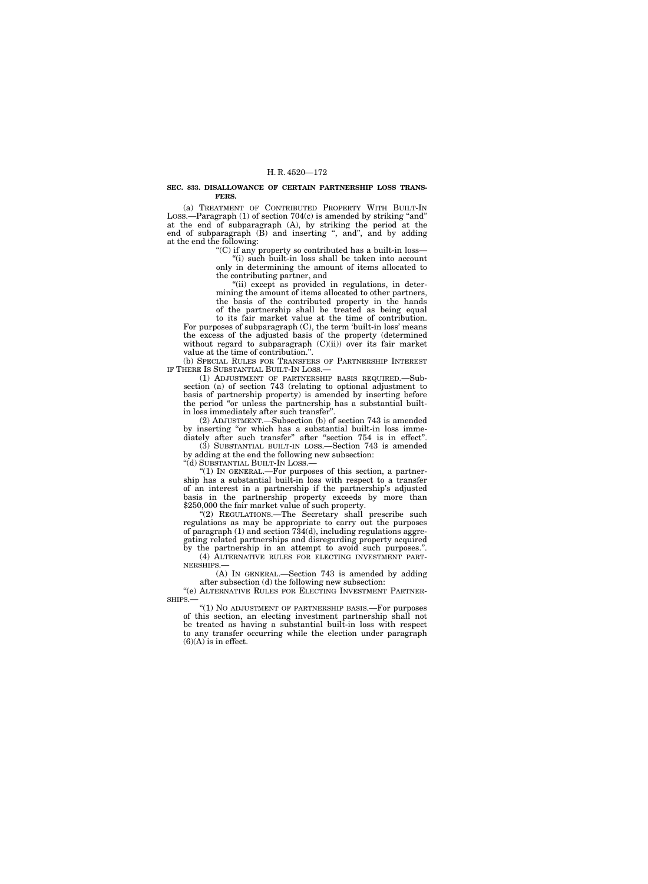**SEC. 833. DISALLOWANCE OF CERTAIN PARTNERSHIP LOSS TRANSFERS.**

(a) TREATMENT OF CONTRIBUTED PROPERTY WITH BUILT-IN LOSS.—Paragraph (1) of section 704(c) is amended by striking "and" at the end of subparagraph (A), by striking the period at the end of subparagraph (B) and inserting ", and", and by adding at the end the following:

"(C) if any property so contributed has a built-in loss—

"(i) such built-in loss shall be taken into account only in determining the amount of items allocated to the contributing partner, and

"(ii) except as provided in regulations, in determining the amount of items allocated to other partners, the basis of the contributed property in the hands of the partnership shall be treated as being equal to its fair market value at the time of contribution.

For purposes of subparagraph (C), the term 'built-in loss' means the excess of the adjusted basis of the property (determined without regard to subparagraph (C)(ii)) over its fair market value at the time of contribution.".

(b) SPECIAL RULES FOR TRANSFERS OF PARTNERSHIP INTEREST IF THERE IS SUBSTANTIAL BUILT-IN LOSS.—

(1) ADJUSTMENT OF PARTNERSHIP BASIS REQUIRED.—Subsection (a) of section 743 (relating to optional adjustment to basis of partnership property) is amended by inserting before the period "or unless the partnership has a substantial built-in loss immediately after such transfer".

(2) ADJUSTMENT.—Subsection (b) of section 743 is amended by inserting "or which has a substantial built-in loss immediately after such transfer" after "section 754 is in effect".

(3) SUBSTANTIAL BUILT-IN LOSS.—Section 743 is amended by adding at the end the following new subsection:

"(d) SUBSTANTIAL BUILT-IN LOSS.—

"(1) IN GENERAL.—For purposes of this section, a partnership has a substantial built-in loss with respect to a transfer of an interest in a partnership if the partnership's adjusted basis in the partnership property exceeds by more than $250,000 the fair market value of such property.

"(2) REGULATIONS.—The Secretary shall prescribe such regulations as may be appropriate to carry out the purposes of paragraph (1) and section 734(d), including regulations aggregating related partnerships and disregarding property acquired by the partnership in an attempt to avoid such purposes.".

(4) ALTERNATIVE RULES FOR ELECTING INVESTMENT PARTNERSHIPS.—

(A) IN GENERAL.—Section 743 is amended by adding after subsection (d) the following new subsection:

"(e) ALTERNATIVE RULES FOR ELECTING INVESTMENT PARTNERSHIPS.—

"(1) NO ADJUSTMENT OF PARTNERSHIP BASIS.—For purposes of this section, an electing investment partnership shall not be treated as having a substantial built-in loss with respect to any transfer occurring while the election under paragraph (6)(A) is in effect.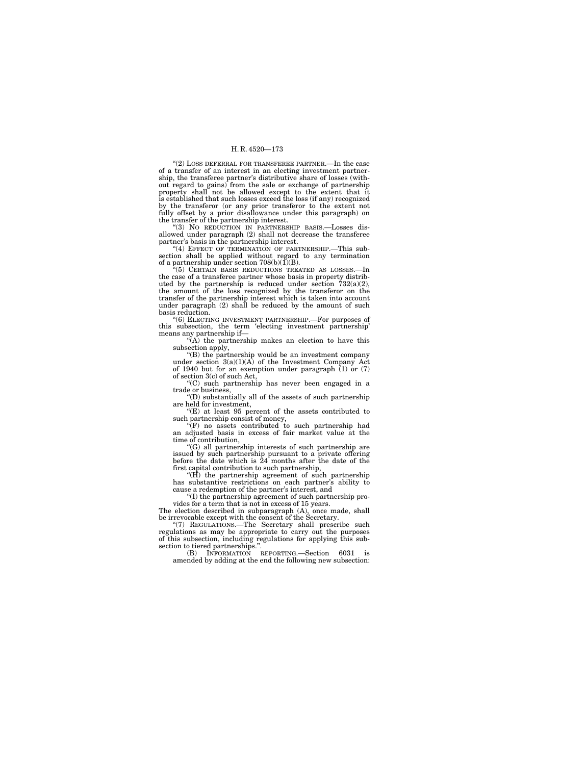"(2) LOSS DEFERRAL FOR TRANSFEREE PARTNER.—In the case of a transfer of an interest in an electing investment partnership, the transferee partner's distributive share of losses (without regard to gains) from the sale or exchange of partnership property shall not be allowed except to the extent that it is established that such losses exceed the loss (if any) recognized by the transferor (or any prior transferor to the extent not fully offset by a prior disallowance under this paragraph) on the transfer of the partnership interest.

"(3) NO REDUCTION IN PARTNERSHIP BASIS.—Losses disallowed under paragraph (2) shall not decrease the transferee partner's basis in the partnership interest.

"(4) EFFECT OF TERMINATION OF PARTNERSHIP.—This subsection shall be applied without regard to any termination of a partnership under section 708(b)(1)(B).

"(5) CERTAIN BASIS REDUCTIONS TREATED AS LOSSES.—In the case of a transferee partner whose basis in property distributed by the partnership is reduced under section 732(a)(2), the amount of the loss recognized by the transferor on the transfer of the partnership interest which is taken into account under paragraph (2) shall be reduced by the amount of such basis reduction.

"(6) ELECTING INVESTMENT PARTNERSHIP.—For purposes of this subsection, the term 'electing investment partnership' means any partnership if—

"(A) the partnership makes an election to have this subsection apply,

"(B) the partnership would be an investment company under section 3(a)(1)(A) of the Investment Company Act of 1940 but for an exemption under paragraph (1) or (7) of section 3(c) of such Act,

"(C) such partnership has never been engaged in a trade or business,

"(D) substantially all of the assets of such partnership are held for investment,

"(E) at least 95 percent of the assets contributed to such partnership consist of money,

"(F) no assets contributed to such partnership had an adjusted basis in excess of fair market value at the time of contribution,

"(G) all partnership interests of such partnership are issued by such partnership pursuant to a private offering before the date which is 24 months after the date of the first capital contribution to such partnership,

"(H) the partnership agreement of such partnership has substantive restrictions on each partner's ability to cause a redemption of the partner's interest, and

"(I) the partnership agreement of such partnership provides for a term that is not in excess of 15 years.

The election described in subparagraph (A), once made, shall be irrevocable except with the consent of the Secretary.

"(7) REGULATIONS.—The Secretary shall prescribe such regulations as may be appropriate to carry out the purposes of this subsection, including regulations for applying this subsection to tiered partnerships.".

(B) INFORMATION REPORTING.—Section 6031 is amended by adding at the end the following new subsection: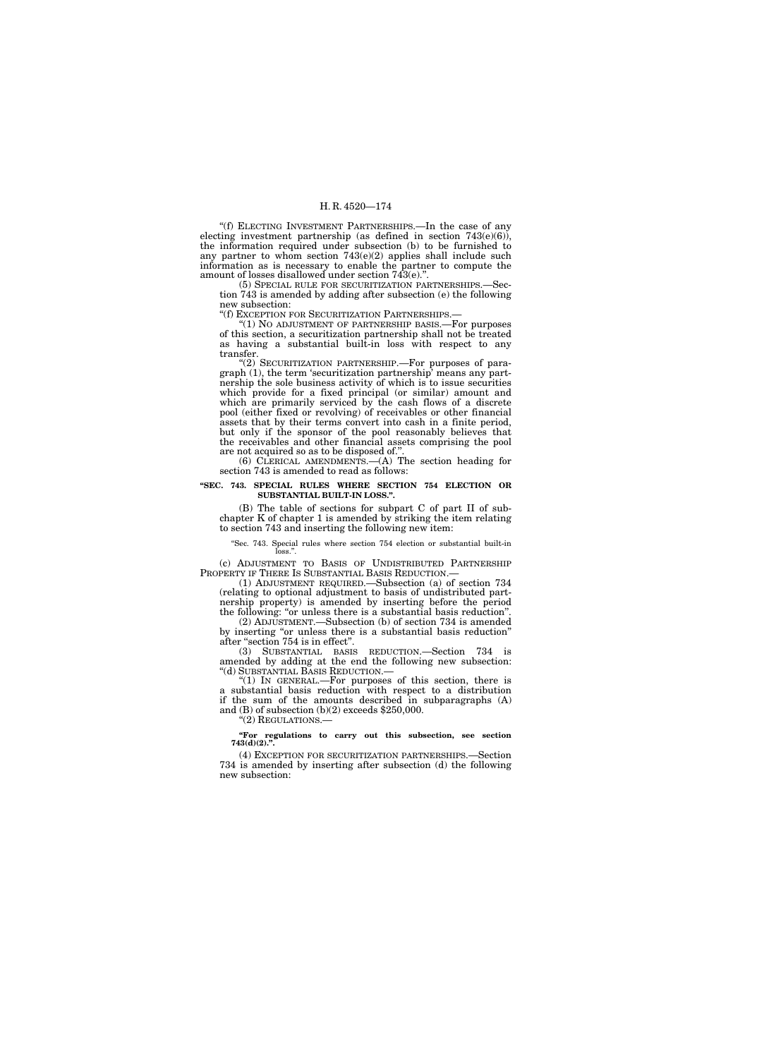"(f) ELECTING INVESTMENT PARTNERSHIPS.—In the case of any electing investment partnership (as defined in section 743(e)(6)), the information required under subsection (b) to be furnished to any partner to whom section 743(e)(2) applies shall include such information as is necessary to enable the partner to compute the amount of losses disallowed under section 743(e).".

(5) SPECIAL RULE FOR SECURITIZATION PARTNERSHIPS.—Section 743 is amended by adding after subsection (e) the following new subsection:

"(f) EXCEPTION FOR SECURITIZATION PARTNERSHIPS.—

"(1) NO ADJUSTMENT OF PARTNERSHIP BASIS.—For purposes of this section, a securitization partnership shall not be treated as having a substantial built-in loss with respect to any transfer.

"(2) SECURITIZATION PARTNERSHIP.—For purposes of paragraph (1), the term 'securitization partnership' means any partnership the sole business activity of which is to issue securities which provide for a fixed principal (or similar) amount and which are primarily serviced by the cash flows of a discrete pool (either fixed or revolving) of receivables or other financial assets that by their terms convert into cash in a finite period, but only if the sponsor of the pool reasonably believes that the receivables and other financial assets comprising the pool are not acquired so as to be disposed of.".

(6) CLERICAL AMENDMENTS.—(A) The section heading for section 743 is amended to read as follows:

**"SEC. 743. SPECIAL RULES WHERE SECTION 754 ELECTION OR SUBSTANTIAL BUILT-IN LOSS.".**

(B) The table of sections for subpart C of part II of subchapter K of chapter 1 is amended by striking the item relating to section 743 and inserting the following new item:

"Sec. 743. Special rules where section 754 election or substantial built-in loss.".

(c) ADJUSTMENT TO BASIS OF UNDISTRIBUTED PARTNERSHIP PROPERTY IF THERE IS SUBSTANTIAL BASIS REDUCTION.—

(1) ADJUSTMENT REQUIRED.—Subsection (a) of section 734 (relating to optional adjustment to basis of undistributed partnership property) is amended by inserting before the period the following: "or unless there is a substantial basis reduction".

(2) ADJUSTMENT.—Subsection (b) of section 734 is amended by inserting "or unless there is a substantial basis reduction" after "section 754 is in effect".

(3) SUBSTANTIAL BASIS REDUCTION.—Section 734 is amended by adding at the end the following new subsection:

"(d) SUBSTANTIAL BASIS REDUCTION.—

"(1) IN GENERAL.—For purposes of this section, there is a substantial basis reduction with respect to a distribution if the sum of the amounts described in subparagraphs (A) and (B) of subsection (b)(2) exceeds $250,000.

"(2) REGULATIONS.—

**"For regulations to carry out this subsection, see section 743(d)(2).".**

(4) EXCEPTION FOR SECURITIZATION PARTNERSHIPS.—Section 734 is amended by inserting after subsection (d) the following new subsection: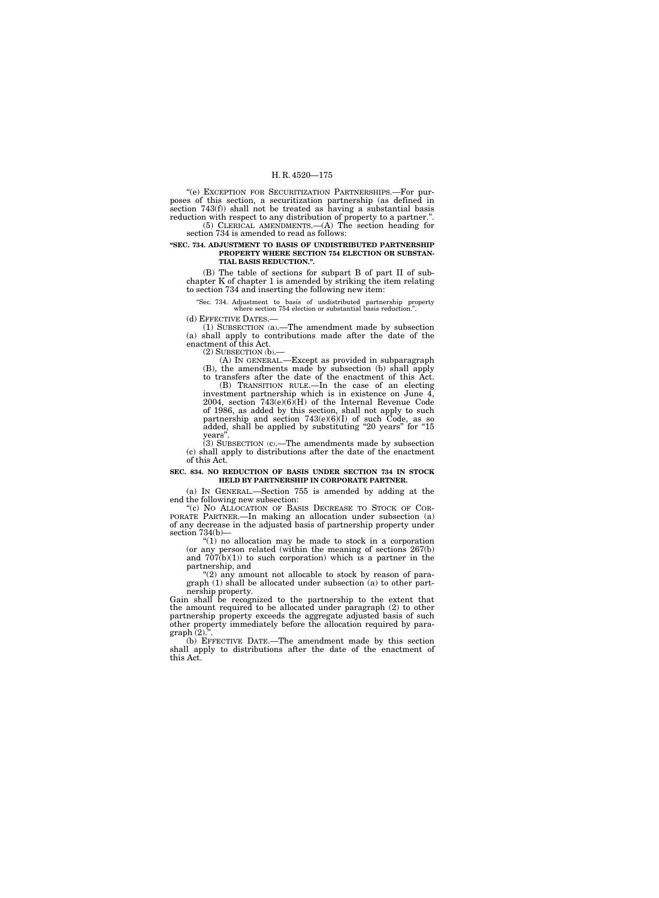"(e) EXCEPTION FOR SECURITIZATION PARTNERSHIPS.—For purposes of this section, a securitization partnership (as defined in section 743(f)) shall not be treated as having a substantial basis reduction with respect to any distribution of property to a partner.".

(5) CLERICAL AMENDMENTS.—(A) The section heading for section 734 is amended to read as follows:

**"SEC. 734. ADJUSTMENT TO BASIS OF UNDISTRIBUTED PARTNERSHIP PROPERTY WHERE SECTION 754 ELECTION OR SUBSTANTIAL BASIS REDUCTION.".**

(B) The table of sections for subpart B of part II of subchapter K of chapter 1 is amended by striking the item relating to section 734 and inserting the following new item:

"Sec. 734. Adjustment to basis of undistributed partnership property where section 754 election or substantial basis reduction.".

(d) EFFECTIVE DATES.—

(1) SUBSECTION (a).—The amendment made by subsection (a) shall apply to contributions made after the date of the enactment of this Act.

(2) SUBSECTION (b).—

(A) IN GENERAL.—Except as provided in subparagraph (B), the amendments made by subsection (b) shall apply to transfers after the date of the enactment of this Act.

(B) TRANSITION RULE.—In the case of an electing investment partnership which is in existence on June 4, 2004, section 743(e)(6)(H) of the Internal Revenue Code of 1986, as added by this section, shall not apply to such partnership and section 743(e)(6)(I) of such Code, as so added, shall be applied by substituting "20 years" for "15 years".

(3) SUBSECTION (c).—The amendments made by subsection (c) shall apply to distributions after the date of the enactment of this Act.

**SEC. 834. NO REDUCTION OF BASIS UNDER SECTION 734 IN STOCK HELD BY PARTNERSHIP IN CORPORATE PARTNER.**

(a) IN GENERAL.—Section 755 is amended by adding at the end the following new subsection:

"(c) NO ALLOCATION OF BASIS DECREASE TO STOCK OF CORPORATE PARTNER.—In making an allocation under subsection (a) of any decrease in the adjusted basis of partnership property under section 734(b)—

"(1) no allocation may be made to stock in a corporation (or any person related (within the meaning of sections 267(b) and 707(b)(1)) to such corporation) which is a partner in the partnership, and

"(2) any amount not allocable to stock by reason of paragraph (1) shall be allocated under subsection (a) to other partnership property.

Gain shall be recognized to the partnership to the extent that the amount required to be allocated under paragraph (2) to other partnership property exceeds the aggregate adjusted basis of such other property immediately before the allocation required by paragraph (2).".

(b) EFFECTIVE DATE.—The amendment made by this section shall apply to distributions after the date of the enactment of this Act.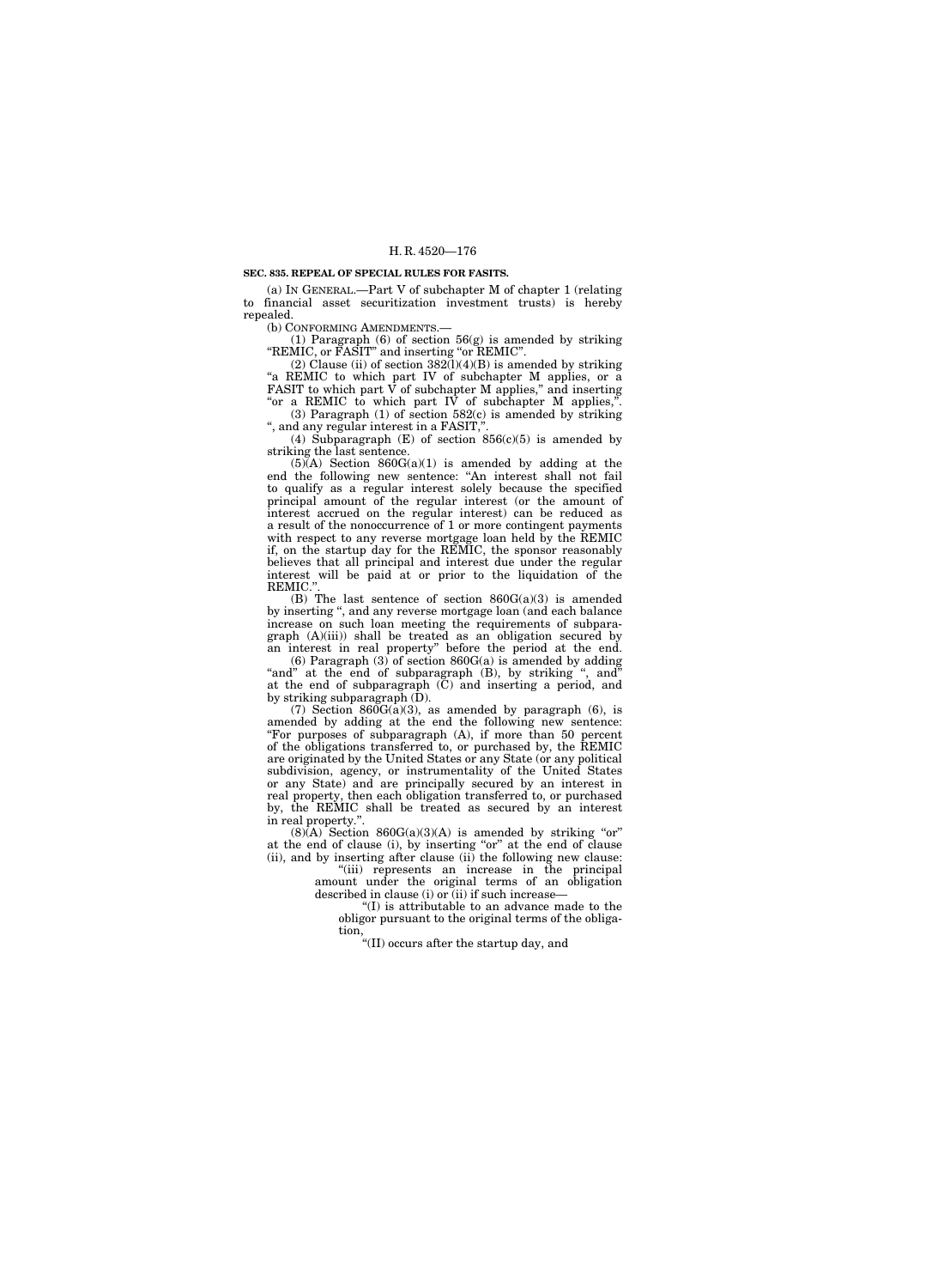**SEC. 835. REPEAL OF SPECIAL RULES FOR FASITS.**

(a) IN GENERAL.—Part V of subchapter M of chapter 1 (relating to financial asset securitization investment trusts) is hereby repealed.

(b) CONFORMING AMENDMENTS.—

(1) Paragraph (6) of section 56(g) is amended by striking "REMIC, or FASIT" and inserting "or REMIC".

(2) Clause (ii) of section 382(l)(4)(B) is amended by striking "a REMIC to which part IV of subchapter M applies, or a FASIT to which part V of subchapter M applies," and inserting "or a REMIC to which part IV of subchapter M applies,".

(3) Paragraph (1) of section 582(c) is amended by striking ", and any regular interest in a FASIT,".

(4) Subparagraph (E) of section 856(c)(5) is amended by striking the last sentence.

(5)(A) Section 860G(a)(1) is amended by adding at the end the following new sentence: "An interest shall not fail to qualify as a regular interest solely because the specified principal amount of the regular interest (or the amount of interest accrued on the regular interest) can be reduced as a result of the nonoccurrence of 1 or more contingent payments with respect to any reverse mortgage loan held by the REMIC if, on the startup day for the REMIC, the sponsor reasonably believes that all principal and interest due under the regular interest will be paid at or prior to the liquidation of the REMIC.".

(B) The last sentence of section 860G(a)(3) is amended by inserting ", and any reverse mortgage loan (and each balance increase on such loan meeting the requirements of subparagraph (A)(iii)) shall be treated as an obligation secured by an interest in real property" before the period at the end.

(6) Paragraph (3) of section 860G(a) is amended by adding "and" at the end of subparagraph (B), by striking ", and" at the end of subparagraph (C) and inserting a period, and by striking subparagraph (D).

(7) Section 860G(a)(3), as amended by paragraph (6), is amended by adding at the end the following new sentence: "For purposes of subparagraph (A), if more than 50 percent of the obligations transferred to, or purchased by, the REMIC are originated by the United States or any State (or any political subdivision, agency, or instrumentality of the United States or any State) and are principally secured by an interest in real property, then each obligation transferred to, or purchased by, the REMIC shall be treated as secured by an interest in real property.".

(8)(A) Section 860G(a)(3)(A) is amended by striking "or" at the end of clause (i), by inserting "or" at the end of clause (ii), and by inserting after clause (ii) the following new clause:

"(iii) represents an increase in the principal amount under the original terms of an obligation described in clause (i) or (ii) if such increase—

"(I) is attributable to an advance made to the obligor pursuant to the original terms of the obligation,

"(II) occurs after the startup day, and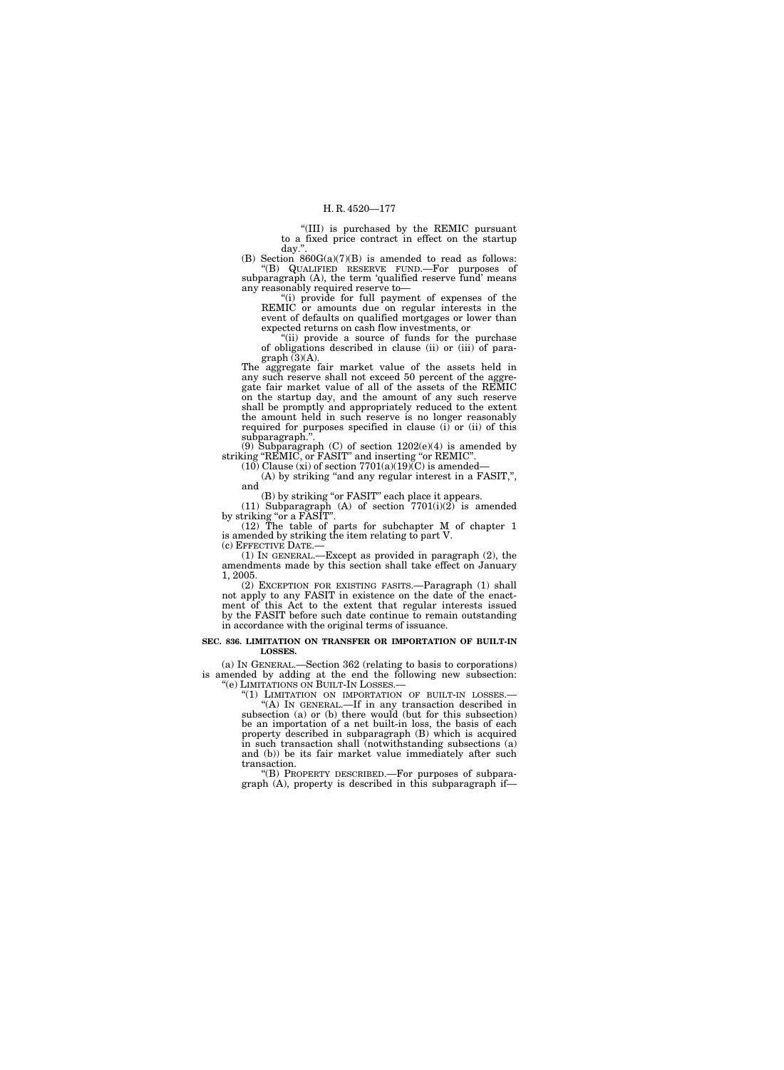"(III) is purchased by the REMIC pursuant to a fixed price contract in effect on the startup day.".

(B) Section 860G(a)(7)(B) is amended to read as follows:

"(B) QUALIFIED RESERVE FUND.—For purposes of subparagraph (A), the term 'qualified reserve fund' means any reasonably required reserve to—

"(i) provide for full payment of expenses of the REMIC or amounts due on regular interests in the event of defaults on qualified mortgages or lower than expected returns on cash flow investments, or

"(ii) provide a source of funds for the purchase of obligations described in clause (ii) or (iii) of paragraph (3)(A).

The aggregate fair market value of the assets held in any such reserve shall not exceed 50 percent of the aggregate fair market value of all of the assets of the REMIC on the startup day, and the amount of any such reserve shall be promptly and appropriately reduced to the extent the amount held in such reserve is no longer reasonably required for purposes specified in clause (i) or (ii) of this subparagraph.".

(9) Subparagraph (C) of section 1202(e)(4) is amended by striking "REMIC, or FASIT" and inserting "or REMIC".

(10) Clause (xi) of section 7701(a)(19)(C) is amended—

(A) by striking "and any regular interest in a FASIT,", and

(B) by striking "or FASIT" each place it appears.

(11) Subparagraph (A) of section 7701(i)(2) is amended by striking "or a FASIT".

(12) The table of parts for subchapter M of chapter 1 is amended by striking the item relating to part V.

(c) EFFECTIVE DATE.—

(1) IN GENERAL.—Except as provided in paragraph (2), the amendments made by this section shall take effect on January 1, 2005.

(2) EXCEPTION FOR EXISTING FASITS.—Paragraph (1) shall not apply to any FASIT in existence on the date of the enactment of this Act to the extent that regular interests issued by the FASIT before such date continue to remain outstanding in accordance with the original terms of issuance.

**SEC. 836. LIMITATION ON TRANSFER OR IMPORTATION OF BUILT-IN LOSSES.**

(a) IN GENERAL.—Section 362 (relating to basis to corporations) is amended by adding at the end the following new subsection:

"(e) LIMITATIONS ON BUILT-IN LOSSES.—

"(1) LIMITATION ON IMPORTATION OF BUILT-IN LOSSES.—

"(A) IN GENERAL.—If in any transaction described in subsection (a) or (b) there would (but for this subsection) be an importation of a net built-in loss, the basis of each property described in subparagraph (B) which is acquired in such transaction shall (notwithstanding subsections (a) and (b)) be its fair market value immediately after such transaction.

"(B) PROPERTY DESCRIBED.—For purposes of subparagraph (A), property is described in this subparagraph if—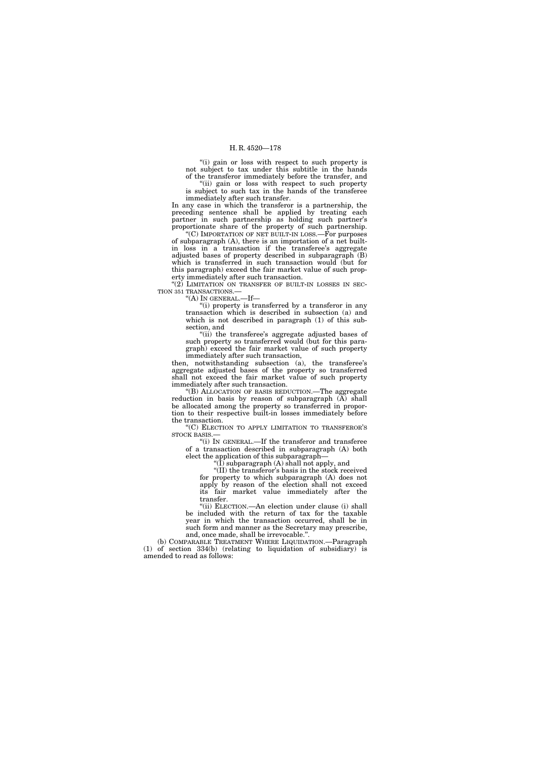"(i) gain or loss with respect to such property is not subject to tax under this subtitle in the hands of the transferor immediately before the transfer, and

"(ii) gain or loss with respect to such property is subject to such tax in the hands of the transferee immediately after such transfer.

In any case in which the transferor is a partnership, the preceding sentence shall be applied by treating each partner in such partnership as holding such partner's proportionate share of the property of such partnership.

"(C) IMPORTATION OF NET BUILT-IN LOSS.—For purposes of subparagraph (A), there is an importation of a net built-in loss in a transaction if the transferee's aggregate adjusted bases of property described in subparagraph (B) which is transferred in such transaction would (but for this paragraph) exceed the fair market value of such property immediately after such transaction.

"(2) LIMITATION ON TRANSFER OF BUILT-IN LOSSES IN SECTION 351 TRANSACTIONS.—

"(A) IN GENERAL.—If—

"(i) property is transferred by a transferor in any transaction which is described in subsection (a) and which is not described in paragraph (1) of this subsection, and

"(ii) the transferee's aggregate adjusted bases of such property so transferred would (but for this paragraph) exceed the fair market value of such property immediately after such transaction,

then, notwithstanding subsection (a), the transferee's aggregate adjusted bases of the property so transferred shall not exceed the fair market value of such property immediately after such transaction.

"(B) ALLOCATION OF BASIS REDUCTION.—The aggregate reduction in basis by reason of subparagraph (A) shall be allocated among the property so transferred in proportion to their respective built-in losses immediately before the transaction.

"(C) ELECTION TO APPLY LIMITATION TO TRANSFEROR'S STOCK BASIS.—

"(i) IN GENERAL.—If the transferor and transferee of a transaction described in subparagraph (A) both elect the application of this subparagraph—

"(I) subparagraph (A) shall not apply, and

"(II) the transferor's basis in the stock received for property to which subparagraph (A) does not apply by reason of the election shall not exceed its fair market value immediately after the transfer.

"(ii) ELECTION.—An election under clause (i) shall be included with the return of tax for the taxable year in which the transaction occurred, shall be in such form and manner as the Secretary may prescribe, and, once made, shall be irrevocable.".

(b) COMPARABLE TREATMENT WHERE LIQUIDATION.—Paragraph (1) of section 334(b) (relating to liquidation of subsidiary) is amended to read as follows: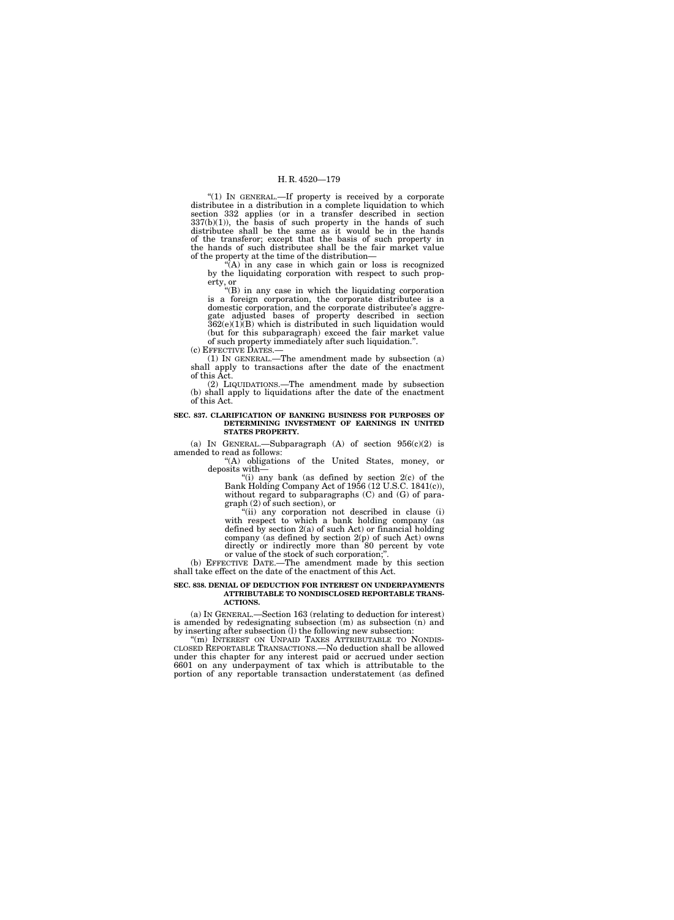"(1) IN GENERAL.—If property is received by a corporate distributee in a distribution in a complete liquidation to which section 332 applies (or in a transfer described in section 337(b)(1)), the basis of such property in the hands of such distributee shall be the same as it would be in the hands of the transferor; except that the basis of such property in the hands of such distributee shall be the fair market value of the property at the time of the distribution—

"(A) in any case in which gain or loss is recognized by the liquidating corporation with respect to such property, or

"(B) in any case in which the liquidating corporation is a foreign corporation, the corporate distributee is a domestic corporation, and the corporate distributee's aggregate adjusted bases of property described in section 362(e)(1)(B) which is distributed in such liquidation would (but for this subparagraph) exceed the fair market value of such property immediately after such liquidation.".

(c) EFFECTIVE DATES.—

(1) IN GENERAL.—The amendment made by subsection (a) shall apply to transactions after the date of the enactment of this Act.

(2) LIQUIDATIONS.—The amendment made by subsection (b) shall apply to liquidations after the date of the enactment of this Act.

**SEC. 837. CLARIFICATION OF BANKING BUSINESS FOR PURPOSES OF DETERMINING INVESTMENT OF EARNINGS IN UNITED STATES PROPERTY.**

(a) IN GENERAL.—Subparagraph (A) of section 956(c)(2) is amended to read as follows:

"(A) obligations of the United States, money, or deposits with—

"(i) any bank (as defined by section 2(c) of the Bank Holding Company Act of 1956 (12 U.S.C. 1841(c)), without regard to subparagraphs (C) and (G) of paragraph (2) of such section), or

"(ii) any corporation not described in clause (i) with respect to which a bank holding company (as defined by section 2(a) of such Act) or financial holding company (as defined by section 2(p) of such Act) owns directly or indirectly more than 80 percent by vote or value of the stock of such corporation;".

(b) EFFECTIVE DATE.—The amendment made by this section shall take effect on the date of the enactment of this Act.

**SEC. 838. DENIAL OF DEDUCTION FOR INTEREST ON UNDERPAYMENTS ATTRIBUTABLE TO NONDISCLOSED REPORTABLE TRANSACTIONS.**

(a) IN GENERAL.—Section 163 (relating to deduction for interest) is amended by redesignating subsection (m) as subsection (n) and by inserting after subsection (l) the following new subsection:

"(m) INTEREST ON UNPAID TAXES ATTRIBUTABLE TO NONDISCLOSED REPORTABLE TRANSACTIONS.—No deduction shall be allowed under this chapter for any interest paid or accrued under section 6601 on any underpayment of tax which is attributable to the portion of any reportable transaction understatement (as defined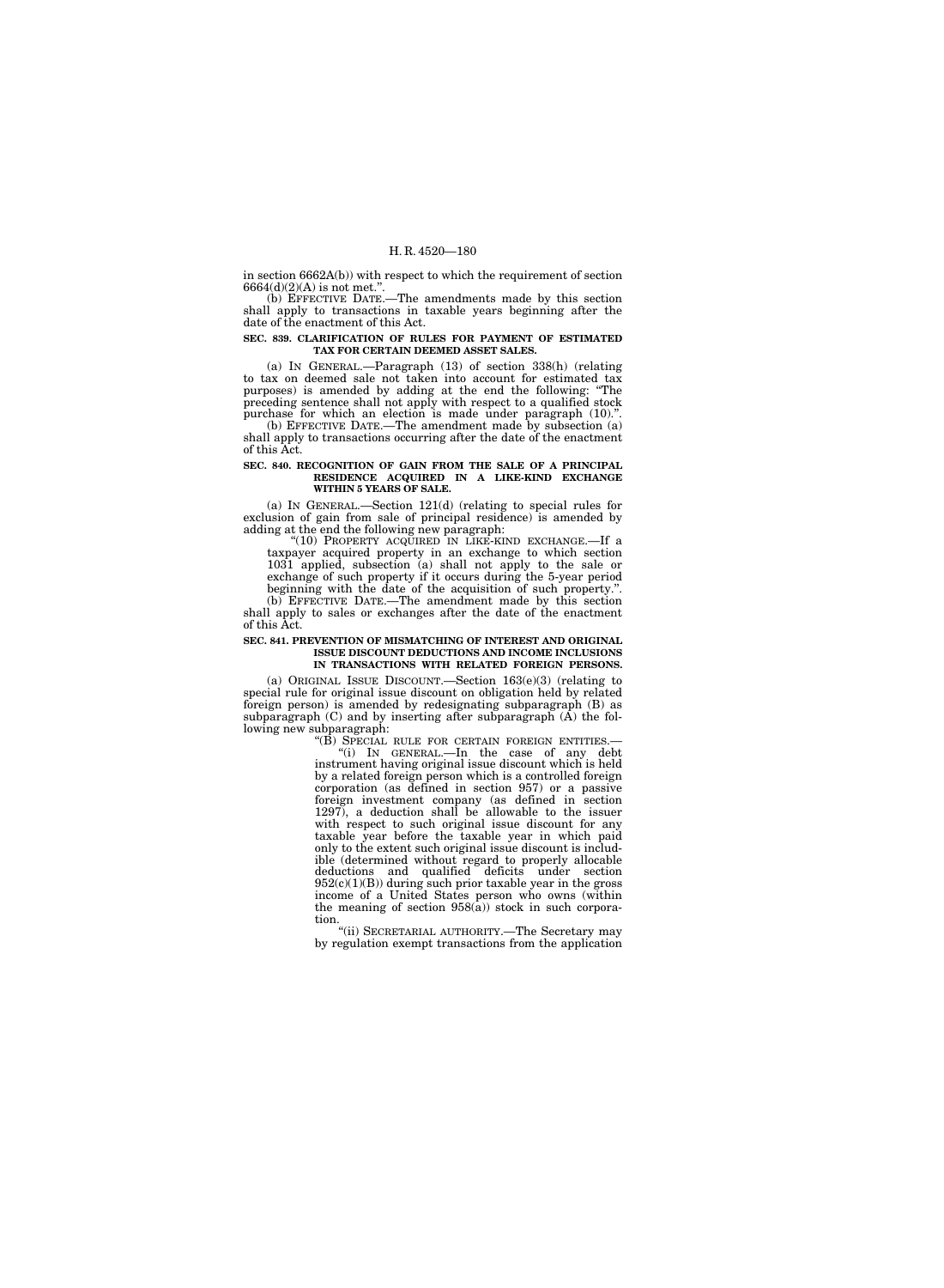in section 6662A(b)) with respect to which the requirement of section 6664(d)(2)(A) is not met.''.

(b) EFFECTIVE DATE.—The amendments made by this section shall apply to transactions in taxable years beginning after the date of the enactment of this Act.

**SEC. 839. CLARIFICATION OF RULES FOR PAYMENT OF ESTIMATED TAX FOR CERTAIN DEEMED ASSET SALES.**

(a) IN GENERAL.—Paragraph (13) of section 338(h) (relating to tax on deemed sale not taken into account for estimated tax purposes) is amended by adding at the end the following: ''The preceding sentence shall not apply with respect to a qualified stock purchase for which an election is made under paragraph (10).''.

(b) EFFECTIVE DATE.—The amendment made by subsection (a) shall apply to transactions occurring after the date of the enactment of this Act.

**SEC. 840. RECOGNITION OF GAIN FROM THE SALE OF A PRINCIPAL RESIDENCE ACQUIRED IN A LIKE-KIND EXCHANGE WITHIN 5 YEARS OF SALE.**

(a) IN GENERAL.—Section 121(d) (relating to special rules for exclusion of gain from sale of principal residence) is amended by adding at the end the following new paragraph:

''(10) PROPERTY ACQUIRED IN LIKE-KIND EXCHANGE.—If a taxpayer acquired property in an exchange to which section 1031 applied, subsection (a) shall not apply to the sale or exchange of such property if it occurs during the 5-year period beginning with the date of the acquisition of such property.''.

(b) EFFECTIVE DATE.—The amendment made by this section shall apply to sales or exchanges after the date of the enactment of this Act.

**SEC. 841. PREVENTION OF MISMATCHING OF INTEREST AND ORIGINAL ISSUE DISCOUNT DEDUCTIONS AND INCOME INCLUSIONS IN TRANSACTIONS WITH RELATED FOREIGN PERSONS.**

(a) ORIGINAL ISSUE DISCOUNT.—Section 163(e)(3) (relating to special rule for original issue discount on obligation held by related foreign person) is amended by redesignating subparagraph (B) as subparagraph (C) and by inserting after subparagraph (A) the following new subparagraph:

''(B) SPECIAL RULE FOR CERTAIN FOREIGN ENTITIES.—

''(i) IN GENERAL.—In the case of any debt instrument having original issue discount which is held by a related foreign person which is a controlled foreign corporation (as defined in section 957) or a passive foreign investment company (as defined in section 1297), a deduction shall be allowable to the issuer with respect to such original issue discount for any taxable year before the taxable year in which paid only to the extent such original issue discount is includible (determined without regard to properly allocable deductions and qualified deficits under section 952(c)(1)(B)) during such prior taxable year in the gross income of a United States person who owns (within the meaning of section 958(a)) stock in such corporation.

''(ii) SECRETARIAL AUTHORITY.—The Secretary may by regulation exempt transactions from the application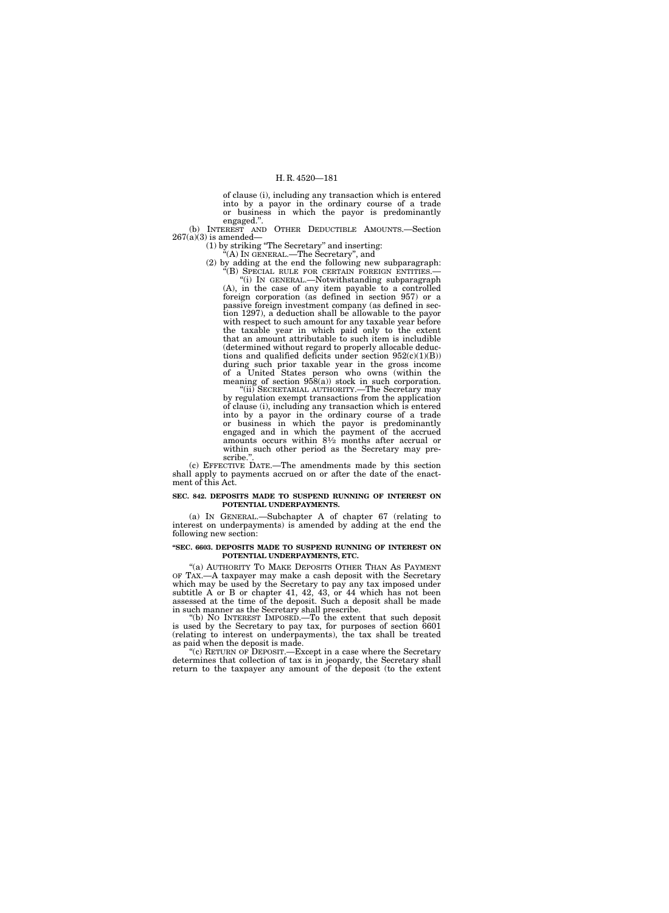of clause (i), including any transaction which is entered into by a payor in the ordinary course of a trade or business in which the payor is predominantly engaged.''.

(b) INTEREST AND OTHER DEDUCTIBLE AMOUNTS.—Section 267(a)(3) is amended—

(1) by striking ''The Secretary'' and inserting:

''(A) IN GENERAL.—The Secretary'', and

(2) by adding at the end the following new subparagraph:

''(B) SPECIAL RULE FOR CERTAIN FOREIGN ENTITIES.—

''(i) IN GENERAL.—Notwithstanding subparagraph (A), in the case of any item payable to a controlled foreign corporation (as defined in section 957) or a passive foreign investment company (as defined in section 1297), a deduction shall be allowable to the payor with respect to such amount for any taxable year before the taxable year in which paid only to the extent that an amount attributable to such item is includible (determined without regard to properly allocable deductions and qualified deficits under section 952(c)(1)(B)) during such prior taxable year in the gross income of a United States person who owns (within the meaning of section 958(a)) stock in such corporation.

''(ii) SECRETARIAL AUTHORITY.—The Secretary may by regulation exempt transactions from the application of clause (i), including any transaction which is entered into by a payor in the ordinary course of a trade or business in which the payor is predominantly engaged and in which the payment of the accrued amounts occurs within 8½ months after accrual or within such other period as the Secretary may prescribe.''.

(c) EFFECTIVE DATE.—The amendments made by this section shall apply to payments accrued on or after the date of the enactment of this Act.

**SEC. 842. DEPOSITS MADE TO SUSPEND RUNNING OF INTEREST ON POTENTIAL UNDERPAYMENTS.**

(a) IN GENERAL.—Subchapter A of chapter 67 (relating to interest on underpayments) is amended by adding at the end the following new section:

**''SEC. 6603. DEPOSITS MADE TO SUSPEND RUNNING OF INTEREST ON POTENTIAL UNDERPAYMENTS, ETC.**

''(a) AUTHORITY TO MAKE DEPOSITS OTHER THAN AS PAYMENT OF TAX.—A taxpayer may make a cash deposit with the Secretary which may be used by the Secretary to pay any tax imposed under subtitle A or B or chapter 41, 42, 43, or 44 which has not been assessed at the time of the deposit. Such a deposit shall be made in such manner as the Secretary shall prescribe.

''(b) NO INTEREST IMPOSED.—To the extent that such deposit is used by the Secretary to pay tax, for purposes of section 6601 (relating to interest on underpayments), the tax shall be treated as paid when the deposit is made.

''(c) RETURN OF DEPOSIT.—Except in a case where the Secretary determines that collection of tax is in jeopardy, the Secretary shall return to the taxpayer any amount of the deposit (to the extent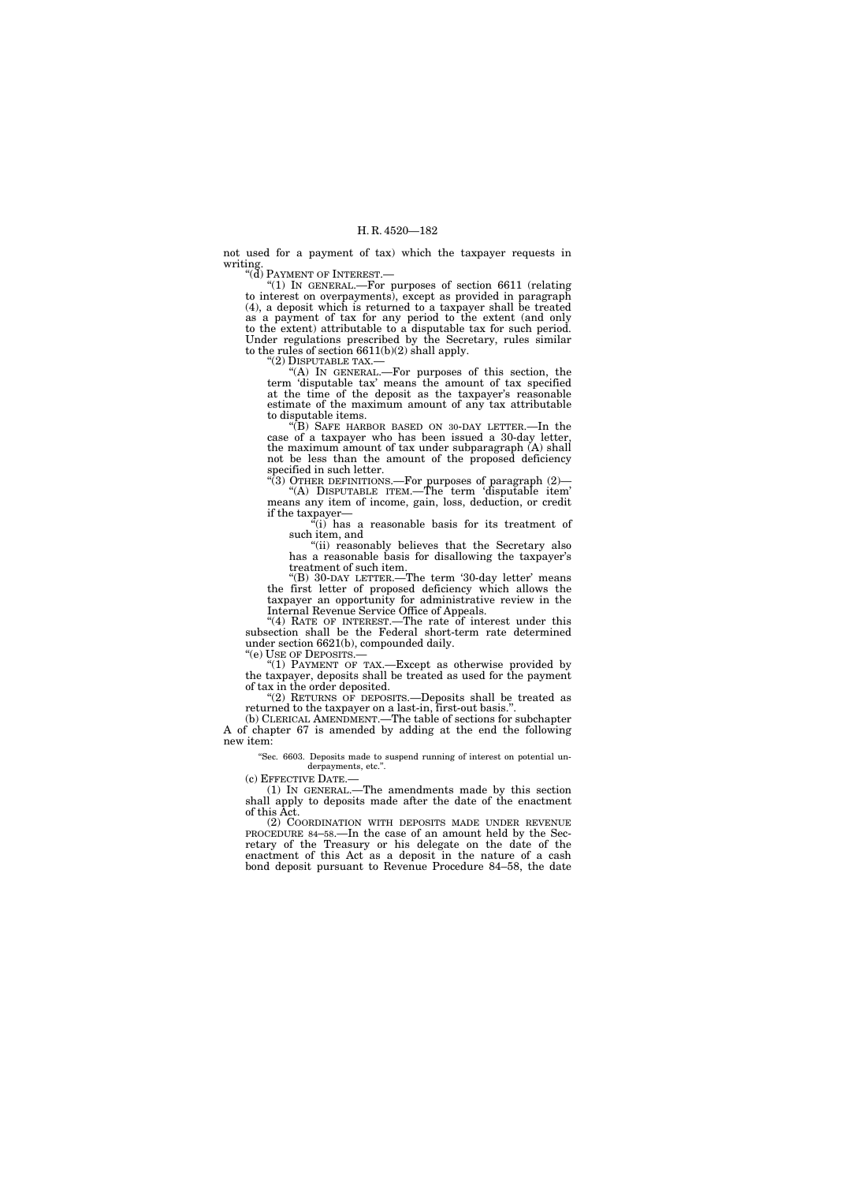not used for a payment of tax) which the taxpayer requests in writing.

"(d) PAYMENT OF INTEREST.—

"(1) IN GENERAL.—For purposes of section 6611 (relating to interest on overpayments), except as provided in paragraph (4), a deposit which is returned to a taxpayer shall be treated as a payment of tax for any period to the extent (and only to the extent) attributable to a disputable tax for such period. Under regulations prescribed by the Secretary, rules similar to the rules of section 6611(b)(2) shall apply.

"(2) DISPUTABLE TAX.—

"(A) IN GENERAL.—For purposes of this section, the term 'disputable tax' means the amount of tax specified at the time of the deposit as the taxpayer's reasonable estimate of the maximum amount of any tax attributable to disputable items.

"(B) SAFE HARBOR BASED ON 30-DAY LETTER.—In the case of a taxpayer who has been issued a 30-day letter, the maximum amount of tax under subparagraph (A) shall not be less than the amount of the proposed deficiency specified in such letter.

"(3) OTHER DEFINITIONS.—For purposes of paragraph (2)—

"(A) DISPUTABLE ITEM.—The term 'disputable item' means any item of income, gain, loss, deduction, or credit if the taxpayer—

"(i) has a reasonable basis for its treatment of such item, and

"(ii) reasonably believes that the Secretary also has a reasonable basis for disallowing the taxpayer's treatment of such item.

"(B) 30-DAY LETTER.—The term '30-day letter' means the first letter of proposed deficiency which allows the taxpayer an opportunity for administrative review in the Internal Revenue Service Office of Appeals.

"(4) RATE OF INTEREST.—The rate of interest under this subsection shall be the Federal short-term rate determined under section 6621(b), compounded daily.

"(e) USE OF DEPOSITS.—

"(1) PAYMENT OF TAX.—Except as otherwise provided by the taxpayer, deposits shall be treated as used for the payment of tax in the order deposited.

"(2) RETURNS OF DEPOSITS.—Deposits shall be treated as returned to the taxpayer on a last-in, first-out basis.".

(b) CLERICAL AMENDMENT.—The table of sections for subchapter A of chapter 67 is amended by adding at the end the following new item:

"Sec. 6603. Deposits made to suspend running of interest on potential underpayments, etc.".

(c) EFFECTIVE DATE.—

(1) IN GENERAL.—The amendments made by this section shall apply to deposits made after the date of the enactment of this Act.

(2) COORDINATION WITH DEPOSITS MADE UNDER REVENUE PROCEDURE 84–58.—In the case of an amount held by the Secretary of the Treasury or his delegate on the date of the enactment of this Act as a deposit in the nature of a cash bond deposit pursuant to Revenue Procedure 84–58, the date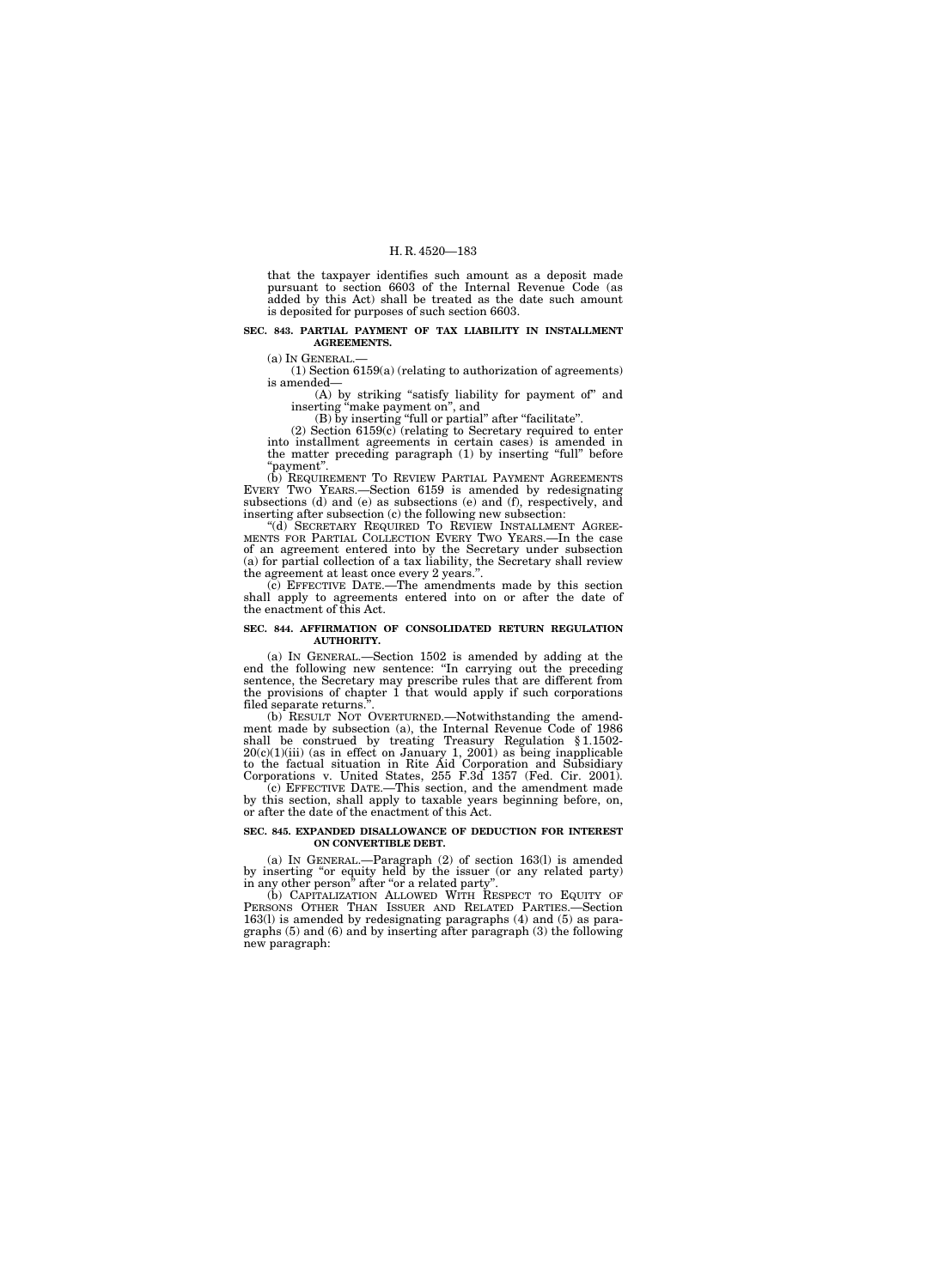that the taxpayer identifies such amount as a deposit made pursuant to section 6603 of the Internal Revenue Code (as added by this Act) shall be treated as the date such amount is deposited for purposes of such section 6603.

**SEC. 843. PARTIAL PAYMENT OF TAX LIABILITY IN INSTALLMENT AGREEMENTS.**

(a) IN GENERAL.—

(1) Section 6159(a) (relating to authorization of agreements) is amended—

(A) by striking "satisfy liability for payment of" and inserting "make payment on", and

(B) by inserting "full or partial" after "facilitate".

(2) Section 6159(c) (relating to Secretary required to enter into installment agreements in certain cases) is amended in the matter preceding paragraph (1) by inserting "full" before "payment".

(b) REQUIREMENT TO REVIEW PARTIAL PAYMENT AGREEMENTS EVERY TWO YEARS.—Section 6159 is amended by redesignating subsections (d) and (e) as subsections (e) and (f), respectively, and inserting after subsection (c) the following new subsection:

"(d) SECRETARY REQUIRED TO REVIEW INSTALLMENT AGREEMENTS FOR PARTIAL COLLECTION EVERY TWO YEARS.—In the case of an agreement entered into by the Secretary under subsection (a) for partial collection of a tax liability, the Secretary shall review the agreement at least once every 2 years.".

(c) EFFECTIVE DATE.—The amendments made by this section shall apply to agreements entered into on or after the date of the enactment of this Act.

**SEC. 844. AFFIRMATION OF CONSOLIDATED RETURN REGULATION AUTHORITY.**

(a) IN GENERAL.—Section 1502 is amended by adding at the end the following new sentence: "In carrying out the preceding sentence, the Secretary may prescribe rules that are different from the provisions of chapter 1 that would apply if such corporations filed separate returns.".

(b) RESULT NOT OVERTURNED.—Notwithstanding the amendment made by subsection (a), the Internal Revenue Code of 1986 shall be construed by treating Treasury Regulation § 1.1502-20(c)(1)(iii) (as in effect on January 1, 2001) as being inapplicable to the factual situation in Rite Aid Corporation and Subsidiary Corporations v. United States, 255 F.3d 1357 (Fed. Cir. 2001).

(c) EFFECTIVE DATE.—This section, and the amendment made by this section, shall apply to taxable years beginning before, on, or after the date of the enactment of this Act.

**SEC. 845. EXPANDED DISALLOWANCE OF DEDUCTION FOR INTEREST ON CONVERTIBLE DEBT.**

(a) IN GENERAL.—Paragraph (2) of section 163(l) is amended by inserting "or equity held by the issuer (or any related party) in any other person" after "or a related party".

(b) CAPITALIZATION ALLOWED WITH RESPECT TO EQUITY OF PERSONS OTHER THAN ISSUER AND RELATED PARTIES.—Section 163(l) is amended by redesignating paragraphs (4) and (5) as paragraphs (5) and (6) and by inserting after paragraph (3) the following new paragraph: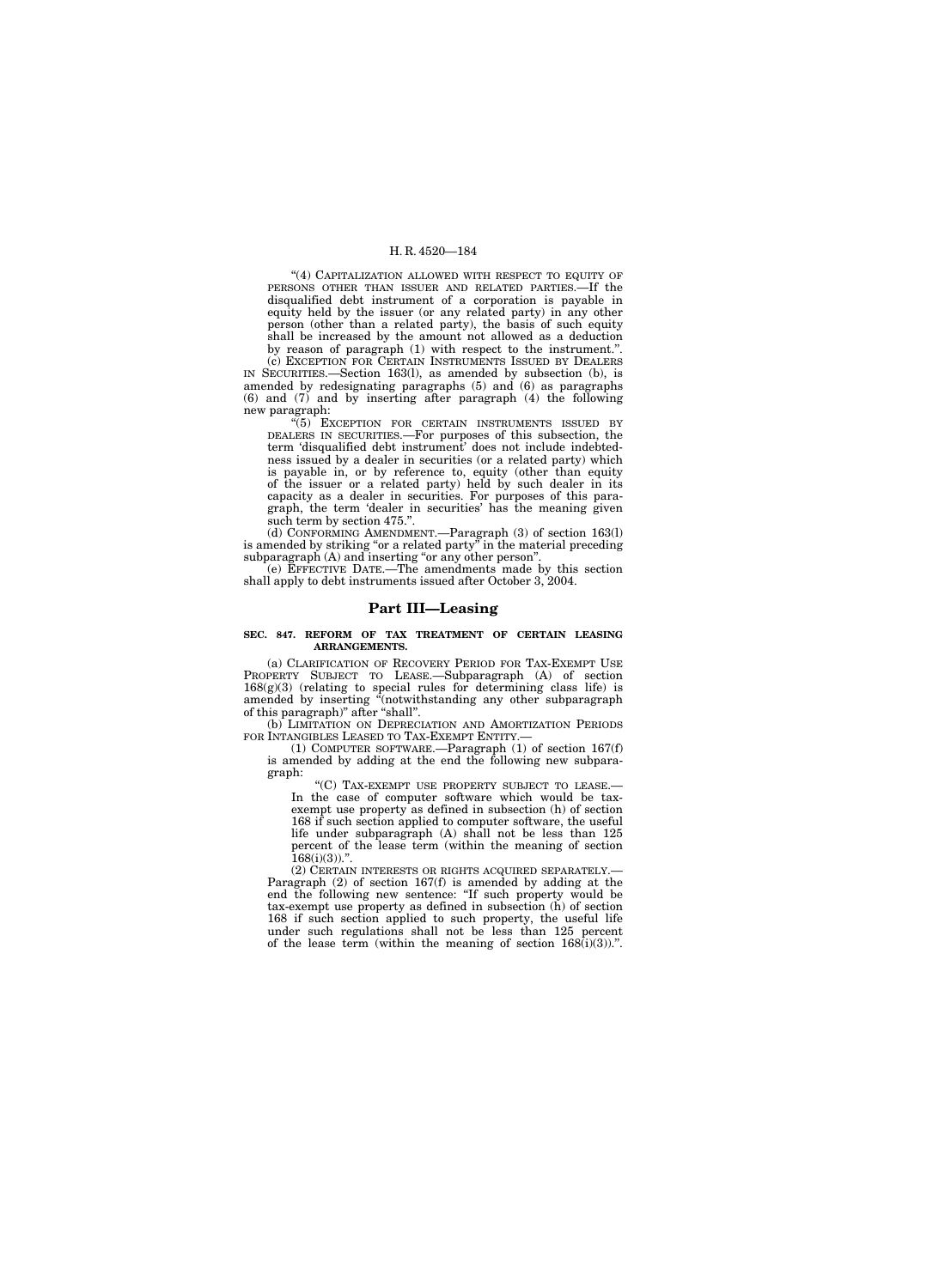"(4) CAPITALIZATION ALLOWED WITH RESPECT TO EQUITY OF PERSONS OTHER THAN ISSUER AND RELATED PARTIES.—If the disqualified debt instrument of a corporation is payable in equity held by the issuer (or any related party) in any other person (other than a related party), the basis of such equity shall be increased by the amount not allowed as a deduction by reason of paragraph (1) with respect to the instrument.".

(c) EXCEPTION FOR CERTAIN INSTRUMENTS ISSUED BY DEALERS IN SECURITIES.—Section 163(l), as amended by subsection (b), is amended by redesignating paragraphs (5) and (6) as paragraphs (6) and (7) and by inserting after paragraph (4) the following new paragraph:

"(5) EXCEPTION FOR CERTAIN INSTRUMENTS ISSUED BY DEALERS IN SECURITIES.—For purposes of this subsection, the term 'disqualified debt instrument' does not include indebtedness issued by a dealer in securities (or a related party) which is payable in, or by reference to, equity (other than equity of the issuer or a related party) held by such dealer in its capacity as a dealer in securities. For purposes of this paragraph, the term 'dealer in securities' has the meaning given such term by section 475.".

(d) CONFORMING AMENDMENT.—Paragraph (3) of section 163(l) is amended by striking "or a related party" in the material preceding subparagraph (A) and inserting "or any other person".

(e) EFFECTIVE DATE.—The amendments made by this section shall apply to debt instruments issued after October 3, 2004.

## Part III—Leasing

**SEC. 847. REFORM OF TAX TREATMENT OF CERTAIN LEASING ARRANGEMENTS.**

(a) CLARIFICATION OF RECOVERY PERIOD FOR TAX-EXEMPT USE PROPERTY SUBJECT TO LEASE.—Subparagraph (A) of section 168(g)(3) (relating to special rules for determining class life) is amended by inserting "(notwithstanding any other subparagraph of this paragraph)" after "shall".

(b) LIMITATION ON DEPRECIATION AND AMORTIZATION PERIODS FOR INTANGIBLES LEASED TO TAX-EXEMPT ENTITY.—

(1) COMPUTER SOFTWARE.—Paragraph (1) of section 167(f) is amended by adding at the end the following new subparagraph:

"(C) TAX-EXEMPT USE PROPERTY SUBJECT TO LEASE.—In the case of computer software which would be tax-exempt use property as defined in subsection (h) of section 168 if such section applied to computer software, the useful life under subparagraph (A) shall not be less than 125 percent of the lease term (within the meaning of section 168(i)(3)).".

(2) CERTAIN INTERESTS OR RIGHTS ACQUIRED SEPARATELY.—Paragraph (2) of section 167(f) is amended by adding at the end the following new sentence: "If such property would be tax-exempt use property as defined in subsection (h) of section 168 if such section applied to such property, the useful life under such regulations shall not be less than 125 percent of the lease term (within the meaning of section 168(i)(3)).".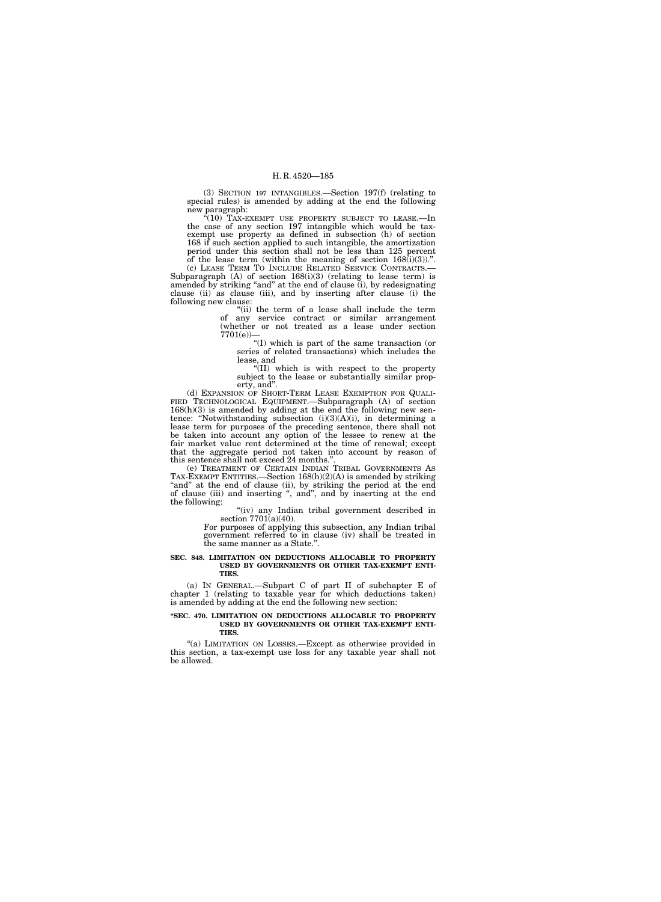(3) SECTION 197 INTANGIBLES.—Section 197(f) (relating to special rules) is amended by adding at the end the following new paragraph:

"(10) TAX-EXEMPT USE PROPERTY SUBJECT TO LEASE.—In the case of any section 197 intangible which would be tax-exempt use property as defined in subsection (h) of section 168 if such section applied to such intangible, the amortization period under this section shall not be less than 125 percent of the lease term (within the meaning of section 168(i)(3)).".

(c) LEASE TERM TO INCLUDE RELATED SERVICE CONTRACTS.—Subparagraph (A) of section 168(i)(3) (relating to lease term) is amended by striking "and" at the end of clause (i), by redesignating clause (ii) as clause (iii), and by inserting after clause (i) the following new clause:

"(ii) the term of a lease shall include the term of any service contract or similar arrangement (whether or not treated as a lease under section 7701(e))—

"(I) which is part of the same transaction (or series of related transactions) which includes the lease, and

"(II) which is with respect to the property subject to the lease or substantially similar property, and".

(d) EXPANSION OF SHORT-TERM LEASE EXEMPTION FOR QUALIFIED TECHNOLOGICAL EQUIPMENT.—Subparagraph (A) of section 168(h)(3) is amended by adding at the end the following new sentence: "Notwithstanding subsection (i)(3)(A)(i), in determining a lease term for purposes of the preceding sentence, there shall not be taken into account any option of the lessee to renew at the fair market value rent determined at the time of renewal; except that the aggregate period not taken into account by reason of this sentence shall not exceed 24 months.".

(e) TREATMENT OF CERTAIN INDIAN TRIBAL GOVERNMENTS AS TAX-EXEMPT ENTITIES.—Section 168(h)(2)(A) is amended by striking "and" at the end of clause (ii), by striking the period at the end of clause (iii) and inserting ", and", and by inserting at the end the following:

"(iv) any Indian tribal government described in section 7701(a)(40).

For purposes of applying this subsection, any Indian tribal government referred to in clause (iv) shall be treated in the same manner as a State.".

**SEC. 848. LIMITATION ON DEDUCTIONS ALLOCABLE TO PROPERTY USED BY GOVERNMENTS OR OTHER TAX-EXEMPT ENTITIES.**

(a) IN GENERAL.—Subpart C of part II of subchapter E of chapter 1 (relating to taxable year for which deductions taken) is amended by adding at the end the following new section:

**"SEC. 470. LIMITATION ON DEDUCTIONS ALLOCABLE TO PROPERTY USED BY GOVERNMENTS OR OTHER TAX-EXEMPT ENTITIES.**

"(a) LIMITATION ON LOSSES.—Except as otherwise provided in this section, a tax-exempt use loss for any taxable year shall not be allowed.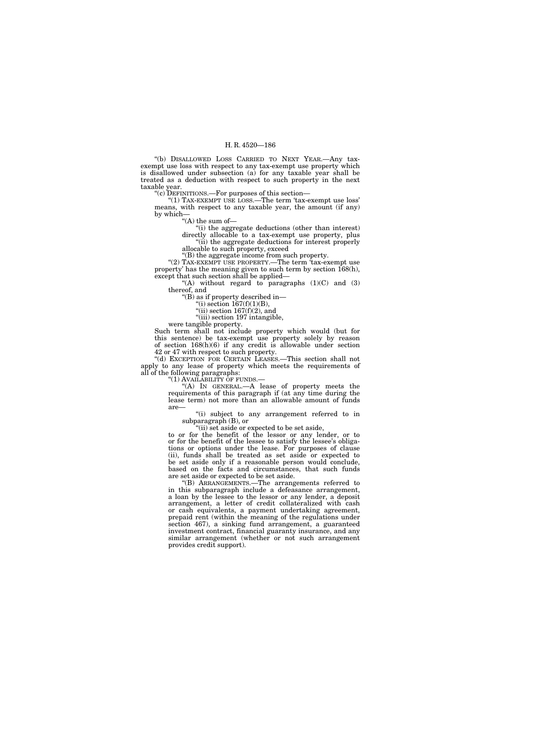"(b) DISALLOWED LOSS CARRIED TO NEXT YEAR.—Any tax-exempt use loss with respect to any tax-exempt use property which is disallowed under subsection (a) for any taxable year shall be treated as a deduction with respect to such property in the next taxable year.

"(c) DEFINITIONS.—For purposes of this section—

"(1) TAX-EXEMPT USE LOSS.—The term 'tax-exempt use loss' means, with respect to any taxable year, the amount (if any) by which—

"(A) the sum of—

"(i) the aggregate deductions (other than interest) directly allocable to a tax-exempt use property, plus

"(ii) the aggregate deductions for interest properly allocable to such property, exceed

"(B) the aggregate income from such property.

"(2) TAX-EXEMPT USE PROPERTY.—The term 'tax-exempt use property' has the meaning given to such term by section 168(h), except that such section shall be applied—

"(A) without regard to paragraphs (1)(C) and (3) thereof, and

"(B) as if property described in—

"(i) section 167(f)(1)(B),

"(ii) section 167(f)(2), and

"(iii) section 197 intangible,

were tangible property.

Such term shall not include property which would (but for this sentence) be tax-exempt use property solely by reason of section 168(h)(6) if any credit is allowable under section 42 or 47 with respect to such property.

"(d) EXCEPTION FOR CERTAIN LEASES.—This section shall not apply to any lease of property which meets the requirements of all of the following paragraphs:

"(1) AVAILABILITY OF FUNDS.—

"(A) IN GENERAL.—A lease of property meets the requirements of this paragraph if (at any time during the lease term) not more than an allowable amount of funds are—

"(i) subject to any arrangement referred to in subparagraph (B), or

"(ii) set aside or expected to be set aside,

to or for the benefit of the lessor or any lender, or to or for the benefit of the lessee to satisfy the lessee's obligations or options under the lease. For purposes of clause (ii), funds shall be treated as set aside or expected to be set aside only if a reasonable person would conclude, based on the facts and circumstances, that such funds are set aside or expected to be set aside.

"(B) ARRANGEMENTS.—The arrangements referred to in this subparagraph include a defeasance arrangement, a loan by the lessee to the lessor or any lender, a deposit arrangement, a letter of credit collateralized with cash or cash equivalents, a payment undertaking agreement, prepaid rent (within the meaning of the regulations under section 467), a sinking fund arrangement, a guaranteed investment contract, financial guaranty insurance, and any similar arrangement (whether or not such arrangement provides credit support).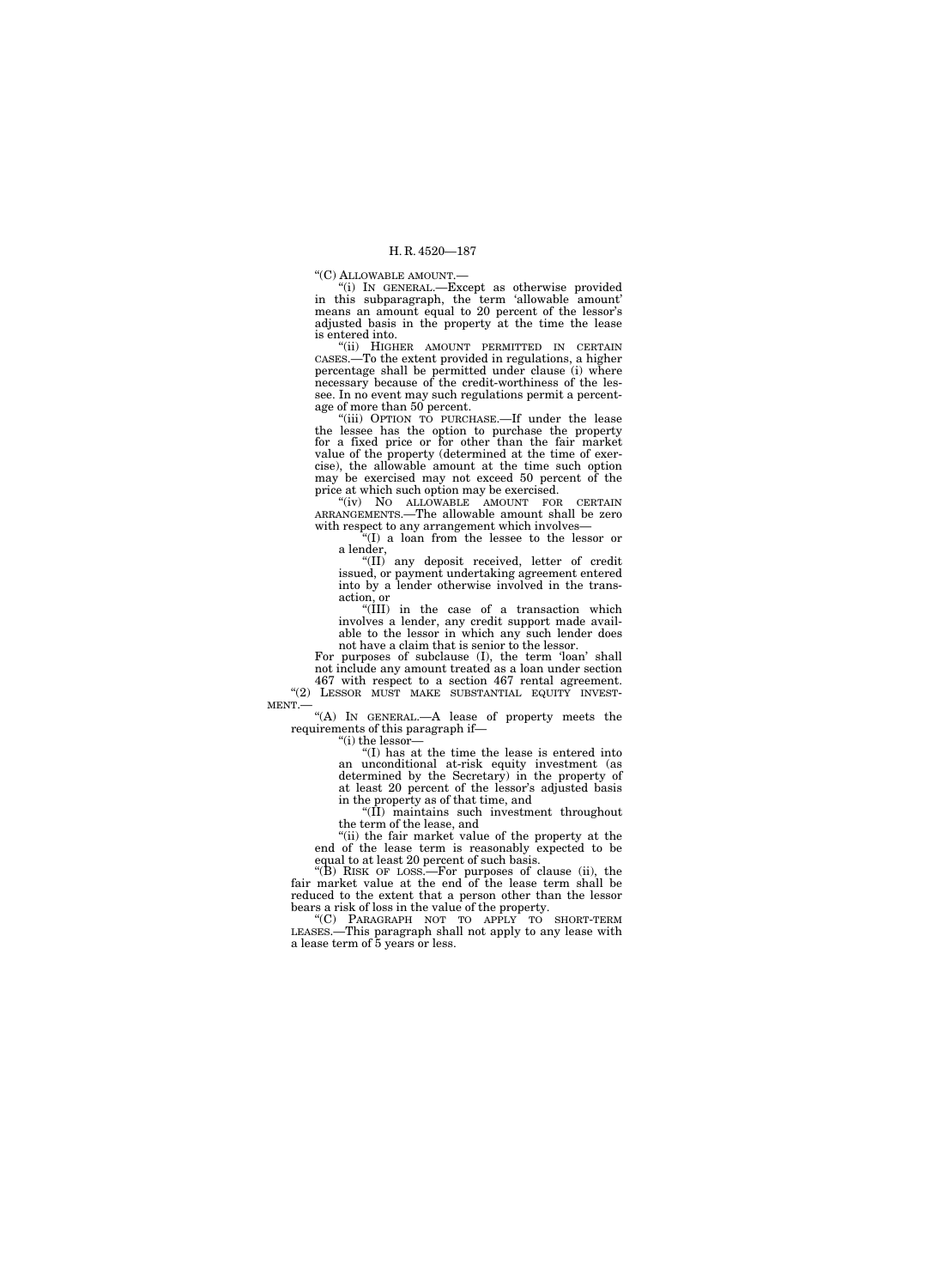"(C) ALLOWABLE AMOUNT.—

"(i) IN GENERAL.—Except as otherwise provided in this subparagraph, the term 'allowable amount' means an amount equal to 20 percent of the lessor's adjusted basis in the property at the time the lease is entered into.

"(ii) HIGHER AMOUNT PERMITTED IN CERTAIN CASES.—To the extent provided in regulations, a higher percentage shall be permitted under clause (i) where necessary because of the credit-worthiness of the lessee. In no event may such regulations permit a percentage of more than 50 percent.

"(iii) OPTION TO PURCHASE.—If under the lease the lessee has the option to purchase the property for a fixed price or for other than the fair market value of the property (determined at the time of exercise), the allowable amount at the time such option may be exercised may not exceed 50 percent of the price at which such option may be exercised.

"(iv) NO ALLOWABLE AMOUNT FOR CERTAIN ARRANGEMENTS.—The allowable amount shall be zero with respect to any arrangement which involves—

"(I) a loan from the lessee to the lessor or a lender,

"(II) any deposit received, letter of credit issued, or payment undertaking agreement entered into by a lender otherwise involved in the transaction, or

"(III) in the case of a transaction which involves a lender, any credit support made available to the lessor in which any such lender does not have a claim that is senior to the lessor.

For purposes of subclause (I), the term 'loan' shall not include any amount treated as a loan under section 467 with respect to a section 467 rental agreement.

"(2) LESSOR MUST MAKE SUBSTANTIAL EQUITY INVESTMENT.—

"(A) IN GENERAL.—A lease of property meets the requirements of this paragraph if—

"(i) the lessor—

"(I) has at the time the lease is entered into an unconditional at-risk equity investment (as determined by the Secretary) in the property of at least 20 percent of the lessor's adjusted basis in the property as of that time, and

"(II) maintains such investment throughout the term of the lease, and

"(ii) the fair market value of the property at the end of the lease term is reasonably expected to be equal to at least 20 percent of such basis.

"(B) RISK OF LOSS.—For purposes of clause (ii), the fair market value at the end of the lease term shall be reduced to the extent that a person other than the lessor bears a risk of loss in the value of the property.

"(C) PARAGRAPH NOT TO APPLY TO SHORT-TERM LEASES.—This paragraph shall not apply to any lease with a lease term of 5 years or less.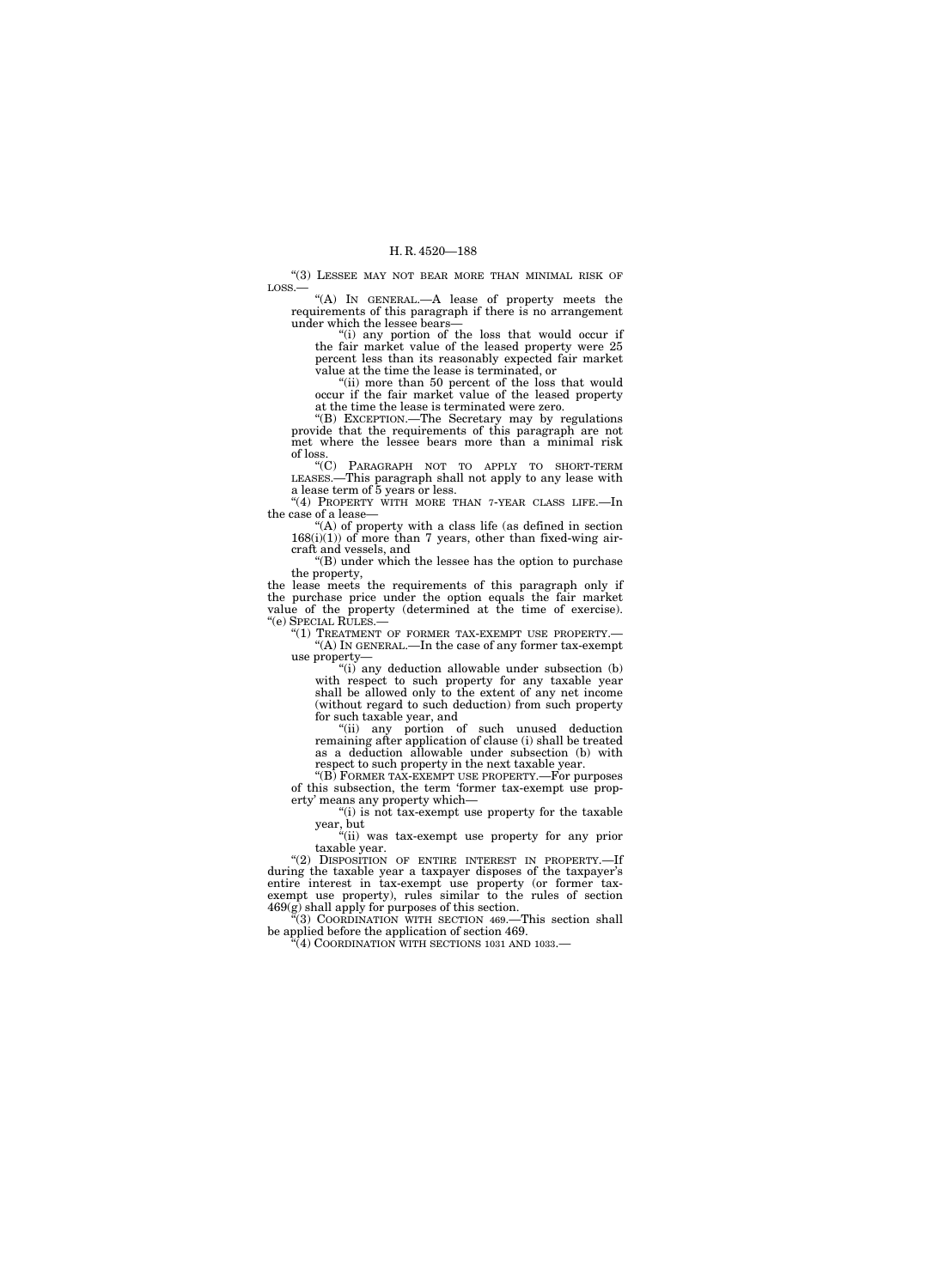"(3) LESSEE MAY NOT BEAR MORE THAN MINIMAL RISK OF LOSS.—

"(A) IN GENERAL.—A lease of property meets the requirements of this paragraph if there is no arrangement under which the lessee bears—

"(i) any portion of the loss that would occur if the fair market value of the leased property were 25 percent less than its reasonably expected fair market value at the time the lease is terminated, or

"(ii) more than 50 percent of the loss that would occur if the fair market value of the leased property at the time the lease is terminated were zero.

"(B) EXCEPTION.—The Secretary may by regulations provide that the requirements of this paragraph are not met where the lessee bears more than a minimal risk of loss.

"(C) PARAGRAPH NOT TO APPLY TO SHORT-TERM LEASES.—This paragraph shall not apply to any lease with a lease term of 5 years or less.

"(4) PROPERTY WITH MORE THAN 7-YEAR CLASS LIFE.—In the case of a lease—

"(A) of property with a class life (as defined in section 168(i)(1)) of more than 7 years, other than fixed-wing aircraft and vessels, and

"(B) under which the lessee has the option to purchase the property,

the lease meets the requirements of this paragraph only if the purchase price under the option equals the fair market value of the property (determined at the time of exercise).

"(e) SPECIAL RULES.—

"(1) TREATMENT OF FORMER TAX-EXEMPT USE PROPERTY.—

"(A) IN GENERAL.—In the case of any former tax-exempt use property—

"(i) any deduction allowable under subsection (b) with respect to such property for any taxable year shall be allowed only to the extent of any net income (without regard to such deduction) from such property for such taxable year, and

"(ii) any portion of such unused deduction remaining after application of clause (i) shall be treated as a deduction allowable under subsection (b) with respect to such property in the next taxable year.

"(B) FORMER TAX-EXEMPT USE PROPERTY.—For purposes of this subsection, the term 'former tax-exempt use property' means any property which—

"(i) is not tax-exempt use property for the taxable year, but

"(ii) was tax-exempt use property for any prior taxable year.

"(2) DISPOSITION OF ENTIRE INTEREST IN PROPERTY.—If during the taxable year a taxpayer disposes of the taxpayer's entire interest in tax-exempt use property (or former tax-exempt use property), rules similar to the rules of section 469(g) shall apply for purposes of this section.

"(3) COORDINATION WITH SECTION 469.—This section shall be applied before the application of section 469.

"(4) COORDINATION WITH SECTIONS 1031 AND 1033.—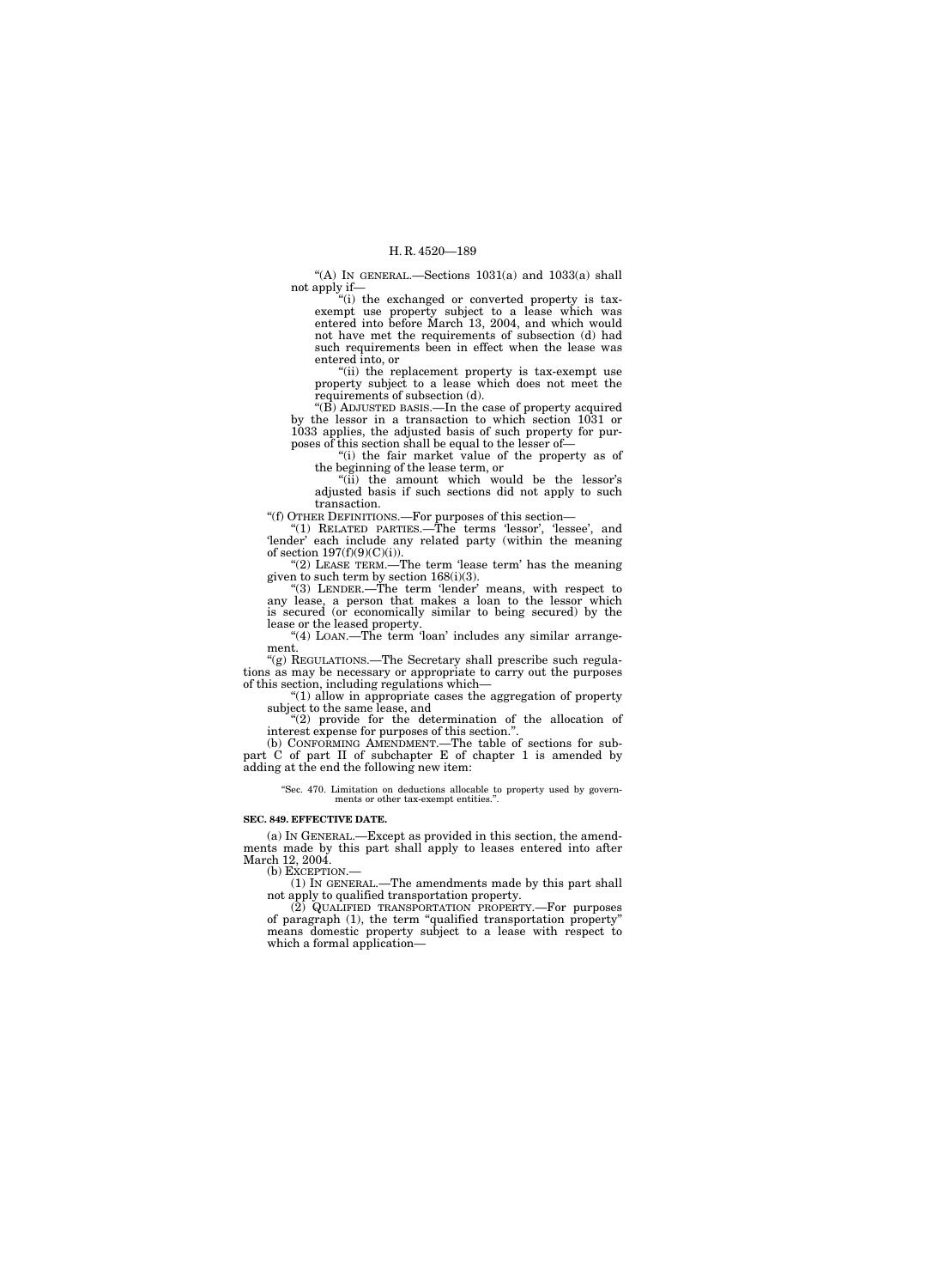"(A) IN GENERAL.—Sections 1031(a) and 1033(a) shall not apply if—

"(i) the exchanged or converted property is tax-exempt use property subject to a lease which was entered into before March 13, 2004, and which would not have met the requirements of subsection (d) had such requirements been in effect when the lease was entered into, or

"(ii) the replacement property is tax-exempt use property subject to a lease which does not meet the requirements of subsection (d).

"(B) ADJUSTED BASIS.—In the case of property acquired by the lessor in a transaction to which section 1031 or 1033 applies, the adjusted basis of such property for purposes of this section shall be equal to the lesser of—

"(i) the fair market value of the property as of the beginning of the lease term, or

"(ii) the amount which would be the lessor's adjusted basis if such sections did not apply to such transaction.

"(f) OTHER DEFINITIONS.—For purposes of this section—

"(1) RELATED PARTIES.—The terms 'lessor', 'lessee', and 'lender' each include any related party (within the meaning of section 197(f)(9)(C)(i)).

"(2) LEASE TERM.—The term 'lease term' has the meaning given to such term by section 168(i)(3).

"(3) LENDER.—The term 'lender' means, with respect to any lease, a person that makes a loan to the lessor which is secured (or economically similar to being secured) by the lease or the leased property.

"(4) LOAN.—The term 'loan' includes any similar arrangement.

"(g) REGULATIONS.—The Secretary shall prescribe such regulations as may be necessary or appropriate to carry out the purposes of this section, including regulations which—

"(1) allow in appropriate cases the aggregation of property subject to the same lease, and

"(2) provide for the determination of the allocation of interest expense for purposes of this section.".

(b) CONFORMING AMENDMENT.—The table of sections for subpart C of part II of subchapter E of chapter 1 is amended by adding at the end the following new item:

"Sec. 470. Limitation on deductions allocable to property used by governments or other tax-exempt entities.".

**SEC. 849. EFFECTIVE DATE.**

(a) IN GENERAL.—Except as provided in this section, the amendments made by this part shall apply to leases entered into after March 12, 2004.

(b) EXCEPTION.—

(1) IN GENERAL.—The amendments made by this part shall not apply to qualified transportation property.

(2) QUALIFIED TRANSPORTATION PROPERTY.—For purposes of paragraph (1), the term "qualified transportation property" means domestic property subject to a lease with respect to which a formal application—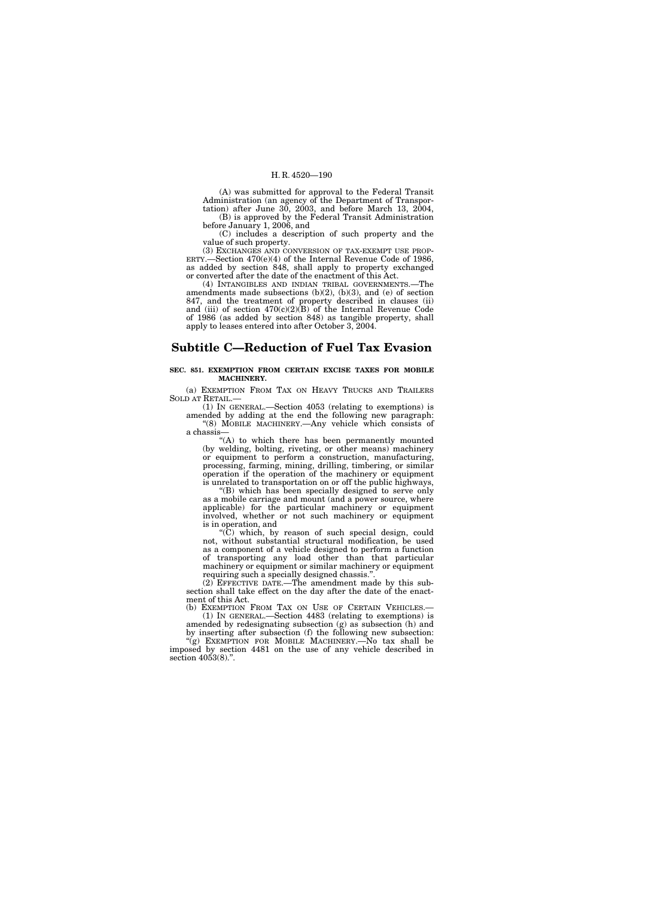(A) was submitted for approval to the Federal Transit Administration (an agency of the Department of Transportation) after June 30, 2003, and before March 13, 2004,

(B) is approved by the Federal Transit Administration before January 1, 2006, and

(C) includes a description of such property and the value of such property.

(3) EXCHANGES AND CONVERSION OF TAX-EXEMPT USE PROPERTY.—Section 470(e)(4) of the Internal Revenue Code of 1986, as added by section 848, shall apply to property exchanged or converted after the date of the enactment of this Act.

(4) INTANGIBLES AND INDIAN TRIBAL GOVERNMENTS.—The amendments made subsections (b)(2), (b)(3), and (e) of section 847, and the treatment of property described in clauses (ii) and (iii) of section 470(c)(2)(B) of the Internal Revenue Code of 1986 (as added by section 848) as tangible property, shall apply to leases entered into after October 3, 2004.

## Subtitle C—Reduction of Fuel Tax Evasion

**SEC. 851. EXEMPTION FROM CERTAIN EXCISE TAXES FOR MOBILE MACHINERY.**

(a) EXEMPTION FROM TAX ON HEAVY TRUCKS AND TRAILERS SOLD AT RETAIL.—

(1) IN GENERAL.—Section 4053 (relating to exemptions) is amended by adding at the end the following new paragraph:

"(8) MOBILE MACHINERY.—Any vehicle which consists of a chassis—

"(A) to which there has been permanently mounted (by welding, bolting, riveting, or other means) machinery or equipment to perform a construction, manufacturing, processing, farming, mining, drilling, timbering, or similar operation if the operation of the machinery or equipment is unrelated to transportation on or off the public highways,

"(B) which has been specially designed to serve only as a mobile carriage and mount (and a power source, where applicable) for the particular machinery or equipment involved, whether or not such machinery or equipment is in operation, and

"(C) which, by reason of such special design, could not, without substantial structural modification, be used as a component of a vehicle designed to perform a function of transporting any load other than that particular machinery or equipment or similar machinery or equipment requiring such a specially designed chassis.".

(2) EFFECTIVE DATE.—The amendment made by this subsection shall take effect on the day after the date of the enactment of this Act.

(b) EXEMPTION FROM TAX ON USE OF CERTAIN VEHICLES.—

(1) IN GENERAL.—Section 4483 (relating to exemptions) is amended by redesignating subsection (g) as subsection (h) and by inserting after subsection (f) the following new subsection:

"(g) EXEMPTION FOR MOBILE MACHINERY.—No tax shall be imposed by section 4481 on the use of any vehicle described in section 4053(8).".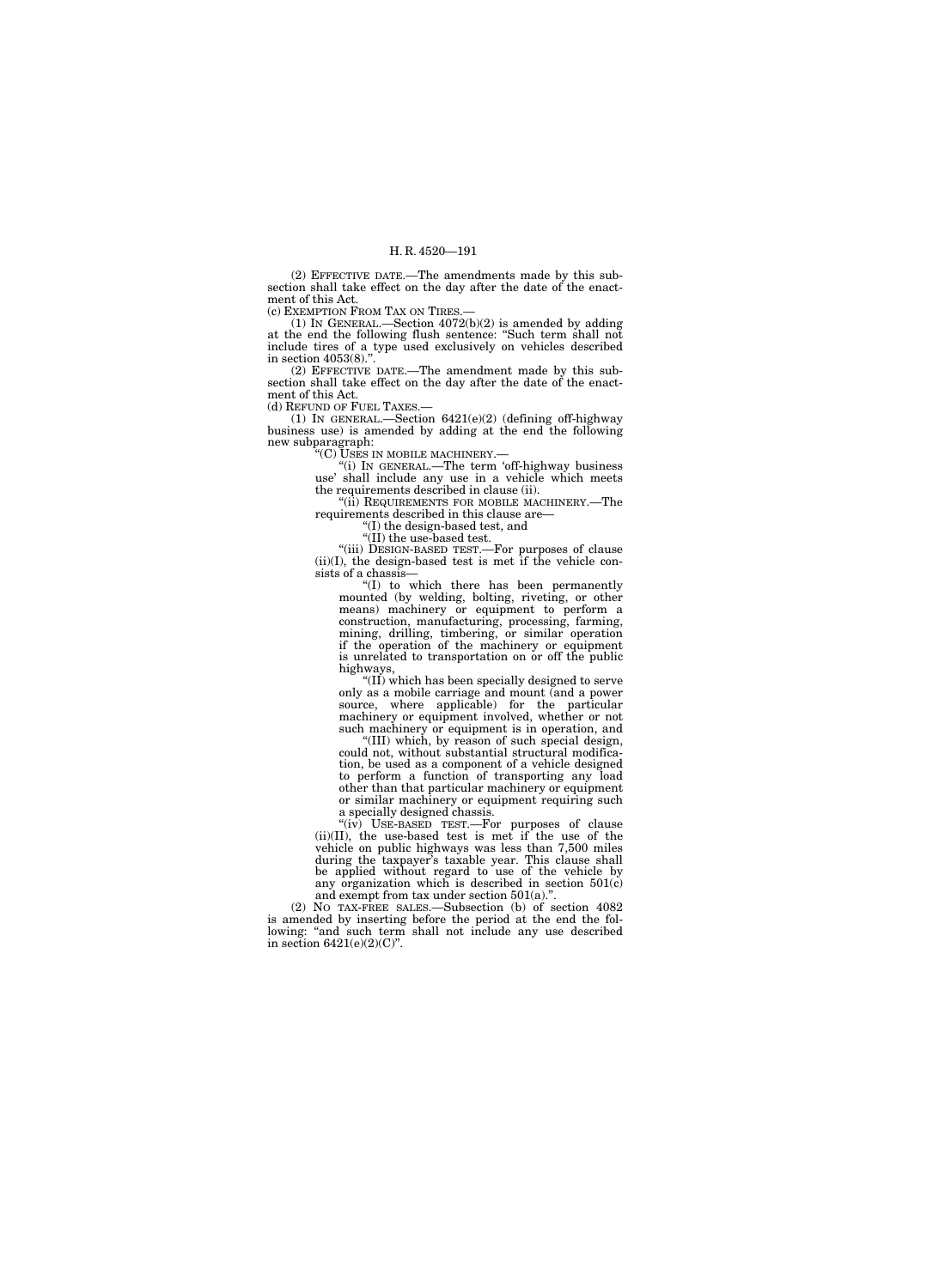(2) EFFECTIVE DATE.—The amendments made by this subsection shall take effect on the day after the date of the enactment of this Act.

(c) EXEMPTION FROM TAX ON TIRES.—

(1) IN GENERAL.—Section 4072(b)(2) is amended by adding at the end the following flush sentence: "Such term shall not include tires of a type used exclusively on vehicles described in section 4053(8).".

(2) EFFECTIVE DATE.—The amendment made by this subsection shall take effect on the day after the date of the enactment of this Act.

(d) REFUND OF FUEL TAXES.—

(1) IN GENERAL.—Section 6421(e)(2) (defining off-highway business use) is amended by adding at the end the following new subparagraph:

"(C) USES IN MOBILE MACHINERY.—

"(i) IN GENERAL.—The term 'off-highway business use' shall include any use in a vehicle which meets the requirements described in clause (ii).

"(ii) REQUIREMENTS FOR MOBILE MACHINERY.—The requirements described in this clause are—

"(I) the design-based test, and

"(II) the use-based test.

"(iii) DESIGN-BASED TEST.—For purposes of clause (ii)(I), the design-based test is met if the vehicle consists of a chassis—

"(I) to which there has been permanently mounted (by welding, bolting, riveting, or other means) machinery or equipment to perform a construction, manufacturing, processing, farming, mining, drilling, timbering, or similar operation if the operation of the machinery or equipment is unrelated to transportation on or off the public highways,

"(II) which has been specially designed to serve only as a mobile carriage and mount (and a power source, where applicable) for the particular machinery or equipment involved, whether or not such machinery or equipment is in operation, and

"(III) which, by reason of such special design, could not, without substantial structural modification, be used as a component of a vehicle designed to perform a function of transporting any load other than that particular machinery or equipment or similar machinery or equipment requiring such a specially designed chassis.

"(iv) USE-BASED TEST.—For purposes of clause (ii)(II), the use-based test is met if the use of the vehicle on public highways was less than 7,500 miles during the taxpayer's taxable year. This clause shall be applied without regard to use of the vehicle by any organization which is described in section 501(c) and exempt from tax under section 501(a).".

(2) NO TAX-FREE SALES.—Subsection (b) of section 4082 is amended by inserting before the period at the end the following: "and such term shall not include any use described in section 6421(e)(2)(C)".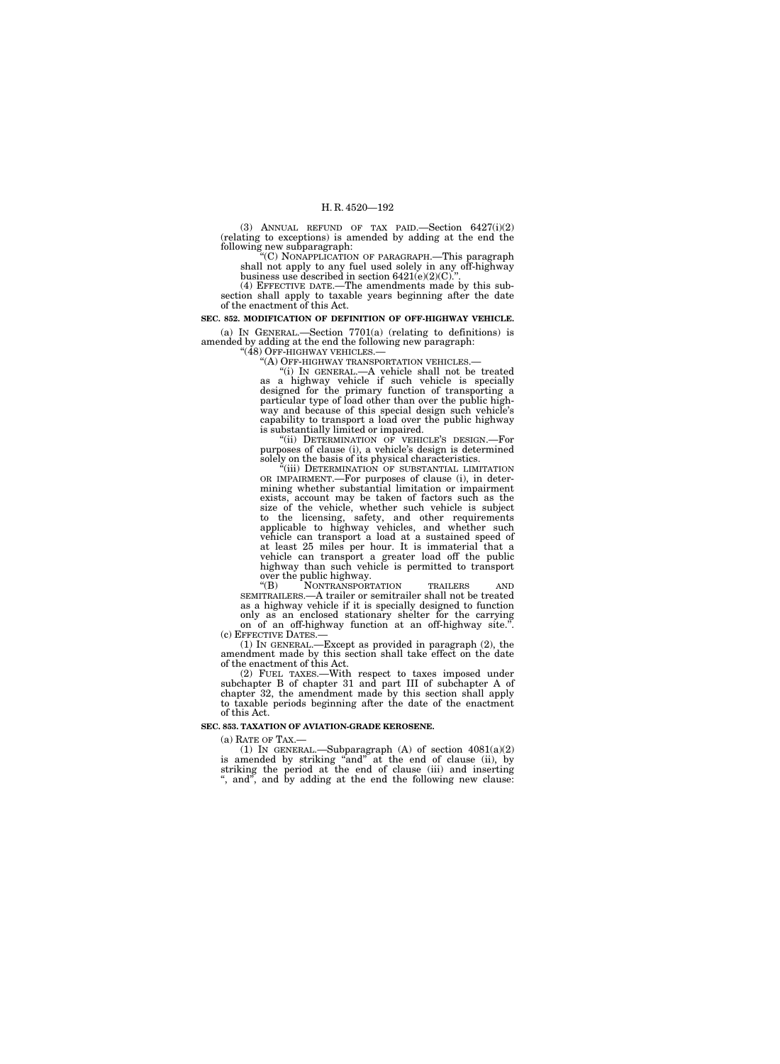(3) ANNUAL REFUND OF TAX PAID.—Section 6427(i)(2) (relating to exceptions) is amended by adding at the end the following new subparagraph:

"(C) NONAPPLICATION OF PARAGRAPH.—This paragraph shall not apply to any fuel used solely in any off-highway business use described in section 6421(e)(2)(C).".

(4) EFFECTIVE DATE.—The amendments made by this subsection shall apply to taxable years beginning after the date of the enactment of this Act.

**SEC. 852. MODIFICATION OF DEFINITION OF OFF-HIGHWAY VEHICLE.**

(a) IN GENERAL.—Section 7701(a) (relating to definitions) is amended by adding at the end the following new paragraph:

"(48) OFF-HIGHWAY VEHICLES.—

"(A) OFF-HIGHWAY TRANSPORTATION VEHICLES.—

"(i) IN GENERAL.—A vehicle shall not be treated as a highway vehicle if such vehicle is specially designed for the primary function of transporting a particular type of load other than over the public highway and because of this special design such vehicle's capability to transport a load over the public highway is substantially limited or impaired.

"(ii) DETERMINATION OF VEHICLE'S DESIGN.—For purposes of clause (i), a vehicle's design is determined solely on the basis of its physical characteristics.

"(iii) DETERMINATION OF SUBSTANTIAL LIMITATION OR IMPAIRMENT.—For purposes of clause (i), in determining whether substantial limitation or impairment exists, account may be taken of factors such as the size of the vehicle, whether such vehicle is subject to the licensing, safety, and other requirements applicable to highway vehicles, and whether such vehicle can transport a load at a sustained speed of at least 25 miles per hour. It is immaterial that a vehicle can transport a greater load off the public highway than such vehicle is permitted to transport over the public highway.

"(B) NONTRANSPORTATION TRAILERS AND SEMITRAILERS.—A trailer or semitrailer shall not be treated as a highway vehicle if it is specially designed to function only as an enclosed stationary shelter for the carrying on of an off-highway function at an off-highway site.".

(c) EFFECTIVE DATES.—

(1) IN GENERAL.—Except as provided in paragraph (2), the amendment made by this section shall take effect on the date of the enactment of this Act.

(2) FUEL TAXES.—With respect to taxes imposed under subchapter B of chapter 31 and part III of subchapter A of chapter 32, the amendment made by this section shall apply to taxable periods beginning after the date of the enactment of this Act.

**SEC. 853. TAXATION OF AVIATION-GRADE KEROSENE.**

(a) RATE OF TAX.—

(1) IN GENERAL.—Subparagraph (A) of section 4081(a)(2) is amended by striking "and" at the end of clause (ii), by striking the period at the end of clause (iii) and inserting ", and", and by adding at the end the following new clause: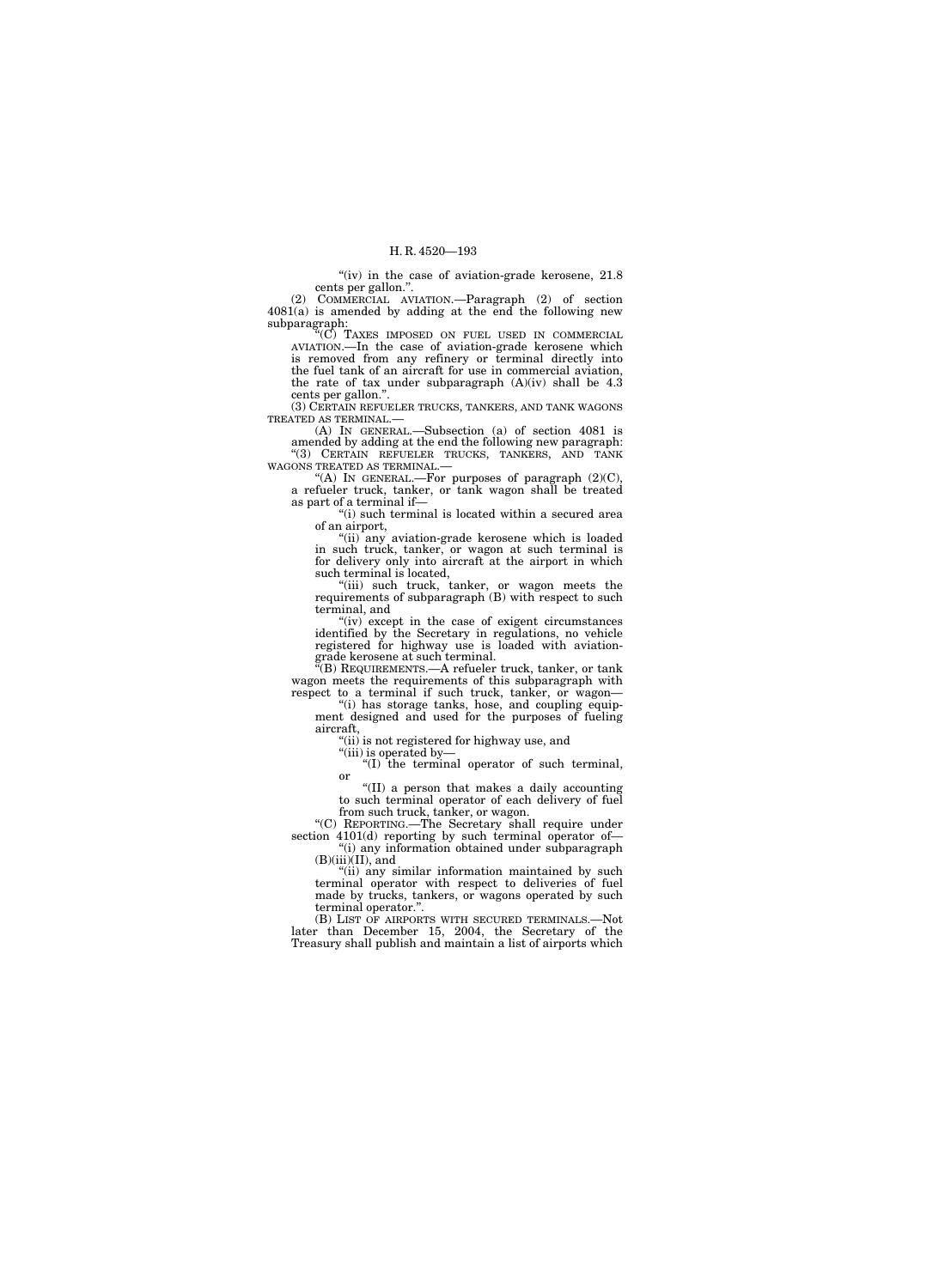"(iv) in the case of aviation-grade kerosene, 21.8 cents per gallon.".

(2) COMMERCIAL AVIATION.—Paragraph (2) of section 4081(a) is amended by adding at the end the following new subparagraph:

"(C) TAXES IMPOSED ON FUEL USED IN COMMERCIAL AVIATION.—In the case of aviation-grade kerosene which is removed from any refinery or terminal directly into the fuel tank of an aircraft for use in commercial aviation, the rate of tax under subparagraph (A)(iv) shall be 4.3 cents per gallon.".

(3) CERTAIN REFUELER TRUCKS, TANKERS, AND TANK WAGONS TREATED AS TERMINAL.—

(A) IN GENERAL.—Subsection (a) of section 4081 is amended by adding at the end the following new paragraph:

"(3) CERTAIN REFUELER TRUCKS, TANKERS, AND TANK WAGONS TREATED AS TERMINAL.—

"(A) IN GENERAL.—For purposes of paragraph (2)(C), a refueler truck, tanker, or tank wagon shall be treated as part of a terminal if—

"(i) such terminal is located within a secured area of an airport,

"(ii) any aviation-grade kerosene which is loaded in such truck, tanker, or wagon at such terminal is for delivery only into aircraft at the airport in which such terminal is located,

"(iii) such truck, tanker, or wagon meets the requirements of subparagraph (B) with respect to such terminal, and

"(iv) except in the case of exigent circumstances identified by the Secretary in regulations, no vehicle registered for highway use is loaded with aviation-grade kerosene at such terminal.

"(B) REQUIREMENTS.—A refueler truck, tanker, or tank wagon meets the requirements of this subparagraph with respect to a terminal if such truck, tanker, or wagon—

"(i) has storage tanks, hose, and coupling equipment designed and used for the purposes of fueling aircraft,

"(ii) is not registered for highway use, and

"(iii) is operated by—

"(I) the terminal operator of such terminal, or

"(II) a person that makes a daily accounting to such terminal operator of each delivery of fuel from such truck, tanker, or wagon.

"(C) REPORTING.—The Secretary shall require under section 4101(d) reporting by such terminal operator of—

"(i) any information obtained under subparagraph (B)(iii)(II), and

"(ii) any similar information maintained by such terminal operator with respect to deliveries of fuel made by trucks, tankers, or wagons operated by such terminal operator.".

(B) LIST OF AIRPORTS WITH SECURED TERMINALS.—Not later than December 15, 2004, the Secretary of the Treasury shall publish and maintain a list of airports which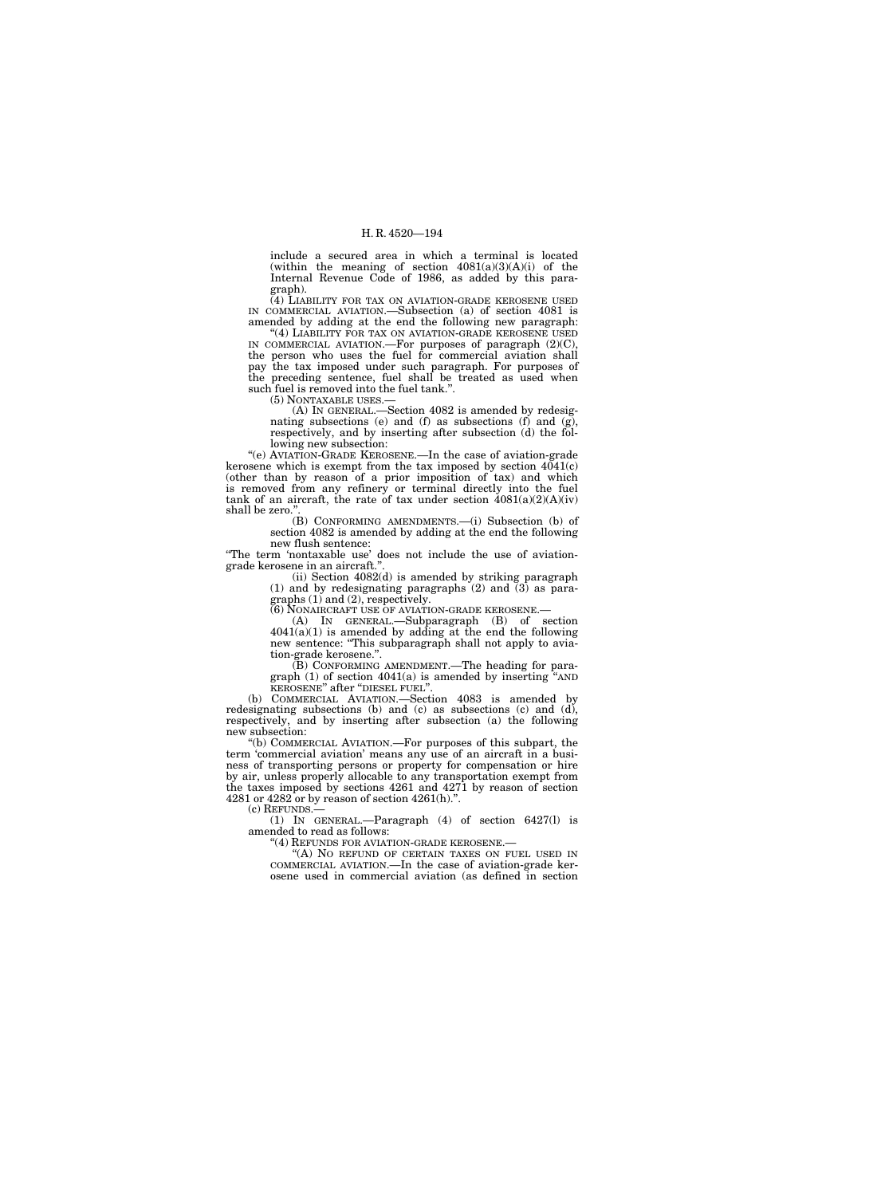include a secured area in which a terminal is located (within the meaning of section 4081(a)(3)(A)(i) of the Internal Revenue Code of 1986, as added by this paragraph).

(4) LIABILITY FOR TAX ON AVIATION-GRADE KEROSENE USED IN COMMERCIAL AVIATION.—Subsection (a) of section 4081 is amended by adding at the end the following new paragraph:

"(4) LIABILITY FOR TAX ON AVIATION-GRADE KEROSENE USED IN COMMERCIAL AVIATION.—For purposes of paragraph (2)(C), the person who uses the fuel for commercial aviation shall pay the tax imposed under such paragraph. For purposes of the preceding sentence, fuel shall be treated as used when such fuel is removed into the fuel tank.".

(5) NONTAXABLE USES.—

(A) IN GENERAL.—Section 4082 is amended by redesignating subsections (e) and (f) as subsections (f) and (g), respectively, and by inserting after subsection (d) the following new subsection:

"(e) AVIATION-GRADE KEROSENE.—In the case of aviation-grade kerosene which is exempt from the tax imposed by section 4041(c) (other than by reason of a prior imposition of tax) and which is removed from any refinery or terminal directly into the fuel tank of an aircraft, the rate of tax under section 4081(a)(2)(A)(iv) shall be zero.".

(B) CONFORMING AMENDMENTS.—(i) Subsection (b) of section 4082 is amended by adding at the end the following new flush sentence:

"The term 'nontaxable use' does not include the use of aviation-grade kerosene in an aircraft.".

(ii) Section 4082(d) is amended by striking paragraph (1) and by redesignating paragraphs (2) and (3) as paragraphs (1) and (2), respectively.

(6) NONAIRCRAFT USE OF AVIATION-GRADE KEROSENE.—

(A) IN GENERAL.—Subparagraph (B) of section 4041(a)(1) is amended by adding at the end the following new sentence: "This subparagraph shall not apply to aviation-grade kerosene.".

(B) CONFORMING AMENDMENT.—The heading for paragraph (1) of section 4041(a) is amended by inserting "AND KEROSENE" after "DIESEL FUEL".

(b) COMMERCIAL AVIATION.—Section 4083 is amended by redesignating subsections (b) and (c) as subsections (c) and (d), respectively, and by inserting after subsection (a) the following new subsection:

"(b) COMMERCIAL AVIATION.—For purposes of this subpart, the term 'commercial aviation' means any use of an aircraft in a business of transporting persons or property for compensation or hire by air, unless properly allocable to any transportation exempt from the taxes imposed by sections 4261 and 4271 by reason of section 4281 or 4282 or by reason of section 4261(h).".

(c) REFUNDS.—

(1) IN GENERAL.—Paragraph (4) of section 6427(l) is amended to read as follows:

"(4) REFUNDS FOR AVIATION-GRADE KEROSENE.—

"(A) NO REFUND OF CERTAIN TAXES ON FUEL USED IN COMMERCIAL AVIATION.—In the case of aviation-grade kerosene used in commercial aviation (as defined in section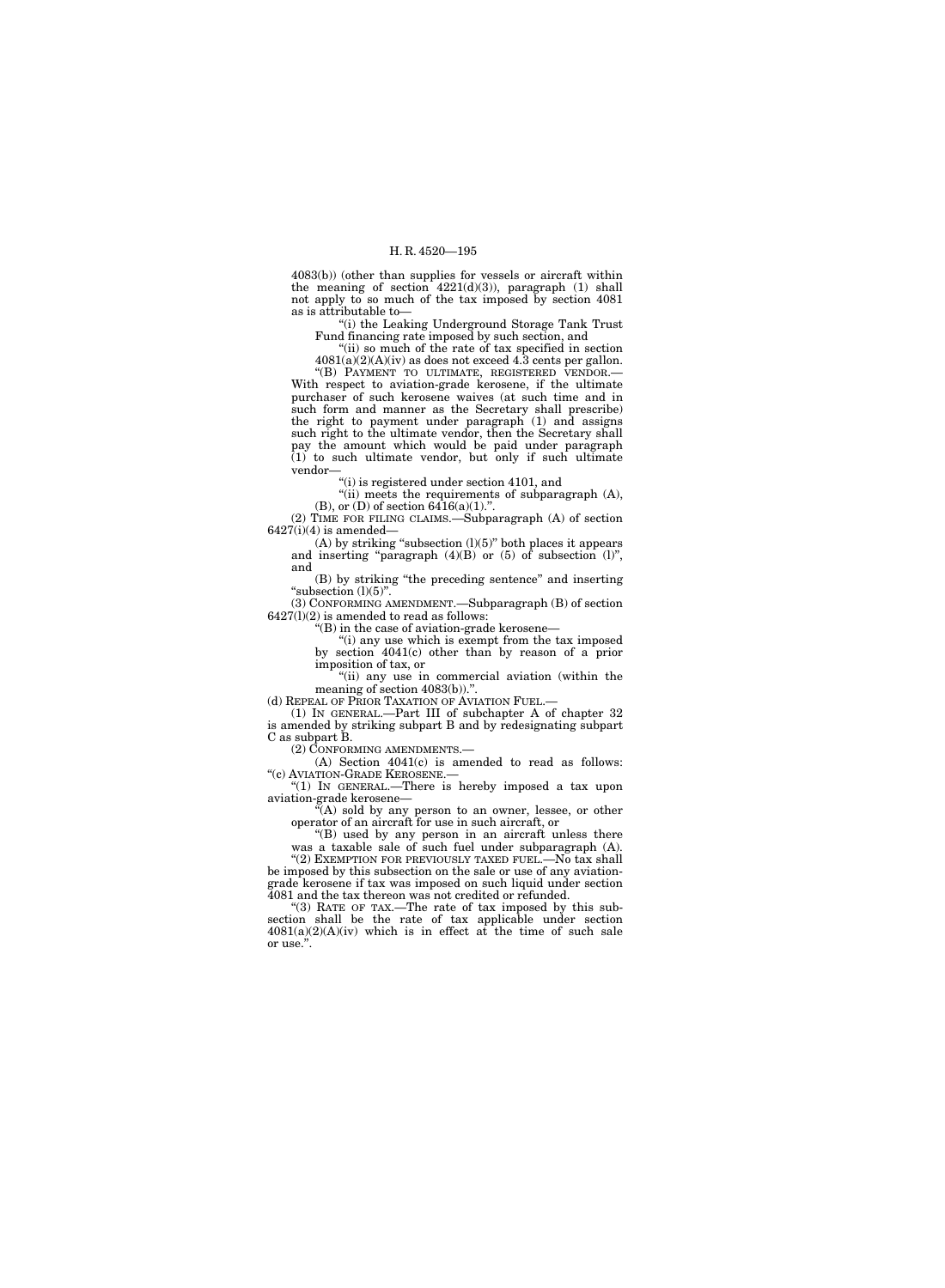4083(b)) (other than supplies for vessels or aircraft within the meaning of section 4221(d)(3)), paragraph (1) shall not apply to so much of the tax imposed by section 4081 as is attributable to—

"(i) the Leaking Underground Storage Tank Trust Fund financing rate imposed by such section, and

"(ii) so much of the rate of tax specified in section 4081(a)(2)(A)(iv) as does not exceed 4.3 cents per gallon.

"(B) PAYMENT TO ULTIMATE, REGISTERED VENDOR.— With respect to aviation-grade kerosene, if the ultimate purchaser of such kerosene waives (at such time and in such form and manner as the Secretary shall prescribe) the right to payment under paragraph (1) and assigns such right to the ultimate vendor, then the Secretary shall pay the amount which would be paid under paragraph (1) to such ultimate vendor, but only if such ultimate vendor—

"(i) is registered under section 4101, and

"(ii) meets the requirements of subparagraph (A), (B), or (D) of section 6416(a)(1).".

(2) TIME FOR FILING CLAIMS.—Subparagraph (A) of section 6427(i)(4) is amended—

(A) by striking "subsection (l)(5)" both places it appears and inserting "paragraph (4)(B) or (5) of subsection (l)", and

(B) by striking "the preceding sentence" and inserting "subsection (l)(5)".

(3) CONFORMING AMENDMENT.—Subparagraph (B) of section 6427(l)(2) is amended to read as follows:

"(B) in the case of aviation-grade kerosene—

"(i) any use which is exempt from the tax imposed by section 4041(c) other than by reason of a prior imposition of tax, or

"(ii) any use in commercial aviation (within the meaning of section 4083(b)).".

(d) REPEAL OF PRIOR TAXATION OF AVIATION FUEL.—

(1) IN GENERAL.—Part III of subchapter A of chapter 32 is amended by striking subpart B and by redesignating subpart C as subpart B.

(2) CONFORMING AMENDMENTS.—

(A) Section 4041(c) is amended to read as follows:

"(c) AVIATION-GRADE KEROSENE.—

"(1) IN GENERAL.—There is hereby imposed a tax upon aviation-grade kerosene—

"(A) sold by any person to an owner, lessee, or other operator of an aircraft for use in such aircraft, or

"(B) used by any person in an aircraft unless there was a taxable sale of such fuel under subparagraph (A).

"(2) EXEMPTION FOR PREVIOUSLY TAXED FUEL.—No tax shall be imposed by this subsection on the sale or use of any aviation-grade kerosene if tax was imposed on such liquid under section 4081 and the tax thereon was not credited or refunded.

"(3) RATE OF TAX.—The rate of tax imposed by this subsection shall be the rate of tax applicable under section 4081(a)(2)(A)(iv) which is in effect at the time of such sale or use.".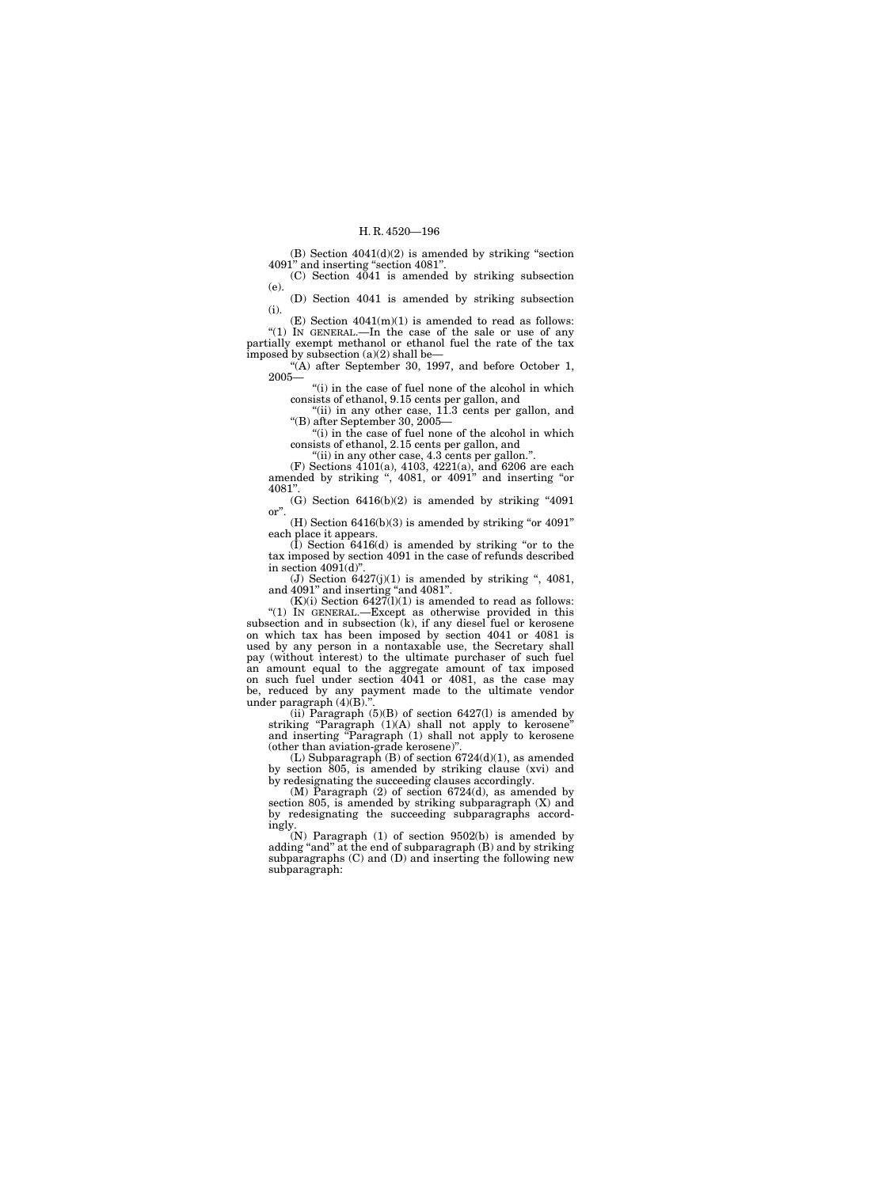(B) Section 4041(d)(2) is amended by striking "section 4091" and inserting "section 4081".

(C) Section 4041 is amended by striking subsection (e).

(D) Section 4041 is amended by striking subsection (i).

(E) Section 4041(m)(1) is amended to read as follows:

"(1) IN GENERAL.—In the case of the sale or use of any partially exempt methanol or ethanol fuel the rate of the tax imposed by subsection (a)(2) shall be—

"(A) after September 30, 1997, and before October 1, 2005—

"(i) in the case of fuel none of the alcohol in which consists of ethanol, 9.15 cents per gallon, and

"(ii) in any other case, 11.3 cents per gallon, and

"(B) after September 30, 2005—

"(i) in the case of fuel none of the alcohol in which consists of ethanol, 2.15 cents per gallon, and

"(ii) in any other case, 4.3 cents per gallon.".

(F) Sections 4101(a), 4103, 4221(a), and 6206 are each amended by striking ", 4081, or 4091" and inserting "or 4081".

(G) Section 6416(b)(2) is amended by striking "4091 or".

(H) Section 6416(b)(3) is amended by striking "or 4091" each place it appears.

(I) Section 6416(d) is amended by striking "or to the tax imposed by section 4091 in the case of refunds described in section 4091(d)".

(J) Section 6427(j)(1) is amended by striking ", 4081, and 4091" and inserting "and 4081".

(K)(i) Section 6427(l)(1) is amended to read as follows:

"(1) IN GENERAL.—Except as otherwise provided in this subsection and in subsection (k), if any diesel fuel or kerosene on which tax has been imposed by section 4041 or 4081 is used by any person in a nontaxable use, the Secretary shall pay (without interest) to the ultimate purchaser of such fuel an amount equal to the aggregate amount of tax imposed on such fuel under section 4041 or 4081, as the case may be, reduced by any payment made to the ultimate vendor under paragraph (4)(B).".

(ii) Paragraph (5)(B) of section 6427(l) is amended by striking "Paragraph (1)(A) shall not apply to kerosene" and inserting "Paragraph (1) shall not apply to kerosene (other than aviation-grade kerosene)".

(L) Subparagraph (B) of section 6724(d)(1), as amended by section 805, is amended by striking clause (xvi) and by redesignating the succeeding clauses accordingly.

(M) Paragraph (2) of section 6724(d), as amended by section 805, is amended by striking subparagraph (X) and by redesignating the succeeding subparagraphs accordingly.

(N) Paragraph (1) of section 9502(b) is amended by adding "and" at the end of subparagraph (B) and by striking subparagraphs (C) and (D) and inserting the following new subparagraph: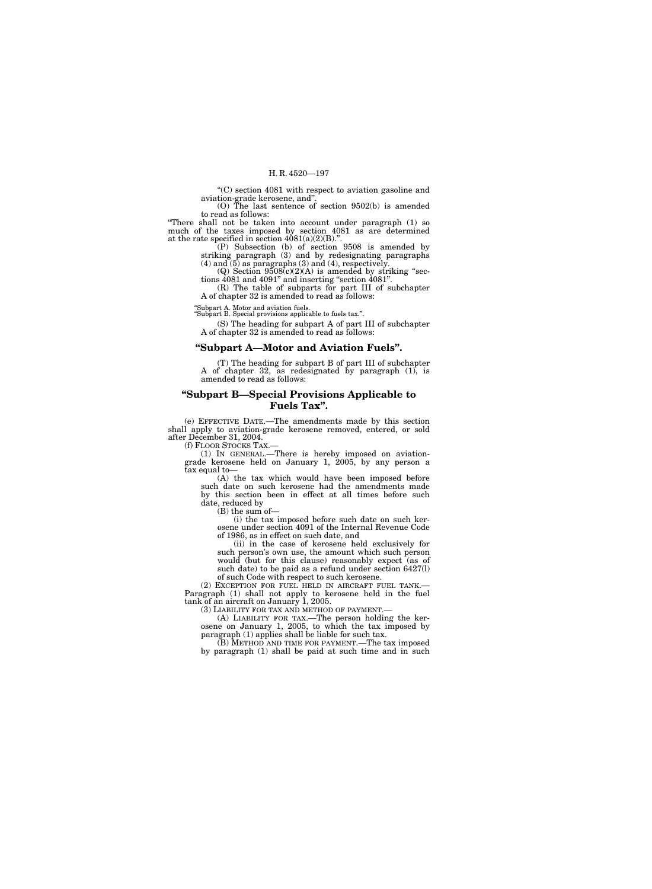"(C) section 4081 with respect to aviation gasoline and aviation-grade kerosene, and".

(O) The last sentence of section 9502(b) is amended to read as follows:

"There shall not be taken into account under paragraph (1) so much of the taxes imposed by section 4081 as are determined at the rate specified in section 4081(a)(2)(B).".

(P) Subsection (b) of section 9508 is amended by striking paragraph (3) and by redesignating paragraphs (4) and (5) as paragraphs (3) and (4), respectively.

(Q) Section 9508(c)(2)(A) is amended by striking "sections 4081 and 4091" and inserting "section 4081".

(R) The table of subparts for part III of subchapter A of chapter 32 is amended to read as follows:

"Subpart A. Motor and aviation fuels.
"Subpart B. Special provisions applicable to fuels tax.".

(S) The heading for subpart A of part III of subchapter A of chapter 32 is amended to read as follows:

## "Subpart A—Motor and Aviation Fuels".

(T) The heading for subpart B of part III of subchapter A of chapter 32, as redesignated by paragraph (1), is amended to read as follows:

## "Subpart B—Special Provisions Applicable to Fuels Tax".

(e) EFFECTIVE DATE.—The amendments made by this section shall apply to aviation-grade kerosene removed, entered, or sold after December 31, 2004.

(f) FLOOR STOCKS TAX.—

(1) IN GENERAL.—There is hereby imposed on aviation-grade kerosene held on January 1, 2005, by any person a tax equal to—

(A) the tax which would have been imposed before such date on such kerosene had the amendments made by this section been in effect at all times before such date, reduced by

(B) the sum of—

(i) the tax imposed before such date on such kerosene under section 4091 of the Internal Revenue Code of 1986, as in effect on such date, and

(ii) in the case of kerosene held exclusively for such person's own use, the amount which such person would (but for this clause) reasonably expect (as of such date) to be paid as a refund under section 6427(l) of such Code with respect to such kerosene.

(2) EXCEPTION FOR FUEL HELD IN AIRCRAFT FUEL TANK.—Paragraph (1) shall not apply to kerosene held in the fuel tank of an aircraft on January 1, 2005.

(3) LIABILITY FOR TAX AND METHOD OF PAYMENT.—

(A) LIABILITY FOR TAX.—The person holding the kerosene on January 1, 2005, to which the tax imposed by paragraph (1) applies shall be liable for such tax.

(B) METHOD AND TIME FOR PAYMENT.—The tax imposed by paragraph (1) shall be paid at such time and in such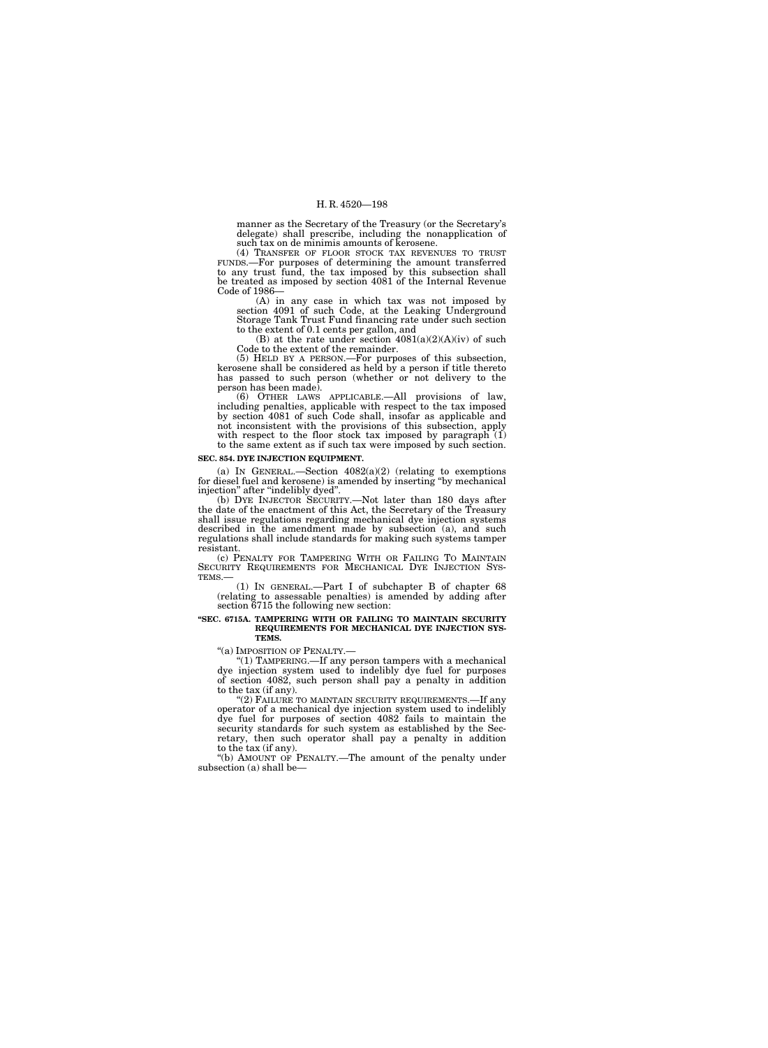manner as the Secretary of the Treasury (or the Secretary's delegate) shall prescribe, including the nonapplication of such tax on de minimis amounts of kerosene.

(4) TRANSFER OF FLOOR STOCK TAX REVENUES TO TRUST FUNDS.—For purposes of determining the amount transferred to any trust fund, the tax imposed by this subsection shall be treated as imposed by section 4081 of the Internal Revenue Code of 1986—

(A) in any case in which tax was not imposed by section 4091 of such Code, at the Leaking Underground Storage Tank Trust Fund financing rate under such section to the extent of 0.1 cents per gallon, and

(B) at the rate under section 4081(a)(2)(A)(iv) of such Code to the extent of the remainder.

(5) HELD BY A PERSON.—For purposes of this subsection, kerosene shall be considered as held by a person if title thereto has passed to such person (whether or not delivery to the person has been made).

(6) OTHER LAWS APPLICABLE.—All provisions of law, including penalties, applicable with respect to the tax imposed by section 4081 of such Code shall, insofar as applicable and not inconsistent with the provisions of this subsection, apply with respect to the floor stock tax imposed by paragraph (1) to the same extent as if such tax were imposed by such section.

**SEC. 854. DYE INJECTION EQUIPMENT.**

(a) IN GENERAL.—Section 4082(a)(2) (relating to exemptions for diesel fuel and kerosene) is amended by inserting "by mechanical injection" after "indelibly dyed".

(b) DYE INJECTOR SECURITY.—Not later than 180 days after the date of the enactment of this Act, the Secretary of the Treasury shall issue regulations regarding mechanical dye injection systems described in the amendment made by subsection (a), and such regulations shall include standards for making such systems tamper resistant.

(c) PENALTY FOR TAMPERING WITH OR FAILING TO MAINTAIN SECURITY REQUIREMENTS FOR MECHANICAL DYE INJECTION SYSTEMS.—

(1) IN GENERAL.—Part I of subchapter B of chapter 68 (relating to assessable penalties) is amended by adding after section 6715 the following new section:

**"SEC. 6715A. TAMPERING WITH OR FAILING TO MAINTAIN SECURITY REQUIREMENTS FOR MECHANICAL DYE INJECTION SYSTEMS.**

"(a) IMPOSITION OF PENALTY.—

"(1) TAMPERING.—If any person tampers with a mechanical dye injection system used to indelibly dye fuel for purposes of section 4082, such person shall pay a penalty in addition to the tax (if any).

"(2) FAILURE TO MAINTAIN SECURITY REQUIREMENTS.—If any operator of a mechanical dye injection system used to indelibly dye fuel for purposes of section 4082 fails to maintain the security standards for such system as established by the Secretary, then such operator shall pay a penalty in addition to the tax (if any).

"(b) AMOUNT OF PENALTY.—The amount of the penalty under subsection (a) shall be—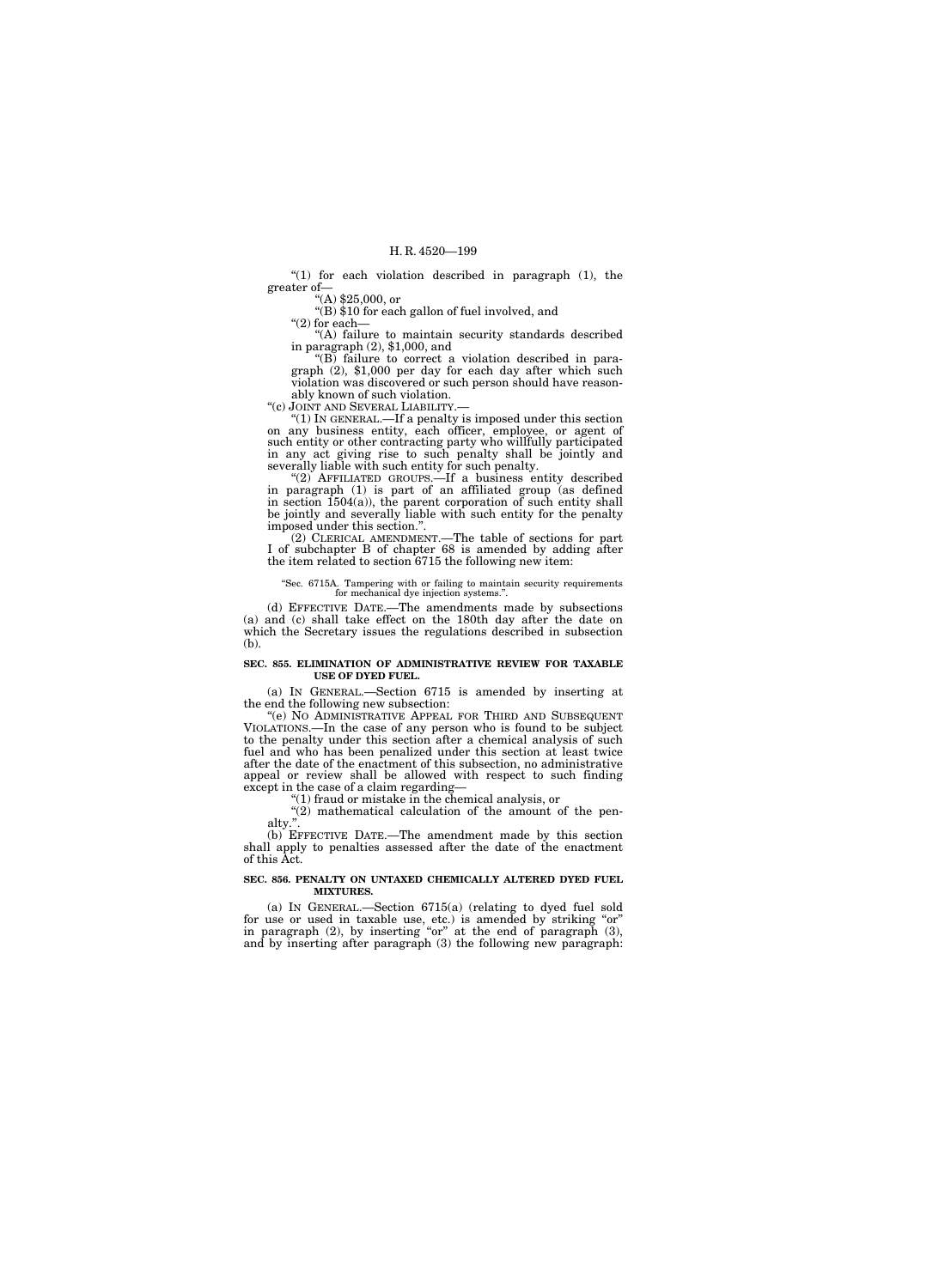"(1) for each violation described in paragraph (1), the greater of—

"(A) $25,000, or

"(B) $10 for each gallon of fuel involved, and

"(2) for each—

"(A) failure to maintain security standards described in paragraph (2), $1,000, and

"(B) failure to correct a violation described in paragraph (2), $1,000 per day for each day after which such violation was discovered or such person should have reasonably known of such violation.

"(c) JOINT AND SEVERAL LIABILITY.—

"(1) IN GENERAL.—If a penalty is imposed under this section on any business entity, each officer, employee, or agent of such entity or other contracting party who willfully participated in any act giving rise to such penalty shall be jointly and severally liable with such entity for such penalty.

"(2) AFFILIATED GROUPS.—If a business entity described in paragraph (1) is part of an affiliated group (as defined in section 1504(a)), the parent corporation of such entity shall be jointly and severally liable with such entity for the penalty imposed under this section.".

(2) CLERICAL AMENDMENT.—The table of sections for part I of subchapter B of chapter 68 is amended by adding after the item related to section 6715 the following new item:

"Sec. 6715A. Tampering with or failing to maintain security requirements for mechanical dye injection systems.".

(d) EFFECTIVE DATE.—The amendments made by subsections (a) and (c) shall take effect on the 180th day after the date on which the Secretary issues the regulations described in subsection (b).

**SEC. 855. ELIMINATION OF ADMINISTRATIVE REVIEW FOR TAXABLE USE OF DYED FUEL.**

(a) IN GENERAL.—Section 6715 is amended by inserting at the end the following new subsection:

"(e) NO ADMINISTRATIVE APPEAL FOR THIRD AND SUBSEQUENT VIOLATIONS.—In the case of any person who is found to be subject to the penalty under this section after a chemical analysis of such fuel and who has been penalized under this section at least twice after the date of the enactment of this subsection, no administrative appeal or review shall be allowed with respect to such finding except in the case of a claim regarding—

"(1) fraud or mistake in the chemical analysis, or

"(2) mathematical calculation of the amount of the penalty.".

(b) EFFECTIVE DATE.—The amendment made by this section shall apply to penalties assessed after the date of the enactment of this Act.

**SEC. 856. PENALTY ON UNTAXED CHEMICALLY ALTERED DYED FUEL MIXTURES.**

(a) IN GENERAL.—Section 6715(a) (relating to dyed fuel sold for use or used in taxable use, etc.) is amended by striking "or" in paragraph (2), by inserting "or" at the end of paragraph (3), and by inserting after paragraph (3) the following new paragraph: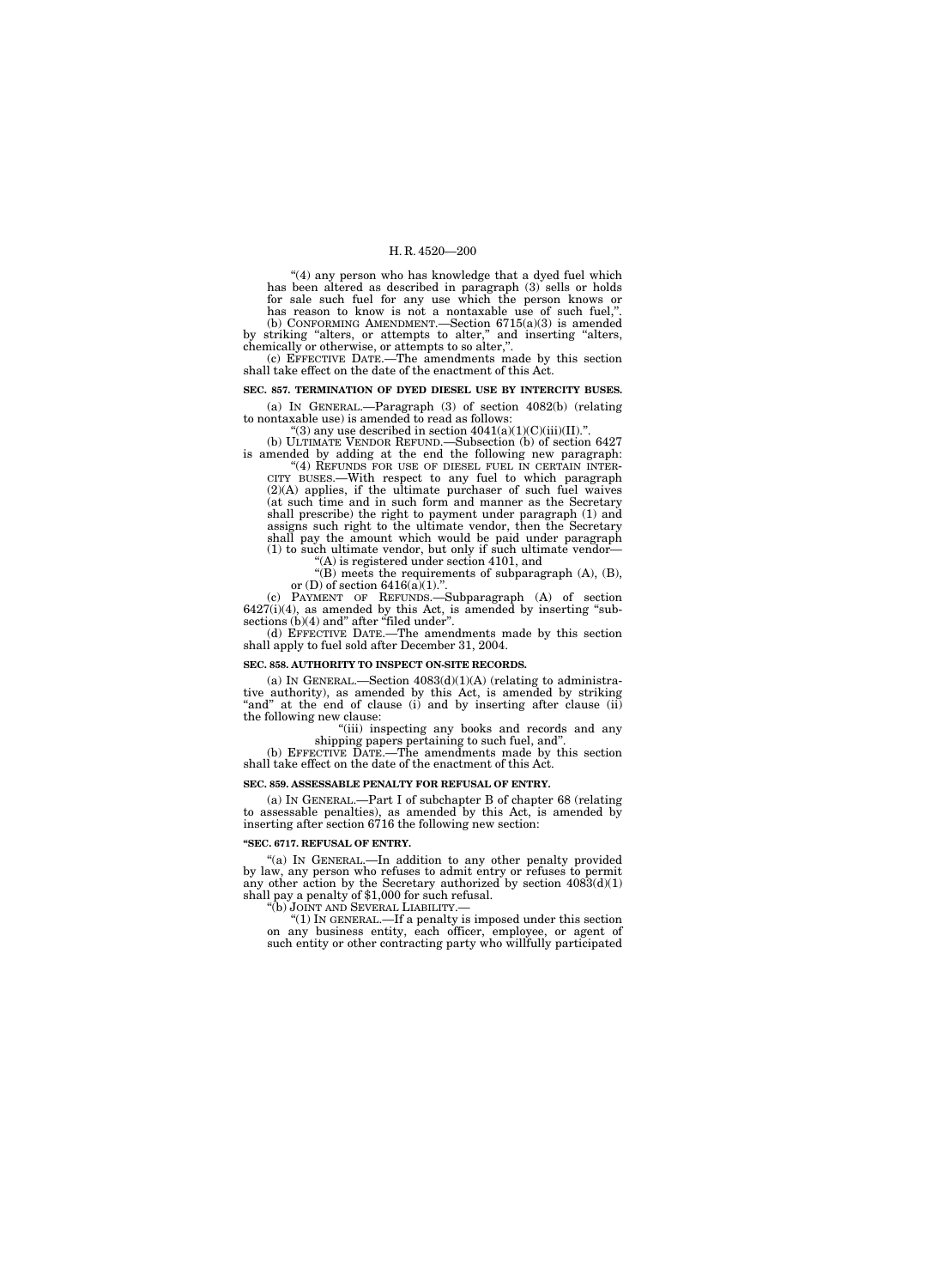"(4) any person who has knowledge that a dyed fuel which has been altered as described in paragraph (3) sells or holds for sale such fuel for any use which the person knows or has reason to know is not a nontaxable use of such fuel,".

(b) CONFORMING AMENDMENT.—Section 6715(a)(3) is amended by striking "alters, or attempts to alter," and inserting "alters, chemically or otherwise, or attempts to so alter,".

(c) EFFECTIVE DATE.—The amendments made by this section shall take effect on the date of the enactment of this Act.

**SEC. 857. TERMINATION OF DYED DIESEL USE BY INTERCITY BUSES.**

(a) IN GENERAL.—Paragraph (3) of section 4082(b) (relating to nontaxable use) is amended to read as follows:

"(3) any use described in section 4041(a)(1)(C)(iii)(II).".

(b) ULTIMATE VENDOR REFUND.—Subsection (b) of section 6427 is amended by adding at the end the following new paragraph:

"(4) REFUNDS FOR USE OF DIESEL FUEL IN CERTAIN INTERCITY BUSES.—With respect to any fuel to which paragraph (2)(A) applies, if the ultimate purchaser of such fuel waives (at such time and in such form and manner as the Secretary shall prescribe) the right to payment under paragraph (1) and assigns such right to the ultimate vendor, then the Secretary shall pay the amount which would be paid under paragraph (1) to such ultimate vendor, but only if such ultimate vendor—

"(A) is registered under section 4101, and

"(B) meets the requirements of subparagraph (A), (B), or (D) of section 6416(a)(1).".

(c) PAYMENT OF REFUNDS.—Subparagraph (A) of section 6427(i)(4), as amended by this Act, is amended by inserting "subsections (b)(4) and" after "filed under".

(d) EFFECTIVE DATE.—The amendments made by this section shall apply to fuel sold after December 31, 2004.

**SEC. 858. AUTHORITY TO INSPECT ON-SITE RECORDS.**

(a) IN GENERAL.—Section 4083(d)(1)(A) (relating to administrative authority), as amended by this Act, is amended by striking "and" at the end of clause (i) and by inserting after clause (ii) the following new clause:

"(iii) inspecting any books and records and any shipping papers pertaining to such fuel, and".

(b) EFFECTIVE DATE.—The amendments made by this section shall take effect on the date of the enactment of this Act.

**SEC. 859. ASSESSABLE PENALTY FOR REFUSAL OF ENTRY.**

(a) IN GENERAL.—Part I of subchapter B of chapter 68 (relating to assessable penalties), as amended by this Act, is amended by inserting after section 6716 the following new section:

**"SEC. 6717. REFUSAL OF ENTRY.**

"(a) IN GENERAL.—In addition to any other penalty provided by law, any person who refuses to admit entry or refuses to permit any other action by the Secretary authorized by section 4083(d)(1) shall pay a penalty of $1,000 for such refusal.

"(b) JOINT AND SEVERAL LIABILITY.—

"(1) IN GENERAL.—If a penalty is imposed under this section on any business entity, each officer, employee, or agent of such entity or other contracting party who willfully participated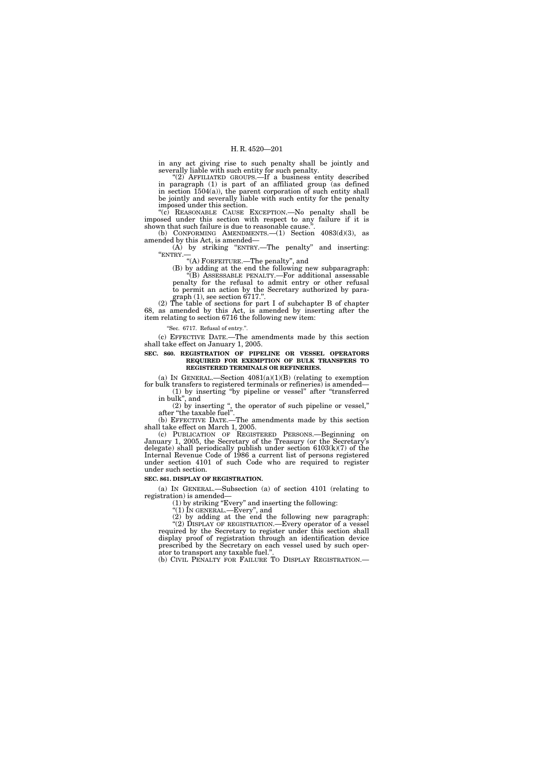in any act giving rise to such penalty shall be jointly and severally liable with such entity for such penalty.

"(2) AFFILIATED GROUPS.—If a business entity described in paragraph (1) is part of an affiliated group (as defined in section 1504(a)), the parent corporation of such entity shall be jointly and severally liable with such entity for the penalty imposed under this section.

"(c) REASONABLE CAUSE EXCEPTION.—No penalty shall be imposed under this section with respect to any failure if it is shown that such failure is due to reasonable cause.".

(b) CONFORMING AMENDMENTS.—(1) Section 4083(d)(3), as amended by this Act, is amended—

(A) by striking "ENTRY.—The penalty" and inserting: "ENTRY.—

"(A) FORFEITURE.—The penalty", and

(B) by adding at the end the following new subparagraph:

"(B) ASSESSABLE PENALTY.—For additional assessable penalty for the refusal to admit entry or other refusal to permit an action by the Secretary authorized by paragraph (1), see section 6717.".

(2) The table of sections for part I of subchapter B of chapter 68, as amended by this Act, is amended by inserting after the item relating to section 6716 the following new item:

"Sec. 6717. Refusal of entry.".

(c) EFFECTIVE DATE.—The amendments made by this section shall take effect on January 1, 2005.

**SEC. 860. REGISTRATION OF PIPELINE OR VESSEL OPERATORS REQUIRED FOR EXEMPTION OF BULK TRANSFERS TO REGISTERED TERMINALS OR REFINERIES.**

(a) IN GENERAL.—Section 4081(a)(1)(B) (relating to exemption for bulk transfers to registered terminals or refineries) is amended—

(1) by inserting "by pipeline or vessel" after "transferred in bulk", and

(2) by inserting ", the operator of such pipeline or vessel," after "the taxable fuel".

(b) EFFECTIVE DATE.—The amendments made by this section shall take effect on March 1, 2005.

(c) PUBLICATION OF REGISTERED PERSONS.—Beginning on January 1, 2005, the Secretary of the Treasury (or the Secretary's delegate) shall periodically publish under section 6103(k)(7) of the Internal Revenue Code of 1986 a current list of persons registered under section 4101 of such Code who are required to register under such section.

**SEC. 861. DISPLAY OF REGISTRATION.**

(a) IN GENERAL.—Subsection (a) of section 4101 (relating to registration) is amended—

(1) by striking "Every" and inserting the following:

"(1) IN GENERAL.—Every", and

(2) by adding at the end the following new paragraph:

"(2) DISPLAY OF REGISTRATION.—Every operator of a vessel required by the Secretary to register under this section shall display proof of registration through an identification device prescribed by the Secretary on each vessel used by such operator to transport any taxable fuel.".

(b) CIVIL PENALTY FOR FAILURE TO DISPLAY REGISTRATION.—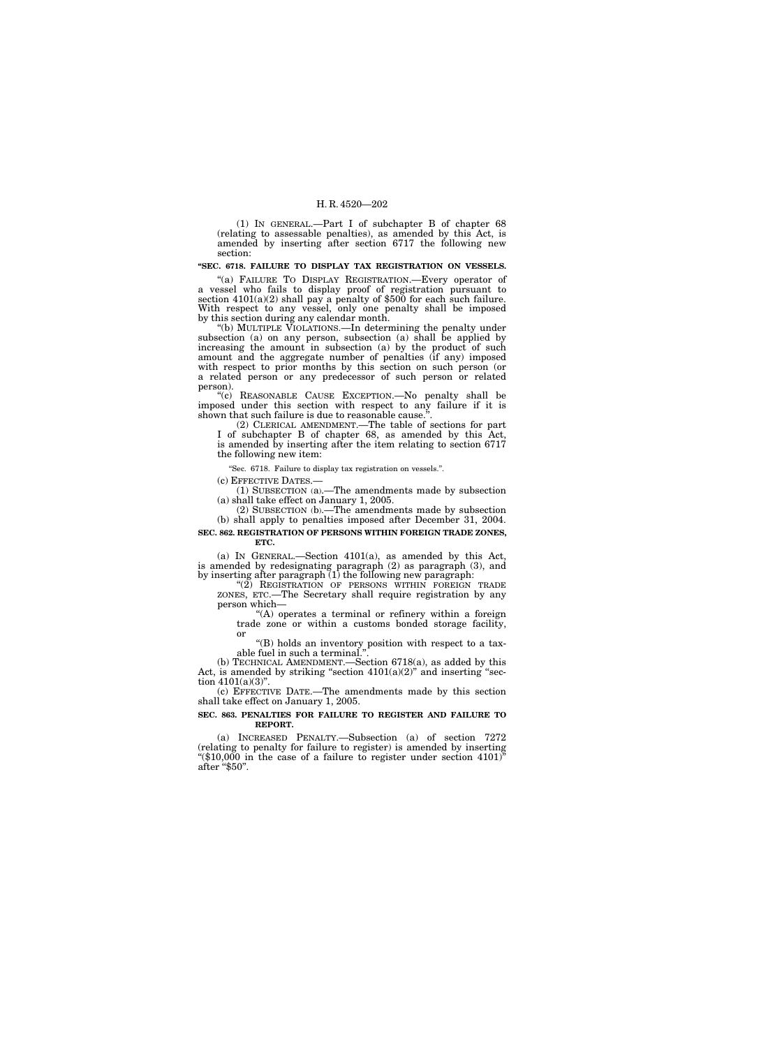(1) IN GENERAL.—Part I of subchapter B of chapter 68 (relating to assessable penalties), as amended by this Act, is amended by inserting after section 6717 the following new section:

**"SEC. 6718. FAILURE TO DISPLAY TAX REGISTRATION ON VESSELS.**

"(a) FAILURE TO DISPLAY REGISTRATION.—Every operator of a vessel who fails to display proof of registration pursuant to section 4101(a)(2) shall pay a penalty of $500 for each such failure. With respect to any vessel, only one penalty shall be imposed by this section during any calendar month.

"(b) MULTIPLE VIOLATIONS.—In determining the penalty under subsection (a) on any person, subsection (a) shall be applied by increasing the amount in subsection (a) by the product of such amount and the aggregate number of penalties (if any) imposed with respect to prior months by this section on such person (or a related person or any predecessor of such person or related person).

"(c) REASONABLE CAUSE EXCEPTION.—No penalty shall be imposed under this section with respect to any failure if it is shown that such failure is due to reasonable cause.".

(2) CLERICAL AMENDMENT.—The table of sections for part I of subchapter B of chapter 68, as amended by this Act, is amended by inserting after the item relating to section 6717 the following new item:

"Sec. 6718. Failure to display tax registration on vessels.".

(c) EFFECTIVE DATES.—

(1) SUBSECTION (a).—The amendments made by subsection (a) shall take effect on January 1, 2005.

(2) SUBSECTION (b).—The amendments made by subsection (b) shall apply to penalties imposed after December 31, 2004.

**SEC. 862. REGISTRATION OF PERSONS WITHIN FOREIGN TRADE ZONES, ETC.**

(a) IN GENERAL.—Section 4101(a), as amended by this Act, is amended by redesignating paragraph (2) as paragraph (3), and by inserting after paragraph (1) the following new paragraph:

"(2) REGISTRATION OF PERSONS WITHIN FOREIGN TRADE ZONES, ETC.—The Secretary shall require registration by any person which—

"(A) operates a terminal or refinery within a foreign trade zone or within a customs bonded storage facility, or

"(B) holds an inventory position with respect to a taxable fuel in such a terminal.".

(b) TECHNICAL AMENDMENT.—Section 6718(a), as added by this Act, is amended by striking "section 4101(a)(2)" and inserting "section 4101(a)(3)".

(c) EFFECTIVE DATE.—The amendments made by this section shall take effect on January 1, 2005.

**SEC. 863. PENALTIES FOR FAILURE TO REGISTER AND FAILURE TO REPORT.**

(a) INCREASED PENALTY.—Subsection (a) of section 7272 (relating to penalty for failure to register) is amended by inserting "($10,000 in the case of a failure to register under section 4101)" after "$50".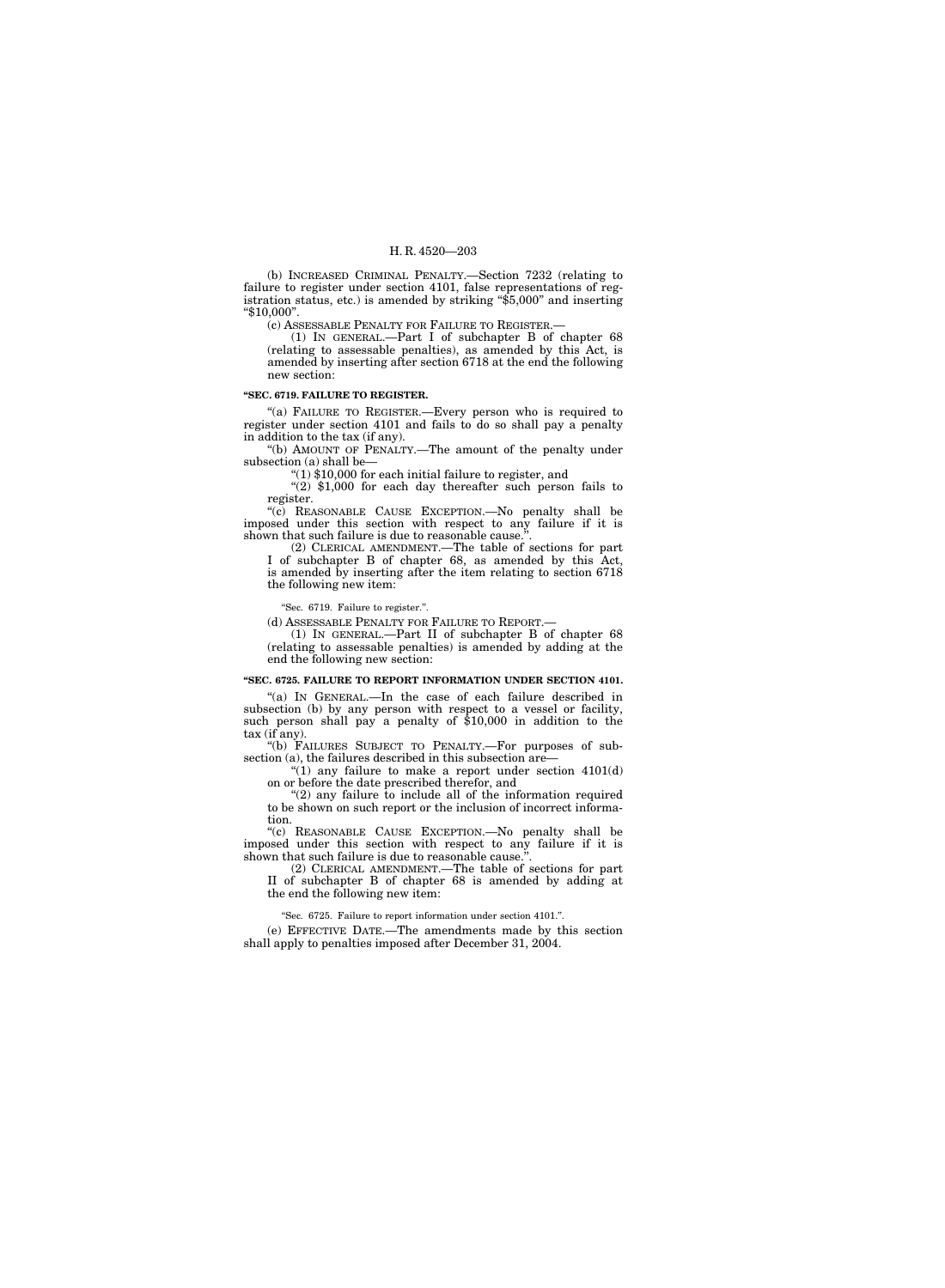(b) INCREASED CRIMINAL PENALTY.—Section 7232 (relating to failure to register under section 4101, false representations of registration status, etc.) is amended by striking "$5,000" and inserting "$10,000".

(c) ASSESSABLE PENALTY FOR FAILURE TO REGISTER.—

(1) IN GENERAL.—Part I of subchapter B of chapter 68 (relating to assessable penalties), as amended by this Act, is amended by inserting after section 6718 at the end the following new section:

**"SEC. 6719. FAILURE TO REGISTER.**

"(a) FAILURE TO REGISTER.—Every person who is required to register under section 4101 and fails to do so shall pay a penalty in addition to the tax (if any).

"(b) AMOUNT OF PENALTY.—The amount of the penalty under subsection (a) shall be—

"(1) $10,000 for each initial failure to register, and

"(2) $1,000 for each day thereafter such person fails to register.

"(c) REASONABLE CAUSE EXCEPTION.—No penalty shall be imposed under this section with respect to any failure if it is shown that such failure is due to reasonable cause.".

(2) CLERICAL AMENDMENT.—The table of sections for part I of subchapter B of chapter 68, as amended by this Act, is amended by inserting after the item relating to section 6718 the following new item:

"Sec. 6719. Failure to register.".

(d) ASSESSABLE PENALTY FOR FAILURE TO REPORT.—

(1) IN GENERAL.—Part II of subchapter B of chapter 68 (relating to assessable penalties) is amended by adding at the end the following new section:

**"SEC. 6725. FAILURE TO REPORT INFORMATION UNDER SECTION 4101.**

"(a) IN GENERAL.—In the case of each failure described in subsection (b) by any person with respect to a vessel or facility, such person shall pay a penalty of $10,000 in addition to the tax (if any).

"(b) FAILURES SUBJECT TO PENALTY.—For purposes of subsection (a), the failures described in this subsection are—

"(1) any failure to make a report under section 4101(d) on or before the date prescribed therefor, and

"(2) any failure to include all of the information required to be shown on such report or the inclusion of incorrect information.

"(c) REASONABLE CAUSE EXCEPTION.—No penalty shall be imposed under this section with respect to any failure if it is shown that such failure is due to reasonable cause.".

(2) CLERICAL AMENDMENT.—The table of sections for part II of subchapter B of chapter 68 is amended by adding at the end the following new item:

"Sec. 6725. Failure to report information under section 4101.".

(e) EFFECTIVE DATE.—The amendments made by this section shall apply to penalties imposed after December 31, 2004.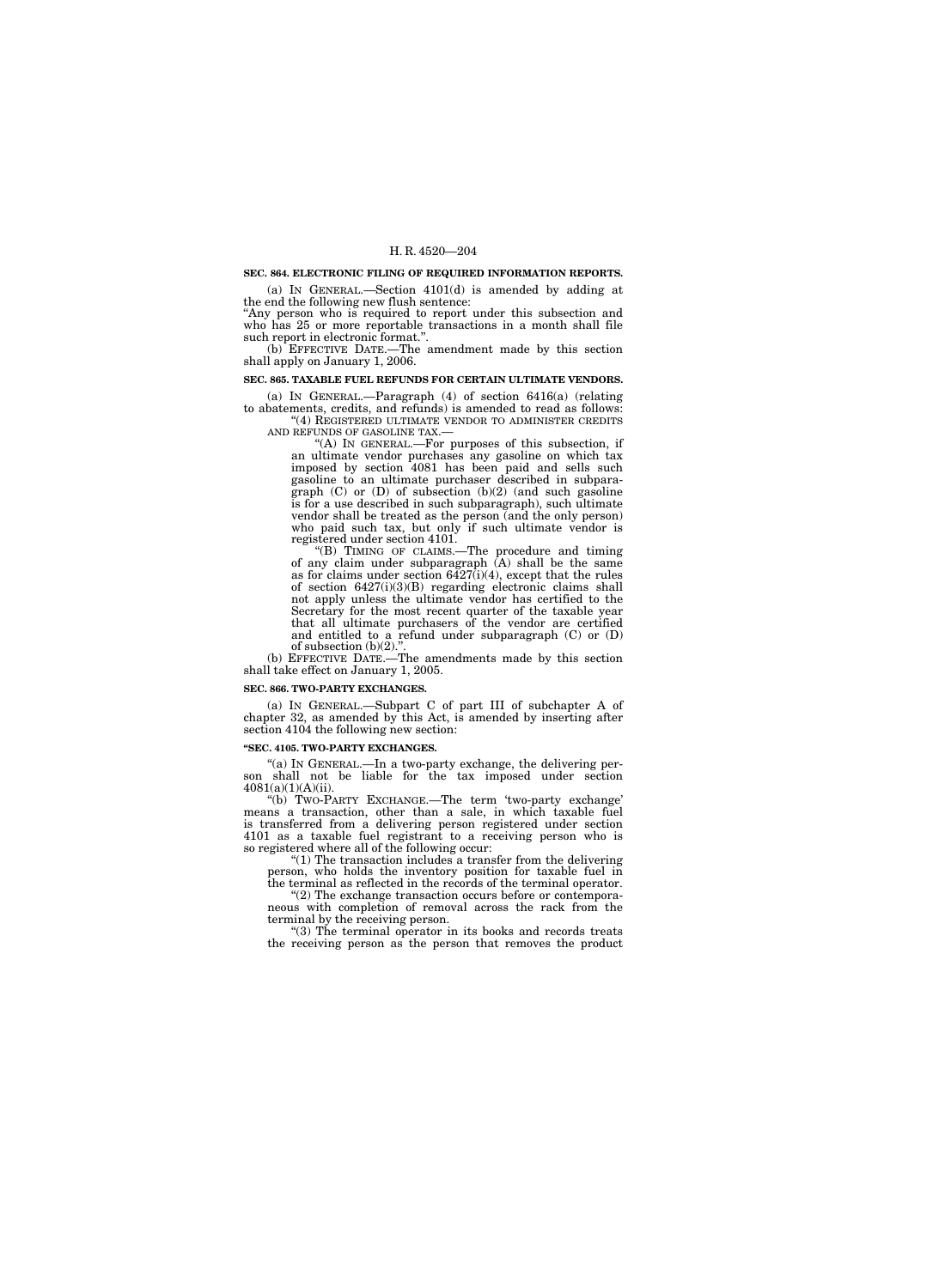**SEC. 864. ELECTRONIC FILING OF REQUIRED INFORMATION REPORTS.**

(a) IN GENERAL.—Section 4101(d) is amended by adding at the end the following new flush sentence:

"Any person who is required to report under this subsection and who has 25 or more reportable transactions in a month shall file such report in electronic format.".

(b) EFFECTIVE DATE.—The amendment made by this section shall apply on January 1, 2006.

**SEC. 865. TAXABLE FUEL REFUNDS FOR CERTAIN ULTIMATE VENDORS.**

(a) IN GENERAL.—Paragraph (4) of section 6416(a) (relating to abatements, credits, and refunds) is amended to read as follows:

"(4) REGISTERED ULTIMATE VENDOR TO ADMINISTER CREDITS AND REFUNDS OF GASOLINE TAX.—

"(A) IN GENERAL.—For purposes of this subsection, if an ultimate vendor purchases any gasoline on which tax imposed by section 4081 has been paid and sells such gasoline to an ultimate purchaser described in subparagraph (C) or (D) of subsection (b)(2) (and such gasoline is for a use described in such subparagraph), such ultimate vendor shall be treated as the person (and the only person) who paid such tax, but only if such ultimate vendor is registered under section 4101.

"(B) TIMING OF CLAIMS.—The procedure and timing of any claim under subparagraph (A) shall be the same as for claims under section 6427(i)(4), except that the rules of section 6427(i)(3)(B) regarding electronic claims shall not apply unless the ultimate vendor has certified to the Secretary for the most recent quarter of the taxable year that all ultimate purchasers of the vendor are certified and entitled to a refund under subparagraph (C) or (D) of subsection (b)(2).".

(b) EFFECTIVE DATE.—The amendments made by this section shall take effect on January 1, 2005.

**SEC. 866. TWO-PARTY EXCHANGES.**

(a) IN GENERAL.—Subpart C of part III of subchapter A of chapter 32, as amended by this Act, is amended by inserting after section 4104 the following new section:

**"SEC. 4105. TWO-PARTY EXCHANGES.**

"(a) IN GENERAL.—In a two-party exchange, the delivering person shall not be liable for the tax imposed under section 4081(a)(1)(A)(ii).

"(b) TWO-PARTY EXCHANGE.—The term 'two-party exchange' means a transaction, other than a sale, in which taxable fuel is transferred from a delivering person registered under section 4101 as a taxable fuel registrant to a receiving person who is so registered where all of the following occur:

"(1) The transaction includes a transfer from the delivering person, who holds the inventory position for taxable fuel in the terminal as reflected in the records of the terminal operator.

"(2) The exchange transaction occurs before or contemporaneous with completion of removal across the rack from the terminal by the receiving person.

"(3) The terminal operator in its books and records treats the receiving person as the person that removes the product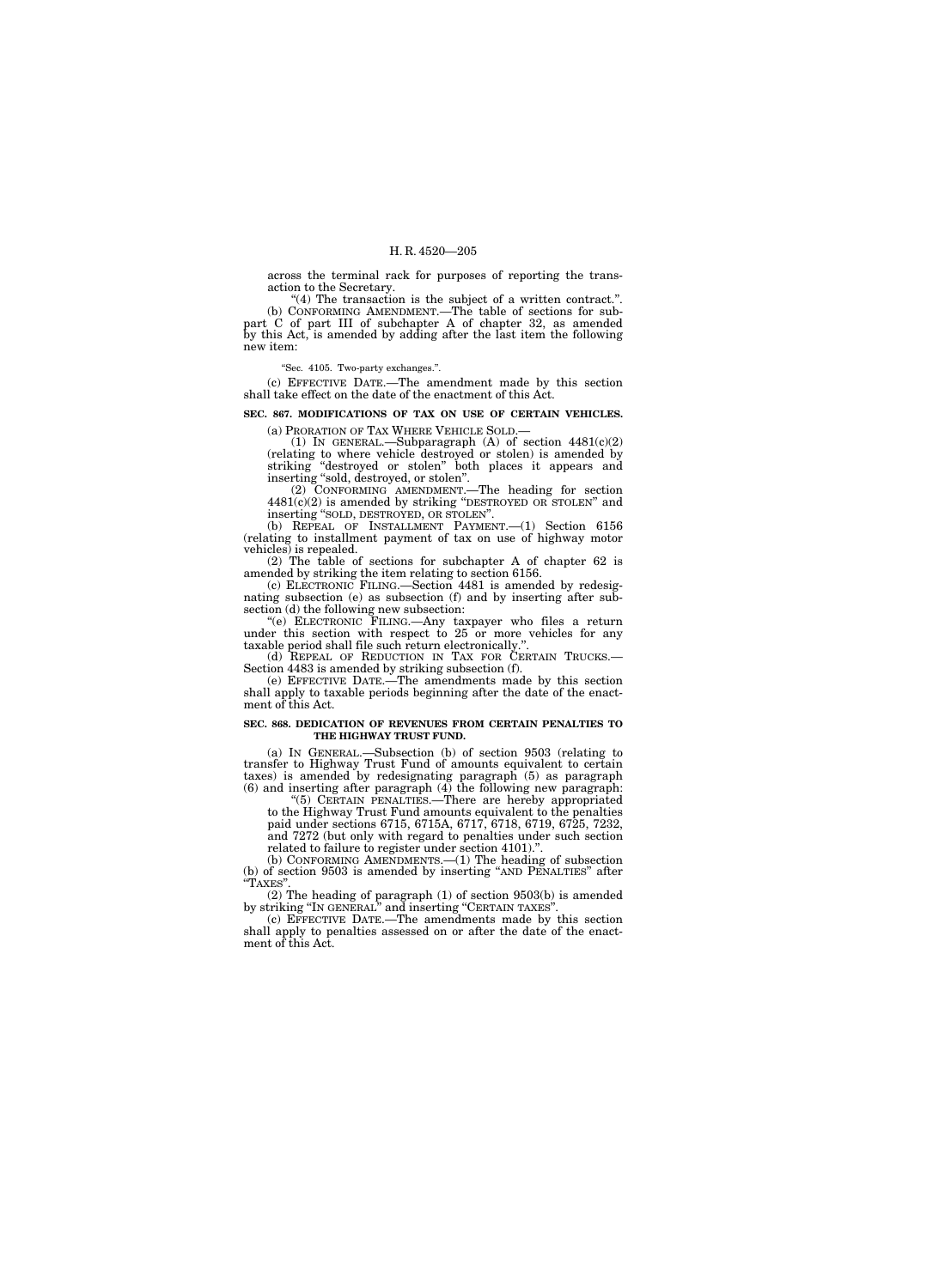across the terminal rack for purposes of reporting the transaction to the Secretary.

"(4) The transaction is the subject of a written contract.".

(b) CONFORMING AMENDMENT.—The table of sections for subpart C of part III of subchapter A of chapter 32, as amended by this Act, is amended by adding after the last item the following new item:

"Sec. 4105. Two-party exchanges.".

(c) EFFECTIVE DATE.—The amendment made by this section shall take effect on the date of the enactment of this Act.

**SEC. 867. MODIFICATIONS OF TAX ON USE OF CERTAIN VEHICLES.**

(a) PRORATION OF TAX WHERE VEHICLE SOLD.—

(1) IN GENERAL.—Subparagraph (A) of section 4481(c)(2) (relating to where vehicle destroyed or stolen) is amended by striking "destroyed or stolen" both places it appears and inserting "sold, destroyed, or stolen".

(2) CONFORMING AMENDMENT.—The heading for section 4481(c)(2) is amended by striking "DESTROYED OR STOLEN" and inserting "SOLD, DESTROYED, OR STOLEN".

(b) REPEAL OF INSTALLMENT PAYMENT.—(1) Section 6156 (relating to installment payment of tax on use of highway motor vehicles) is repealed.

(2) The table of sections for subchapter A of chapter 62 is amended by striking the item relating to section 6156.

(c) ELECTRONIC FILING.—Section 4481 is amended by redesignating subsection (e) as subsection (f) and by inserting after subsection (d) the following new subsection:

"(e) ELECTRONIC FILING.—Any taxpayer who files a return under this section with respect to 25 or more vehicles for any taxable period shall file such return electronically.".

(d) REPEAL OF REDUCTION IN TAX FOR CERTAIN TRUCKS.—Section 4483 is amended by striking subsection (f).

(e) EFFECTIVE DATE.—The amendments made by this section shall apply to taxable periods beginning after the date of the enactment of this Act.

**SEC. 868. DEDICATION OF REVENUES FROM CERTAIN PENALTIES TO THE HIGHWAY TRUST FUND.**

(a) IN GENERAL.—Subsection (b) of section 9503 (relating to transfer to Highway Trust Fund of amounts equivalent to certain taxes) is amended by redesignating paragraph (5) as paragraph (6) and inserting after paragraph (4) the following new paragraph:

"(5) CERTAIN PENALTIES.—There are hereby appropriated to the Highway Trust Fund amounts equivalent to the penalties paid under sections 6715, 6715A, 6717, 6718, 6719, 6725, 7232, and 7272 (but only with regard to penalties under such section related to failure to register under section 4101).".

(b) CONFORMING AMENDMENTS.—(1) The heading of subsection (b) of section 9503 is amended by inserting "AND PENALTIES" after "TAXES".

(2) The heading of paragraph (1) of section 9503(b) is amended by striking "IN GENERAL" and inserting "CERTAIN TAXES".

(c) EFFECTIVE DATE.—The amendments made by this section shall apply to penalties assessed on or after the date of the enactment of this Act.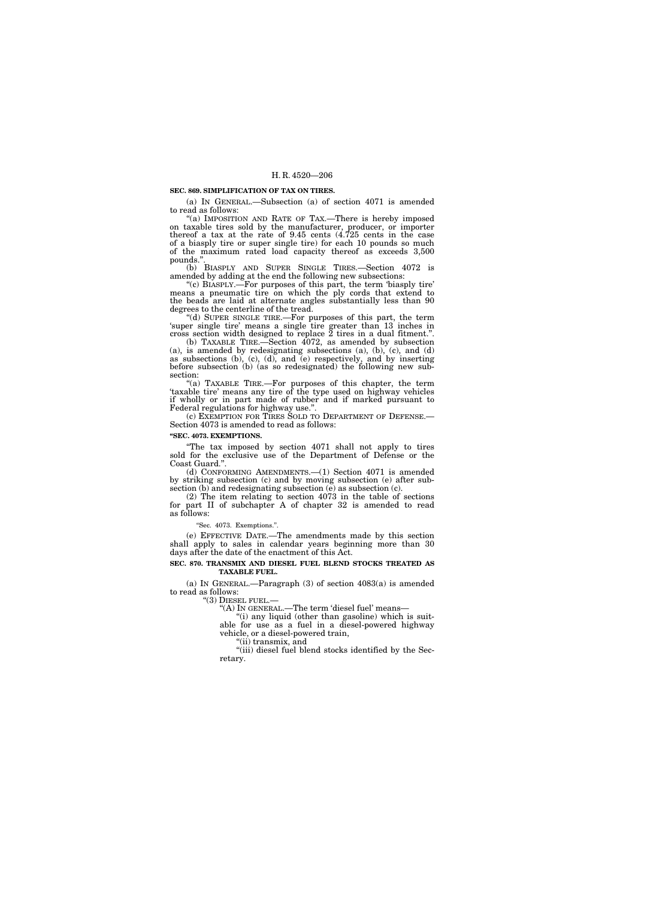**SEC. 869. SIMPLIFICATION OF TAX ON TIRES.**

(a) IN GENERAL.—Subsection (a) of section 4071 is amended to read as follows:

"(a) IMPOSITION AND RATE OF TAX.—There is hereby imposed on taxable tires sold by the manufacturer, producer, or importer thereof a tax at the rate of 9.45 cents (4.725 cents in the case of a biasply tire or super single tire) for each 10 pounds so much of the maximum rated load capacity thereof as exceeds 3,500 pounds.".

(b) BIASPLY AND SUPER SINGLE TIRES.—Section 4072 is amended by adding at the end the following new subsections:

"(c) BIASPLY.—For purposes of this part, the term 'biasply tire' means a pneumatic tire on which the ply cords that extend to the beads are laid at alternate angles substantially less than 90 degrees to the centerline of the tread.

"(d) SUPER SINGLE TIRE.—For purposes of this part, the term 'super single tire' means a single tire greater than 13 inches in cross section width designed to replace 2 tires in a dual fitment.".

(b) TAXABLE TIRE.—Section 4072, as amended by subsection (a), is amended by redesignating subsections (a), (b), (c), and (d) as subsections (b), (c), (d), and (e) respectively, and by inserting before subsection (b) (as so redesignated) the following new subsection:

"(a) TAXABLE TIRE.—For purposes of this chapter, the term 'taxable tire' means any tire of the type used on highway vehicles if wholly or in part made of rubber and if marked pursuant to Federal regulations for highway use.".

(c) EXEMPTION FOR TIRES SOLD TO DEPARTMENT OF DEFENSE.—Section 4073 is amended to read as follows:

**"SEC. 4073. EXEMPTIONS.**

"The tax imposed by section 4071 shall not apply to tires sold for the exclusive use of the Department of Defense or the Coast Guard.".

(d) CONFORMING AMENDMENTS.—(1) Section 4071 is amended by striking subsection (c) and by moving subsection (e) after subsection (b) and redesignating subsection (e) as subsection (c).

(2) The item relating to section 4073 in the table of sections for part II of subchapter A of chapter 32 is amended to read as follows:

"Sec. 4073. Exemptions.".

(e) EFFECTIVE DATE.—The amendments made by this section shall apply to sales in calendar years beginning more than 30 days after the date of the enactment of this Act.

**SEC. 870. TRANSMIX AND DIESEL FUEL BLEND STOCKS TREATED AS TAXABLE FUEL.**

(a) IN GENERAL.—Paragraph (3) of section 4083(a) is amended to read as follows:

"(3) DIESEL FUEL.—

"(A) IN GENERAL.—The term 'diesel fuel' means—

"(i) any liquid (other than gasoline) which is suitable for use as a fuel in a diesel-powered highway vehicle, or a diesel-powered train,

"(ii) transmix, and

"(iii) diesel fuel blend stocks identified by the Secretary.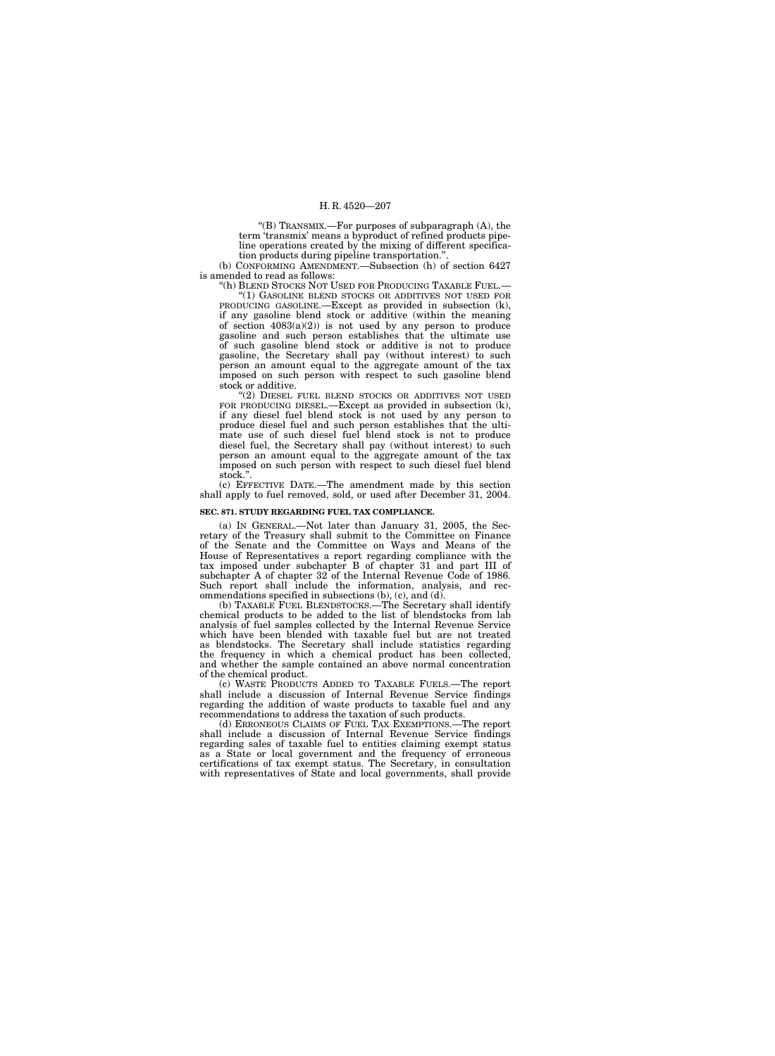"(B) TRANSMIX.—For purposes of subparagraph (A), the term 'transmix' means a byproduct of refined products pipeline operations created by the mixing of different specification products during pipeline transportation.".

(b) CONFORMING AMENDMENT.—Subsection (h) of section 6427 is amended to read as follows:

"(h) BLEND STOCKS NOT USED FOR PRODUCING TAXABLE FUEL.—

"(1) GASOLINE BLEND STOCKS OR ADDITIVES NOT USED FOR PRODUCING GASOLINE.—Except as provided in subsection (k), if any gasoline blend stock or additive (within the meaning of section 4083(a)(2)) is not used by any person to produce gasoline and such person establishes that the ultimate use of such gasoline blend stock or additive is not to produce gasoline, the Secretary shall pay (without interest) to such person an amount equal to the aggregate amount of the tax imposed on such person with respect to such gasoline blend stock or additive.

"(2) DIESEL FUEL BLEND STOCKS OR ADDITIVES NOT USED FOR PRODUCING DIESEL.—Except as provided in subsection (k), if any diesel fuel blend stock is not used by any person to produce diesel fuel and such person establishes that the ultimate use of such diesel fuel blend stock is not to produce diesel fuel, the Secretary shall pay (without interest) to such person an amount equal to the aggregate amount of the tax imposed on such person with respect to such diesel fuel blend stock.".

(c) EFFECTIVE DATE.—The amendment made by this section shall apply to fuel removed, sold, or used after December 31, 2004.

**SEC. 871. STUDY REGARDING FUEL TAX COMPLIANCE.**

(a) IN GENERAL.—Not later than January 31, 2005, the Secretary of the Treasury shall submit to the Committee on Finance of the Senate and the Committee on Ways and Means of the House of Representatives a report regarding compliance with the tax imposed under subchapter B of chapter 31 and part III of subchapter A of chapter 32 of the Internal Revenue Code of 1986. Such report shall include the information, analysis, and recommendations specified in subsections (b), (c), and (d).

(b) TAXABLE FUEL BLENDSTOCKS.—The Secretary shall identify chemical products to be added to the list of blendstocks from lab analysis of fuel samples collected by the Internal Revenue Service which have been blended with taxable fuel but are not treated as blendstocks. The Secretary shall include statistics regarding the frequency in which a chemical product has been collected, and whether the sample contained an above normal concentration of the chemical product.

(c) WASTE PRODUCTS ADDED TO TAXABLE FUELS.—The report shall include a discussion of Internal Revenue Service findings regarding the addition of waste products to taxable fuel and any recommendations to address the taxation of such products.

(d) ERRONEOUS CLAIMS OF FUEL TAX EXEMPTIONS.—The report shall include a discussion of Internal Revenue Service findings regarding sales of taxable fuel to entities claiming exempt status as a State or local government and the frequency of erroneous certifications of tax exempt status. The Secretary, in consultation with representatives of State and local governments, shall provide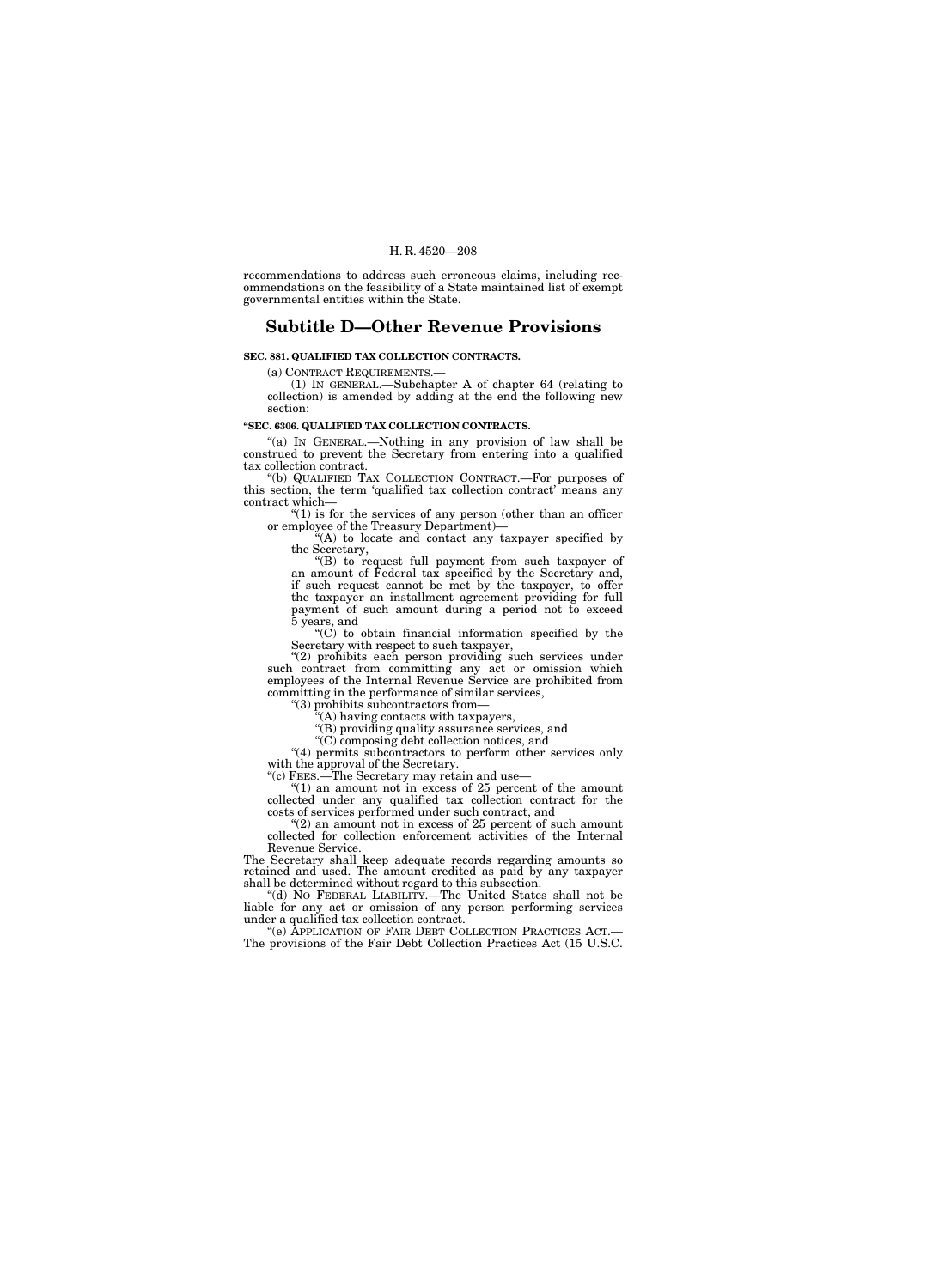recommendations to address such erroneous claims, including recommendations on the feasibility of a State maintained list of exempt governmental entities within the State.

## Subtitle D—Other Revenue Provisions

**SEC. 881. QUALIFIED TAX COLLECTION CONTRACTS.**

(a) CONTRACT REQUIREMENTS.—

(1) IN GENERAL.—Subchapter A of chapter 64 (relating to collection) is amended by adding at the end the following new section:

**"SEC. 6306. QUALIFIED TAX COLLECTION CONTRACTS.**

"(a) IN GENERAL.—Nothing in any provision of law shall be construed to prevent the Secretary from entering into a qualified tax collection contract.

"(b) QUALIFIED TAX COLLECTION CONTRACT.—For purposes of this section, the term 'qualified tax collection contract' means any contract which—

"(1) is for the services of any person (other than an officer or employee of the Treasury Department)—

"(A) to locate and contact any taxpayer specified by the Secretary,

"(B) to request full payment from such taxpayer of an amount of Federal tax specified by the Secretary and, if such request cannot be met by the taxpayer, to offer the taxpayer an installment agreement providing for full payment of such amount during a period not to exceed 5 years, and

"(C) to obtain financial information specified by the Secretary with respect to such taxpayer,

"(2) prohibits each person providing such services under such contract from committing any act or omission which employees of the Internal Revenue Service are prohibited from committing in the performance of similar services,

"(3) prohibits subcontractors from—

"(A) having contacts with taxpayers,

"(B) providing quality assurance services, and

"(C) composing debt collection notices, and

"(4) permits subcontractors to perform other services only with the approval of the Secretary.

"(c) FEES.—The Secretary may retain and use—

"(1) an amount not in excess of 25 percent of the amount collected under any qualified tax collection contract for the costs of services performed under such contract, and

"(2) an amount not in excess of 25 percent of such amount collected for collection enforcement activities of the Internal Revenue Service.

The Secretary shall keep adequate records regarding amounts so retained and used. The amount credited as paid by any taxpayer shall be determined without regard to this subsection.

"(d) NO FEDERAL LIABILITY.—The United States shall not be liable for any act or omission of any person performing services under a qualified tax collection contract.

"(e) APPLICATION OF FAIR DEBT COLLECTION PRACTICES ACT.—The provisions of the Fair Debt Collection Practices Act (15 U.S.C.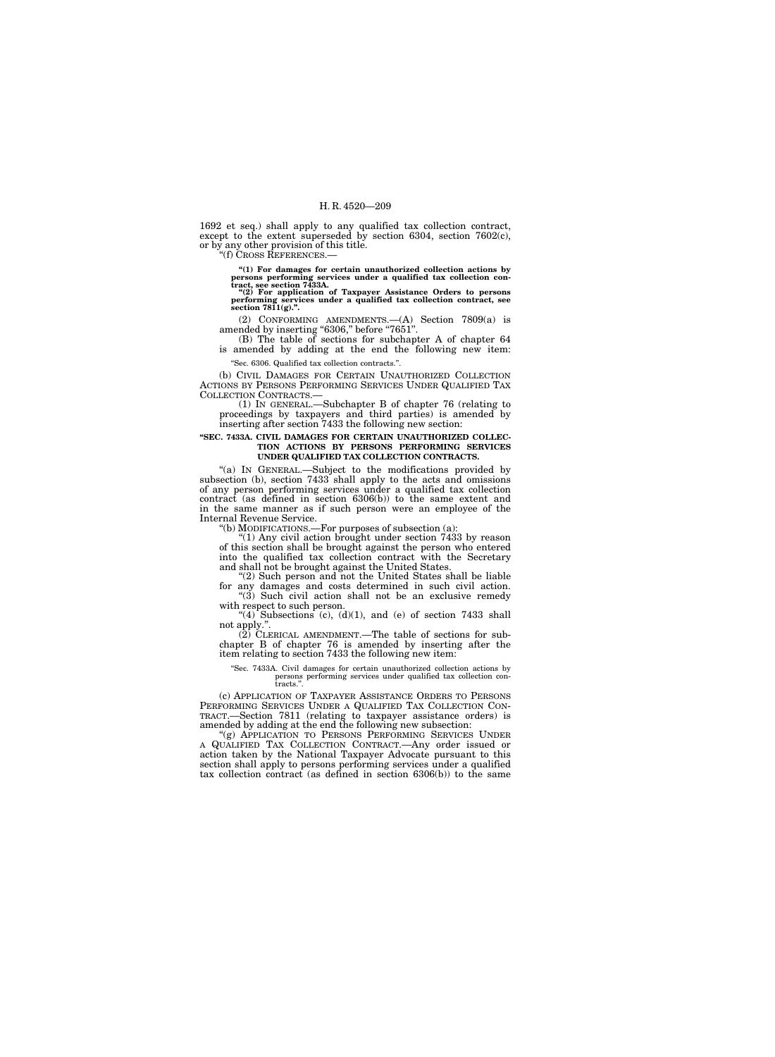1692 et seq.) shall apply to any qualified tax collection contract, except to the extent superseded by section 6304, section 7602(c), or by any other provision of this title.

"(f) CROSS REFERENCES.—

**"(1) For damages for certain unauthorized collection actions by persons performing services under a qualified tax collection contract, see section 7433A.**

**"(2) For application of Taxpayer Assistance Orders to persons performing services under a qualified tax collection contract, see section 7811(g).".**

(2) CONFORMING AMENDMENTS.—(A) Section 7809(a) is amended by inserting "6306," before "7651".

(B) The table of sections for subchapter A of chapter 64 is amended by adding at the end the following new item:

"Sec. 6306. Qualified tax collection contracts.".

(b) CIVIL DAMAGES FOR CERTAIN UNAUTHORIZED COLLECTION ACTIONS BY PERSONS PERFORMING SERVICES UNDER QUALIFIED TAX COLLECTION CONTRACTS.—

(1) IN GENERAL.—Subchapter B of chapter 76 (relating to proceedings by taxpayers and third parties) is amended by inserting after section 7433 the following new section:

**"SEC. 7433A. CIVIL DAMAGES FOR CERTAIN UNAUTHORIZED COLLECTION ACTIONS BY PERSONS PERFORMING SERVICES UNDER QUALIFIED TAX COLLECTION CONTRACTS.**

"(a) IN GENERAL.—Subject to the modifications provided by subsection (b), section 7433 shall apply to the acts and omissions of any person performing services under a qualified tax collection contract (as defined in section 6306(b)) to the same extent and in the same manner as if such person were an employee of the Internal Revenue Service.

"(b) MODIFICATIONS.—For purposes of subsection (a):

"(1) Any civil action brought under section 7433 by reason of this section shall be brought against the person who entered into the qualified tax collection contract with the Secretary and shall not be brought against the United States.

"(2) Such person and not the United States shall be liable for any damages and costs determined in such civil action.

"(3) Such civil action shall not be an exclusive remedy with respect to such person.

"(4) Subsections (c), (d)(1), and (e) of section 7433 shall not apply.".

(2) CLERICAL AMENDMENT.—The table of sections for subchapter B of chapter 76 is amended by inserting after the item relating to section 7433 the following new item:

"Sec. 7433A. Civil damages for certain unauthorized collection actions by persons performing services under qualified tax collection contracts.".

(c) APPLICATION OF TAXPAYER ASSISTANCE ORDERS TO PERSONS PERFORMING SERVICES UNDER A QUALIFIED TAX COLLECTION CONTRACT.—Section 7811 (relating to taxpayer assistance orders) is amended by adding at the end the following new subsection:

"(g) APPLICATION TO PERSONS PERFORMING SERVICES UNDER A QUALIFIED TAX COLLECTION CONTRACT.—Any order issued or action taken by the National Taxpayer Advocate pursuant to this section shall apply to persons performing services under a qualified tax collection contract (as defined in section 6306(b)) to the same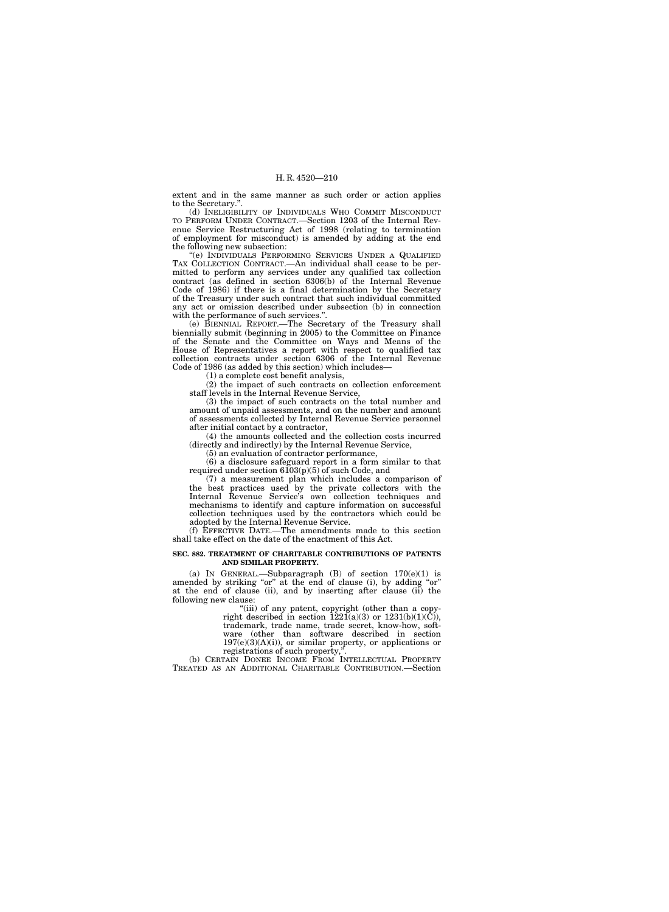extent and in the same manner as such order or action applies to the Secretary.''.

(d) INELIGIBILITY OF INDIVIDUALS WHO COMMIT MISCONDUCT TO PERFORM UNDER CONTRACT.—Section 1203 of the Internal Revenue Service Restructuring Act of 1998 (relating to termination of employment for misconduct) is amended by adding at the end the following new subsection:

''(e) INDIVIDUALS PERFORMING SERVICES UNDER A QUALIFIED TAX COLLECTION CONTRACT.—An individual shall cease to be permitted to perform any services under any qualified tax collection contract (as defined in section 6306(b) of the Internal Revenue Code of 1986) if there is a final determination by the Secretary of the Treasury under such contract that such individual committed any act or omission described under subsection (b) in connection with the performance of such services.''.

(e) BIENNIAL REPORT.—The Secretary of the Treasury shall biennially submit (beginning in 2005) to the Committee on Finance of the Senate and the Committee on Ways and Means of the House of Representatives a report with respect to qualified tax collection contracts under section 6306 of the Internal Revenue Code of 1986 (as added by this section) which includes—

(1) a complete cost benefit analysis,

(2) the impact of such contracts on collection enforcement staff levels in the Internal Revenue Service,

(3) the impact of such contracts on the total number and amount of unpaid assessments, and on the number and amount of assessments collected by Internal Revenue Service personnel after initial contact by a contractor,

(4) the amounts collected and the collection costs incurred (directly and indirectly) by the Internal Revenue Service,

(5) an evaluation of contractor performance,

(6) a disclosure safeguard report in a form similar to that required under section 6103(p)(5) of such Code, and

(7) a measurement plan which includes a comparison of the best practices used by the private collectors with the Internal Revenue Service's own collection techniques and mechanisms to identify and capture information on successful collection techniques used by the contractors which could be adopted by the Internal Revenue Service.

(f) EFFECTIVE DATE.—The amendments made to this section shall take effect on the date of the enactment of this Act.

**SEC. 882. TREATMENT OF CHARITABLE CONTRIBUTIONS OF PATENTS AND SIMILAR PROPERTY.**

(a) IN GENERAL.—Subparagraph (B) of section 170(e)(1) is amended by striking ''or'' at the end of clause (i), by adding ''or'' at the end of clause (ii), and by inserting after clause (ii) the following new clause:

''(iii) of any patent, copyright (other than a copyright described in section 1221(a)(3) or 1231(b)(1)(C)), trademark, trade name, trade secret, know-how, software (other than software described in section 197(e)(3)(A)(i)), or similar property, or applications or registrations of such property,''.

(b) CERTAIN DONEE INCOME FROM INTELLECTUAL PROPERTY TREATED AS AN ADDITIONAL CHARITABLE CONTRIBUTION.—Section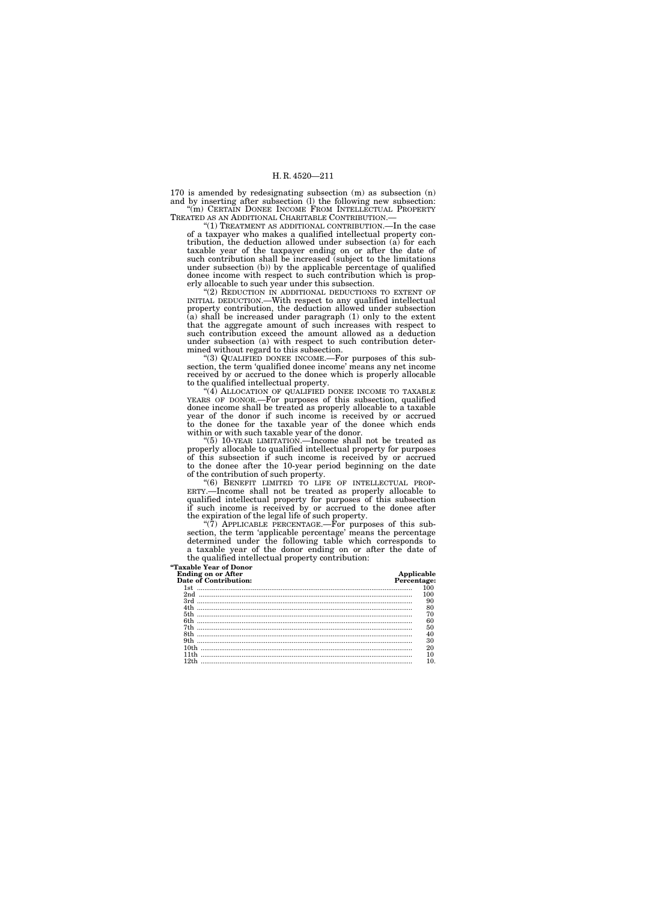170 is amended by redesignating subsection (m) as subsection (n) and by inserting after subsection (l) the following new subsection:

"(m) CERTAIN DONEE INCOME FROM INTELLECTUAL PROPERTY TREATED AS AN ADDITIONAL CHARITABLE CONTRIBUTION.—

"(1) TREATMENT AS ADDITIONAL CONTRIBUTION.—In the case of a taxpayer who makes a qualified intellectual property contribution, the deduction allowed under subsection (a) for each taxable year of the taxpayer ending on or after the date of such contribution shall be increased (subject to the limitations under subsection (b)) by the applicable percentage of qualified donee income with respect to such contribution which is properly allocable to such year under this subsection.

"(2) REDUCTION IN ADDITIONAL DEDUCTIONS TO EXTENT OF INITIAL DEDUCTION.—With respect to any qualified intellectual property contribution, the deduction allowed under subsection (a) shall be increased under paragraph (1) only to the extent that the aggregate amount of such increases with respect to such contribution exceed the amount allowed as a deduction under subsection (a) with respect to such contribution determined without regard to this subsection.

"(3) QUALIFIED DONEE INCOME.—For purposes of this subsection, the term 'qualified donee income' means any net income received by or accrued to the donee which is properly allocable to the qualified intellectual property.

"(4) ALLOCATION OF QUALIFIED DONEE INCOME TO TAXABLE YEARS OF DONOR.—For purposes of this subsection, qualified donee income shall be treated as properly allocable to a taxable year of the donor if such income is received by or accrued to the donee for the taxable year of the donee which ends within or with such taxable year of the donor.

"(5) 10-YEAR LIMITATION.—Income shall not be treated as properly allocable to qualified intellectual property for purposes of this subsection if such income is received by or accrued to the donee after the 10-year period beginning on the date of the contribution of such property.

"(6) BENEFIT LIMITED TO LIFE OF INTELLECTUAL PROPERTY.—Income shall not be treated as properly allocable to qualified intellectual property for purposes of this subsection if such income is received by or accrued to the donee after the expiration of the legal life of such property.

"(7) APPLICABLE PERCENTAGE.—For purposes of this subsection, the term 'applicable percentage' means the percentage determined under the following table which corresponds to a taxable year of the donor ending on or after the date of the qualified intellectual property contribution:

| "Taxable Year of Donor Ending on or After Date of Contribution: | Applicable Percentage: |
|---|---|
| 1st | 100 |
| 2nd | 100 |
| 3rd | 90 |
| 4th | 80 |
| 5th | 70 |
| 6th | 60 |
| 7th | 50 |
| 8th | 40 |
| 9th | 30 |
| 10th | 20 |
| 11th | 10 |
| 12th | 10. |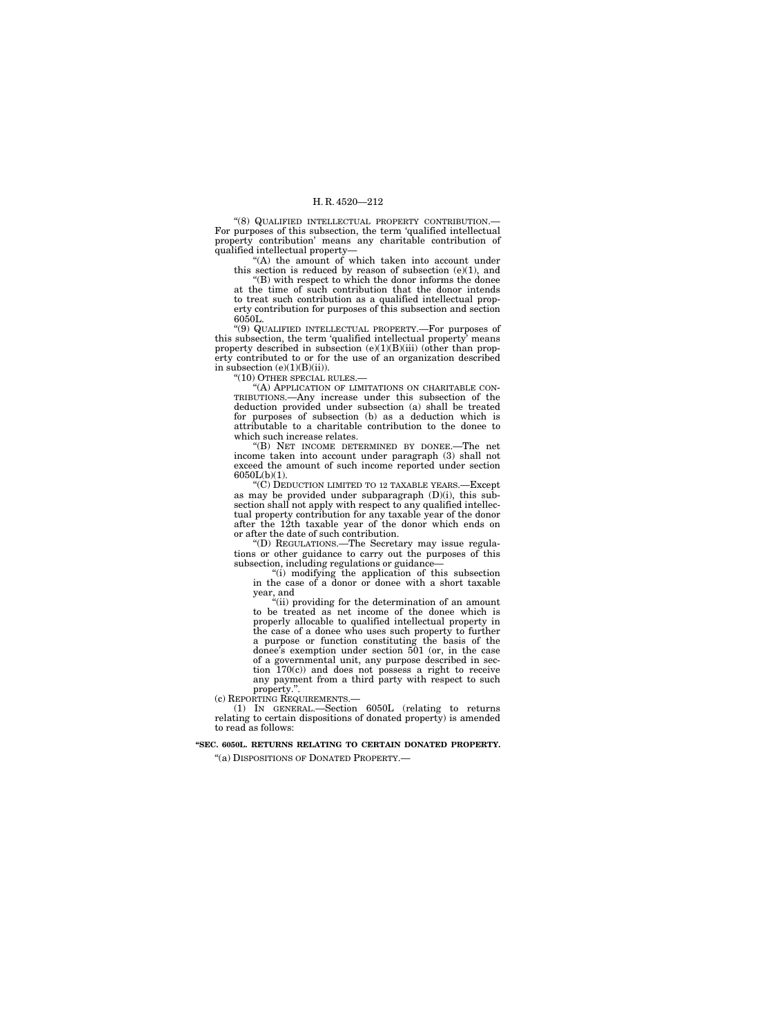"(8) QUALIFIED INTELLECTUAL PROPERTY CONTRIBUTION.—For purposes of this subsection, the term 'qualified intellectual property contribution' means any charitable contribution of qualified intellectual property—

"(A) the amount of which taken into account under this section is reduced by reason of subsection (e)(1), and

"(B) with respect to which the donor informs the donee at the time of such contribution that the donor intends to treat such contribution as a qualified intellectual property contribution for purposes of this subsection and section 6050L.

"(9) QUALIFIED INTELLECTUAL PROPERTY.—For purposes of this subsection, the term 'qualified intellectual property' means property described in subsection (e)(1)(B)(iii) (other than property contributed to or for the use of an organization described in subsection (e)(1)(B)(ii)).

"(10) OTHER SPECIAL RULES.—

"(A) APPLICATION OF LIMITATIONS ON CHARITABLE CONTRIBUTIONS.—Any increase under this subsection of the deduction provided under subsection (a) shall be treated for purposes of subsection (b) as a deduction which is attributable to a charitable contribution to the donee to which such increase relates.

"(B) NET INCOME DETERMINED BY DONEE.—The net income taken into account under paragraph (3) shall not exceed the amount of such income reported under section 6050L(b)(1).

"(C) DEDUCTION LIMITED TO 12 TAXABLE YEARS.—Except as may be provided under subparagraph (D)(i), this subsection shall not apply with respect to any qualified intellectual property contribution for any taxable year of the donor after the 12th taxable year of the donor which ends on or after the date of such contribution.

"(D) REGULATIONS.—The Secretary may issue regulations or other guidance to carry out the purposes of this subsection, including regulations or guidance—

"(i) modifying the application of this subsection in the case of a donor or donee with a short taxable year, and

"(ii) providing for the determination of an amount to be treated as net income of the donee which is properly allocable to qualified intellectual property in the case of a donee who uses such property to further a purpose or function constituting the basis of the donee's exemption under section 501 (or, in the case of a governmental unit, any purpose described in section 170(c)) and does not possess a right to receive any payment from a third party with respect to such property.".

(c) REPORTING REQUIREMENTS.—

(1) IN GENERAL.—Section 6050L (relating to returns relating to certain dispositions of donated property) is amended to read as follows:

**"SEC. 6050L. RETURNS RELATING TO CERTAIN DONATED PROPERTY.**

"(a) DISPOSITIONS OF DONATED PROPERTY.—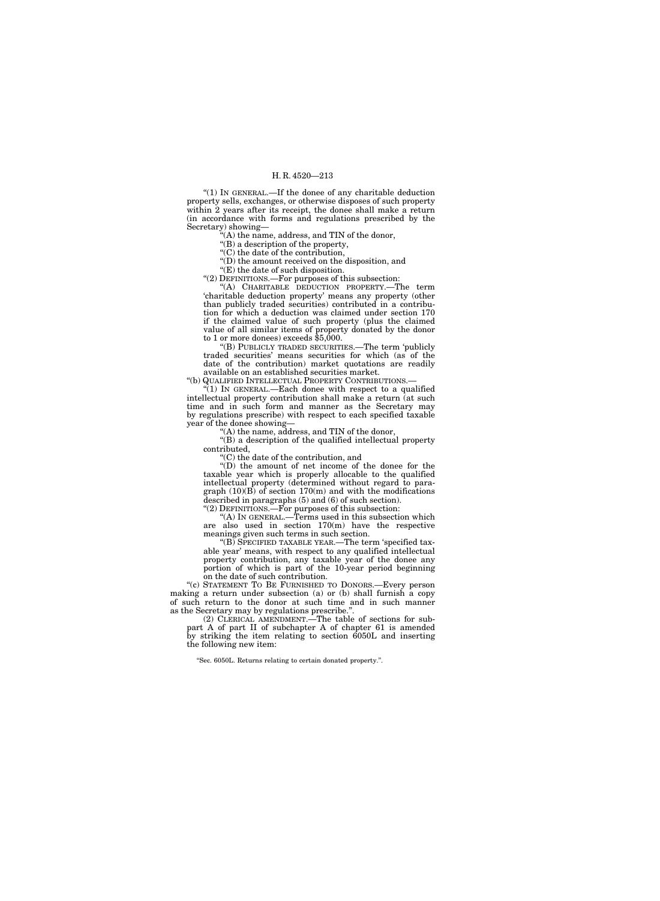"(1) IN GENERAL.—If the donee of any charitable deduction property sells, exchanges, or otherwise disposes of such property within 2 years after its receipt, the donee shall make a return (in accordance with forms and regulations prescribed by the Secretary) showing—

"(A) the name, address, and TIN of the donor,

"(B) a description of the property,

"(C) the date of the contribution,

"(D) the amount received on the disposition, and

"(E) the date of such disposition.

"(2) DEFINITIONS.—For purposes of this subsection:

"(A) CHARITABLE DEDUCTION PROPERTY.—The term 'charitable deduction property' means any property (other than publicly traded securities) contributed in a contribution for which a deduction was claimed under section 170 if the claimed value of such property (plus the claimed value of all similar items of property donated by the donor to 1 or more donees) exceeds $5,000.

"(B) PUBLICLY TRADED SECURITIES.—The term 'publicly traded securities' means securities for which (as of the date of the contribution) market quotations are readily available on an established securities market.

"(b) QUALIFIED INTELLECTUAL PROPERTY CONTRIBUTIONS.—

"(1) IN GENERAL.—Each donee with respect to a qualified intellectual property contribution shall make a return (at such time and in such form and manner as the Secretary may by regulations prescribe) with respect to each specified taxable year of the donee showing—

"(A) the name, address, and TIN of the donor,

"(B) a description of the qualified intellectual property contributed,

"(C) the date of the contribution, and

"(D) the amount of net income of the donee for the taxable year which is properly allocable to the qualified intellectual property (determined without regard to paragraph (10)(B) of section 170(m) and with the modifications described in paragraphs (5) and (6) of such section).

"(2) DEFINITIONS.—For purposes of this subsection:

"(A) IN GENERAL.—Terms used in this subsection which are also used in section 170(m) have the respective meanings given such terms in such section.

"(B) SPECIFIED TAXABLE YEAR.—The term 'specified taxable year' means, with respect to any qualified intellectual property contribution, any taxable year of the donee any portion of which is part of the 10-year period beginning on the date of such contribution.

"(c) STATEMENT TO BE FURNISHED TO DONORS.—Every person making a return under subsection (a) or (b) shall furnish a copy of such return to the donor at such time and in such manner as the Secretary may by regulations prescribe.".

(2) CLERICAL AMENDMENT.—The table of sections for subpart A of part II of subchapter A of chapter 61 is amended by striking the item relating to section 6050L and inserting the following new item:

"Sec. 6050L. Returns relating to certain donated property.".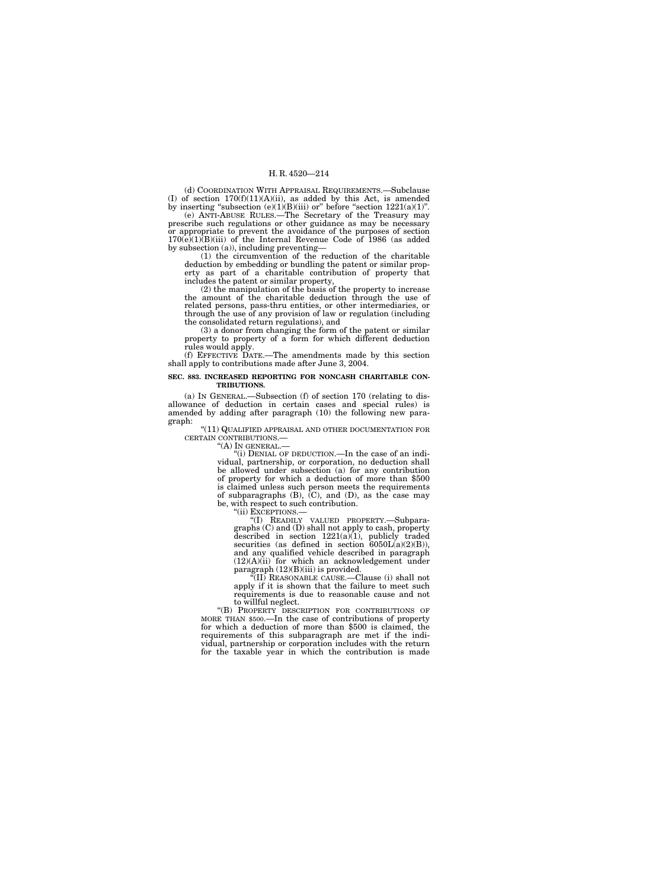(d) COORDINATION WITH APPRAISAL REQUIREMENTS.—Subclause (I) of section 170(f)(11)(A)(ii), as added by this Act, is amended by inserting "subsection (e)(1)(B)(iii) or" before "section 1221(a)(1)".

(e) ANTI-ABUSE RULES.—The Secretary of the Treasury may prescribe such regulations or other guidance as may be necessary or appropriate to prevent the avoidance of the purposes of section 170(e)(1)(B)(iii) of the Internal Revenue Code of 1986 (as added by subsection (a)), including preventing—

(1) the circumvention of the reduction of the charitable deduction by embedding or bundling the patent or similar property as part of a charitable contribution of property that includes the patent or similar property,

(2) the manipulation of the basis of the property to increase the amount of the charitable deduction through the use of related persons, pass-thru entities, or other intermediaries, or through the use of any provision of law or regulation (including the consolidated return regulations), and

(3) a donor from changing the form of the patent or similar property to property of a form for which different deduction rules would apply.

(f) EFFECTIVE DATE.—The amendments made by this section shall apply to contributions made after June 3, 2004.

**SEC. 883. INCREASED REPORTING FOR NONCASH CHARITABLE CONTRIBUTIONS.**

(a) IN GENERAL.—Subsection (f) of section 170 (relating to disallowance of deduction in certain cases and special rules) is amended by adding after paragraph (10) the following new paragraph:

"(11) QUALIFIED APPRAISAL AND OTHER DOCUMENTATION FOR CERTAIN CONTRIBUTIONS.—

"(A) IN GENERAL.—

"(i) DENIAL OF DEDUCTION.—In the case of an individual, partnership, or corporation, no deduction shall be allowed under subsection (a) for any contribution of property for which a deduction of more than $500 is claimed unless such person meets the requirements of subparagraphs (B), (C), and (D), as the case may be, with respect to such contribution.

"(ii) EXCEPTIONS.—

"(I) READILY VALUED PROPERTY.—Subparagraphs (C) and (D) shall not apply to cash, property described in section 1221(a)(1), publicly traded securities (as defined in section 6050L(a)(2)(B)), and any qualified vehicle described in paragraph (12)(A)(ii) for which an acknowledgement under paragraph (12)(B)(iii) is provided.

"(II) REASONABLE CAUSE.—Clause (i) shall not apply if it is shown that the failure to meet such requirements is due to reasonable cause and not to willful neglect.

"(B) PROPERTY DESCRIPTION FOR CONTRIBUTIONS OF MORE THAN $500.—In the case of contributions of property for which a deduction of more than $500 is claimed, the requirements of this subparagraph are met if the individual, partnership or corporation includes with the return for the taxable year in which the contribution is made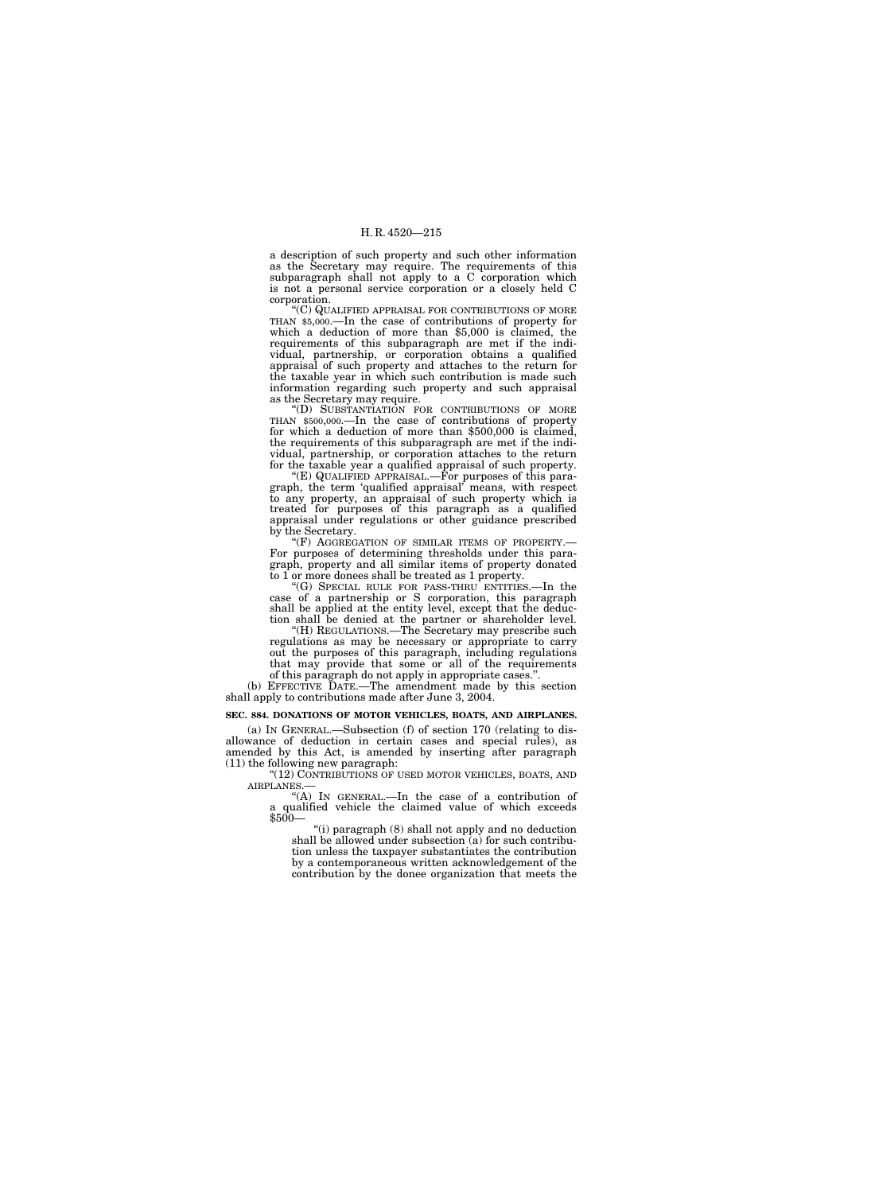a description of such property and such other information as the Secretary may require. The requirements of this subparagraph shall not apply to a C corporation which is not a personal service corporation or a closely held C corporation.

"(C) QUALIFIED APPRAISAL FOR CONTRIBUTIONS OF MORE THAN $5,000.—In the case of contributions of property for which a deduction of more than $5,000 is claimed, the requirements of this subparagraph are met if the individual, partnership, or corporation obtains a qualified appraisal of such property and attaches to the return for the taxable year in which such contribution is made such information regarding such property and such appraisal as the Secretary may require.

"(D) SUBSTANTIATION FOR CONTRIBUTIONS OF MORE THAN $500,000.—In the case of contributions of property for which a deduction of more than $500,000 is claimed, the requirements of this subparagraph are met if the individual, partnership, or corporation attaches to the return for the taxable year a qualified appraisal of such property.

"(E) QUALIFIED APPRAISAL.—For purposes of this paragraph, the term 'qualified appraisal' means, with respect to any property, an appraisal of such property which is treated for purposes of this paragraph as a qualified appraisal under regulations or other guidance prescribed by the Secretary.

"(F) AGGREGATION OF SIMILAR ITEMS OF PROPERTY.—For purposes of determining thresholds under this paragraph, property and all similar items of property donated to 1 or more donees shall be treated as 1 property.

"(G) SPECIAL RULE FOR PASS-THRU ENTITIES.—In the case of a partnership or S corporation, this paragraph shall be applied at the entity level, except that the deduction shall be denied at the partner or shareholder level.

"(H) REGULATIONS.—The Secretary may prescribe such regulations as may be necessary or appropriate to carry out the purposes of this paragraph, including regulations that may provide that some or all of the requirements of this paragraph do not apply in appropriate cases.".

(b) EFFECTIVE DATE.—The amendment made by this section shall apply to contributions made after June 3, 2004.

**SEC. 884. DONATIONS OF MOTOR VEHICLES, BOATS, AND AIRPLANES.**

(a) IN GENERAL.—Subsection (f) of section 170 (relating to disallowance of deduction in certain cases and special rules), as amended by this Act, is amended by inserting after paragraph (11) the following new paragraph:

"(12) CONTRIBUTIONS OF USED MOTOR VEHICLES, BOATS, AND AIRPLANES.—

"(A) IN GENERAL.—In the case of a contribution of a qualified vehicle the claimed value of which exceeds $500—

"(i) paragraph (8) shall not apply and no deduction shall be allowed under subsection (a) for such contribution unless the taxpayer substantiates the contribution by a contemporaneous written acknowledgement of the contribution by the donee organization that meets the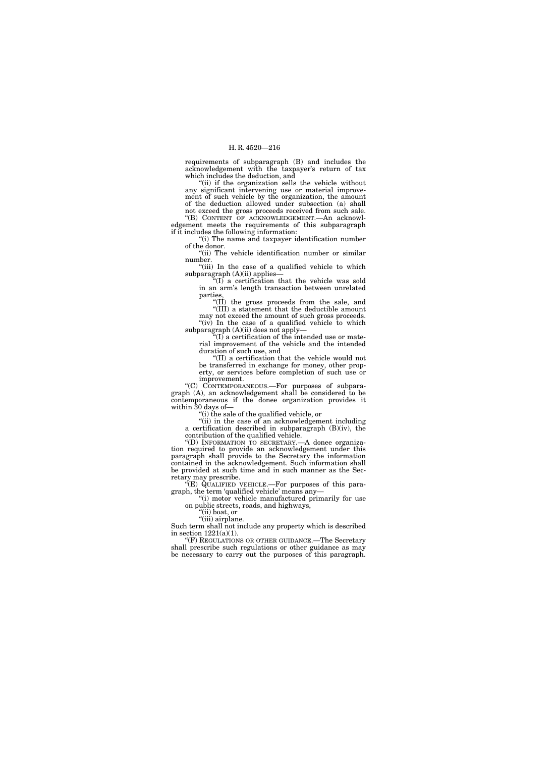requirements of subparagraph (B) and includes the acknowledgement with the taxpayer's return of tax which includes the deduction, and

"(ii) if the organization sells the vehicle without any significant intervening use or material improvement of such vehicle by the organization, the amount of the deduction allowed under subsection (a) shall not exceed the gross proceeds received from such sale.

"(B) CONTENT OF ACKNOWLEDGEMENT.—An acknowledgement meets the requirements of this subparagraph if it includes the following information:

"(i) The name and taxpayer identification number of the donor.

"(ii) The vehicle identification number or similar number.

"(iii) In the case of a qualified vehicle to which subparagraph (A)(ii) applies—

"(I) a certification that the vehicle was sold in an arm's length transaction between unrelated parties,

"(II) the gross proceeds from the sale, and

"(III) a statement that the deductible amount may not exceed the amount of such gross proceeds.

"(iv) In the case of a qualified vehicle to which subparagraph (A)(ii) does not apply—

"(I) a certification of the intended use or material improvement of the vehicle and the intended duration of such use, and

"(II) a certification that the vehicle would not be transferred in exchange for money, other property, or services before completion of such use or improvement.

"(C) CONTEMPORANEOUS.—For purposes of subparagraph (A), an acknowledgement shall be considered to be contemporaneous if the donee organization provides it within 30 days of—

"(i) the sale of the qualified vehicle, or

"(ii) in the case of an acknowledgement including a certification described in subparagraph (B)(iv), the contribution of the qualified vehicle.

"(D) INFORMATION TO SECRETARY.—A donee organization required to provide an acknowledgement under this paragraph shall provide to the Secretary the information contained in the acknowledgement. Such information shall be provided at such time and in such manner as the Secretary may prescribe.

"(E) QUALIFIED VEHICLE.—For purposes of this paragraph, the term 'qualified vehicle' means any—

"(i) motor vehicle manufactured primarily for use on public streets, roads, and highways,

"(ii) boat, or

"(iii) airplane.

Such term shall not include any property which is described in section 1221(a)(1).

"(F) REGULATIONS OR OTHER GUIDANCE.—The Secretary shall prescribe such regulations or other guidance as may be necessary to carry out the purposes of this paragraph.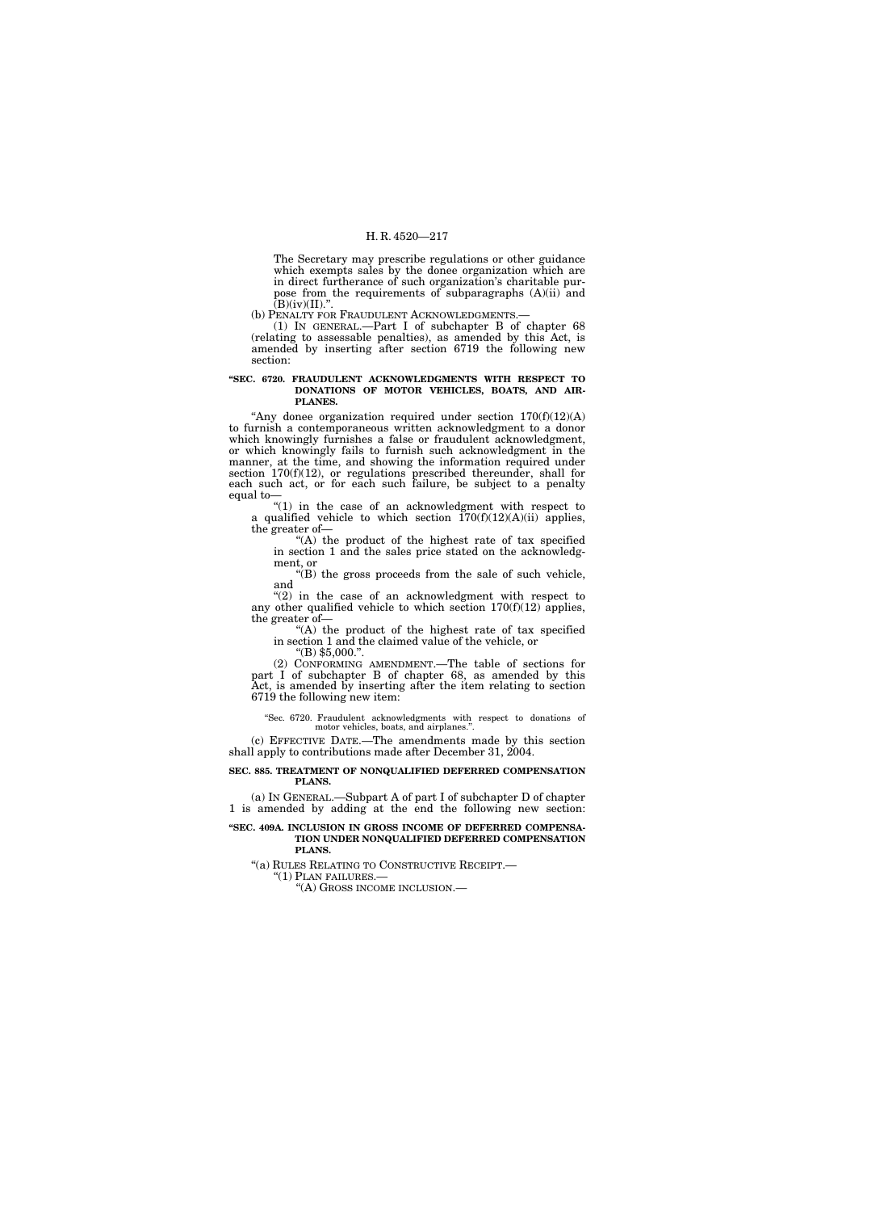The Secretary may prescribe regulations or other guidance which exempts sales by the donee organization which are in direct furtherance of such organization's charitable purpose from the requirements of subparagraphs (A)(ii) and (B)(iv)(II).".

(b) PENALTY FOR FRAUDULENT ACKNOWLEDGMENTS.—

(1) IN GENERAL.—Part I of subchapter B of chapter 68 (relating to assessable penalties), as amended by this Act, is amended by inserting after section 6719 the following new section:

**"SEC. 6720. FRAUDULENT ACKNOWLEDGMENTS WITH RESPECT TO DONATIONS OF MOTOR VEHICLES, BOATS, AND AIRPLANES.**

"Any donee organization required under section 170(f)(12)(A) to furnish a contemporaneous written acknowledgment to a donor which knowingly furnishes a false or fraudulent acknowledgment, or which knowingly fails to furnish such acknowledgment in the manner, at the time, and showing the information required under section 170(f)(12), or regulations prescribed thereunder, shall for each such act, or for each such failure, be subject to a penalty equal to—

"(1) in the case of an acknowledgment with respect to a qualified vehicle to which section 170(f)(12)(A)(ii) applies, the greater of—

"(A) the product of the highest rate of tax specified in section 1 and the sales price stated on the acknowledgment, or

"(B) the gross proceeds from the sale of such vehicle, and

"(2) in the case of an acknowledgment with respect to any other qualified vehicle to which section 170(f)(12) applies, the greater of—

"(A) the product of the highest rate of tax specified in section 1 and the claimed value of the vehicle, or

"(B) $5,000.".

(2) CONFORMING AMENDMENT.—The table of sections for part I of subchapter B of chapter 68, as amended by this Act, is amended by inserting after the item relating to section 6719 the following new item:

"Sec. 6720. Fraudulent acknowledgments with respect to donations of motor vehicles, boats, and airplanes.".

(c) EFFECTIVE DATE.—The amendments made by this section shall apply to contributions made after December 31, 2004.

**SEC. 885. TREATMENT OF NONQUALIFIED DEFERRED COMPENSATION PLANS.**

(a) IN GENERAL.—Subpart A of part I of subchapter D of chapter 1 is amended by adding at the end the following new section:

**"SEC. 409A. INCLUSION IN GROSS INCOME OF DEFERRED COMPENSATION UNDER NONQUALIFIED DEFERRED COMPENSATION PLANS.**

"(a) RULES RELATING TO CONSTRUCTIVE RECEIPT.—

"(1) PLAN FAILURES.—

"(A) GROSS INCOME INCLUSION.—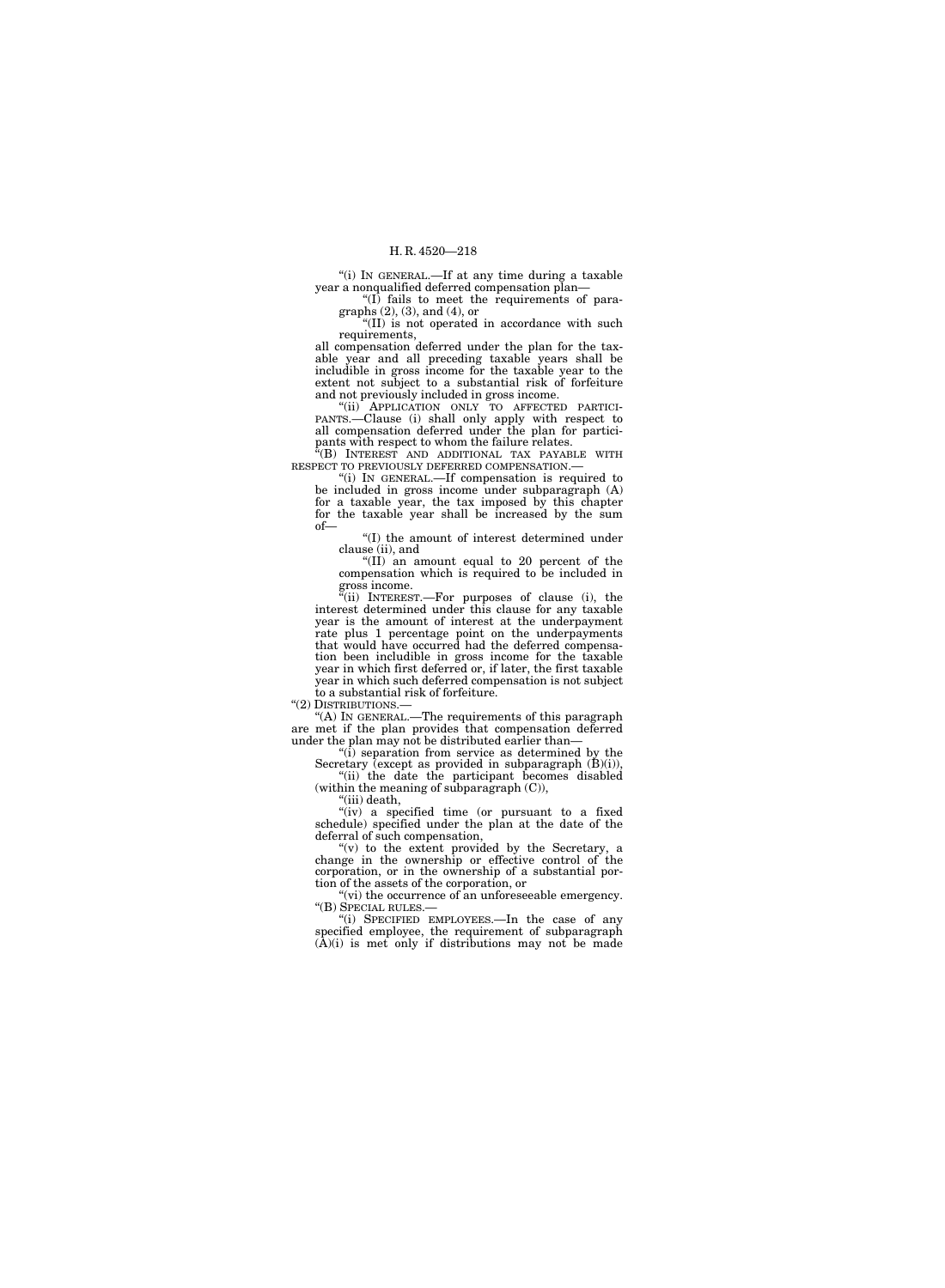"(i) IN GENERAL.—If at any time during a taxable year a nonqualified deferred compensation plan—

"(I) fails to meet the requirements of paragraphs (2), (3), and (4), or

"(II) is not operated in accordance with such requirements,

all compensation deferred under the plan for the taxable year and all preceding taxable years shall be includible in gross income for the taxable year to the extent not subject to a substantial risk of forfeiture and not previously included in gross income.

"(ii) APPLICATION ONLY TO AFFECTED PARTICIPANTS.—Clause (i) shall only apply with respect to all compensation deferred under the plan for participants with respect to whom the failure relates.

"(B) INTEREST AND ADDITIONAL TAX PAYABLE WITH RESPECT TO PREVIOUSLY DEFERRED COMPENSATION.—

"(i) IN GENERAL.—If compensation is required to be included in gross income under subparagraph (A) for a taxable year, the tax imposed by this chapter for the taxable year shall be increased by the sum of—

"(I) the amount of interest determined under clause (ii), and

"(II) an amount equal to 20 percent of the compensation which is required to be included in gross income.

"(ii) INTEREST.—For purposes of clause (i), the interest determined under this clause for any taxable year is the amount of interest at the underpayment rate plus 1 percentage point on the underpayments that would have occurred had the deferred compensation been includible in gross income for the taxable year in which first deferred or, if later, the first taxable year in which such deferred compensation is not subject to a substantial risk of forfeiture.

"(2) DISTRIBUTIONS.—

"(A) IN GENERAL.—The requirements of this paragraph are met if the plan provides that compensation deferred under the plan may not be distributed earlier than—

"(i) separation from service as determined by the Secretary (except as provided in subparagraph (B)(i)),

"(ii) the date the participant becomes disabled (within the meaning of subparagraph (C)),

"(iii) death,

"(iv) a specified time (or pursuant to a fixed schedule) specified under the plan at the date of the deferral of such compensation,

"(v) to the extent provided by the Secretary, a change in the ownership or effective control of the corporation, or in the ownership of a substantial portion of the assets of the corporation, or

"(vi) the occurrence of an unforeseeable emergency.

"(B) SPECIAL RULES.—

"(i) SPECIFIED EMPLOYEES.—In the case of any specified employee, the requirement of subparagraph (A)(i) is met only if distributions may not be made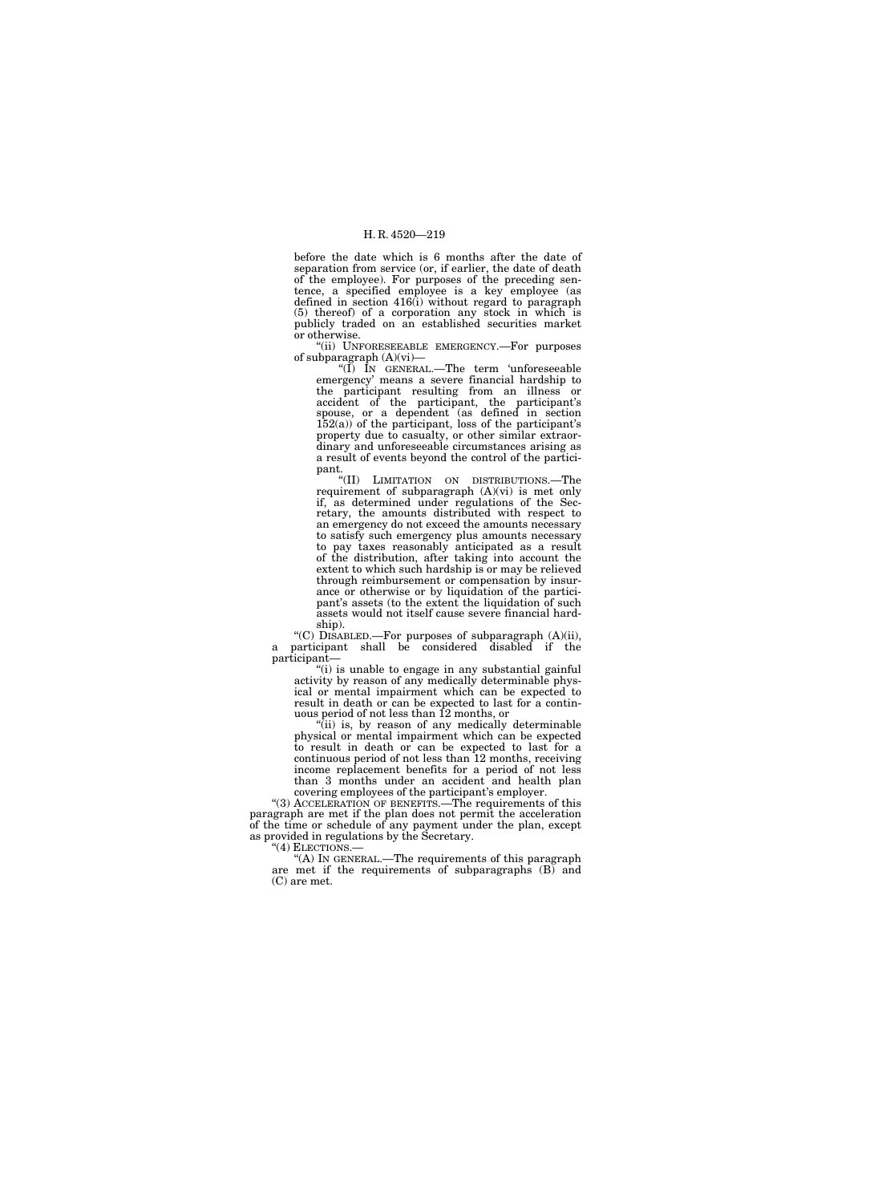before the date which is 6 months after the date of separation from service (or, if earlier, the date of death of the employee). For purposes of the preceding sentence, a specified employee is a key employee (as defined in section 416(i) without regard to paragraph (5) thereof) of a corporation any stock in which is publicly traded on an established securities market or otherwise.

"(ii) UNFORESEEABLE EMERGENCY.—For purposes of subparagraph (A)(vi)—

"(I) IN GENERAL.—The term 'unforeseeable emergency' means a severe financial hardship to the participant resulting from an illness or accident of the participant, the participant's spouse, or a dependent (as defined in section 152(a)) of the participant, loss of the participant's property due to casualty, or other similar extraordinary and unforeseeable circumstances arising as a result of events beyond the control of the participant.

"(II) LIMITATION ON DISTRIBUTIONS.—The requirement of subparagraph (A)(vi) is met only if, as determined under regulations of the Secretary, the amounts distributed with respect to an emergency do not exceed the amounts necessary to satisfy such emergency plus amounts necessary to pay taxes reasonably anticipated as a result of the distribution, after taking into account the extent to which such hardship is or may be relieved through reimbursement or compensation by insurance or otherwise or by liquidation of the participant's assets (to the extent the liquidation of such assets would not itself cause severe financial hardship).

"(C) DISABLED.—For purposes of subparagraph (A)(ii), a participant shall be considered disabled if the participant—

"(i) is unable to engage in any substantial gainful activity by reason of any medically determinable physical or mental impairment which can be expected to result in death or can be expected to last for a continuous period of not less than 12 months, or

"(ii) is, by reason of any medically determinable physical or mental impairment which can be expected to result in death or can be expected to last for a continuous period of not less than 12 months, receiving income replacement benefits for a period of not less than 3 months under an accident and health plan covering employees of the participant's employer.

"(3) ACCELERATION OF BENEFITS.—The requirements of this paragraph are met if the plan does not permit the acceleration of the time or schedule of any payment under the plan, except as provided in regulations by the Secretary.

"(4) ELECTIONS.—

"(A) IN GENERAL.—The requirements of this paragraph are met if the requirements of subparagraphs (B) and (C) are met.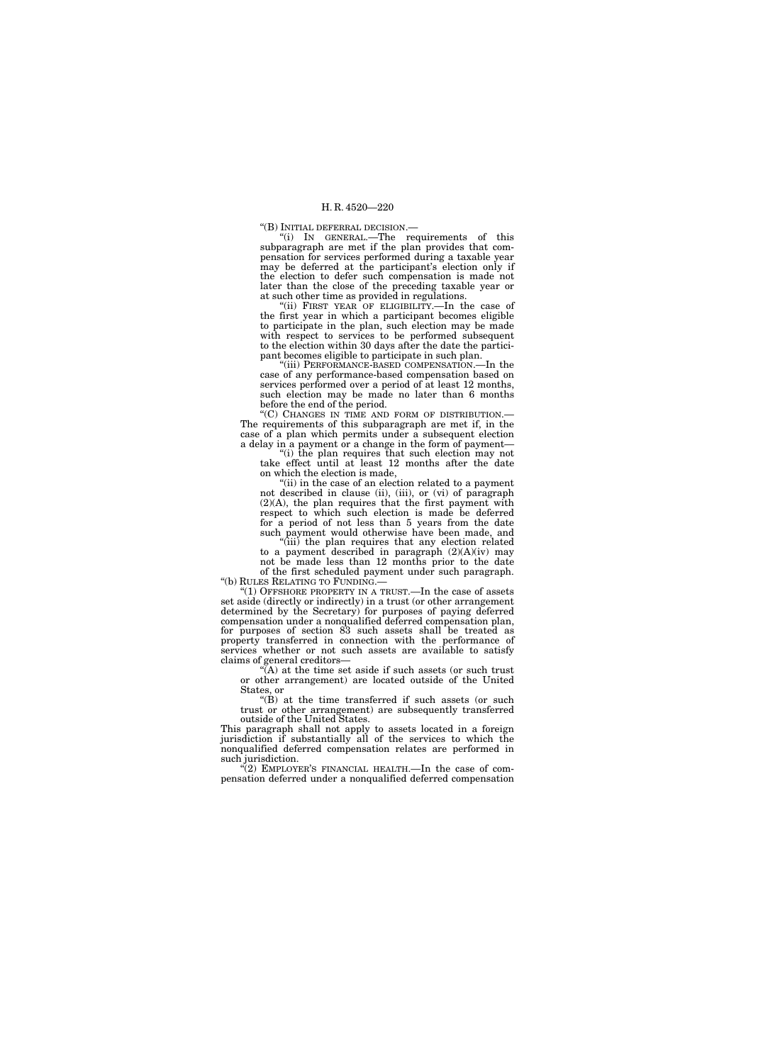"(B) INITIAL DEFERRAL DECISION.—

"(i) IN GENERAL.—The requirements of this subparagraph are met if the plan provides that compensation for services performed during a taxable year may be deferred at the participant's election only if the election to defer such compensation is made not later than the close of the preceding taxable year or at such other time as provided in regulations.

"(ii) FIRST YEAR OF ELIGIBILITY.—In the case of the first year in which a participant becomes eligible to participate in the plan, such election may be made with respect to services to be performed subsequent to the election within 30 days after the date the participant becomes eligible to participate in such plan.

"(iii) PERFORMANCE-BASED COMPENSATION.—In the case of any performance-based compensation based on services performed over a period of at least 12 months, such election may be made no later than 6 months before the end of the period.

"(C) CHANGES IN TIME AND FORM OF DISTRIBUTION.—The requirements of this subparagraph are met if, in the case of a plan which permits under a subsequent election a delay in a payment or a change in the form of payment—

"(i) the plan requires that such election may not take effect until at least 12 months after the date on which the election is made,

"(ii) in the case of an election related to a payment not described in clause (ii), (iii), or (vi) of paragraph (2)(A), the plan requires that the first payment with respect to which such election is made be deferred for a period of not less than 5 years from the date such payment would otherwise have been made, and

"(iii) the plan requires that any election related to a payment described in paragraph (2)(A)(iv) may not be made less than 12 months prior to the date of the first scheduled payment under such paragraph.

"(b) RULES RELATING TO FUNDING.—

"(1) OFFSHORE PROPERTY IN A TRUST.—In the case of assets set aside (directly or indirectly) in a trust (or other arrangement determined by the Secretary) for purposes of paying deferred compensation under a nonqualified deferred compensation plan, for purposes of section 83 such assets shall be treated as property transferred in connection with the performance of services whether or not such assets are available to satisfy claims of general creditors—

"(A) at the time set aside if such assets (or such trust or other arrangement) are located outside of the United States, or

"(B) at the time transferred if such assets (or such trust or other arrangement) are subsequently transferred outside of the United States.

This paragraph shall not apply to assets located in a foreign jurisdiction if substantially all of the services to which the nonqualified deferred compensation relates are performed in such jurisdiction.

"(2) EMPLOYER'S FINANCIAL HEALTH.—In the case of compensation deferred under a nonqualified deferred compensation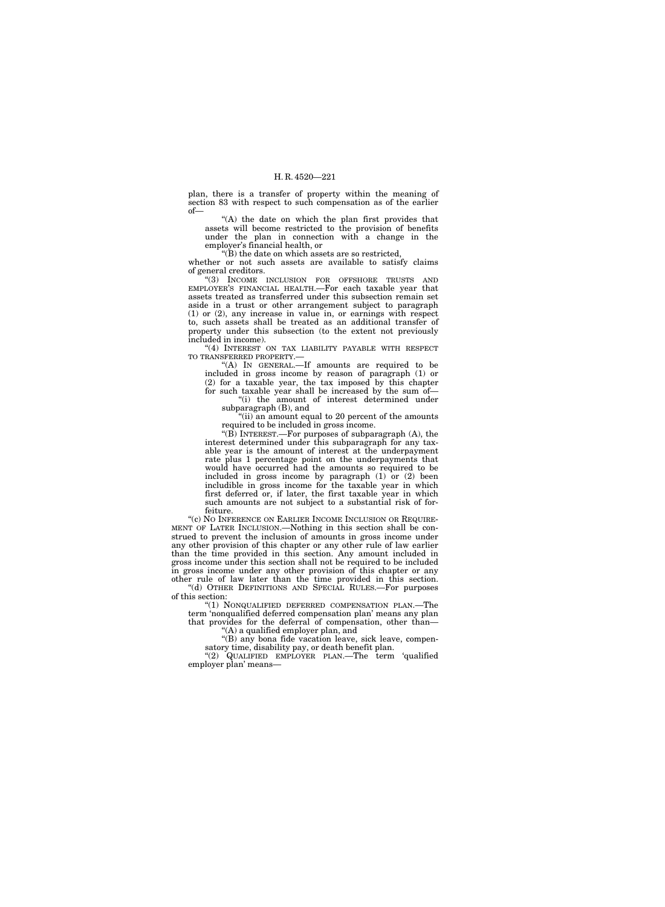plan, there is a transfer of property within the meaning of section 83 with respect to such compensation as of the earlier of—

"(A) the date on which the plan first provides that assets will become restricted to the provision of benefits under the plan in connection with a change in the employer's financial health, or

"(B) the date on which assets are so restricted,

whether or not such assets are available to satisfy claims of general creditors.

"(3) INCOME INCLUSION FOR OFFSHORE TRUSTS AND EMPLOYER'S FINANCIAL HEALTH.—For each taxable year that assets treated as transferred under this subsection remain set aside in a trust or other arrangement subject to paragraph (1) or (2), any increase in value in, or earnings with respect to, such assets shall be treated as an additional transfer of property under this subsection (to the extent not previously included in income).

"(4) INTEREST ON TAX LIABILITY PAYABLE WITH RESPECT TO TRANSFERRED PROPERTY.—

"(A) IN GENERAL.—If amounts are required to be included in gross income by reason of paragraph (1) or (2) for a taxable year, the tax imposed by this chapter for such taxable year shall be increased by the sum of—

"(i) the amount of interest determined under subparagraph (B), and

"(ii) an amount equal to 20 percent of the amounts required to be included in gross income.

"(B) INTEREST.—For purposes of subparagraph (A), the interest determined under this subparagraph for any taxable year is the amount of interest at the underpayment rate plus 1 percentage point on the underpayments that would have occurred had the amounts so required to be included in gross income by paragraph (1) or (2) been includible in gross income for the taxable year in which first deferred or, if later, the first taxable year in which such amounts are not subject to a substantial risk of forfeiture.

"(c) NO INFERENCE ON EARLIER INCOME INCLUSION OR REQUIREMENT OF LATER INCLUSION.—Nothing in this section shall be construed to prevent the inclusion of amounts in gross income under any other provision of this chapter or any other rule of law earlier than the time provided in this section. Any amount included in gross income under this section shall not be required to be included in gross income under any other provision of this chapter or any other rule of law later than the time provided in this section.

"(d) OTHER DEFINITIONS AND SPECIAL RULES.—For purposes of this section:

"(1) NONQUALIFIED DEFERRED COMPENSATION PLAN.—The term 'nonqualified deferred compensation plan' means any plan that provides for the deferral of compensation, other than—

"(A) a qualified employer plan, and

"(B) any bona fide vacation leave, sick leave, compensatory time, disability pay, or death benefit plan.

"(2) QUALIFIED EMPLOYER PLAN.—The term 'qualified employer plan' means—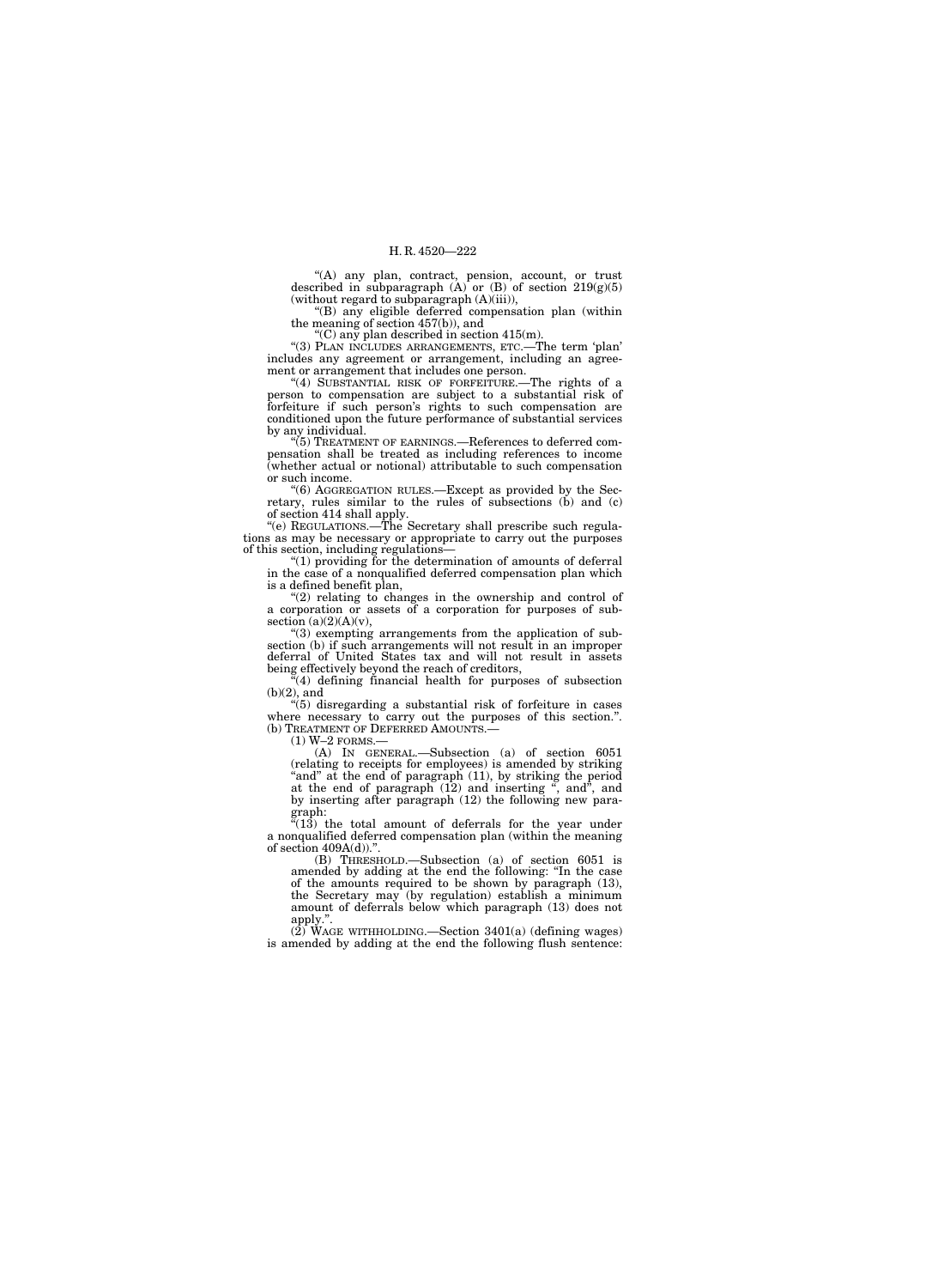"(A) any plan, contract, pension, account, or trust described in subparagraph (A) or (B) of section 219(g)(5) (without regard to subparagraph (A)(iii)),

"(B) any eligible deferred compensation plan (within the meaning of section 457(b)), and

"(C) any plan described in section 415(m).

"(3) PLAN INCLUDES ARRANGEMENTS, ETC.—The term 'plan' includes any agreement or arrangement, including an agreement or arrangement that includes one person.

"(4) SUBSTANTIAL RISK OF FORFEITURE.—The rights of a person to compensation are subject to a substantial risk of forfeiture if such person's rights to such compensation are conditioned upon the future performance of substantial services by any individual.

"(5) TREATMENT OF EARNINGS.—References to deferred compensation shall be treated as including references to income (whether actual or notional) attributable to such compensation or such income.

"(6) AGGREGATION RULES.—Except as provided by the Secretary, rules similar to the rules of subsections (b) and (c) of section 414 shall apply.

"(e) REGULATIONS.—The Secretary shall prescribe such regulations as may be necessary or appropriate to carry out the purposes of this section, including regulations—

"(1) providing for the determination of amounts of deferral in the case of a nonqualified deferred compensation plan which is a defined benefit plan,

"(2) relating to changes in the ownership and control of a corporation or assets of a corporation for purposes of subsection (a)(2)(A)(v),

"(3) exempting arrangements from the application of subsection (b) if such arrangements will not result in an improper deferral of United States tax and will not result in assets being effectively beyond the reach of creditors,

"(4) defining financial health for purposes of subsection (b)(2), and

"(5) disregarding a substantial risk of forfeiture in cases where necessary to carry out the purposes of this section.".

(b) TREATMENT OF DEFERRED AMOUNTS.—

(1) W–2 FORMS.—

(A) IN GENERAL.—Subsection (a) of section 6051 (relating to receipts for employees) is amended by striking "and" at the end of paragraph (11), by striking the period at the end of paragraph (12) and inserting ", and", and by inserting after paragraph (12) the following new paragraph:

"(13) the total amount of deferrals for the year under a nonqualified deferred compensation plan (within the meaning of section 409A(d)).".

(B) THRESHOLD.—Subsection (a) of section 6051 is amended by adding at the end the following: "In the case of the amounts required to be shown by paragraph (13), the Secretary may (by regulation) establish a minimum amount of deferrals below which paragraph (13) does not apply.".

(2) WAGE WITHHOLDING.—Section 3401(a) (defining wages) is amended by adding at the end the following flush sentence: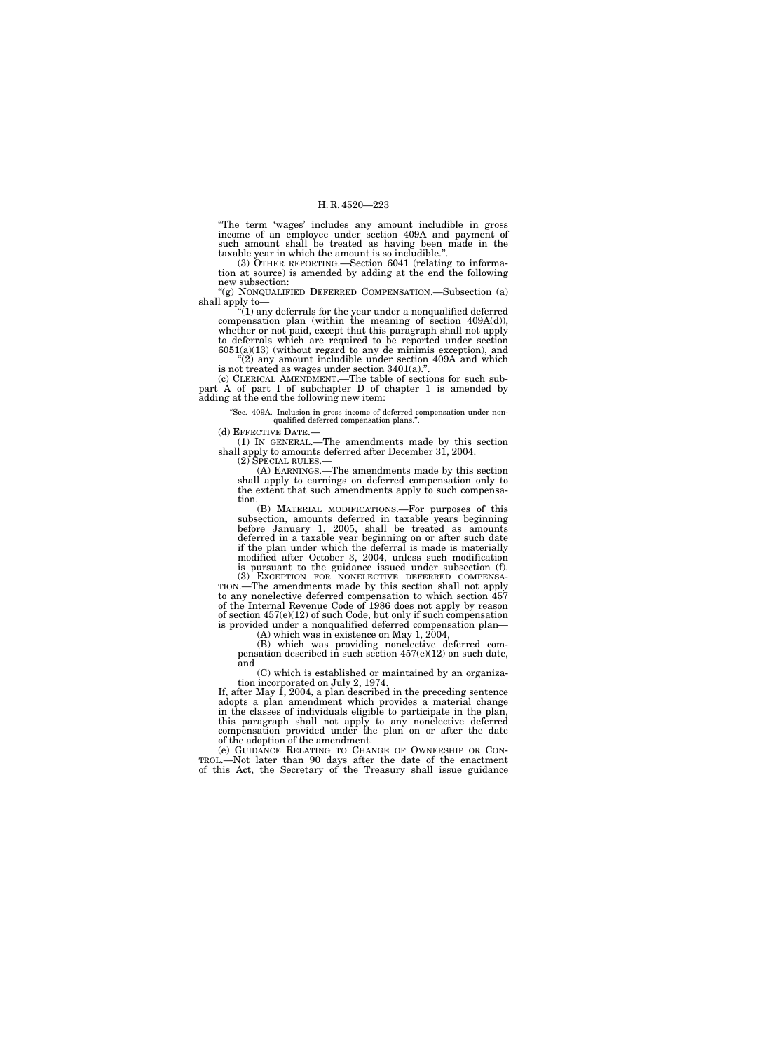"The term 'wages' includes any amount includible in gross income of an employee under section 409A and payment of such amount shall be treated as having been made in the taxable year in which the amount is so includible.".

(3) OTHER REPORTING.—Section 6041 (relating to information at source) is amended by adding at the end the following new subsection:

"(g) NONQUALIFIED DEFERRED COMPENSATION.—Subsection (a) shall apply to—

"(1) any deferrals for the year under a nonqualified deferred compensation plan (within the meaning of section 409A(d)), whether or not paid, except that this paragraph shall not apply to deferrals which are required to be reported under section 6051(a)(13) (without regard to any de minimis exception), and

"(2) any amount includible under section 409A and which is not treated as wages under section 3401(a).".

(c) CLERICAL AMENDMENT.—The table of sections for such subpart A of part I of subchapter D of chapter 1 is amended by adding at the end the following new item:

"Sec. 409A. Inclusion in gross income of deferred compensation under nonqualified deferred compensation plans.".

(d) EFFECTIVE DATE.—

(1) IN GENERAL.—The amendments made by this section shall apply to amounts deferred after December 31, 2004.

(2) SPECIAL RULES.—

(A) EARNINGS.—The amendments made by this section shall apply to earnings on deferred compensation only to the extent that such amendments apply to such compensation.

(B) MATERIAL MODIFICATIONS.—For purposes of this subsection, amounts deferred in taxable years beginning before January 1, 2005, shall be treated as amounts deferred in a taxable year beginning on or after such date if the plan under which the deferral is made is materially modified after October 3, 2004, unless such modification is pursuant to the guidance issued under subsection (f).

(3) EXCEPTION FOR NONELECTIVE DEFERRED COMPENSATION.—The amendments made by this section shall not apply to any nonelective deferred compensation to which section 457 of the Internal Revenue Code of 1986 does not apply by reason of section 457(e)(12) of such Code, but only if such compensation is provided under a nonqualified deferred compensation plan—

(A) which was in existence on May 1, 2004,

(B) which was providing nonelective deferred compensation described in such section 457(e)(12) on such date, and

(C) which is established or maintained by an organization incorporated on July 2, 1974.

If, after May 1, 2004, a plan described in the preceding sentence adopts a plan amendment which provides a material change in the classes of individuals eligible to participate in the plan, this paragraph shall not apply to any nonelective deferred compensation provided under the plan on or after the date of the adoption of the amendment.

(e) GUIDANCE RELATING TO CHANGE OF OWNERSHIP OR CONTROL.—Not later than 90 days after the date of the enactment of this Act, the Secretary of the Treasury shall issue guidance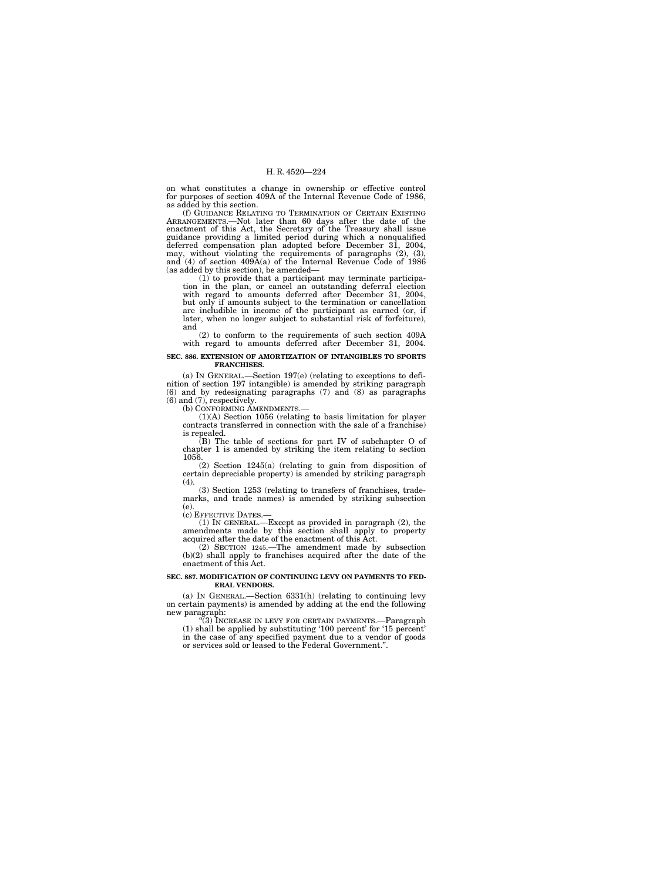on what constitutes a change in ownership or effective control for purposes of section 409A of the Internal Revenue Code of 1986, as added by this section.

(f) GUIDANCE RELATING TO TERMINATION OF CERTAIN EXISTING ARRANGEMENTS.—Not later than 60 days after the date of the enactment of this Act, the Secretary of the Treasury shall issue guidance providing a limited period during which a nonqualified deferred compensation plan adopted before December 31, 2004, may, without violating the requirements of paragraphs (2), (3), and (4) of section 409A(a) of the Internal Revenue Code of 1986 (as added by this section), be amended—

(1) to provide that a participant may terminate participation in the plan, or cancel an outstanding deferral election with regard to amounts deferred after December 31, 2004, but only if amounts subject to the termination or cancellation are includible in income of the participant as earned (or, if later, when no longer subject to substantial risk of forfeiture), and

(2) to conform to the requirements of such section 409A with regard to amounts deferred after December 31, 2004.

**SEC. 886. EXTENSION OF AMORTIZATION OF INTANGIBLES TO SPORTS FRANCHISES.**

(a) IN GENERAL.—Section 197(e) (relating to exceptions to definition of section 197 intangible) is amended by striking paragraph (6) and by redesignating paragraphs (7) and (8) as paragraphs (6) and (7), respectively.

(b) CONFORMING AMENDMENTS.—

(1)(A) Section 1056 (relating to basis limitation for player contracts transferred in connection with the sale of a franchise) is repealed.

(B) The table of sections for part IV of subchapter O of chapter 1 is amended by striking the item relating to section 1056.

(2) Section 1245(a) (relating to gain from disposition of certain depreciable property) is amended by striking paragraph (4).

(3) Section 1253 (relating to transfers of franchises, trademarks, and trade names) is amended by striking subsection (e).

(c) EFFECTIVE DATES.—

(1) IN GENERAL.—Except as provided in paragraph (2), the amendments made by this section shall apply to property acquired after the date of the enactment of this Act.

(2) SECTION 1245.—The amendment made by subsection (b)(2) shall apply to franchises acquired after the date of the enactment of this Act.

**SEC. 887. MODIFICATION OF CONTINUING LEVY ON PAYMENTS TO FEDERAL VENDORS.**

(a) IN GENERAL.—Section 6331(h) (relating to continuing levy on certain payments) is amended by adding at the end the following new paragraph:

"(3) INCREASE IN LEVY FOR CERTAIN PAYMENTS.—Paragraph (1) shall be applied by substituting '100 percent' for '15 percent' in the case of any specified payment due to a vendor of goods or services sold or leased to the Federal Government.".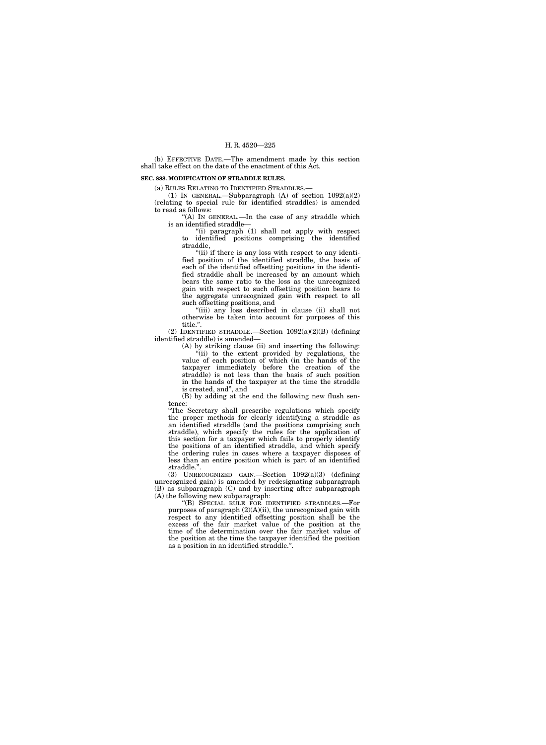(b) EFFECTIVE DATE.—The amendment made by this section shall take effect on the date of the enactment of this Act.

**SEC. 888. MODIFICATION OF STRADDLE RULES.**

(a) RULES RELATING TO IDENTIFIED STRADDLES.—

(1) IN GENERAL.—Subparagraph (A) of section 1092(a)(2) (relating to special rule for identified straddles) is amended to read as follows:

"(A) IN GENERAL.—In the case of any straddle which is an identified straddle—

"(i) paragraph (1) shall not apply with respect to identified positions comprising the identified straddle,

"(ii) if there is any loss with respect to any identified position of the identified straddle, the basis of each of the identified offsetting positions in the identified straddle shall be increased by an amount which bears the same ratio to the loss as the unrecognized gain with respect to such offsetting position bears to the aggregate unrecognized gain with respect to all such offsetting positions, and

"(iii) any loss described in clause (ii) shall not otherwise be taken into account for purposes of this title.".

(2) IDENTIFIED STRADDLE.—Section 1092(a)(2)(B) (defining identified straddle) is amended—

(A) by striking clause (ii) and inserting the following:

"(ii) to the extent provided by regulations, the value of each position of which (in the hands of the taxpayer immediately before the creation of the straddle) is not less than the basis of such position in the hands of the taxpayer at the time the straddle is created, and", and

(B) by adding at the end the following new flush sentence:

"The Secretary shall prescribe regulations which specify the proper methods for clearly identifying a straddle as an identified straddle (and the positions comprising such straddle), which specify the rules for the application of this section for a taxpayer which fails to properly identify the positions of an identified straddle, and which specify the ordering rules in cases where a taxpayer disposes of less than an entire position which is part of an identified straddle.".

(3) UNRECOGNIZED GAIN.—Section 1092(a)(3) (defining unrecognized gain) is amended by redesignating subparagraph (B) as subparagraph (C) and by inserting after subparagraph (A) the following new subparagraph:

"(B) SPECIAL RULE FOR IDENTIFIED STRADDLES.—For purposes of paragraph (2)(A)(ii), the unrecognized gain with respect to any identified offsetting position shall be the excess of the fair market value of the position at the time of the determination over the fair market value of the position at the time the taxpayer identified the position as a position in an identified straddle.".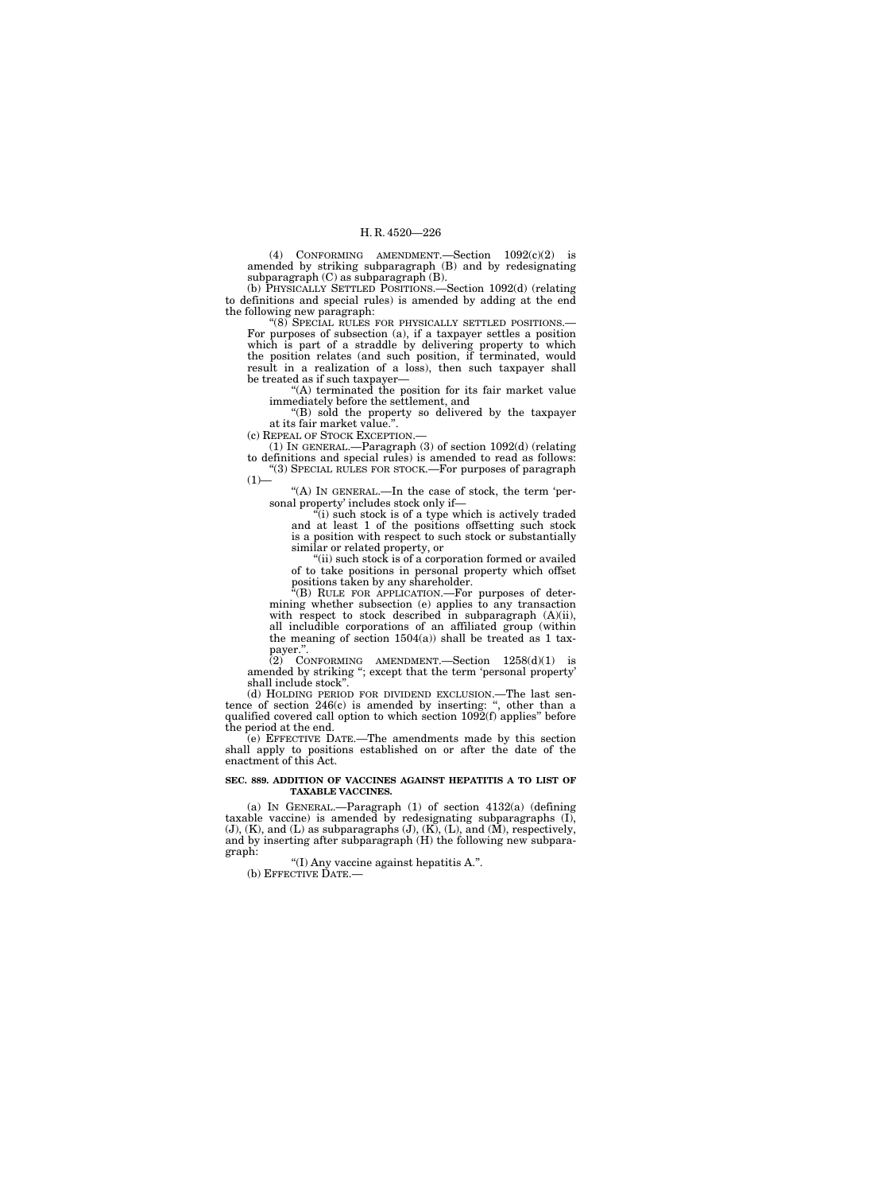(4) CONFORMING AMENDMENT.—Section 1092(c)(2) is amended by striking subparagraph (B) and by redesignating subparagraph (C) as subparagraph (B).

(b) PHYSICALLY SETTLED POSITIONS.—Section 1092(d) (relating to definitions and special rules) is amended by adding at the end the following new paragraph:

"(8) SPECIAL RULES FOR PHYSICALLY SETTLED POSITIONS.—For purposes of subsection (a), if a taxpayer settles a position which is part of a straddle by delivering property to which the position relates (and such position, if terminated, would result in a realization of a loss), then such taxpayer shall be treated as if such taxpayer—

"(A) terminated the position for its fair market value immediately before the settlement, and

"(B) sold the property so delivered by the taxpayer at its fair market value.".

(c) REPEAL OF STOCK EXCEPTION.—

(1) IN GENERAL.—Paragraph (3) of section 1092(d) (relating to definitions and special rules) is amended to read as follows:

"(3) SPECIAL RULES FOR STOCK.—For purposes of paragraph (1)—

"(A) IN GENERAL.—In the case of stock, the term 'personal property' includes stock only if—

"(i) such stock is of a type which is actively traded and at least 1 of the positions offsetting such stock is a position with respect to such stock or substantially similar or related property, or

"(ii) such stock is of a corporation formed or availed of to take positions in personal property which offset positions taken by any shareholder.

"(B) RULE FOR APPLICATION.—For purposes of determining whether subsection (e) applies to any transaction with respect to stock described in subparagraph (A)(ii), all includible corporations of an affiliated group (within the meaning of section 1504(a)) shall be treated as 1 taxpayer.".

(2) CONFORMING AMENDMENT.—Section 1258(d)(1) is amended by striking "; except that the term 'personal property' shall include stock".

(d) HOLDING PERIOD FOR DIVIDEND EXCLUSION.—The last sentence of section 246(c) is amended by inserting: ", other than a qualified covered call option to which section 1092(f) applies" before the period at the end.

(e) EFFECTIVE DATE.—The amendments made by this section shall apply to positions established on or after the date of the enactment of this Act.

#### SEC. 889. ADDITION OF VACCINES AGAINST HEPATITIS A TO LIST OF TAXABLE VACCINES.

(a) IN GENERAL.—Paragraph (1) of section 4132(a) (defining taxable vaccine) is amended by redesignating subparagraphs (I), (J), (K), and (L) as subparagraphs (J), (K), (L), and (M), respectively, and by inserting after subparagraph (H) the following new subparagraph:

"(I) Any vaccine against hepatitis A.".

(b) EFFECTIVE DATE.—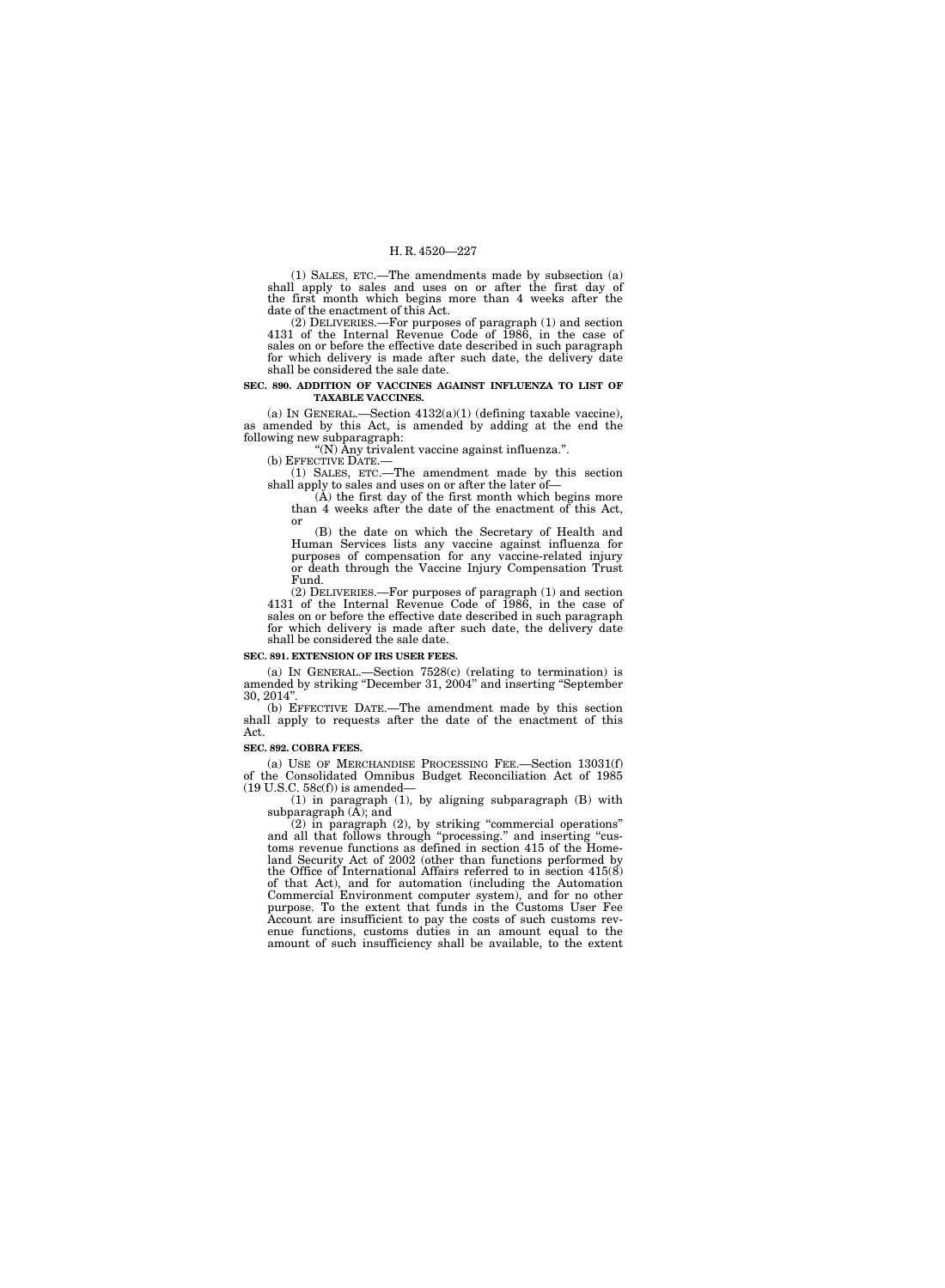(1) SALES, ETC.—The amendments made by subsection (a) shall apply to sales and uses on or after the first day of the first month which begins more than 4 weeks after the date of the enactment of this Act.

(2) DELIVERIES.—For purposes of paragraph (1) and section 4131 of the Internal Revenue Code of 1986, in the case of sales on or before the effective date described in such paragraph for which delivery is made after such date, the delivery date shall be considered the sale date.

**SEC. 890. ADDITION OF VACCINES AGAINST INFLUENZA TO LIST OF TAXABLE VACCINES.**

(a) IN GENERAL.—Section 4132(a)(1) (defining taxable vaccine), as amended by this Act, is amended by adding at the end the following new subparagraph:

"(N) Any trivalent vaccine against influenza.".

(b) EFFECTIVE DATE.—

(1) SALES, ETC.—The amendment made by this section shall apply to sales and uses on or after the later of—

(A) the first day of the first month which begins more than 4 weeks after the date of the enactment of this Act, or

(B) the date on which the Secretary of Health and Human Services lists any vaccine against influenza for purposes of compensation for any vaccine-related injury or death through the Vaccine Injury Compensation Trust Fund.

(2) DELIVERIES.—For purposes of paragraph (1) and section 4131 of the Internal Revenue Code of 1986, in the case of sales on or before the effective date described in such paragraph for which delivery is made after such date, the delivery date shall be considered the sale date.

**SEC. 891. EXTENSION OF IRS USER FEES.**

(a) IN GENERAL.—Section 7528(c) (relating to termination) is amended by striking "December 31, 2004" and inserting "September 30, 2014".

(b) EFFECTIVE DATE.—The amendment made by this section shall apply to requests after the date of the enactment of this Act.

**SEC. 892. COBRA FEES.**

(a) USE OF MERCHANDISE PROCESSING FEE.—Section 13031(f) of the Consolidated Omnibus Budget Reconciliation Act of 1985 (19 U.S.C. 58c(f)) is amended—

(1) in paragraph (1), by aligning subparagraph (B) with subparagraph (A); and

(2) in paragraph (2), by striking "commercial operations" and all that follows through "processing." and inserting "customs revenue functions as defined in section 415 of the Homeland Security Act of 2002 (other than functions performed by the Office of International Affairs referred to in section 415(8) of that Act), and for automation (including the Automation Commercial Environment computer system), and for no other purpose. To the extent that funds in the Customs User Fee Account are insufficient to pay the costs of such customs revenue functions, customs duties in an amount equal to the amount of such insufficiency shall be available, to the extent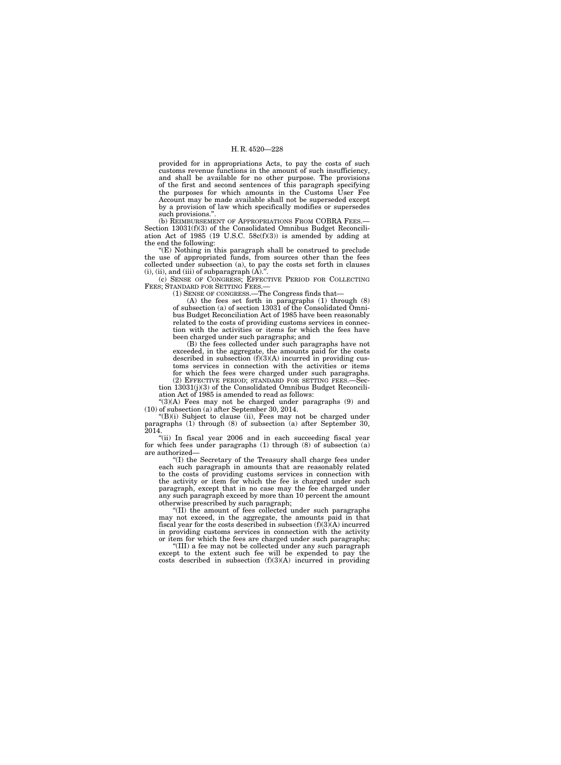provided for in appropriations Acts, to pay the costs of such customs revenue functions in the amount of such insufficiency, and shall be available for no other purpose. The provisions of the first and second sentences of this paragraph specifying the purposes for which amounts in the Customs User Fee Account may be made available shall not be superseded except by a provision of law which specifically modifies or supersedes such provisions.".

(b) REIMBURSEMENT OF APPROPRIATIONS FROM COBRA FEES.—Section 13031(f)(3) of the Consolidated Omnibus Budget Reconciliation Act of 1985 (19 U.S.C. 58c(f)(3)) is amended by adding at the end the following:

"(E) Nothing in this paragraph shall be construed to preclude the use of appropriated funds, from sources other than the fees collected under subsection (a), to pay the costs set forth in clauses (i), (ii), and (iii) of subparagraph (A).".

(c) SENSE OF CONGRESS; EFFECTIVE PERIOD FOR COLLECTING FEES; STANDARD FOR SETTING FEES.—

(1) SENSE OF CONGRESS.—The Congress finds that—

(A) the fees set forth in paragraphs (1) through (8) of subsection (a) of section 13031 of the Consolidated Omnibus Budget Reconciliation Act of 1985 have been reasonably related to the costs of providing customs services in connection with the activities or items for which the fees have been charged under such paragraphs; and

(B) the fees collected under such paragraphs have not exceeded, in the aggregate, the amounts paid for the costs described in subsection (f)(3)(A) incurred in providing customs services in connection with the activities or items for which the fees were charged under such paragraphs.

(2) EFFECTIVE PERIOD; STANDARD FOR SETTING FEES.—Section 13031(j)(3) of the Consolidated Omnibus Budget Reconciliation Act of 1985 is amended to read as follows:

"(3)(A) Fees may not be charged under paragraphs (9) and (10) of subsection (a) after September 30, 2014.

"(B)(i) Subject to clause (ii), Fees may not be charged under paragraphs (1) through (8) of subsection (a) after September 30, 2014.

"(ii) In fiscal year 2006 and in each succeeding fiscal year for which fees under paragraphs (1) through (8) of subsection (a) are authorized—

"(I) the Secretary of the Treasury shall charge fees under each such paragraph in amounts that are reasonably related to the costs of providing customs services in connection with the activity or item for which the fee is charged under such paragraph, except that in no case may the fee charged under any such paragraph exceed by more than 10 percent the amount otherwise prescribed by such paragraph;

"(II) the amount of fees collected under such paragraphs may not exceed, in the aggregate, the amounts paid in that fiscal year for the costs described in subsection (f)(3)(A) incurred in providing customs services in connection with the activity or item for which the fees are charged under such paragraphs;

"(III) a fee may not be collected under any such paragraph except to the extent such fee will be expended to pay the costs described in subsection (f)(3)(A) incurred in providing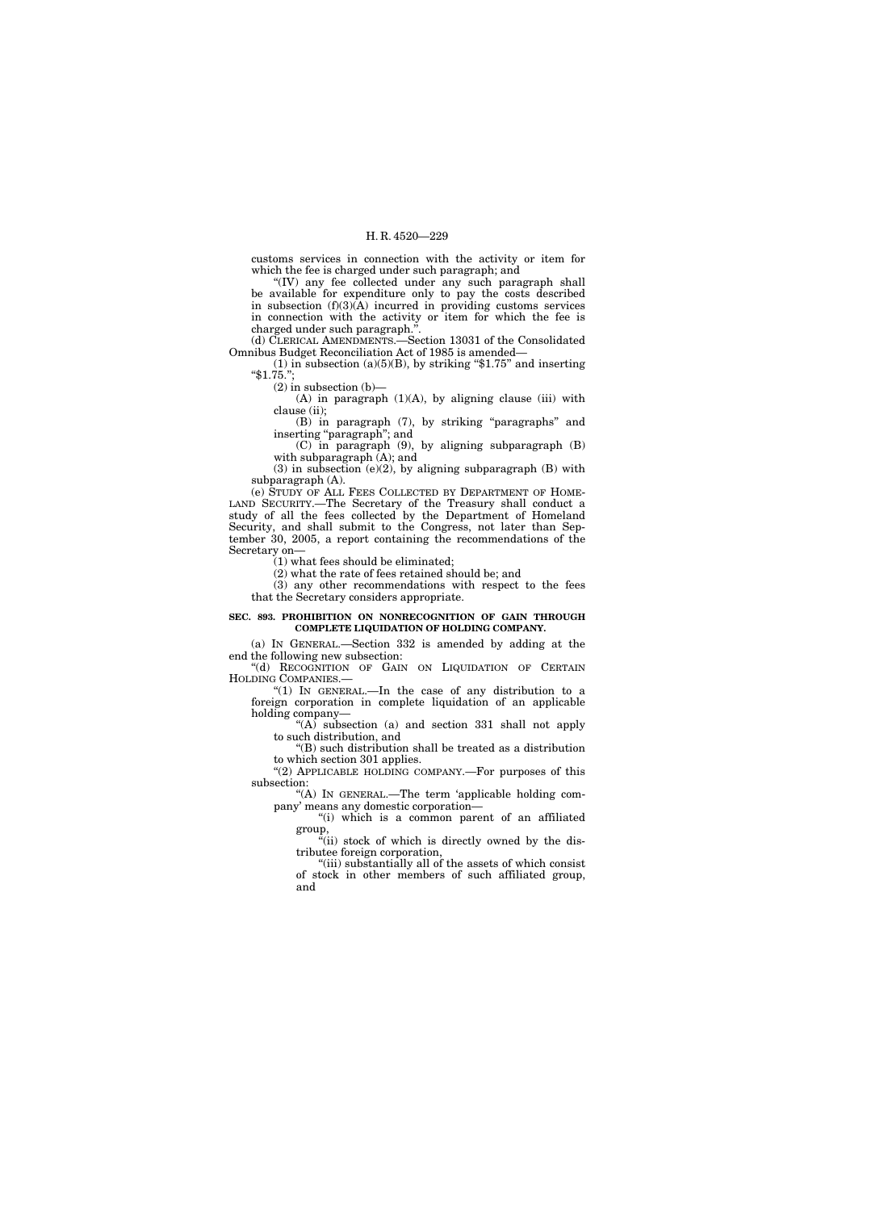customs services in connection with the activity or item for which the fee is charged under such paragraph; and

"(IV) any fee collected under any such paragraph shall be available for expenditure only to pay the costs described in subsection (f)(3)(A) incurred in providing customs services in connection with the activity or item for which the fee is charged under such paragraph.".

(d) CLERICAL AMENDMENTS.—Section 13031 of the Consolidated Omnibus Budget Reconciliation Act of 1985 is amended—

(1) in subsection (a)(5)(B), by striking "$1.75" and inserting "$1.75.";

(2) in subsection (b)—

(A) in paragraph (1)(A), by aligning clause (iii) with clause (ii);

(B) in paragraph (7), by striking "paragraphs" and inserting "paragraph"; and

(C) in paragraph (9), by aligning subparagraph (B) with subparagraph (A); and

(3) in subsection (e)(2), by aligning subparagraph (B) with subparagraph (A).

(e) STUDY OF ALL FEES COLLECTED BY DEPARTMENT OF HOMELAND SECURITY.—The Secretary of the Treasury shall conduct a study of all the fees collected by the Department of Homeland Security, and shall submit to the Congress, not later than September 30, 2005, a report containing the recommendations of the Secretary on—

(1) what fees should be eliminated;

(2) what the rate of fees retained should be; and

(3) any other recommendations with respect to the fees that the Secretary considers appropriate.

**SEC. 893. PROHIBITION ON NONRECOGNITION OF GAIN THROUGH COMPLETE LIQUIDATION OF HOLDING COMPANY.**

(a) IN GENERAL.—Section 332 is amended by adding at the end the following new subsection:

"(d) RECOGNITION OF GAIN ON LIQUIDATION OF CERTAIN HOLDING COMPANIES.—

"(1) IN GENERAL.—In the case of any distribution to a foreign corporation in complete liquidation of an applicable holding company—

"(A) subsection (a) and section 331 shall not apply to such distribution, and

"(B) such distribution shall be treated as a distribution to which section 301 applies.

"(2) APPLICABLE HOLDING COMPANY.—For purposes of this subsection:

"(A) IN GENERAL.—The term 'applicable holding company' means any domestic corporation—

"(i) which is a common parent of an affiliated group,

"(ii) stock of which is directly owned by the distributee foreign corporation,

"(iii) substantially all of the assets of which consist of stock in other members of such affiliated group, and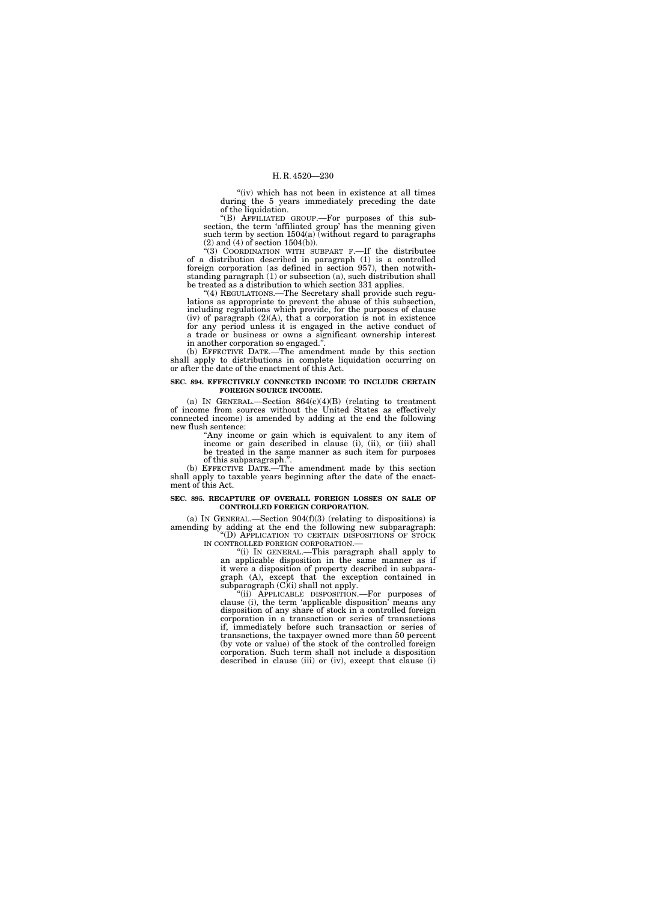"(iv) which has not been in existence at all times during the 5 years immediately preceding the date of the liquidation.

"(B) AFFILIATED GROUP.—For purposes of this subsection, the term 'affiliated group' has the meaning given such term by section 1504(a) (without regard to paragraphs (2) and (4) of section 1504(b)).

"(3) COORDINATION WITH SUBPART F.—If the distributee of a distribution described in paragraph (1) is a controlled foreign corporation (as defined in section 957), then notwithstanding paragraph (1) or subsection (a), such distribution shall be treated as a distribution to which section 331 applies.

"(4) REGULATIONS.—The Secretary shall provide such regulations as appropriate to prevent the abuse of this subsection, including regulations which provide, for the purposes of clause (iv) of paragraph (2)(A), that a corporation is not in existence for any period unless it is engaged in the active conduct of a trade or business or owns a significant ownership interest in another corporation so engaged.".

(b) EFFECTIVE DATE.—The amendment made by this section shall apply to distributions in complete liquidation occurring on or after the date of the enactment of this Act.

**SEC. 894. EFFECTIVELY CONNECTED INCOME TO INCLUDE CERTAIN FOREIGN SOURCE INCOME.**

(a) IN GENERAL.—Section 864(c)(4)(B) (relating to treatment of income from sources without the United States as effectively connected income) is amended by adding at the end the following new flush sentence:

"Any income or gain which is equivalent to any item of income or gain described in clause (i), (ii), or (iii) shall be treated in the same manner as such item for purposes of this subparagraph.".

(b) EFFECTIVE DATE.—The amendment made by this section shall apply to taxable years beginning after the date of the enactment of this Act.

**SEC. 895. RECAPTURE OF OVERALL FOREIGN LOSSES ON SALE OF CONTROLLED FOREIGN CORPORATION.**

(a) IN GENERAL.—Section 904(f)(3) (relating to dispositions) is amending by adding at the end the following new subparagraph:

"(D) APPLICATION TO CERTAIN DISPOSITIONS OF STOCK IN CONTROLLED FOREIGN CORPORATION.—

"(i) IN GENERAL.—This paragraph shall apply to an applicable disposition in the same manner as if it were a disposition of property described in subparagraph (A), except that the exception contained in subparagraph (C)(i) shall not apply.

"(ii) APPLICABLE DISPOSITION.—For purposes of clause (i), the term 'applicable disposition' means any disposition of any share of stock in a controlled foreign corporation in a transaction or series of transactions if, immediately before such transaction or series of transactions, the taxpayer owned more than 50 percent (by vote or value) of the stock of the controlled foreign corporation. Such term shall not include a disposition described in clause (iii) or (iv), except that clause (i)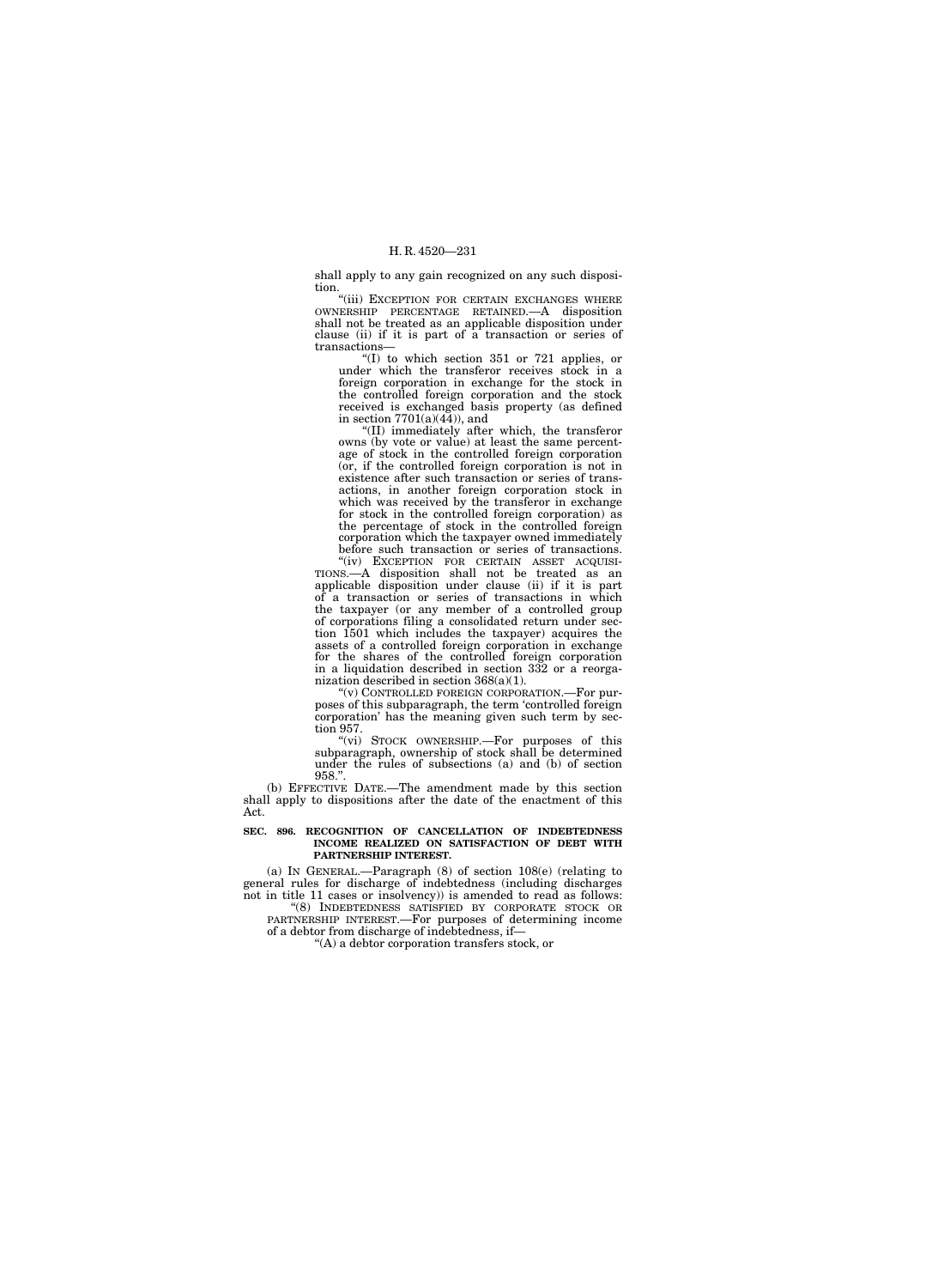shall apply to any gain recognized on any such disposition.

"(iii) EXCEPTION FOR CERTAIN EXCHANGES WHERE OWNERSHIP PERCENTAGE RETAINED.—A disposition shall not be treated as an applicable disposition under clause (ii) if it is part of a transaction or series of transactions—

"(I) to which section 351 or 721 applies, or under which the transferor receives stock in a foreign corporation in exchange for the stock in the controlled foreign corporation and the stock received is exchanged basis property (as defined in section 7701(a)(44)), and

"(II) immediately after which, the transferor owns (by vote or value) at least the same percentage of stock in the controlled foreign corporation (or, if the controlled foreign corporation is not in existence after such transaction or series of transactions, in another foreign corporation stock in which was received by the transferor in exchange for stock in the controlled foreign corporation) as the percentage of stock in the controlled foreign corporation which the taxpayer owned immediately before such transaction or series of transactions.

"(iv) EXCEPTION FOR CERTAIN ASSET ACQUISITIONS.—A disposition shall not be treated as an applicable disposition under clause (ii) if it is part of a transaction or series of transactions in which the taxpayer (or any member of a controlled group of corporations filing a consolidated return under section 1501 which includes the taxpayer) acquires the assets of a controlled foreign corporation in exchange for the shares of the controlled foreign corporation in a liquidation described in section 332 or a reorganization described in section 368(a)(1).

"(v) CONTROLLED FOREIGN CORPORATION.—For purposes of this subparagraph, the term 'controlled foreign corporation' has the meaning given such term by section 957.

"(vi) STOCK OWNERSHIP.—For purposes of this subparagraph, ownership of stock shall be determined under the rules of subsections (a) and (b) of section 958.".

(b) EFFECTIVE DATE.—The amendment made by this section shall apply to dispositions after the date of the enactment of this Act.

**SEC. 896. RECOGNITION OF CANCELLATION OF INDEBTEDNESS INCOME REALIZED ON SATISFACTION OF DEBT WITH PARTNERSHIP INTEREST.**

(a) IN GENERAL.—Paragraph (8) of section 108(e) (relating to general rules for discharge of indebtedness (including discharges not in title 11 cases or insolvency)) is amended to read as follows:

"(8) INDEBTEDNESS SATISFIED BY CORPORATE STOCK OR PARTNERSHIP INTEREST.—For purposes of determining income of a debtor from discharge of indebtedness, if—

"(A) a debtor corporation transfers stock, or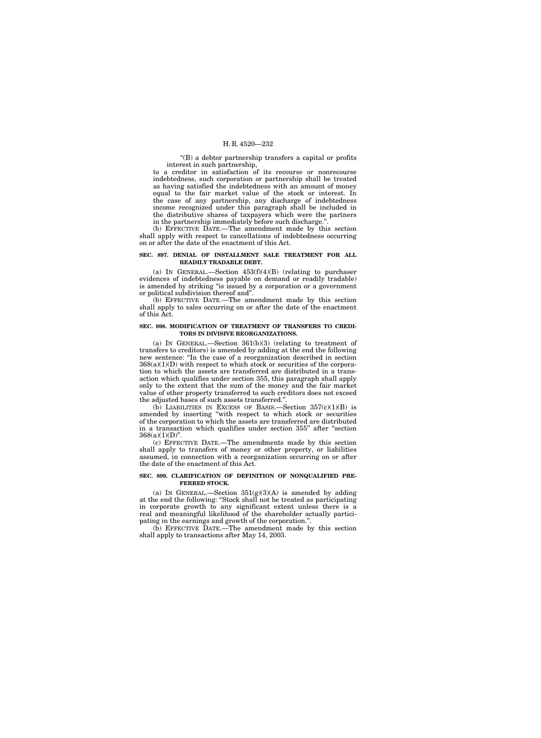"(B) a debtor partnership transfers a capital or profits interest in such partnership,

to a creditor in satisfaction of its recourse or nonrecourse indebtedness, such corporation or partnership shall be treated as having satisfied the indebtedness with an amount of money equal to the fair market value of the stock or interest. In the case of any partnership, any discharge of indebtedness income recognized under this paragraph shall be included in the distributive shares of taxpayers which were the partners in the partnership immediately before such discharge.".

(b) EFFECTIVE DATE.—The amendment made by this section shall apply with respect to cancellations of indebtedness occurring on or after the date of the enactment of this Act.

**SEC. 897. DENIAL OF INSTALLMENT SALE TREATMENT FOR ALL READILY TRADABLE DEBT.**

(a) IN GENERAL.—Section 453(f)(4)(B) (relating to purchaser evidences of indebtedness payable on demand or readily tradable) is amended by striking "is issued by a corporation or a government or political subdivision thereof and".

(b) EFFECTIVE DATE.—The amendment made by this section shall apply to sales occurring on or after the date of the enactment of this Act.

**SEC. 898. MODIFICATION OF TREATMENT OF TRANSFERS TO CREDITORS IN DIVISIVE REORGANIZATIONS.**

(a) IN GENERAL.—Section 361(b)(3) (relating to treatment of transfers to creditors) is amended by adding at the end the following new sentence: "In the case of a reorganization described in section 368(a)(1)(D) with respect to which stock or securities of the corporation to which the assets are transferred are distributed in a transaction which qualifies under section 355, this paragraph shall apply only to the extent that the sum of the money and the fair market value of other property transferred to such creditors does not exceed the adjusted bases of such assets transferred.".

(b) LIABILITIES IN EXCESS OF BASIS.—Section 357(c)(1)(B) is amended by inserting "with respect to which stock or securities of the corporation to which the assets are transferred are distributed in a transaction which qualifies under section 355" after "section 368(a)(1)(D)".

(c) EFFECTIVE DATE.—The amendments made by this section shall apply to transfers of money or other property, or liabilities assumed, in connection with a reorganization occurring on or after the date of the enactment of this Act.

**SEC. 899. CLARIFICATION OF DEFINITION OF NONQUALIFIED PREFERRED STOCK.**

(a) IN GENERAL.—Section 351(g)(3)(A) is amended by adding at the end the following: "Stock shall not be treated as participating in corporate growth to any significant extent unless there is a real and meaningful likelihood of the shareholder actually participating in the earnings and growth of the corporation.".

(b) EFFECTIVE DATE.—The amendment made by this section shall apply to transactions after May 14, 2003.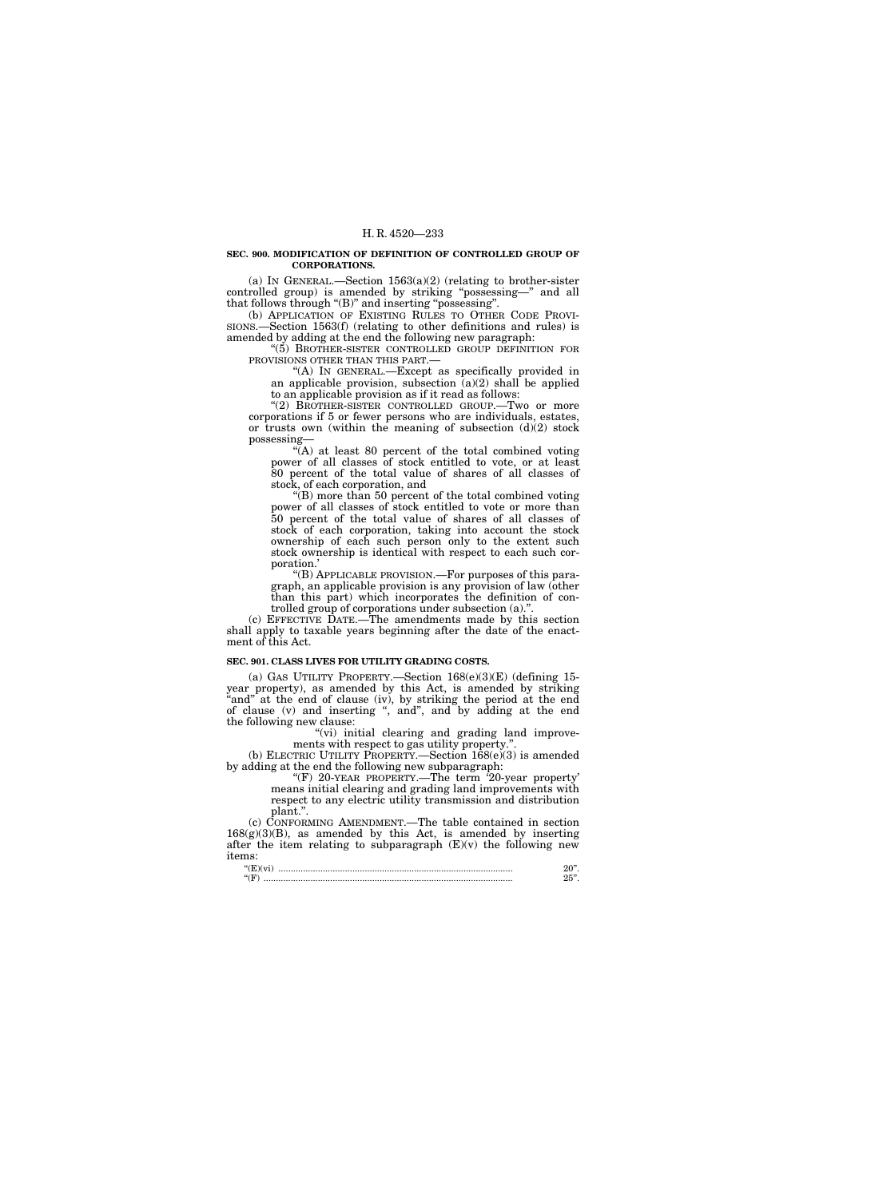**SEC. 900. MODIFICATION OF DEFINITION OF CONTROLLED GROUP OF CORPORATIONS.**

(a) IN GENERAL.—Section 1563(a)(2) (relating to brother-sister controlled group) is amended by striking "possessing—" and all that follows through "(B)" and inserting "possessing".

(b) APPLICATION OF EXISTING RULES TO OTHER CODE PROVISIONS.—Section 1563(f) (relating to other definitions and rules) is amended by adding at the end the following new paragraph:

"(5) BROTHER-SISTER CONTROLLED GROUP DEFINITION FOR PROVISIONS OTHER THAN THIS PART.—

"(A) IN GENERAL.—Except as specifically provided in an applicable provision, subsection (a)(2) shall be applied to an applicable provision as if it read as follows:

'(2) BROTHER-SISTER CONTROLLED GROUP.—Two or more corporations if 5 or fewer persons who are individuals, estates, or trusts own (within the meaning of subsection (d)(2) stock possessing—

'(A) at least 80 percent of the total combined voting power of all classes of stock entitled to vote, or at least 80 percent of the total value of shares of all classes of stock, of each corporation, and

'(B) more than 50 percent of the total combined voting power of all classes of stock entitled to vote or more than 50 percent of the total value of shares of all classes of stock of each corporation, taking into account the stock ownership of each such person only to the extent such stock ownership is identical with respect to each such corporation.'

"(B) APPLICABLE PROVISION.—For purposes of this paragraph, an applicable provision is any provision of law (other than this part) which incorporates the definition of controlled group of corporations under subsection (a).".

(c) EFFECTIVE DATE.—The amendments made by this section shall apply to taxable years beginning after the date of the enactment of this Act.

**SEC. 901. CLASS LIVES FOR UTILITY GRADING COSTS.**

(a) GAS UTILITY PROPERTY.—Section 168(e)(3)(E) (defining 15-year property), as amended by this Act, is amended by striking "and" at the end of clause (iv), by striking the period at the end of clause (v) and inserting ", and", and by adding at the end the following new clause:

"(vi) initial clearing and grading land improvements with respect to gas utility property.".

(b) ELECTRIC UTILITY PROPERTY.—Section 168(e)(3) is amended by adding at the end the following new subparagraph:

"(F) 20-YEAR PROPERTY.—The term '20-year property' means initial clearing and grading land improvements with respect to any electric utility transmission and distribution plant.".

(c) CONFORMING AMENDMENT.—The table contained in section 168(g)(3)(B), as amended by this Act, is amended by inserting after the item relating to subparagraph (E)(v) the following new items:

| | |
|---|---|
| "(E)(vi) ............................................................................................... | 20". |
| "(F) ...................................................................................................... | 25". |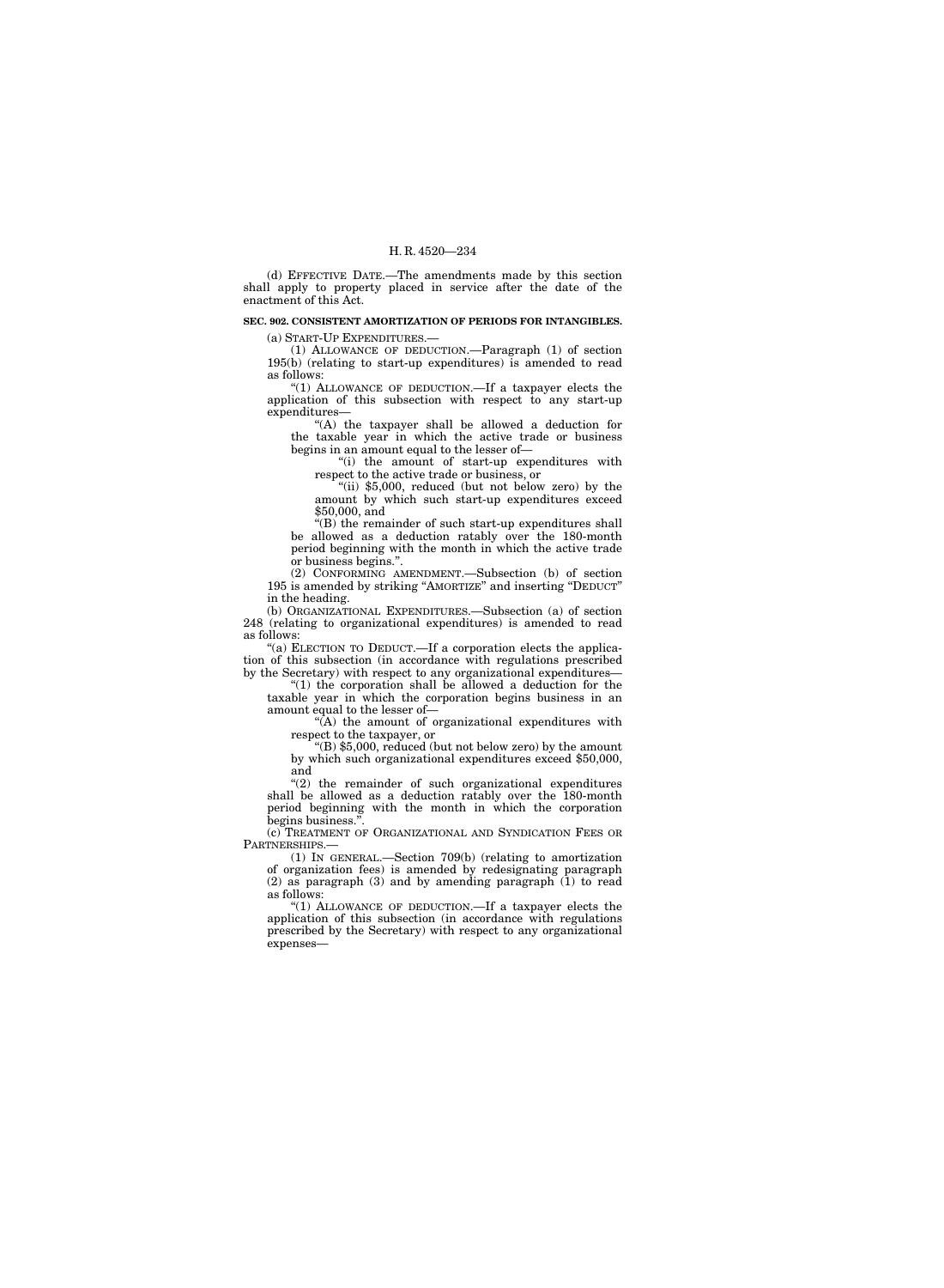(d) EFFECTIVE DATE.—The amendments made by this section shall apply to property placed in service after the date of the enactment of this Act.

**SEC. 902. CONSISTENT AMORTIZATION OF PERIODS FOR INTANGIBLES.**

(a) START-UP EXPENDITURES.—

(1) ALLOWANCE OF DEDUCTION.—Paragraph (1) of section 195(b) (relating to start-up expenditures) is amended to read as follows:

"(1) ALLOWANCE OF DEDUCTION.—If a taxpayer elects the application of this subsection with respect to any start-up expenditures—

"(A) the taxpayer shall be allowed a deduction for the taxable year in which the active trade or business begins in an amount equal to the lesser of—

"(i) the amount of start-up expenditures with respect to the active trade or business, or

"(ii) $5,000, reduced (but not below zero) by the amount by which such start-up expenditures exceed $50,000, and

"(B) the remainder of such start-up expenditures shall be allowed as a deduction ratably over the 180-month period beginning with the month in which the active trade or business begins.".

(2) CONFORMING AMENDMENT.—Subsection (b) of section 195 is amended by striking "AMORTIZE" and inserting "DEDUCT" in the heading.

(b) ORGANIZATIONAL EXPENDITURES.—Subsection (a) of section 248 (relating to organizational expenditures) is amended to read as follows:

"(a) ELECTION TO DEDUCT.—If a corporation elects the application of this subsection (in accordance with regulations prescribed by the Secretary) with respect to any organizational expenditures—

"(1) the corporation shall be allowed a deduction for the taxable year in which the corporation begins business in an amount equal to the lesser of—

"(A) the amount of organizational expenditures with respect to the taxpayer, or

"(B) $5,000, reduced (but not below zero) by the amount by which such organizational expenditures exceed $50,000, and

"(2) the remainder of such organizational expenditures shall be allowed as a deduction ratably over the 180-month period beginning with the month in which the corporation begins business.".

(c) TREATMENT OF ORGANIZATIONAL AND SYNDICATION FEES OR PARTNERSHIPS.—

(1) IN GENERAL.—Section 709(b) (relating to amortization of organization fees) is amended by redesignating paragraph (2) as paragraph (3) and by amending paragraph (1) to read as follows:

"(1) ALLOWANCE OF DEDUCTION.—If a taxpayer elects the application of this subsection (in accordance with regulations prescribed by the Secretary) with respect to any organizational expenses—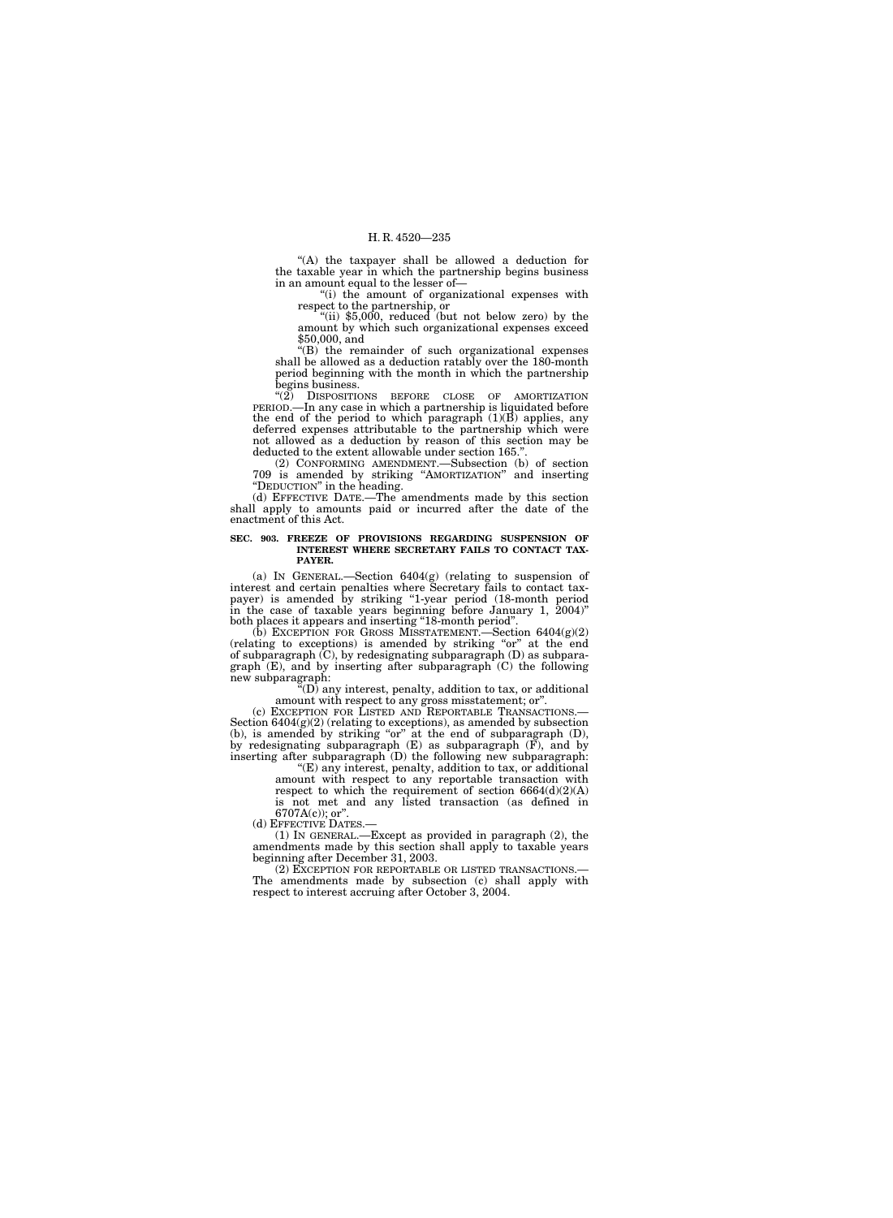"(A) the taxpayer shall be allowed a deduction for the taxable year in which the partnership begins business in an amount equal to the lesser of—

"(i) the amount of organizational expenses with respect to the partnership, or

"(ii) $5,000, reduced (but not below zero) by the amount by which such organizational expenses exceed $50,000, and

"(B) the remainder of such organizational expenses shall be allowed as a deduction ratably over the 180-month period beginning with the month in which the partnership begins business.

"(2) DISPOSITIONS BEFORE CLOSE OF AMORTIZATION PERIOD.—In any case in which a partnership is liquidated before the end of the period to which paragraph (1)(B) applies, any deferred expenses attributable to the partnership which were not allowed as a deduction by reason of this section may be deducted to the extent allowable under section 165.".

(2) CONFORMING AMENDMENT.—Subsection (b) of section 709 is amended by striking "AMORTIZATION" and inserting "DEDUCTION" in the heading.

(d) EFFECTIVE DATE.—The amendments made by this section shall apply to amounts paid or incurred after the date of the enactment of this Act.

**SEC. 903. FREEZE OF PROVISIONS REGARDING SUSPENSION OF INTEREST WHERE SECRETARY FAILS TO CONTACT TAXPAYER.**

(a) IN GENERAL.—Section 6404(g) (relating to suspension of interest and certain penalties where Secretary fails to contact taxpayer) is amended by striking "1-year period (18-month period in the case of taxable years beginning before January 1, 2004)" both places it appears and inserting "18-month period".

(b) EXCEPTION FOR GROSS MISSTATEMENT.—Section 6404(g)(2) (relating to exceptions) is amended by striking "or" at the end of subparagraph (C), by redesignating subparagraph (D) as subparagraph (E), and by inserting after subparagraph (C) the following new subparagraph:

"(D) any interest, penalty, addition to tax, or additional amount with respect to any gross misstatement; or".

(c) EXCEPTION FOR LISTED AND REPORTABLE TRANSACTIONS.—Section 6404(g)(2) (relating to exceptions), as amended by subsection (b), is amended by striking "or" at the end of subparagraph (D), by redesignating subparagraph (E) as subparagraph (F), and by inserting after subparagraph (D) the following new subparagraph:

"(E) any interest, penalty, addition to tax, or additional amount with respect to any reportable transaction with respect to which the requirement of section 6664(d)(2)(A) is not met and any listed transaction (as defined in 6707A(c)); or".

(d) EFFECTIVE DATES.—

(1) IN GENERAL.—Except as provided in paragraph (2), the amendments made by this section shall apply to taxable years beginning after December 31, 2003.

(2) EXCEPTION FOR REPORTABLE OR LISTED TRANSACTIONS.—The amendments made by subsection (c) shall apply with respect to interest accruing after October 3, 2004.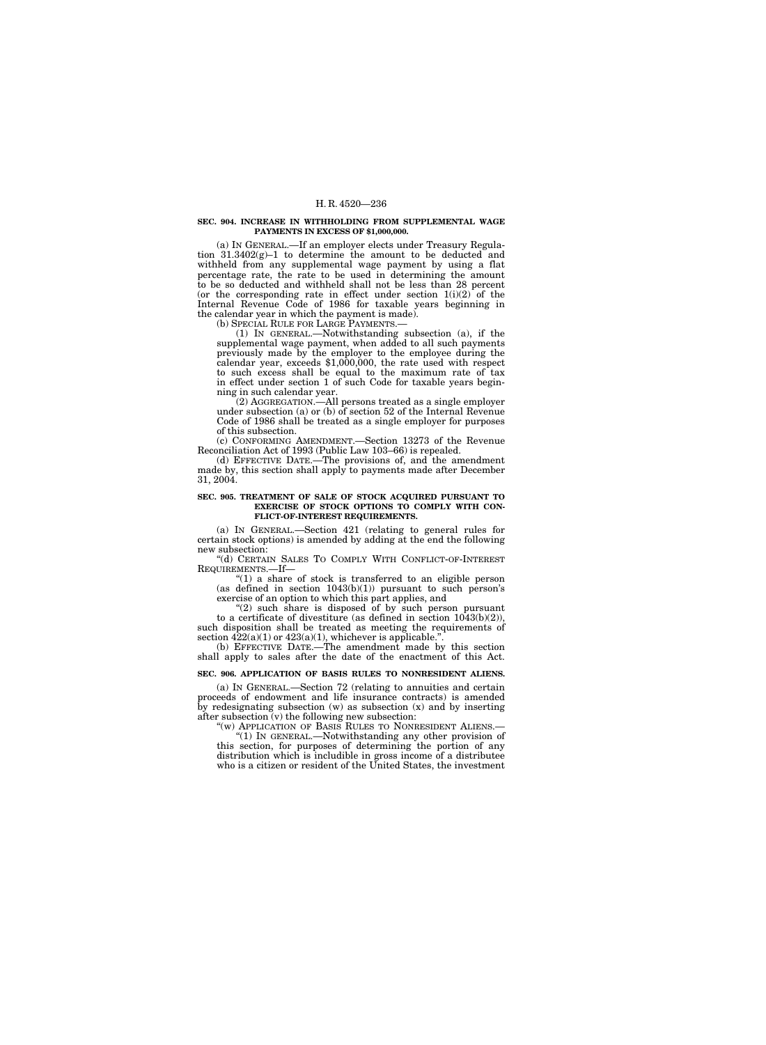**SEC. 904. INCREASE IN WITHHOLDING FROM SUPPLEMENTAL WAGE PAYMENTS IN EXCESS OF $1,000,000.**

(a) IN GENERAL.—If an employer elects under Treasury Regulation 31.3402(g)–1 to determine the amount to be deducted and withheld from any supplemental wage payment by using a flat percentage rate, the rate to be used in determining the amount to be so deducted and withheld shall not be less than 28 percent (or the corresponding rate in effect under section 1(i)(2) of the Internal Revenue Code of 1986 for taxable years beginning in the calendar year in which the payment is made).

(b) SPECIAL RULE FOR LARGE PAYMENTS.—

(1) IN GENERAL.—Notwithstanding subsection (a), if the supplemental wage payment, when added to all such payments previously made by the employer to the employee during the calendar year, exceeds $1,000,000, the rate used with respect to such excess shall be equal to the maximum rate of tax in effect under section 1 of such Code for taxable years beginning in such calendar year.

(2) AGGREGATION.—All persons treated as a single employer under subsection (a) or (b) of section 52 of the Internal Revenue Code of 1986 shall be treated as a single employer for purposes of this subsection.

(c) CONFORMING AMENDMENT.—Section 13273 of the Revenue Reconciliation Act of 1993 (Public Law 103–66) is repealed.

(d) EFFECTIVE DATE.—The provisions of, and the amendment made by, this section shall apply to payments made after December 31, 2004.

**SEC. 905. TREATMENT OF SALE OF STOCK ACQUIRED PURSUANT TO EXERCISE OF STOCK OPTIONS TO COMPLY WITH CONFLICT-OF-INTEREST REQUIREMENTS.**

(a) IN GENERAL.—Section 421 (relating to general rules for certain stock options) is amended by adding at the end the following new subsection:

"(d) CERTAIN SALES TO COMPLY WITH CONFLICT-OF-INTEREST REQUIREMENTS.—If—

"(1) a share of stock is transferred to an eligible person (as defined in section 1043(b)(1)) pursuant to such person's exercise of an option to which this part applies, and

"(2) such share is disposed of by such person pursuant to a certificate of divestiture (as defined in section 1043(b)(2)), such disposition shall be treated as meeting the requirements of section 422(a)(1) or 423(a)(1), whichever is applicable.".

(b) EFFECTIVE DATE.—The amendment made by this section shall apply to sales after the date of the enactment of this Act.

**SEC. 906. APPLICATION OF BASIS RULES TO NONRESIDENT ALIENS.**

(a) IN GENERAL.—Section 72 (relating to annuities and certain proceeds of endowment and life insurance contracts) is amended by redesignating subsection (w) as subsection (x) and by inserting after subsection (v) the following new subsection:

"(w) APPLICATION OF BASIS RULES TO NONRESIDENT ALIENS.—

"(1) IN GENERAL.—Notwithstanding any other provision of this section, for purposes of determining the portion of any distribution which is includible in gross income of a distributee who is a citizen or resident of the United States, the investment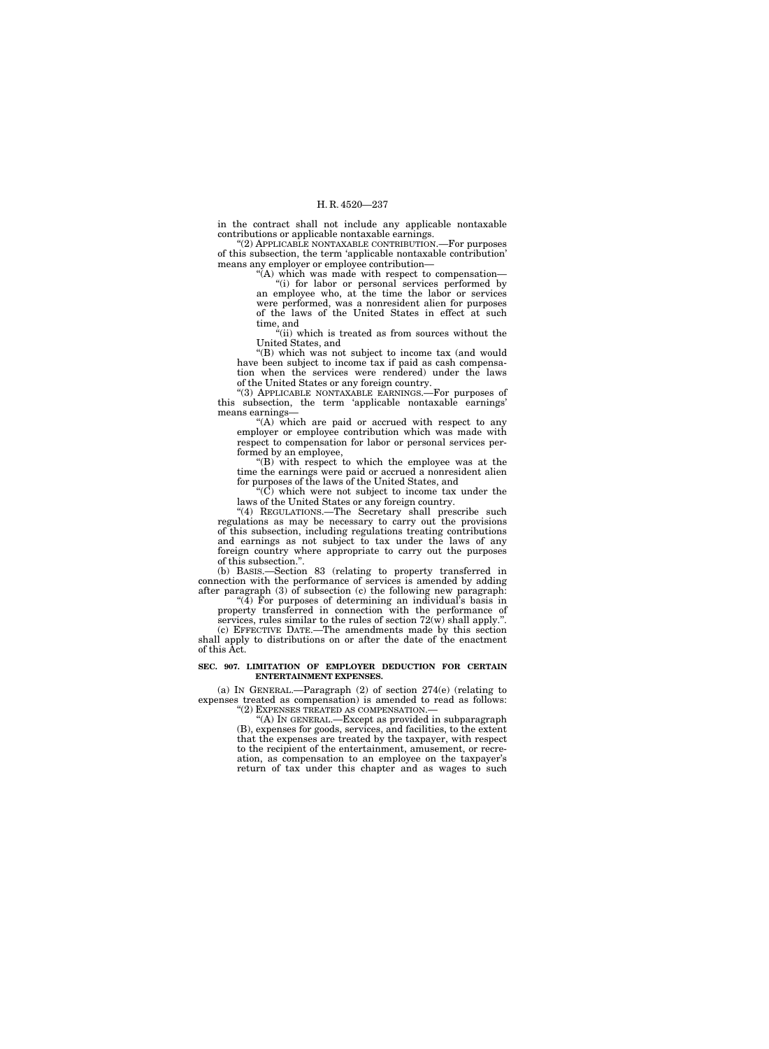in the contract shall not include any applicable nontaxable contributions or applicable nontaxable earnings.

"(2) APPLICABLE NONTAXABLE CONTRIBUTION.—For purposes of this subsection, the term 'applicable nontaxable contribution' means any employer or employee contribution—

"(A) which was made with respect to compensation—

"(i) for labor or personal services performed by an employee who, at the time the labor or services were performed, was a nonresident alien for purposes of the laws of the United States in effect at such time, and

"(ii) which is treated as from sources without the United States, and

"(B) which was not subject to income tax (and would have been subject to income tax if paid as cash compensation when the services were rendered) under the laws of the United States or any foreign country.

"(3) APPLICABLE NONTAXABLE EARNINGS.—For purposes of this subsection, the term 'applicable nontaxable earnings' means earnings—

"(A) which are paid or accrued with respect to any employer or employee contribution which was made with respect to compensation for labor or personal services performed by an employee,

"(B) with respect to which the employee was at the time the earnings were paid or accrued a nonresident alien for purposes of the laws of the United States, and

"(C) which were not subject to income tax under the laws of the United States or any foreign country.

"(4) REGULATIONS.—The Secretary shall prescribe such regulations as may be necessary to carry out the provisions of this subsection, including regulations treating contributions and earnings as not subject to tax under the laws of any foreign country where appropriate to carry out the purposes of this subsection.".

(b) BASIS.—Section 83 (relating to property transferred in connection with the performance of services is amended by adding after paragraph (3) of subsection (c) the following new paragraph:

"(4) For purposes of determining an individual's basis in property transferred in connection with the performance of services, rules similar to the rules of section 72(w) shall apply.".

(c) EFFECTIVE DATE.—The amendments made by this section shall apply to distributions on or after the date of the enactment of this Act.

**SEC. 907. LIMITATION OF EMPLOYER DEDUCTION FOR CERTAIN ENTERTAINMENT EXPENSES.**

(a) IN GENERAL.—Paragraph (2) of section 274(e) (relating to expenses treated as compensation) is amended to read as follows:

"(2) EXPENSES TREATED AS COMPENSATION.—

"(A) IN GENERAL.—Except as provided in subparagraph (B), expenses for goods, services, and facilities, to the extent that the expenses are treated by the taxpayer, with respect to the recipient of the entertainment, amusement, or recreation, as compensation to an employee on the taxpayer's return of tax under this chapter and as wages to such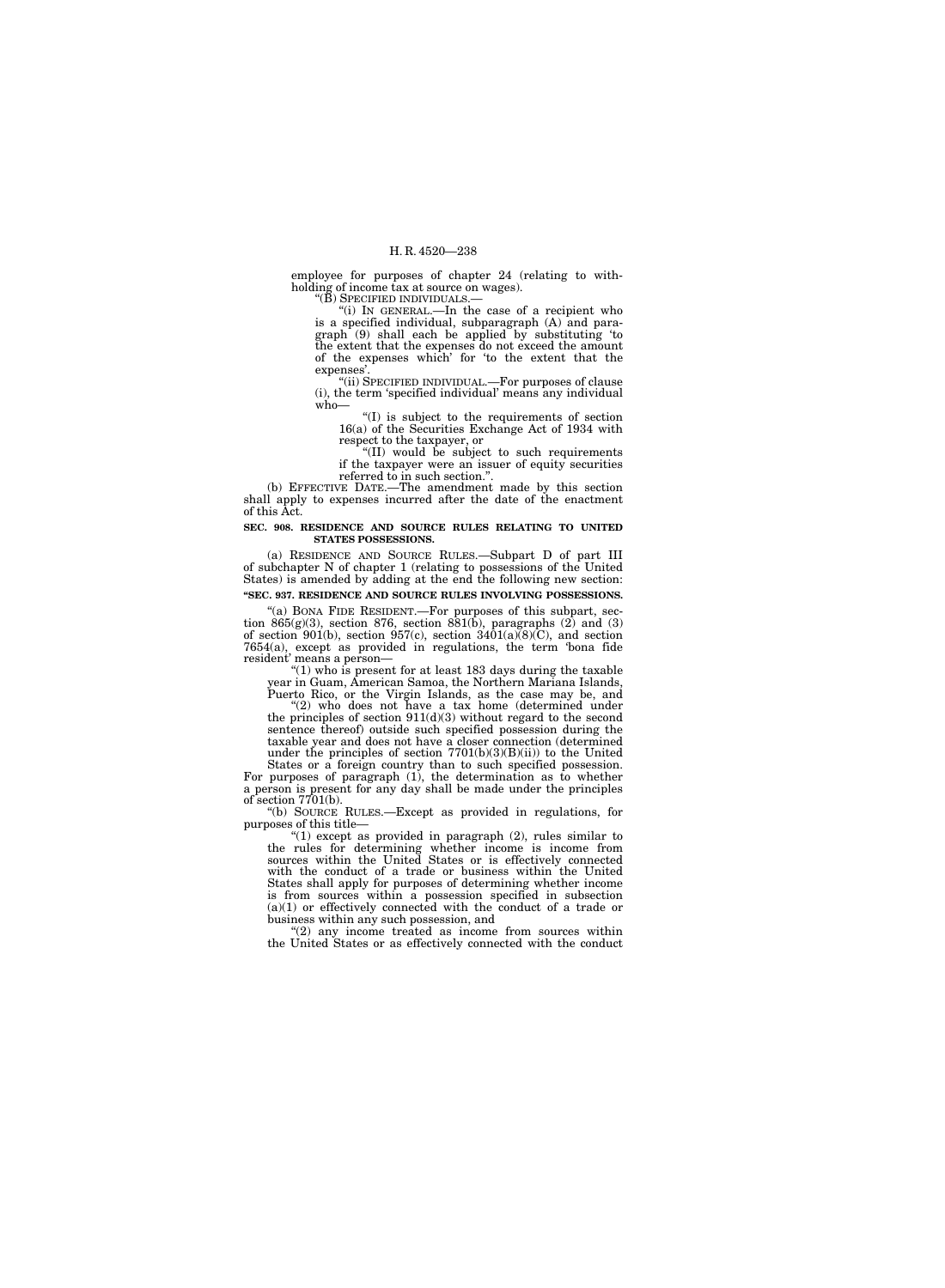employee for purposes of chapter 24 (relating to withholding of income tax at source on wages).

"(B) SPECIFIED INDIVIDUALS.—

"(i) IN GENERAL.—In the case of a recipient who is a specified individual, subparagraph (A) and paragraph (9) shall each be applied by substituting 'to the extent that the expenses do not exceed the amount of the expenses which' for 'to the extent that the expenses'.

"(ii) SPECIFIED INDIVIDUAL.—For purposes of clause (i), the term 'specified individual' means any individual who—

"(I) is subject to the requirements of section 16(a) of the Securities Exchange Act of 1934 with respect to the taxpayer, or

"(II) would be subject to such requirements if the taxpayer were an issuer of equity securities referred to in such section.".

(b) EFFECTIVE DATE.—The amendment made by this section shall apply to expenses incurred after the date of the enactment of this Act.

**SEC. 908. RESIDENCE AND SOURCE RULES RELATING TO UNITED STATES POSSESSIONS.**

(a) RESIDENCE AND SOURCE RULES.—Subpart D of part III of subchapter N of chapter 1 (relating to possessions of the United States) is amended by adding at the end the following new section:

**"SEC. 937. RESIDENCE AND SOURCE RULES INVOLVING POSSESSIONS.**

"(a) BONA FIDE RESIDENT.—For purposes of this subpart, section 865(g)(3), section 876, section 881(b), paragraphs (2) and (3) of section 901(b), section 957(c), section 3401(a)(8)(C), and section 7654(a), except as provided in regulations, the term 'bona fide resident' means a person—

"(1) who is present for at least 183 days during the taxable year in Guam, American Samoa, the Northern Mariana Islands, Puerto Rico, or the Virgin Islands, as the case may be, and

"(2) who does not have a tax home (determined under the principles of section 911(d)(3) without regard to the second sentence thereof) outside such specified possession during the taxable year and does not have a closer connection (determined under the principles of section 7701(b)(3)(B)(ii)) to the United States or a foreign country than to such specified possession.

For purposes of paragraph (1), the determination as to whether a person is present for any day shall be made under the principles of section 7701(b).

"(b) SOURCE RULES.—Except as provided in regulations, for purposes of this title—

"(1) except as provided in paragraph (2), rules similar to the rules for determining whether income is income from sources within the United States or is effectively connected with the conduct of a trade or business within the United States shall apply for purposes of determining whether income is from sources within a possession specified in subsection (a)(1) or effectively connected with the conduct of a trade or business within any such possession, and

"(2) any income treated as income from sources within the United States or as effectively connected with the conduct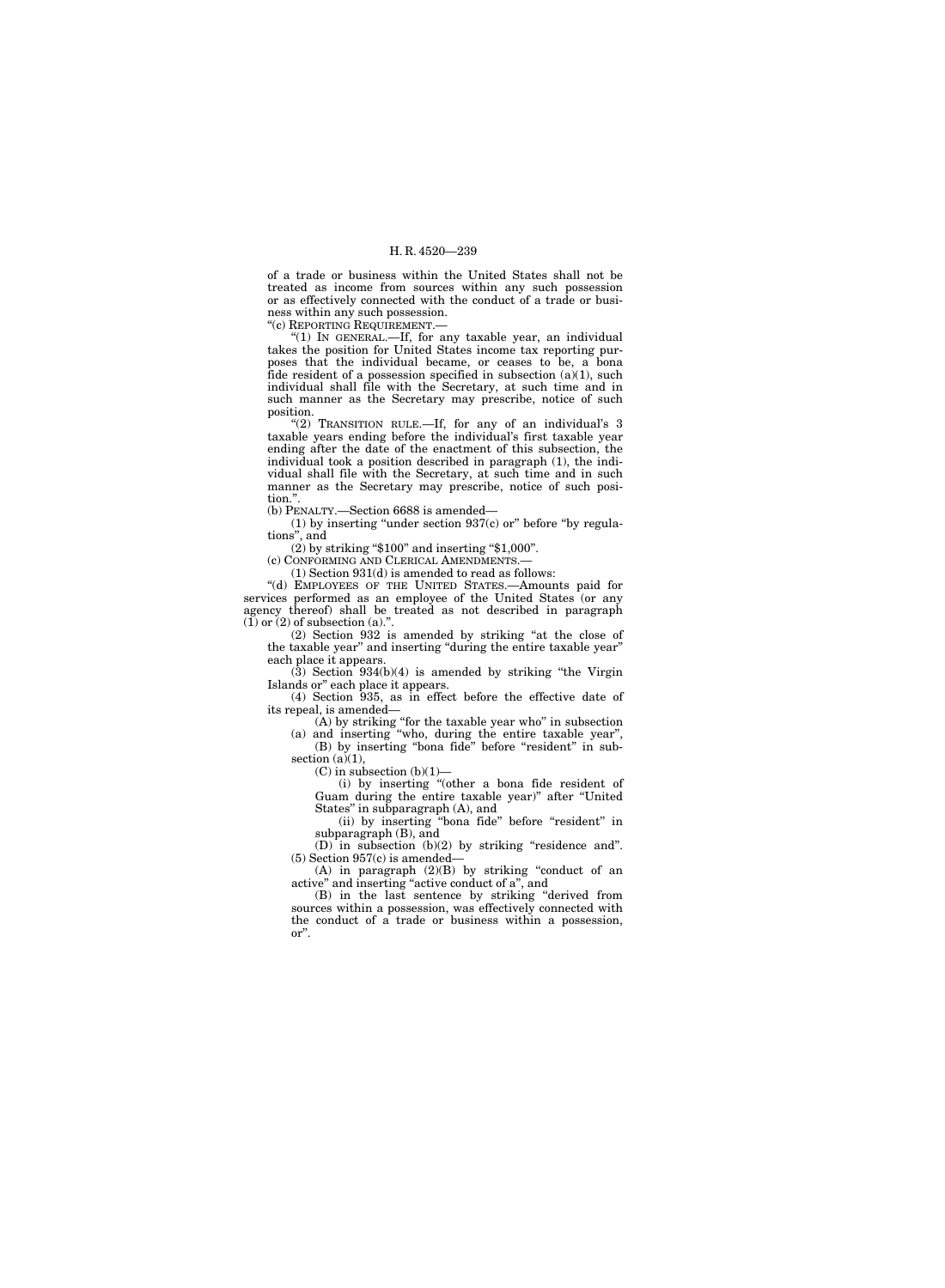of a trade or business within the United States shall not be treated as income from sources within any such possession or as effectively connected with the conduct of a trade or business within any such possession.

"(c) REPORTING REQUIREMENT.—

"(1) IN GENERAL.—If, for any taxable year, an individual takes the position for United States income tax reporting purposes that the individual became, or ceases to be, a bona fide resident of a possession specified in subsection (a)(1), such individual shall file with the Secretary, at such time and in such manner as the Secretary may prescribe, notice of such position.

"(2) TRANSITION RULE.—If, for any of an individual's 3 taxable years ending before the individual's first taxable year ending after the date of the enactment of this subsection, the individual took a position described in paragraph (1), the individual shall file with the Secretary, at such time and in such manner as the Secretary may prescribe, notice of such position.".

(b) PENALTY.—Section 6688 is amended—

(1) by inserting "under section 937(c) or" before "by regulations", and

(2) by striking "$100" and inserting "$1,000".

(c) CONFORMING AND CLERICAL AMENDMENTS.—

(1) Section 931(d) is amended to read as follows:

"(d) EMPLOYEES OF THE UNITED STATES.—Amounts paid for services performed as an employee of the United States (or any agency thereof) shall be treated as not described in paragraph (1) or (2) of subsection (a).".

(2) Section 932 is amended by striking "at the close of the taxable year" and inserting "during the entire taxable year" each place it appears.

(3) Section 934(b)(4) is amended by striking "the Virgin Islands or" each place it appears.

(4) Section 935, as in effect before the effective date of its repeal, is amended—

(A) by striking "for the taxable year who" in subsection (a) and inserting "who, during the entire taxable year",

(B) by inserting "bona fide" before "resident" in subsection (a)(1),

(C) in subsection (b)(1)—

(i) by inserting "(other a bona fide resident of Guam during the entire taxable year)" after "United States" in subparagraph (A), and

(ii) by inserting "bona fide" before "resident" in subparagraph (B), and

(D) in subsection (b)(2) by striking "residence and".

(5) Section 957(c) is amended—

(A) in paragraph (2)(B) by striking "conduct of an active" and inserting "active conduct of a", and

(B) in the last sentence by striking "derived from sources within a possession, was effectively connected with the conduct of a trade or business within a possession, or".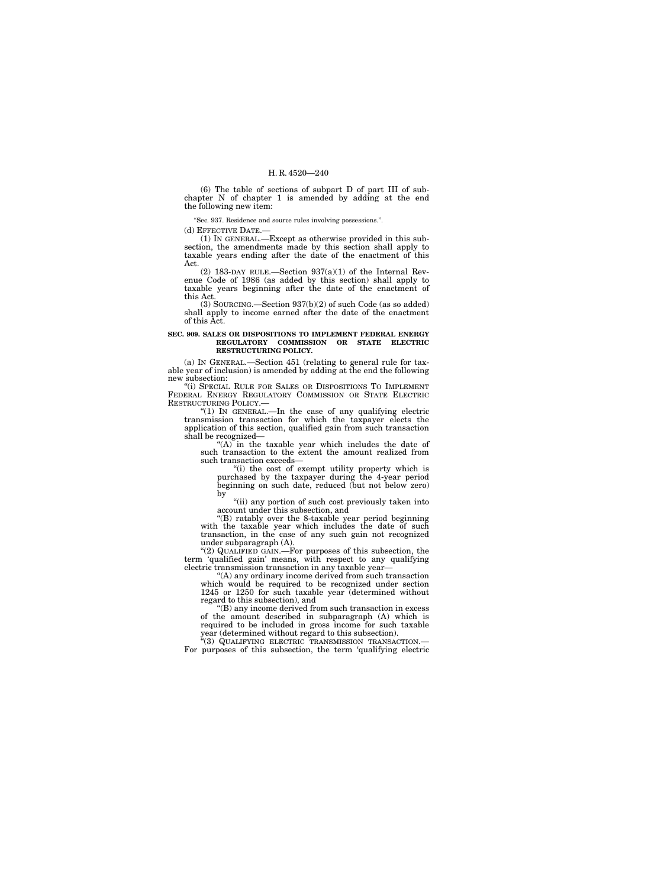(6) The table of sections of subpart D of part III of subchapter N of chapter 1 is amended by adding at the end the following new item:

"Sec. 937. Residence and source rules involving possessions.".

(d) EFFECTIVE DATE.—

(1) IN GENERAL.—Except as otherwise provided in this subsection, the amendments made by this section shall apply to taxable years ending after the date of the enactment of this Act.

(2) 183-DAY RULE.—Section 937(a)(1) of the Internal Revenue Code of 1986 (as added by this section) shall apply to taxable years beginning after the date of the enactment of this Act.

(3) SOURCING.—Section 937(b)(2) of such Code (as so added) shall apply to income earned after the date of the enactment of this Act.

**SEC. 909. SALES OR DISPOSITIONS TO IMPLEMENT FEDERAL ENERGY REGULATORY COMMISSION OR STATE ELECTRIC RESTRUCTURING POLICY.**

(a) IN GENERAL.—Section 451 (relating to general rule for taxable year of inclusion) is amended by adding at the end the following new subsection:

"(i) SPECIAL RULE FOR SALES OR DISPOSITIONS TO IMPLEMENT FEDERAL ENERGY REGULATORY COMMISSION OR STATE ELECTRIC RESTRUCTURING POLICY.—

"(1) IN GENERAL.—In the case of any qualifying electric transmission transaction for which the taxpayer elects the application of this section, qualified gain from such transaction shall be recognized—

"(A) in the taxable year which includes the date of such transaction to the extent the amount realized from such transaction exceeds—

"(i) the cost of exempt utility property which is purchased by the taxpayer during the 4-year period beginning on such date, reduced (but not below zero) by

"(ii) any portion of such cost previously taken into account under this subsection, and

"(B) ratably over the 8-taxable year period beginning with the taxable year which includes the date of such transaction, in the case of any such gain not recognized under subparagraph (A).

"(2) QUALIFIED GAIN.—For purposes of this subsection, the term 'qualified gain' means, with respect to any qualifying electric transmission transaction in any taxable year—

"(A) any ordinary income derived from such transaction which would be required to be recognized under section 1245 or 1250 for such taxable year (determined without regard to this subsection), and

"(B) any income derived from such transaction in excess of the amount described in subparagraph (A) which is required to be included in gross income for such taxable year (determined without regard to this subsection).

"(3) QUALIFYING ELECTRIC TRANSMISSION TRANSACTION.— For purposes of this subsection, the term 'qualifying electric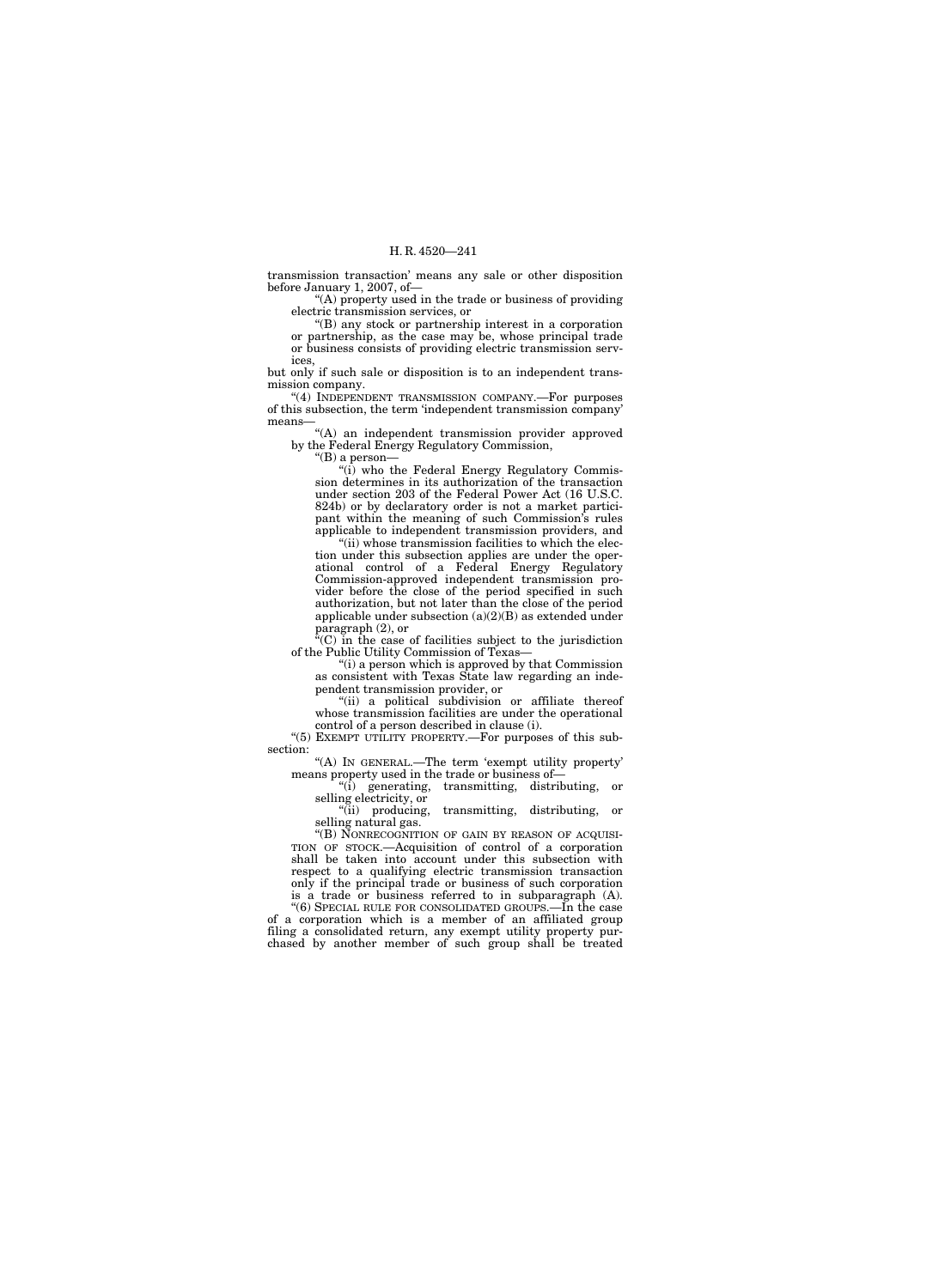transmission transaction' means any sale or other disposition before January 1, 2007, of—

"(A) property used in the trade or business of providing electric transmission services, or

"(B) any stock or partnership interest in a corporation or partnership, as the case may be, whose principal trade or business consists of providing electric transmission services,

but only if such sale or disposition is to an independent transmission company.

"(4) INDEPENDENT TRANSMISSION COMPANY.—For purposes of this subsection, the term 'independent transmission company' means—

"(A) an independent transmission provider approved by the Federal Energy Regulatory Commission,

"(B) a person—

"(i) who the Federal Energy Regulatory Commission determines in its authorization of the transaction under section 203 of the Federal Power Act (16 U.S.C. 824b) or by declaratory order is not a market participant within the meaning of such Commission's rules applicable to independent transmission providers, and

"(ii) whose transmission facilities to which the election under this subsection applies are under the operational control of a Federal Energy Regulatory Commission-approved independent transmission provider before the close of the period specified in such authorization, but not later than the close of the period applicable under subsection (a)(2)(B) as extended under paragraph (2), or

"(C) in the case of facilities subject to the jurisdiction of the Public Utility Commission of Texas—

"(i) a person which is approved by that Commission as consistent with Texas State law regarding an independent transmission provider, or

"(ii) a political subdivision or affiliate thereof whose transmission facilities are under the operational control of a person described in clause (i).

"(5) EXEMPT UTILITY PROPERTY.—For purposes of this subsection:

"(A) IN GENERAL.—The term 'exempt utility property' means property used in the trade or business of—

"(i) generating, transmitting, distributing, or selling electricity, or

"(ii) producing, transmitting, distributing, or selling natural gas.

"(B) NONRECOGNITION OF GAIN BY REASON OF ACQUISITION OF STOCK.—Acquisition of control of a corporation shall be taken into account under this subsection with respect to a qualifying electric transmission transaction only if the principal trade or business of such corporation is a trade or business referred to in subparagraph (A).

"(6) SPECIAL RULE FOR CONSOLIDATED GROUPS.—In the case of a corporation which is a member of an affiliated group filing a consolidated return, any exempt utility property purchased by another member of such group shall be treated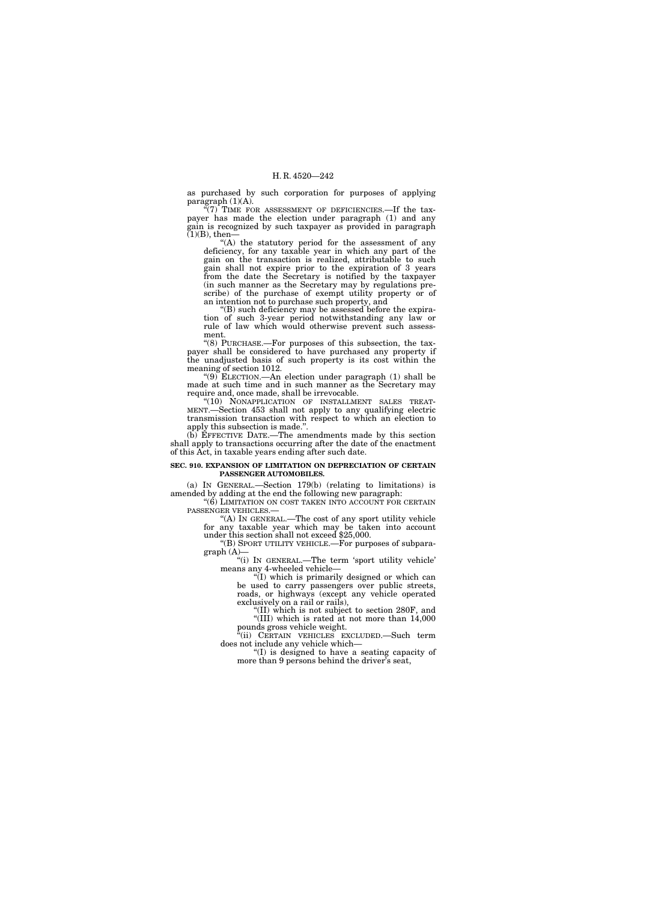as purchased by such corporation for purposes of applying paragraph (1)(A).

"(7) TIME FOR ASSESSMENT OF DEFICIENCIES.—If the taxpayer has made the election under paragraph (1) and any gain is recognized by such taxpayer as provided in paragraph (1)(B), then—

"(A) the statutory period for the assessment of any deficiency, for any taxable year in which any part of the gain on the transaction is realized, attributable to such gain shall not expire prior to the expiration of 3 years from the date the Secretary is notified by the taxpayer (in such manner as the Secretary may by regulations prescribe) of the purchase of exempt utility property or of an intention not to purchase such property, and

"(B) such deficiency may be assessed before the expiration of such 3-year period notwithstanding any law or rule of law which would otherwise prevent such assessment.

"(8) PURCHASE.—For purposes of this subsection, the taxpayer shall be considered to have purchased any property if the unadjusted basis of such property is its cost within the meaning of section 1012.

"(9) ELECTION.—An election under paragraph (1) shall be made at such time and in such manner as the Secretary may require and, once made, shall be irrevocable.

"(10) NONAPPLICATION OF INSTALLMENT SALES TREATMENT.—Section 453 shall not apply to any qualifying electric transmission transaction with respect to which an election to apply this subsection is made.".

(b) EFFECTIVE DATE.—The amendments made by this section shall apply to transactions occurring after the date of the enactment of this Act, in taxable years ending after such date.

**SEC. 910. EXPANSION OF LIMITATION ON DEPRECIATION OF CERTAIN PASSENGER AUTOMOBILES.**

(a) IN GENERAL.—Section 179(b) (relating to limitations) is amended by adding at the end the following new paragraph:

"(6) LIMITATION ON COST TAKEN INTO ACCOUNT FOR CERTAIN PASSENGER VEHICLES.—

"(A) IN GENERAL.—The cost of any sport utility vehicle for any taxable year which may be taken into account under this section shall not exceed $25,000.

"(B) SPORT UTILITY VEHICLE.—For purposes of subparagraph (A)—

"(i) IN GENERAL.—The term 'sport utility vehicle' means any 4-wheeled vehicle—

"(I) which is primarily designed or which can be used to carry passengers over public streets, roads, or highways (except any vehicle operated exclusively on a rail or rails),

"(II) which is not subject to section 280F, and

"(III) which is rated at not more than 14,000 pounds gross vehicle weight.

"(ii) CERTAIN VEHICLES EXCLUDED.—Such term does not include any vehicle which—

"(I) is designed to have a seating capacity of more than 9 persons behind the driver's seat,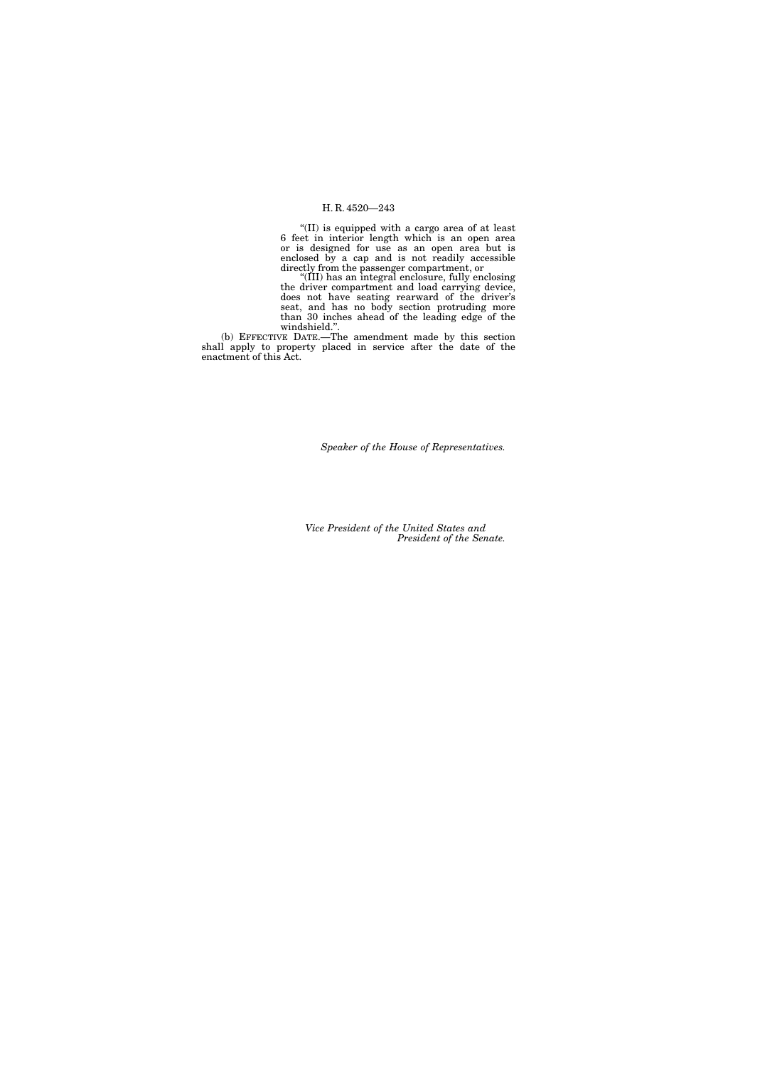"(II) is equipped with a cargo area of at least 6 feet in interior length which is an open area or is designed for use as an open area but is enclosed by a cap and is not readily accessible directly from the passenger compartment, or

"(III) has an integral enclosure, fully enclosing the driver compartment and load carrying device, does not have seating rearward of the driver's seat, and has no body section protruding more than 30 inches ahead of the leading edge of the windshield.".

(b) EFFECTIVE DATE.—The amendment made by this section shall apply to property placed in service after the date of the enactment of this Act.

*Speaker of the House of Representatives.*

*Vice President of the United States and President of the Senate.*